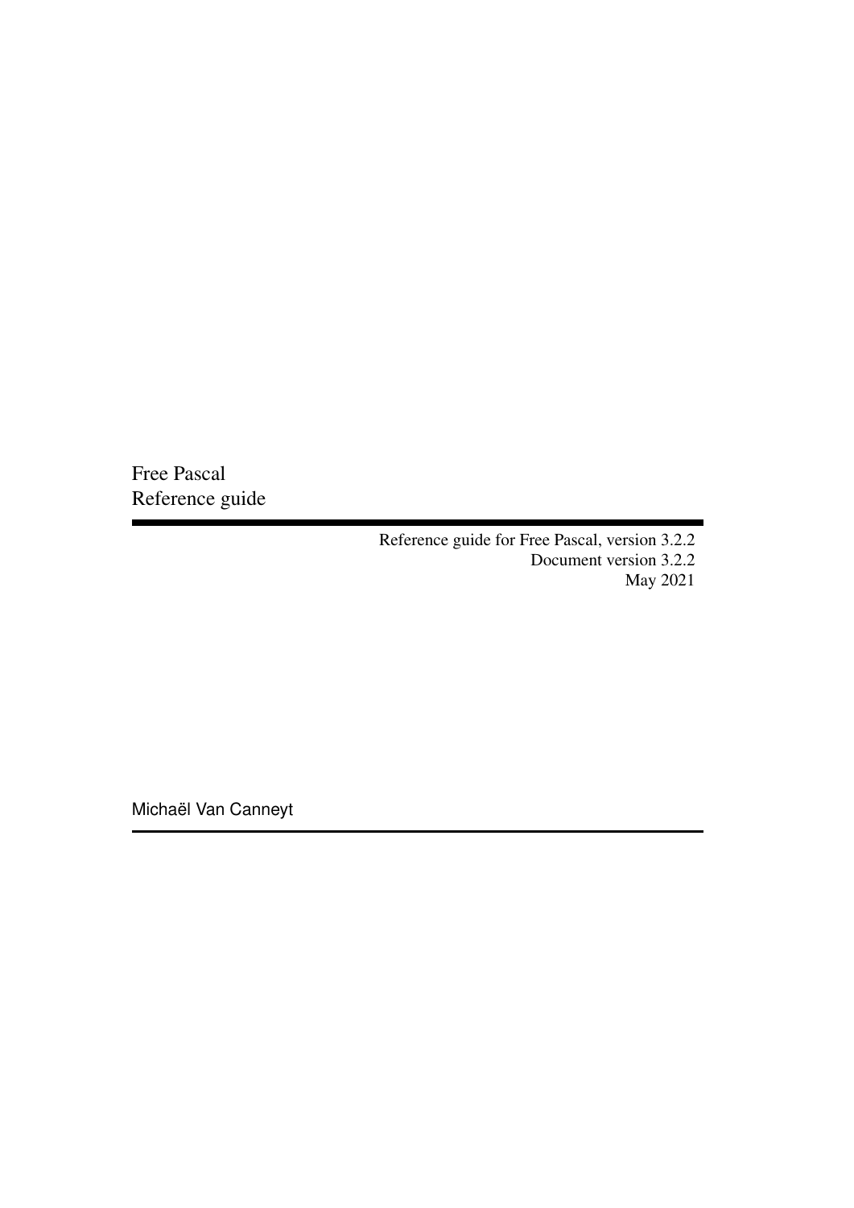# Free Pascal
# Reference guide

Reference guide for Free Pascal, version 3.2.2
Document version 3.2.2
May 2021

Michaël Van Canneyt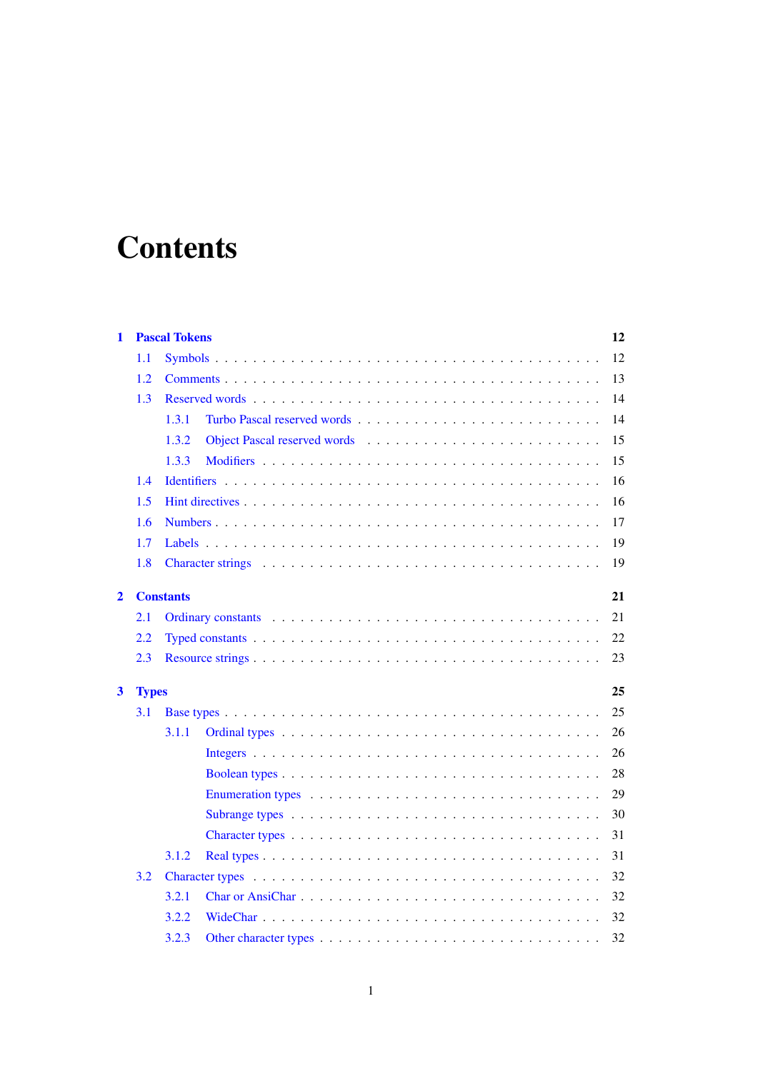# Contents

- **1 Pascal Tokens** — **12**
  - 1.1 Symbols — 12
  - 1.2 Comments — 13
  - 1.3 Reserved words — 14
    - 1.3.1 Turbo Pascal reserved words — 14
    - 1.3.2 Object Pascal reserved words — 15
    - 1.3.3 Modifiers — 15
  - 1.4 Identifiers — 16
  - 1.5 Hint directives — 16
  - 1.6 Numbers — 17
  - 1.7 Labels — 19
  - 1.8 Character strings — 19
- **2 Constants** — **21**
  - 2.1 Ordinary constants — 21
  - 2.2 Typed constants — 22
  - 2.3 Resource strings — 23
- **3 Types** — **25**
  - 3.1 Base types — 25
    - 3.1.1 Ordinal types — 26
      - Integers — 26
      - Boolean types — 28
      - Enumeration types — 29
      - Subrange types — 30
      - Character types — 31
    - 3.1.2 Real types — 31
  - 3.2 Character types — 32
    - 3.2.1 Char or AnsiChar — 32
    - 3.2.2 WideChar — 32
    - 3.2.3 Other character types — 32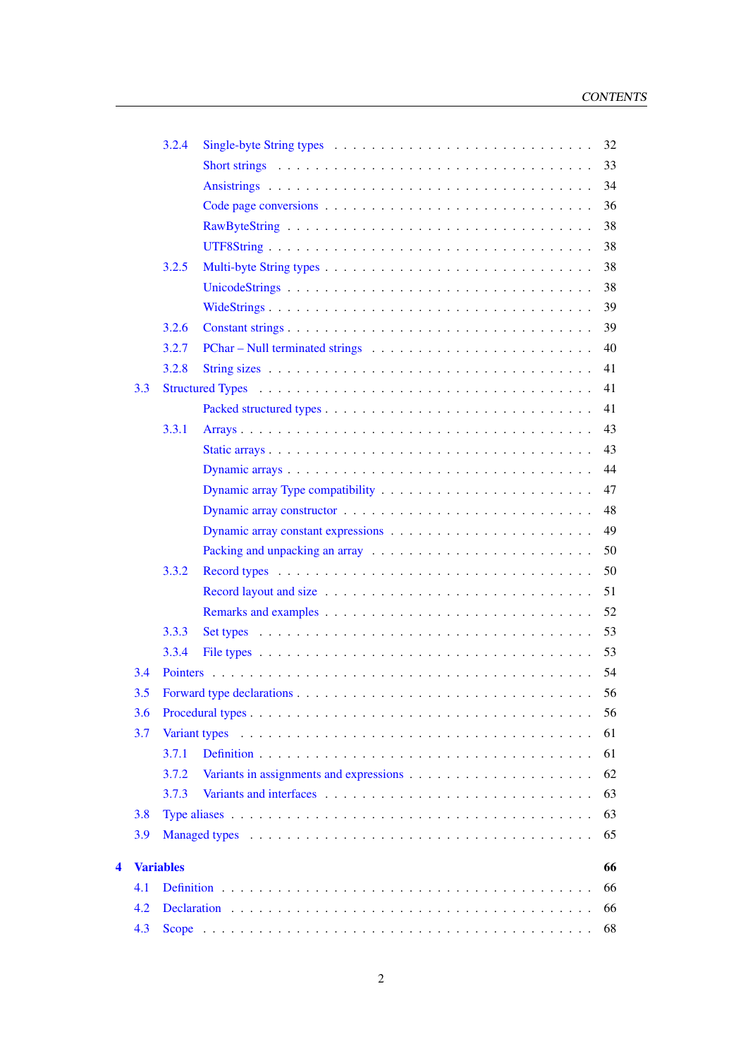- 3.2.4 Single-byte String types . . . 32
  - Short strings . . . 33
  - Ansistrings . . . 34
  - Code page conversions . . . 36
  - RawByteString . . . 38
  - UTF8String . . . 38
- 3.2.5 Multi-byte String types . . . 38
  - UnicodeStrings . . . 38
  - WideStrings . . . 39
- 3.2.6 Constant strings . . . 39
- 3.2.7 PChar – Null terminated strings . . . 40
- 3.2.8 String sizes . . . 41

3.3 Structured Types . . . 41
  - Packed structured types . . . 41
- 3.3.1 Arrays . . . 43
  - Static arrays . . . 43
  - Dynamic arrays . . . 44
  - Dynamic array Type compatibility . . . 47
  - Dynamic array constructor . . . 48
  - Dynamic array constant expressions . . . 49
  - Packing and unpacking an array . . . 50
- 3.3.2 Record types . . . 50
  - Record layout and size . . . 51
  - Remarks and examples . . . 52
- 3.3.3 Set types . . . 53
- 3.3.4 File types . . . 53

3.4 Pointers . . . 54

3.5 Forward type declarations . . . 56

3.6 Procedural types . . . 56

3.7 Variant types . . . 61
- 3.7.1 Definition . . . 61
- 3.7.2 Variants in assignments and expressions . . . 62
- 3.7.3 Variants and interfaces . . . 63

3.8 Type aliases . . . 63

3.9 Managed types . . . 65

**4 Variables** **66**

4.1 Definition . . . 66

4.2 Declaration . . . 66

4.3 Scope . . . 68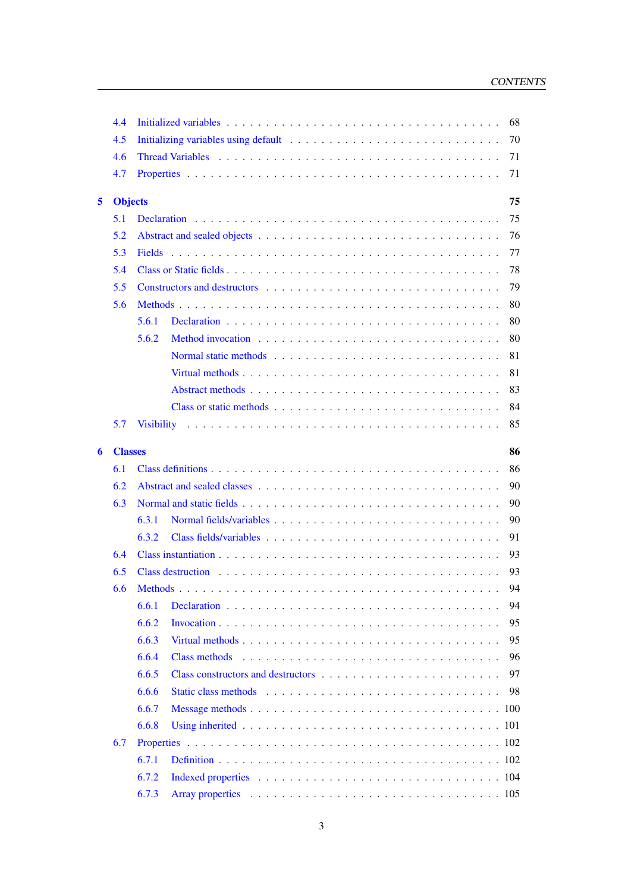4.4 Initialized variables . . . . . . . . . . . . . . . . . . . . . . . . . . . . . . 68
4.5 Initializing variables using default . . . . . . . . . . . . . . . . . . . . . . . 70
4.6 Thread Variables . . . . . . . . . . . . . . . . . . . . . . . . . . . . . . . . 71
4.7 Properties . . . . . . . . . . . . . . . . . . . . . . . . . . . . . . . . . . . 71

**5 Objects** **75**

5.1 Declaration . . . . . . . . . . . . . . . . . . . . . . . . . . . . . . . . . . . 75
5.2 Abstract and sealed objects . . . . . . . . . . . . . . . . . . . . . . . . . . . 76
5.3 Fields . . . . . . . . . . . . . . . . . . . . . . . . . . . . . . . . . . . . . . 77
5.4 Class or Static fields . . . . . . . . . . . . . . . . . . . . . . . . . . . . . . 78
5.5 Constructors and destructors . . . . . . . . . . . . . . . . . . . . . . . . . . 79
5.6 Methods . . . . . . . . . . . . . . . . . . . . . . . . . . . . . . . . . . . . . 80
    5.6.1 Declaration . . . . . . . . . . . . . . . . . . . . . . . . . . . . . . . 80
    5.6.2 Method invocation . . . . . . . . . . . . . . . . . . . . . . . . . . . . 80
        Normal static methods . . . . . . . . . . . . . . . . . . . . . . . . . 81
        Virtual methods . . . . . . . . . . . . . . . . . . . . . . . . . . . . 81
        Abstract methods . . . . . . . . . . . . . . . . . . . . . . . . . . . 83
        Class or static methods . . . . . . . . . . . . . . . . . . . . . . . . 84
5.7 Visibility . . . . . . . . . . . . . . . . . . . . . . . . . . . . . . . . . . . . 85

**6 Classes** **86**

6.1 Class definitions . . . . . . . . . . . . . . . . . . . . . . . . . . . . . . . . 86
6.2 Abstract and sealed classes . . . . . . . . . . . . . . . . . . . . . . . . . . . 90
6.3 Normal and static fields . . . . . . . . . . . . . . . . . . . . . . . . . . . . . 90
    6.3.1 Normal fields/variables . . . . . . . . . . . . . . . . . . . . . . . . . 90
    6.3.2 Class fields/variables . . . . . . . . . . . . . . . . . . . . . . . . . . 91
6.4 Class instantiation . . . . . . . . . . . . . . . . . . . . . . . . . . . . . . . 93
6.5 Class destruction . . . . . . . . . . . . . . . . . . . . . . . . . . . . . . . . 93
6.6 Methods . . . . . . . . . . . . . . . . . . . . . . . . . . . . . . . . . . . . . 94
    6.6.1 Declaration . . . . . . . . . . . . . . . . . . . . . . . . . . . . . . . 94
    6.6.2 Invocation . . . . . . . . . . . . . . . . . . . . . . . . . . . . . . . . 95
    6.6.3 Virtual methods . . . . . . . . . . . . . . . . . . . . . . . . . . . . . 95
    6.6.4 Class methods . . . . . . . . . . . . . . . . . . . . . . . . . . . . . . 96
    6.6.5 Class constructors and destructors . . . . . . . . . . . . . . . . . . . 97
    6.6.6 Static class methods . . . . . . . . . . . . . . . . . . . . . . . . . . . 98
    6.6.7 Message methods . . . . . . . . . . . . . . . . . . . . . . . . . . . . 100
    6.6.8 Using inherited . . . . . . . . . . . . . . . . . . . . . . . . . . . . . 101
6.7 Properties . . . . . . . . . . . . . . . . . . . . . . . . . . . . . . . . . . . . 102
    6.7.1 Definition . . . . . . . . . . . . . . . . . . . . . . . . . . . . . . . . 102
    6.7.2 Indexed properties . . . . . . . . . . . . . . . . . . . . . . . . . . . 104
    6.7.3 Array properties . . . . . . . . . . . . . . . . . . . . . . . . . . . . . 105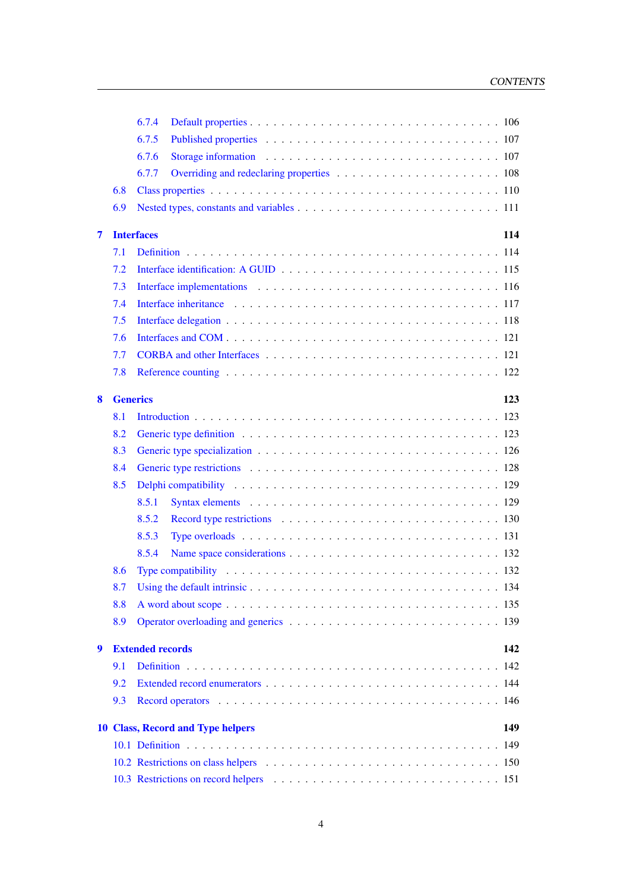- 6.7.4 Default properties . . . 106
- 6.7.5 Published properties . . . 107
- 6.7.6 Storage information . . . 107
- 6.7.7 Overriding and redeclaring properties . . . 108
- 6.8 Class properties . . . 110
- 6.9 Nested types, constants and variables . . . 111

**7 Interfaces 114**

- 7.1 Definition . . . 114
- 7.2 Interface identification: A GUID . . . 115
- 7.3 Interface implementations . . . 116
- 7.4 Interface inheritance . . . 117
- 7.5 Interface delegation . . . 118
- 7.6 Interfaces and COM . . . 121
- 7.7 CORBA and other Interfaces . . . 121
- 7.8 Reference counting . . . 122

**8 Generics 123**

- 8.1 Introduction . . . 123
- 8.2 Generic type definition . . . 123
- 8.3 Generic type specialization . . . 126
- 8.4 Generic type restrictions . . . 128
- 8.5 Delphi compatibility . . . 129
  - 8.5.1 Syntax elements . . . 129
  - 8.5.2 Record type restrictions . . . 130
  - 8.5.3 Type overloads . . . 131
  - 8.5.4 Name space considerations . . . 132
- 8.6 Type compatibility . . . 132
- 8.7 Using the default intrinsic . . . 134
- 8.8 A word about scope . . . 135
- 8.9 Operator overloading and generics . . . 139

**9 Extended records 142**

- 9.1 Definition . . . 142
- 9.2 Extended record enumerators . . . 144
- 9.3 Record operators . . . 146

**10 Class, Record and Type helpers 149**

- 10.1 Definition . . . 149
- 10.2 Restrictions on class helpers . . . 150
- 10.3 Restrictions on record helpers . . . 151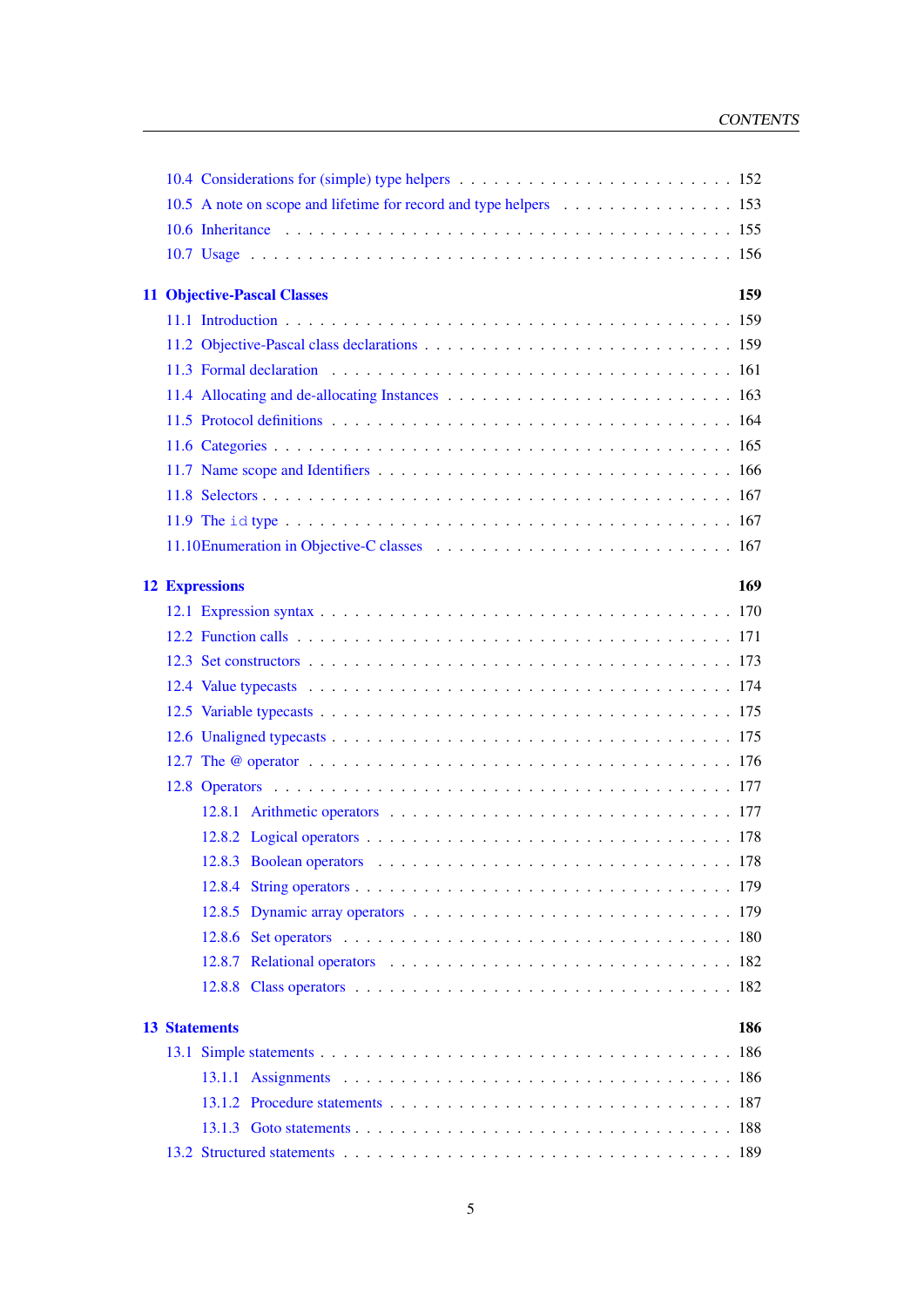10.4 Considerations for (simple) type helpers . . . . . . . . . . . . . . . . . . . . . . . 152
10.5 A note on scope and lifetime for record and type helpers . . . . . . . . . . . . . . . 153
10.6 Inheritance . . . . . . . . . . . . . . . . . . . . . . . . . . . . . . . . . . . . . . . 155
10.7 Usage . . . . . . . . . . . . . . . . . . . . . . . . . . . . . . . . . . . . . . . . . . 156

**11 Objective-Pascal Classes** **159**

11.1 Introduction . . . . . . . . . . . . . . . . . . . . . . . . . . . . . . . . . . . . . . 159
11.2 Objective-Pascal class declarations . . . . . . . . . . . . . . . . . . . . . . . . . . 159
11.3 Formal declaration . . . . . . . . . . . . . . . . . . . . . . . . . . . . . . . . . . . 161
11.4 Allocating and de-allocating Instances . . . . . . . . . . . . . . . . . . . . . . . . . 163
11.5 Protocol definitions . . . . . . . . . . . . . . . . . . . . . . . . . . . . . . . . . . 164
11.6 Categories . . . . . . . . . . . . . . . . . . . . . . . . . . . . . . . . . . . . . . . 165
11.7 Name scope and Identifiers . . . . . . . . . . . . . . . . . . . . . . . . . . . . . . . 166
11.8 Selectors . . . . . . . . . . . . . . . . . . . . . . . . . . . . . . . . . . . . . . . . 167
11.9 The `id` type . . . . . . . . . . . . . . . . . . . . . . . . . . . . . . . . . . . . . . 167
11.10Enumeration in Objective-C classes . . . . . . . . . . . . . . . . . . . . . . . . . . 167

**12 Expressions** **169**

12.1 Expression syntax . . . . . . . . . . . . . . . . . . . . . . . . . . . . . . . . . . . 170
12.2 Function calls . . . . . . . . . . . . . . . . . . . . . . . . . . . . . . . . . . . . . 171
12.3 Set constructors . . . . . . . . . . . . . . . . . . . . . . . . . . . . . . . . . . . . 173
12.4 Value typecasts . . . . . . . . . . . . . . . . . . . . . . . . . . . . . . . . . . . . 174
12.5 Variable typecasts . . . . . . . . . . . . . . . . . . . . . . . . . . . . . . . . . . . 175
12.6 Unaligned typecasts . . . . . . . . . . . . . . . . . . . . . . . . . . . . . . . . . . 175
12.7 The @ operator . . . . . . . . . . . . . . . . . . . . . . . . . . . . . . . . . . . . . 176
12.8 Operators . . . . . . . . . . . . . . . . . . . . . . . . . . . . . . . . . . . . . . . . 177
 12.8.1 Arithmetic operators . . . . . . . . . . . . . . . . . . . . . . . . . . . . . . 177
 12.8.2 Logical operators . . . . . . . . . . . . . . . . . . . . . . . . . . . . . . . . 178
 12.8.3 Boolean operators . . . . . . . . . . . . . . . . . . . . . . . . . . . . . . . 178
 12.8.4 String operators . . . . . . . . . . . . . . . . . . . . . . . . . . . . . . . . 179
 12.8.5 Dynamic array operators . . . . . . . . . . . . . . . . . . . . . . . . . . . . 179
 12.8.6 Set operators . . . . . . . . . . . . . . . . . . . . . . . . . . . . . . . . . . 180
 12.8.7 Relational operators . . . . . . . . . . . . . . . . . . . . . . . . . . . . . . 182
 12.8.8 Class operators . . . . . . . . . . . . . . . . . . . . . . . . . . . . . . . . . 182

**13 Statements** **186**

13.1 Simple statements . . . . . . . . . . . . . . . . . . . . . . . . . . . . . . . . . . . 186
 13.1.1 Assignments . . . . . . . . . . . . . . . . . . . . . . . . . . . . . . . . . . 186
 13.1.2 Procedure statements . . . . . . . . . . . . . . . . . . . . . . . . . . . . . . 187
 13.1.3 Goto statements . . . . . . . . . . . . . . . . . . . . . . . . . . . . . . . . . 188
13.2 Structured statements . . . . . . . . . . . . . . . . . . . . . . . . . . . . . . . . . 189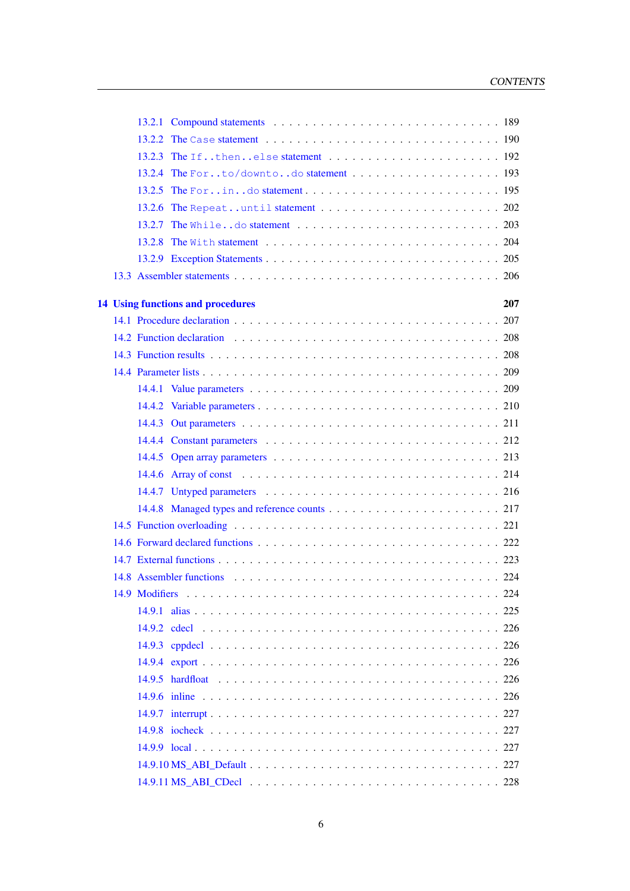13.2.1 Compound statements . . . . . . . . . . . . . . . . . . . . . . . . . . . 189
13.2.2 The `Case` statement . . . . . . . . . . . . . . . . . . . . . . . . . . . 190
13.2.3 The `If..then..else` statement . . . . . . . . . . . . . . . . . . . . . 192
13.2.4 The `For..to/downto..do` statement . . . . . . . . . . . . . . . . . . 193
13.2.5 The `For..in..do` statement . . . . . . . . . . . . . . . . . . . . . . . 195
13.2.6 The `Repeat..until` statement . . . . . . . . . . . . . . . . . . . . . 202
13.2.7 The `While..do` statement . . . . . . . . . . . . . . . . . . . . . . . 203
13.2.8 The `With` statement . . . . . . . . . . . . . . . . . . . . . . . . . . 204
13.2.9 Exception Statements . . . . . . . . . . . . . . . . . . . . . . . . . . 205
13.3 Assembler statements . . . . . . . . . . . . . . . . . . . . . . . . . . . . . 206

**14 Using functions and procedures 207**

14.1 Procedure declaration . . . . . . . . . . . . . . . . . . . . . . . . . . . . . 207
14.2 Function declaration . . . . . . . . . . . . . . . . . . . . . . . . . . . . . . 208
14.3 Function results . . . . . . . . . . . . . . . . . . . . . . . . . . . . . . . . 208
14.4 Parameter lists . . . . . . . . . . . . . . . . . . . . . . . . . . . . . . . . . 209
14.4.1 Value parameters . . . . . . . . . . . . . . . . . . . . . . . . . . . . 209
14.4.2 Variable parameters . . . . . . . . . . . . . . . . . . . . . . . . . . . 210
14.4.3 Out parameters . . . . . . . . . . . . . . . . . . . . . . . . . . . . . 211
14.4.4 Constant parameters . . . . . . . . . . . . . . . . . . . . . . . . . . 212
14.4.5 Open array parameters . . . . . . . . . . . . . . . . . . . . . . . . . 213
14.4.6 Array of const . . . . . . . . . . . . . . . . . . . . . . . . . . . . . 214
14.4.7 Untyped parameters . . . . . . . . . . . . . . . . . . . . . . . . . . 216
14.4.8 Managed types and reference counts . . . . . . . . . . . . . . . . . . 217
14.5 Function overloading . . . . . . . . . . . . . . . . . . . . . . . . . . . . . 221
14.6 Forward declared functions . . . . . . . . . . . . . . . . . . . . . . . . . . 222
14.7 External functions . . . . . . . . . . . . . . . . . . . . . . . . . . . . . . . 223
14.8 Assembler functions . . . . . . . . . . . . . . . . . . . . . . . . . . . . . . 224
14.9 Modifiers . . . . . . . . . . . . . . . . . . . . . . . . . . . . . . . . . . . 224
14.9.1 alias . . . . . . . . . . . . . . . . . . . . . . . . . . . . . . . . . . . 225
14.9.2 cdecl . . . . . . . . . . . . . . . . . . . . . . . . . . . . . . . . . . 226
14.9.3 cppdecl . . . . . . . . . . . . . . . . . . . . . . . . . . . . . . . . . 226
14.9.4 export . . . . . . . . . . . . . . . . . . . . . . . . . . . . . . . . . . 226
14.9.5 hardfloat . . . . . . . . . . . . . . . . . . . . . . . . . . . . . . . . 226
14.9.6 inline . . . . . . . . . . . . . . . . . . . . . . . . . . . . . . . . . . 226
14.9.7 interrupt . . . . . . . . . . . . . . . . . . . . . . . . . . . . . . . . 227
14.9.8 iocheck . . . . . . . . . . . . . . . . . . . . . . . . . . . . . . . . . 227
14.9.9 local . . . . . . . . . . . . . . . . . . . . . . . . . . . . . . . . . . . 227
14.9.10 MS_ABI_Default . . . . . . . . . . . . . . . . . . . . . . . . . . . . 227
14.9.11 MS_ABI_CDecl . . . . . . . . . . . . . . . . . . . . . . . . . . . . 228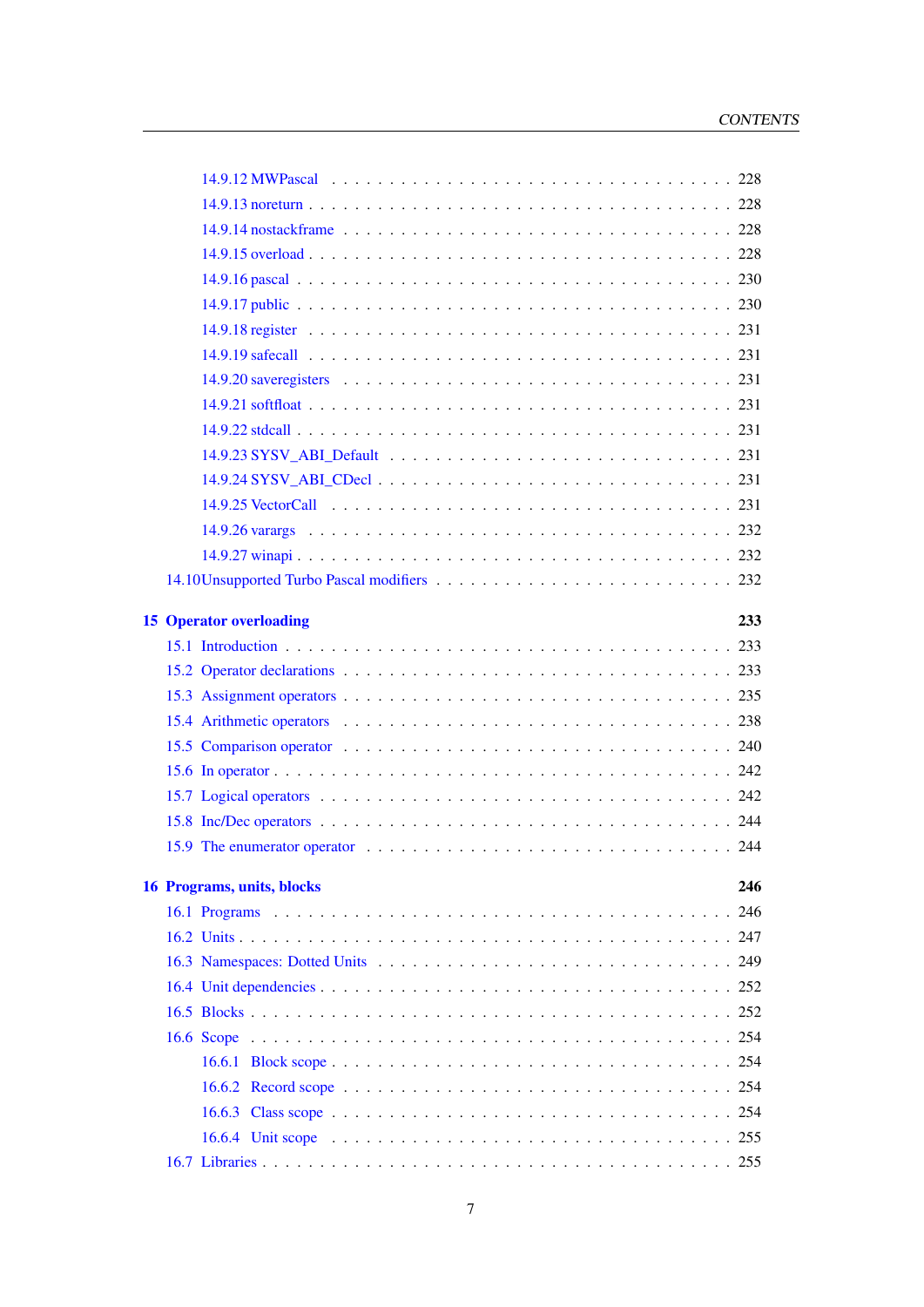14.9.12 MWPascal . . . . . . . . . . . . . . . . . . . . . . . . . . . . . . . 228
14.9.13 noreturn . . . . . . . . . . . . . . . . . . . . . . . . . . . . . . . 228
14.9.14 nostackframe . . . . . . . . . . . . . . . . . . . . . . . . . . . . . 228
14.9.15 overload . . . . . . . . . . . . . . . . . . . . . . . . . . . . . . . 228
14.9.16 pascal . . . . . . . . . . . . . . . . . . . . . . . . . . . . . . . . 230
14.9.17 public . . . . . . . . . . . . . . . . . . . . . . . . . . . . . . . . 230
14.9.18 register . . . . . . . . . . . . . . . . . . . . . . . . . . . . . . . 231
14.9.19 safecall . . . . . . . . . . . . . . . . . . . . . . . . . . . . . . . 231
14.9.20 saveregisters . . . . . . . . . . . . . . . . . . . . . . . . . . . . 231
14.9.21 softfloat . . . . . . . . . . . . . . . . . . . . . . . . . . . . . . 231
14.9.22 stdcall . . . . . . . . . . . . . . . . . . . . . . . . . . . . . . . 231
14.9.23 SYSV_ABI_Default . . . . . . . . . . . . . . . . . . . . . . . . . . 231
14.9.24 SYSV_ABI_CDecl . . . . . . . . . . . . . . . . . . . . . . . . . . . 231
14.9.25 VectorCall . . . . . . . . . . . . . . . . . . . . . . . . . . . . . 231
14.9.26 varargs . . . . . . . . . . . . . . . . . . . . . . . . . . . . . . . 232
14.9.27 winapi . . . . . . . . . . . . . . . . . . . . . . . . . . . . . . . 232
14.10 Unsupported Turbo Pascal modifiers . . . . . . . . . . . . . . . . . . . . 232

**15 Operator overloading** **233**
15.1 Introduction . . . . . . . . . . . . . . . . . . . . . . . . . . . . . . . . 233
15.2 Operator declarations . . . . . . . . . . . . . . . . . . . . . . . . . . . 233
15.3 Assignment operators . . . . . . . . . . . . . . . . . . . . . . . . . . . 235
15.4 Arithmetic operators . . . . . . . . . . . . . . . . . . . . . . . . . . . 238
15.5 Comparison operator . . . . . . . . . . . . . . . . . . . . . . . . . . . 240
15.6 In operator . . . . . . . . . . . . . . . . . . . . . . . . . . . . . . . . 242
15.7 Logical operators . . . . . . . . . . . . . . . . . . . . . . . . . . . . . 242
15.8 Inc/Dec operators . . . . . . . . . . . . . . . . . . . . . . . . . . . . . 244
15.9 The enumerator operator . . . . . . . . . . . . . . . . . . . . . . . . . 244

**16 Programs, units, blocks** **246**
16.1 Programs . . . . . . . . . . . . . . . . . . . . . . . . . . . . . . . . . 246
16.2 Units . . . . . . . . . . . . . . . . . . . . . . . . . . . . . . . . . . . 247
16.3 Namespaces: Dotted Units . . . . . . . . . . . . . . . . . . . . . . . . 249
16.4 Unit dependencies . . . . . . . . . . . . . . . . . . . . . . . . . . . . . 252
16.5 Blocks . . . . . . . . . . . . . . . . . . . . . . . . . . . . . . . . . . . 252
16.6 Scope . . . . . . . . . . . . . . . . . . . . . . . . . . . . . . . . . . . 254
16.6.1 Block scope . . . . . . . . . . . . . . . . . . . . . . . . . . . . . . 254
16.6.2 Record scope . . . . . . . . . . . . . . . . . . . . . . . . . . . . . 254
16.6.3 Class scope . . . . . . . . . . . . . . . . . . . . . . . . . . . . . . 254
16.6.4 Unit scope . . . . . . . . . . . . . . . . . . . . . . . . . . . . . . 255
16.7 Libraries . . . . . . . . . . . . . . . . . . . . . . . . . . . . . . . . . 255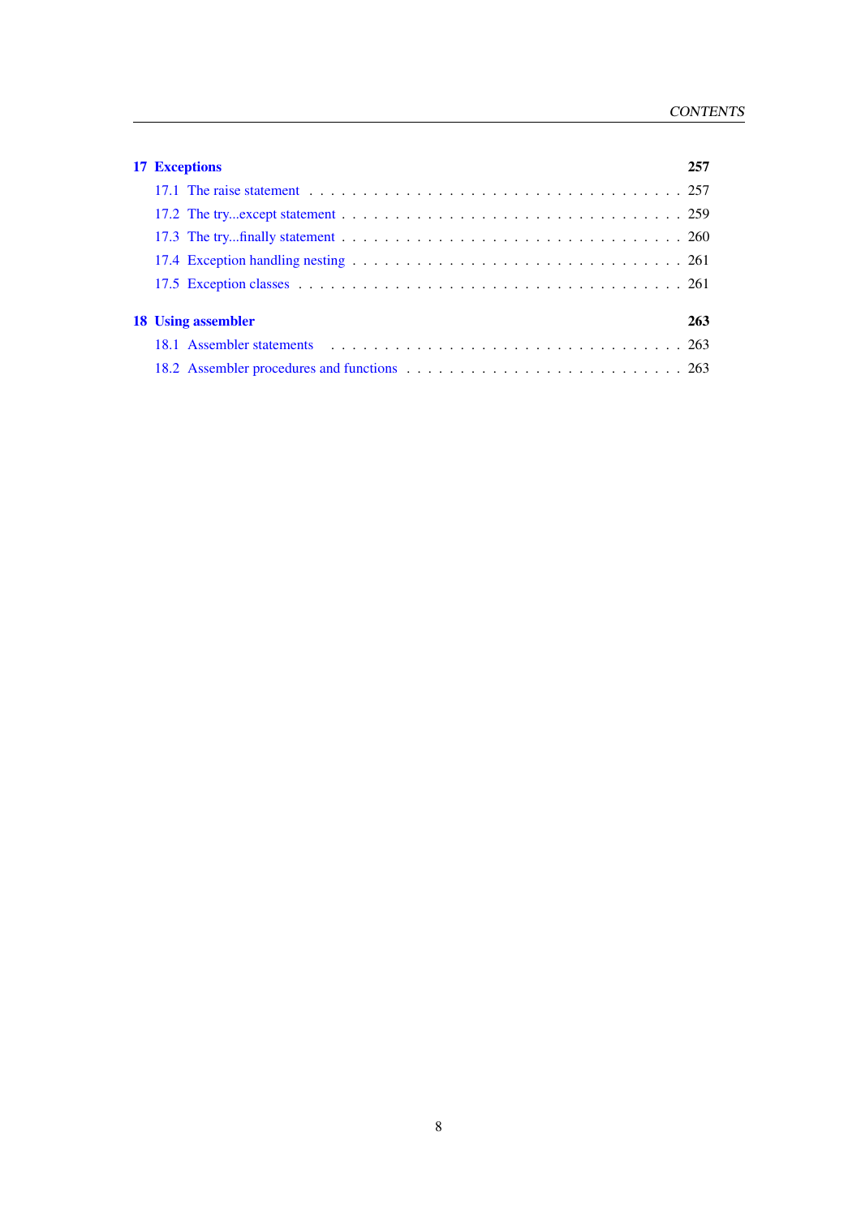**17 Exceptions** **257**

- 17.1 The raise statement . . . 257
- 17.2 The try...except statement . . . 259
- 17.3 The try...finally statement . . . 260
- 17.4 Exception handling nesting . . . 261
- 17.5 Exception classes . . . 261

**18 Using assembler** **263**

- 18.1 Assembler statements . . . 263
- 18.2 Assembler procedures and functions . . . 263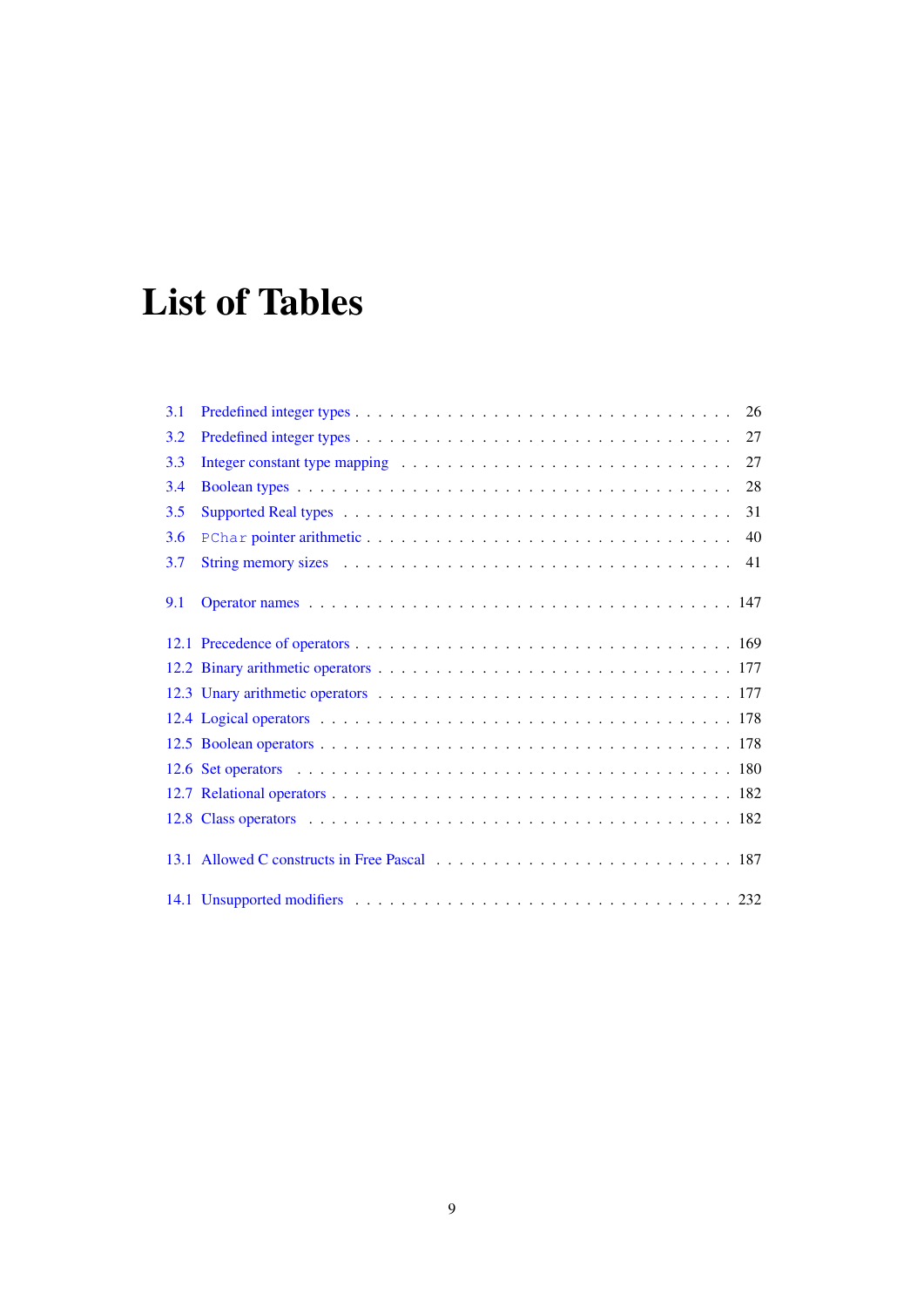# List of Tables

- 3.1 Predefined integer types . . . . . 26
- 3.2 Predefined integer types . . . . . 27
- 3.3 Integer constant type mapping . . . . . 27
- 3.4 Boolean types . . . . . 28
- 3.5 Supported Real types . . . . . 31
- 3.6 `PChar` pointer arithmetic . . . . . 40
- 3.7 String memory sizes . . . . . 41

- 9.1 Operator names . . . . . 147

- 12.1 Precedence of operators . . . . . 169
- 12.2 Binary arithmetic operators . . . . . 177
- 12.3 Unary arithmetic operators . . . . . 177
- 12.4 Logical operators . . . . . 178
- 12.5 Boolean operators . . . . . 178
- 12.6 Set operators . . . . . 180
- 12.7 Relational operators . . . . . 182
- 12.8 Class operators . . . . . 182

- 13.1 Allowed C constructs in Free Pascal . . . . . 187

- 14.1 Unsupported modifiers . . . . . 232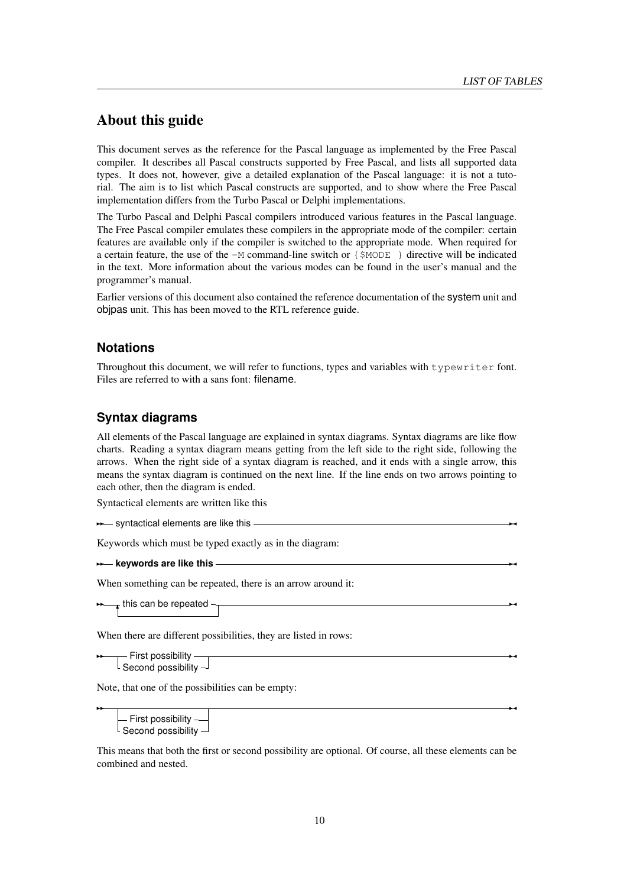# About this guide

This document serves as the reference for the Pascal language as implemented by the Free Pascal compiler. It describes all Pascal constructs supported by Free Pascal, and lists all supported data types. It does not, however, give a detailed explanation of the Pascal language: it is not a tutorial. The aim is to list which Pascal constructs are supported, and to show where the Free Pascal implementation differs from the Turbo Pascal or Delphi implementations.

The Turbo Pascal and Delphi Pascal compilers introduced various features in the Pascal language. The Free Pascal compiler emulates these compilers in the appropriate mode of the compiler: certain features are available only if the compiler is switched to the appropriate mode. When required for a certain feature, the use of the `-M` command-line switch or `{$MODE }` directive will be indicated in the text. More information about the various modes can be found in the user's manual and the programmer's manual.

Earlier versions of this document also contained the reference documentation of the system unit and objpas unit. This has been moved to the RTL reference guide.

## Notations

Throughout this document, we will refer to functions, types and variables with `typewriter` font. Files are referred to with a sans font: filename.

## Syntax diagrams

All elements of the Pascal language are explained in syntax diagrams. Syntax diagrams are like flow charts. Reading a syntax diagram means getting from the left side to the right side, following the arrows. When the right side of a syntax diagram is reached, and it ends with a single arrow, this means the syntax diagram is continued on the next line. If the line ends on two arrows pointing to each other, then the diagram is ended.

Syntactical elements are written like this

```
>>-- syntactical elements are like this ----------------------------------><
```

Keywords which must be typed exactly as in the diagram:

```
>>-- keywords are like this ----------------------------------------------><
```

When something can be repeated, there is an arrow around it:

```
>>---+- this can be repeated -+-------------------------------------------><
     ^                        |
     +------------------------+
```

When there are different possibilities, they are listed in rows:

```
>>---+- First possibility --+---------------------------------------------><
     +- Second possibility -+
```

Note, that one of the possibilities can be empty:

```
>>---+----------------------+---------------------------------------------><
     +- First possibility --+
     +- Second possibility -+
```

This means that both the first or second possibility are optional. Of course, all these elements can be combined and nested.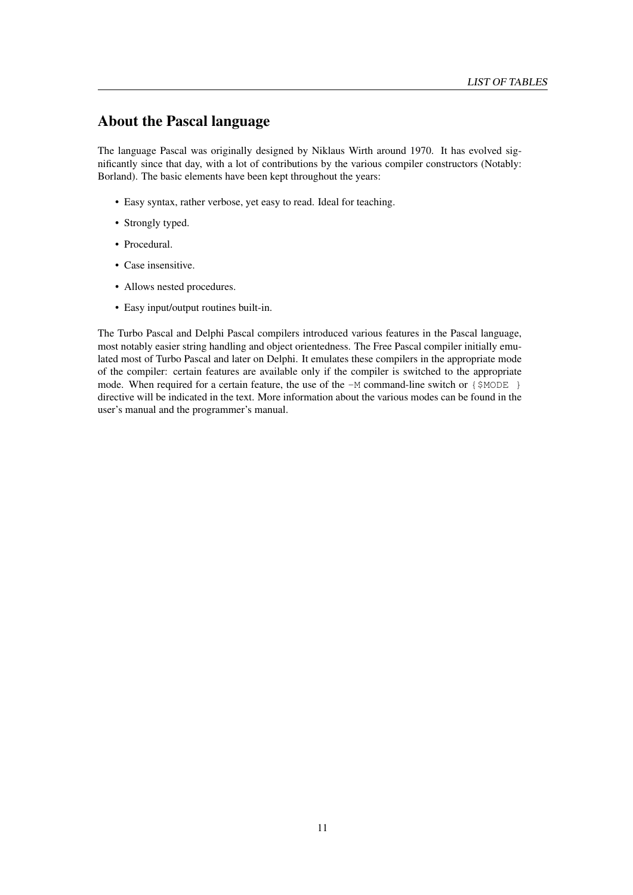# About the Pascal language

The language Pascal was originally designed by Niklaus Wirth around 1970. It has evolved significantly since that day, with a lot of contributions by the various compiler constructors (Notably: Borland). The basic elements have been kept throughout the years:

- Easy syntax, rather verbose, yet easy to read. Ideal for teaching.
- Strongly typed.
- Procedural.
- Case insensitive.
- Allows nested procedures.
- Easy input/output routines built-in.

The Turbo Pascal and Delphi Pascal compilers introduced various features in the Pascal language, most notably easier string handling and object orientedness. The Free Pascal compiler initially emulated most of Turbo Pascal and later on Delphi. It emulates these compilers in the appropriate mode of the compiler: certain features are available only if the compiler is switched to the appropriate mode. When required for a certain feature, the use of the `-M` command-line switch or `{$MODE }` directive will be indicated in the text. More information about the various modes can be found in the user's manual and the programmer's manual.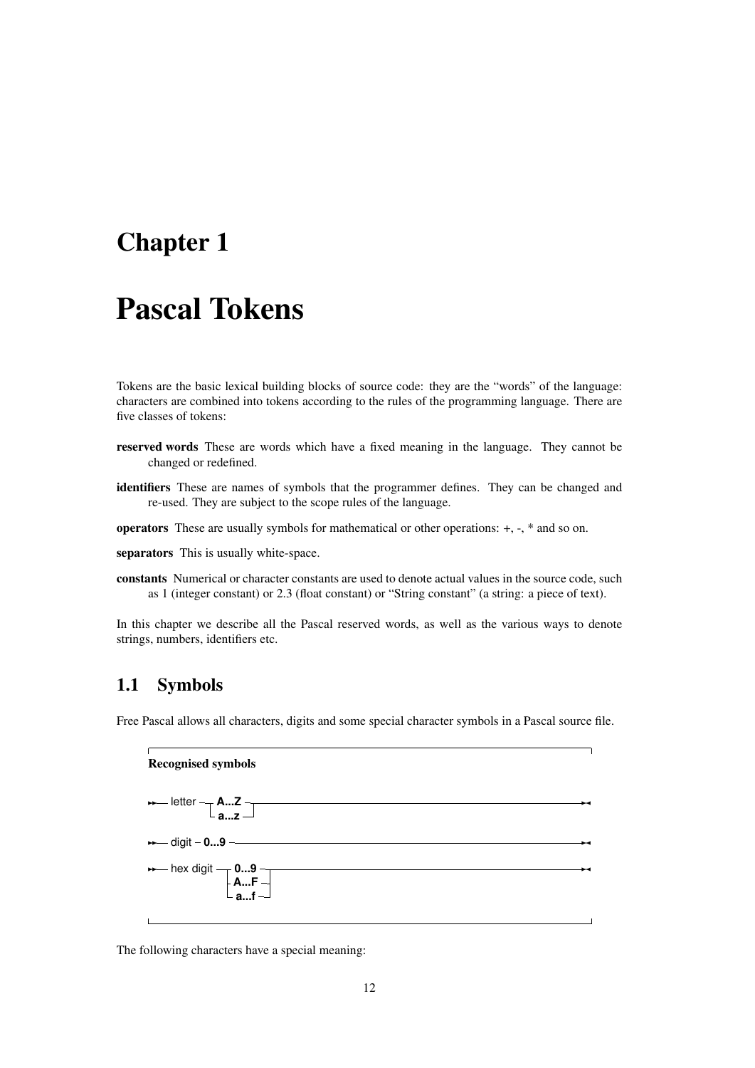# Chapter 1

# Pascal Tokens

Tokens are the basic lexical building blocks of source code: they are the "words" of the language: characters are combined into tokens according to the rules of the programming language. There are five classes of tokens:

**reserved words** These are words which have a fixed meaning in the language. They cannot be changed or redefined.

**identifiers** These are names of symbols that the programmer defines. They can be changed and re-used. They are subject to the scope rules of the language.

**operators** These are usually symbols for mathematical or other operations: +, -, * and so on.

**separators** This is usually white-space.

**constants** Numerical or character constants are used to denote actual values in the source code, such as 1 (integer constant) or 2.3 (float constant) or "String constant" (a string: a piece of text).

In this chapter we describe all the Pascal reserved words, as well as the various ways to denote strings, numbers, identifiers etc.

## 1.1 Symbols

Free Pascal allows all characters, digits and some special character symbols in a Pascal source file.

**Recognised symbols**

```
letter    A...Z
          a...z

digit     0...9

hex digit 0...9
          A...F
          a...f
```

The following characters have a special meaning: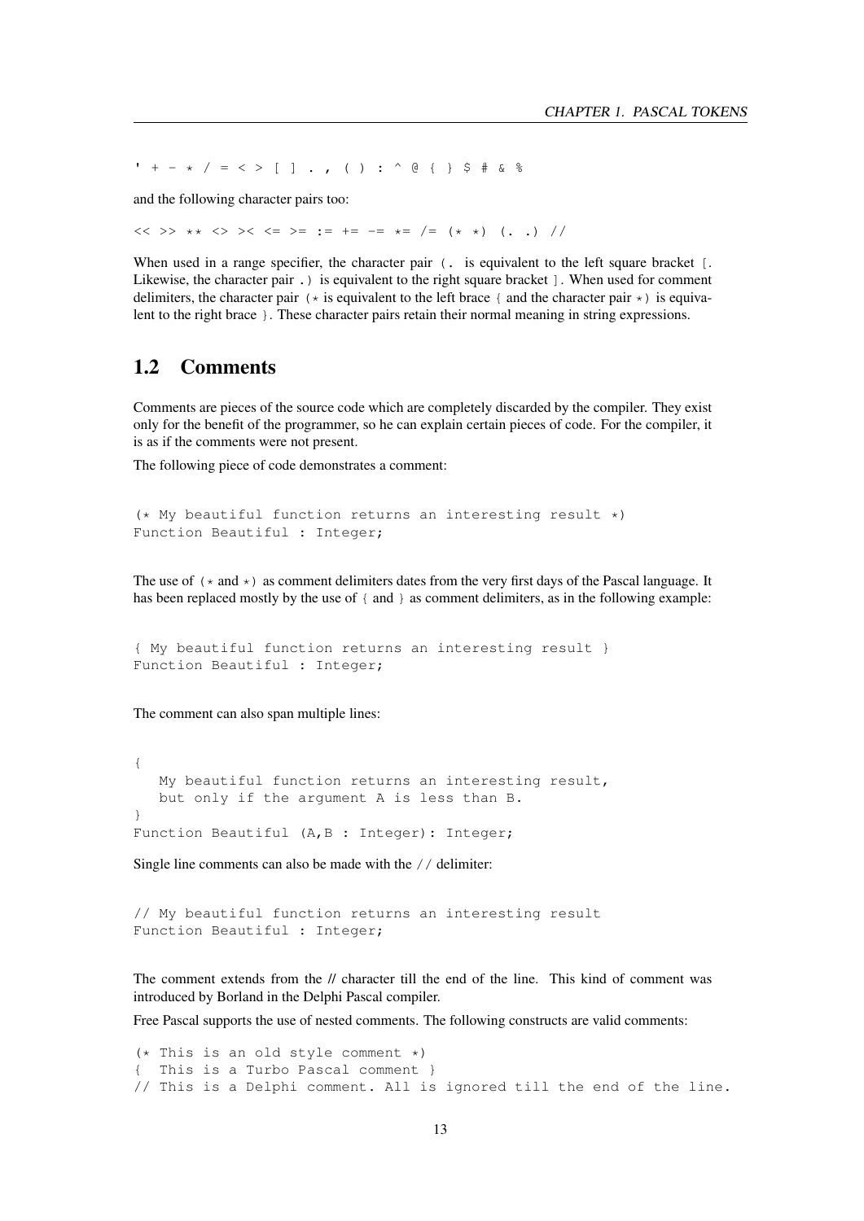' + - * / = < > [ ] . , ( ) : ^ @ { } $ # & %

and the following character pairs too:

<< >> ** <> >< <= >= := += -= *= /= (* *) (. .) //

When used in a range specifier, the character pair (. is equivalent to the left square bracket [. Likewise, the character pair .) is equivalent to the right square bracket ]. When used for comment delimiters, the character pair (* is equivalent to the left brace { and the character pair *) is equivalent to the right brace }. These character pairs retain their normal meaning in string expressions.

## 1.2 Comments

Comments are pieces of the source code which are completely discarded by the compiler. They exist only for the benefit of the programmer, so he can explain certain pieces of code. For the compiler, it is as if the comments were not present.

The following piece of code demonstrates a comment:

```
(* My beautiful function returns an interesting result *)
Function Beautiful : Integer;
```

The use of (* and *) as comment delimiters dates from the very first days of the Pascal language. It has been replaced mostly by the use of { and } as comment delimiters, as in the following example:

```
{ My beautiful function returns an interesting result }
Function Beautiful : Integer;
```

The comment can also span multiple lines:

```
{
   My beautiful function returns an interesting result,
   but only if the argument A is less than B.
}
Function Beautiful (A,B : Integer): Integer;
```

Single line comments can also be made with the // delimiter:

```
// My beautiful function returns an interesting result
Function Beautiful : Integer;
```

The comment extends from the // character till the end of the line. This kind of comment was introduced by Borland in the Delphi Pascal compiler.

Free Pascal supports the use of nested comments. The following constructs are valid comments:

```
(* This is an old style comment *)
{  This is a Turbo Pascal comment }
// This is a Delphi comment. All is ignored till the end of the line.
```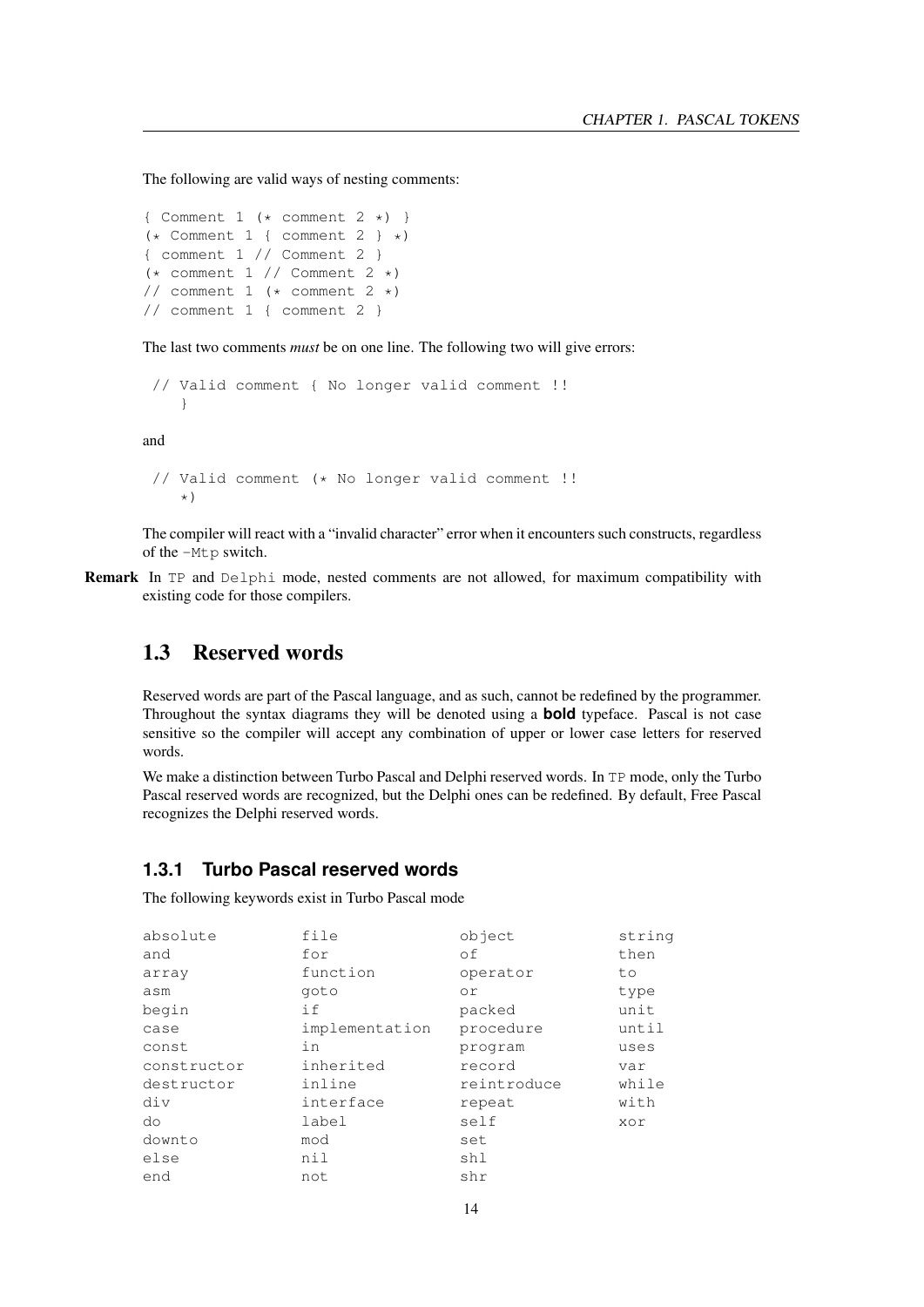The following are valid ways of nesting comments:

```
{ Comment 1 (* comment 2 *) }
(* Comment 1 { comment 2 } *)
{ comment 1 // Comment 2 }
(* comment 1 // Comment 2 *)
// comment 1 (* comment 2 *)
// comment 1 { comment 2 }
```

The last two comments *must* be on one line. The following two will give errors:

```
 // Valid comment { No longer valid comment !!
    }
```

and

```
 // Valid comment (* No longer valid comment !!
    *)
```

The compiler will react with a "invalid character" error when it encounters such constructs, regardless of the `-Mtp` switch.

**Remark** In `TP` and `Delphi` mode, nested comments are not allowed, for maximum compatibility with existing code for those compilers.

## 1.3 Reserved words

Reserved words are part of the Pascal language, and as such, cannot be redefined by the programmer. Throughout the syntax diagrams they will be denoted using a **bold** typeface. Pascal is not case sensitive so the compiler will accept any combination of upper or lower case letters for reserved words.

We make a distinction between Turbo Pascal and Delphi reserved words. In `TP` mode, only the Turbo Pascal reserved words are recognized, but the Delphi ones can be redefined. By default, Free Pascal recognizes the Delphi reserved words.

### 1.3.1 Turbo Pascal reserved words

The following keywords exist in Turbo Pascal mode

```
absolute        file            object          string
and             for             of              then
array           function        operator        to
asm             goto            or              type
begin           if              packed          unit
case            implementation  procedure       until
const           in              program         uses
constructor     inherited       record          var
destructor      inline          reintroduce     while
div             interface       repeat          with
do              label           self            xor
downto          mod             set
else            nil             shl
end             not             shr
```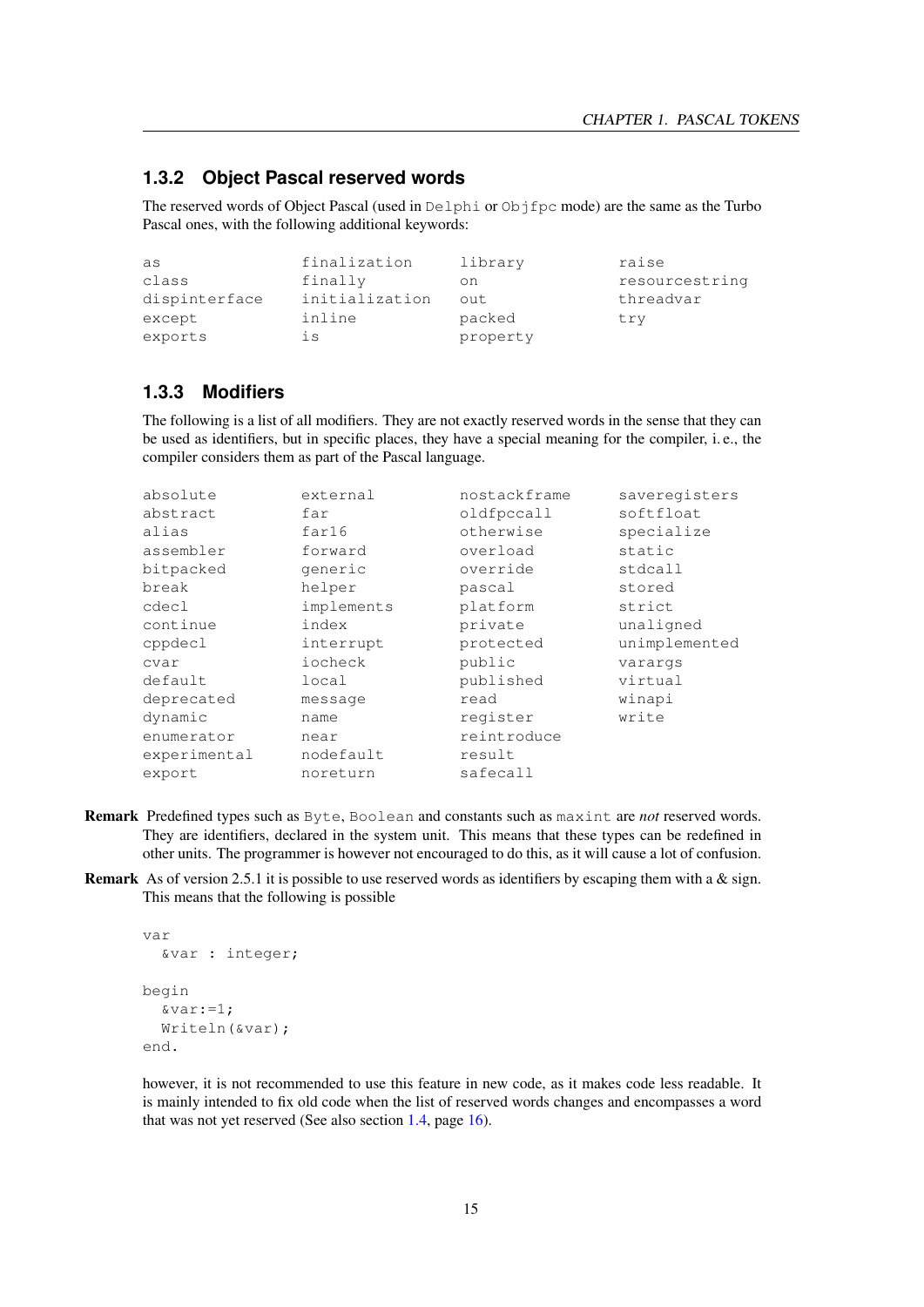### 1.3.2 Object Pascal reserved words

The reserved words of Object Pascal (used in `Delphi` or `Objfpc` mode) are the same as the Turbo Pascal ones, with the following additional keywords:

```
as              finalization    library         raise
class           finally         on              resourcestring
dispinterface   initialization  out             threadvar
except          inline          packed          try
exports         is              property
```

### 1.3.3 Modifiers

The following is a list of all modifiers. They are not exactly reserved words in the sense that they can be used as identifiers, but in specific places, they have a special meaning for the compiler, i. e., the compiler considers them as part of the Pascal language.

```
absolute        external        nostackframe    saveregisters
abstract        far             oldfpccall      softfloat
alias           far16           otherwise       specialize
assembler       forward         overload        static
bitpacked       generic         override        stdcall
break           helper          pascal          stored
cdecl           implements      platform        strict
continue        index           private         unaligned
cppdecl         interrupt       protected       unimplemented
cvar            iocheck         public          varargs
default         local           published       virtual
deprecated      message         read            winapi
dynamic         name            register        write
enumerator      near            reintroduce
experimental    nodefault       result
export          noreturn        safecall
```

**Remark** Predefined types such as `Byte`, `Boolean` and constants such as `maxint` are *not* reserved words. They are identifiers, declared in the system unit. This means that these types can be redefined in other units. The programmer is however not encouraged to do this, as it will cause a lot of confusion.

**Remark** As of version 2.5.1 it is possible to use reserved words as identifiers by escaping them with a & sign. This means that the following is possible

```
var
  &var : integer;

begin
  &var:=1;
  Writeln(&var);
end.
```

however, it is not recommended to use this feature in new code, as it makes code less readable. It is mainly intended to fix old code when the list of reserved words changes and encompasses a word that was not yet reserved (See also section 1.4, page 16).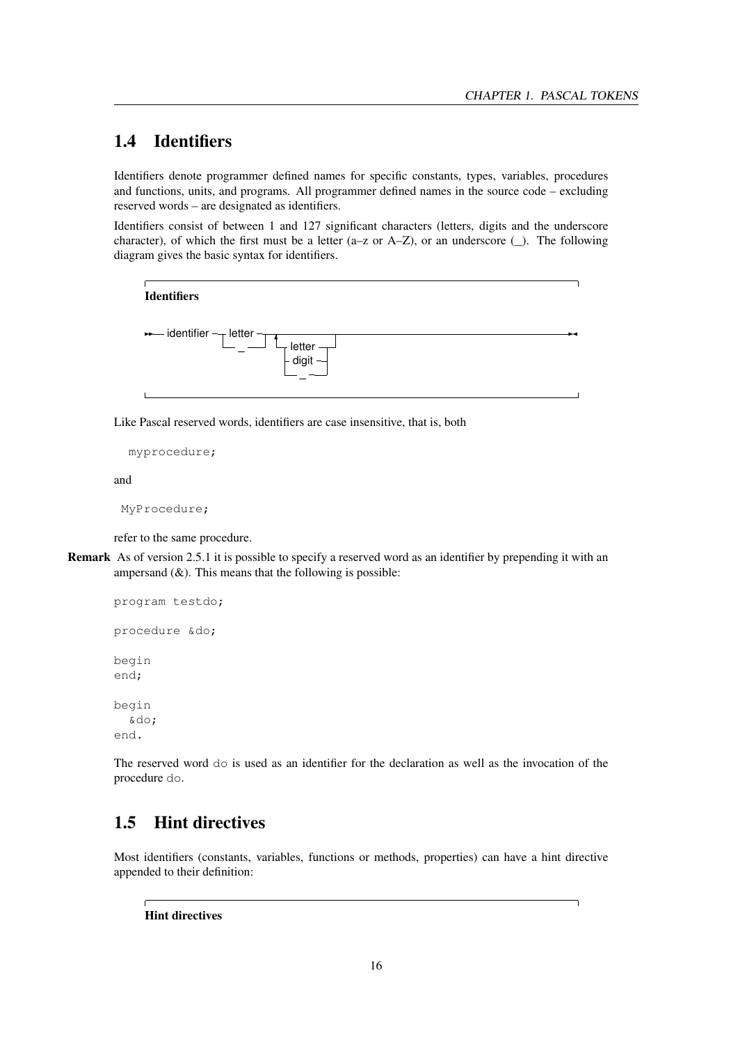## 1.4 Identifiers

Identifiers denote programmer defined names for specific constants, types, variables, procedures and functions, units, and programs. All programmer defined names in the source code – excluding reserved words – are designated as identifiers.

Identifiers consist of between 1 and 127 significant characters (letters, digits and the underscore character), of which the first must be a letter (a–z or A–Z), or an underscore (_). The following diagram gives the basic syntax for identifiers.

**Identifiers**

```
>>-- identifier --+- letter -+--+----------+----------------------------><
                  +- _ ------+  | ^        |
                                | +- letter -+
                                | +- digit --+
                                | +- _ ------+
```

Like Pascal reserved words, identifiers are case insensitive, that is, both

```
myprocedure;
```

and

```
MyProcedure;
```

refer to the same procedure.

**Remark** As of version 2.5.1 it is possible to specify a reserved word as an identifier by prepending it with an ampersand (&). This means that the following is possible:

```
program testdo;

procedure &do;

begin
end;

begin
  &do;
end.
```

The reserved word `do` is used as an identifier for the declaration as well as the invocation of the procedure `do`.

## 1.5 Hint directives

Most identifiers (constants, variables, functions or methods, properties) can have a hint directive appended to their definition:

**Hint directives**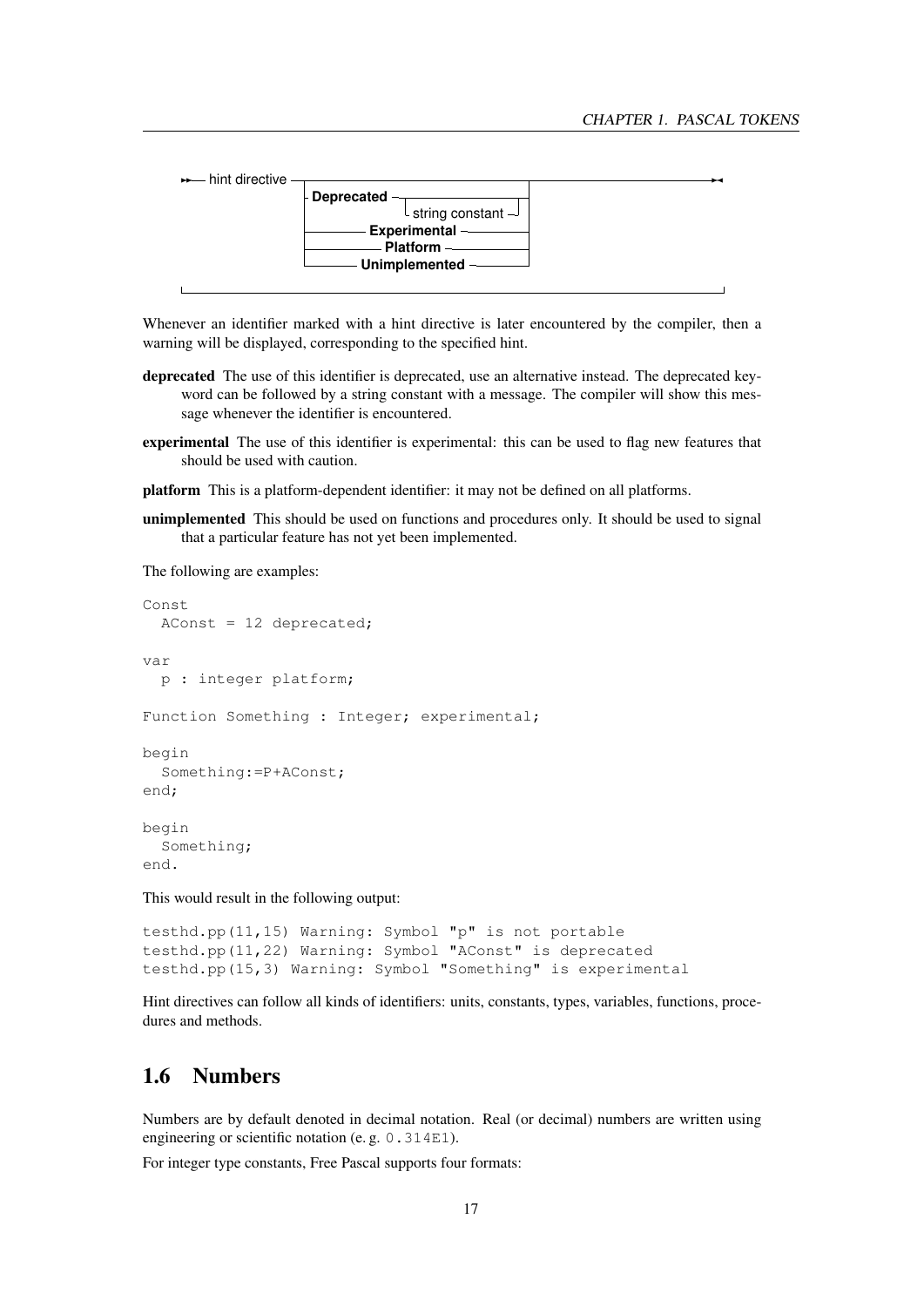```
hint directive ──┬── Deprecated ──┬──────────────────┬──┬──▶
                 │                └─ string constant ┘  │
                 ├────────── Experimental ──────────────┤
                 ├────────── Platform ──────────────────┤
                 └────────── Unimplemented ─────────────┘
```

Whenever an identifier marked with a hint directive is later encountered by the compiler, then a warning will be displayed, corresponding to the specified hint.

**deprecated** The use of this identifier is deprecated, use an alternative instead. The deprecated keyword can be followed by a string constant with a message. The compiler will show this message whenever the identifier is encountered.

**experimental** The use of this identifier is experimental: this can be used to flag new features that should be used with caution.

**platform** This is a platform-dependent identifier: it may not be defined on all platforms.

**unimplemented** This should be used on functions and procedures only. It should be used to signal that a particular feature has not yet been implemented.

The following are examples:

```
Const
  AConst = 12 deprecated;

var
  p : integer platform;

Function Something : Integer; experimental;

begin
  Something:=P+AConst;
end;

begin
  Something;
end.
```

This would result in the following output:

```
testhd.pp(11,15) Warning: Symbol "p" is not portable
testhd.pp(11,22) Warning: Symbol "AConst" is deprecated
testhd.pp(15,3) Warning: Symbol "Something" is experimental
```

Hint directives can follow all kinds of identifiers: units, constants, types, variables, functions, procedures and methods.

## 1.6 Numbers

Numbers are by default denoted in decimal notation. Real (or decimal) numbers are written using engineering or scientific notation (e. g. `0.314E1`).

For integer type constants, Free Pascal supports four formats: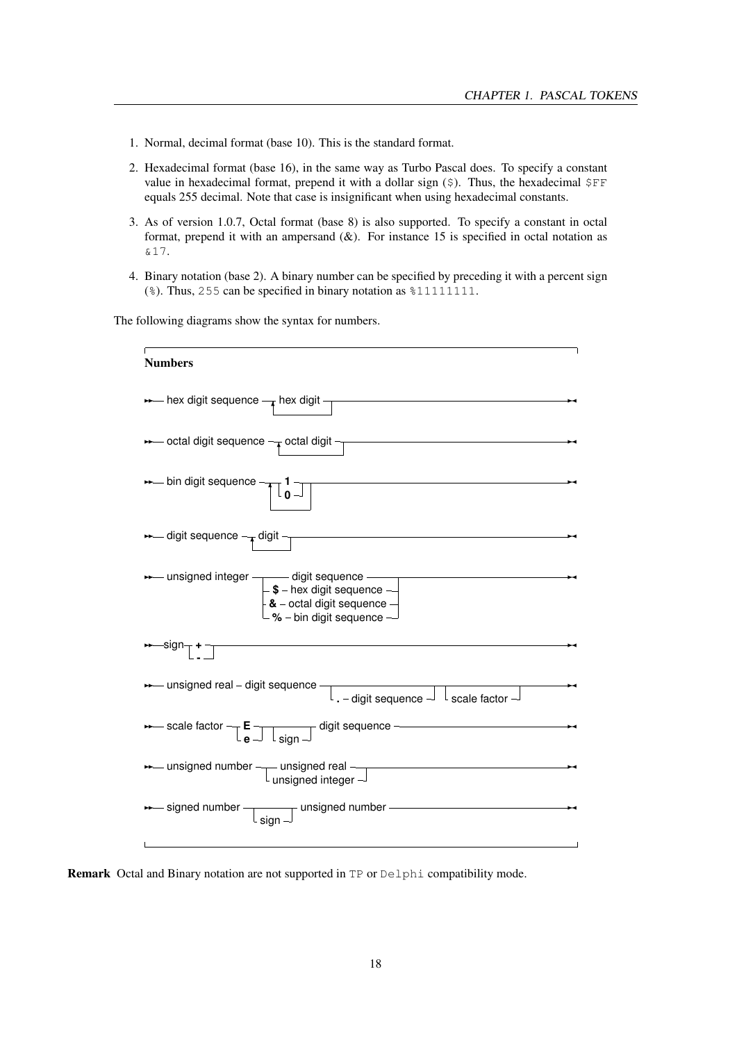1. Normal, decimal format (base 10). This is the standard format.
2. Hexadecimal format (base 16), in the same way as Turbo Pascal does. To specify a constant value in hexadecimal format, prepend it with a dollar sign (`$`). Thus, the hexadecimal `$FF` equals 255 decimal. Note that case is insignificant when using hexadecimal constants.
3. As of version 1.0.7, Octal format (base 8) is also supported. To specify a constant in octal format, prepend it with an ampersand (&). For instance 15 is specified in octal notation as `&17`.
4. Binary notation (base 2). A binary number can be specified by preceding it with a percent sign (`%`). Thus, `255` can be specified in binary notation as `%11111111`.

The following diagrams show the syntax for numbers.

**Numbers**

```
►►— hex digit sequence —┬ hex digit ┬——————————————————————————————►◄
                        └───────────┘

►►— octal digit sequence —┬ octal digit ┬——————————————————————————►◄
                          └─────────────┘

►►— bin digit sequence —┬─┬ 1 ┬─┬——————————————————————————————————►◄
                        │ └ 0 ┘ │
                        └───────┘

►►— digit sequence —┬ digit ┬——————————————————————————————————————►◄
                    └───────┘

►►— unsigned integer ──┬──── digit sequence ─────┬─────────────────►◄
                       ├ $ – hex digit sequence ─┤
                       ├ & – octal digit sequence┤
                       └ % – bin digit sequence ─┘

►►—sign─┬ + ┬——————————————————————————————————————————————————————►◄
        └ - ┘

►►— unsigned real – digit sequence ─┬─────────────────────┬┬──────────────┬─►◄
                                    └ . – digit sequence ─┘└ scale factor ┘

►►— scale factor ─┬ E ┬─┬──────┬─ digit sequence ——————————————————►◄
                  └ e ┘ └ sign ┘

►►— unsigned number ─┬─ unsigned real ──┬——————————————————————————►◄
                     └ unsigned integer ┘

►►— signed number ─┬──────┬─ unsigned number ——————————————————————►◄
                   └ sign ┘
```

**Remark** Octal and Binary notation are not supported in `TP` or `Delphi` compatibility mode.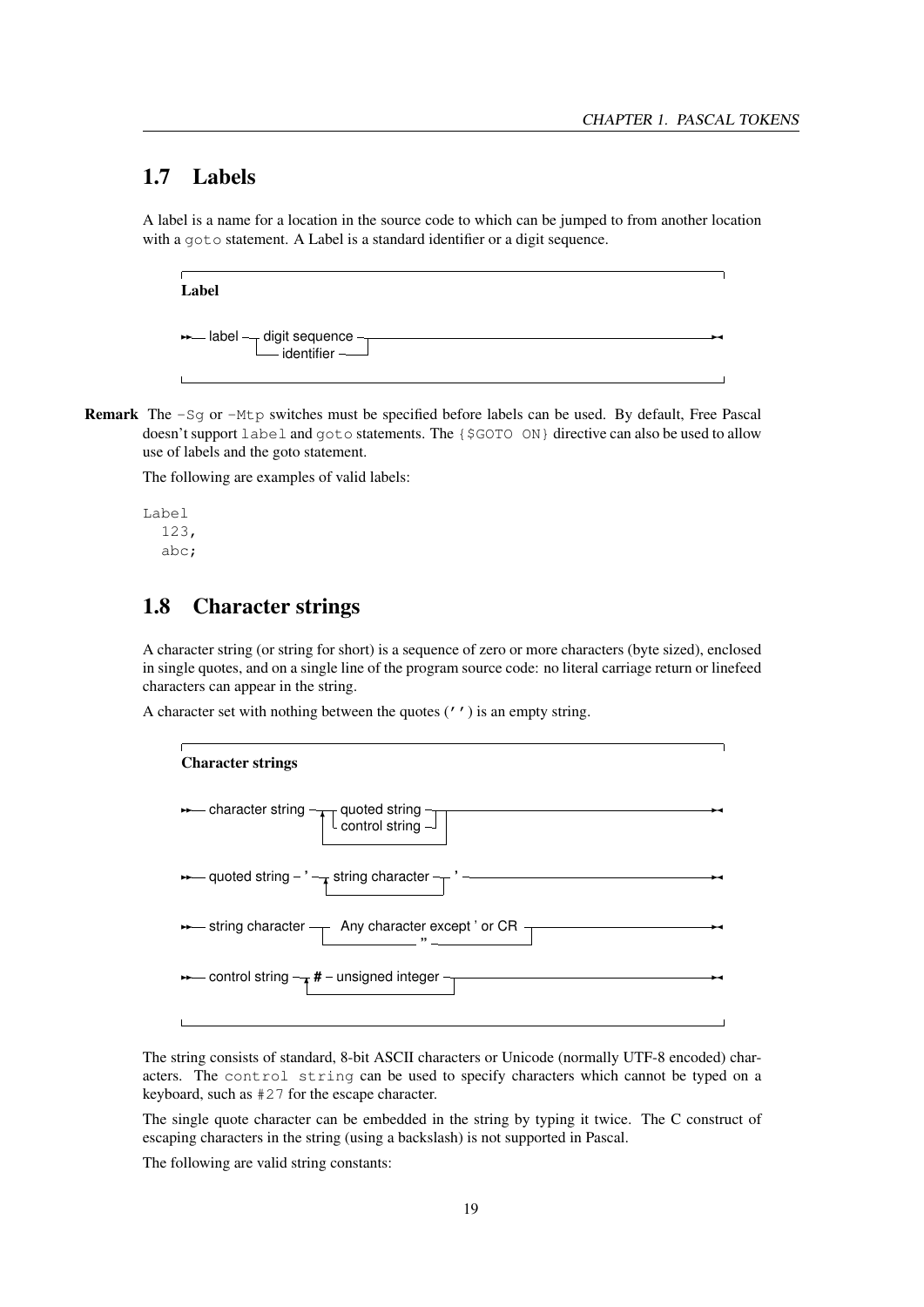## 1.7 Labels

A label is a name for a location in the source code to which can be jumped to from another location with a `goto` statement. A Label is a standard identifier or a digit sequence.

**Label**

```
►►— label —┬— digit sequence —┬————————————————————————►◄
           └— identifier ——————┘
```

**Remark** The `-Sg` or `-Mtp` switches must be specified before labels can be used. By default, Free Pascal doesn't support `label` and `goto` statements. The `{$GOTO ON}` directive can also be used to allow use of labels and the goto statement.

The following are examples of valid labels:

```
Label
  123,
  abc;
```

## 1.8 Character strings

A character string (or string for short) is a sequence of zero or more characters (byte sized), enclosed in single quotes, and on a single line of the program source code: no literal carriage return or linefeed characters can appear in the string.

A character set with nothing between the quotes (`''`) is an empty string.

**Character strings**

```
►►— character string —┬┬— quoted string —┬┬————————————————►◄
                      │└— control string —┘│
                      └────────────────────┘

►►— quoted string — ' —┬— string character —┬— ' ——————————►◄
                       └────────────────────┘

►►— string character —┬— Any character except ' or CR —┬————►◄
                      └— '' ———————————————————————————┘

►►— control string —┬— # — unsigned integer —┬——————————————►◄
                    └────────────────────────┘
```

The string consists of standard, 8-bit ASCII characters or Unicode (normally UTF-8 encoded) characters. The `control string` can be used to specify characters which cannot be typed on a keyboard, such as `#27` for the escape character.

The single quote character can be embedded in the string by typing it twice. The C construct of escaping characters in the string (using a backslash) is not supported in Pascal.

The following are valid string constants: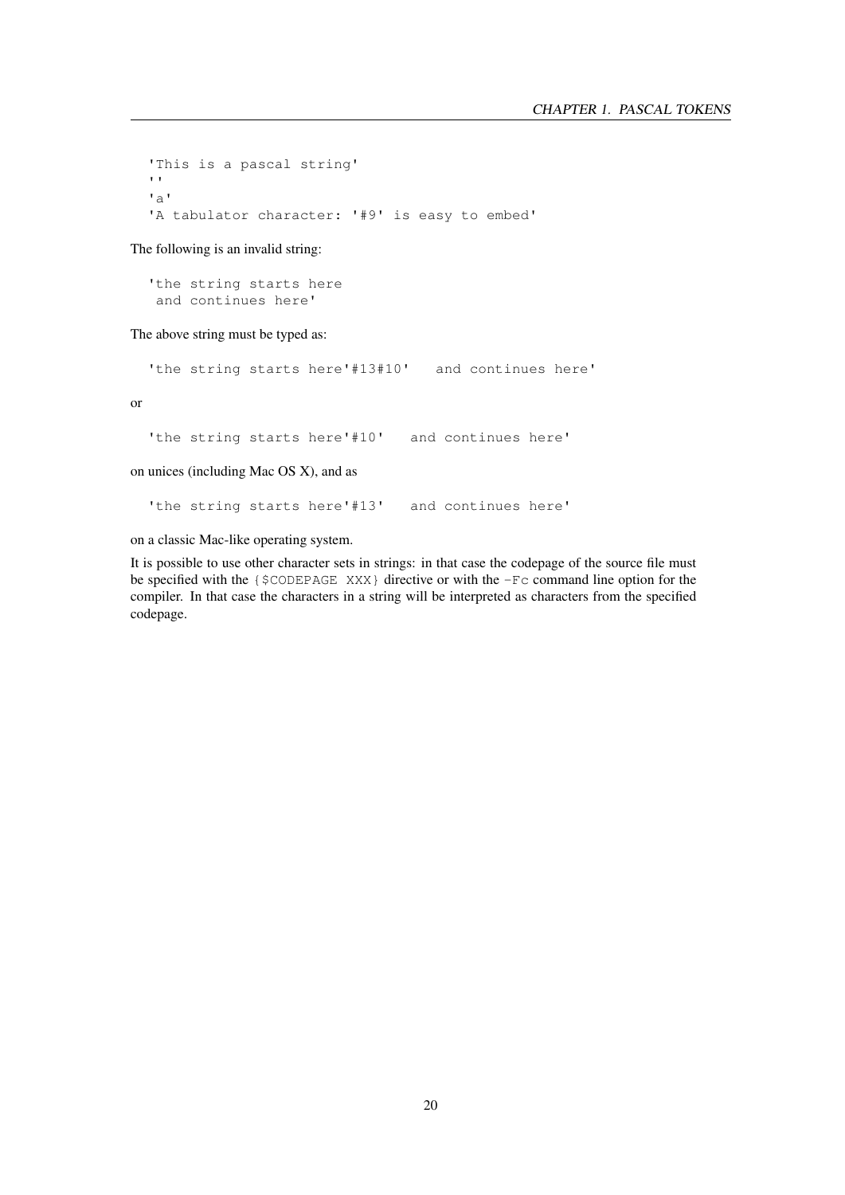```
'This is a pascal string'
''
'a'
'A tabulator character: '#9' is easy to embed'
```

The following is an invalid string:

```
'the string starts here
 and continues here'
```

The above string must be typed as:

```
'the string starts here'#13#10'   and continues here'
```

or

```
'the string starts here'#10'   and continues here'
```

on unices (including Mac OS X), and as

```
'the string starts here'#13'   and continues here'
```

on a classic Mac-like operating system.

It is possible to use other character sets in strings: in that case the codepage of the source file must be specified with the `{$CODEPAGE XXX}` directive or with the `-Fc` command line option for the compiler. In that case the characters in a string will be interpreted as characters from the specified codepage.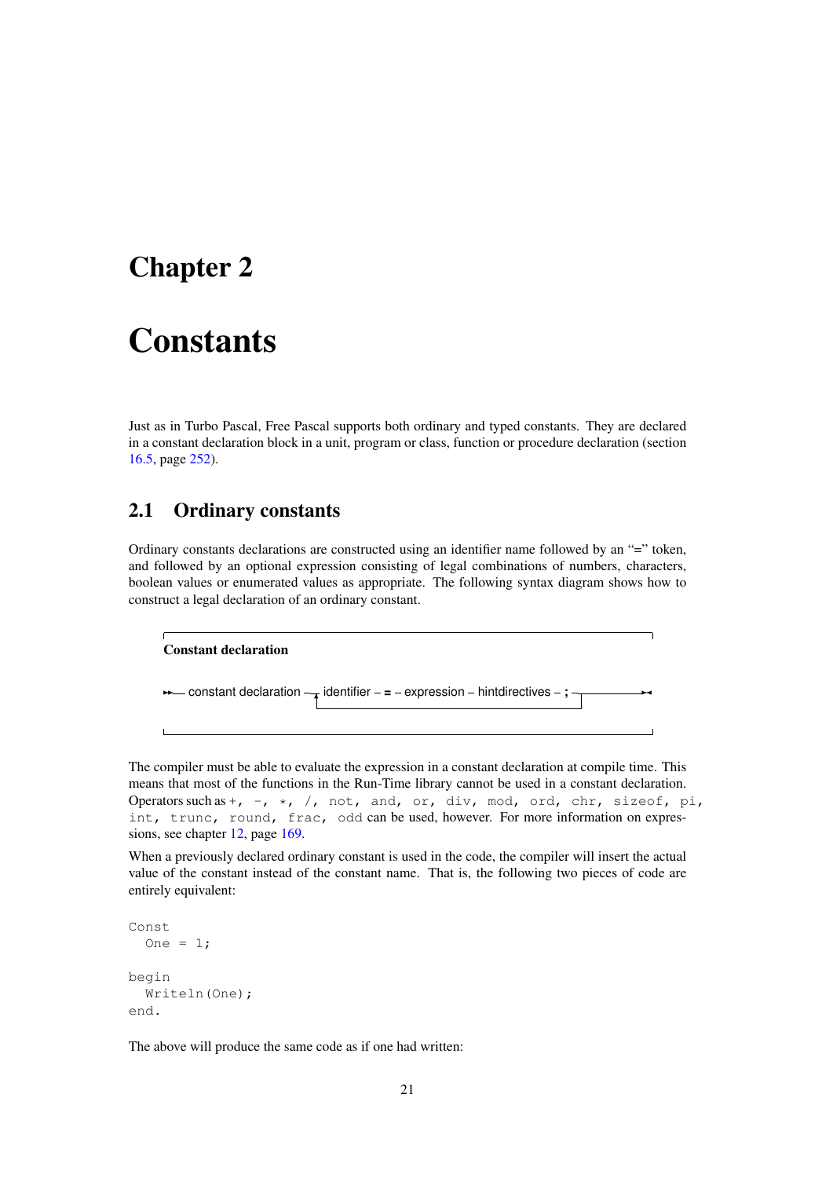# Chapter 2

# Constants

Just as in Turbo Pascal, Free Pascal supports both ordinary and typed constants. They are declared in a constant declaration block in a unit, program or class, function or procedure declaration (section 16.5, page 252).

## 2.1 Ordinary constants

Ordinary constants declarations are constructed using an identifier name followed by an "=" token, and followed by an optional expression consisting of legal combinations of numbers, characters, boolean values or enumerated values as appropriate. The following syntax diagram shows how to construct a legal declaration of an ordinary constant.

**Constant declaration**

```
constant declaration ─┬─ identifier ─ = ─ expression ─ hintdirectives ─ ; ─┬─
                      └──────────────────────────────────────────────────────┘
```

The compiler must be able to evaluate the expression in a constant declaration at compile time. This means that most of the functions in the Run-Time library cannot be used in a constant declaration. Operators such as `+, -, *, /, not, and, or, div, mod, ord, chr, sizeof, pi, int, trunc, round, frac, odd` can be used, however. For more information on expressions, see chapter 12, page 169.

When a previously declared ordinary constant is used in the code, the compiler will insert the actual value of the constant instead of the constant name. That is, the following two pieces of code are entirely equivalent:

```
Const
  One = 1;

begin
  Writeln(One);
end.
```

The above will produce the same code as if one had written: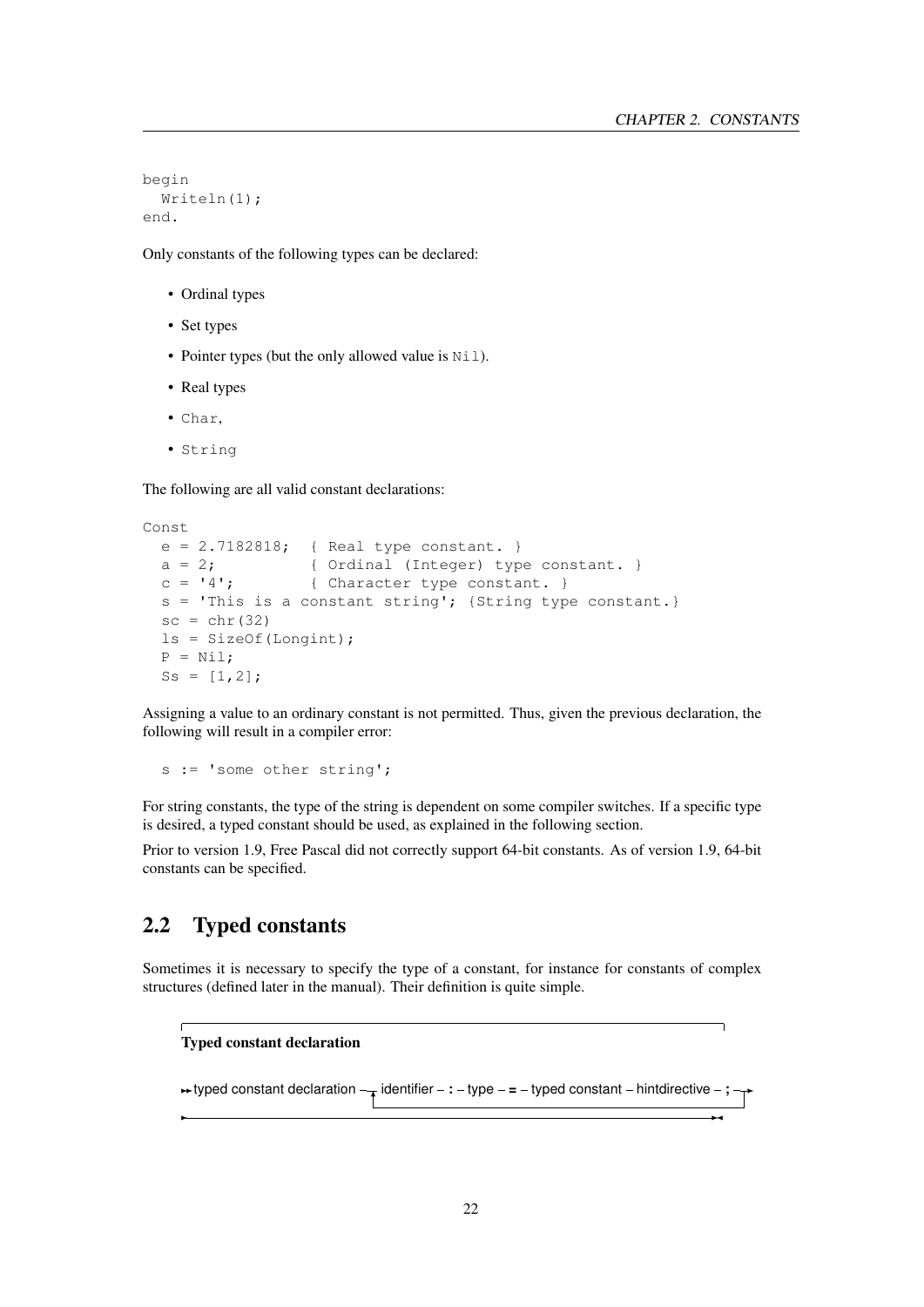```
begin
  Writeln(1);
end.
```

Only constants of the following types can be declared:

- Ordinal types
- Set types
- Pointer types (but the only allowed value is `Nil`).
- Real types
- `Char`,
- `String`

The following are all valid constant declarations:

```
Const
  e = 2.7182818;  { Real type constant. }
  a = 2;          { Ordinal (Integer) type constant. }
  c = '4';        { Character type constant. }
  s = 'This is a constant string'; {String type constant.}
  sc = chr(32)
  ls = SizeOf(Longint);
  P = Nil;
  Ss = [1,2];
```

Assigning a value to an ordinary constant is not permitted. Thus, given the previous declaration, the following will result in a compiler error:

```
  s := 'some other string';
```

For string constants, the type of the string is dependent on some compiler switches. If a specific type is desired, a typed constant should be used, as explained in the following section.

Prior to version 1.9, Free Pascal did not correctly support 64-bit constants. As of version 1.9, 64-bit constants can be specified.

## 2.2 Typed constants

Sometimes it is necessary to specify the type of a constant, for instance for constants of complex structures (defined later in the manual). Their definition is quite simple.

**Typed constant declaration**

```
►► typed constant declaration ─┬─ identifier ─ : ─ type ─ = ─ typed constant ─ hintdirective ─ ; ─┬─►
                               └──────────────────────────────────────────────────────────────────┘
►──────────────────────────────────────────────────────────────────────────────────────────────────►◄
```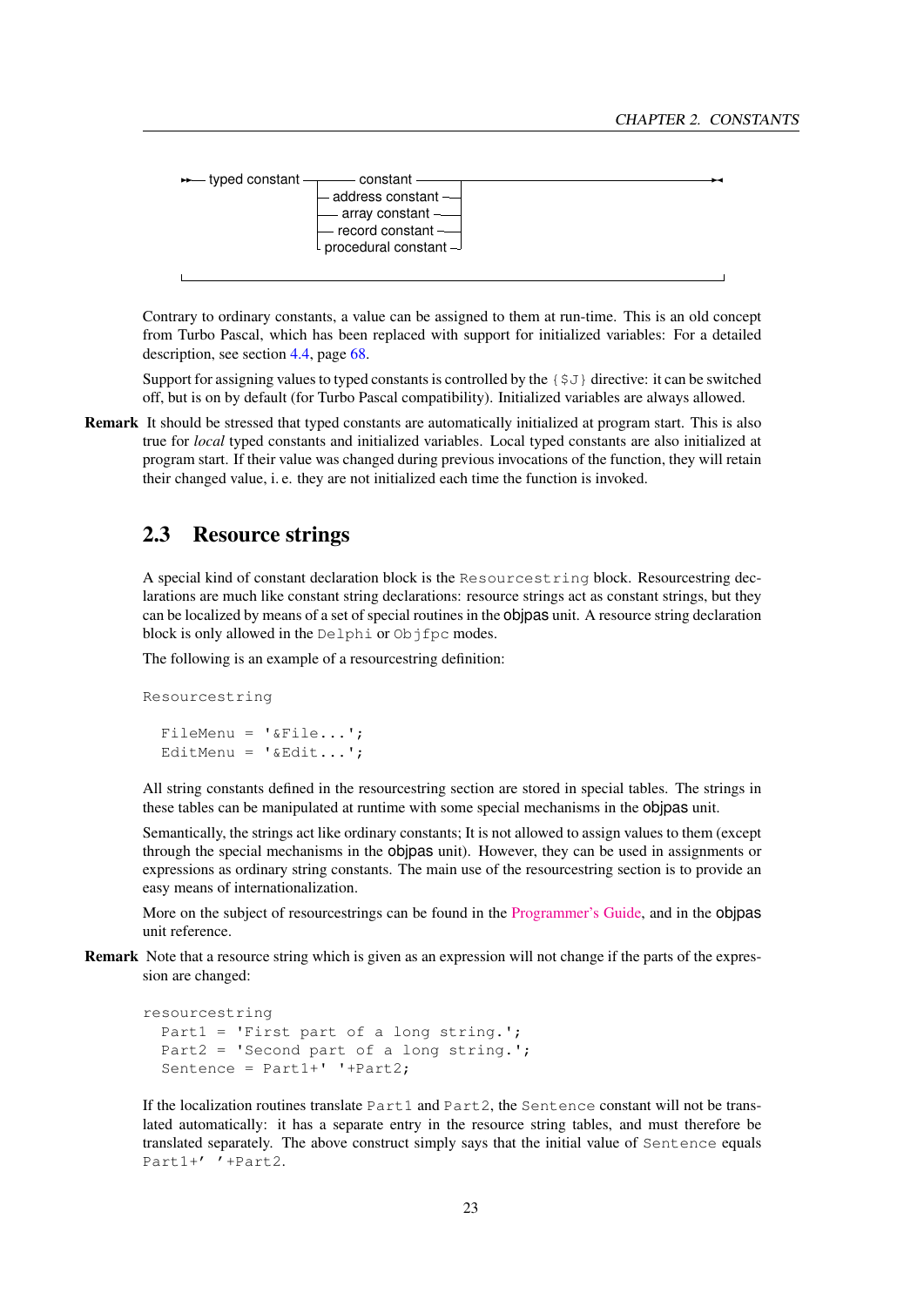```
typed constant ─┬─ constant ───────────┬──
                ├─ address constant ───┤
                ├─ array constant ─────┤
                ├─ record constant ────┤
                └─ procedural constant ┘
```

Contrary to ordinary constants, a value can be assigned to them at run-time. This is an old concept from Turbo Pascal, which has been replaced with support for initialized variables: For a detailed description, see section 4.4, page 68.

Support for assigning values to typed constants is controlled by the {$J} directive: it can be switched off, but is on by default (for Turbo Pascal compatibility). Initialized variables are always allowed.

**Remark** It should be stressed that typed constants are automatically initialized at program start. This is also true for *local* typed constants and initialized variables. Local typed constants are also initialized at program start. If their value was changed during previous invocations of the function, they will retain their changed value, i. e. they are not initialized each time the function is invoked.

## 2.3 Resource strings

A special kind of constant declaration block is the `Resourcestring` block. Resourcestring declarations are much like constant string declarations: resource strings act as constant strings, but they can be localized by means of a set of special routines in the objpas unit. A resource string declaration block is only allowed in the `Delphi` or `Objfpc` modes.

The following is an example of a resourcestring definition:

```
Resourcestring

  FileMenu = '&File...';
  EditMenu = '&Edit...';
```

All string constants defined in the resourcestring section are stored in special tables. The strings in these tables can be manipulated at runtime with some special mechanisms in the objpas unit.

Semantically, the strings act like ordinary constants; It is not allowed to assign values to them (except through the special mechanisms in the objpas unit). However, they can be used in assignments or expressions as ordinary string constants. The main use of the resourcestring section is to provide an easy means of internationalization.

More on the subject of resourcestrings can be found in the Programmer's Guide, and in the objpas unit reference.

**Remark** Note that a resource string which is given as an expression will not change if the parts of the expression are changed:

```
resourcestring
  Part1 = 'First part of a long string.';
  Part2 = 'Second part of a long string.';
  Sentence = Part1+' '+Part2;
```

If the localization routines translate `Part1` and `Part2`, the `Sentence` constant will not be translated automatically: it has a separate entry in the resource string tables, and must therefore be translated separately. The above construct simply says that the initial value of `Sentence` equals `Part1+' '+Part2`.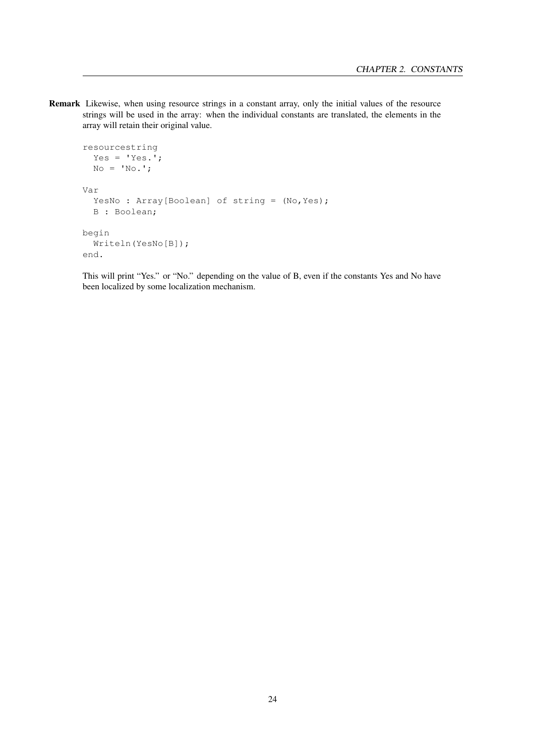**Remark** Likewise, when using resource strings in a constant array, only the initial values of the resource strings will be used in the array: when the individual constants are translated, the elements in the array will retain their original value.

```
resourcestring
  Yes = 'Yes.';
  No = 'No.';

Var
  YesNo : Array[Boolean] of string = (No,Yes);
  B : Boolean;

begin
  Writeln(YesNo[B]);
end.
```

This will print "Yes." or "No." depending on the value of B, even if the constants Yes and No have been localized by some localization mechanism.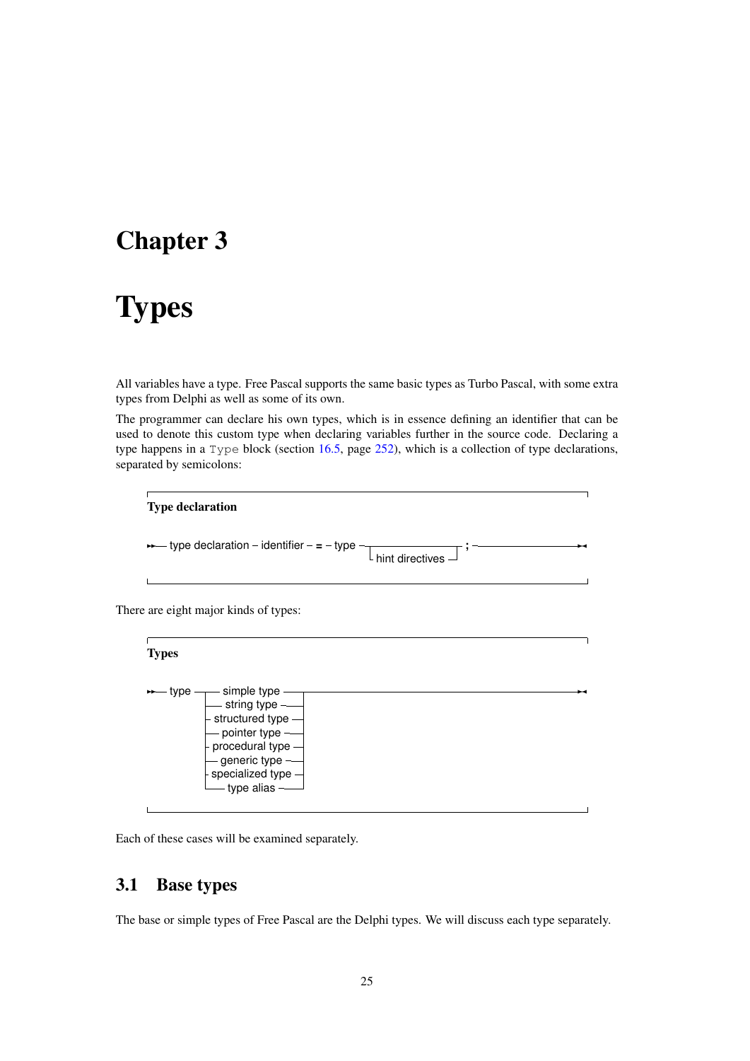# Chapter 3

# Types

All variables have a type. Free Pascal supports the same basic types as Turbo Pascal, with some extra types from Delphi as well as some of its own.

The programmer can declare his own types, which is in essence defining an identifier that can be used to denote this custom type when declaring variables further in the source code. Declaring a type happens in a `Type` block (section 16.5, page 252), which is a collection of type declarations, separated by semicolons:

**Type declaration**

```
type declaration – identifier – = – type – [hint directives] – ;
```

There are eight major kinds of types:

**Types**

```
type ─┬─ simple type
      ├─ string type
      ├─ structured type
      ├─ pointer type
      ├─ procedural type
      ├─ generic type
      ├─ specialized type
      └─ type alias
```

Each of these cases will be examined separately.

## 3.1 Base types

The base or simple types of Free Pascal are the Delphi types. We will discuss each type separately.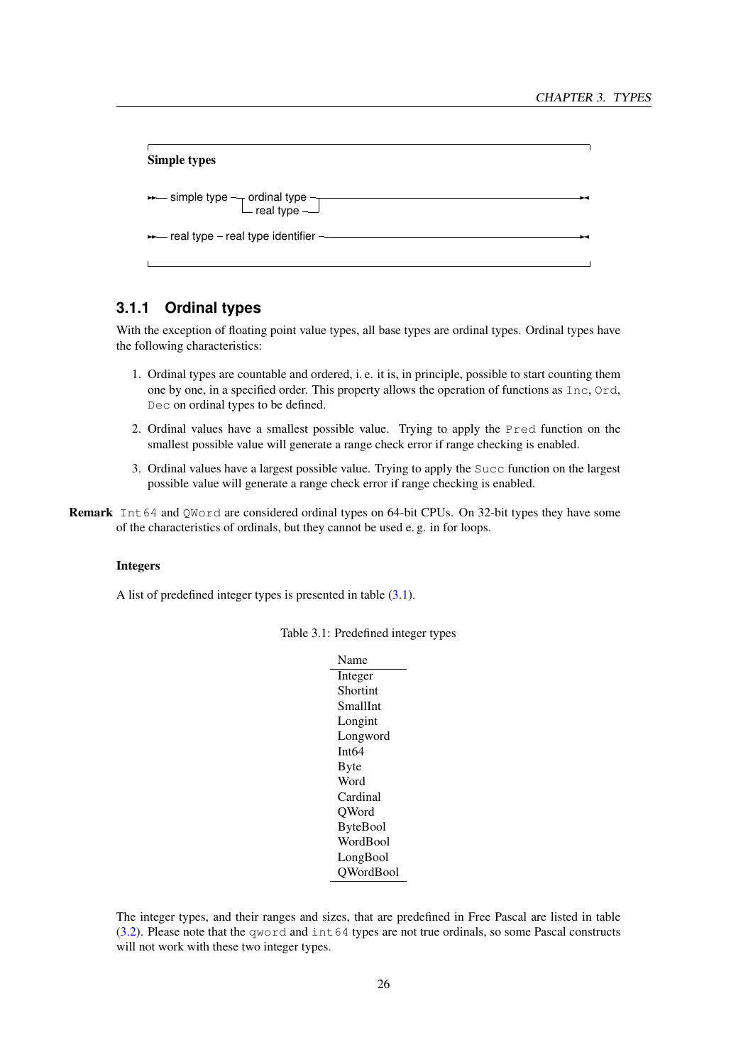**Simple types**

```
►►— simple type —┬— ordinal type —┬————————————————————————————►◄
                 └— real type ————┘

►►— real type – real type identifier ——————————————————————————►◄
```

### 3.1.1 Ordinal types

With the exception of floating point value types, all base types are ordinal types. Ordinal types have the following characteristics:

1. Ordinal types are countable and ordered, i. e. it is, in principle, possible to start counting them one by one, in a specified order. This property allows the operation of functions as `Inc`, `Ord`, `Dec` on ordinal types to be defined.

2. Ordinal values have a smallest possible value. Trying to apply the `Pred` function on the smallest possible value will generate a range check error if range checking is enabled.

3. Ordinal values have a largest possible value. Trying to apply the `Succ` function on the largest possible value will generate a range check error if range checking is enabled.

**Remark** `Int64` and `QWord` are considered ordinal types on 64-bit CPUs. On 32-bit types they have some of the characteristics of ordinals, but they cannot be used e. g. in for loops.

#### Integers

A list of predefined integer types is presented in table (3.1).

Table 3.1: Predefined integer types

| Name |
|---|
| Integer |
| Shortint |
| SmallInt |
| Longint |
| Longword |
| Int64 |
| Byte |
| Word |
| Cardinal |
| QWord |
| ByteBool |
| WordBool |
| LongBool |
| QWordBool |

The integer types, and their ranges and sizes, that are predefined in Free Pascal are listed in table (3.2). Please note that the `qword` and `int64` types are not true ordinals, so some Pascal constructs will not work with these two integer types.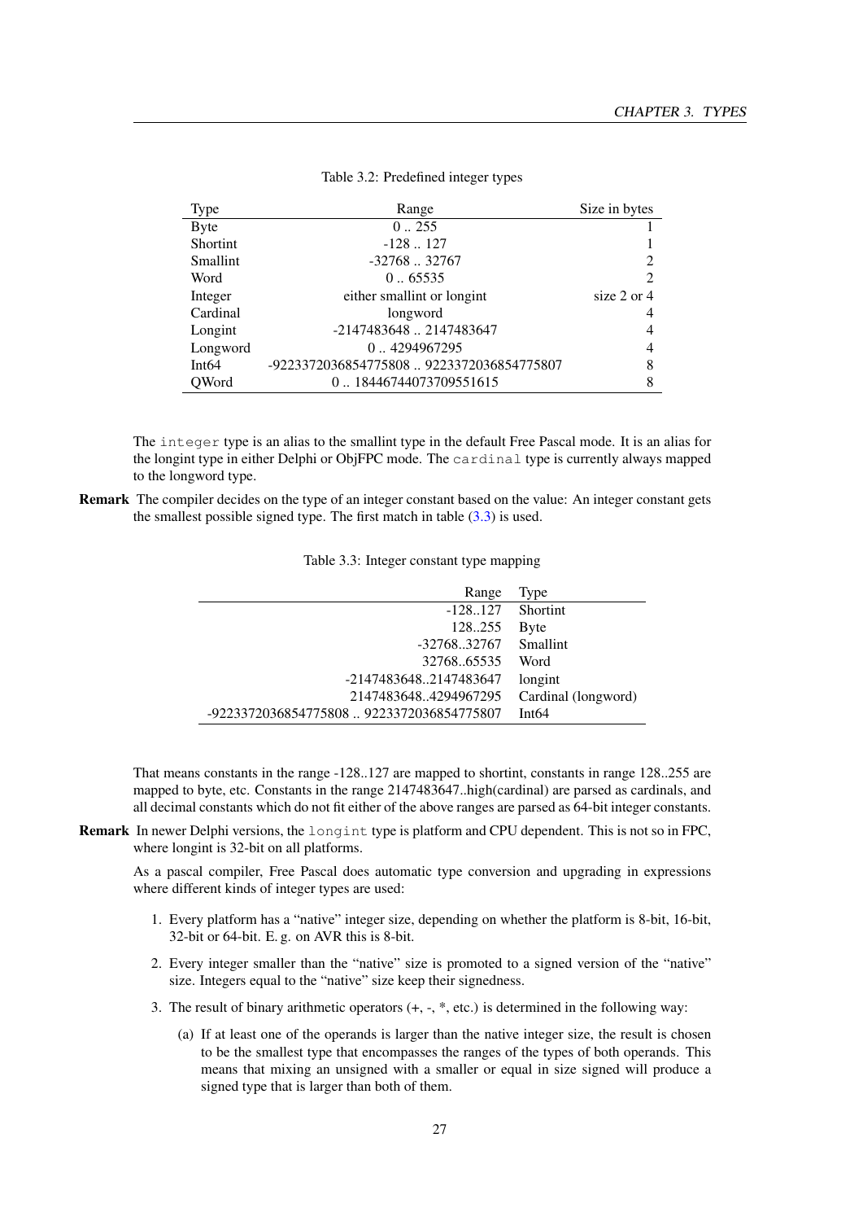Table 3.2: Predefined integer types

| Type | Range | Size in bytes |
|---|---|---|
| Byte | 0 .. 255 | 1 |
| Shortint | -128 .. 127 | 1 |
| Smallint | -32768 .. 32767 | 2 |
| Word | 0 .. 65535 | 2 |
| Integer | either smallint or longint | size 2 or 4 |
| Cardinal | longword | 4 |
| Longint | -2147483648 .. 2147483647 | 4 |
| Longword | 0 .. 4294967295 | 4 |
| Int64 | -9223372036854775808 .. 9223372036854775807 | 8 |
| QWord | 0 .. 18446744073709551615 | 8 |

The `integer` type is an alias to the smallint type in the default Free Pascal mode. It is an alias for the longint type in either Delphi or ObjFPC mode. The `cardinal` type is currently always mapped to the longword type.

**Remark** The compiler decides on the type of an integer constant based on the value: An integer constant gets the smallest possible signed type. The first match in table (3.3) is used.

Table 3.3: Integer constant type mapping

| Range | Type |
|---|---|
| -128..127 | Shortint |
| 128..255 | Byte |
| -32768..32767 | Smallint |
| 32768..65535 | Word |
| -2147483648..2147483647 | longint |
| 2147483648..4294967295 | Cardinal (longword) |
| -9223372036854775808 .. 9223372036854775807 | Int64 |

That means constants in the range -128..127 are mapped to shortint, constants in range 128..255 are mapped to byte, etc. Constants in the range 2147483647..high(cardinal) are parsed as cardinals, and all decimal constants which do not fit either of the above ranges are parsed as 64-bit integer constants.

**Remark** In newer Delphi versions, the `longint` type is platform and CPU dependent. This is not so in FPC, where longint is 32-bit on all platforms.

As a pascal compiler, Free Pascal does automatic type conversion and upgrading in expressions where different kinds of integer types are used:

1. Every platform has a "native" integer size, depending on whether the platform is 8-bit, 16-bit, 32-bit or 64-bit. E. g. on AVR this is 8-bit.
2. Every integer smaller than the "native" size is promoted to a signed version of the "native" size. Integers equal to the "native" size keep their signedness.
3. The result of binary arithmetic operators (+, -, *, etc.) is determined in the following way:
   (a) If at least one of the operands is larger than the native integer size, the result is chosen to be the smallest type that encompasses the ranges of the types of both operands. This means that mixing an unsigned with a smaller or equal in size signed will produce a signed type that is larger than both of them.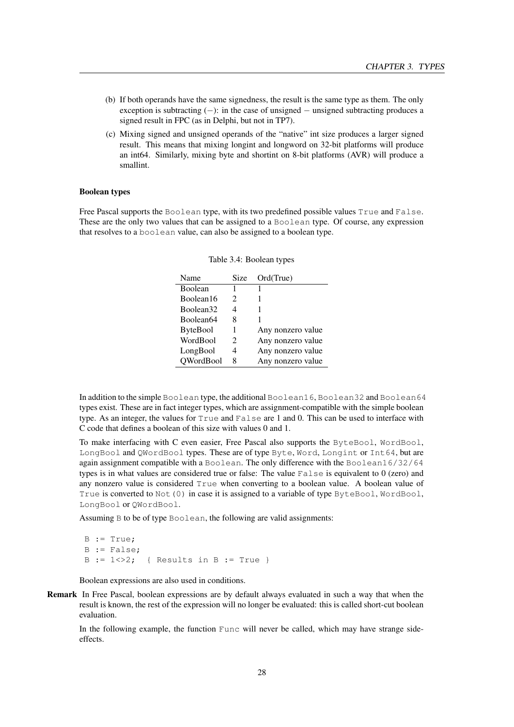(b) If both operands have the same signedness, the result is the same type as them. The only exception is subtracting ($-$): in the case of unsigned $-$ unsigned subtracting produces a signed result in FPC (as in Delphi, but not in TP7).

(c) Mixing signed and unsigned operands of the "native" int size produces a larger signed result. This means that mixing longint and longword on 32-bit platforms will produce an int64. Similarly, mixing byte and shortint on 8-bit platforms (AVR) will produce a smallint.

#### Boolean types

Free Pascal supports the `Boolean` type, with its two predefined possible values `True` and `False`. These are the only two values that can be assigned to a `Boolean` type. Of course, any expression that resolves to a `boolean` value, can also be assigned to a boolean type.

Table 3.4: Boolean types

| Name | Size | Ord(True) |
|---|---|---|
| Boolean | 1 | 1 |
| Boolean16 | 2 | 1 |
| Boolean32 | 4 | 1 |
| Boolean64 | 8 | 1 |
| ByteBool | 1 | Any nonzero value |
| WordBool | 2 | Any nonzero value |
| LongBool | 4 | Any nonzero value |
| QWordBool | 8 | Any nonzero value |

In addition to the simple `Boolean` type, the additional `Boolean16`, `Boolean32` and `Boolean64` types exist. These are in fact integer types, which are assignment-compatible with the simple boolean type. As an integer, the values for `True` and `False` are 1 and 0. This can be used to interface with C code that defines a boolean of this size with values 0 and 1.

To make interfacing with C even easier, Free Pascal also supports the `ByteBool`, `WordBool`, `LongBool` and `QWordBool` types. These are of type `Byte`, `Word`, `Longint` or `Int64`, but are again assignment compatible with a `Boolean`. The only difference with the `Boolean16/32/64` types is in what values are considered true or false: The value `False` is equivalent to 0 (zero) and any nonzero value is considered `True` when converting to a boolean value. A boolean value of `True` is converted to `Not(0)` in case it is assigned to a variable of type `ByteBool`, `WordBool`, `LongBool` or `QWordBool`.

Assuming `B` to be of type `Boolean`, the following are valid assignments:

```
B := True;
B := False;
B := 1<>2;  { Results in B := True }
```

Boolean expressions are also used in conditions.

**Remark** In Free Pascal, boolean expressions are by default always evaluated in such a way that when the result is known, the rest of the expression will no longer be evaluated: this is called short-cut boolean evaluation.

In the following example, the function `Func` will never be called, which may have strange side-effects.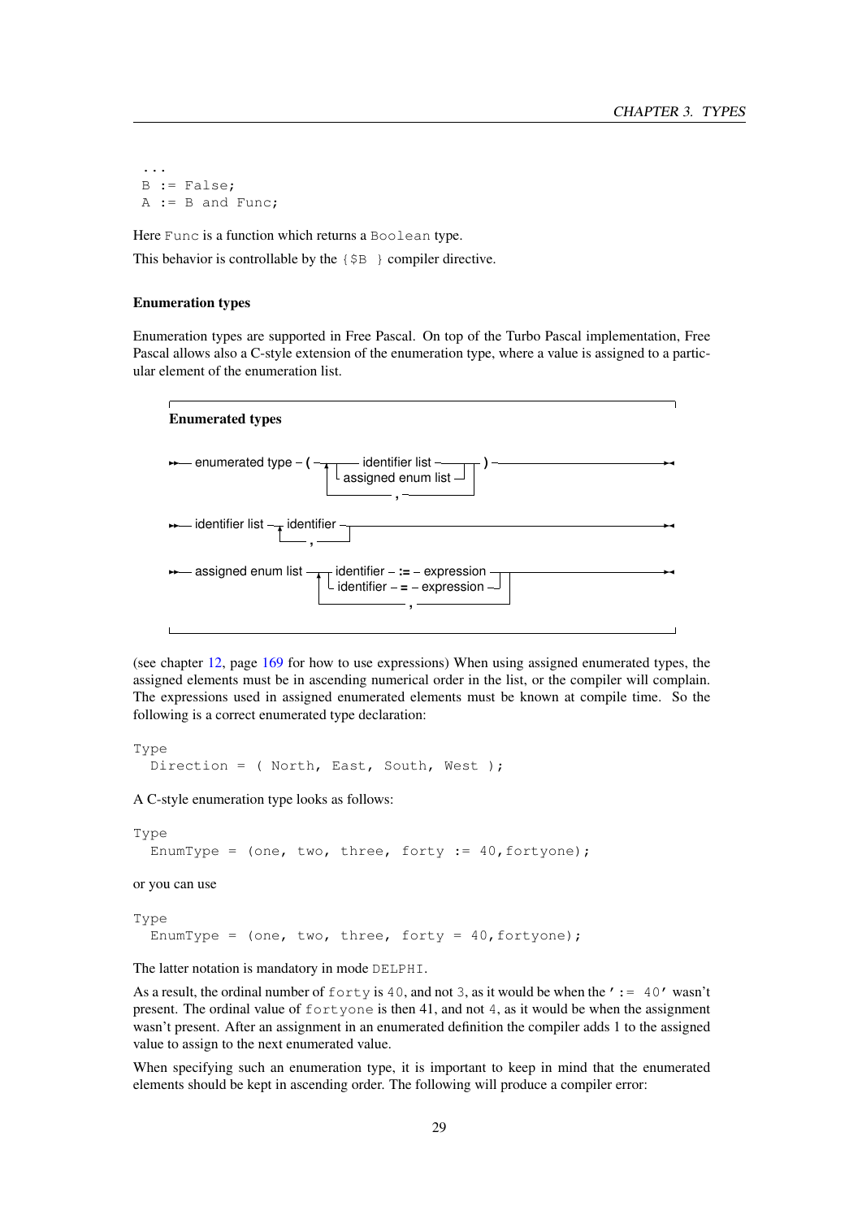```
...
B := False;
A := B and Func;
```

Here Func is a function which returns a Boolean type.

This behavior is controllable by the {$B } compiler directive.

### Enumeration types

Enumeration types are supported in Free Pascal. On top of the Turbo Pascal implementation, Free Pascal allows also a C-style extension of the enumeration type, where a value is assigned to a particular element of the enumeration list.

**Enumerated types**

```
enumerated type – ( –┬– identifier list ––––––┬– ) ––––––––––––––––––
                     └– assigned enum list –┘
                     └–––––––––– , ––––––––––┘

identifier list ––┬– identifier –┬––––––––––––––––––––––––––––––––––
                  └–––––– , –––––┘

assigned enum list ––┬– identifier – := – expression –┬–––––––––––––
                     └– identifier – = – expression –┘
                     └––––––––––––––– , ––––––––––––––┘
```

(see chapter 12, page 169 for how to use expressions) When using assigned enumerated types, the assigned elements must be in ascending numerical order in the list, or the compiler will complain. The expressions used in assigned enumerated elements must be known at compile time. So the following is a correct enumerated type declaration:

```
Type
  Direction = ( North, East, South, West );
```

A C-style enumeration type looks as follows:

```
Type
  EnumType = (one, two, three, forty := 40,fortyone);
```

or you can use

```
Type
  EnumType = (one, two, three, forty = 40,fortyone);
```

The latter notation is mandatory in mode DELPHI.

As a result, the ordinal number of forty is 40, and not 3, as it would be when the ':= 40' wasn't present. The ordinal value of fortyone is then 41, and not 4, as it would be when the assignment wasn't present. After an assignment in an enumerated definition the compiler adds 1 to the assigned value to assign to the next enumerated value.

When specifying such an enumeration type, it is important to keep in mind that the enumerated elements should be kept in ascending order. The following will produce a compiler error: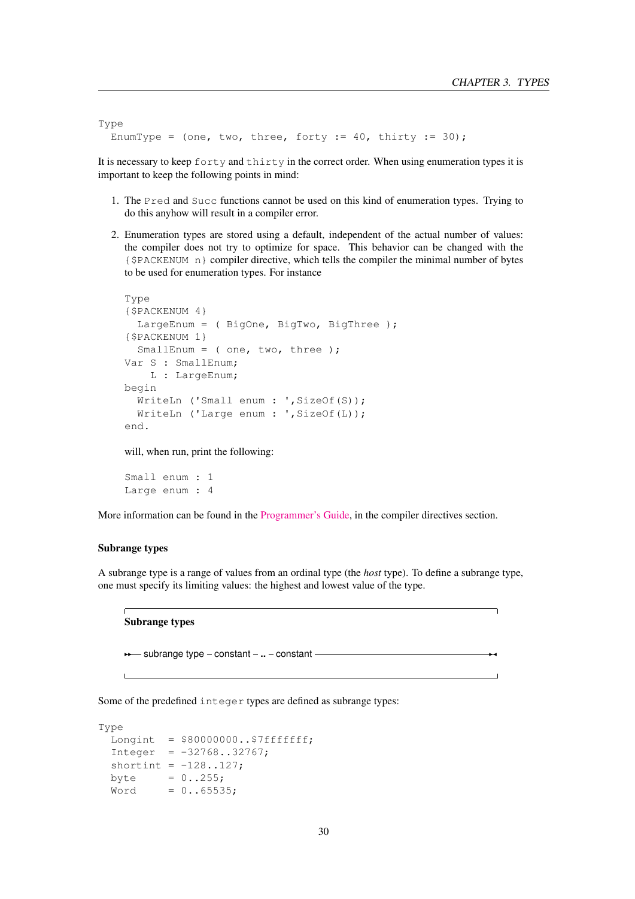```
Type
  EnumType = (one, two, three, forty := 40, thirty := 30);
```

It is necessary to keep `forty` and `thirty` in the correct order. When using enumeration types it is important to keep the following points in mind:

1. The `Pred` and `Succ` functions cannot be used on this kind of enumeration types. Trying to do this anyhow will result in a compiler error.

2. Enumeration types are stored using a default, independent of the actual number of values: the compiler does not try to optimize for space. This behavior can be changed with the `{$PACKENUM n}` compiler directive, which tells the compiler the minimal number of bytes to be used for enumeration types. For instance

   ```
   Type
   {$PACKENUM 4}
     LargeEnum = ( BigOne, BigTwo, BigThree );
   {$PACKENUM 1}
     SmallEnum = ( one, two, three );
   Var S : SmallEnum;
       L : LargeEnum;
   begin
     WriteLn ('Small enum : ',SizeOf(S));
     WriteLn ('Large enum : ',SizeOf(L));
   end.
   ```

   will, when run, print the following:

   ```
   Small enum : 1
   Large enum : 4
   ```

More information can be found in the Programmer's Guide, in the compiler directives section.

### Subrange types

A subrange type is a range of values from an ordinal type (the *host* type). To define a subrange type, one must specify its limiting values: the highest and lowest value of the type.

**Subrange types**

```
▸▸— subrange type – constant – .. – constant ——————————————▸◂
```

Some of the predefined `integer` types are defined as subrange types:

```
Type
  Longint  = $80000000..$7fffffff;
  Integer  = -32768..32767;
  shortint = -128..127;
  byte     = 0..255;
  Word     = 0..65535;
```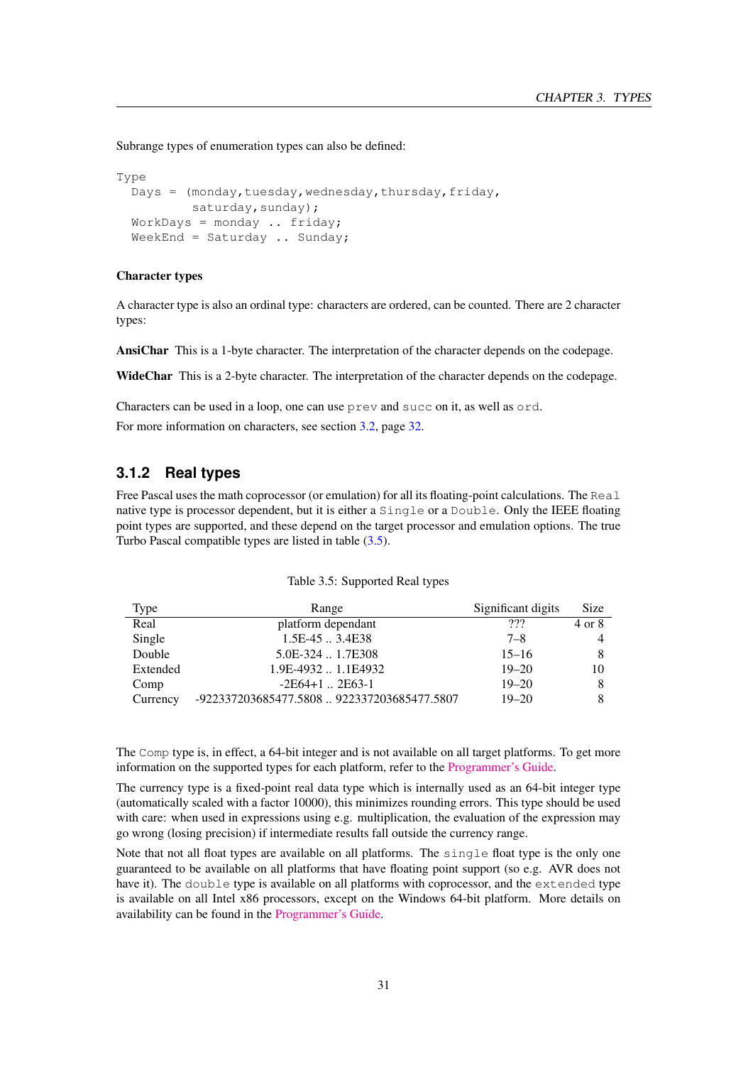Subrange types of enumeration types can also be defined:

```
Type
  Days = (monday,tuesday,wednesday,thursday,friday,
          saturday,sunday);
  WorkDays = monday .. friday;
  WeekEnd = Saturday .. Sunday;
```

#### Character types

A character type is also an ordinal type: characters are ordered, can be counted. There are 2 character types:

**AnsiChar** This is a 1-byte character. The interpretation of the character depends on the codepage.

**WideChar** This is a 2-byte character. The interpretation of the character depends on the codepage.

Characters can be used in a loop, one can use `prev` and `succ` on it, as well as `ord`.

For more information on characters, see section 3.2, page 32.

### 3.1.2 Real types

Free Pascal uses the math coprocessor (or emulation) for all its floating-point calculations. The `Real` native type is processor dependent, but it is either a `Single` or a `Double`. Only the IEEE floating point types are supported, and these depend on the target processor and emulation options. The true Turbo Pascal compatible types are listed in table (3.5).

Table 3.5: Supported Real types

| Type | Range | Significant digits | Size |
|---|---|---|---|
| Real | platform dependant | ??? | 4 or 8 |
| Single | 1.5E-45 .. 3.4E38 | 7–8 | 4 |
| Double | 5.0E-324 .. 1.7E308 | 15–16 | 8 |
| Extended | 1.9E-4932 .. 1.1E4932 | 19–20 | 10 |
| Comp | -2E64+1 .. 2E63-1 | 19–20 | 8 |
| Currency | -922337203685477.5808 .. 922337203685477.5807 | 19–20 | 8 |

The `Comp` type is, in effect, a 64-bit integer and is not available on all target platforms. To get more information on the supported types for each platform, refer to the Programmer's Guide.

The currency type is a fixed-point real data type which is internally used as an 64-bit integer type (automatically scaled with a factor 10000), this minimizes rounding errors. This type should be used with care: when used in expressions using e.g. multiplication, the evaluation of the expression may go wrong (losing precision) if intermediate results fall outside the currency range.

Note that not all float types are available on all platforms. The `single` float type is the only one guaranteed to be available on all platforms that have floating point support (so e.g. AVR does not have it). The `double` type is available on all platforms with coprocessor, and the `extended` type is available on all Intel x86 processors, except on the Windows 64-bit platform. More details on availability can be found in the Programmer's Guide.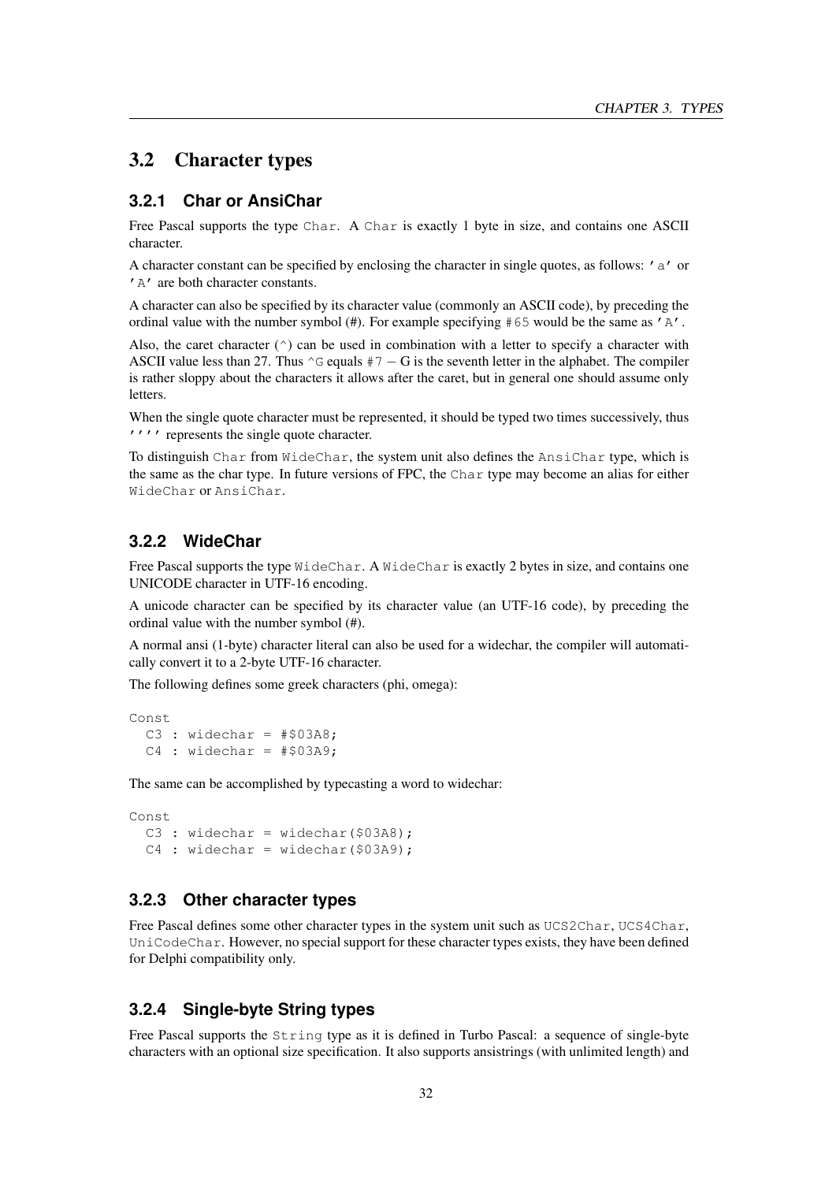## 3.2 Character types

### 3.2.1 Char or AnsiChar

Free Pascal supports the type `Char`. A `Char` is exactly 1 byte in size, and contains one ASCII character.

A character constant can be specified by enclosing the character in single quotes, as follows: `'a'` or `'A'` are both character constants.

A character can also be specified by its character value (commonly an ASCII code), by preceding the ordinal value with the number symbol (#). For example specifying `#65` would be the same as `'A'`.

Also, the caret character (`^`) can be used in combination with a letter to specify a character with ASCII value less than 27. Thus `^G` equals `#7` − G is the seventh letter in the alphabet. The compiler is rather sloppy about the characters it allows after the caret, but in general one should assume only letters.

When the single quote character must be represented, it should be typed two times successively, thus `''''` represents the single quote character.

To distinguish `Char` from `WideChar`, the system unit also defines the `AnsiChar` type, which is the same as the char type. In future versions of FPC, the `Char` type may become an alias for either `WideChar` or `AnsiChar`.

### 3.2.2 WideChar

Free Pascal supports the type `WideChar`. A `WideChar` is exactly 2 bytes in size, and contains one UNICODE character in UTF-16 encoding.

A unicode character can be specified by its character value (an UTF-16 code), by preceding the ordinal value with the number symbol (#).

A normal ansi (1-byte) character literal can also be used for a widechar, the compiler will automatically convert it to a 2-byte UTF-16 character.

The following defines some greek characters (phi, omega):

```
Const
  C3 : widechar = #$03A8;
  C4 : widechar = #$03A9;
```

The same can be accomplished by typecasting a word to widechar:

```
Const
  C3 : widechar = widechar($03A8);
  C4 : widechar = widechar($03A9);
```

### 3.2.3 Other character types

Free Pascal defines some other character types in the system unit such as `UCS2Char`, `UCS4Char`, `UniCodeChar`. However, no special support for these character types exists, they have been defined for Delphi compatibility only.

### 3.2.4 Single-byte String types

Free Pascal supports the `String` type as it is defined in Turbo Pascal: a sequence of single-byte characters with an optional size specification. It also supports ansistrings (with unlimited length) and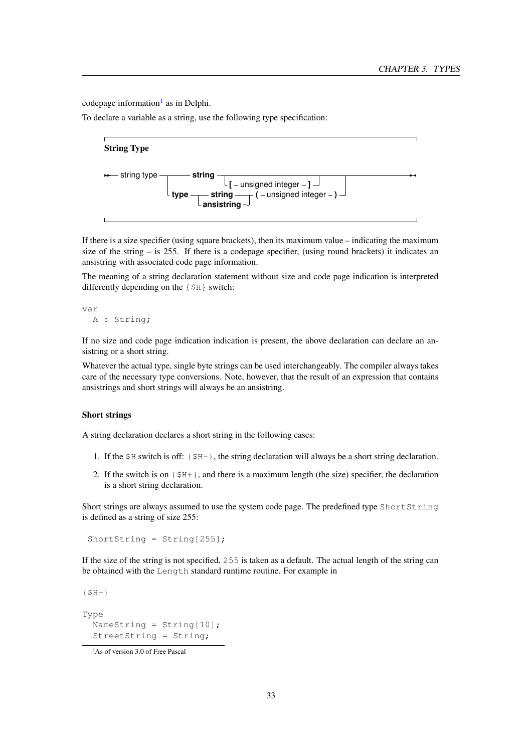codepage information[1] as in Delphi.

To declare a variable as a string, use the following type specification:

**String Type**

```
→→— string type ─┬──────── string ─┬──────────────────────────┬─────────────────→◄
                 │                 └ [ – unsigned integer – ] ┘ │
                 └ type ─┬─ string ────┬─ ( – unsigned integer – ) ┘
                         └ ansistring ─┘
```

If there is a size specifier (using square brackets), then its maximum value – indicating the maximum size of the string – is 255. If there is a codepage specifier, (using round brackets) it indicates an ansistring with associated code page information.

The meaning of a string declaration statement without size and code page indication is interpreted differently depending on the {$H} switch:

```
var
  A : String;
```

If no size and code page indication indication is present, the above declaration can declare an ansistring or a short string.

Whatever the actual type, single byte strings can be used interchangeably. The compiler always takes care of the necessary type conversions. Note, however, that the result of an expression that contains ansistrings and short strings will always be an ansistring.

### Short strings

A string declaration declares a short string in the following cases:

1. If the $H switch is off: {$H-}, the string declaration will always be a short string declaration.
2. If the switch is on {$H+}, and there is a maximum length (the size) specifier, the declaration is a short string declaration.

Short strings are always assumed to use the system code page. The predefined type `ShortString` is defined as a string of size 255:

```
 ShortString = String[255];
```

If the size of the string is not specified, `255` is taken as a default. The actual length of the string can be obtained with the `Length` standard runtime routine. For example in

```
{$H-}

Type
  NameString = String[10];
  StreetString = String;
```

[1] As of version 3.0 of Free Pascal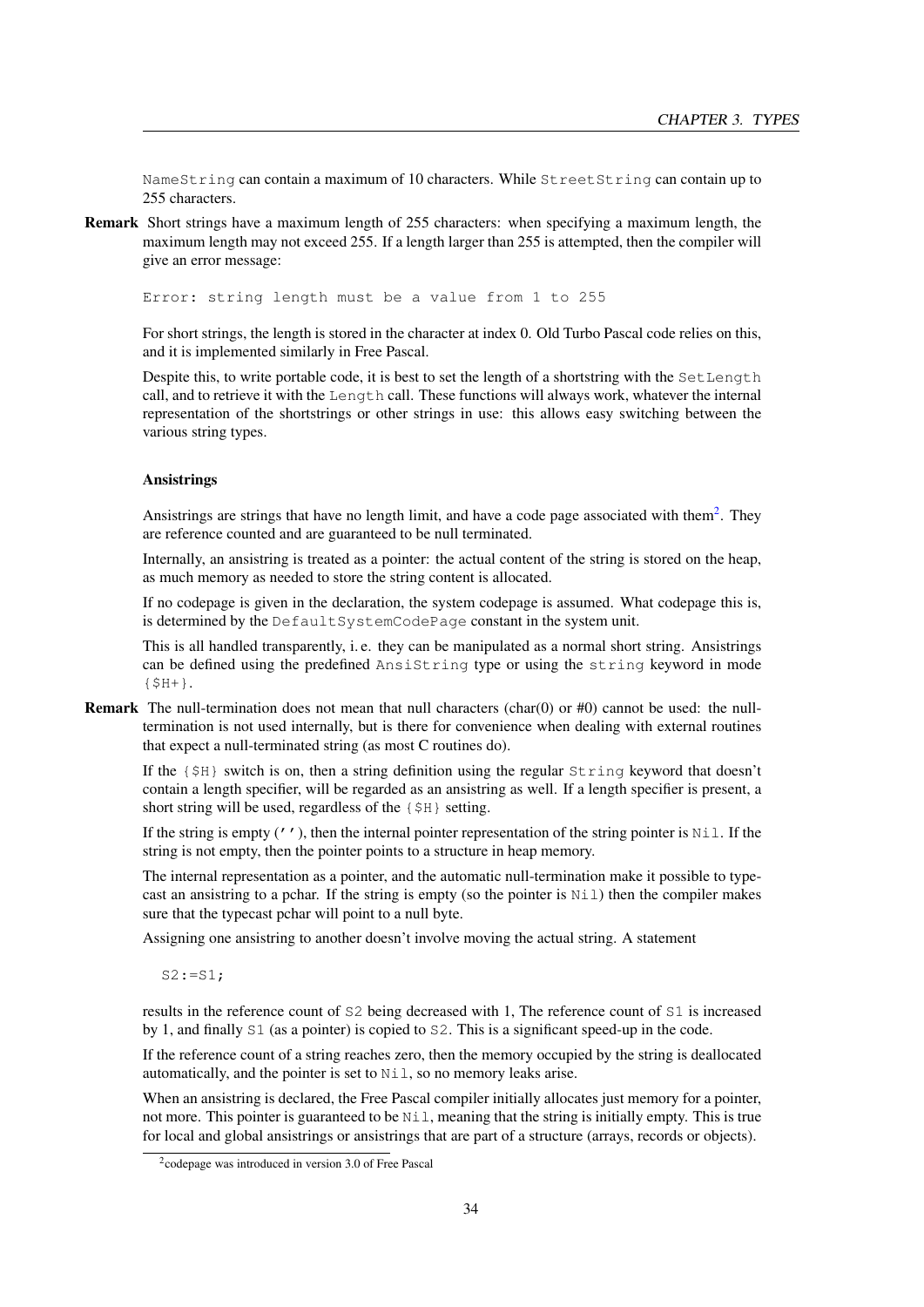NameString can contain a maximum of 10 characters. While StreetString can contain up to 255 characters.

**Remark** Short strings have a maximum length of 255 characters: when specifying a maximum length, the maximum length may not exceed 255. If a length larger than 255 is attempted, then the compiler will give an error message:

```
Error: string length must be a value from 1 to 255
```

For short strings, the length is stored in the character at index 0. Old Turbo Pascal code relies on this, and it is implemented similarly in Free Pascal.

Despite this, to write portable code, it is best to set the length of a shortstring with the SetLength call, and to retrieve it with the Length call. These functions will always work, whatever the internal representation of the shortstrings or other strings in use: this allows easy switching between the various string types.

### Ansistrings

Ansistrings are strings that have no length limit, and have a code page associated with them[2]. They are reference counted and are guaranteed to be null terminated.

Internally, an ansistring is treated as a pointer: the actual content of the string is stored on the heap, as much memory as needed to store the string content is allocated.

If no codepage is given in the declaration, the system codepage is assumed. What codepage this is, is determined by the DefaultSystemCodePage constant in the system unit.

This is all handled transparently, i. e. they can be manipulated as a normal short string. Ansistrings can be defined using the predefined AnsiString type or using the string keyword in mode {$H+}.

**Remark** The null-termination does not mean that null characters (char(0) or #0) cannot be used: the null-termination is not used internally, but is there for convenience when dealing with external routines that expect a null-terminated string (as most C routines do).

If the {$H} switch is on, then a string definition using the regular String keyword that doesn't contain a length specifier, will be regarded as an ansistring as well. If a length specifier is present, a short string will be used, regardless of the {$H} setting.

If the string is empty (''), then the internal pointer representation of the string pointer is Nil. If the string is not empty, then the pointer points to a structure in heap memory.

The internal representation as a pointer, and the automatic null-termination make it possible to typecast an ansistring to a pchar. If the string is empty (so the pointer is Nil) then the compiler makes sure that the typecast pchar will point to a null byte.

Assigning one ansistring to another doesn't involve moving the actual string. A statement

```
S2:=S1;
```

results in the reference count of S2 being decreased with 1, The reference count of S1 is increased by 1, and finally S1 (as a pointer) is copied to S2. This is a significant speed-up in the code.

If the reference count of a string reaches zero, then the memory occupied by the string is deallocated automatically, and the pointer is set to Nil, so no memory leaks arise.

When an ansistring is declared, the Free Pascal compiler initially allocates just memory for a pointer, not more. This pointer is guaranteed to be Nil, meaning that the string is initially empty. This is true for local and global ansistrings or ansistrings that are part of a structure (arrays, records or objects).

[2]codepage was introduced in version 3.0 of Free Pascal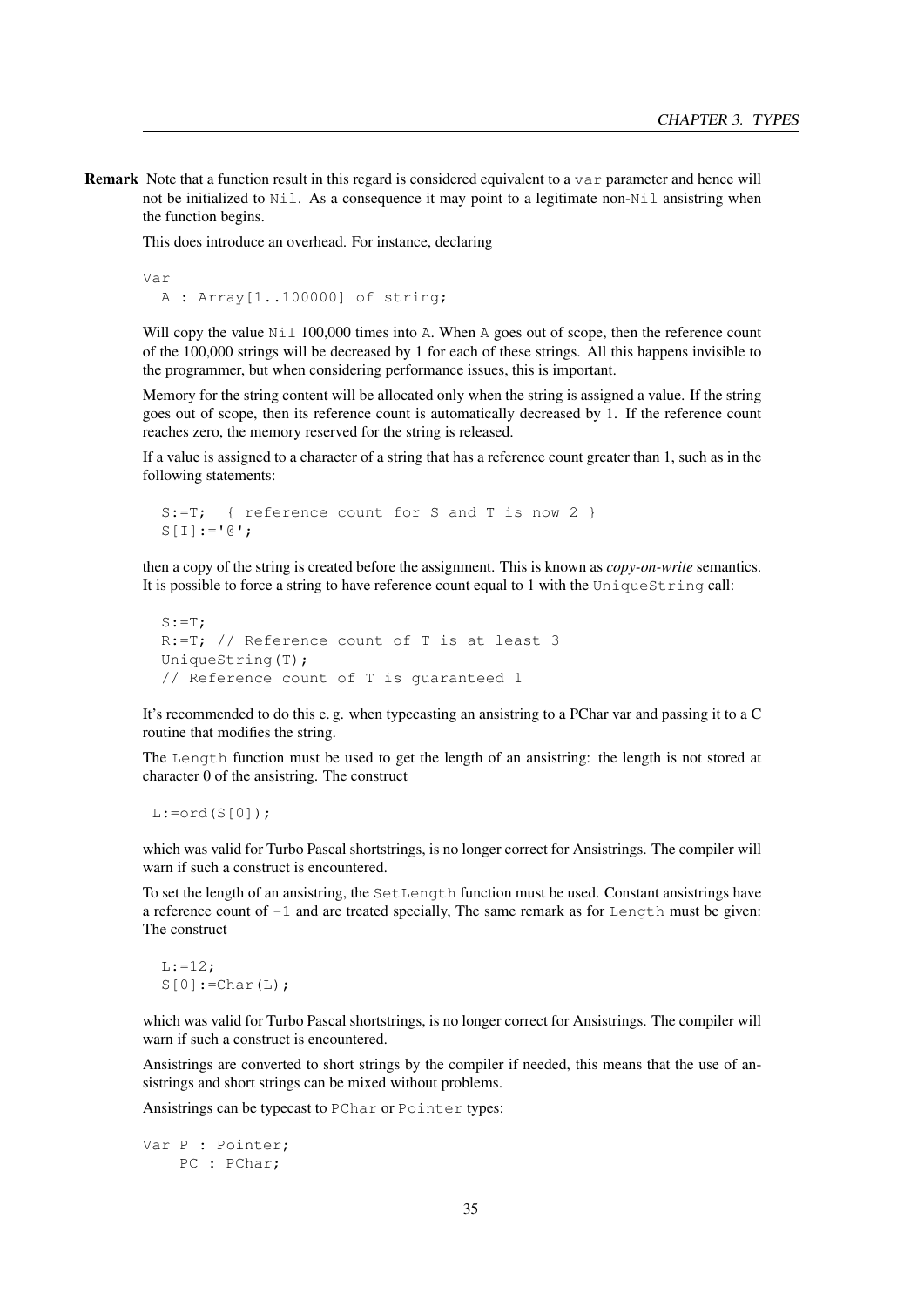**Remark** Note that a function result in this regard is considered equivalent to a `var` parameter and hence will not be initialized to `Nil`. As a consequence it may point to a legitimate non-`Nil` ansistring when the function begins.

This does introduce an overhead. For instance, declaring

```
Var
  A : Array[1..100000] of string;
```

Will copy the value `Nil` 100,000 times into `A`. When `A` goes out of scope, then the reference count of the 100,000 strings will be decreased by 1 for each of these strings. All this happens invisible to the programmer, but when considering performance issues, this is important.

Memory for the string content will be allocated only when the string is assigned a value. If the string goes out of scope, then its reference count is automatically decreased by 1. If the reference count reaches zero, the memory reserved for the string is released.

If a value is assigned to a character of a string that has a reference count greater than 1, such as in the following statements:

```
  S:=T;  { reference count for S and T is now 2 }
  S[I]:='@';
```

then a copy of the string is created before the assignment. This is known as *copy-on-write* semantics. It is possible to force a string to have reference count equal to 1 with the `UniqueString` call:

```
  S:=T;
  R:=T; // Reference count of T is at least 3
  UniqueString(T);
  // Reference count of T is guaranteed 1
```

It's recommended to do this e. g. when typecasting an ansistring to a PChar var and passing it to a C routine that modifies the string.

The `Length` function must be used to get the length of an ansistring: the length is not stored at character 0 of the ansistring. The construct

```
 L:=ord(S[0]);
```

which was valid for Turbo Pascal shortstrings, is no longer correct for Ansistrings. The compiler will warn if such a construct is encountered.

To set the length of an ansistring, the `SetLength` function must be used. Constant ansistrings have a reference count of `-1` and are treated specially, The same remark as for `Length` must be given: The construct

```
  L:=12;
  S[0]:=Char(L);
```

which was valid for Turbo Pascal shortstrings, is no longer correct for Ansistrings. The compiler will warn if such a construct is encountered.

Ansistrings are converted to short strings by the compiler if needed, this means that the use of ansistrings and short strings can be mixed without problems.

Ansistrings can be typecast to `PChar` or `Pointer` types:

```
Var P : Pointer;
    PC : PChar;
```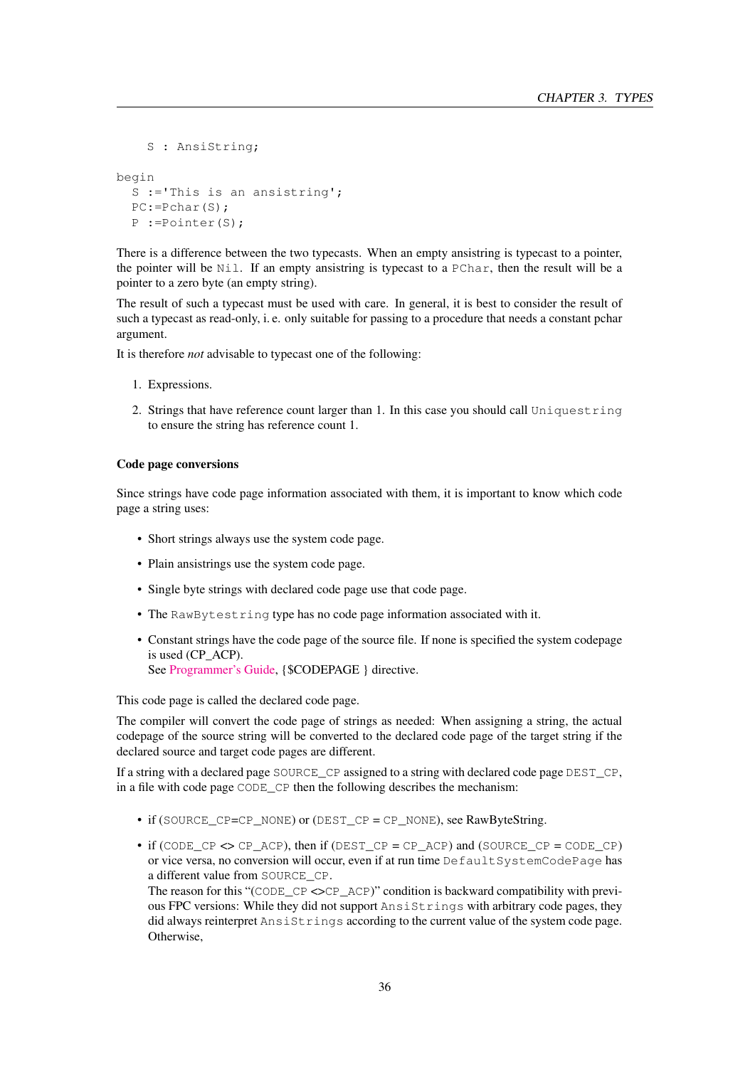```
    S : AnsiString;

begin
  S :='This is an ansistring';
  PC:=Pchar(S);
  P :=Pointer(S);
```

There is a difference between the two typecasts. When an empty ansistring is typecast to a pointer, the pointer will be `Nil`. If an empty ansistring is typecast to a `PChar`, then the result will be a pointer to a zero byte (an empty string).

The result of such a typecast must be used with care. In general, it is best to consider the result of such a typecast as read-only, i. e. only suitable for passing to a procedure that needs a constant pchar argument.

It is therefore *not* advisable to typecast one of the following:

1. Expressions.
2. Strings that have reference count larger than 1. In this case you should call `Uniquestring` to ensure the string has reference count 1.

#### Code page conversions

Since strings have code page information associated with them, it is important to know which code page a string uses:

- Short strings always use the system code page.
- Plain ansistrings use the system code page.
- Single byte strings with declared code page use that code page.
- The `RawBytestring` type has no code page information associated with it.
- Constant strings have the code page of the source file. If none is specified the system codepage is used (CP_ACP).
  See Programmer's Guide, {$CODEPAGE } directive.

This code page is called the declared code page.

The compiler will convert the code page of strings as needed: When assigning a string, the actual codepage of the source string will be converted to the declared code page of the target string if the declared source and target code pages are different.

If a string with a declared page `SOURCE_CP` assigned to a string with declared code page `DEST_CP`, in a file with code page `CODE_CP` then the following describes the mechanism:

- if (`SOURCE_CP=CP_NONE`) or (`DEST_CP = CP_NONE`), see RawByteString.
- if (`CODE_CP <> CP_ACP`), then if (`DEST_CP = CP_ACP`) and (`SOURCE_CP = CODE_CP`) or vice versa, no conversion will occur, even if at run time `DefaultSystemCodePage` has a different value from `SOURCE_CP`.
  The reason for this "(`CODE_CP <>CP_ACP`)" condition is backward compatibility with previous FPC versions: While they did not support `AnsiStrings` with arbitrary code pages, they did always reinterpret `AnsiStrings` according to the current value of the system code page. Otherwise,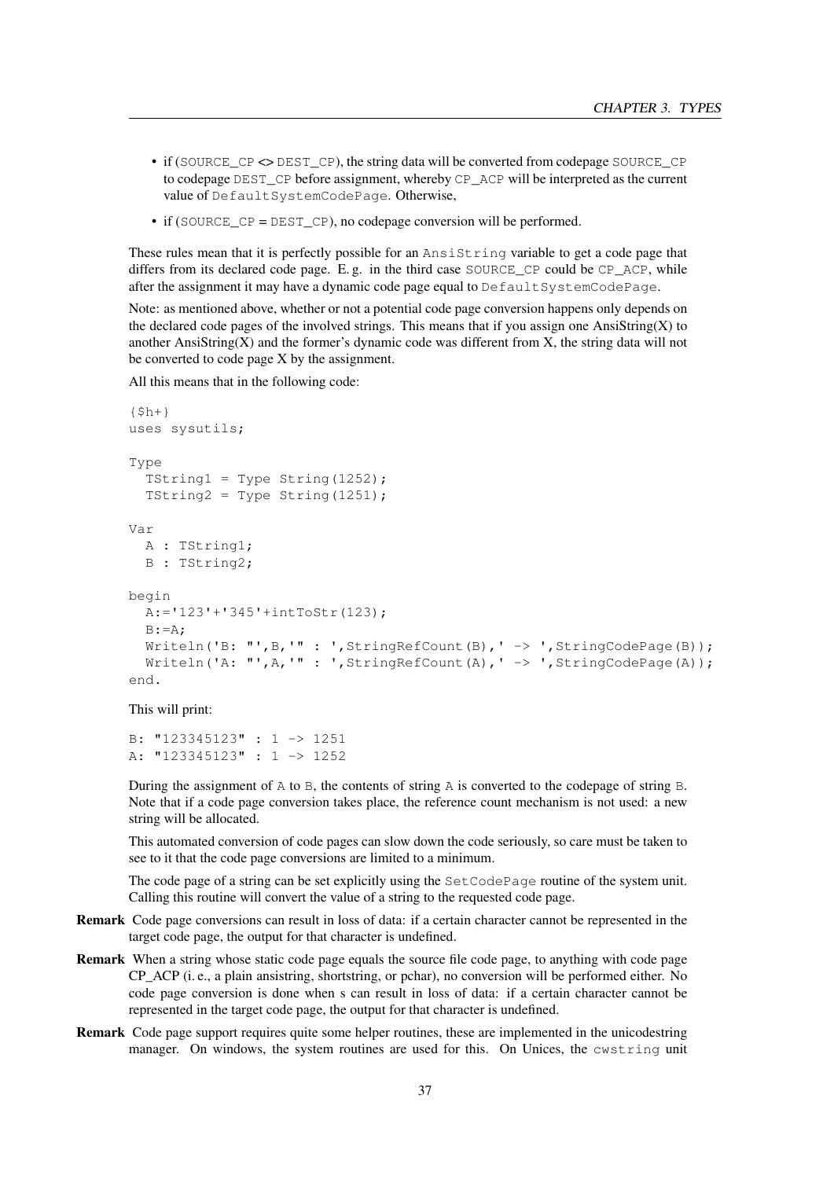- if (`SOURCE_CP` <> `DEST_CP`), the string data will be converted from codepage `SOURCE_CP` to codepage `DEST_CP` before assignment, whereby `CP_ACP` will be interpreted as the current value of `DefaultSystemCodePage`. Otherwise,
- if (`SOURCE_CP` = `DEST_CP`), no codepage conversion will be performed.

These rules mean that it is perfectly possible for an `AnsiString` variable to get a code page that differs from its declared code page. E. g. in the third case `SOURCE_CP` could be `CP_ACP`, while after the assignment it may have a dynamic code page equal to `DefaultSystemCodePage`.

Note: as mentioned above, whether or not a potential code page conversion happens only depends on the declared code pages of the involved strings. This means that if you assign one AnsiString(X) to another AnsiString(X) and the former's dynamic code was different from X, the string data will not be converted to code page X by the assignment.

All this means that in the following code:

```
{$h+}
uses sysutils;

Type
  TString1 = Type String(1252);
  TString2 = Type String(1251);

Var
  A : TString1;
  B : TString2;

begin
  A:='123'+'345'+intToStr(123);
  B:=A;
  Writeln('B: "',B,'" : ',StringRefCount(B),' -> ',StringCodePage(B));
  Writeln('A: "',A,'" : ',StringRefCount(A),' -> ',StringCodePage(A));
end.
```

This will print:

```
B: "123345123" : 1 -> 1251
A: "123345123" : 1 -> 1252
```

During the assignment of `A` to `B`, the contents of string `A` is converted to the codepage of string `B`. Note that if a code page conversion takes place, the reference count mechanism is not used: a new string will be allocated.

This automated conversion of code pages can slow down the code seriously, so care must be taken to see to it that the code page conversions are limited to a minimum.

The code page of a string can be set explicitly using the `SetCodePage` routine of the system unit. Calling this routine will convert the value of a string to the requested code page.

**Remark** Code page conversions can result in loss of data: if a certain character cannot be represented in the target code page, the output for that character is undefined.

**Remark** When a string whose static code page equals the source file code page, to anything with code page CP_ACP (i. e., a plain ansistring, shortstring, or pchar), no conversion will be performed either. No code page conversion is done when s can result in loss of data: if a certain character cannot be represented in the target code page, the output for that character is undefined.

**Remark** Code page support requires quite some helper routines, these are implemented in the unicodestring manager. On windows, the system routines are used for this. On Unices, the `cwstring` unit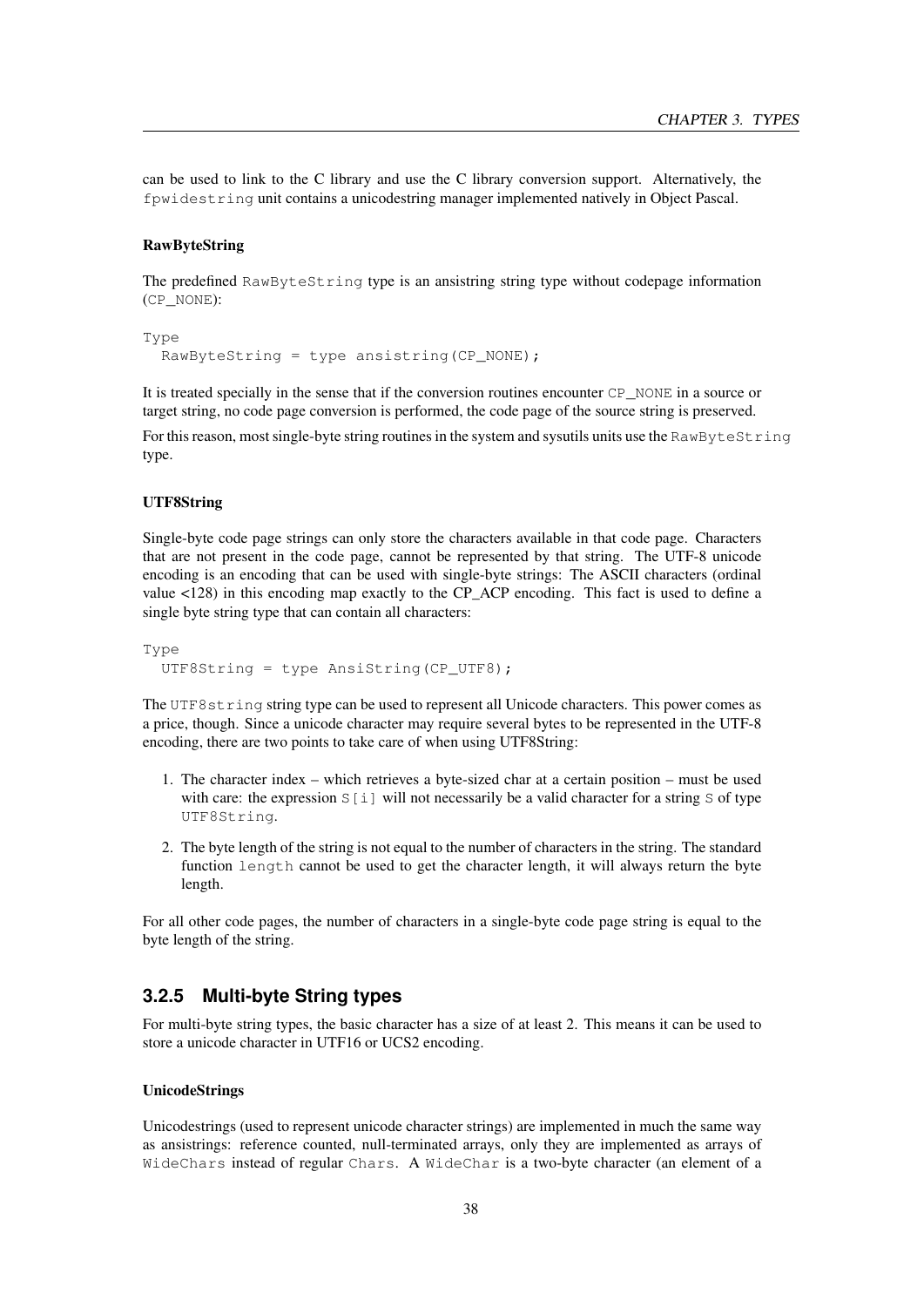can be used to link to the C library and use the C library conversion support. Alternatively, the `fpwidestring` unit contains a unicodestring manager implemented natively in Object Pascal.

#### RawByteString

The predefined `RawByteString` type is an ansistring string type without codepage information (`CP_NONE`):

```
Type
  RawByteString = type ansistring(CP_NONE);
```

It is treated specially in the sense that if the conversion routines encounter `CP_NONE` in a source or target string, no code page conversion is performed, the code page of the source string is preserved.

For this reason, most single-byte string routines in the system and sysutils units use the `RawByteString` type.

#### UTF8String

Single-byte code page strings can only store the characters available in that code page. Characters that are not present in the code page, cannot be represented by that string. The UTF-8 unicode encoding is an encoding that can be used with single-byte strings: The ASCII characters (ordinal value <128) in this encoding map exactly to the CP_ACP encoding. This fact is used to define a single byte string type that can contain all characters:

```
Type
  UTF8String = type AnsiString(CP_UTF8);
```

The `UTF8string` string type can be used to represent all Unicode characters. This power comes as a price, though. Since a unicode character may require several bytes to be represented in the UTF-8 encoding, there are two points to take care of when using UTF8String:

1. The character index – which retrieves a byte-sized char at a certain position – must be used with care: the expression `S[i]` will not necessarily be a valid character for a string `S` of type `UTF8String`.
2. The byte length of the string is not equal to the number of characters in the string. The standard function `length` cannot be used to get the character length, it will always return the byte length.

For all other code pages, the number of characters in a single-byte code page string is equal to the byte length of the string.

### 3.2.5 Multi-byte String types

For multi-byte string types, the basic character has a size of at least 2. This means it can be used to store a unicode character in UTF16 or UCS2 encoding.

#### UnicodeStrings

Unicodestrings (used to represent unicode character strings) are implemented in much the same way as ansistrings: reference counted, null-terminated arrays, only they are implemented as arrays of `WideChars` instead of regular `Chars`. A `WideChar` is a two-byte character (an element of a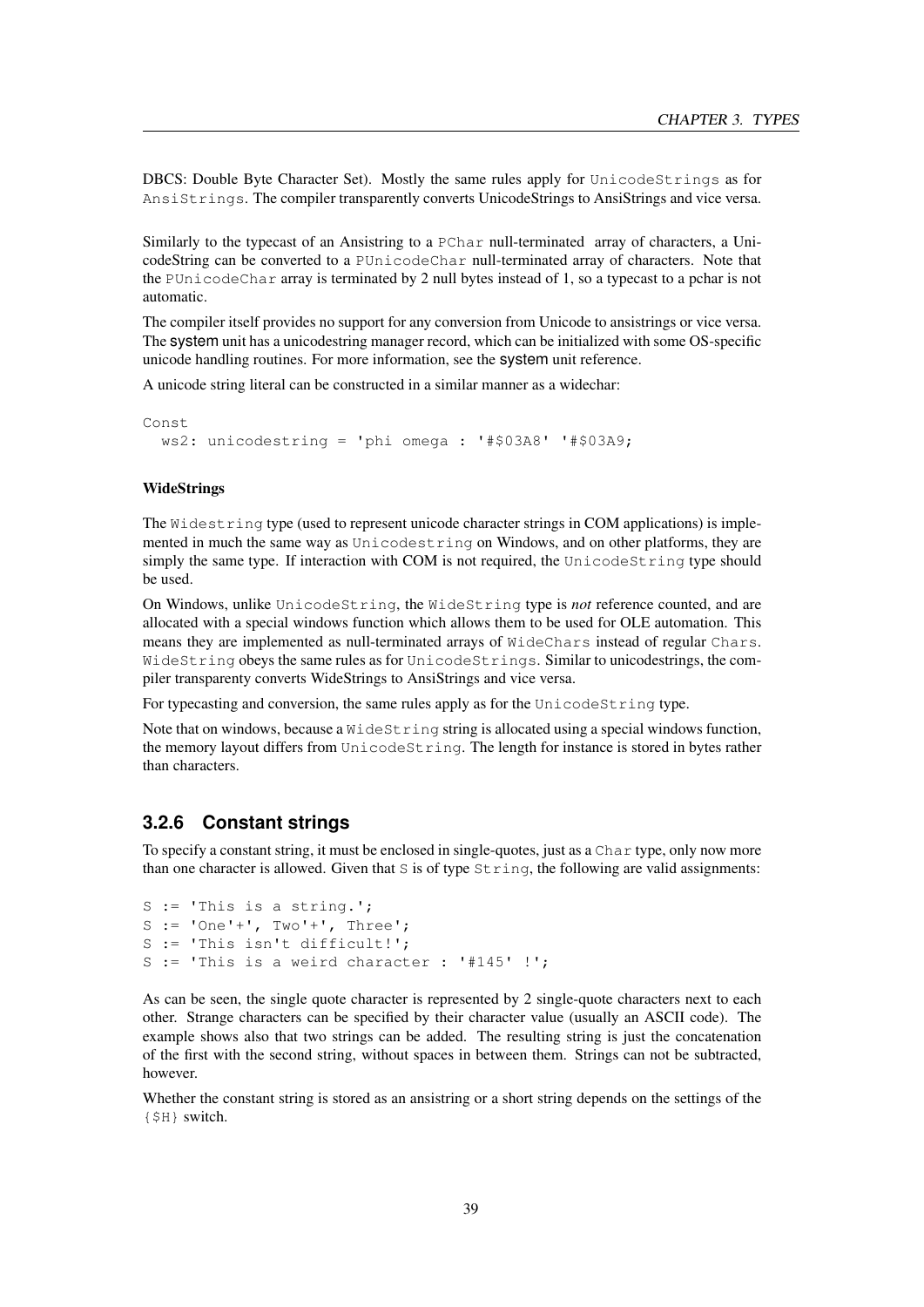DBCS: Double Byte Character Set). Mostly the same rules apply for UnicodeStrings as for AnsiStrings. The compiler transparently converts UnicodeStrings to AnsiStrings and vice versa.

Similarly to the typecast of an Ansistring to a PChar null-terminated array of characters, a UnicodeString can be converted to a PUnicodeChar null-terminated array of characters. Note that the PUnicodeChar array is terminated by 2 null bytes instead of 1, so a typecast to a pchar is not automatic.

The compiler itself provides no support for any conversion from Unicode to ansistrings or vice versa. The system unit has a unicodestring manager record, which can be initialized with some OS-specific unicode handling routines. For more information, see the system unit reference.

A unicode string literal can be constructed in a similar manner as a widechar:

```
Const
  ws2: unicodestring = 'phi omega : '#$03A8' '#$03A9;
```

#### WideStrings

The Widestring type (used to represent unicode character strings in COM applications) is implemented in much the same way as Unicodestring on Windows, and on other platforms, they are simply the same type. If interaction with COM is not required, the UnicodeString type should be used.

On Windows, unlike UnicodeString, the WideString type is *not* reference counted, and are allocated with a special windows function which allows them to be used for OLE automation. This means they are implemented as null-terminated arrays of WideChars instead of regular Chars. WideString obeys the same rules as for UnicodeStrings. Similar to unicodestrings, the compiler transparenty converts WideStrings to AnsiStrings and vice versa.

For typecasting and conversion, the same rules apply as for the UnicodeString type.

Note that on windows, because a WideString string is allocated using a special windows function, the memory layout differs from UnicodeString. The length for instance is stored in bytes rather than characters.

### 3.2.6 Constant strings

To specify a constant string, it must be enclosed in single-quotes, just as a Char type, only now more than one character is allowed. Given that S is of type String, the following are valid assignments:

```
S := 'This is a string.';
S := 'One'+', Two'+', Three';
S := 'This isn''t difficult!';
S := 'This is a weird character : '#145' !';
```

As can be seen, the single quote character is represented by 2 single-quote characters next to each other. Strange characters can be specified by their character value (usually an ASCII code). The example shows also that two strings can be added. The resulting string is just the concatenation of the first with the second string, without spaces in between them. Strings can not be subtracted, however.

Whether the constant string is stored as an ansistring or a short string depends on the settings of the {$H} switch.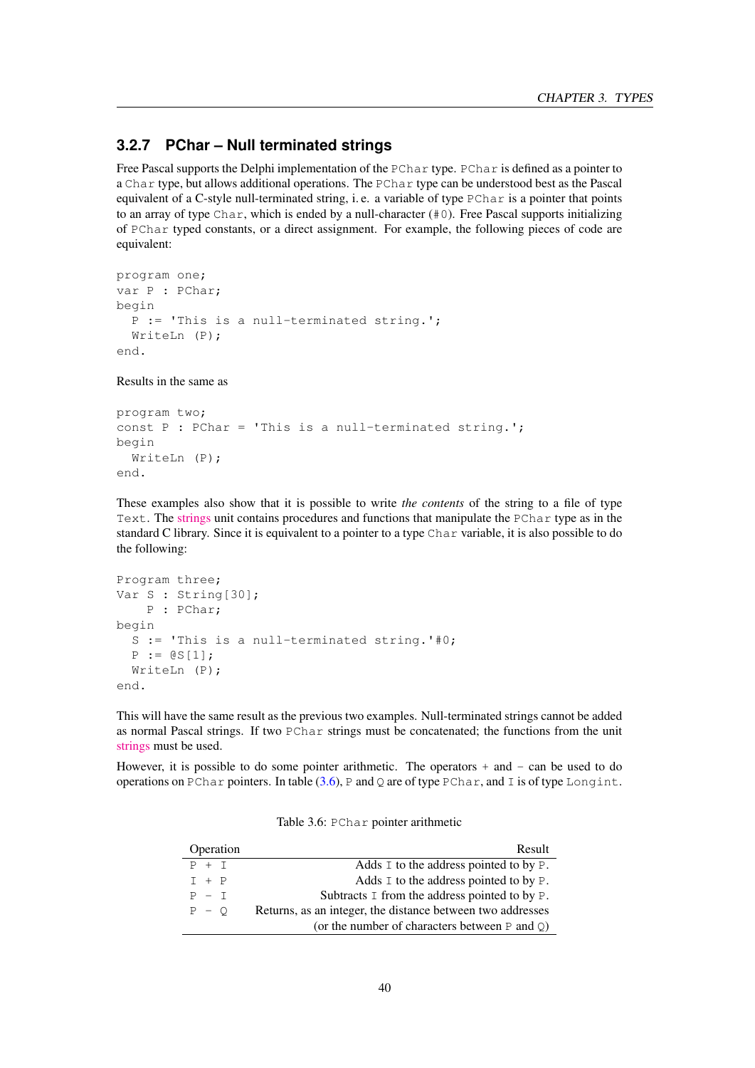### 3.2.7 PChar – Null terminated strings

Free Pascal supports the Delphi implementation of the `PChar` type. `PChar` is defined as a pointer to a `Char` type, but allows additional operations. The `PChar` type can be understood best as the Pascal equivalent of a C-style null-terminated string, i. e. a variable of type `PChar` is a pointer that points to an array of type `Char`, which is ended by a null-character (`#0`). Free Pascal supports initializing of `PChar` typed constants, or a direct assignment. For example, the following pieces of code are equivalent:

```
program one;
var P : PChar;
begin
  P := 'This is a null-terminated string.';
  WriteLn (P);
end.
```

Results in the same as

```
program two;
const P : PChar = 'This is a null-terminated string.';
begin
  WriteLn (P);
end.
```

These examples also show that it is possible to write *the contents* of the string to a file of type `Text`. The strings unit contains procedures and functions that manipulate the `PChar` type as in the standard C library. Since it is equivalent to a pointer to a type `Char` variable, it is also possible to do the following:

```
Program three;
Var S : String[30];
    P : PChar;
begin
  S := 'This is a null-terminated string.'#0;
  P := @S[1];
  WriteLn (P);
end.
```

This will have the same result as the previous two examples. Null-terminated strings cannot be added as normal Pascal strings. If two `PChar` strings must be concatenated; the functions from the unit strings must be used.

However, it is possible to do some pointer arithmetic. The operators `+` and `-` can be used to do operations on `PChar` pointers. In table (3.6), `P` and `Q` are of type `PChar`, and `I` is of type `Longint`.

Table 3.6: `PChar` pointer arithmetic

| Operation | Result |
|---|---|
| `P + I` | Adds `I` to the address pointed to by `P`. |
| `I + P` | Adds `I` to the address pointed to by `P`. |
| `P - I` | Subtracts `I` from the address pointed to by `P`. |
| `P - Q` | Returns, as an integer, the distance between two addresses (or the number of characters between `P` and `Q`) |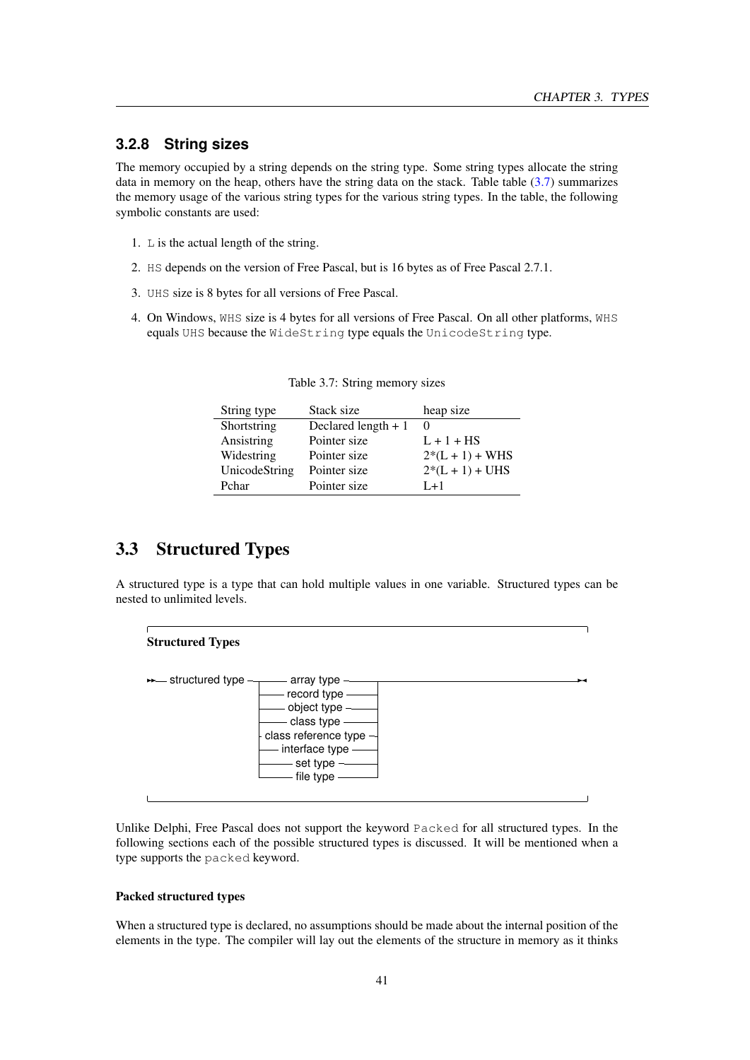### 3.2.8 String sizes

The memory occupied by a string depends on the string type. Some string types allocate the string data in memory on the heap, others have the string data on the stack. Table table (3.7) summarizes the memory usage of the various string types for the various string types. In the table, the following symbolic constants are used:

1. `L` is the actual length of the string.
2. `HS` depends on the version of Free Pascal, but is 16 bytes as of Free Pascal 2.7.1.
3. `UHS` size is 8 bytes for all versions of Free Pascal.
4. On Windows, `WHS` size is 4 bytes for all versions of Free Pascal. On all other platforms, `WHS` equals `UHS` because the `WideString` type equals the `UnicodeString` type.

Table 3.7: String memory sizes

| String type | Stack size | heap size |
|---|---|---|
| Shortstring | Declared length + 1 | 0 |
| Ansistring | Pointer size | L + 1 + HS |
| Widestring | Pointer size | 2*(L + 1) + WHS |
| UnicodeString | Pointer size | 2*(L + 1) + UHS |
| Pchar | Pointer size | L+1 |

## 3.3 Structured Types

A structured type is a type that can hold multiple values in one variable. Structured types can be nested to unlimited levels.

**Structured Types**

```
structured type --+-- array type ------------+--
                  +-- record type -----------+
                  +-- object type -----------+
                  +-- class type ------------+
                  +-- class reference type --+
                  +-- interface type --------+
                  +-- set type --------------+
                  +-- file type -------------+
```

Unlike Delphi, Free Pascal does not support the keyword `Packed` for all structured types. In the following sections each of the possible structured types is discussed. It will be mentioned when a type supports the `packed` keyword.

#### Packed structured types

When a structured type is declared, no assumptions should be made about the internal position of the elements in the type. The compiler will lay out the elements of the structure in memory as it thinks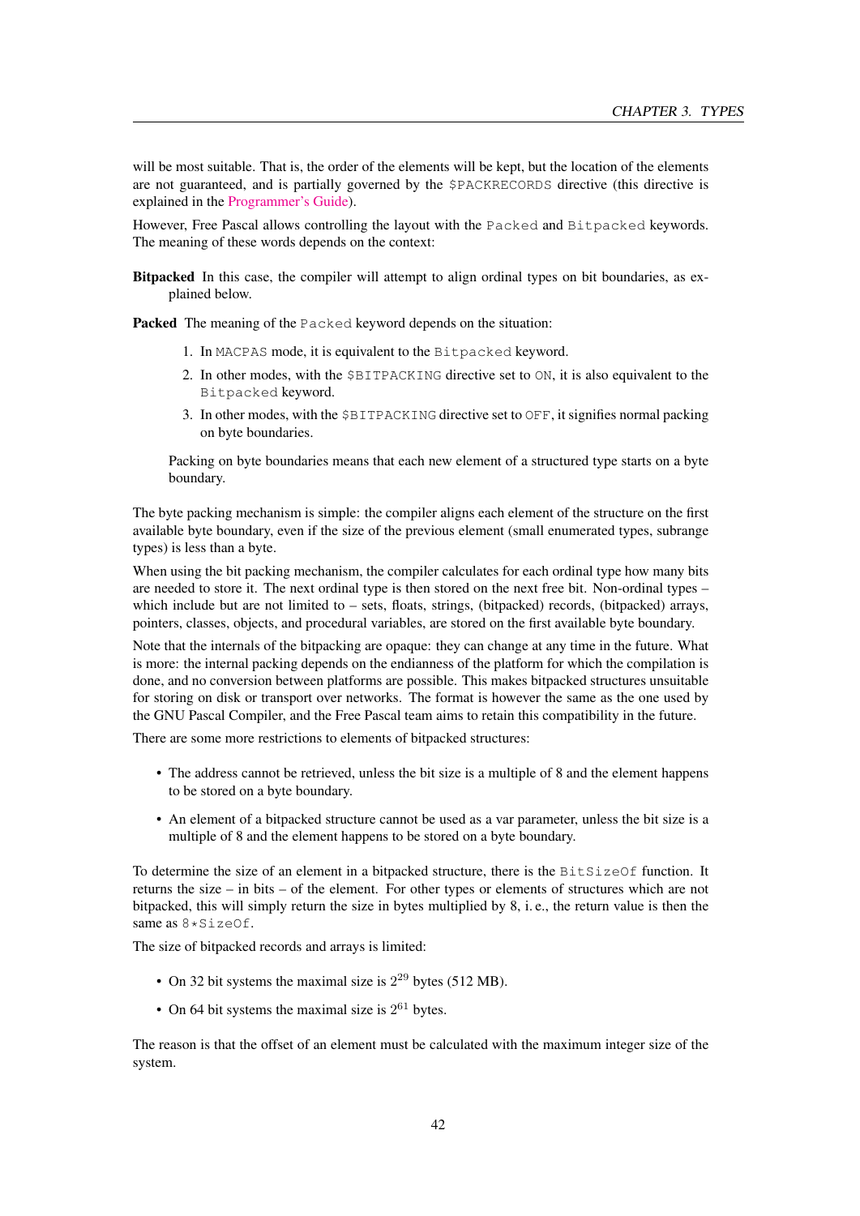will be most suitable. That is, the order of the elements will be kept, but the location of the elements are not guaranteed, and is partially governed by the `$PACKRECORDS` directive (this directive is explained in the Programmer's Guide).

However, Free Pascal allows controlling the layout with the `Packed` and `Bitpacked` keywords. The meaning of these words depends on the context:

**Bitpacked** In this case, the compiler will attempt to align ordinal types on bit boundaries, as explained below.

**Packed** The meaning of the `Packed` keyword depends on the situation:

1. In `MACPAS` mode, it is equivalent to the `Bitpacked` keyword.
2. In other modes, with the `$BITPACKING` directive set to `ON`, it is also equivalent to the `Bitpacked` keyword.
3. In other modes, with the `$BITPACKING` directive set to `OFF`, it signifies normal packing on byte boundaries.

Packing on byte boundaries means that each new element of a structured type starts on a byte boundary.

The byte packing mechanism is simple: the compiler aligns each element of the structure on the first available byte boundary, even if the size of the previous element (small enumerated types, subrange types) is less than a byte.

When using the bit packing mechanism, the compiler calculates for each ordinal type how many bits are needed to store it. The next ordinal type is then stored on the next free bit. Non-ordinal types – which include but are not limited to – sets, floats, strings, (bitpacked) records, (bitpacked) arrays, pointers, classes, objects, and procedural variables, are stored on the first available byte boundary.

Note that the internals of the bitpacking are opaque: they can change at any time in the future. What is more: the internal packing depends on the endianness of the platform for which the compilation is done, and no conversion between platforms are possible. This makes bitpacked structures unsuitable for storing on disk or transport over networks. The format is however the same as the one used by the GNU Pascal Compiler, and the Free Pascal team aims to retain this compatibility in the future.

There are some more restrictions to elements of bitpacked structures:

- The address cannot be retrieved, unless the bit size is a multiple of 8 and the element happens to be stored on a byte boundary.
- An element of a bitpacked structure cannot be used as a var parameter, unless the bit size is a multiple of 8 and the element happens to be stored on a byte boundary.

To determine the size of an element in a bitpacked structure, there is the `BitSizeOf` function. It returns the size – in bits – of the element. For other types or elements of structures which are not bitpacked, this will simply return the size in bytes multiplied by 8, i. e., the return value is then the same as `8*SizeOf`.

The size of bitpacked records and arrays is limited:

- On 32 bit systems the maximal size is $2^{29}$ bytes (512 MB).
- On 64 bit systems the maximal size is $2^{61}$ bytes.

The reason is that the offset of an element must be calculated with the maximum integer size of the system.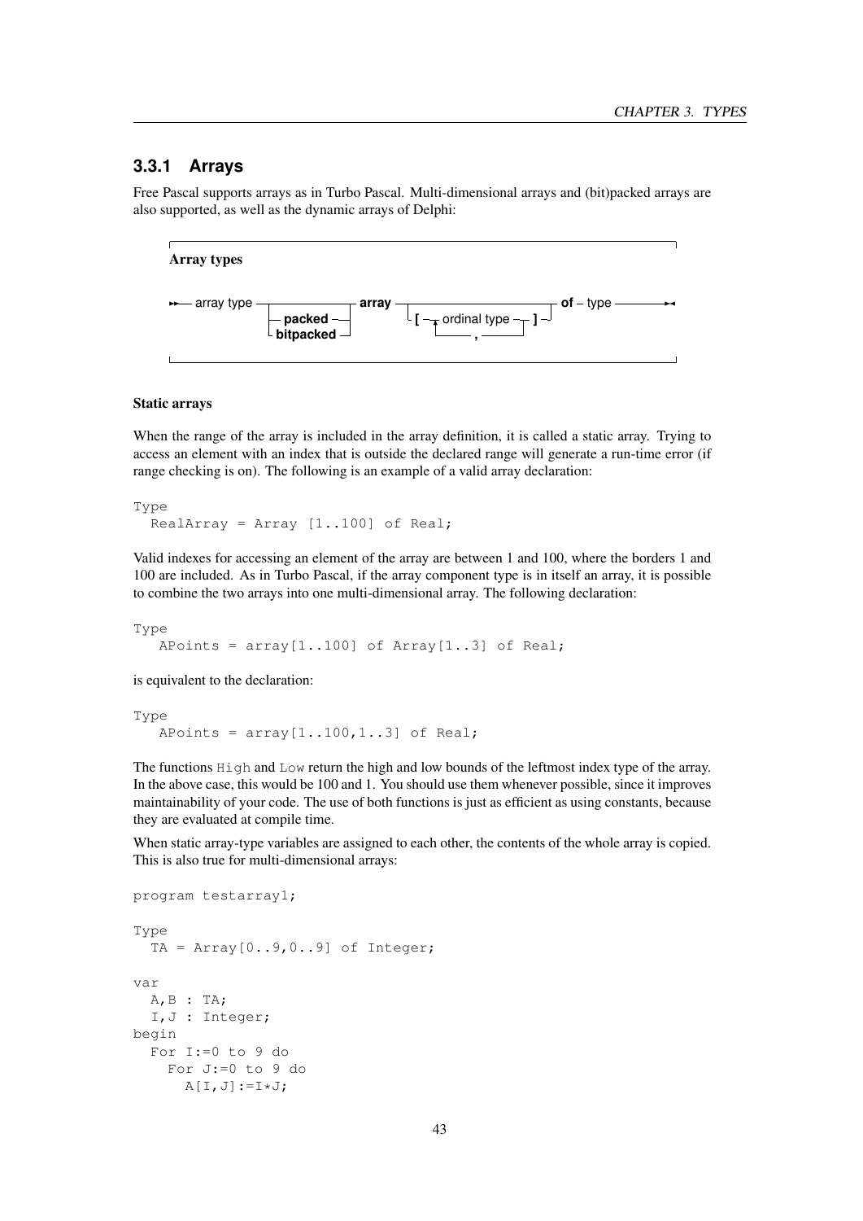### 3.3.1 Arrays

Free Pascal supports arrays as in Turbo Pascal. Multi-dimensional arrays and (bit)packed arrays are also supported, as well as the dynamic arrays of Delphi:

**Array types**

```
array type ─┬───────────┬─ array ─┬──────────────────────────┬─ of ─ type
            ├─ packed ──┤         └─ [ ─┬─ ordinal type ─┬─ ] ┘
            └─ bitpacked┘               └────── , ───────┘
```

#### Static arrays

When the range of the array is included in the array definition, it is called a static array. Trying to access an element with an index that is outside the declared range will generate a run-time error (if range checking is on). The following is an example of a valid array declaration:

```
Type
  RealArray = Array [1..100] of Real;
```

Valid indexes for accessing an element of the array are between 1 and 100, where the borders 1 and 100 are included. As in Turbo Pascal, if the array component type is in itself an array, it is possible to combine the two arrays into one multi-dimensional array. The following declaration:

```
Type
   APoints = array[1..100] of Array[1..3] of Real;
```

is equivalent to the declaration:

```
Type
   APoints = array[1..100,1..3] of Real;
```

The functions `High` and `Low` return the high and low bounds of the leftmost index type of the array. In the above case, this would be 100 and 1. You should use them whenever possible, since it improves maintainability of your code. The use of both functions is just as efficient as using constants, because they are evaluated at compile time.

When static array-type variables are assigned to each other, the contents of the whole array is copied. This is also true for multi-dimensional arrays:

```
program testarray1;

Type
  TA = Array[0..9,0..9] of Integer;

var
  A,B : TA;
  I,J : Integer;
begin
  For I:=0 to 9 do
    For J:=0 to 9 do
      A[I,J]:=I*J;
```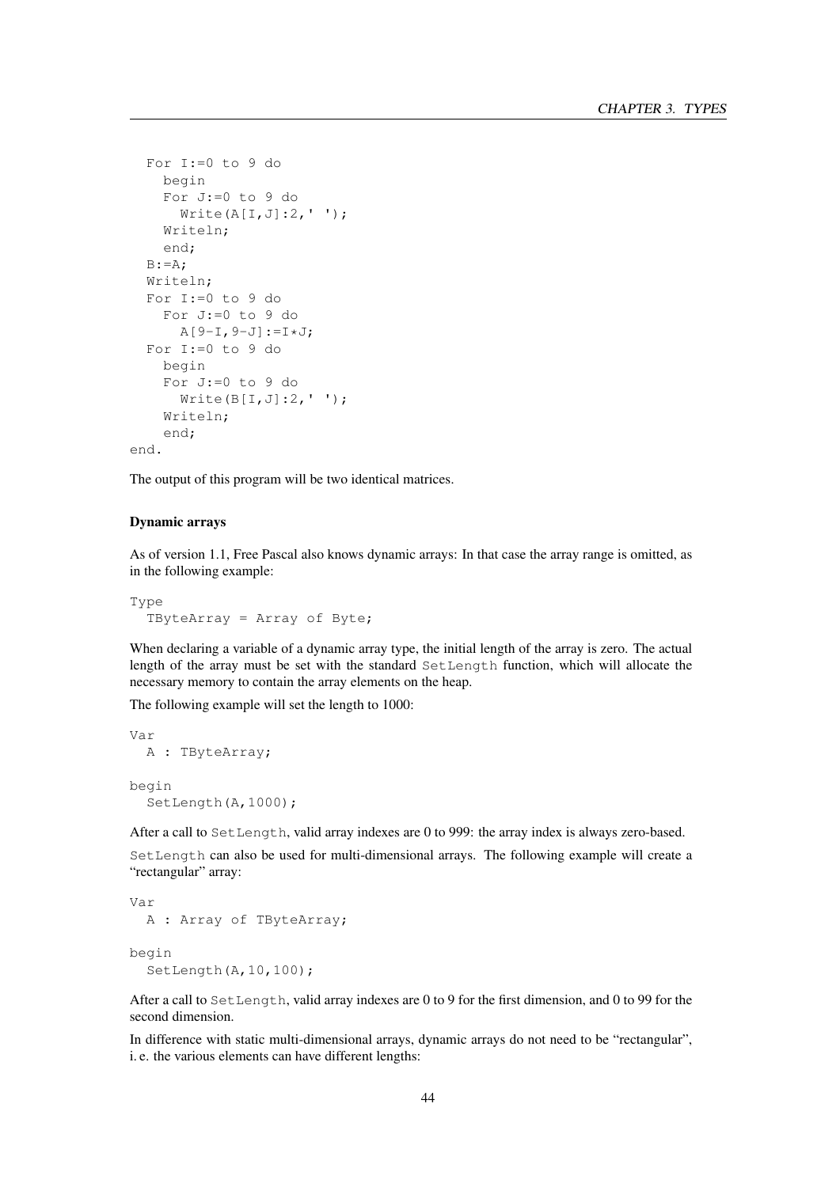```
  For I:=0 to 9 do
    begin
    For J:=0 to 9 do
      Write(A[I,J]:2,' ');
    Writeln;
    end;
  B:=A;
  Writeln;
  For I:=0 to 9 do
    For J:=0 to 9 do
      A[9-I,9-J]:=I*J;
  For I:=0 to 9 do
    begin
    For J:=0 to 9 do
      Write(B[I,J]:2,' ');
    Writeln;
    end;
end.
```

The output of this program will be two identical matrices.

#### Dynamic arrays

As of version 1.1, Free Pascal also knows dynamic arrays: In that case the array range is omitted, as in the following example:

```
Type
  TByteArray = Array of Byte;
```

When declaring a variable of a dynamic array type, the initial length of the array is zero. The actual length of the array must be set with the standard `SetLength` function, which will allocate the necessary memory to contain the array elements on the heap.

The following example will set the length to 1000:

```
Var
  A : TByteArray;

begin
  SetLength(A,1000);
```

After a call to `SetLength`, valid array indexes are 0 to 999: the array index is always zero-based.

`SetLength` can also be used for multi-dimensional arrays. The following example will create a "rectangular" array:

```
Var
  A : Array of TByteArray;

begin
  SetLength(A,10,100);
```

After a call to `SetLength`, valid array indexes are 0 to 9 for the first dimension, and 0 to 99 for the second dimension.

In difference with static multi-dimensional arrays, dynamic arrays do not need to be "rectangular", i. e. the various elements can have different lengths: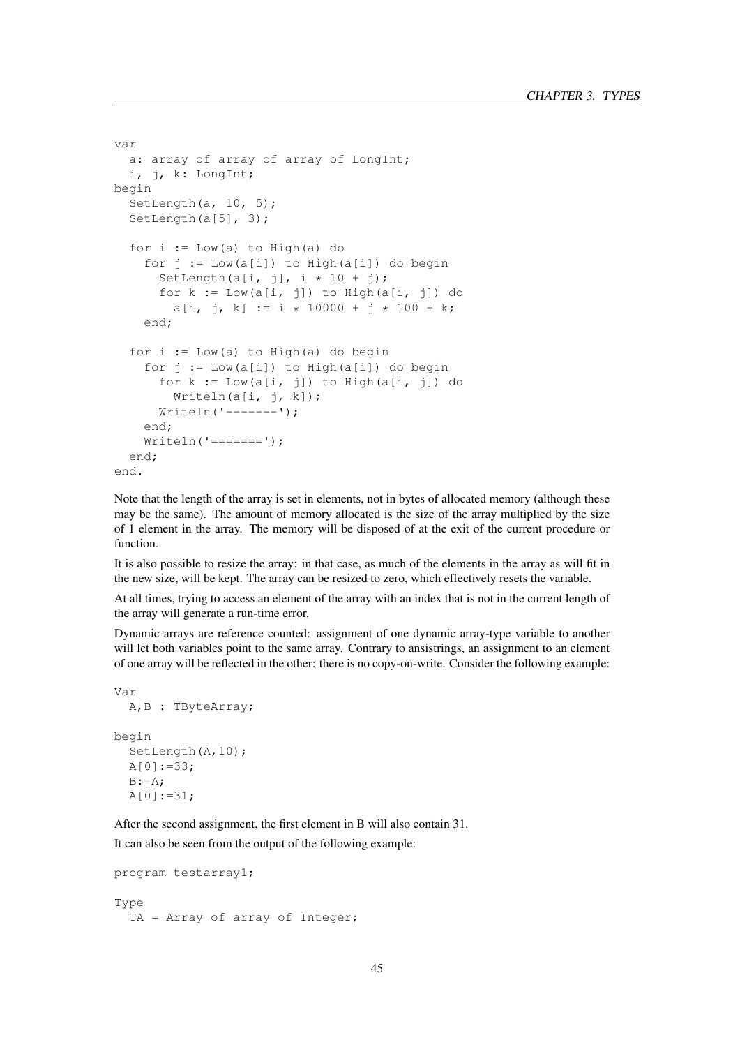```
var
  a: array of array of array of LongInt;
  i, j, k: LongInt;
begin
  SetLength(a, 10, 5);
  SetLength(a[5], 3);

  for i := Low(a) to High(a) do
    for j := Low(a[i]) to High(a[i]) do begin
      SetLength(a[i, j], i * 10 + j);
      for k := Low(a[i, j]) to High(a[i, j]) do
        a[i, j, k] := i * 10000 + j * 100 + k;
    end;

  for i := Low(a) to High(a) do begin
    for j := Low(a[i]) to High(a[i]) do begin
      for k := Low(a[i, j]) to High(a[i, j]) do
        Writeln(a[i, j, k]);
      Writeln('-------');
    end;
    Writeln('=======');
  end;
end.
```

Note that the length of the array is set in elements, not in bytes of allocated memory (although these may be the same). The amount of memory allocated is the size of the array multiplied by the size of 1 element in the array. The memory will be disposed of at the exit of the current procedure or function.

It is also possible to resize the array: in that case, as much of the elements in the array as will fit in the new size, will be kept. The array can be resized to zero, which effectively resets the variable.

At all times, trying to access an element of the array with an index that is not in the current length of the array will generate a run-time error.

Dynamic arrays are reference counted: assignment of one dynamic array-type variable to another will let both variables point to the same array. Contrary to ansistrings, an assignment to an element of one array will be reflected in the other: there is no copy-on-write. Consider the following example:

```
Var
  A,B : TByteArray;

begin
  SetLength(A,10);
  A[0]:=33;
  B:=A;
  A[0]:=31;
```

After the second assignment, the first element in B will also contain 31.

It can also be seen from the output of the following example:

```
program testarray1;

Type
  TA = Array of array of Integer;
```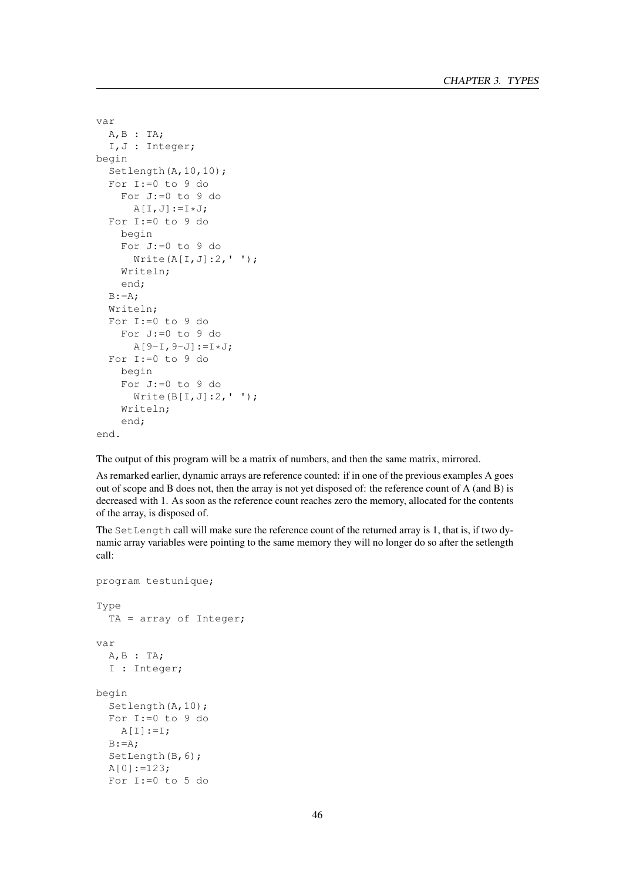```
var
  A,B : TA;
  I,J : Integer;
begin
  Setlength(A,10,10);
  For I:=0 to 9 do
    For J:=0 to 9 do
      A[I,J]:=I*J;
  For I:=0 to 9 do
    begin
    For J:=0 to 9 do
      Write(A[I,J]:2,' ');
    Writeln;
    end;
  B:=A;
  Writeln;
  For I:=0 to 9 do
    For J:=0 to 9 do
      A[9-I,9-J]:=I*J;
  For I:=0 to 9 do
    begin
    For J:=0 to 9 do
      Write(B[I,J]:2,' ');
    Writeln;
    end;
end.
```

The output of this program will be a matrix of numbers, and then the same matrix, mirrored.

As remarked earlier, dynamic arrays are reference counted: if in one of the previous examples A goes out of scope and B does not, then the array is not yet disposed of: the reference count of A (and B) is decreased with 1. As soon as the reference count reaches zero the memory, allocated for the contents of the array, is disposed of.

The `SetLength` call will make sure the reference count of the returned array is 1, that is, if two dynamic array variables were pointing to the same memory they will no longer do so after the setlength call:

```
program testunique;

Type
  TA = array of Integer;

var
  A,B : TA;
  I : Integer;

begin
  Setlength(A,10);
  For I:=0 to 9 do
    A[I]:=I;
  B:=A;
  SetLength(B,6);
  A[0]:=123;
  For I:=0 to 5 do
```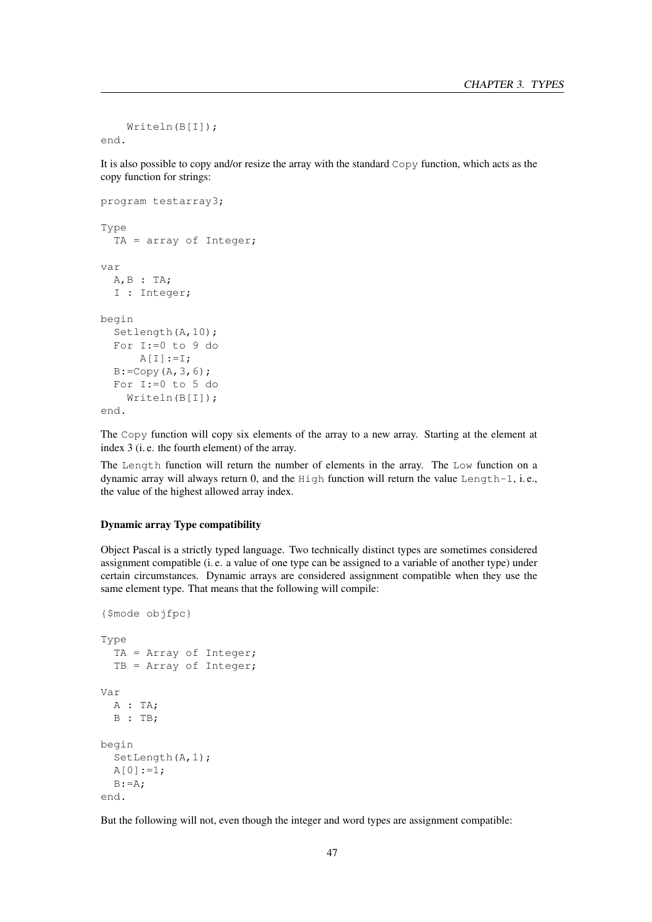```
    Writeln(B[I]);
end.
```

It is also possible to copy and/or resize the array with the standard `Copy` function, which acts as the copy function for strings:

```
program testarray3;

Type
  TA = array of Integer;

var
  A,B : TA;
  I : Integer;

begin
  Setlength(A,10);
  For I:=0 to 9 do
      A[I]:=I;
  B:=Copy(A,3,6);
  For I:=0 to 5 do
    Writeln(B[I]);
end.
```

The `Copy` function will copy six elements of the array to a new array. Starting at the element at index 3 (i. e. the fourth element) of the array.

The `Length` function will return the number of elements in the array. The `Low` function on a dynamic array will always return 0, and the `High` function will return the value `Length-1`, i. e., the value of the highest allowed array index.

#### Dynamic array Type compatibility

Object Pascal is a strictly typed language. Two technically distinct types are sometimes considered assignment compatible (i. e. a value of one type can be assigned to a variable of another type) under certain circumstances. Dynamic arrays are considered assignment compatible when they use the same element type. That means that the following will compile:

```
{$mode objfpc}

Type
  TA = Array of Integer;
  TB = Array of Integer;

Var
  A : TA;
  B : TB;

begin
  SetLength(A,1);
  A[0]:=1;
  B:=A;
end.
```

But the following will not, even though the integer and word types are assignment compatible: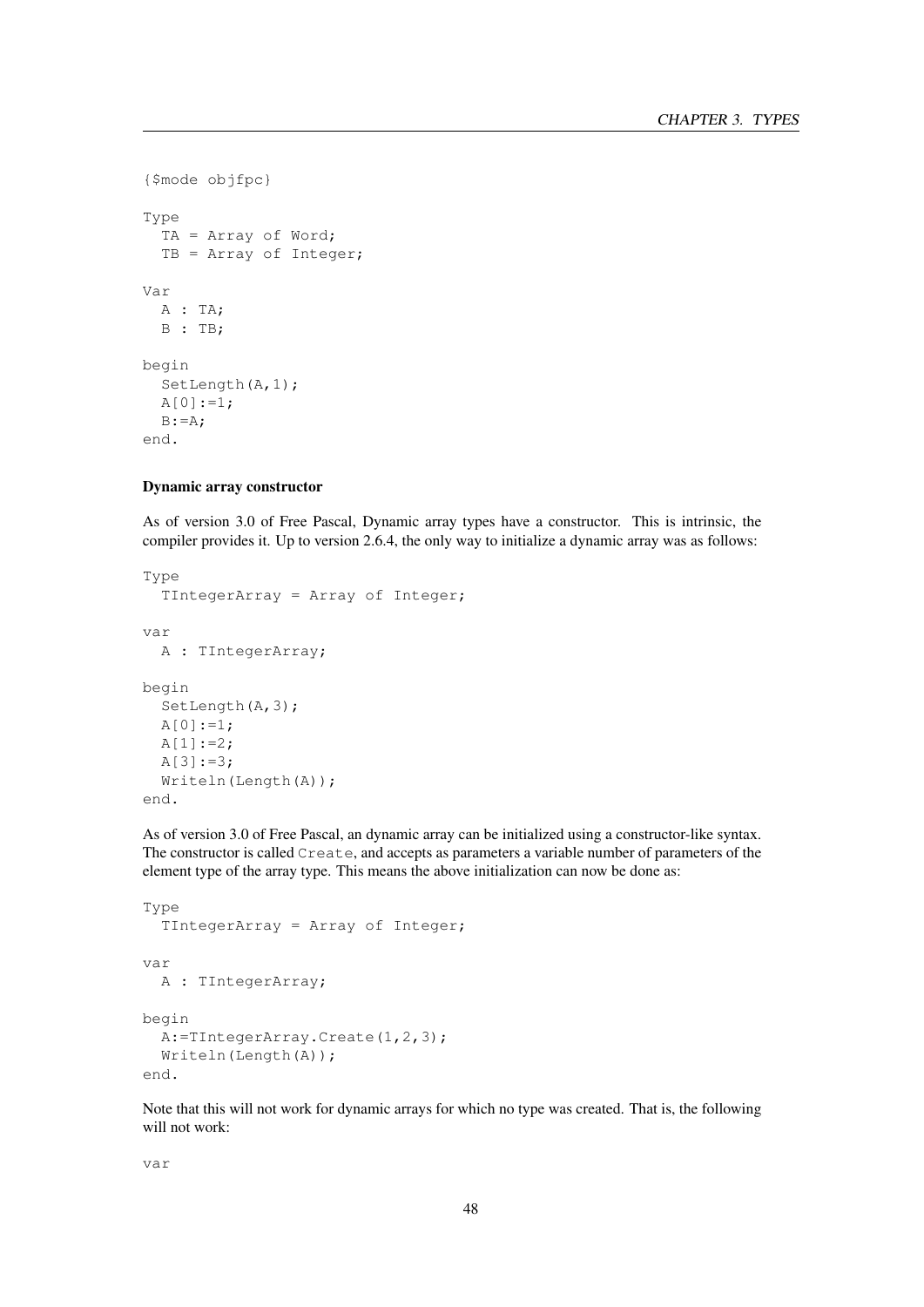```
{$mode objfpc}

Type
  TA = Array of Word;
  TB = Array of Integer;

Var
  A : TA;
  B : TB;

begin
  SetLength(A,1);
  A[0]:=1;
  B:=A;
end.
```

#### Dynamic array constructor

As of version 3.0 of Free Pascal, Dynamic array types have a constructor. This is intrinsic, the compiler provides it. Up to version 2.6.4, the only way to initialize a dynamic array was as follows:

```
Type
  TIntegerArray = Array of Integer;

var
  A : TIntegerArray;

begin
  SetLength(A,3);
  A[0]:=1;
  A[1]:=2;
  A[3]:=3;
  Writeln(Length(A));
end.
```

As of version 3.0 of Free Pascal, an dynamic array can be initialized using a constructor-like syntax. The constructor is called `Create`, and accepts as parameters a variable number of parameters of the element type of the array type. This means the above initialization can now be done as:

```
Type
  TIntegerArray = Array of Integer;

var
  A : TIntegerArray;

begin
  A:=TIntegerArray.Create(1,2,3);
  Writeln(Length(A));
end.
```

Note that this will not work for dynamic arrays for which no type was created. That is, the following will not work:

```
var
```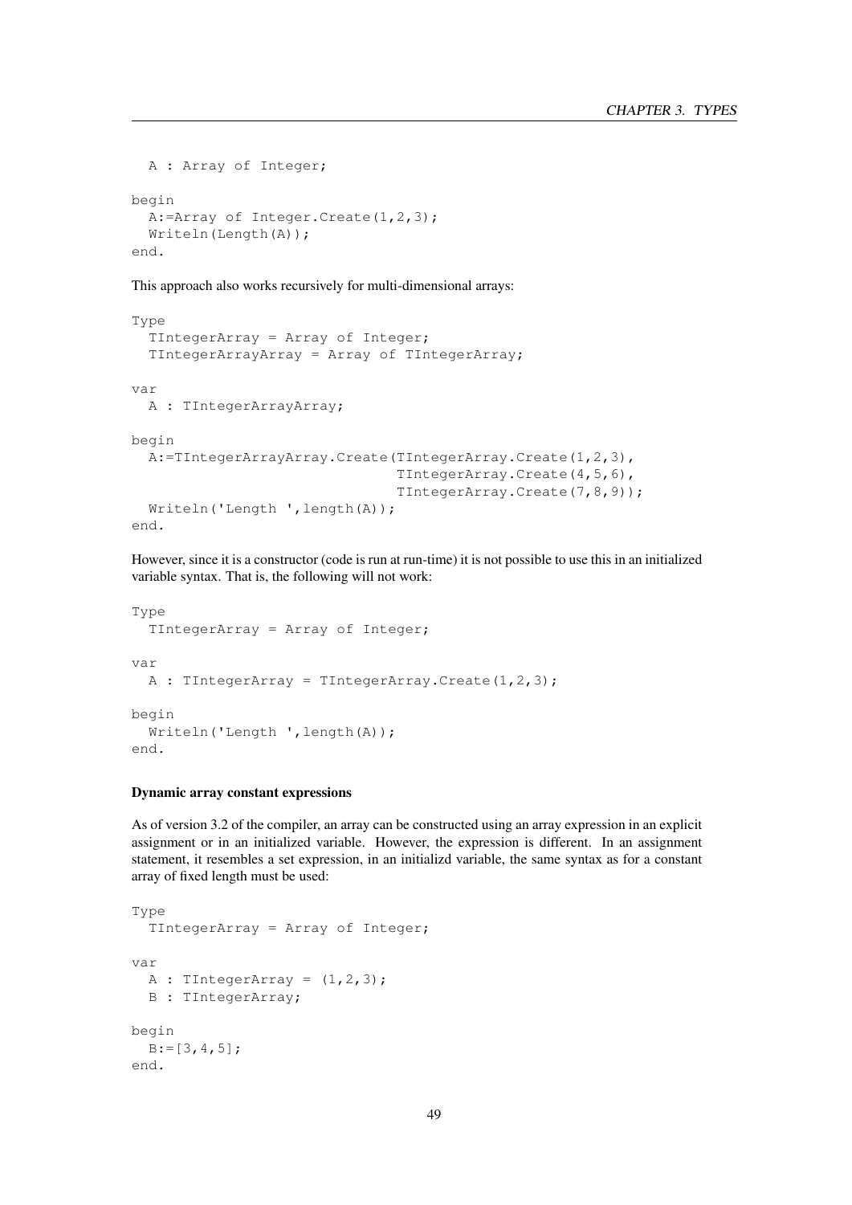```
  A : Array of Integer;

begin
  A:=Array of Integer.Create(1,2,3);
  Writeln(Length(A));
end.
```

This approach also works recursively for multi-dimensional arrays:

```
Type
  TIntegerArray = Array of Integer;
  TIntegerArrayArray = Array of TIntegerArray;

var
  A : TIntegerArrayArray;

begin
  A:=TIntegerArrayArray.Create(TIntegerArray.Create(1,2,3),
                               TIntegerArray.Create(4,5,6),
                               TIntegerArray.Create(7,8,9));
  Writeln('Length ',length(A));
end.
```

However, since it is a constructor (code is run at run-time) it is not possible to use this in an initialized variable syntax. That is, the following will not work:

```
Type
  TIntegerArray = Array of Integer;

var
  A : TIntegerArray = TIntegerArray.Create(1,2,3);

begin
  Writeln('Length ',length(A));
end.
```

#### Dynamic array constant expressions

As of version 3.2 of the compiler, an array can be constructed using an array expression in an explicit assignment or in an initialized variable. However, the expression is different. In an assignment statement, it resembles a set expression, in an initializd variable, the same syntax as for a constant array of fixed length must be used:

```
Type
  TIntegerArray = Array of Integer;

var
  A : TIntegerArray = (1,2,3);
  B : TIntegerArray;

begin
  B:=[3,4,5];
end.
```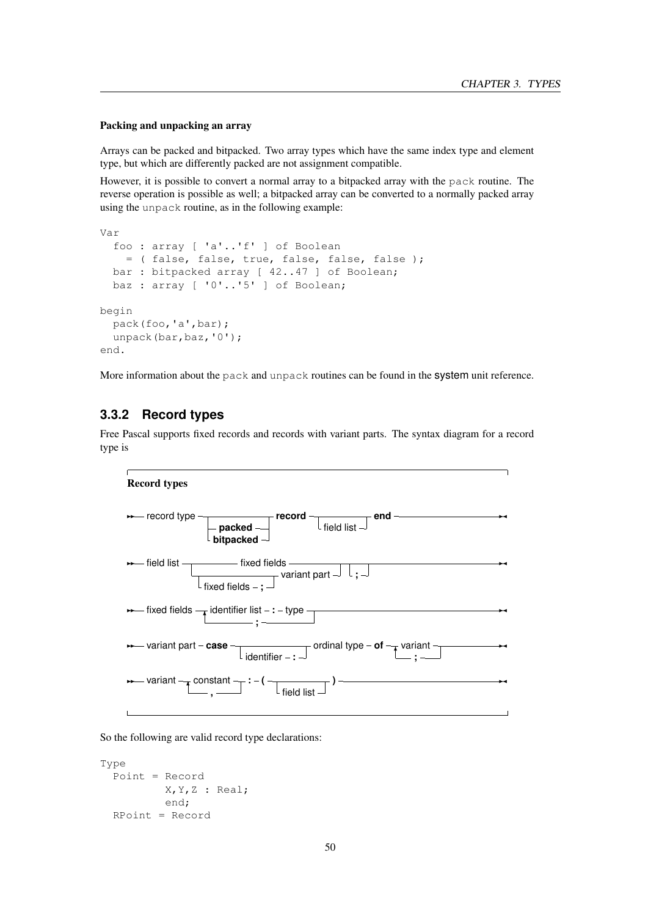#### Packing and unpacking an array

Arrays can be packed and bitpacked. Two array types which have the same index type and element type, but which are differently packed are not assignment compatible.

However, it is possible to convert a normal array to a bitpacked array with the `pack` routine. The reverse operation is possible as well; a bitpacked array can be converted to a normally packed array using the `unpack` routine, as in the following example:

```
Var
  foo : array [ 'a'..'f' ] of Boolean
    = ( false, false, true, false, false, false );
  bar : bitpacked array [ 42..47 ] of Boolean;
  baz : array [ '0'..'5' ] of Boolean;

begin
  pack(foo,'a',bar);
  unpack(bar,baz,'0');
end.
```

More information about the `pack` and `unpack` routines can be found in the system unit reference.

### 3.3.2 Record types

Free Pascal supports fixed records and records with variant parts. The syntax diagram for a record type is

**Record types**

```
record type ──┬────────────┬── record ──┬────────────┬── end
              ├─ packed ───┤            └─ field list┘
              └─ bitpacked ┘

field list ──┬──────── fixed fields ─────────────┬──┬─────┬──
             └─┬──────────────────┬─ variant part┘  └─ ; ─┘
               └─ fixed fields ; ─┘

fixed fields ──┬─ identifier list : type ─┬──
               └─────────── ; ────────────┘

variant part ── case ──┬────────────────┬── ordinal type ── of ──┬─ variant ─┬──
                       └─ identifier : ─┘                        └──── ; ────┘

variant ──┬─ constant ─┬── : ( ──┬────────────┬── ) ──
          └──── , ─────┘         └─ field list┘
```

So the following are valid record type declarations:

```
Type
  Point = Record
          X,Y,Z : Real;
          end;
  RPoint = Record
```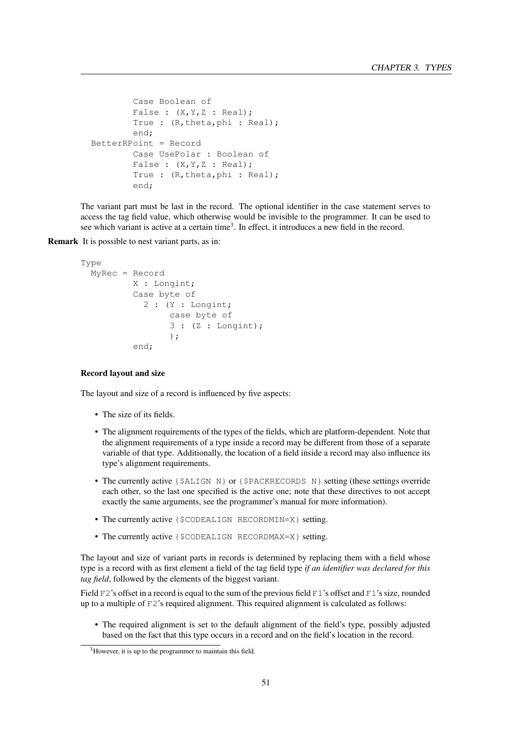```
        Case Boolean of
        False : (X,Y,Z : Real);
        True : (R,theta,phi : Real);
        end;
  BetterRPoint = Record
        Case UsePolar : Boolean of
        False : (X,Y,Z : Real);
        True : (R,theta,phi : Real);
        end;
```

The variant part must be last in the record. The optional identifier in the case statement serves to access the tag field value, which otherwise would be invisible to the programmer. It can be used to see which variant is active at a certain time[3]. In effect, it introduces a new field in the record.

**Remark** It is possible to nest variant parts, as in:

```
Type
  MyRec = Record
          X : Longint;
          Case byte of
            2 : (Y : Longint;
                 case byte of
                 3 : (Z : Longint);
                 );
          end;
```

#### Record layout and size

The layout and size of a record is influenced by five aspects:

- The size of its fields.
- The alignment requirements of the types of the fields, which are platform-dependent. Note that the alignment requirements of a type inside a record may be different from those of a separate variable of that type. Additionally, the location of a field inside a record may also influence its type's alignment requirements.
- The currently active `{$ALIGN N}` or `{$PACKRECORDS N}` setting (these settings override each other, so the last one specified is the active one; note that these directives to not accept exactly the same arguments, see the programmer's manual for more information).
- The currently active `{$CODEALIGN RECORDMIN=X}` setting.
- The currently active `{$CODEALIGN RECORDMAX=X}` setting.

The layout and size of variant parts in records is determined by replacing them with a field whose type is a record with as first element a field of the tag field type *if an identifier was declared for this tag field*, followed by the elements of the biggest variant.

Field `F2`'s offset in a record is equal to the sum of the previous field `F1`'s offset and `F1`'s size, rounded up to a multiple of `F2`'s required alignment. This required alignment is calculated as follows:

- The required alignment is set to the default alignment of the field's type, possibly adjusted based on the fact that this type occurs in a record and on the field's location in the record.

[3] However, it is up to the programmer to maintain this field.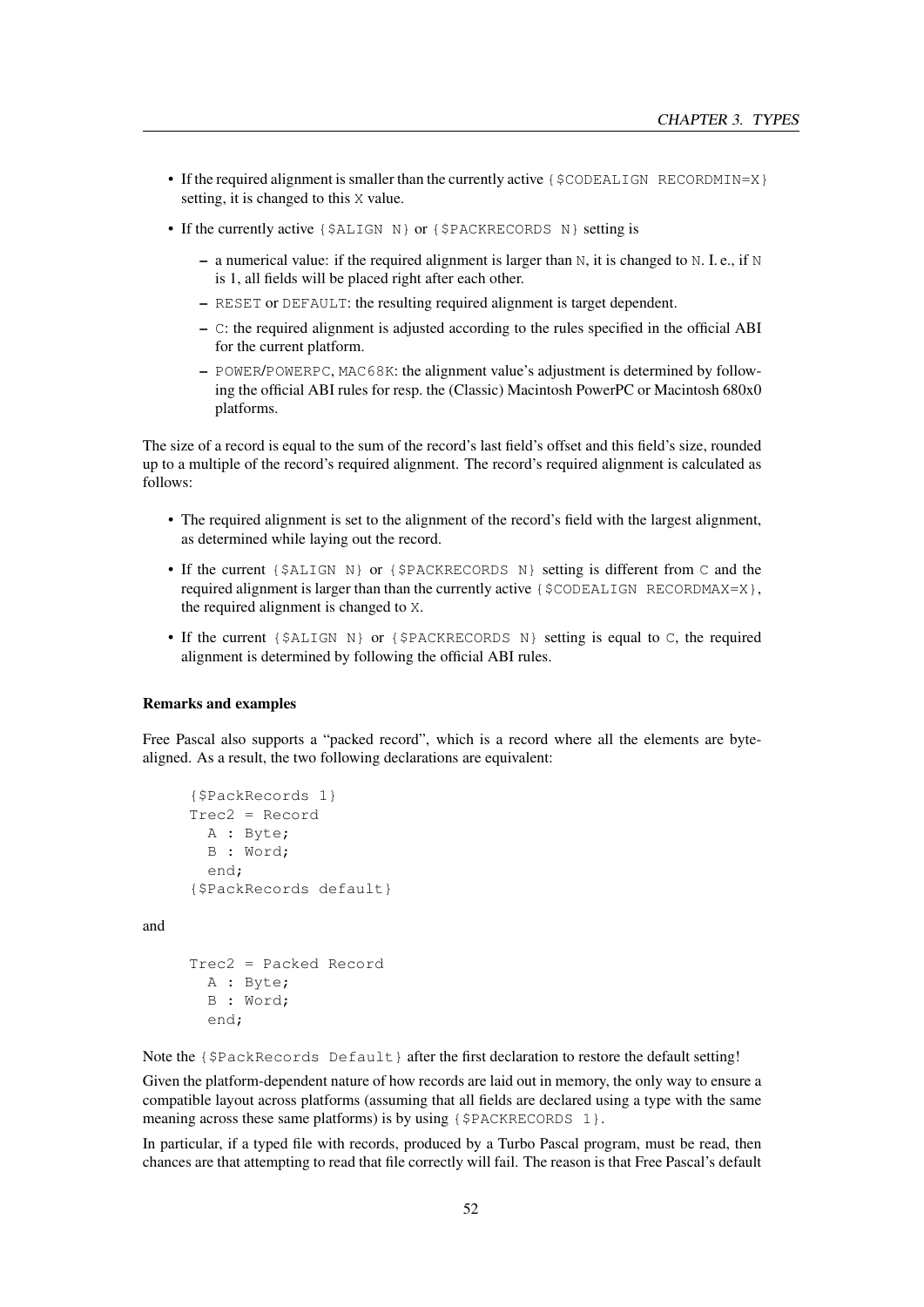- If the required alignment is smaller than the currently active `{$CODEALIGN RECORDMIN=X}` setting, it is changed to this `X` value.
- If the currently active `{$ALIGN N}` or `{$PACKRECORDS N}` setting is
  - a numerical value: if the required alignment is larger than `N`, it is changed to `N`. I. e., if `N` is 1, all fields will be placed right after each other.
  - `RESET` or `DEFAULT`: the resulting required alignment is target dependent.
  - `C`: the required alignment is adjusted according to the rules specified in the official ABI for the current platform.
  - `POWER`/`POWERPC`, `MAC68K`: the alignment value's adjustment is determined by following the official ABI rules for resp. the (Classic) Macintosh PowerPC or Macintosh 680x0 platforms.

The size of a record is equal to the sum of the record's last field's offset and this field's size, rounded up to a multiple of the record's required alignment. The record's required alignment is calculated as follows:

- The required alignment is set to the alignment of the record's field with the largest alignment, as determined while laying out the record.
- If the current `{$ALIGN N}` or `{$PACKRECORDS N}` setting is different from `C` and the required alignment is larger than the currently active `{$CODEALIGN RECORDMAX=X}`, the required alignment is changed to `X`.
- If the current `{$ALIGN N}` or `{$PACKRECORDS N}` setting is equal to `C`, the required alignment is determined by following the official ABI rules.

### Remarks and examples

Free Pascal also supports a "packed record", which is a record where all the elements are byte-aligned. As a result, the two following declarations are equivalent:

```
{$PackRecords 1}
Trec2 = Record
  A : Byte;
  B : Word;
  end;
{$PackRecords default}
```

and

```
Trec2 = Packed Record
  A : Byte;
  B : Word;
  end;
```

Note the `{$PackRecords Default}` after the first declaration to restore the default setting!

Given the platform-dependent nature of how records are laid out in memory, the only way to ensure a compatible layout across platforms (assuming that all fields are declared using a type with the same meaning across these same platforms) is by using `{$PACKRECORDS 1}`.

In particular, if a typed file with records, produced by a Turbo Pascal program, must be read, then chances are that attempting to read that file correctly will fail. The reason is that Free Pascal's default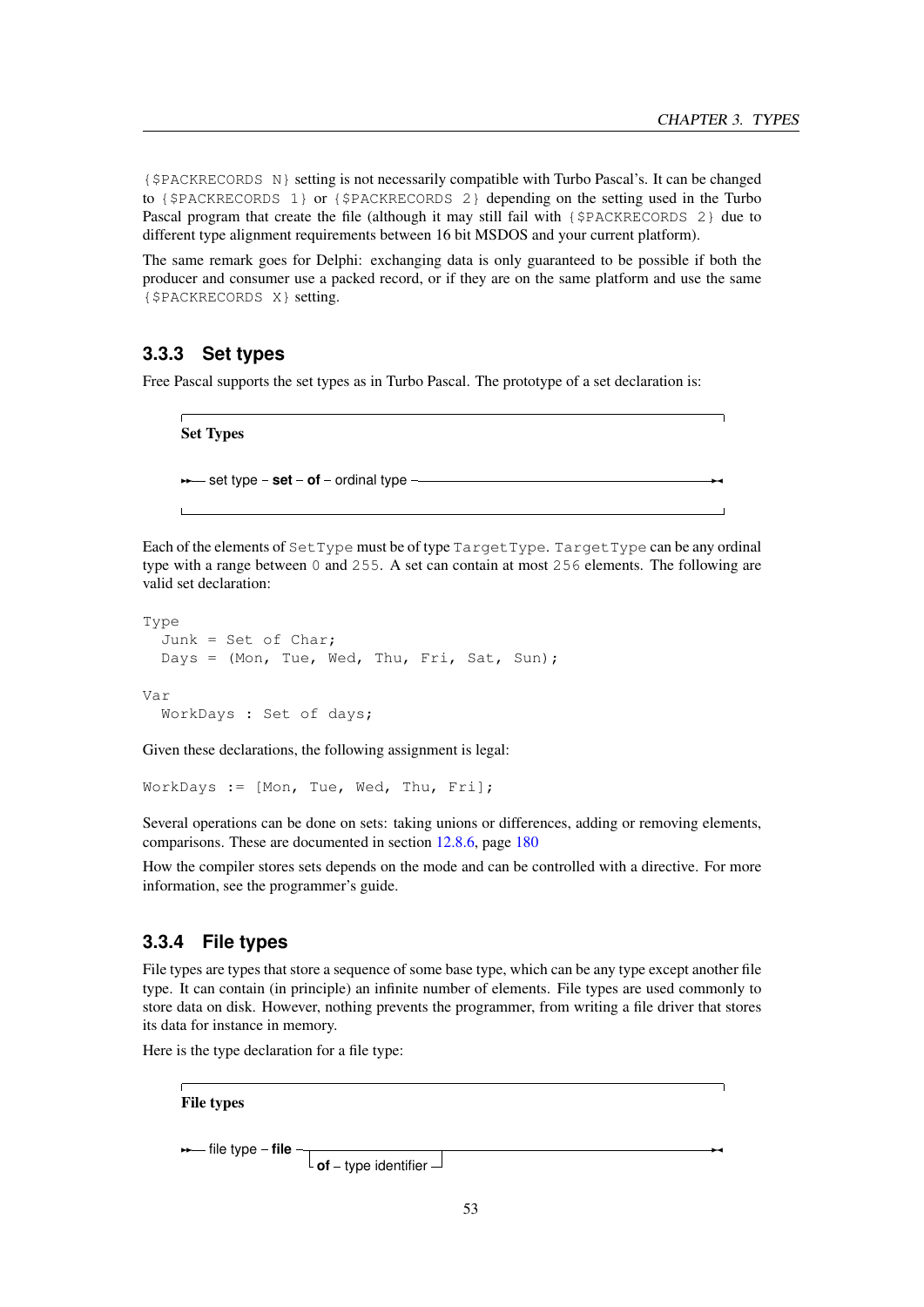{$PACKRECORDS N} setting is not necessarily compatible with Turbo Pascal's. It can be changed to {$PACKRECORDS 1} or {$PACKRECORDS 2} depending on the setting used in the Turbo Pascal program that create the file (although it may still fail with {$PACKRECORDS 2} due to different type alignment requirements between 16 bit MSDOS and your current platform).

The same remark goes for Delphi: exchanging data is only guaranteed to be possible if both the producer and consumer use a packed record, or if they are on the same platform and use the same {$PACKRECORDS X} setting.

### 3.3.3 Set types

Free Pascal supports the set types as in Turbo Pascal. The prototype of a set declaration is:

**Set Types**

```
set type – set – of – ordinal type
```

Each of the elements of SetType must be of type TargetType. TargetType can be any ordinal type with a range between 0 and 255. A set can contain at most 256 elements. The following are valid set declaration:

```
Type
  Junk = Set of Char;
  Days = (Mon, Tue, Wed, Thu, Fri, Sat, Sun);

Var
  WorkDays : Set of days;
```

Given these declarations, the following assignment is legal:

```
WorkDays := [Mon, Tue, Wed, Thu, Fri];
```

Several operations can be done on sets: taking unions or differences, adding or removing elements, comparisons. These are documented in section 12.8.6, page 180

How the compiler stores sets depends on the mode and can be controlled with a directive. For more information, see the programmer's guide.

### 3.3.4 File types

File types are types that store a sequence of some base type, which can be any type except another file type. It can contain (in principle) an infinite number of elements. File types are used commonly to store data on disk. However, nothing prevents the programmer, from writing a file driver that stores its data for instance in memory.

Here is the type declaration for a file type:

**File types**

```
file type – file –┬──────────────────────┬–
                  └ of – type identifier ┘
```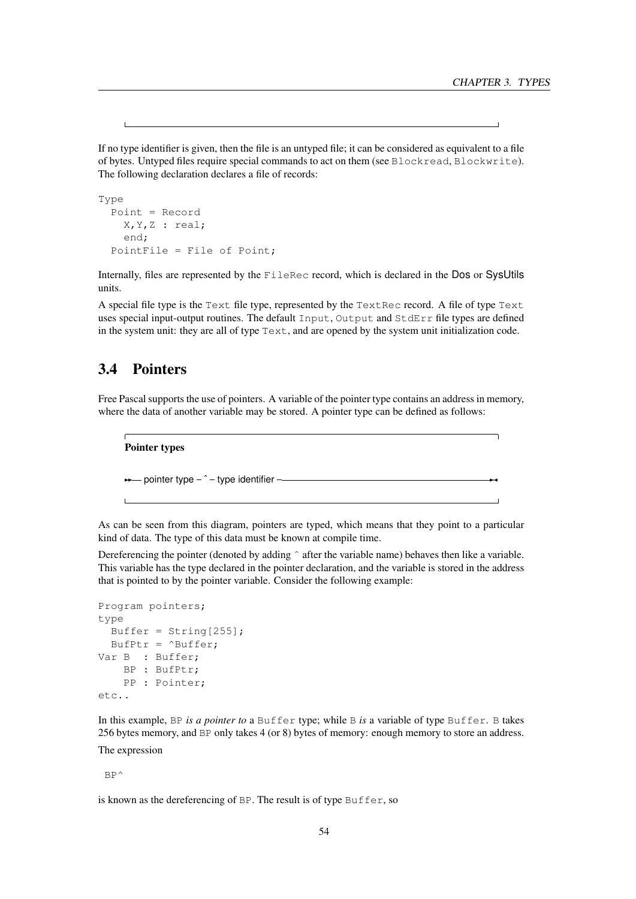If no type identifier is given, then the file is an untyped file; it can be considered as equivalent to a file of bytes. Untyped files require special commands to act on them (see `Blockread`, `Blockwrite`). The following declaration declares a file of records:

```
Type
  Point = Record
    X,Y,Z : real;
    end;
  PointFile = File of Point;
```

Internally, files are represented by the `FileRec` record, which is declared in the Dos or SysUtils units.

A special file type is the `Text` file type, represented by the `TextRec` record. A file of type `Text` uses special input-output routines. The default `Input`, `Output` and `StdErr` file types are defined in the system unit: they are all of type `Text`, and are opened by the system unit initialization code.

## 3.4 Pointers

Free Pascal supports the use of pointers. A variable of the pointer type contains an address in memory, where the data of another variable may be stored. A pointer type can be defined as follows:

**Pointer types**

```
→→— pointer type – ^ – type identifier ——————————————→◄
```

As can be seen from this diagram, pointers are typed, which means that they point to a particular kind of data. The type of this data must be known at compile time.

Dereferencing the pointer (denoted by adding ^ after the variable name) behaves then like a variable. This variable has the type declared in the pointer declaration, and the variable is stored in the address that is pointed to by the pointer variable. Consider the following example:

```
Program pointers;
type
  Buffer = String[255];
  BufPtr = ^Buffer;
Var B  : Buffer;
    BP : BufPtr;
    PP : Pointer;
etc..
```

In this example, `BP` *is a pointer to* a `Buffer` type; while `B` *is* a variable of type `Buffer`. `B` takes 256 bytes memory, and `BP` only takes 4 (or 8) bytes of memory: enough memory to store an address.

The expression

```
BP^
```

is known as the dereferencing of `BP`. The result is of type `Buffer`, so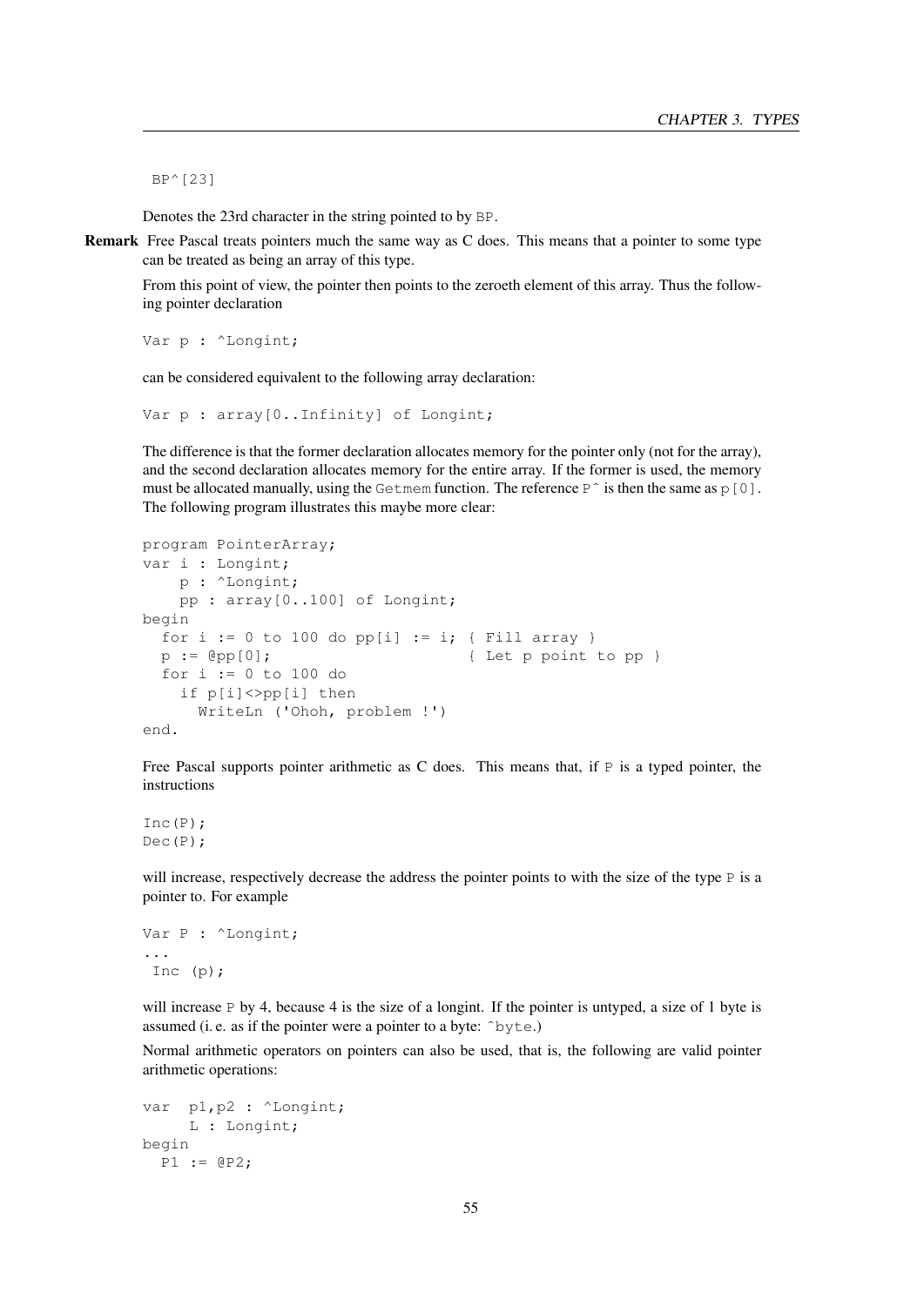```
BP^[23]
```

Denotes the 23rd character in the string pointed to by `BP`.

**Remark** Free Pascal treats pointers much the same way as C does. This means that a pointer to some type can be treated as being an array of this type.

From this point of view, the pointer then points to the zeroeth element of this array. Thus the following pointer declaration

```
Var p : ^Longint;
```

can be considered equivalent to the following array declaration:

```
Var p : array[0..Infinity] of Longint;
```

The difference is that the former declaration allocates memory for the pointer only (not for the array), and the second declaration allocates memory for the entire array. If the former is used, the memory must be allocated manually, using the `Getmem` function. The reference `P^` is then the same as `p[0]`. The following program illustrates this maybe more clear:

```
program PointerArray;
var i : Longint;
    p : ^Longint;
    pp : array[0..100] of Longint;
begin
  for i := 0 to 100 do pp[i] := i; { Fill array }
  p := @pp[0];                     { Let p point to pp }
  for i := 0 to 100 do
    if p[i]<>pp[i] then
      WriteLn ('Ohoh, problem !')
end.
```

Free Pascal supports pointer arithmetic as C does. This means that, if `P` is a typed pointer, the instructions

```
Inc(P);
Dec(P);
```

will increase, respectively decrease the address the pointer points to with the size of the type `P` is a pointer to. For example

```
Var P : ^Longint;
...
 Inc (p);
```

will increase `P` by 4, because 4 is the size of a longint. If the pointer is untyped, a size of 1 byte is assumed (i. e. as if the pointer were a pointer to a byte: `^byte`.)

Normal arithmetic operators on pointers can also be used, that is, the following are valid pointer arithmetic operations:

```
var  p1,p2 : ^Longint;
     L : Longint;
begin
  P1 := @P2;
```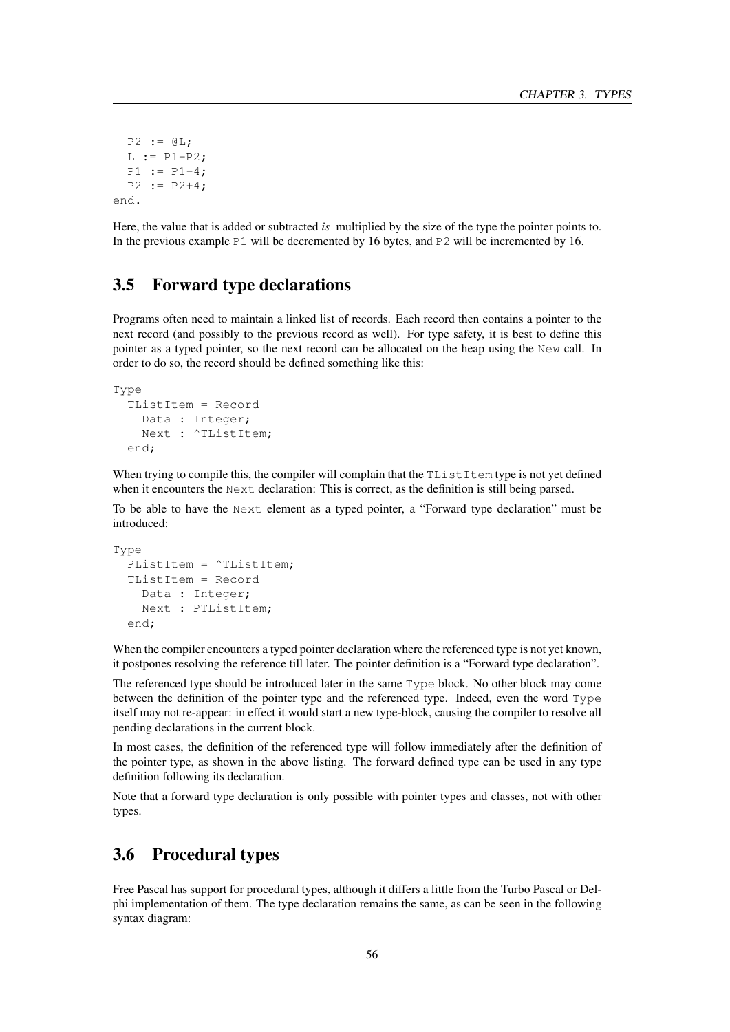```
  P2 := @L;
  L := P1-P2;
  P1 := P1-4;
  P2 := P2+4;
end.
```

Here, the value that is added or subtracted *is* multiplied by the size of the type the pointer points to. In the previous example P1 will be decremented by 16 bytes, and P2 will be incremented by 16.

## 3.5 Forward type declarations

Programs often need to maintain a linked list of records. Each record then contains a pointer to the next record (and possibly to the previous record as well). For type safety, it is best to define this pointer as a typed pointer, so the next record can be allocated on the heap using the New call. In order to do so, the record should be defined something like this:

```
Type
  TListItem = Record
    Data : Integer;
    Next : ^TListItem;
  end;
```

When trying to compile this, the compiler will complain that the TListItem type is not yet defined when it encounters the Next declaration: This is correct, as the definition is still being parsed.

To be able to have the Next element as a typed pointer, a "Forward type declaration" must be introduced:

```
Type
  PListItem = ^TListItem;
  TListItem = Record
    Data : Integer;
    Next : PTListItem;
  end;
```

When the compiler encounters a typed pointer declaration where the referenced type is not yet known, it postpones resolving the reference till later. The pointer definition is a "Forward type declaration".

The referenced type should be introduced later in the same Type block. No other block may come between the definition of the pointer type and the referenced type. Indeed, even the word Type itself may not re-appear: in effect it would start a new type-block, causing the compiler to resolve all pending declarations in the current block.

In most cases, the definition of the referenced type will follow immediately after the definition of the pointer type, as shown in the above listing. The forward defined type can be used in any type definition following its declaration.

Note that a forward type declaration is only possible with pointer types and classes, not with other types.

## 3.6 Procedural types

Free Pascal has support for procedural types, although it differs a little from the Turbo Pascal or Delphi implementation of them. The type declaration remains the same, as can be seen in the following syntax diagram: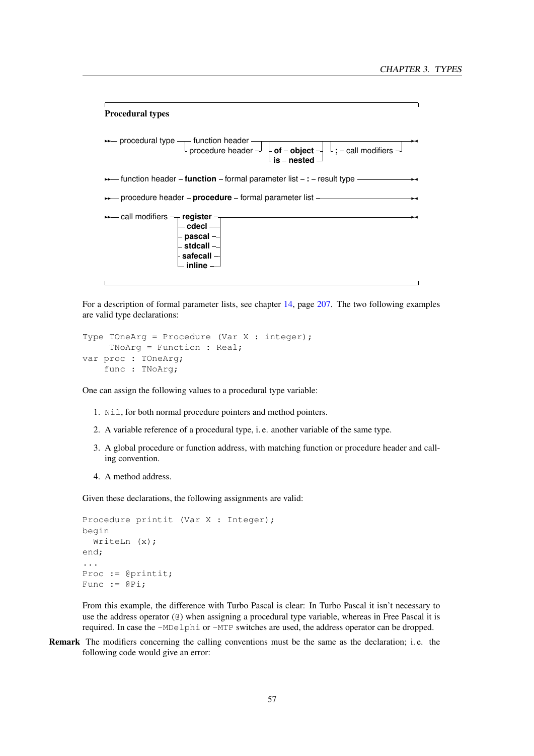**Procedural types**

```
procedural type --+-- function header --+--+------------------+--+----------------------+--
                  +-- procedure header -+  +-- of -- object --+  +-- ; -- call modifiers +
                                           +-- is -- nested --+

function header -- function -- formal parameter list -- : -- result type --

procedure header -- procedure -- formal parameter list --

call modifiers --+-- register --+--
                 +-- cdecl -----+
                 +-- pascal ----+
                 +-- stdcall ---+
                 +-- safecall --+
                 +-- inline ----+
```

For a description of formal parameter lists, see chapter 14, page 207. The two following examples are valid type declarations:

```
Type TOneArg = Procedure (Var X : integer);
     TNoArg = Function : Real;
var proc : TOneArg;
    func : TNoArg;
```

One can assign the following values to a procedural type variable:

1. `Nil`, for both normal procedure pointers and method pointers.
2. A variable reference of a procedural type, i. e. another variable of the same type.
3. A global procedure or function address, with matching function or procedure header and calling convention.
4. A method address.

Given these declarations, the following assignments are valid:

```
Procedure printit (Var X : Integer);
begin
  WriteLn (x);
end;
...
Proc := @printit;
Func := @Pi;
```

From this example, the difference with Turbo Pascal is clear: In Turbo Pascal it isn't necessary to use the address operator (`@`) when assigning a procedural type variable, whereas in Free Pascal it is required. In case the `-MDelphi` or `-MTP` switches are used, the address operator can be dropped.

**Remark** The modifiers concerning the calling conventions must be the same as the declaration; i. e. the following code would give an error: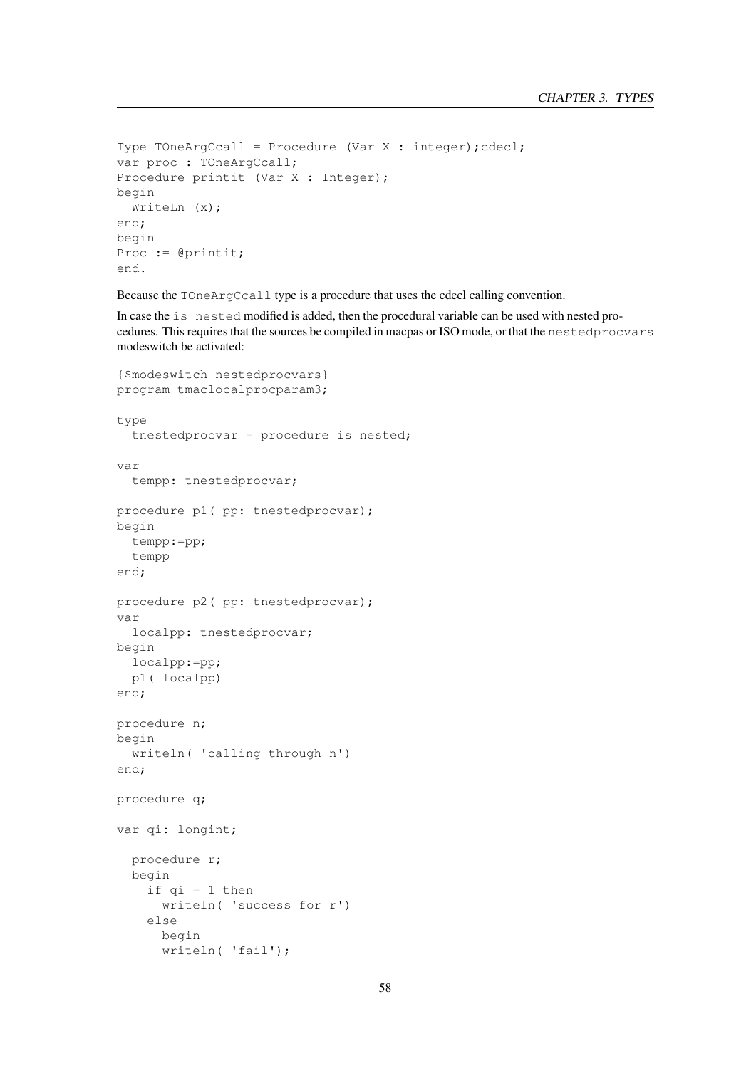```
Type TOneArgCcall = Procedure (Var X : integer);cdecl;
var proc : TOneArgCcall;
Procedure printit (Var X : Integer);
begin
  WriteLn (x);
end;
begin
Proc := @printit;
end.
```

Because the `TOneArgCcall` type is a procedure that uses the cdecl calling convention.

In case the `is nested` modified is added, then the procedural variable can be used with nested procedures. This requires that the sources be compiled in macpas or ISO mode, or that the `nestedprocvars` modeswitch be activated:

```
{$modeswitch nestedprocvars}
program tmaclocalprocparam3;

type
  tnestedprocvar = procedure is nested;

var
  tempp: tnestedprocvar;

procedure p1( pp: tnestedprocvar);
begin
  tempp:=pp;
  tempp
end;

procedure p2( pp: tnestedprocvar);
var
  localpp: tnestedprocvar;
begin
  localpp:=pp;
  p1( localpp)
end;

procedure n;
begin
  writeln( 'calling through n')
end;

procedure q;

var qi: longint;

  procedure r;
  begin
    if qi = 1 then
      writeln( 'success for r')
    else
      begin
      writeln( 'fail');
```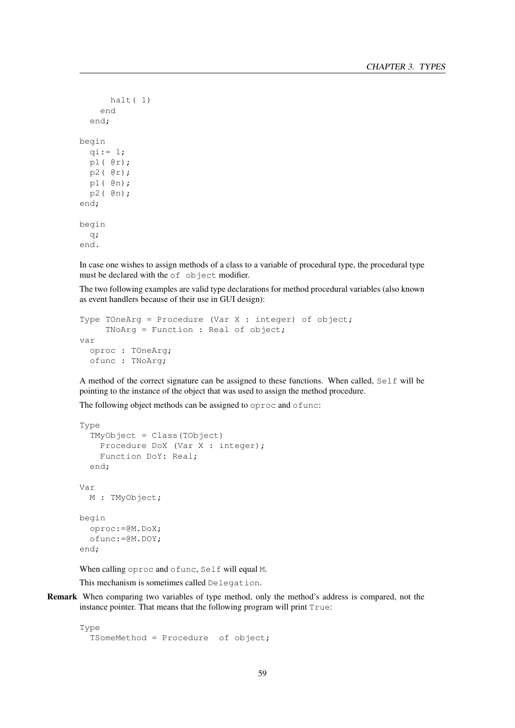```
      halt( 1)
    end
  end;

begin
  qi:= 1;
  p1( @r);
  p2( @r);
  p1( @n);
  p2( @n);
end;

begin
  q;
end.
```

In case one wishes to assign methods of a class to a variable of procedural type, the procedural type must be declared with the `of object` modifier.

The two following examples are valid type declarations for method procedural variables (also known as event handlers because of their use in GUI design):

```
Type TOneArg = Procedure (Var X : integer) of object;
     TNoArg = Function : Real of object;
var
  oproc : TOneArg;
  ofunc : TNoArg;
```

A method of the correct signature can be assigned to these functions. When called, `Self` will be pointing to the instance of the object that was used to assign the method procedure.

The following object methods can be assigned to `oproc` and `ofunc`:

```
Type
  TMyObject = Class(TObject)
    Procedure DoX (Var X : integer);
    Function DoY: Real;
  end;

Var
  M : TMyObject;

begin
  oproc:=@M.DoX;
  ofunc:=@M.DOY;
end;
```

When calling `oproc` and `ofunc`, `Self` will equal `M`.

This mechanism is sometimes called `Delegation`.

**Remark** When comparing two variables of type method, only the method's address is compared, not the instance pointer. That means that the following program will print `True`:

```
Type
  TSomeMethod = Procedure  of object;
```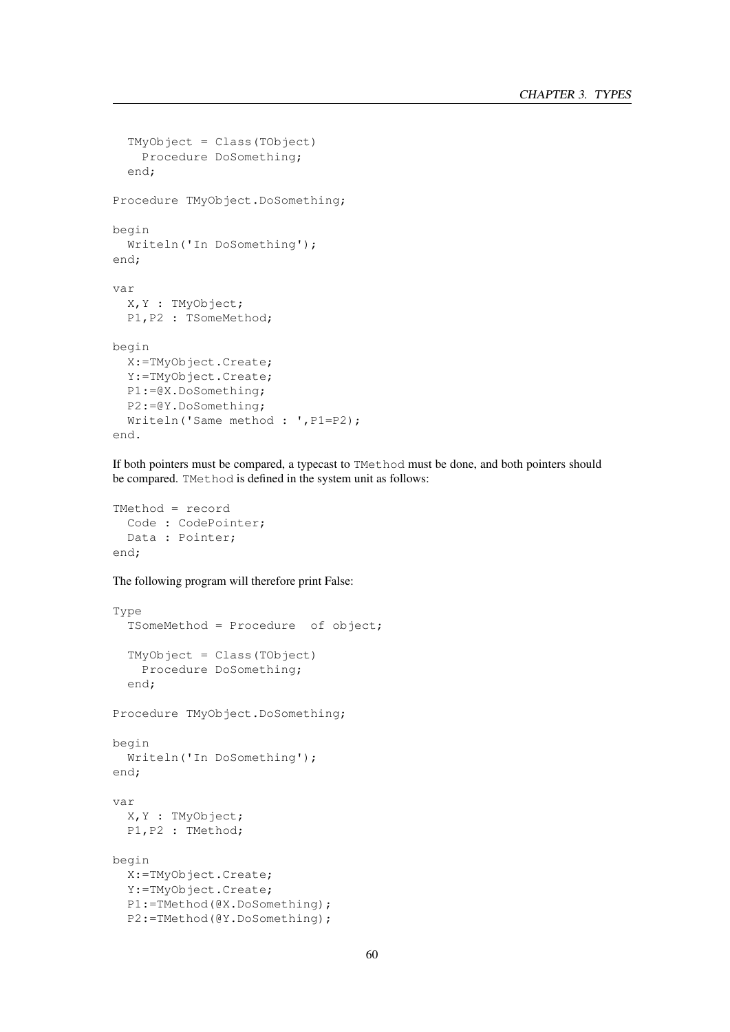```
  TMyObject = Class(TObject)
    Procedure DoSomething;
  end;

Procedure TMyObject.DoSomething;

begin
  Writeln('In DoSomething');
end;

var
  X,Y : TMyObject;
  P1,P2 : TSomeMethod;

begin
  X:=TMyObject.Create;
  Y:=TMyObject.Create;
  P1:=@X.DoSomething;
  P2:=@Y.DoSomething;
  Writeln('Same method : ',P1=P2);
end.
```

If both pointers must be compared, a typecast to `TMethod` must be done, and both pointers should be compared. `TMethod` is defined in the system unit as follows:

```
TMethod = record
  Code : CodePointer;
  Data : Pointer;
end;
```

The following program will therefore print False:

```
Type
  TSomeMethod = Procedure  of object;

  TMyObject = Class(TObject)
    Procedure DoSomething;
  end;

Procedure TMyObject.DoSomething;

begin
  Writeln('In DoSomething');
end;

var
  X,Y : TMyObject;
  P1,P2 : TMethod;

begin
  X:=TMyObject.Create;
  Y:=TMyObject.Create;
  P1:=TMethod(@X.DoSomething);
  P2:=TMethod(@Y.DoSomething);
```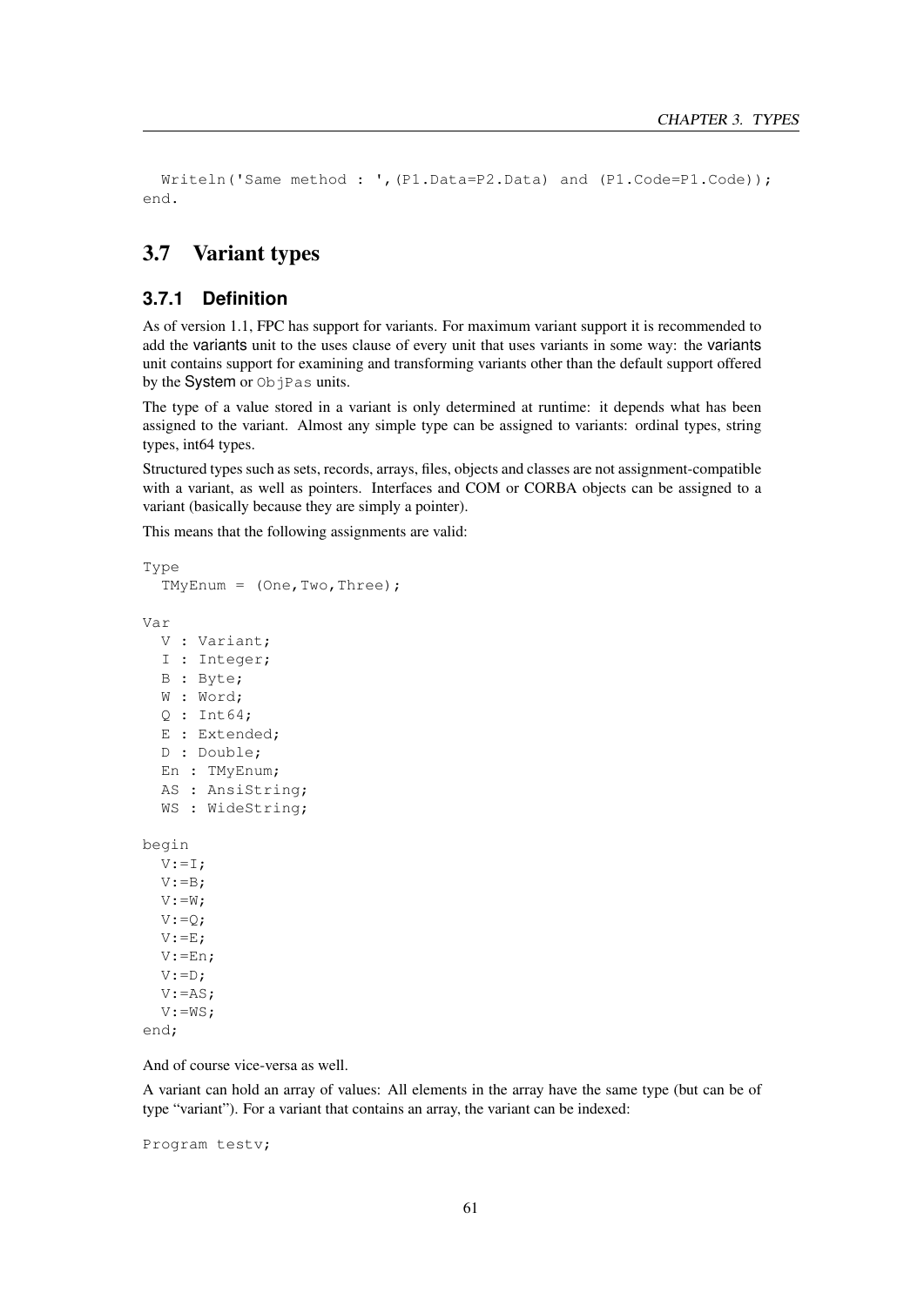```
  Writeln('Same method : ',(P1.Data=P2.Data) and (P1.Code=P1.Code));
end.
```

## 3.7 Variant types

### 3.7.1 Definition

As of version 1.1, FPC has support for variants. For maximum variant support it is recommended to add the variants unit to the uses clause of every unit that uses variants in some way: the variants unit contains support for examining and transforming variants other than the default support offered by the System or `ObjPas` units.

The type of a value stored in a variant is only determined at runtime: it depends what has been assigned to the variant. Almost any simple type can be assigned to variants: ordinal types, string types, int64 types.

Structured types such as sets, records, arrays, files, objects and classes are not assignment-compatible with a variant, as well as pointers. Interfaces and COM or CORBA objects can be assigned to a variant (basically because they are simply a pointer).

This means that the following assignments are valid:

```
Type
  TMyEnum = (One,Two,Three);

Var
  V : Variant;
  I : Integer;
  B : Byte;
  W : Word;
  Q : Int64;
  E : Extended;
  D : Double;
  En : TMyEnum;
  AS : AnsiString;
  WS : WideString;

begin
  V:=I;
  V:=B;
  V:=W;
  V:=Q;
  V:=E;
  V:=En;
  V:=D;
  V:=AS;
  V:=WS;
end;
```

And of course vice-versa as well.

A variant can hold an array of values: All elements in the array have the same type (but can be of type "variant"). For a variant that contains an array, the variant can be indexed:

```
Program testv;
```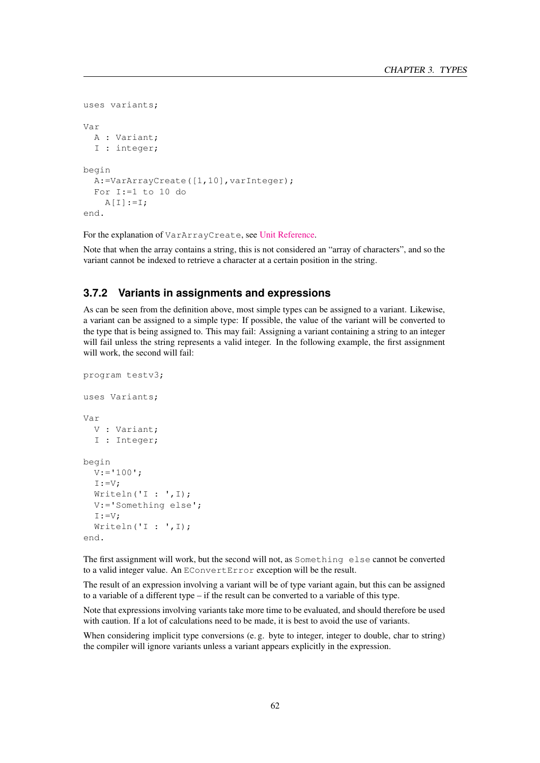```
uses variants;

Var
  A : Variant;
  I : integer;

begin
  A:=VarArrayCreate([1,10],varInteger);
  For I:=1 to 10 do
    A[I]:=I;
end.
```

For the explanation of `VarArrayCreate`, see Unit Reference.

Note that when the array contains a string, this is not considered an "array of characters", and so the variant cannot be indexed to retrieve a character at a certain position in the string.

### 3.7.2 Variants in assignments and expressions

As can be seen from the definition above, most simple types can be assigned to a variant. Likewise, a variant can be assigned to a simple type: If possible, the value of the variant will be converted to the type that is being assigned to. This may fail: Assigning a variant containing a string to an integer will fail unless the string represents a valid integer. In the following example, the first assignment will work, the second will fail:

```
program testv3;

uses Variants;

Var
  V : Variant;
  I : Integer;

begin
  V:='100';
  I:=V;
  Writeln('I : ',I);
  V:='Something else';
  I:=V;
  Writeln('I : ',I);
end.
```

The first assignment will work, but the second will not, as `Something else` cannot be converted to a valid integer value. An `EConvertError` exception will be the result.

The result of an expression involving a variant will be of type variant again, but this can be assigned to a variable of a different type – if the result can be converted to a variable of this type.

Note that expressions involving variants take more time to be evaluated, and should therefore be used with caution. If a lot of calculations need to be made, it is best to avoid the use of variants.

When considering implicit type conversions (e. g. byte to integer, integer to double, char to string) the compiler will ignore variants unless a variant appears explicitly in the expression.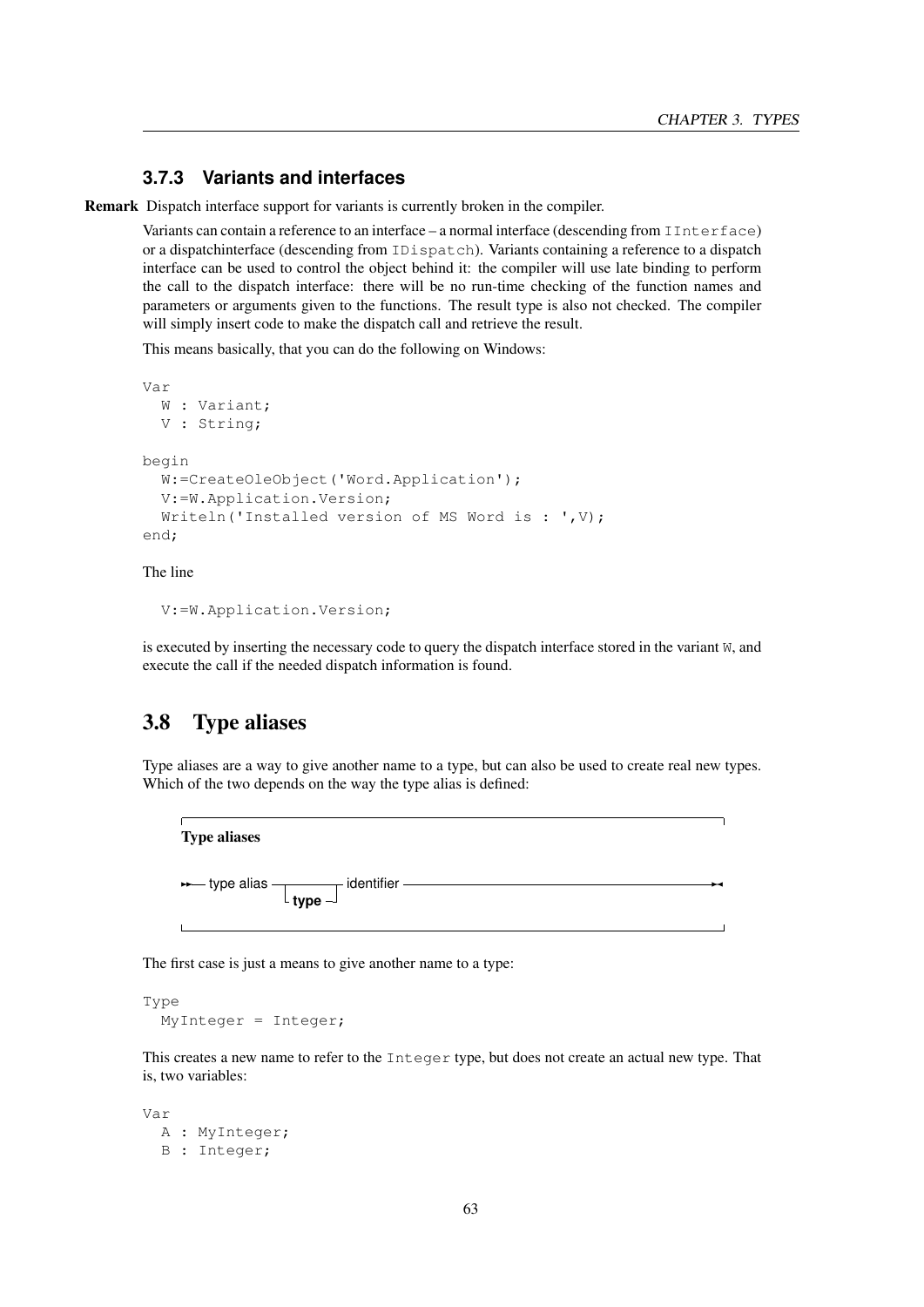### 3.7.3 Variants and interfaces

**Remark** Dispatch interface support for variants is currently broken in the compiler.

Variants can contain a reference to an interface – a normal interface (descending from `IInterface`) or a dispatchinterface (descending from `IDispatch`). Variants containing a reference to a dispatch interface can be used to control the object behind it: the compiler will use late binding to perform the call to the dispatch interface: there will be no run-time checking of the function names and parameters or arguments given to the functions. The result type is also not checked. The compiler will simply insert code to make the dispatch call and retrieve the result.

This means basically, that you can do the following on Windows:

```
Var
  W : Variant;
  V : String;

begin
  W:=CreateOleObject('Word.Application');
  V:=W.Application.Version;
  Writeln('Installed version of MS Word is : ',V);
end;
```

The line

```
  V:=W.Application.Version;
```

is executed by inserting the necessary code to query the dispatch interface stored in the variant `W`, and execute the call if the needed dispatch information is found.

## 3.8 Type aliases

Type aliases are a way to give another name to a type, but can also be used to create real new types. Which of the two depends on the way the type alias is defined:

**Type aliases**

```
►►— type alias ─┬────────┬─ identifier ──────────────────────────►◄
                └─ type ─┘
```

The first case is just a means to give another name to a type:

```
Type
  MyInteger = Integer;
```

This creates a new name to refer to the `Integer` type, but does not create an actual new type. That is, two variables:

```
Var
  A : MyInteger;
  B : Integer;
```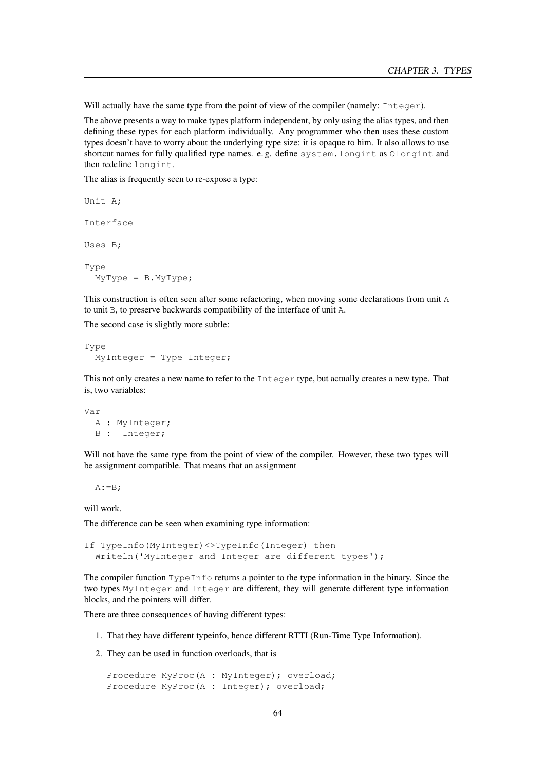Will actually have the same type from the point of view of the compiler (namely: `Integer`).

The above presents a way to make types platform independent, by only using the alias types, and then defining these types for each platform individually. Any programmer who then uses these custom types doesn't have to worry about the underlying type size: it is opaque to him. It also allows to use shortcut names for fully qualified type names. e. g. define `system.longint` as `Olongint` and then redefine `longint`.

The alias is frequently seen to re-expose a type:

```
Unit A;

Interface

Uses B;

Type
  MyType = B.MyType;
```

This construction is often seen after some refactoring, when moving some declarations from unit `A` to unit `B`, to preserve backwards compatibility of the interface of unit `A`.

The second case is slightly more subtle:

```
Type
  MyInteger = Type Integer;
```

This not only creates a new name to refer to the `Integer` type, but actually creates a new type. That is, two variables:

```
Var
  A : MyInteger;
  B :  Integer;
```

Will not have the same type from the point of view of the compiler. However, these two types will be assignment compatible. That means that an assignment

```
  A:=B;
```

will work.

The difference can be seen when examining type information:

```
If TypeInfo(MyInteger)<>TypeInfo(Integer) then
  Writeln('MyInteger and Integer are different types');
```

The compiler function `TypeInfo` returns a pointer to the type information in the binary. Since the two types `MyInteger` and `Integer` are different, they will generate different type information blocks, and the pointers will differ.

There are three consequences of having different types:

1. That they have different typeinfo, hence different RTTI (Run-Time Type Information).
2. They can be used in function overloads, that is

   ```
   Procedure MyProc(A : MyInteger); overload;
   Procedure MyProc(A : Integer); overload;
   ```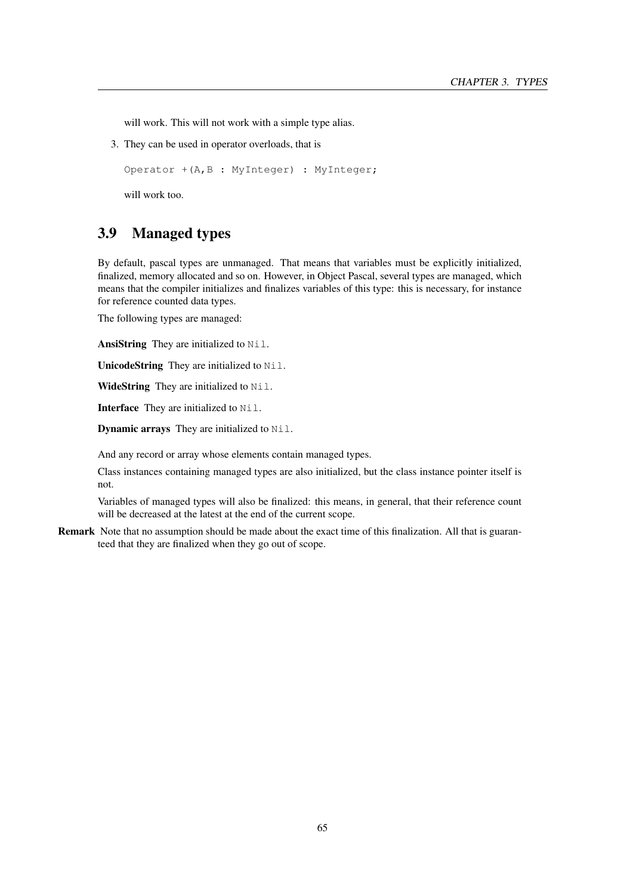will work. This will not work with a simple type alias.

3. They can be used in operator overloads, that is

```
Operator +(A,B : MyInteger) : MyInteger;
```

will work too.

## 3.9 Managed types

By default, pascal types are unmanaged. That means that variables must be explicitly initialized, finalized, memory allocated and so on. However, in Object Pascal, several types are managed, which means that the compiler initializes and finalizes variables of this type: this is necessary, for instance for reference counted data types.

The following types are managed:

**AnsiString** They are initialized to `Nil`.

**UnicodeString** They are initialized to `Nil`.

**WideString** They are initialized to `Nil`.

**Interface** They are initialized to `Nil`.

**Dynamic arrays** They are initialized to `Nil`.

And any record or array whose elements contain managed types.

Class instances containing managed types are also initialized, but the class instance pointer itself is not.

Variables of managed types will also be finalized: this means, in general, that their reference count will be decreased at the latest at the end of the current scope.

**Remark** Note that no assumption should be made about the exact time of this finalization. All that is guaranteed that they are finalized when they go out of scope.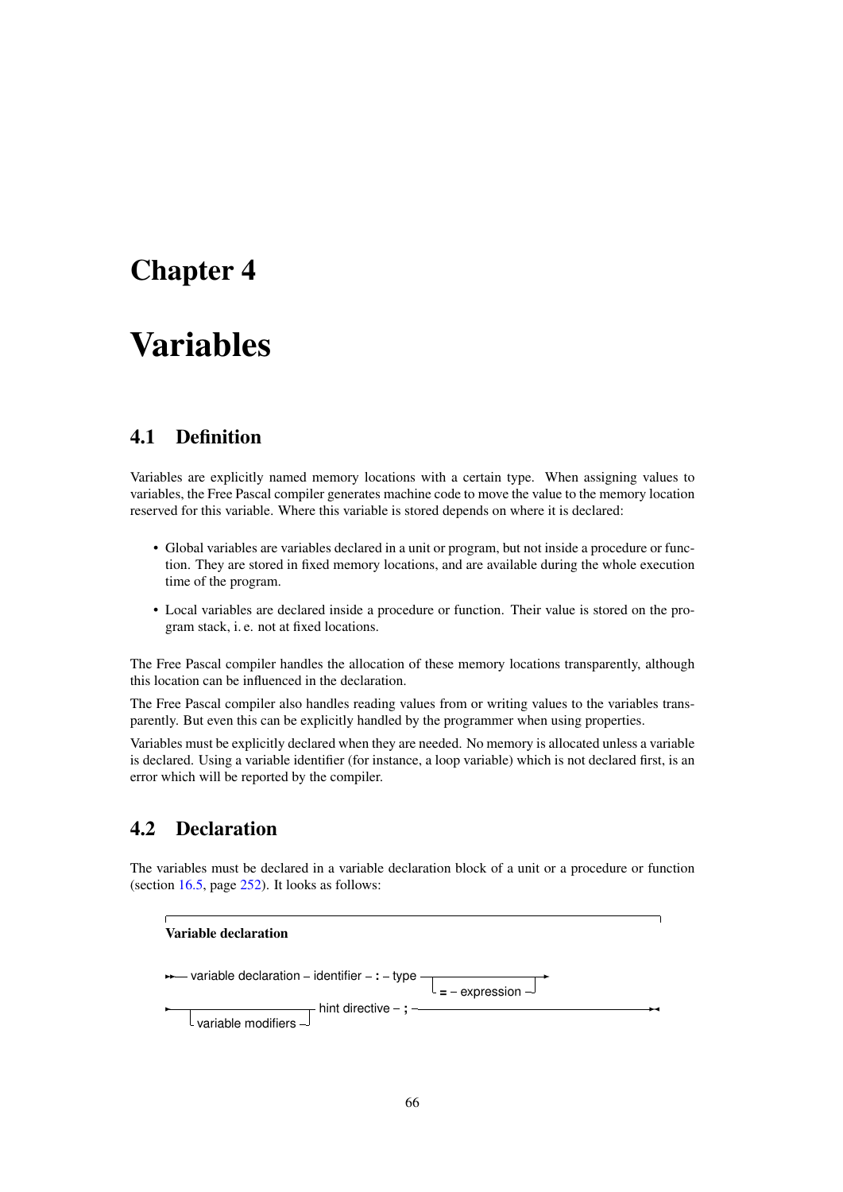# Chapter 4

# Variables

## 4.1 Definition

Variables are explicitly named memory locations with a certain type. When assigning values to variables, the Free Pascal compiler generates machine code to move the value to the memory location reserved for this variable. Where this variable is stored depends on where it is declared:

- Global variables are variables declared in a unit or program, but not inside a procedure or function. They are stored in fixed memory locations, and are available during the whole execution time of the program.
- Local variables are declared inside a procedure or function. Their value is stored on the program stack, i. e. not at fixed locations.

The Free Pascal compiler handles the allocation of these memory locations transparently, although this location can be influenced in the declaration.

The Free Pascal compiler also handles reading values from or writing values to the variables transparently. But even this can be explicitly handled by the programmer when using properties.

Variables must be explicitly declared when they are needed. No memory is allocated unless a variable is declared. Using a variable identifier (for instance, a loop variable) which is not declared first, is an error which will be reported by the compiler.

## 4.2 Declaration

The variables must be declared in a variable declaration block of a unit or a procedure or function (section 16.5, page 252). It looks as follows:

**Variable declaration**

```
variable declaration – identifier – : – type ─┬──────────────────┬─
                                              └─ = – expression ─┘
─┬──────────────────────┬─ hint directive – ; ─
 └─ variable modifiers ─┘
```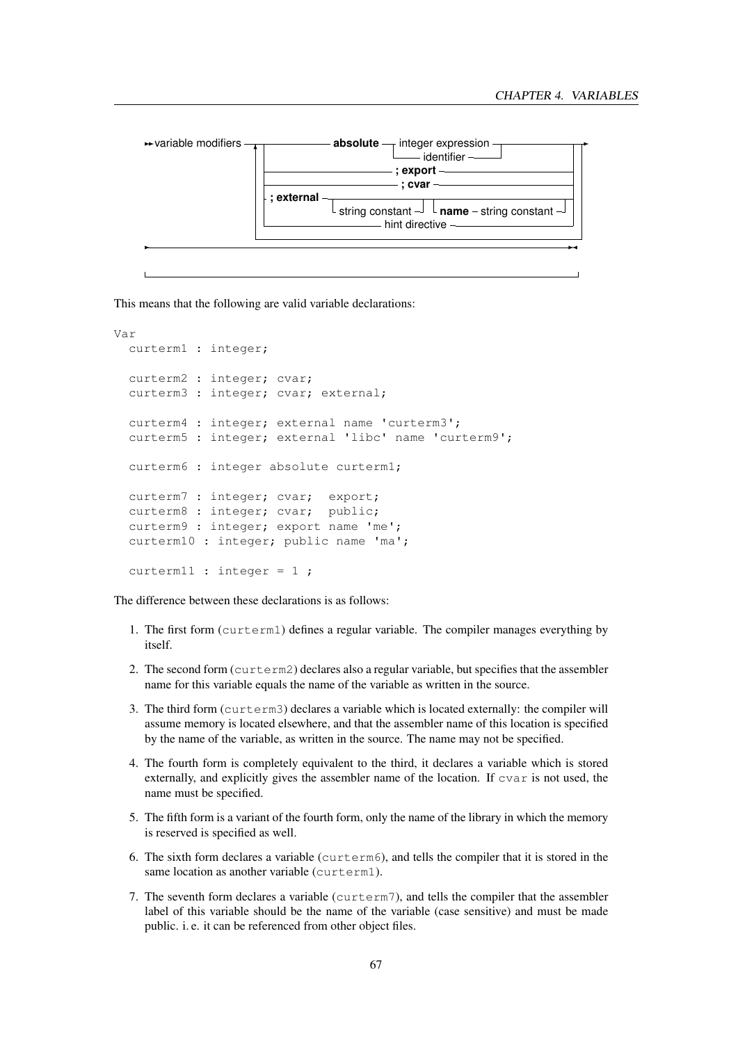```
variable modifiers ──┬──────────── absolute ─┬─ integer expression ─┬──────────┬──►
                     │                       └─ identifier ─────────┘          │
                     ├──────────────────────── ; export ──────────────────────┤
                     ├──────────────────────── ; cvar ────────────────────────┤
                     ├─ ; external ─┬──────────────────┬┬──────────────────────┬┤
                     │              └─ string constant ┘└─ name ─ string constant┘│
                     ├──────────────────────── hint directive ────────────────┤
                     └────────────────────────────────────────────────────────┘
```

This means that the following are valid variable declarations:

```
Var
  curterm1 : integer;

  curterm2 : integer; cvar;
  curterm3 : integer; cvar; external;

  curterm4 : integer; external name 'curterm3';
  curterm5 : integer; external 'libc' name 'curterm9';

  curterm6 : integer absolute curterm1;

  curterm7 : integer; cvar;  export;
  curterm8 : integer; cvar;  public;
  curterm9 : integer; export name 'me';
  curterm10 : integer; public name 'ma';

  curterm11 : integer = 1 ;
```

The difference between these declarations is as follows:

1. The first form (`curterm1`) defines a regular variable. The compiler manages everything by itself.
2. The second form (`curterm2`) declares also a regular variable, but specifies that the assembler name for this variable equals the name of the variable as written in the source.
3. The third form (`curterm3`) declares a variable which is located externally: the compiler will assume memory is located elsewhere, and that the assembler name of this location is specified by the name of the variable, as written in the source. The name may not be specified.
4. The fourth form is completely equivalent to the third, it declares a variable which is stored externally, and explicitly gives the assembler name of the location. If `cvar` is not used, the name must be specified.
5. The fifth form is a variant of the fourth form, only the name of the library in which the memory is reserved is specified as well.
6. The sixth form declares a variable (`curterm6`), and tells the compiler that it is stored in the same location as another variable (`curterm1`).
7. The seventh form declares a variable (`curterm7`), and tells the compiler that the assembler label of this variable should be the name of the variable (case sensitive) and must be made public. i. e. it can be referenced from other object files.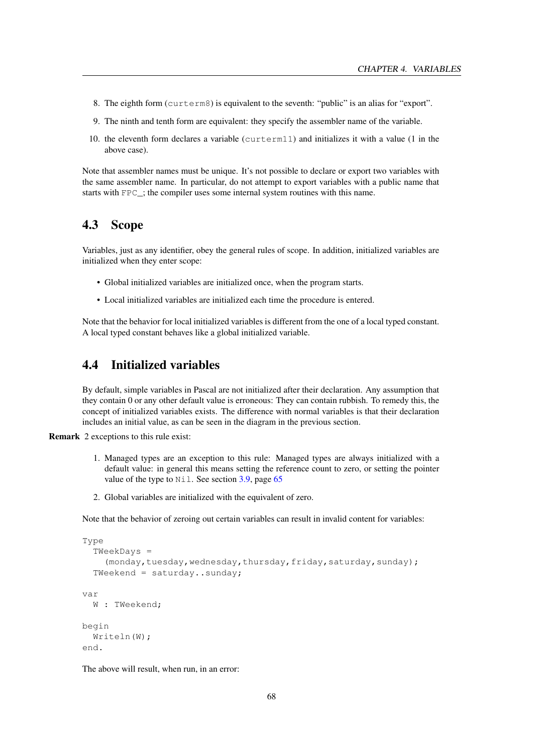8. The eighth form (`curterm8`) is equivalent to the seventh: "public" is an alias for "export".

9. The ninth and tenth form are equivalent: they specify the assembler name of the variable.

10. the eleventh form declares a variable (`curterm11`) and initializes it with a value (1 in the above case).

Note that assembler names must be unique. It's not possible to declare or export two variables with the same assembler name. In particular, do not attempt to export variables with a public name that starts with `FPC_`; the compiler uses some internal system routines with this name.

## 4.3 Scope

Variables, just as any identifier, obey the general rules of scope. In addition, initialized variables are initialized when they enter scope:

- Global initialized variables are initialized once, when the program starts.
- Local initialized variables are initialized each time the procedure is entered.

Note that the behavior for local initialized variables is different from the one of a local typed constant. A local typed constant behaves like a global initialized variable.

## 4.4 Initialized variables

By default, simple variables in Pascal are not initialized after their declaration. Any assumption that they contain 0 or any other default value is erroneous: They can contain rubbish. To remedy this, the concept of initialized variables exists. The difference with normal variables is that their declaration includes an initial value, as can be seen in the diagram in the previous section.

**Remark** 2 exceptions to this rule exist:

1. Managed types are an exception to this rule: Managed types are always initialized with a default value: in general this means setting the reference count to zero, or setting the pointer value of the type to `Nil`. See section 3.9, page 65

2. Global variables are initialized with the equivalent of zero.

Note that the behavior of zeroing out certain variables can result in invalid content for variables:

```
Type
  TWeekDays =
    (monday,tuesday,wednesday,thursday,friday,saturday,sunday);
  TWeekend = saturday..sunday;

var
  W : TWeekend;

begin
  Writeln(W);
end.
```

The above will result, when run, in an error: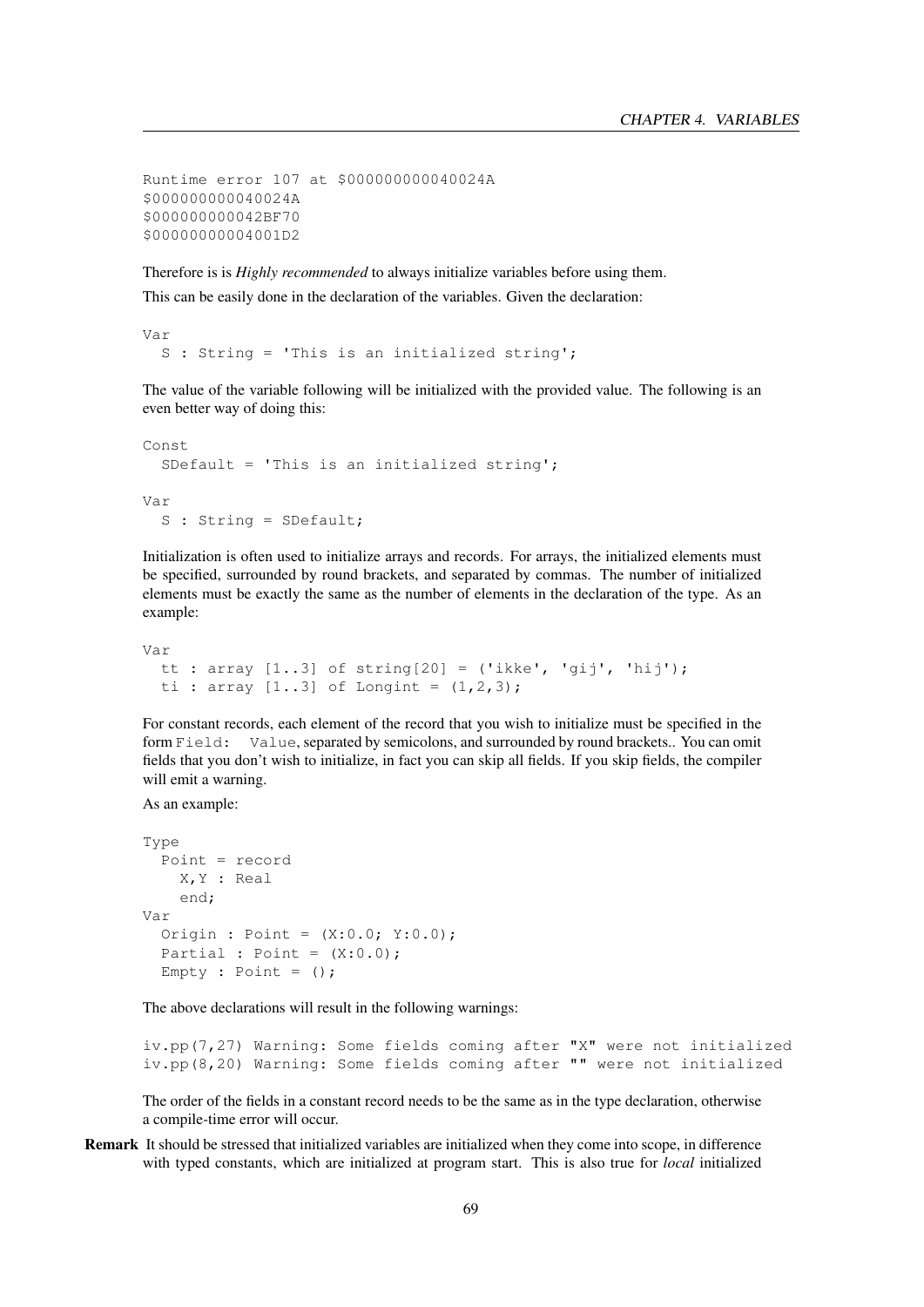```
Runtime error 107 at $000000000040024A
$000000000040024A
$000000000042BF70
$00000000004001D2
```

Therefore is is *Highly recommended* to always initialize variables before using them.

This can be easily done in the declaration of the variables. Given the declaration:

```
Var
  S : String = 'This is an initialized string';
```

The value of the variable following will be initialized with the provided value. The following is an even better way of doing this:

```
Const
  SDefault = 'This is an initialized string';

Var
  S : String = SDefault;
```

Initialization is often used to initialize arrays and records. For arrays, the initialized elements must be specified, surrounded by round brackets, and separated by commas. The number of initialized elements must be exactly the same as the number of elements in the declaration of the type. As an example:

```
Var
  tt : array [1..3] of string[20] = ('ikke', 'gij', 'hij');
  ti : array [1..3] of Longint = (1,2,3);
```

For constant records, each element of the record that you wish to initialize must be specified in the form `Field: Value`, separated by semicolons, and surrounded by round brackets.. You can omit fields that you don't wish to initialize, in fact you can skip all fields. If you skip fields, the compiler will emit a warning.

As an example:

```
Type
  Point = record
    X,Y : Real
    end;
Var
  Origin : Point = (X:0.0; Y:0.0);
  Partial : Point = (X:0.0);
  Empty : Point = ();
```

The above declarations will result in the following warnings:

```
iv.pp(7,27) Warning: Some fields coming after "X" were not initialized
iv.pp(8,20) Warning: Some fields coming after "" were not initialized
```

The order of the fields in a constant record needs to be the same as in the type declaration, otherwise a compile-time error will occur.

**Remark** It should be stressed that initialized variables are initialized when they come into scope, in difference with typed constants, which are initialized at program start. This is also true for *local* initialized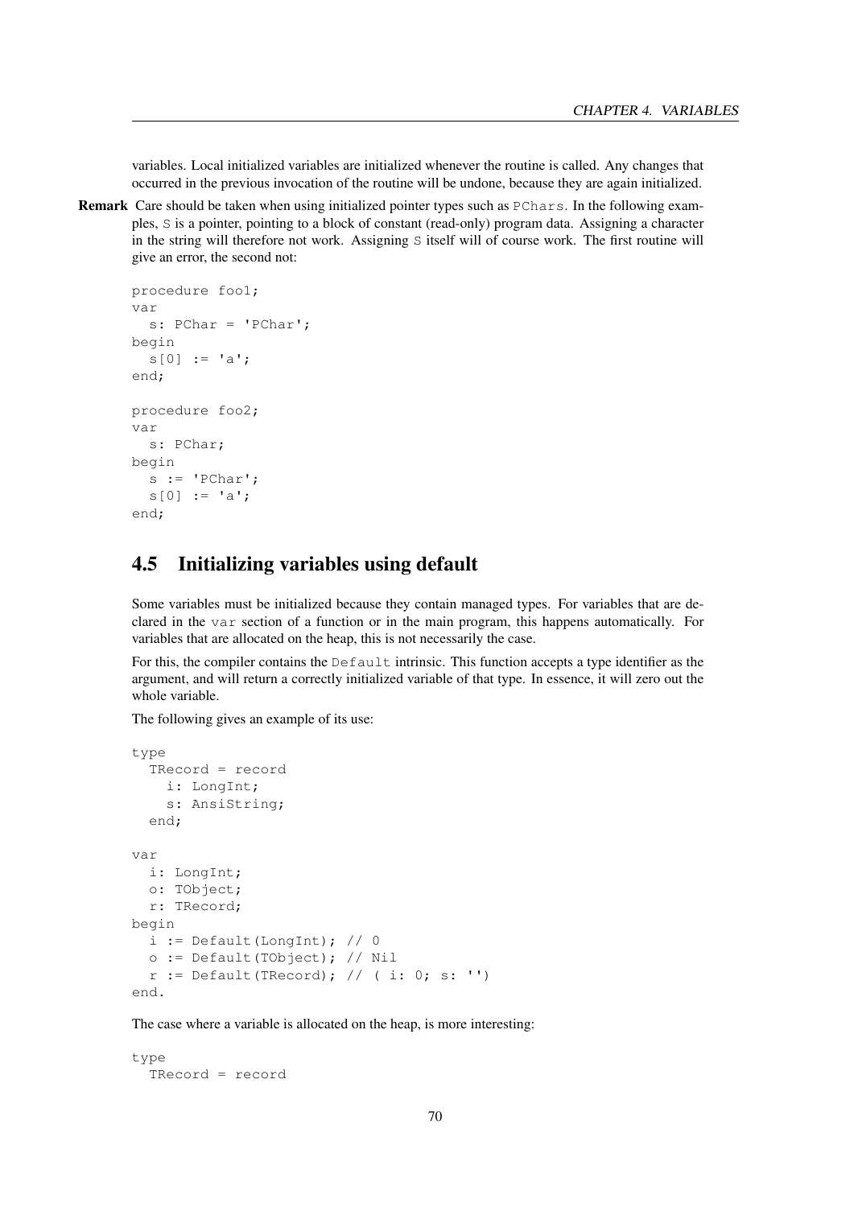variables. Local initialized variables are initialized whenever the routine is called. Any changes that occurred in the previous invocation of the routine will be undone, because they are again initialized.

**Remark** Care should be taken when using initialized pointer types such as `PChars`. In the following examples, `S` is a pointer, pointing to a block of constant (read-only) program data. Assigning a character in the string will therefore not work. Assigning `S` itself will of course work. The first routine will give an error, the second not:

```
procedure foo1;
var
  s: PChar = 'PChar';
begin
  s[0] := 'a';
end;

procedure foo2;
var
  s: PChar;
begin
  s := 'PChar';
  s[0] := 'a';
end;
```

## 4.5 Initializing variables using default

Some variables must be initialized because they contain managed types. For variables that are declared in the `var` section of a function or in the main program, this happens automatically. For variables that are allocated on the heap, this is not necessarily the case.

For this, the compiler contains the `Default` intrinsic. This function accepts a type identifier as the argument, and will return a correctly initialized variable of that type. In essence, it will zero out the whole variable.

The following gives an example of its use:

```
type
  TRecord = record
    i: LongInt;
    s: AnsiString;
  end;

var
  i: LongInt;
  o: TObject;
  r: TRecord;
begin
  i := Default(LongInt); // 0
  o := Default(TObject); // Nil
  r := Default(TRecord); // ( i: 0; s: '')
end.
```

The case where a variable is allocated on the heap, is more interesting:

```
type
  TRecord = record
```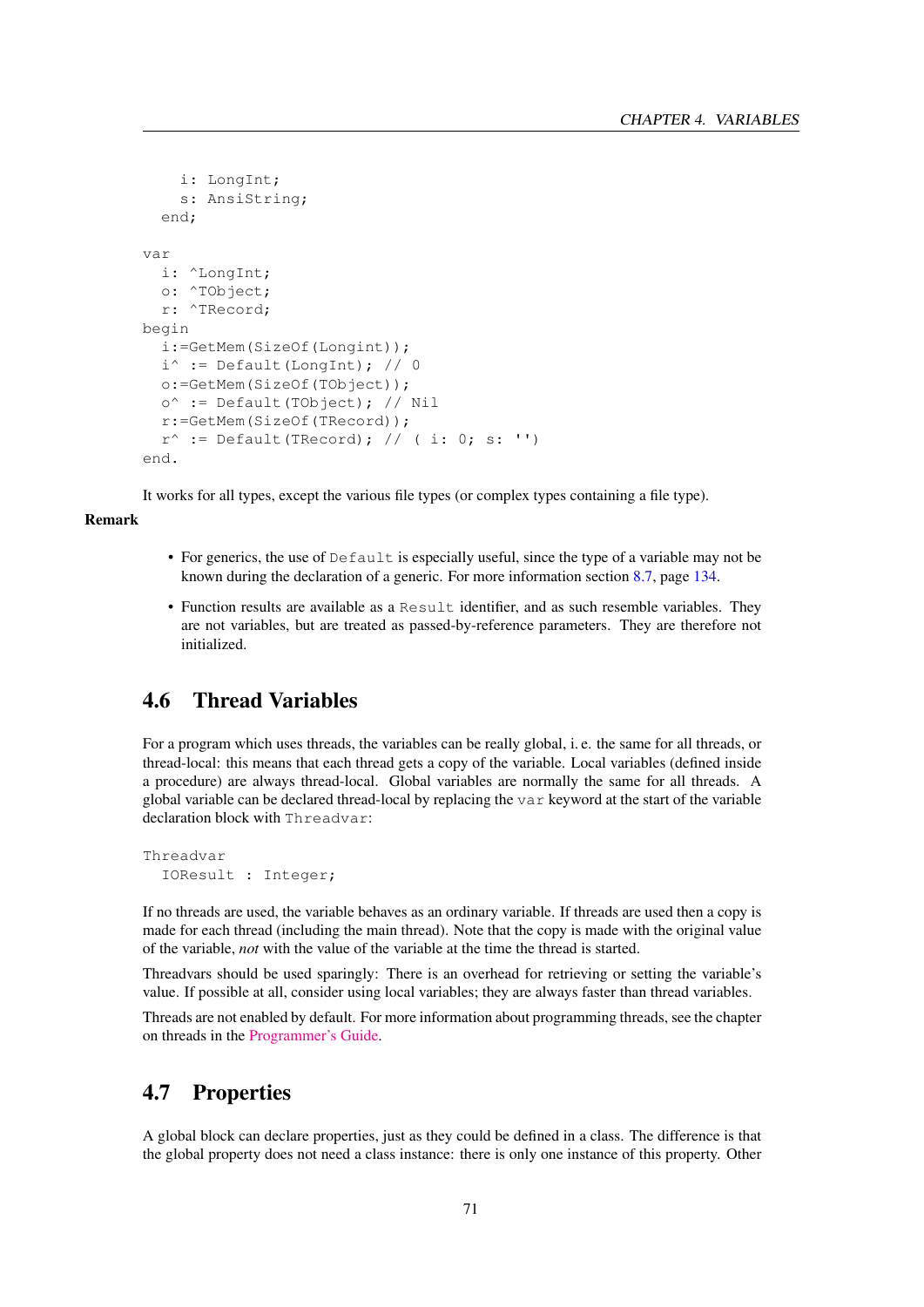```
    i: LongInt;
    s: AnsiString;
  end;

var
  i: ^LongInt;
  o: ^TObject;
  r: ^TRecord;
begin
  i:=GetMem(SizeOf(Longint));
  i^ := Default(LongInt); // 0
  o:=GetMem(SizeOf(TObject));
  o^ := Default(TObject); // Nil
  r:=GetMem(SizeOf(TRecord));
  r^ := Default(TRecord); // ( i: 0; s: '')
end.
```

It works for all types, except the various file types (or complex types containing a file type).

**Remark**

- For generics, the use of `Default` is especially useful, since the type of a variable may not be known during the declaration of a generic. For more information section 8.7, page 134.
- Function results are available as a `Result` identifier, and as such resemble variables. They are not variables, but are treated as passed-by-reference parameters. They are therefore not initialized.

## 4.6 Thread Variables

For a program which uses threads, the variables can be really global, i. e. the same for all threads, or thread-local: this means that each thread gets a copy of the variable. Local variables (defined inside a procedure) are always thread-local. Global variables are normally the same for all threads. A global variable can be declared thread-local by replacing the `var` keyword at the start of the variable declaration block with `Threadvar`:

```
Threadvar
  IOResult : Integer;
```

If no threads are used, the variable behaves as an ordinary variable. If threads are used then a copy is made for each thread (including the main thread). Note that the copy is made with the original value of the variable, *not* with the value of the variable at the time the thread is started.

Threadvars should be used sparingly: There is an overhead for retrieving or setting the variable's value. If possible at all, consider using local variables; they are always faster than thread variables.

Threads are not enabled by default. For more information about programming threads, see the chapter on threads in the Programmer's Guide.

## 4.7 Properties

A global block can declare properties, just as they could be defined in a class. The difference is that the global property does not need a class instance: there is only one instance of this property. Other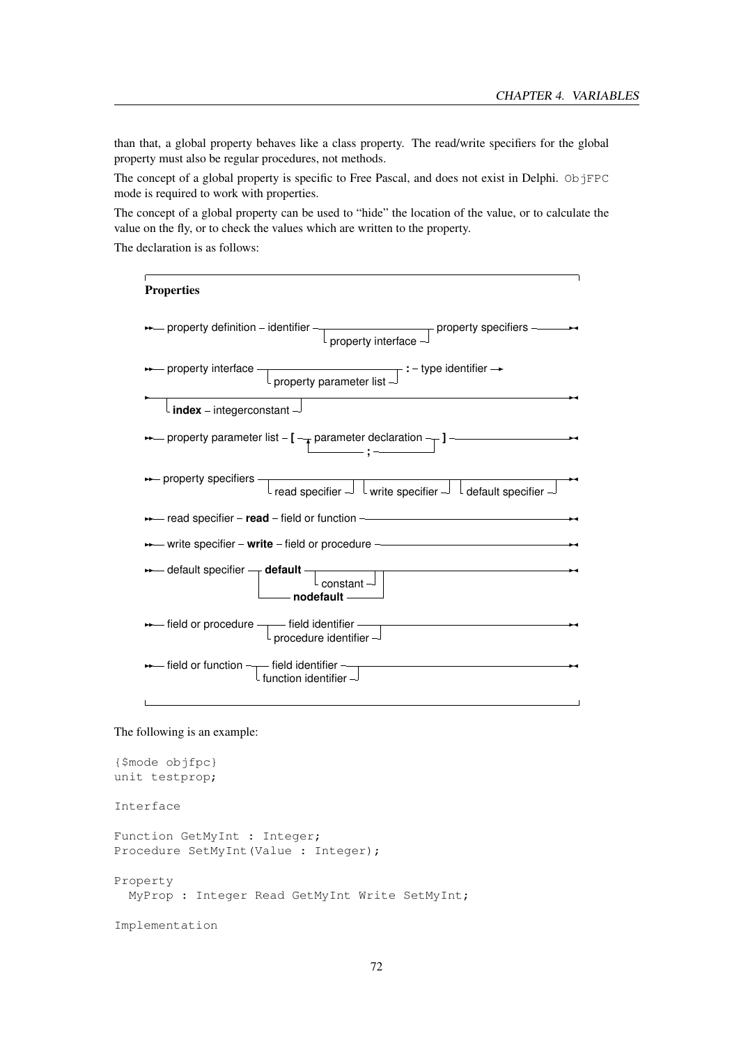than that, a global property behaves like a class property. The read/write specifiers for the global property must also be regular procedures, not methods.

The concept of a global property is specific to Free Pascal, and does not exist in Delphi. `ObjFPC` mode is required to work with properties.

The concept of a global property can be used to "hide" the location of the value, or to calculate the value on the fly, or to check the values which are written to the property.

The declaration is as follows:

**Properties**

```
property definition – identifier – [property interface] – property specifiers

property interface – [property parameter list] – : – type identifier – [index – integerconstant]

property parameter list – [ – parameter declaration { ; parameter declaration } – ]

property specifiers – [read specifier] – [write specifier] – [default specifier]

read specifier – read – field or function

write specifier – write – field or procedure

default specifier – default [constant]
                  | nodefault

field or procedure – field identifier
                   | procedure identifier

field or function – field identifier
                  | function identifier
```

The following is an example:

```
{$mode objfpc}
unit testprop;

Interface

Function GetMyInt : Integer;
Procedure SetMyInt(Value : Integer);

Property
  MyProp : Integer Read GetMyInt Write SetMyInt;

Implementation
```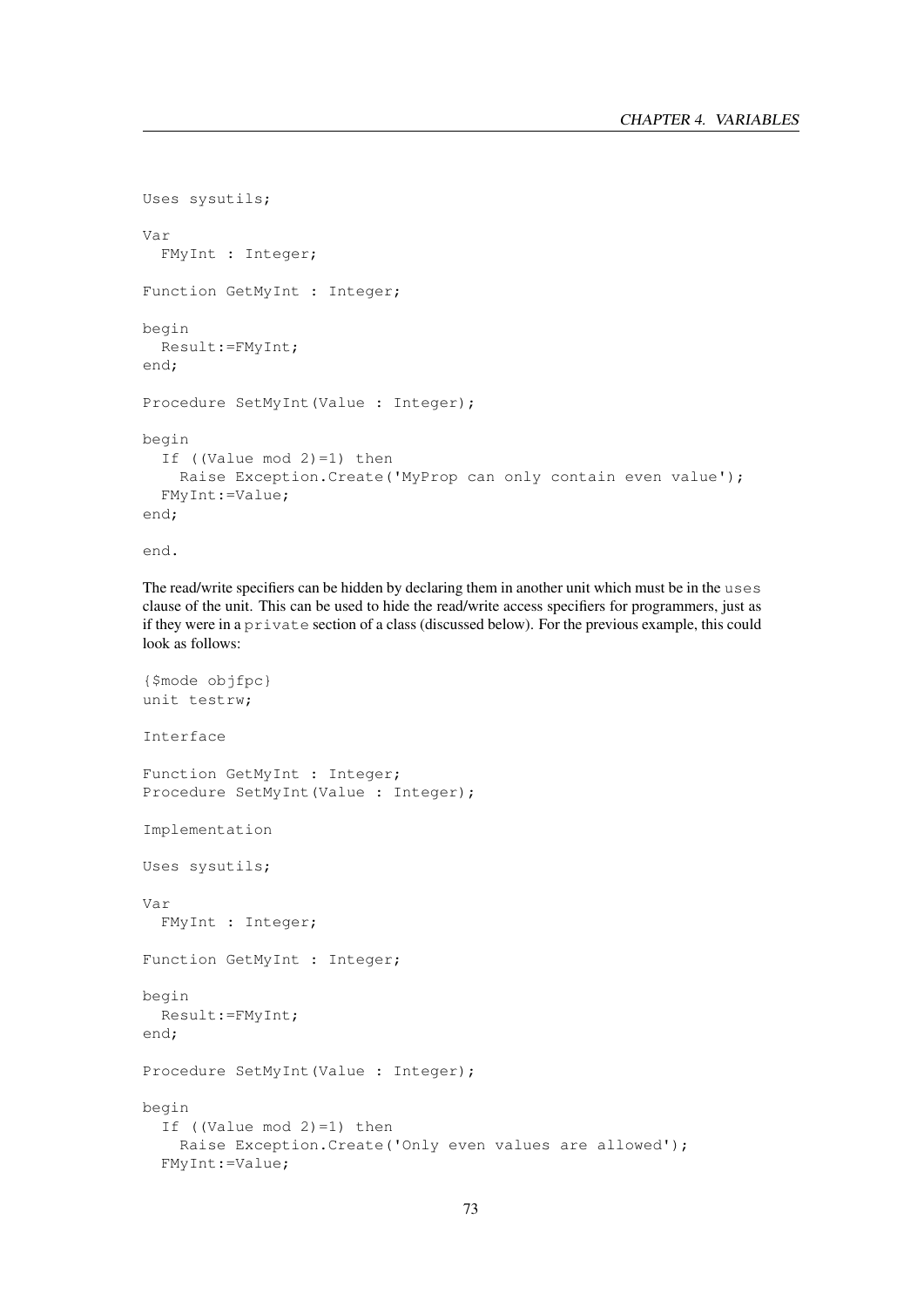```
Uses sysutils;

Var
  FMyInt : Integer;

Function GetMyInt : Integer;

begin
  Result:=FMyInt;
end;

Procedure SetMyInt(Value : Integer);

begin
  If ((Value mod 2)=1) then
    Raise Exception.Create('MyProp can only contain even value');
  FMyInt:=Value;
end;

end.
```

The read/write specifiers can be hidden by declaring them in another unit which must be in the `uses` clause of the unit. This can be used to hide the read/write access specifiers for programmers, just as if they were in a `private` section of a class (discussed below). For the previous example, this could look as follows:

```
{$mode objfpc}
unit testrw;

Interface

Function GetMyInt : Integer;
Procedure SetMyInt(Value : Integer);

Implementation

Uses sysutils;

Var
  FMyInt : Integer;

Function GetMyInt : Integer;

begin
  Result:=FMyInt;
end;

Procedure SetMyInt(Value : Integer);

begin
  If ((Value mod 2)=1) then
    Raise Exception.Create('Only even values are allowed');
  FMyInt:=Value;
```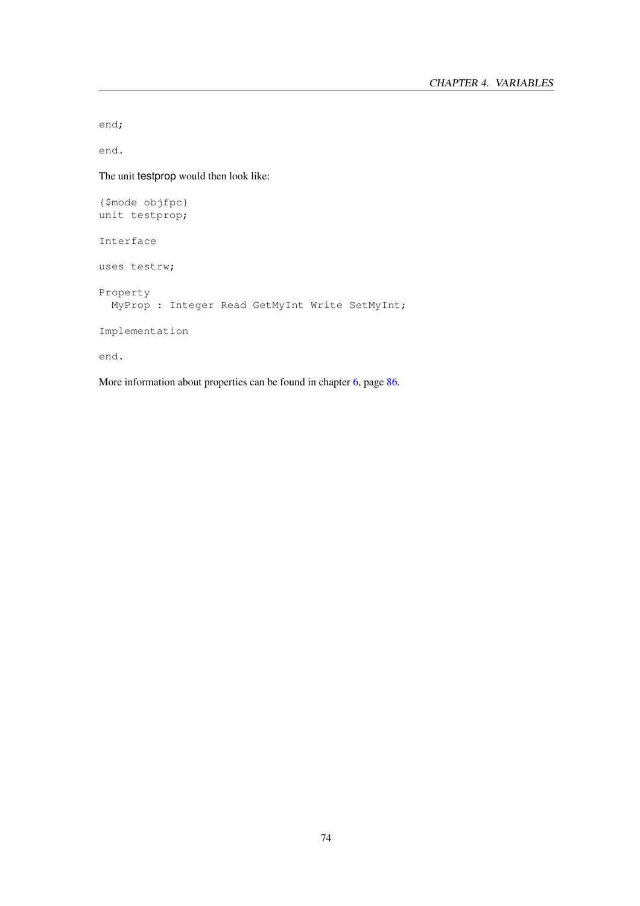```
end;

end.
```

The unit testprop would then look like:

```
{$mode objfpc}
unit testprop;

Interface

uses testrw;

Property
  MyProp : Integer Read GetMyInt Write SetMyInt;

Implementation

end.
```

More information about properties can be found in chapter 6, page 86.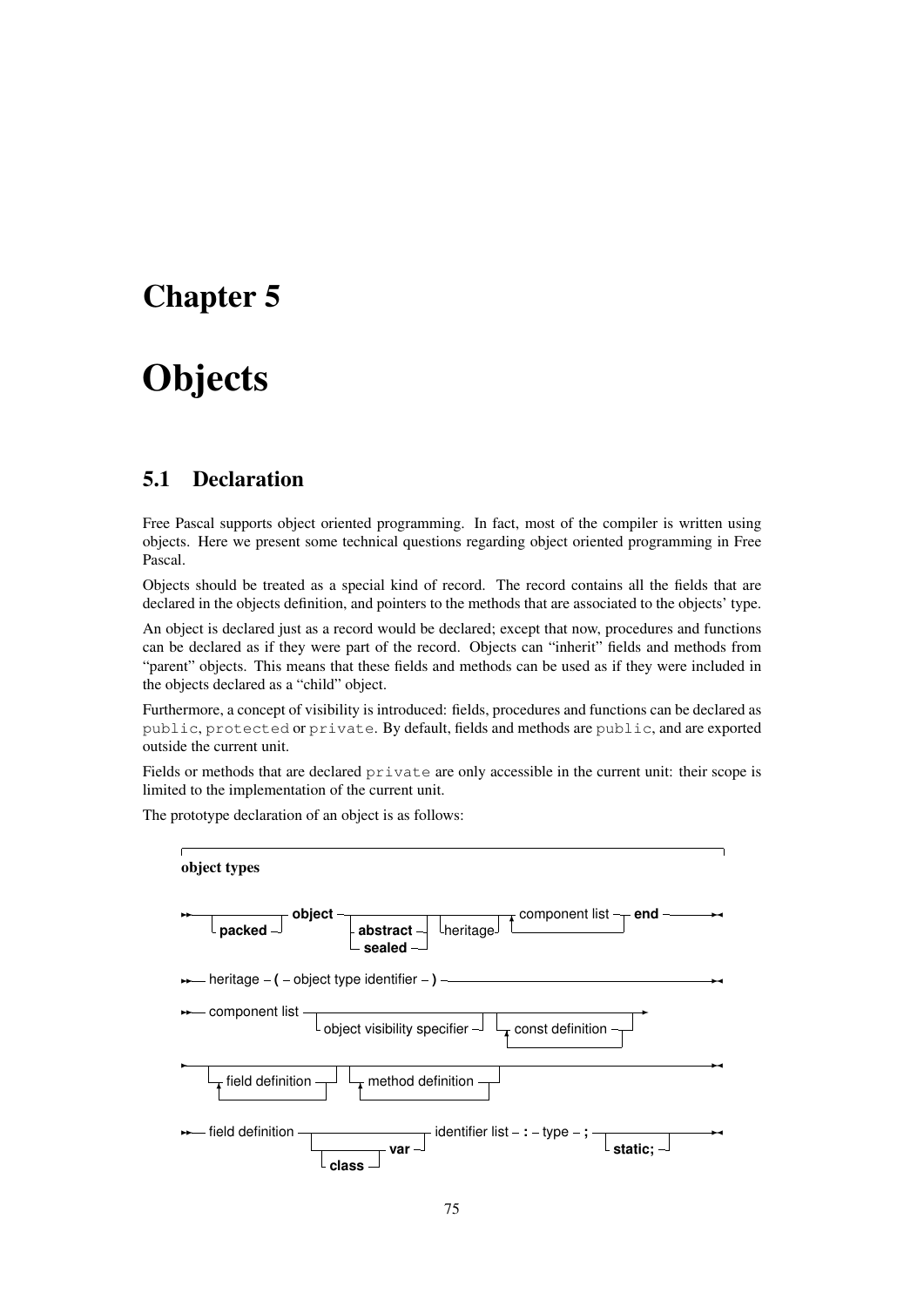# Chapter 5

# Objects

## 5.1 Declaration

Free Pascal supports object oriented programming. In fact, most of the compiler is written using objects. Here we present some technical questions regarding object oriented programming in Free Pascal.

Objects should be treated as a special kind of record. The record contains all the fields that are declared in the objects definition, and pointers to the methods that are associated to the objects' type.

An object is declared just as a record would be declared; except that now, procedures and functions can be declared as if they were part of the record. Objects can "inherit" fields and methods from "parent" objects. This means that these fields and methods can be used as if they were included in the objects declared as a "child" object.

Furthermore, a concept of visibility is introduced: fields, procedures and functions can be declared as `public`, `protected` or `private`. By default, fields and methods are `public`, and are exported outside the current unit.

Fields or methods that are declared `private` are only accessible in the current unit: their scope is limited to the implementation of the current unit.

The prototype declaration of an object is as follows:

**object types**

```
object types --+----------+-- object --+------------+--+----------+--+------------------+-- end --
               +- packed -+            +- abstract -+  +- heritage-+  +- component list -+
                                       +- sealed ---+                 ^                  |
                                                                      +------------------+

heritage -- ( -- object type identifier -- ) --

component list --+-----------------------------+--+--------------------+--
                 +- object visibility specifier +  +- const definition -+
                                                   ^                    |
                                                   +--------------------+

--+--------------------+--+---------------------+--
  +- field definition -+  +- method definition -+
  ^                    |  ^                     |
  +--------------------+  +---------------------+

field definition --+-----------------+-- identifier list -- : -- type -- ; --+-----------+--
                   +--+---------+-var+                                      +- static; --+
                      +- class -+
```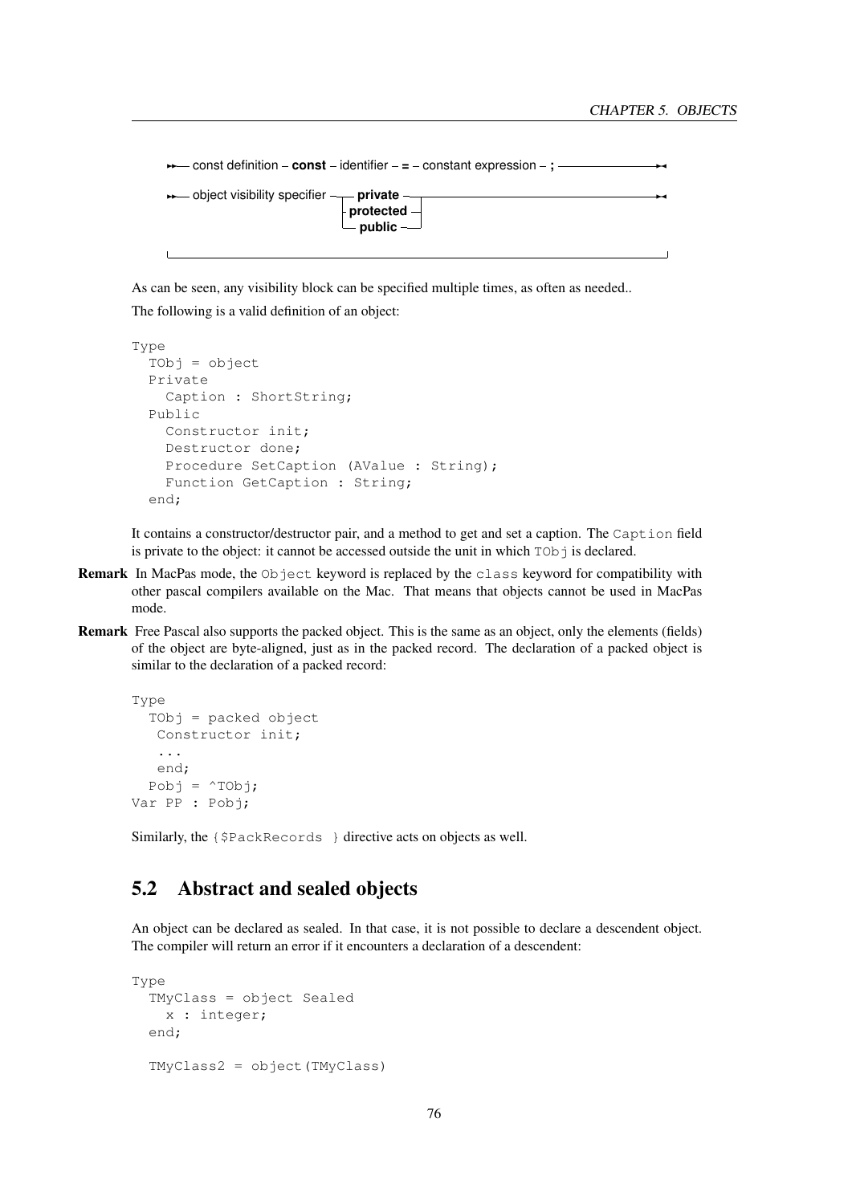```
»— const definition – const – identifier – = – constant expression – ; ——————————————»◂

»— object visibility specifier —┬— private ———┬——————————————————————————————————————»◂
                                ├— protected —┤
                                └— public ————┘
```

As can be seen, any visibility block can be specified multiple times, as often as needed..

The following is a valid definition of an object:

```
Type
  TObj = object
  Private
    Caption : ShortString;
  Public
    Constructor init;
    Destructor done;
    Procedure SetCaption (AValue : String);
    Function GetCaption : String;
  end;
```

It contains a constructor/destructor pair, and a method to get and set a caption. The `Caption` field is private to the object: it cannot be accessed outside the unit in which `TObj` is declared.

**Remark** In MacPas mode, the `Object` keyword is replaced by the `class` keyword for compatibility with other pascal compilers available on the Mac. That means that objects cannot be used in MacPas mode.

**Remark** Free Pascal also supports the packed object. This is the same as an object, only the elements (fields) of the object are byte-aligned, just as in the packed record. The declaration of a packed object is similar to the declaration of a packed record:

```
Type
  TObj = packed object
   Constructor init;
   ...
   end;
  Pobj = ^TObj;
Var PP : Pobj;
```

Similarly, the `{$PackRecords }` directive acts on objects as well.

## 5.2 Abstract and sealed objects

An object can be declared as sealed. In that case, it is not possible to declare a descendent object. The compiler will return an error if it encounters a declaration of a descendent:

```
Type
  TMyClass = object Sealed
    x : integer;
  end;

  TMyClass2 = object(TMyClass)
```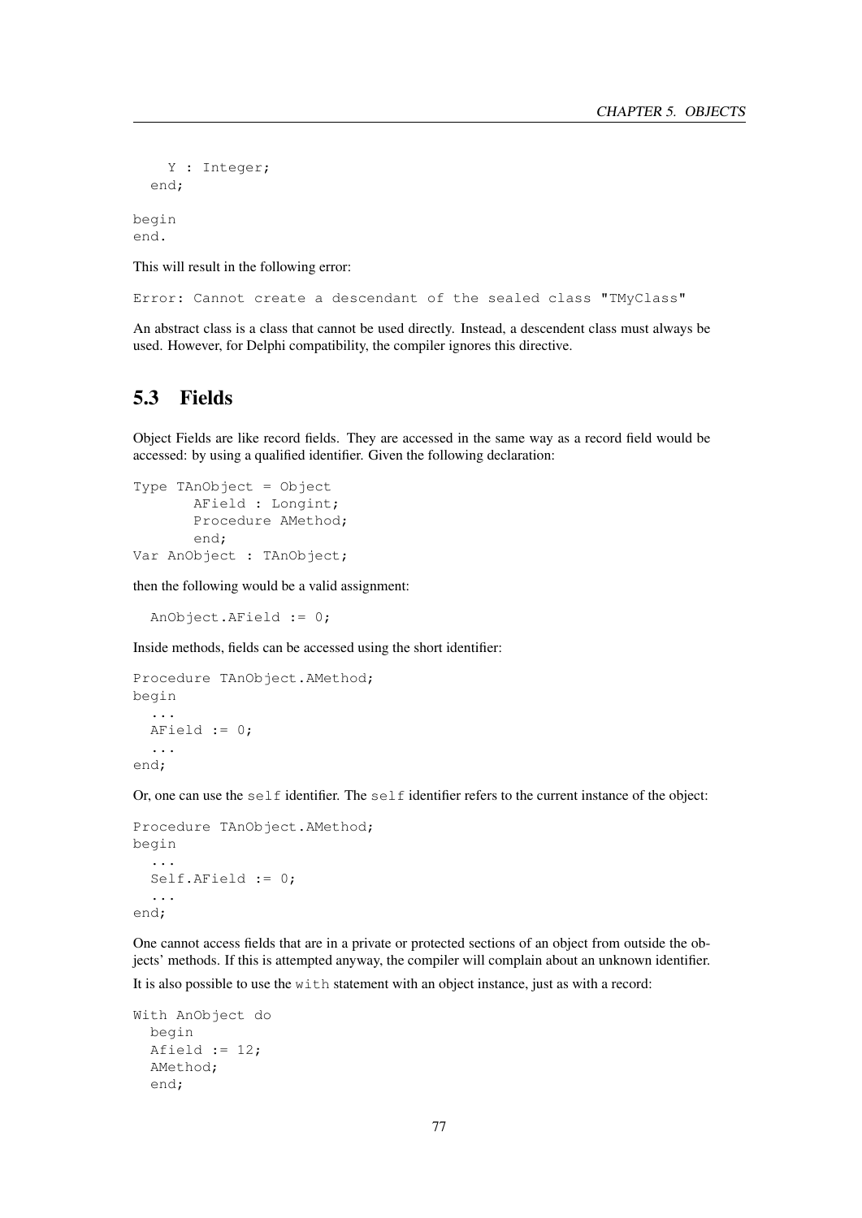```
    Y : Integer;
  end;

begin
end.
```

This will result in the following error:

```
Error: Cannot create a descendant of the sealed class "TMyClass"
```

An abstract class is a class that cannot be used directly. Instead, a descendent class must always be used. However, for Delphi compatibility, the compiler ignores this directive.

## 5.3 Fields

Object Fields are like record fields. They are accessed in the same way as a record field would be accessed: by using a qualified identifier. Given the following declaration:

```
Type TAnObject = Object
       AField : Longint;
       Procedure AMethod;
       end;
Var AnObject : TAnObject;
```

then the following would be a valid assignment:

```
  AnObject.AField := 0;
```

Inside methods, fields can be accessed using the short identifier:

```
Procedure TAnObject.AMethod;
begin
  ...
  AField := 0;
  ...
end;
```

Or, one can use the `self` identifier. The `self` identifier refers to the current instance of the object:

```
Procedure TAnObject.AMethod;
begin
  ...
  Self.AField := 0;
  ...
end;
```

One cannot access fields that are in a private or protected sections of an object from outside the objects' methods. If this is attempted anyway, the compiler will complain about an unknown identifier.

It is also possible to use the `with` statement with an object instance, just as with a record:

```
With AnObject do
  begin
  Afield := 12;
  AMethod;
  end;
```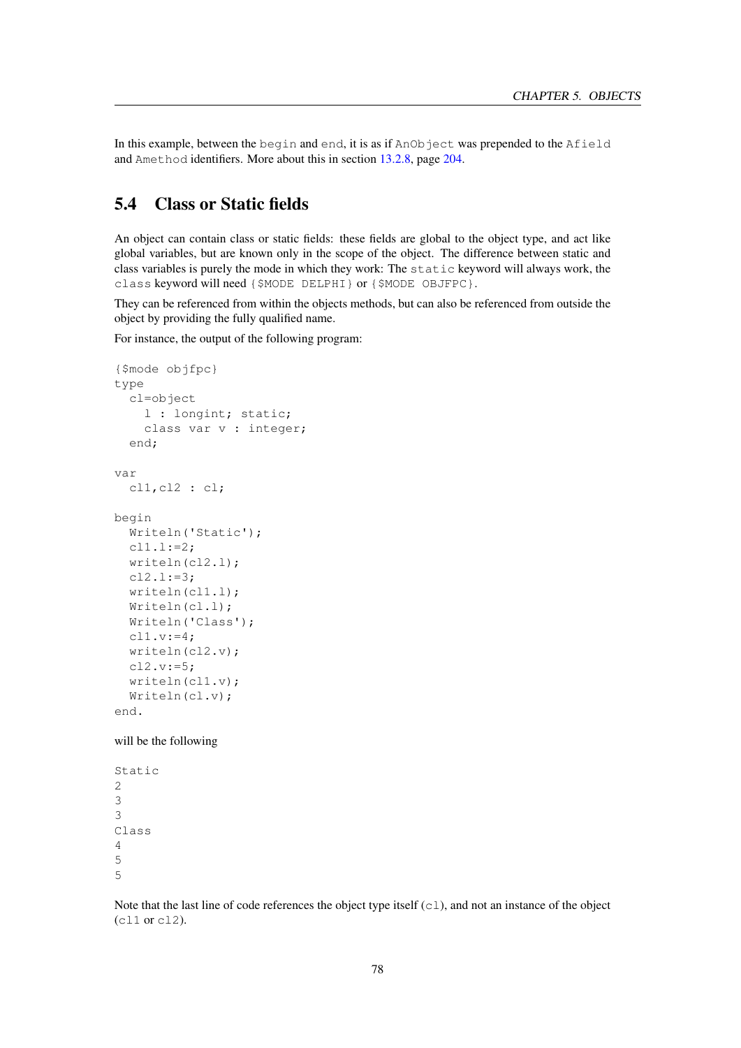In this example, between the `begin` and `end`, it is as if `AnObject` was prepended to the `Afield` and `Amethod` identifiers. More about this in section 13.2.8, page 204.

## 5.4 Class or Static fields

An object can contain class or static fields: these fields are global to the object type, and act like global variables, but are known only in the scope of the object. The difference between static and class variables is purely the mode in which they work: The `static` keyword will always work, the `class` keyword will need `{$MODE DELPHI}` or `{$MODE OBJFPC}`.

They can be referenced from within the objects methods, but can also be referenced from outside the object by providing the fully qualified name.

For instance, the output of the following program:

```
{$mode objfpc}
type
  cl=object
    l : longint; static;
    class var v : integer;
  end;

var
  cl1,cl2 : cl;

begin
  Writeln('Static');
  cl1.l:=2;
  writeln(cl2.l);
  cl2.l:=3;
  writeln(cl1.l);
  Writeln(cl.l);
  Writeln('Class');
  cl1.v:=4;
  writeln(cl2.v);
  cl2.v:=5;
  writeln(cl1.v);
  Writeln(cl.v);
end.
```

will be the following

```
Static
2
3
3
Class
4
5
5
```

Note that the last line of code references the object type itself (`cl`), and not an instance of the object (`cl1` or `cl2`).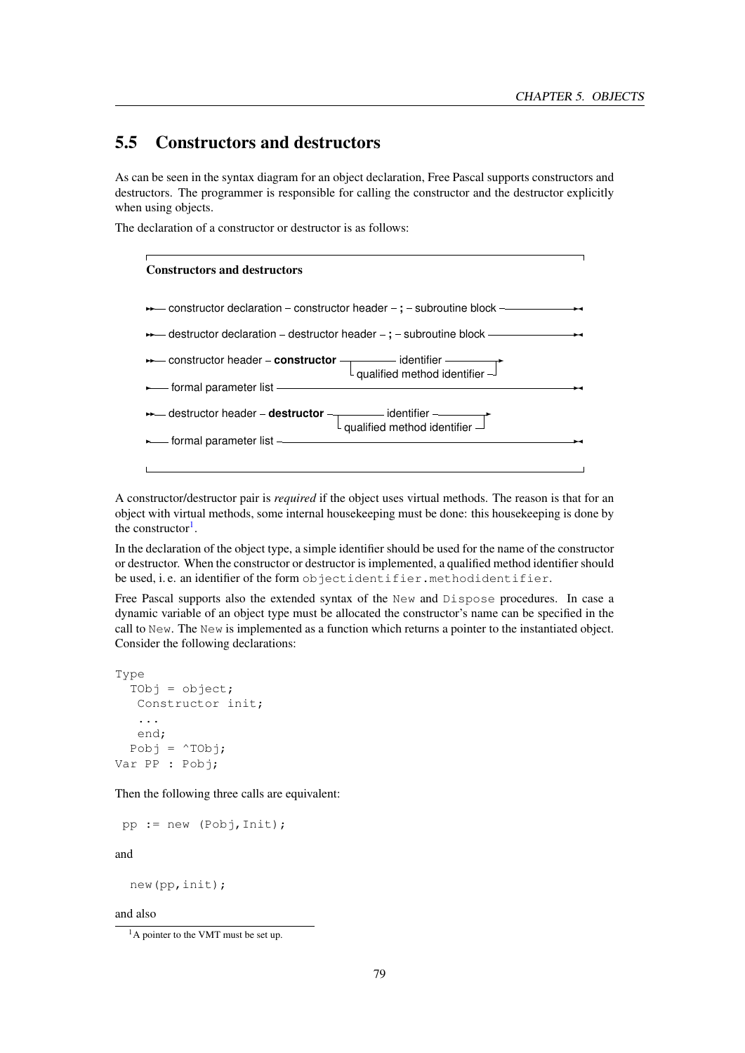## 5.5 Constructors and destructors

As can be seen in the syntax diagram for an object declaration, Free Pascal supports constructors and destructors. The programmer is responsible for calling the constructor and the destructor explicitly when using objects.

The declaration of a constructor or destructor is as follows:

**Constructors and destructors**

```
>>-- constructor declaration - constructor header - ; - subroutine block ------------><

>>-- destructor declaration - destructor header - ; - subroutine block -------------><

>>-- constructor header - constructor -+-------- identifier -----------+----------->
                                       +- qualified method identifier -+
>--- formal parameter list ---------------------------------------------------------><

>>-- destructor header - destructor -+-------- identifier -----------+------------->
                                     +- qualified method identifier -+
>--- formal parameter list ---------------------------------------------------------><
```

A constructor/destructor pair is *required* if the object uses virtual methods. The reason is that for an object with virtual methods, some internal housekeeping must be done: this housekeeping is done by the constructor[1].

In the declaration of the object type, a simple identifier should be used for the name of the constructor or destructor. When the constructor or destructor is implemented, a qualified method identifier should be used, i. e. an identifier of the form `objectidentifier.methodidentifier`.

Free Pascal supports also the extended syntax of the `New` and `Dispose` procedures. In case a dynamic variable of an object type must be allocated the constructor's name can be specified in the call to `New`. The `New` is implemented as a function which returns a pointer to the instantiated object. Consider the following declarations:

```
Type
  TObj = object;
   Constructor init;
   ...
   end;
  Pobj = ^TObj;
Var PP : Pobj;
```

Then the following three calls are equivalent:

```
 pp := new (Pobj,Init);
```

and

```
  new(pp,init);
```

and also

[1] A pointer to the VMT must be set up.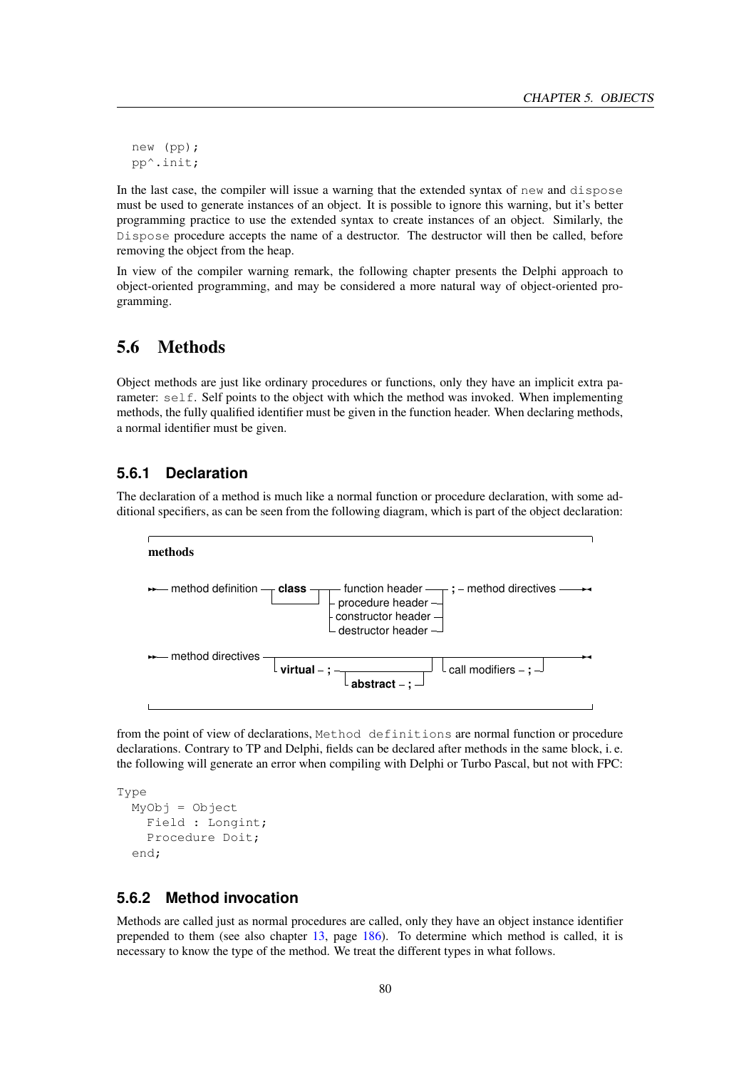```
new (pp);
pp^.init;
```

In the last case, the compiler will issue a warning that the extended syntax of `new` and `dispose` must be used to generate instances of an object. It is possible to ignore this warning, but it's better programming practice to use the extended syntax to create instances of an object. Similarly, the `Dispose` procedure accepts the name of a destructor. The destructor will then be called, before removing the object from the heap.

In view of the compiler warning remark, the following chapter presents the Delphi approach to object-oriented programming, and may be considered a more natural way of object-oriented programming.

## 5.6 Methods

Object methods are just like ordinary procedures or functions, only they have an implicit extra parameter: `self`. Self points to the object with which the method was invoked. When implementing methods, the fully qualified identifier must be given in the function header. When declaring methods, a normal identifier must be given.

### 5.6.1 Declaration

The declaration of a method is much like a normal function or procedure declaration, with some additional specifiers, as can be seen from the following diagram, which is part of the object declaration:

**methods**

```
method definition --- [class] --- function header    --- ; - method directives
                                  procedure header
                                  constructor header
                                  destructor header

method directives --- [virtual - ; [abstract - ;]] --- [call modifiers - ;]
```

from the point of view of declarations, `Method definitions` are normal function or procedure declarations. Contrary to TP and Delphi, fields can be declared after methods in the same block, i. e. the following will generate an error when compiling with Delphi or Turbo Pascal, but not with FPC:

```
Type
  MyObj = Object
    Field : Longint;
    Procedure Doit;
  end;
```

### 5.6.2 Method invocation

Methods are called just as normal procedures are called, only they have an object instance identifier prepended to them (see also chapter 13, page 186). To determine which method is called, it is necessary to know the type of the method. We treat the different types in what follows.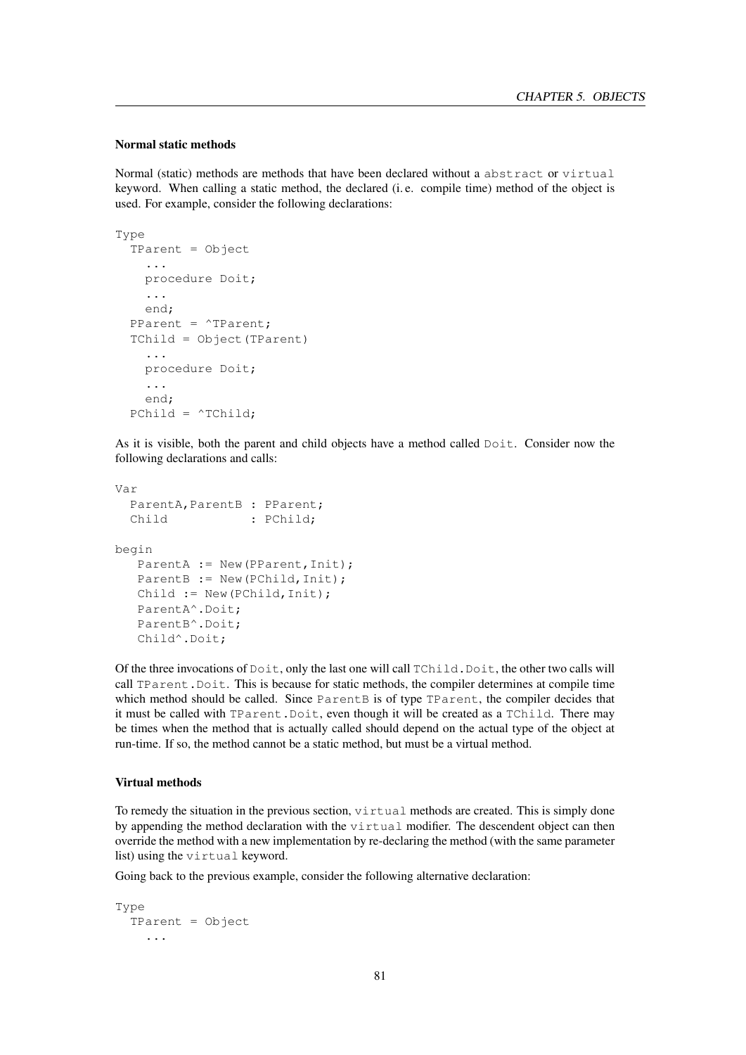### Normal static methods

Normal (static) methods are methods that have been declared without a `abstract` or `virtual` keyword. When calling a static method, the declared (i. e. compile time) method of the object is used. For example, consider the following declarations:

```
Type
  TParent = Object
    ...
    procedure Doit;
    ...
    end;
  PParent = ^TParent;
  TChild = Object(TParent)
    ...
    procedure Doit;
    ...
    end;
  PChild = ^TChild;
```

As it is visible, both the parent and child objects have a method called `Doit`. Consider now the following declarations and calls:

```
Var
  ParentA,ParentB : PParent;
  Child           : PChild;

begin
   ParentA := New(PParent,Init);
   ParentB := New(PChild,Init);
   Child := New(PChild,Init);
   ParentA^.Doit;
   ParentB^.Doit;
   Child^.Doit;
```

Of the three invocations of `Doit`, only the last one will call `TChild.Doit`, the other two calls will call `TParent.Doit`. This is because for static methods, the compiler determines at compile time which method should be called. Since `ParentB` is of type `TParent`, the compiler decides that it must be called with `TParent.Doit`, even though it will be created as a `TChild`. There may be times when the method that is actually called should depend on the actual type of the object at run-time. If so, the method cannot be a static method, but must be a virtual method.

### Virtual methods

To remedy the situation in the previous section, `virtual` methods are created. This is simply done by appending the method declaration with the `virtual` modifier. The descendent object can then override the method with a new implementation by re-declaring the method (with the same parameter list) using the `virtual` keyword.

Going back to the previous example, consider the following alternative declaration:

```
Type
  TParent = Object
    ...
```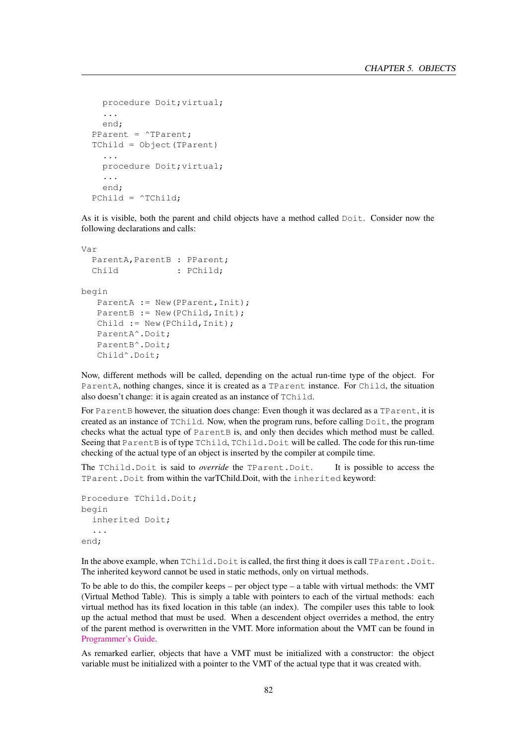```
    procedure Doit;virtual;
    ...
    end;
  PParent = ^TParent;
  TChild = Object(TParent)
    ...
    procedure Doit;virtual;
    ...
    end;
  PChild = ^TChild;
```

As it is visible, both the parent and child objects have a method called `Doit`. Consider now the following declarations and calls:

```
Var
  ParentA,ParentB : PParent;
  Child           : PChild;

begin
   ParentA := New(PParent,Init);
   ParentB := New(PChild,Init);
   Child := New(PChild,Init);
   ParentA^.Doit;
   ParentB^.Doit;
   Child^.Doit;
```

Now, different methods will be called, depending on the actual run-time type of the object. For `ParentA`, nothing changes, since it is created as a `TParent` instance. For `Child`, the situation also doesn't change: it is again created as an instance of `TChild`.

For `ParentB` however, the situation does change: Even though it was declared as a `TParent`, it is created as an instance of `TChild`. Now, when the program runs, before calling `Doit`, the program checks what the actual type of `ParentB` is, and only then decides which method must be called. Seeing that `ParentB` is of type `TChild`, `TChild.Doit` will be called. The code for this run-time checking of the actual type of an object is inserted by the compiler at compile time.

The `TChild.Doit` is said to *override* the `TParent.Doit`. It is possible to access the `TParent.Doit` from within the varTChild.Doit, with the `inherited` keyword:

```
Procedure TChild.Doit;
begin
  inherited Doit;
  ...
end;
```

In the above example, when `TChild.Doit` is called, the first thing it does is call `TParent.Doit`. The inherited keyword cannot be used in static methods, only on virtual methods.

To be able to do this, the compiler keeps – per object type – a table with virtual methods: the VMT (Virtual Method Table). This is simply a table with pointers to each of the virtual methods: each virtual method has its fixed location in this table (an index). The compiler uses this table to look up the actual method that must be used. When a descendent object overrides a method, the entry of the parent method is overwritten in the VMT. More information about the VMT can be found in Programmer's Guide.

As remarked earlier, objects that have a VMT must be initialized with a constructor: the object variable must be initialized with a pointer to the VMT of the actual type that it was created with.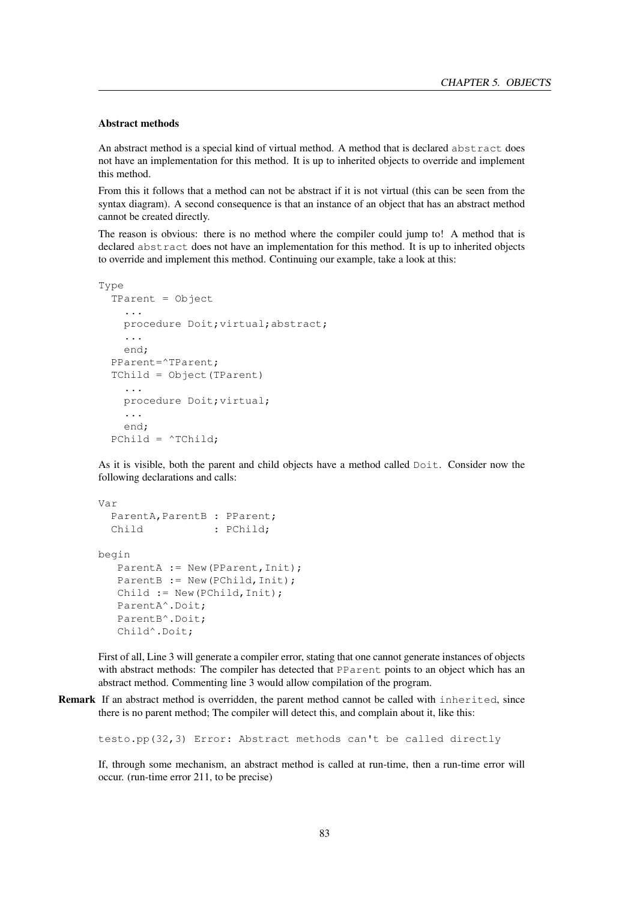#### Abstract methods

An abstract method is a special kind of virtual method. A method that is declared `abstract` does not have an implementation for this method. It is up to inherited objects to override and implement this method.

From this it follows that a method can not be abstract if it is not virtual (this can be seen from the syntax diagram). A second consequence is that an instance of an object that has an abstract method cannot be created directly.

The reason is obvious: there is no method where the compiler could jump to! A method that is declared `abstract` does not have an implementation for this method. It is up to inherited objects to override and implement this method. Continuing our example, take a look at this:

```
Type
  TParent = Object
    ...
    procedure Doit;virtual;abstract;
    ...
    end;
  PParent=^TParent;
  TChild = Object(TParent)
    ...
    procedure Doit;virtual;
    ...
    end;
  PChild = ^TChild;
```

As it is visible, both the parent and child objects have a method called `Doit`. Consider now the following declarations and calls:

```
Var
  ParentA,ParentB : PParent;
  Child           : PChild;

begin
   ParentA := New(PParent,Init);
   ParentB := New(PChild,Init);
   Child := New(PChild,Init);
   ParentA^.Doit;
   ParentB^.Doit;
   Child^.Doit;
```

First of all, Line 3 will generate a compiler error, stating that one cannot generate instances of objects with abstract methods: The compiler has detected that `PParent` points to an object which has an abstract method. Commenting line 3 would allow compilation of the program.

**Remark** If an abstract method is overridden, the parent method cannot be called with `inherited`, since there is no parent method; The compiler will detect this, and complain about it, like this:

```
testo.pp(32,3) Error: Abstract methods can't be called directly
```

If, through some mechanism, an abstract method is called at run-time, then a run-time error will occur. (run-time error 211, to be precise)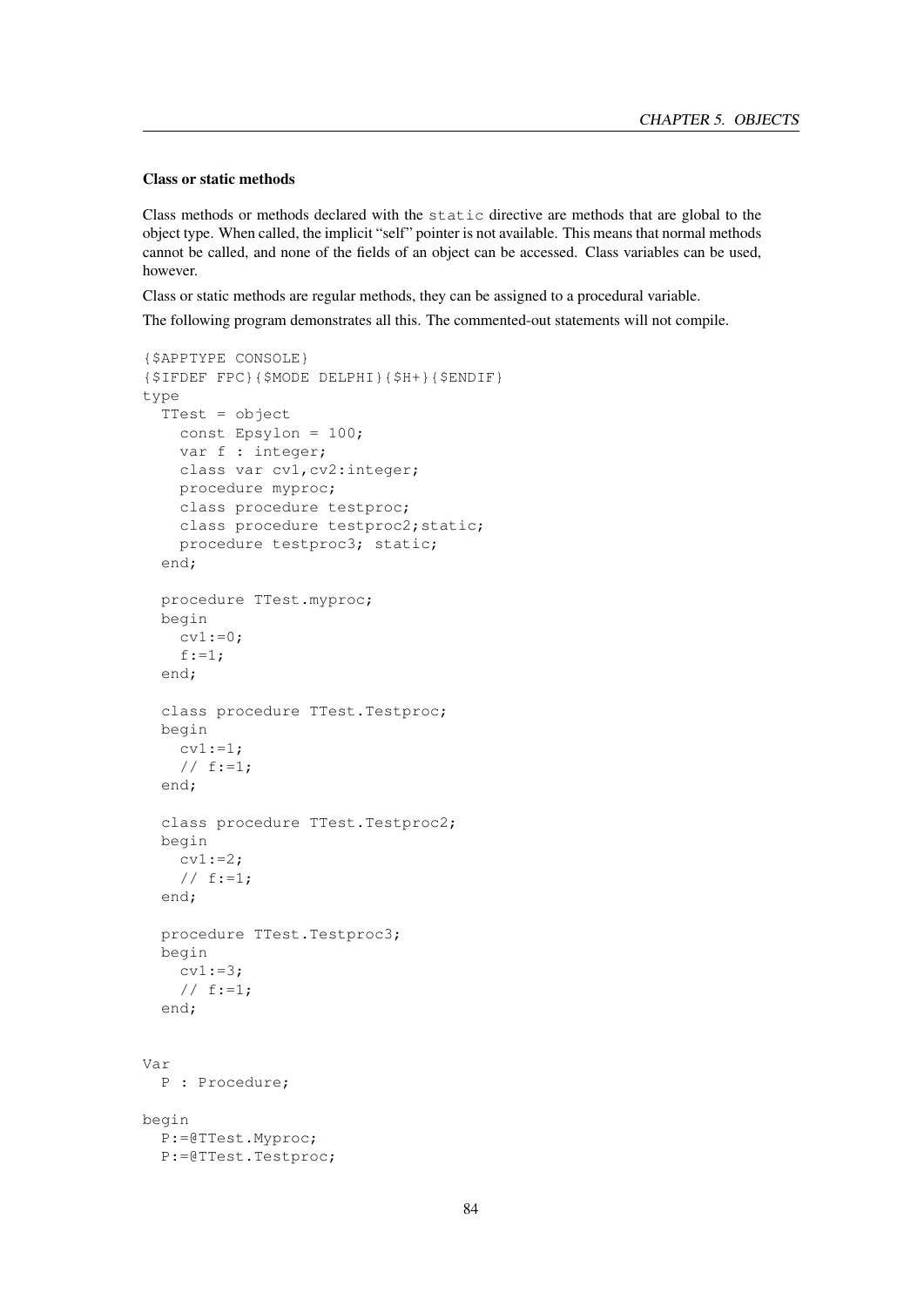### Class or static methods

Class methods or methods declared with the `static` directive are methods that are global to the object type. When called, the implicit "self" pointer is not available. This means that normal methods cannot be called, and none of the fields of an object can be accessed. Class variables can be used, however.

Class or static methods are regular methods, they can be assigned to a procedural variable.

The following program demonstrates all this. The commented-out statements will not compile.

```
{$APPTYPE CONSOLE}
{$IFDEF FPC}{$MODE DELPHI}{$H+}{$ENDIF}
type
  TTest = object
    const Epsylon = 100;
    var f : integer;
    class var cv1,cv2:integer;
    procedure myproc;
    class procedure testproc;
    class procedure testproc2;static;
    procedure testproc3; static;
  end;

  procedure TTest.myproc;
  begin
    cv1:=0;
    f:=1;
  end;

  class procedure TTest.Testproc;
  begin
    cv1:=1;
    // f:=1;
  end;

  class procedure TTest.Testproc2;
  begin
    cv1:=2;
    // f:=1;
  end;

  procedure TTest.Testproc3;
  begin
    cv1:=3;
    // f:=1;
  end;


Var
  P : Procedure;

begin
  P:=@TTest.Myproc;
  P:=@TTest.Testproc;
```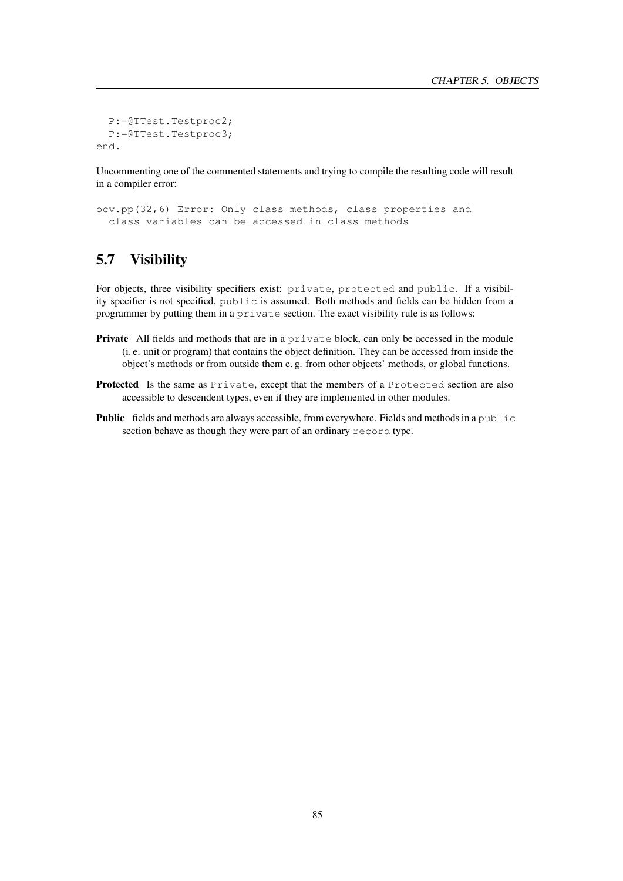```
  P:=@TTest.Testproc2;
  P:=@TTest.Testproc3;
end.
```

Uncommenting one of the commented statements and trying to compile the resulting code will result in a compiler error:

```
ocv.pp(32,6) Error: Only class methods, class properties and
  class variables can be accessed in class methods
```

## 5.7 Visibility

For objects, three visibility specifiers exist: `private`, `protected` and `public`. If a visibility specifier is not specified, `public` is assumed. Both methods and fields can be hidden from a programmer by putting them in a `private` section. The exact visibility rule is as follows:

**Private** All fields and methods that are in a `private` block, can only be accessed in the module (i. e. unit or program) that contains the object definition. They can be accessed from inside the object's methods or from outside them e. g. from other objects' methods, or global functions.

**Protected** Is the same as `Private`, except that the members of a `Protected` section are also accessible to descendent types, even if they are implemented in other modules.

**Public** fields and methods are always accessible, from everywhere. Fields and methods in a `public` section behave as though they were part of an ordinary `record` type.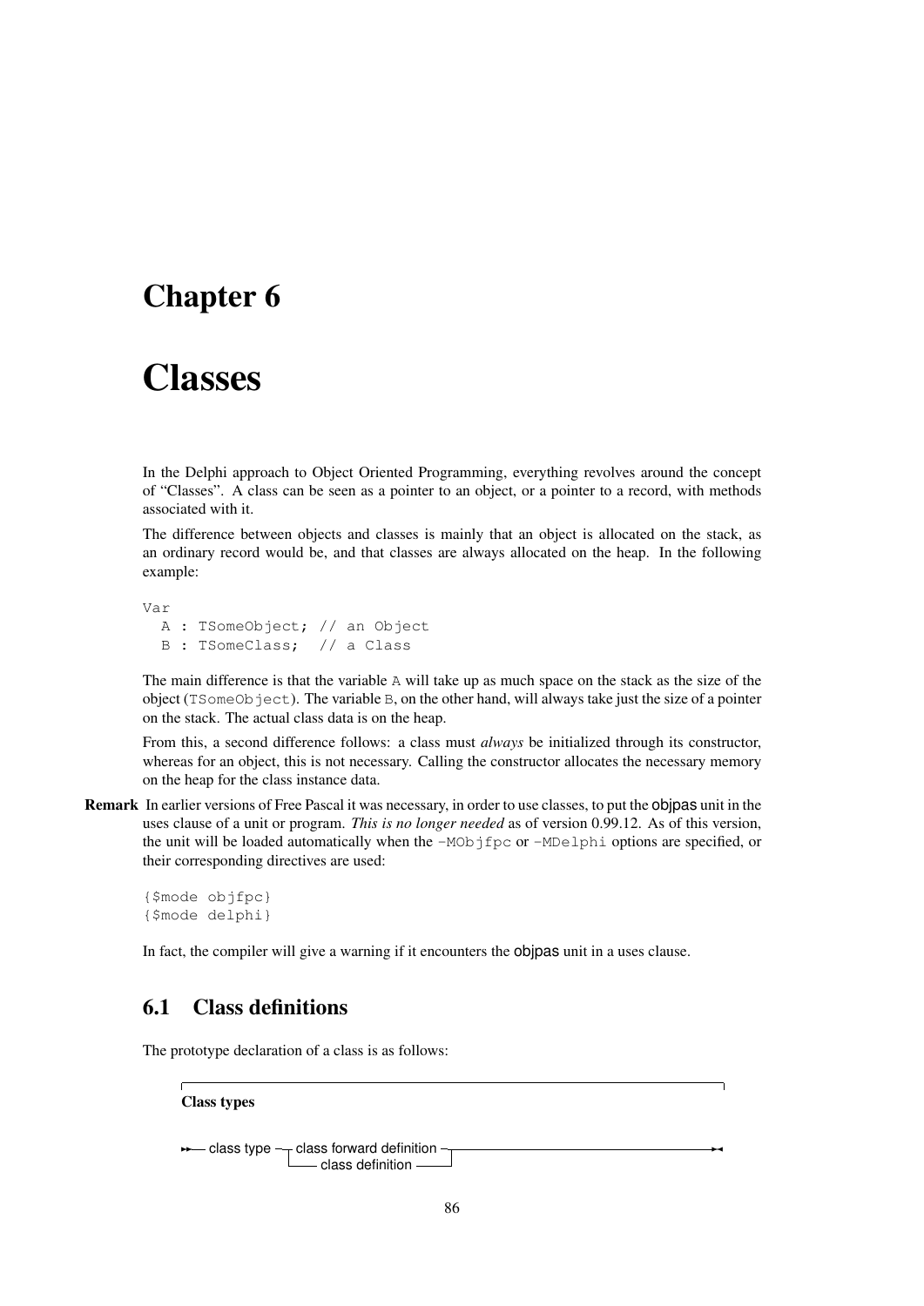# Chapter 6

# Classes

In the Delphi approach to Object Oriented Programming, everything revolves around the concept of "Classes". A class can be seen as a pointer to an object, or a pointer to a record, with methods associated with it.

The difference between objects and classes is mainly that an object is allocated on the stack, as an ordinary record would be, and that classes are always allocated on the heap. In the following example:

```
Var
  A : TSomeObject; // an Object
  B : TSomeClass;  // a Class
```

The main difference is that the variable `A` will take up as much space on the stack as the size of the object (`TSomeObject`). The variable `B`, on the other hand, will always take just the size of a pointer on the stack. The actual class data is on the heap.

From this, a second difference follows: a class must *always* be initialized through its constructor, whereas for an object, this is not necessary. Calling the constructor allocates the necessary memory on the heap for the class instance data.

**Remark** In earlier versions of Free Pascal it was necessary, in order to use classes, to put the objpas unit in the uses clause of a unit or program. *This is no longer needed* as of version 0.99.12. As of this version, the unit will be loaded automatically when the `-MObjfpc` or `-MDelphi` options are specified, or their corresponding directives are used:

```
{$mode objfpc}
{$mode delphi}
```

In fact, the compiler will give a warning if it encounters the objpas unit in a uses clause.

## 6.1 Class definitions

The prototype declaration of a class is as follows:

**Class types**

```
class type ─┬─ class forward definition ─┬─
            └─ class definition ─────────┘
```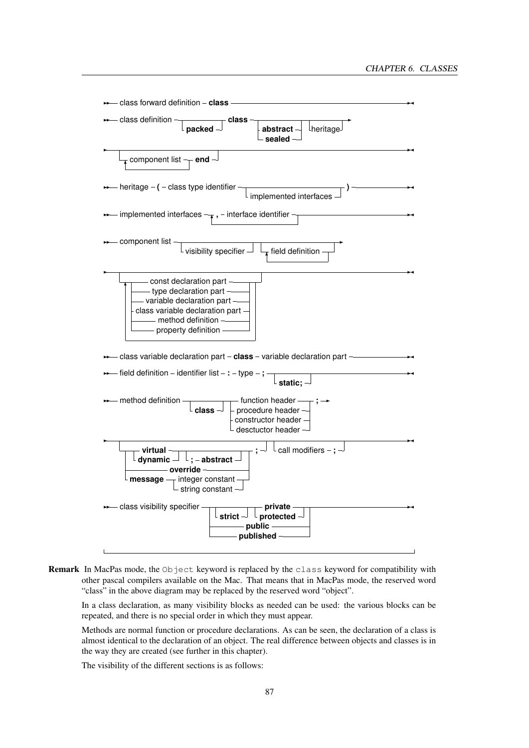```
class forward definition - class

class definition - [packed] - class - [abstract | sealed] - [heritage]
    - [component list ...] - end

heritage - ( - class type identifier - [implemented interfaces] - )

implemented interfaces - , - interface identifier (repeat)

component list - [visibility specifier] - [field definition ...]
    - [ const declaration part
      | type declaration part
      | variable declaration part
      | class variable declaration part
      | method definition
      | property definition ] ...

class variable declaration part - class - variable declaration part

field definition - identifier list - : - type - ; - [static;]

method definition - [class] - function header
                            | procedure header
                            | constructor header
                            | desctuctor header   - ;
    - [ virtual | dynamic [; - abstract]
      | override
      | message - integer constant | string constant ] - ; - [call modifiers - ;]

class visibility specifier - [strict] - private | protected
                           | public
                           | published
```

**Remark** In MacPas mode, the `Object` keyword is replaced by the `class` keyword for compatibility with other pascal compilers available on the Mac. That means that in MacPas mode, the reserved word "class" in the above diagram may be replaced by the reserved word "object".

In a class declaration, as many visibility blocks as needed can be used: the various blocks can be repeated, and there is no special order in which they must appear.

Methods are normal function or procedure declarations. As can be seen, the declaration of a class is almost identical to the declaration of an object. The real difference between objects and classes is in the way they are created (see further in this chapter).

The visibility of the different sections is as follows: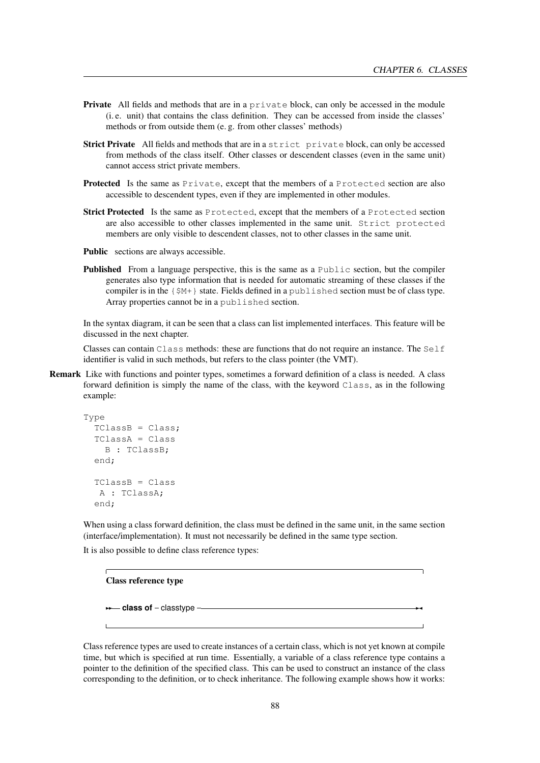**Private** All fields and methods that are in a `private` block, can only be accessed in the module (i. e. unit) that contains the class definition. They can be accessed from inside the classes' methods or from outside them (e. g. from other classes' methods)

**Strict Private** All fields and methods that are in a `strict private` block, can only be accessed from methods of the class itself. Other classes or descendent classes (even in the same unit) cannot access strict private members.

**Protected** Is the same as `Private`, except that the members of a `Protected` section are also accessible to descendent types, even if they are implemented in other modules.

**Strict Protected** Is the same as `Protected`, except that the members of a `Protected` section are also accessible to other classes implemented in the same unit. `Strict protected` members are only visible to descendent classes, not to other classes in the same unit.

**Public** sections are always accessible.

**Published** From a language perspective, this is the same as a `Public` section, but the compiler generates also type information that is needed for automatic streaming of these classes if the compiler is in the `{$M+}` state. Fields defined in a `published` section must be of class type. Array properties cannot be in a `published` section.

In the syntax diagram, it can be seen that a class can list implemented interfaces. This feature will be discussed in the next chapter.

Classes can contain `Class` methods: these are functions that do not require an instance. The `Self` identifier is valid in such methods, but refers to the class pointer (the VMT).

**Remark** Like with functions and pointer types, sometimes a forward definition of a class is needed. A class forward definition is simply the name of the class, with the keyword `Class`, as in the following example:

```
Type
  TClassB = Class;
  TClassA = Class
    B : TClassB;
  end;

  TClassB = Class
   A : TClassA;
  end;
```

When using a class forward definition, the class must be defined in the same unit, in the same section (interface/implementation). It must not necessarily be defined in the same type section.

It is also possible to define class reference types:

**Class reference type**

```
→→— class of – classtype ——————————————————→◄
```

Class reference types are used to create instances of a certain class, which is not yet known at compile time, but which is specified at run time. Essentially, a variable of a class reference type contains a pointer to the definition of the specified class. This can be used to construct an instance of the class corresponding to the definition, or to check inheritance. The following example shows how it works: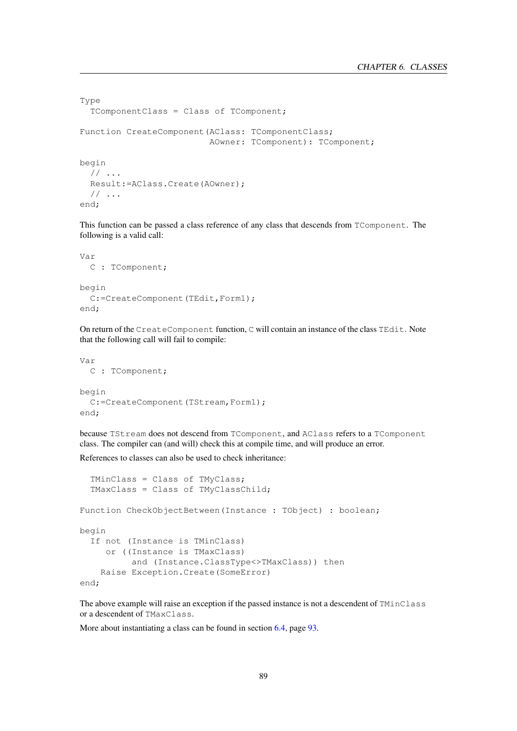```
Type
  TComponentClass = Class of TComponent;

Function CreateComponent(AClass: TComponentClass;
                         AOwner: TComponent): TComponent;

begin
  // ...
  Result:=AClass.Create(AOwner);
  // ...
end;
```

This function can be passed a class reference of any class that descends from `TComponent`. The following is a valid call:

```
Var
  C : TComponent;

begin
  C:=CreateComponent(TEdit,Form1);
end;
```

On return of the `CreateComponent` function, `C` will contain an instance of the class `TEdit`. Note that the following call will fail to compile:

```
Var
  C : TComponent;

begin
  C:=CreateComponent(TStream,Form1);
end;
```

because `TStream` does not descend from `TComponent`, and `AClass` refers to a `TComponent` class. The compiler can (and will) check this at compile time, and will produce an error.

References to classes can also be used to check inheritance:

```
  TMinClass = Class of TMyClass;
  TMaxClass = Class of TMyClassChild;

Function CheckObjectBetween(Instance : TObject) : boolean;

begin
  If not (Instance is TMinClass)
     or ((Instance is TMaxClass)
          and (Instance.ClassType<>TMaxClass)) then
    Raise Exception.Create(SomeError)
end;
```

The above example will raise an exception if the passed instance is not a descendent of `TMinClass` or a descendent of `TMaxClass`.

More about instantiating a class can be found in section 6.4, page 93.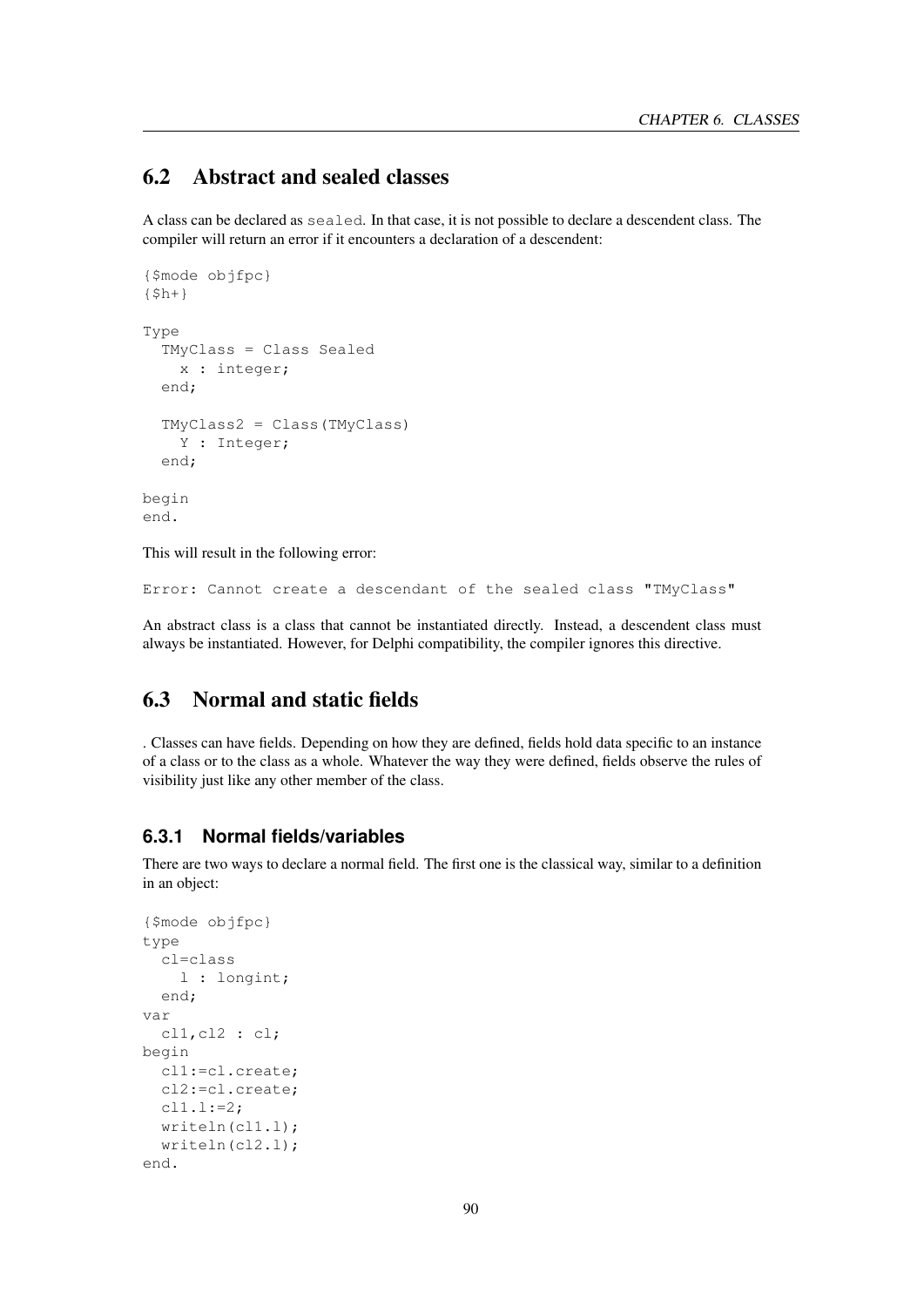## 6.2 Abstract and sealed classes

A class can be declared as `sealed`. In that case, it is not possible to declare a descendent class. The compiler will return an error if it encounters a declaration of a descendent:

```
{$mode objfpc}
{$h+}

Type
  TMyClass = Class Sealed
    x : integer;
  end;

  TMyClass2 = Class(TMyClass)
    Y : Integer;
  end;

begin
end.
```

This will result in the following error:

```
Error: Cannot create a descendant of the sealed class "TMyClass"
```

An abstract class is a class that cannot be instantiated directly. Instead, a descendent class must always be instantiated. However, for Delphi compatibility, the compiler ignores this directive.

## 6.3 Normal and static fields

. Classes can have fields. Depending on how they are defined, fields hold data specific to an instance of a class or to the class as a whole. Whatever the way they were defined, fields observe the rules of visibility just like any other member of the class.

### 6.3.1 Normal fields/variables

There are two ways to declare a normal field. The first one is the classical way, similar to a definition in an object:

```
{$mode objfpc}
type
  cl=class
    l : longint;
  end;
var
  cl1,cl2 : cl;
begin
  cl1:=cl.create;
  cl2:=cl.create;
  cl1.l:=2;
  writeln(cl1.l);
  writeln(cl2.l);
end.
```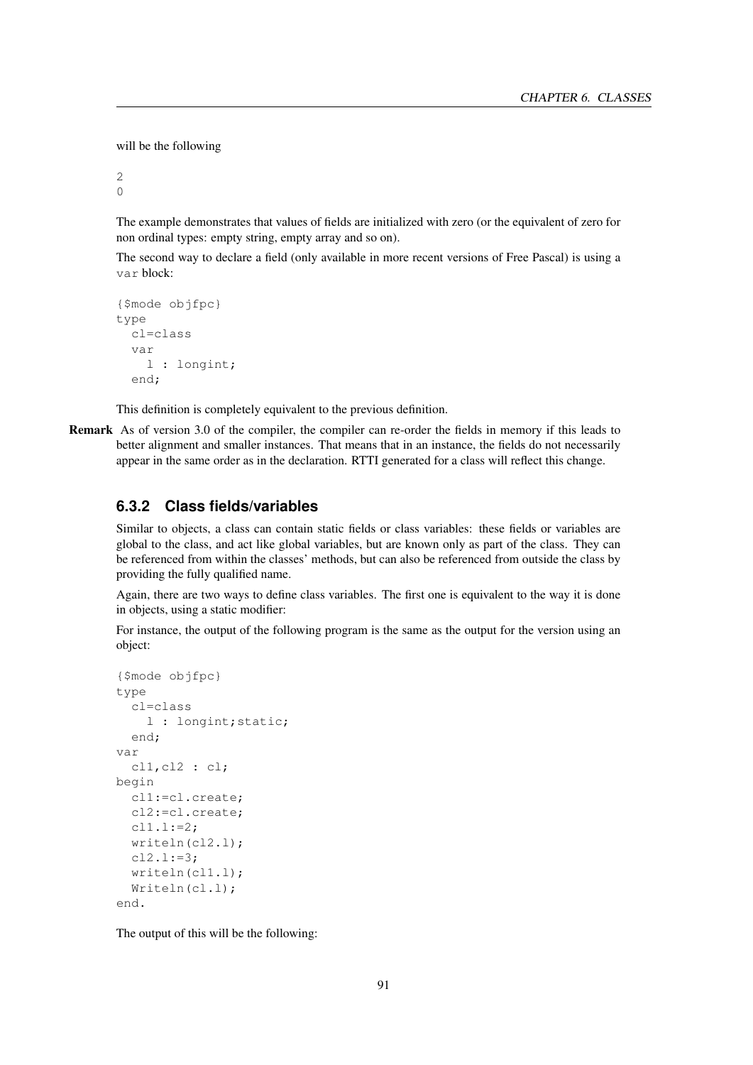will be the following

```
2
0
```

The example demonstrates that values of fields are initialized with zero (or the equivalent of zero for non ordinal types: empty string, empty array and so on).

The second way to declare a field (only available in more recent versions of Free Pascal) is using a `var` block:

```
{$mode objfpc}
type
  cl=class
  var
    l : longint;
  end;
```

This definition is completely equivalent to the previous definition.

**Remark** As of version 3.0 of the compiler, the compiler can re-order the fields in memory if this leads to better alignment and smaller instances. That means that in an instance, the fields do not necessarily appear in the same order as in the declaration. RTTI generated for a class will reflect this change.

### 6.3.2 Class fields/variables

Similar to objects, a class can contain static fields or class variables: these fields or variables are global to the class, and act like global variables, but are known only as part of the class. They can be referenced from within the classes' methods, but can also be referenced from outside the class by providing the fully qualified name.

Again, there are two ways to define class variables. The first one is equivalent to the way it is done in objects, using a static modifier:

For instance, the output of the following program is the same as the output for the version using an object:

```
{$mode objfpc}
type
  cl=class
    l : longint;static;
  end;
var
  cl1,cl2 : cl;
begin
  cl1:=cl.create;
  cl2:=cl.create;
  cl1.l:=2;
  writeln(cl2.l);
  cl2.l:=3;
  writeln(cl1.l);
  Writeln(cl.l);
end.
```

The output of this will be the following: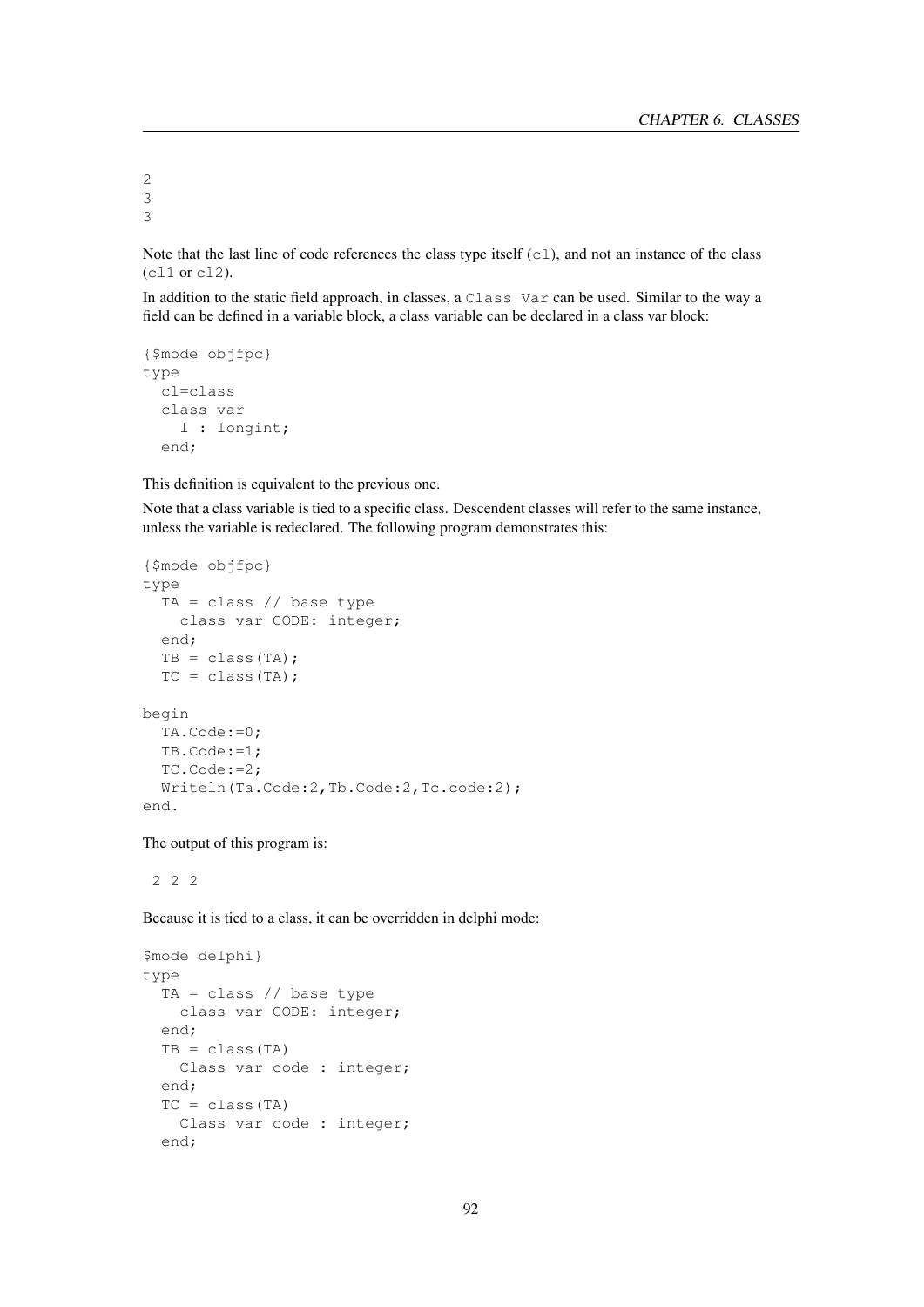```
2
3
3
```

Note that the last line of code references the class type itself (`cl`), and not an instance of the class (`cl1` or `cl2`).

In addition to the static field approach, in classes, a `Class Var` can be used. Similar to the way a field can be defined in a variable block, a class variable can be declared in a class var block:

```
{$mode objfpc}
type
  cl=class
  class var
    l : longint;
  end;
```

This definition is equivalent to the previous one.

Note that a class variable is tied to a specific class. Descendent classes will refer to the same instance, unless the variable is redeclared. The following program demonstrates this:

```
{$mode objfpc}
type
  TA = class // base type
    class var CODE: integer;
  end;
  TB = class(TA);
  TC = class(TA);

begin
  TA.Code:=0;
  TB.Code:=1;
  TC.Code:=2;
  Writeln(Ta.Code:2,Tb.Code:2,Tc.code:2);
end.
```

The output of this program is:

```
 2 2 2
```

Because it is tied to a class, it can be overridden in delphi mode:

```
$mode delphi}
type
  TA = class // base type
    class var CODE: integer;
  end;
  TB = class(TA)
    Class var code : integer;
  end;
  TC = class(TA)
    Class var code : integer;
  end;
```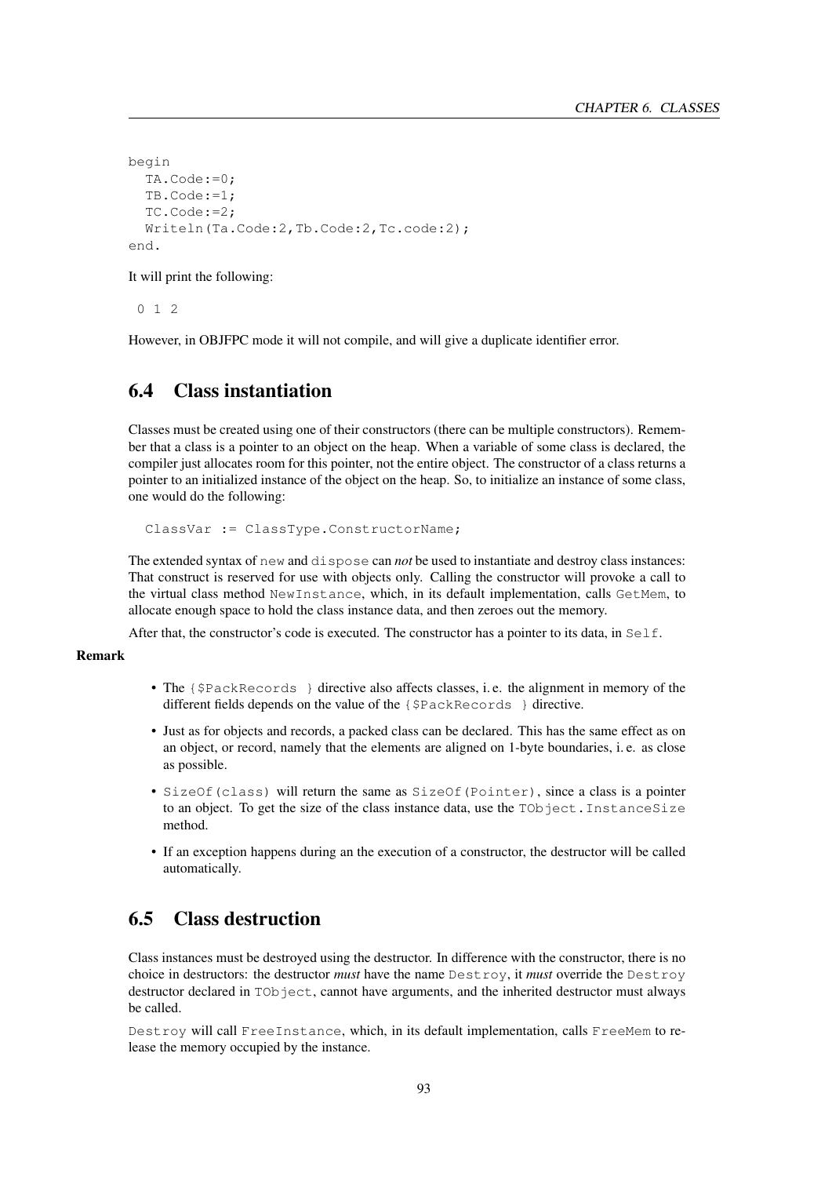```
begin
  TA.Code:=0;
  TB.Code:=1;
  TC.Code:=2;
  Writeln(Ta.Code:2,Tb.Code:2,Tc.code:2);
end.
```

It will print the following:

```
 0 1 2
```

However, in OBJFPC mode it will not compile, and will give a duplicate identifier error.

## 6.4 Class instantiation

Classes must be created using one of their constructors (there can be multiple constructors). Remember that a class is a pointer to an object on the heap. When a variable of some class is declared, the compiler just allocates room for this pointer, not the entire object. The constructor of a class returns a pointer to an initialized instance of the object on the heap. So, to initialize an instance of some class, one would do the following:

```
  ClassVar := ClassType.ConstructorName;
```

The extended syntax of `new` and `dispose` can *not* be used to instantiate and destroy class instances: That construct is reserved for use with objects only. Calling the constructor will provoke a call to the virtual class method `NewInstance`, which, in its default implementation, calls `GetMem`, to allocate enough space to hold the class instance data, and then zeroes out the memory.

After that, the constructor's code is executed. The constructor has a pointer to its data, in `Self`.

**Remark**

- The `{$PackRecords }` directive also affects classes, i. e. the alignment in memory of the different fields depends on the value of the `{$PackRecords }` directive.
- Just as for objects and records, a packed class can be declared. This has the same effect as on an object, or record, namely that the elements are aligned on 1-byte boundaries, i. e. as close as possible.
- `SizeOf(class)` will return the same as `SizeOf(Pointer)`, since a class is a pointer to an object. To get the size of the class instance data, use the `TObject.InstanceSize` method.
- If an exception happens during an the execution of a constructor, the destructor will be called automatically.

## 6.5 Class destruction

Class instances must be destroyed using the destructor. In difference with the constructor, there is no choice in destructors: the destructor *must* have the name `Destroy`, it *must* override the `Destroy` destructor declared in `TObject`, cannot have arguments, and the inherited destructor must always be called.

`Destroy` will call `FreeInstance`, which, in its default implementation, calls `FreeMem` to release the memory occupied by the instance.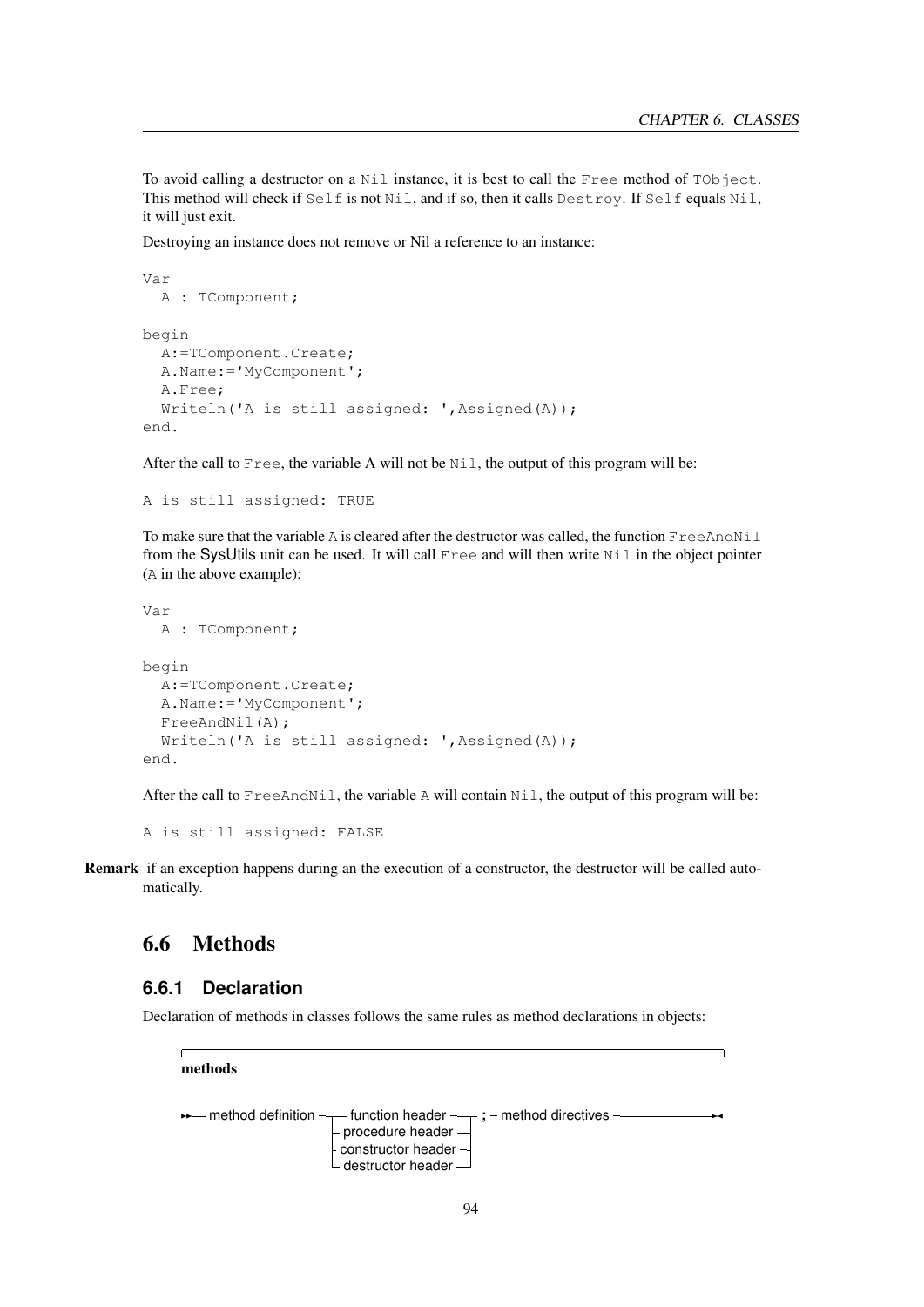To avoid calling a destructor on a `Nil` instance, it is best to call the `Free` method of `TObject`. This method will check if `Self` is not `Nil`, and if so, then it calls `Destroy`. If `Self` equals `Nil`, it will just exit.

Destroying an instance does not remove or Nil a reference to an instance:

```
Var
  A : TComponent;

begin
  A:=TComponent.Create;
  A.Name:='MyComponent';
  A.Free;
  Writeln('A is still assigned: ',Assigned(A));
end.
```

After the call to `Free`, the variable A will not be `Nil`, the output of this program will be:

```
A is still assigned: TRUE
```

To make sure that the variable `A` is cleared after the destructor was called, the function `FreeAndNil` from the SysUtils unit can be used. It will call `Free` and will then write `Nil` in the object pointer (`A` in the above example):

```
Var
  A : TComponent;

begin
  A:=TComponent.Create;
  A.Name:='MyComponent';
  FreeAndNil(A);
  Writeln('A is still assigned: ',Assigned(A));
end.
```

After the call to `FreeAndNil`, the variable `A` will contain `Nil`, the output of this program will be:

```
A is still assigned: FALSE
```

**Remark** if an exception happens during an the execution of a constructor, the destructor will be called automatically.

## 6.6 Methods

### 6.6.1 Declaration

Declaration of methods in classes follows the same rules as method declarations in objects:

**methods**

```
method definition ─┬─ function header ────┬─ ; ─ method directives
                   ├─ procedure header ───┤
                   ├─ constructor header ─┤
                   └─ destructor header ──┘
```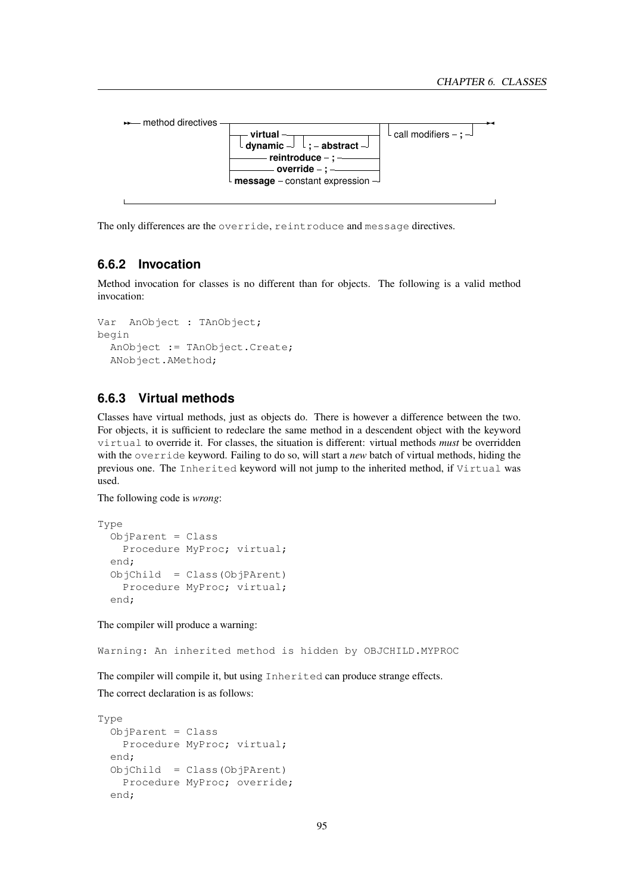```
method directives ──┬── virtual ──┬──┬──────────────┬──┬──┬──────────────────────┬──
                    │  └ dynamic ─┘  └ ; ─ abstract ┘  │  └ call modifiers ─ ; ─┘
                    ├──────── reintroduce ─ ; ─────────┤
                    ├────────── override ─ ; ──────────┤
                    └ message ─ constant expression ───┘
```

The only differences are the `override`, `reintroduce` and `message` directives.

### 6.6.2 Invocation

Method invocation for classes is no different than for objects. The following is a valid method invocation:

```
Var  AnObject : TAnObject;
begin
  AnObject := TAnObject.Create;
  ANobject.AMethod;
```

### 6.6.3 Virtual methods

Classes have virtual methods, just as objects do. There is however a difference between the two. For objects, it is sufficient to redeclare the same method in a descendent object with the keyword `virtual` to override it. For classes, the situation is different: virtual methods *must* be overridden with the `override` keyword. Failing to do so, will start a *new* batch of virtual methods, hiding the previous one. The `Inherited` keyword will not jump to the inherited method, if `Virtual` was used.

The following code is *wrong*:

```
Type
  ObjParent = Class
    Procedure MyProc; virtual;
  end;
  ObjChild  = Class(ObjPArent)
    Procedure MyProc; virtual;
  end;
```

The compiler will produce a warning:

```
Warning: An inherited method is hidden by OBJCHILD.MYPROC
```

The compiler will compile it, but using `Inherited` can produce strange effects.

The correct declaration is as follows:

```
Type
  ObjParent = Class
    Procedure MyProc; virtual;
  end;
  ObjChild  = Class(ObjPArent)
    Procedure MyProc; override;
  end;
```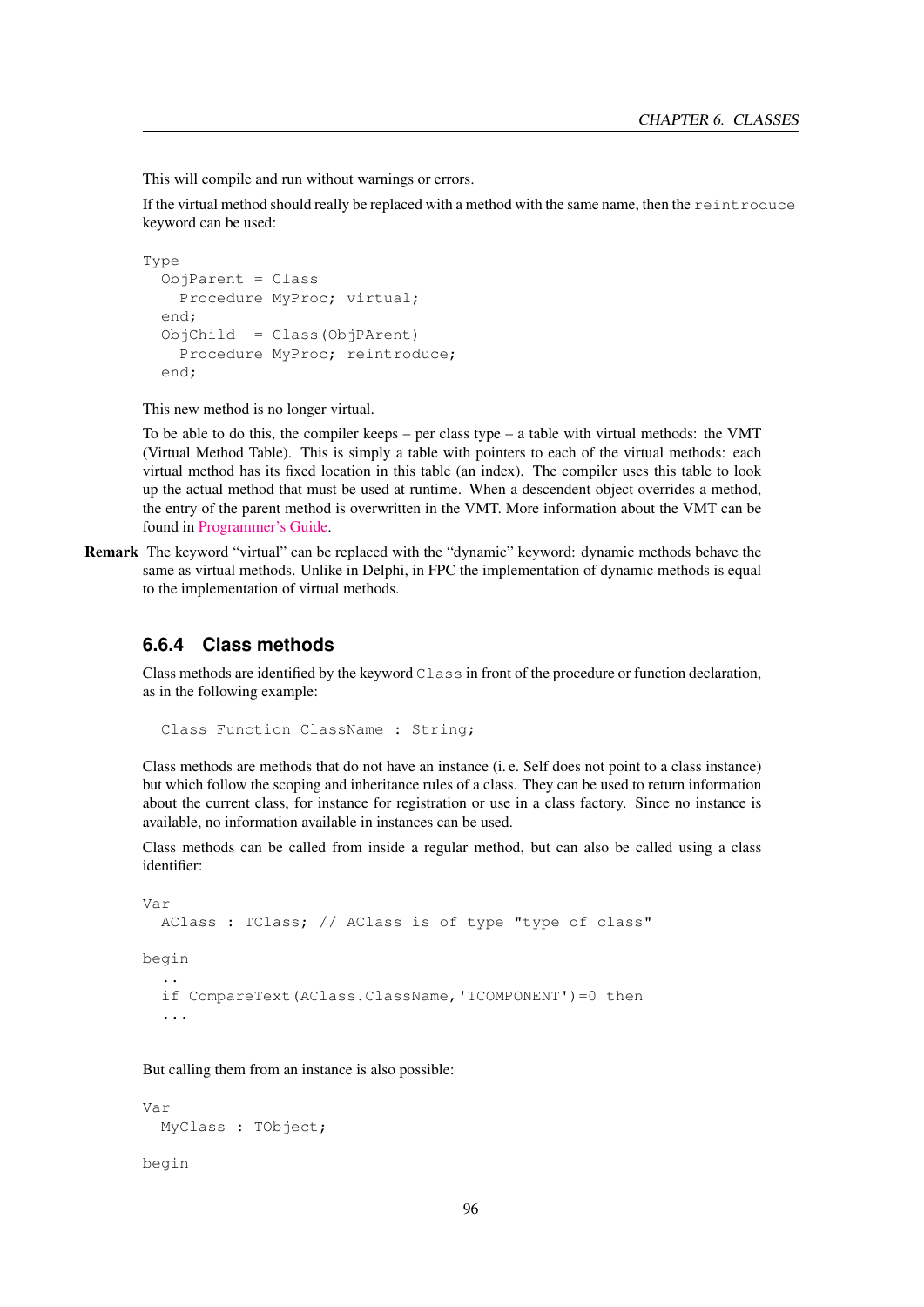This will compile and run without warnings or errors.

If the virtual method should really be replaced with a method with the same name, then the `reintroduce` keyword can be used:

```
Type
  ObjParent = Class
    Procedure MyProc; virtual;
  end;
  ObjChild  = Class(ObjPArent)
    Procedure MyProc; reintroduce;
  end;
```

This new method is no longer virtual.

To be able to do this, the compiler keeps – per class type – a table with virtual methods: the VMT (Virtual Method Table). This is simply a table with pointers to each of the virtual methods: each virtual method has its fixed location in this table (an index). The compiler uses this table to look up the actual method that must be used at runtime. When a descendent object overrides a method, the entry of the parent method is overwritten in the VMT. More information about the VMT can be found in Programmer's Guide.

**Remark** The keyword "virtual" can be replaced with the "dynamic" keyword: dynamic methods behave the same as virtual methods. Unlike in Delphi, in FPC the implementation of dynamic methods is equal to the implementation of virtual methods.

### 6.6.4 Class methods

Class methods are identified by the keyword `Class` in front of the procedure or function declaration, as in the following example:

```
  Class Function ClassName : String;
```

Class methods are methods that do not have an instance (i. e. Self does not point to a class instance) but which follow the scoping and inheritance rules of a class. They can be used to return information about the current class, for instance for registration or use in a class factory. Since no instance is available, no information available in instances can be used.

Class methods can be called from inside a regular method, but can also be called using a class identifier:

```
Var
  AClass : TClass; // AClass is of type "type of class"

begin
  ..
  if CompareText(AClass.ClassName,'TCOMPONENT')=0 then
  ...
```

But calling them from an instance is also possible:

```
Var
  MyClass : TObject;

begin
```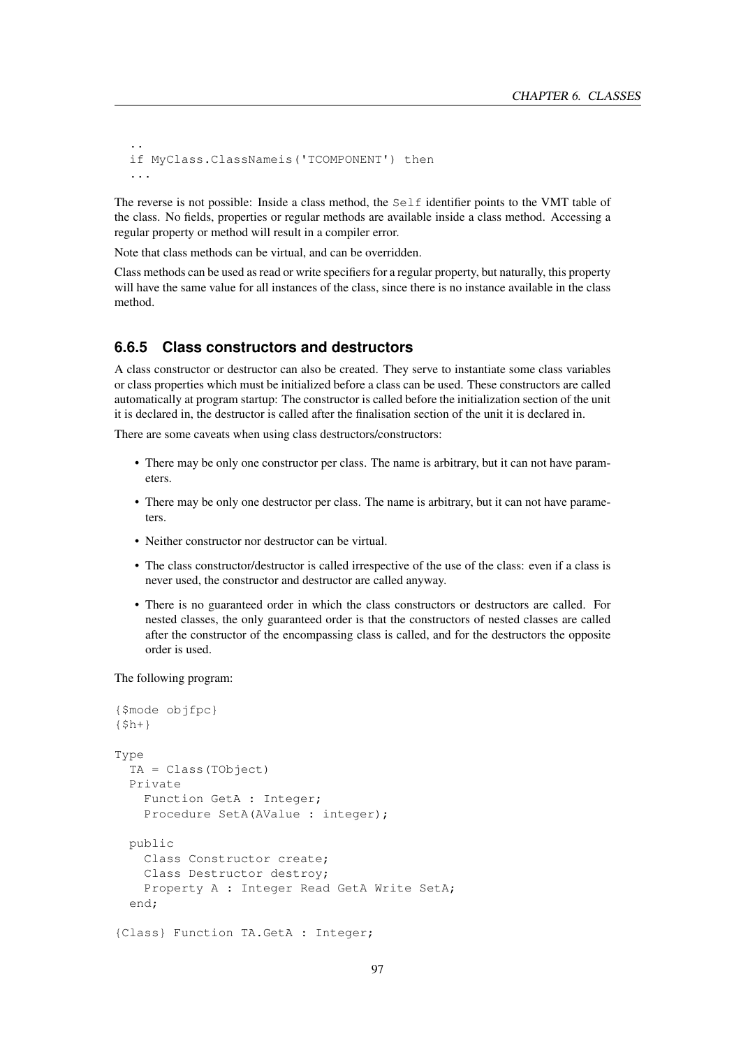```
..
if MyClass.ClassNameis('TCOMPONENT') then
...
```

The reverse is not possible: Inside a class method, the `Self` identifier points to the VMT table of the class. No fields, properties or regular methods are available inside a class method. Accessing a regular property or method will result in a compiler error.

Note that class methods can be virtual, and can be overridden.

Class methods can be used as read or write specifiers for a regular property, but naturally, this property will have the same value for all instances of the class, since there is no instance available in the class method.

### 6.6.5 Class constructors and destructors

A class constructor or destructor can also be created. They serve to instantiate some class variables or class properties which must be initialized before a class can be used. These constructors are called automatically at program startup: The constructor is called before the initialization section of the unit it is declared in, the destructor is called after the finalisation section of the unit it is declared in.

There are some caveats when using class destructors/constructors:

- There may be only one constructor per class. The name is arbitrary, but it can not have parameters.
- There may be only one destructor per class. The name is arbitrary, but it can not have parameters.
- Neither constructor nor destructor can be virtual.
- The class constructor/destructor is called irrespective of the use of the class: even if a class is never used, the constructor and destructor are called anyway.
- There is no guaranteed order in which the class constructors or destructors are called. For nested classes, the only guaranteed order is that the constructors of nested classes are called after the constructor of the encompassing class is called, and for the destructors the opposite order is used.

The following program:

```
{$mode objfpc}
{$h+}

Type
  TA = Class(TObject)
  Private
    Function GetA : Integer;
    Procedure SetA(AValue : integer);

  public
    Class Constructor create;
    Class Destructor destroy;
    Property A : Integer Read GetA Write SetA;
  end;

{Class} Function TA.GetA : Integer;
```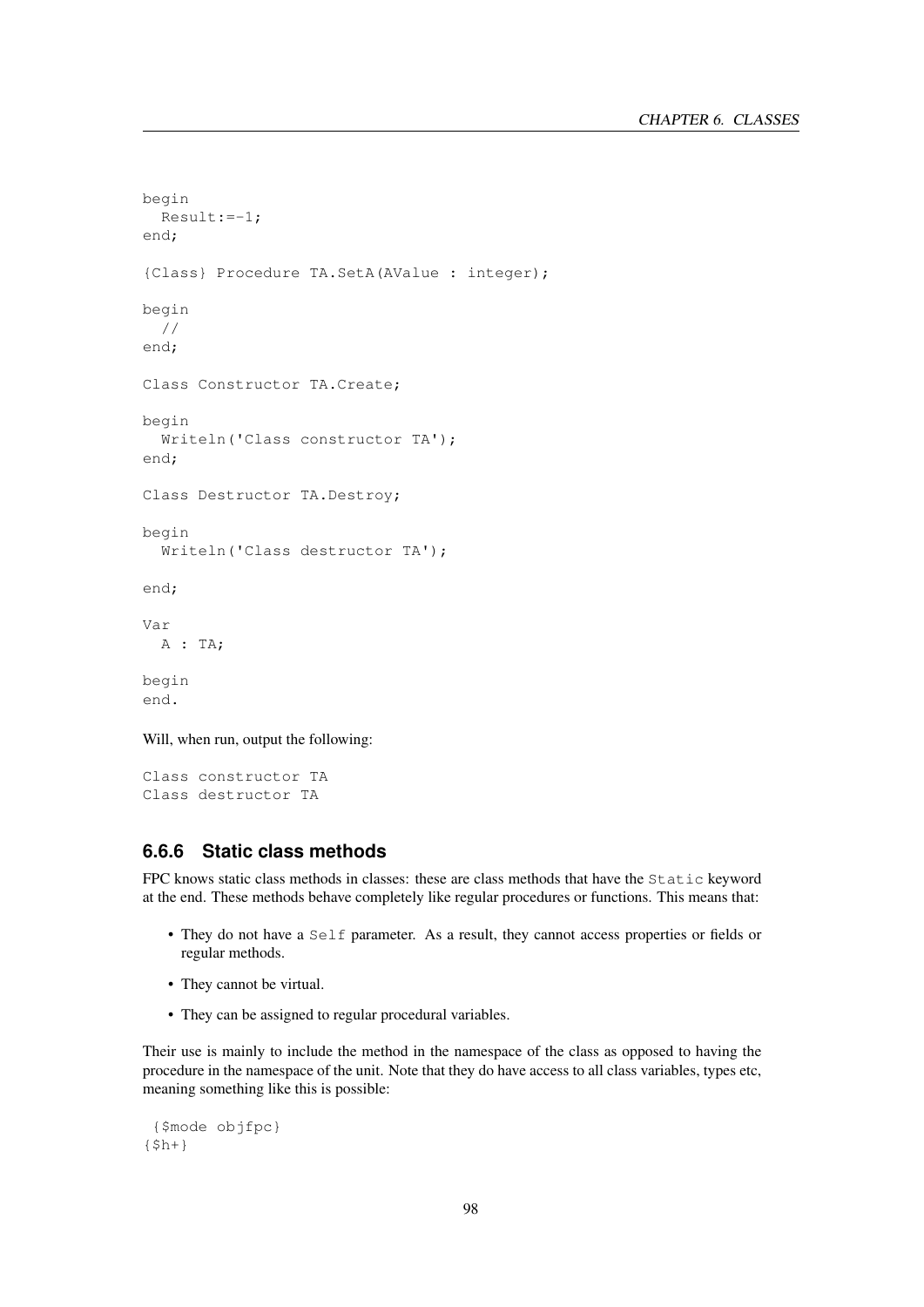```
begin
  Result:=-1;
end;

{Class} Procedure TA.SetA(AValue : integer);

begin
  //
end;

Class Constructor TA.Create;

begin
  Writeln('Class constructor TA');
end;

Class Destructor TA.Destroy;

begin
  Writeln('Class destructor TA');

end;

Var
  A : TA;

begin
end.
```

Will, when run, output the following:

```
Class constructor TA
Class destructor TA
```

### 6.6.6 Static class methods

FPC knows static class methods in classes: these are class methods that have the `Static` keyword at the end. These methods behave completely like regular procedures or functions. This means that:

- They do not have a `Self` parameter. As a result, they cannot access properties or fields or regular methods.
- They cannot be virtual.
- They can be assigned to regular procedural variables.

Their use is mainly to include the method in the namespace of the class as opposed to having the procedure in the namespace of the unit. Note that they do have access to all class variables, types etc, meaning something like this is possible:

```
 {$mode objfpc}
{$h+}
```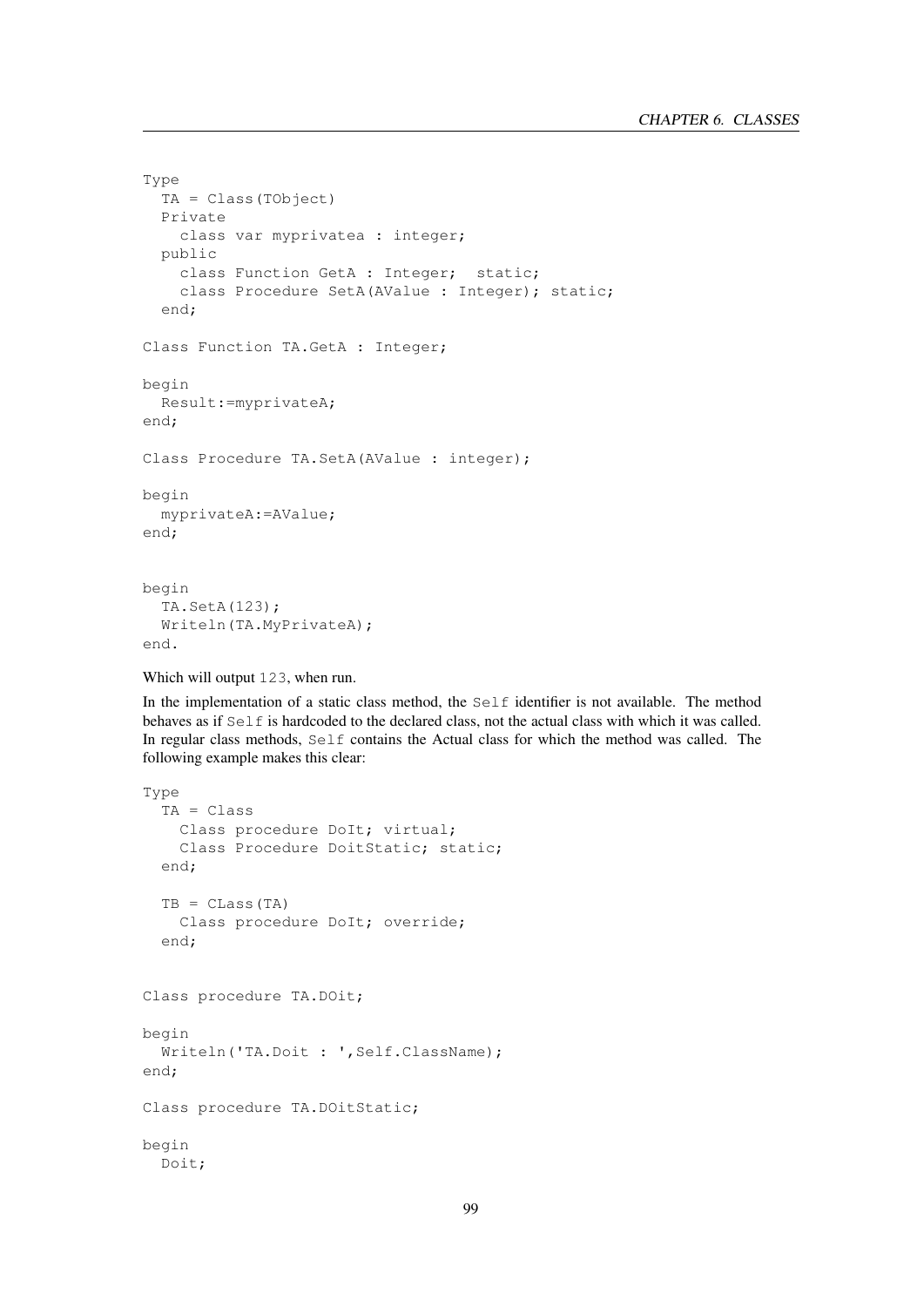```
Type
  TA = Class(TObject)
  Private
    class var myprivatea : integer;
  public
    class Function GetA : Integer;  static;
    class Procedure SetA(AValue : Integer); static;
  end;

Class Function TA.GetA : Integer;

begin
  Result:=myprivateA;
end;

Class Procedure TA.SetA(AValue : integer);

begin
  myprivateA:=AValue;
end;


begin
  TA.SetA(123);
  Writeln(TA.MyPrivateA);
end.
```

Which will output 123, when run.

In the implementation of a static class method, the Self identifier is not available. The method behaves as if Self is hardcoded to the declared class, not the actual class with which it was called. In regular class methods, Self contains the Actual class for which the method was called. The following example makes this clear:

```
Type
  TA = Class
    Class procedure DoIt; virtual;
    Class Procedure DoitStatic; static;
  end;

  TB = CLass(TA)
    Class procedure DoIt; override;
  end;


Class procedure TA.DOit;

begin
  Writeln('TA.Doit : ',Self.ClassName);
end;

Class procedure TA.DOitStatic;

begin
  Doit;
```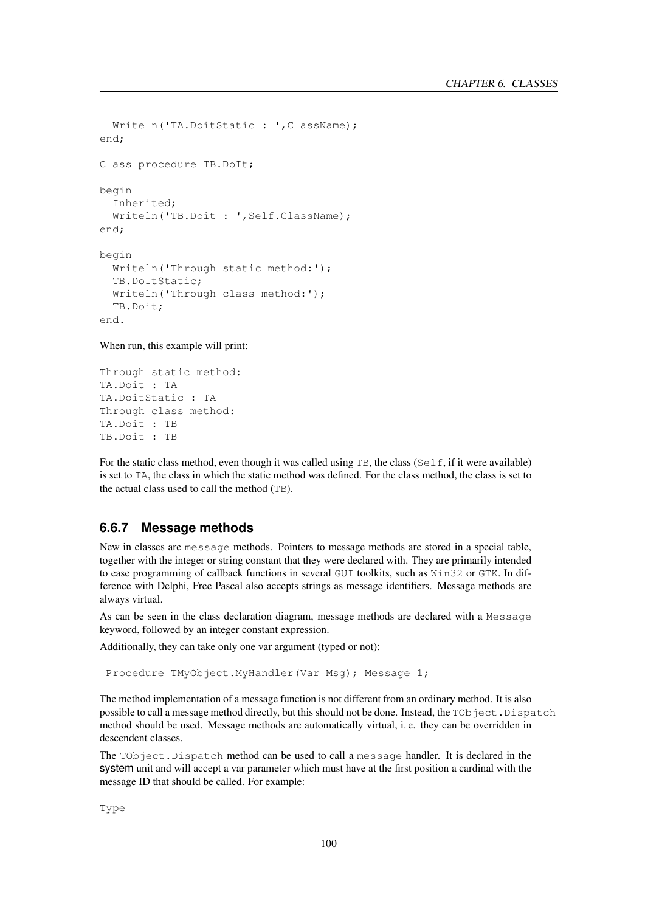```
  Writeln('TA.DoitStatic : ',ClassName);
end;

Class procedure TB.DoIt;

begin
  Inherited;
  Writeln('TB.Doit : ',Self.ClassName);
end;

begin
  Writeln('Through static method:');
  TB.DoItStatic;
  Writeln('Through class method:');
  TB.Doit;
end.
```

When run, this example will print:

```
Through static method:
TA.Doit : TA
TA.DoitStatic : TA
Through class method:
TA.Doit : TB
TB.Doit : TB
```

For the static class method, even though it was called using `TB`, the class (`Self`, if it were available) is set to `TA`, the class in which the static method was defined. For the class method, the class is set to the actual class used to call the method (`TB`).

### 6.6.7 Message methods

New in classes are `message` methods. Pointers to message methods are stored in a special table, together with the integer or string constant that they were declared with. They are primarily intended to ease programming of callback functions in several `GUI` toolkits, such as `Win32` or `GTK`. In difference with Delphi, Free Pascal also accepts strings as message identifiers. Message methods are always virtual.

As can be seen in the class declaration diagram, message methods are declared with a `Message` keyword, followed by an integer constant expression.

Additionally, they can take only one var argument (typed or not):

```
 Procedure TMyObject.MyHandler(Var Msg); Message 1;
```

The method implementation of a message function is not different from an ordinary method. It is also possible to call a message method directly, but this should not be done. Instead, the `TObject.Dispatch` method should be used. Message methods are automatically virtual, i. e. they can be overridden in descendent classes.

The `TObject.Dispatch` method can be used to call a `message` handler. It is declared in the system unit and will accept a var parameter which must have at the first position a cardinal with the message ID that should be called. For example:

```
Type
```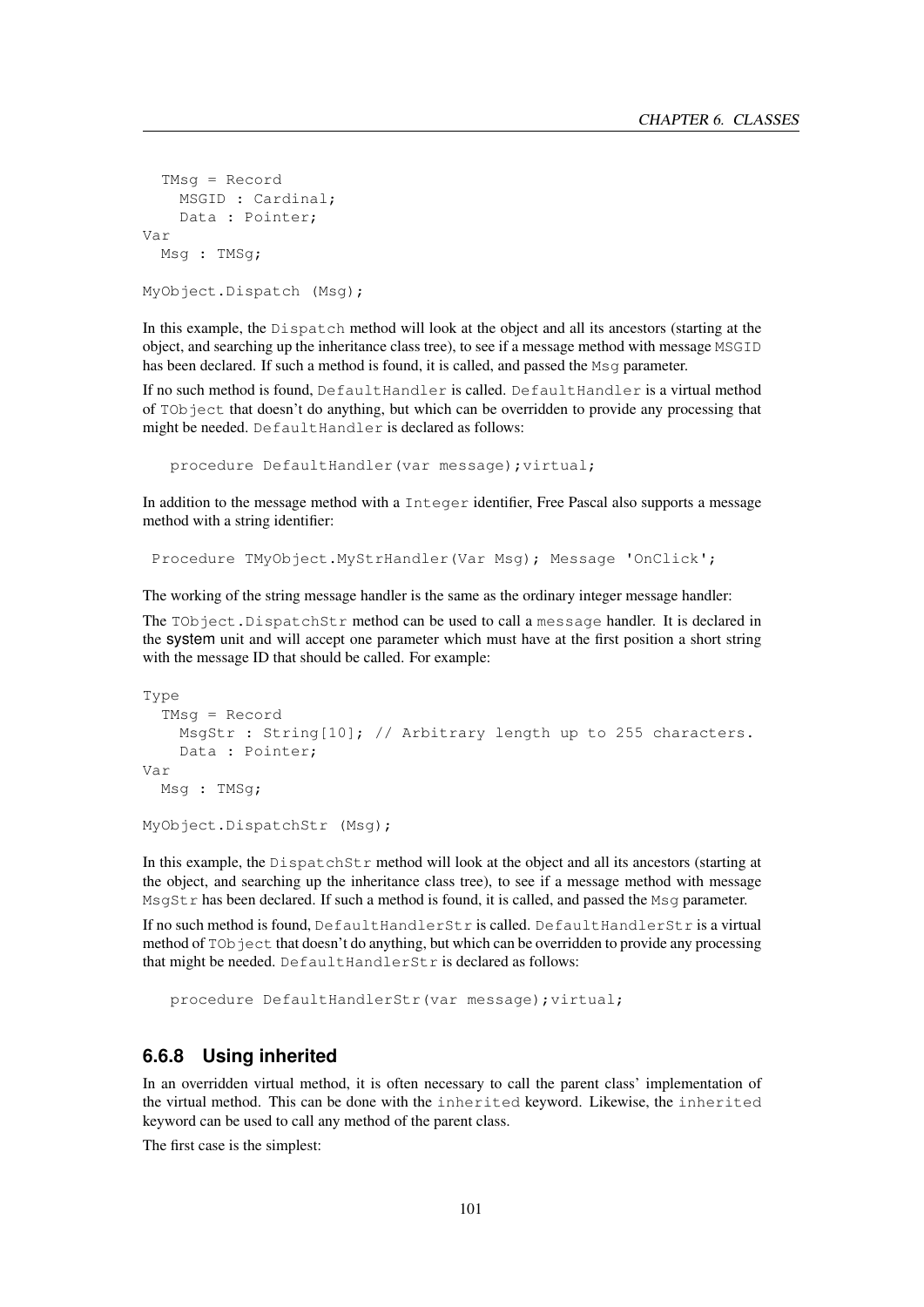```
  TMsg = Record
    MSGID : Cardinal;
    Data : Pointer;
Var
  Msg : TMSg;

MyObject.Dispatch (Msg);
```

In this example, the `Dispatch` method will look at the object and all its ancestors (starting at the object, and searching up the inheritance class tree), to see if a message method with message `MSGID` has been declared. If such a method is found, it is called, and passed the `Msg` parameter.

If no such method is found, `DefaultHandler` is called. `DefaultHandler` is a virtual method of `TObject` that doesn't do anything, but which can be overridden to provide any processing that might be needed. `DefaultHandler` is declared as follows:

```
procedure DefaultHandler(var message);virtual;
```

In addition to the message method with a `Integer` identifier, Free Pascal also supports a message method with a string identifier:

```
Procedure TMyObject.MyStrHandler(Var Msg); Message 'OnClick';
```

The working of the string message handler is the same as the ordinary integer message handler:

The `TObject.DispatchStr` method can be used to call a `message` handler. It is declared in the **system** unit and will accept one parameter which must have at the first position a short string with the message ID that should be called. For example:

```
Type
  TMsg = Record
    MsgStr : String[10]; // Arbitrary length up to 255 characters.
    Data : Pointer;
Var
  Msg : TMSg;

MyObject.DispatchStr (Msg);
```

In this example, the `DispatchStr` method will look at the object and all its ancestors (starting at the object, and searching up the inheritance class tree), to see if a message method with message `MsgStr` has been declared. If such a method is found, it is called, and passed the `Msg` parameter.

If no such method is found, `DefaultHandlerStr` is called. `DefaultHandlerStr` is a virtual method of `TObject` that doesn't do anything, but which can be overridden to provide any processing that might be needed. `DefaultHandlerStr` is declared as follows:

```
procedure DefaultHandlerStr(var message);virtual;
```

### 6.6.8 Using inherited

In an overridden virtual method, it is often necessary to call the parent class' implementation of the virtual method. This can be done with the `inherited` keyword. Likewise, the `inherited` keyword can be used to call any method of the parent class.

The first case is the simplest: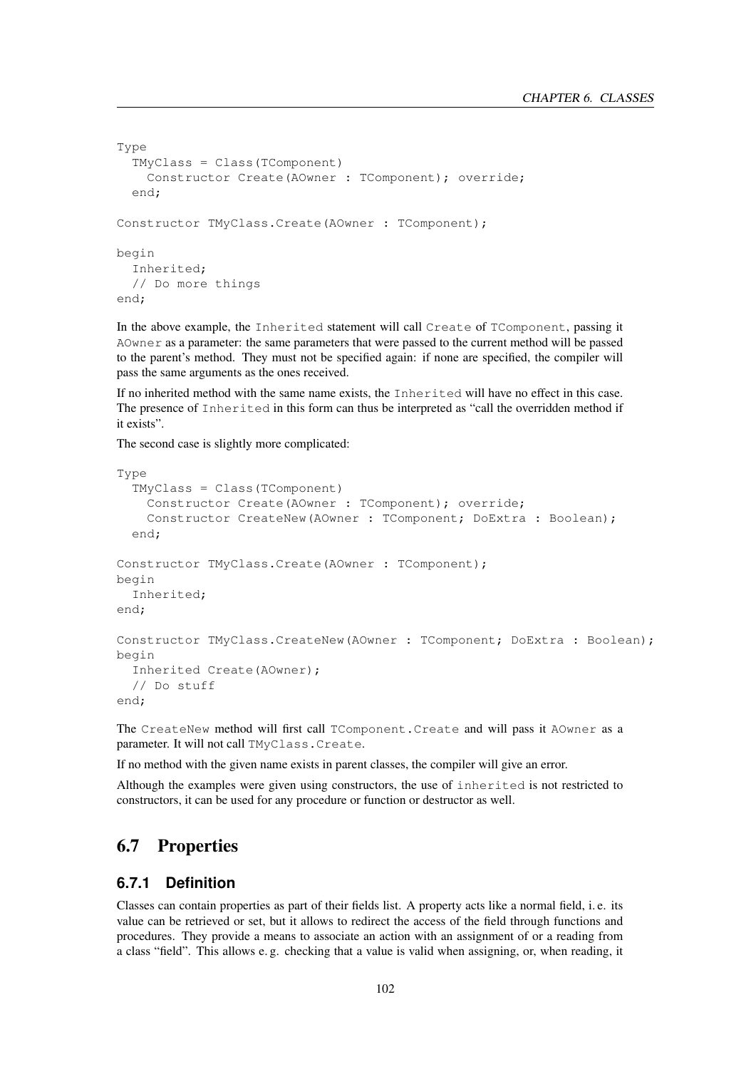```
Type
  TMyClass = Class(TComponent)
    Constructor Create(AOwner : TComponent); override;
  end;

Constructor TMyClass.Create(AOwner : TComponent);

begin
  Inherited;
  // Do more things
end;
```

In the above example, the `Inherited` statement will call `Create` of `TComponent`, passing it `AOwner` as a parameter: the same parameters that were passed to the current method will be passed to the parent's method. They must not be specified again: if none are specified, the compiler will pass the same arguments as the ones received.

If no inherited method with the same name exists, the `Inherited` will have no effect in this case. The presence of `Inherited` in this form can thus be interpreted as "call the overridden method if it exists".

The second case is slightly more complicated:

```
Type
  TMyClass = Class(TComponent)
    Constructor Create(AOwner : TComponent); override;
    Constructor CreateNew(AOwner : TComponent; DoExtra : Boolean);
  end;

Constructor TMyClass.Create(AOwner : TComponent);
begin
  Inherited;
end;

Constructor TMyClass.CreateNew(AOwner : TComponent; DoExtra : Boolean);
begin
  Inherited Create(AOwner);
  // Do stuff
end;
```

The `CreateNew` method will first call `TComponent.Create` and will pass it `AOwner` as a parameter. It will not call `TMyClass.Create`.

If no method with the given name exists in parent classes, the compiler will give an error.

Although the examples were given using constructors, the use of `inherited` is not restricted to constructors, it can be used for any procedure or function or destructor as well.

## 6.7 Properties

### 6.7.1 Definition

Classes can contain properties as part of their fields list. A property acts like a normal field, i. e. its value can be retrieved or set, but it allows to redirect the access of the field through functions and procedures. They provide a means to associate an action with an assignment of or a reading from a class "field". This allows e. g. checking that a value is valid when assigning, or, when reading, it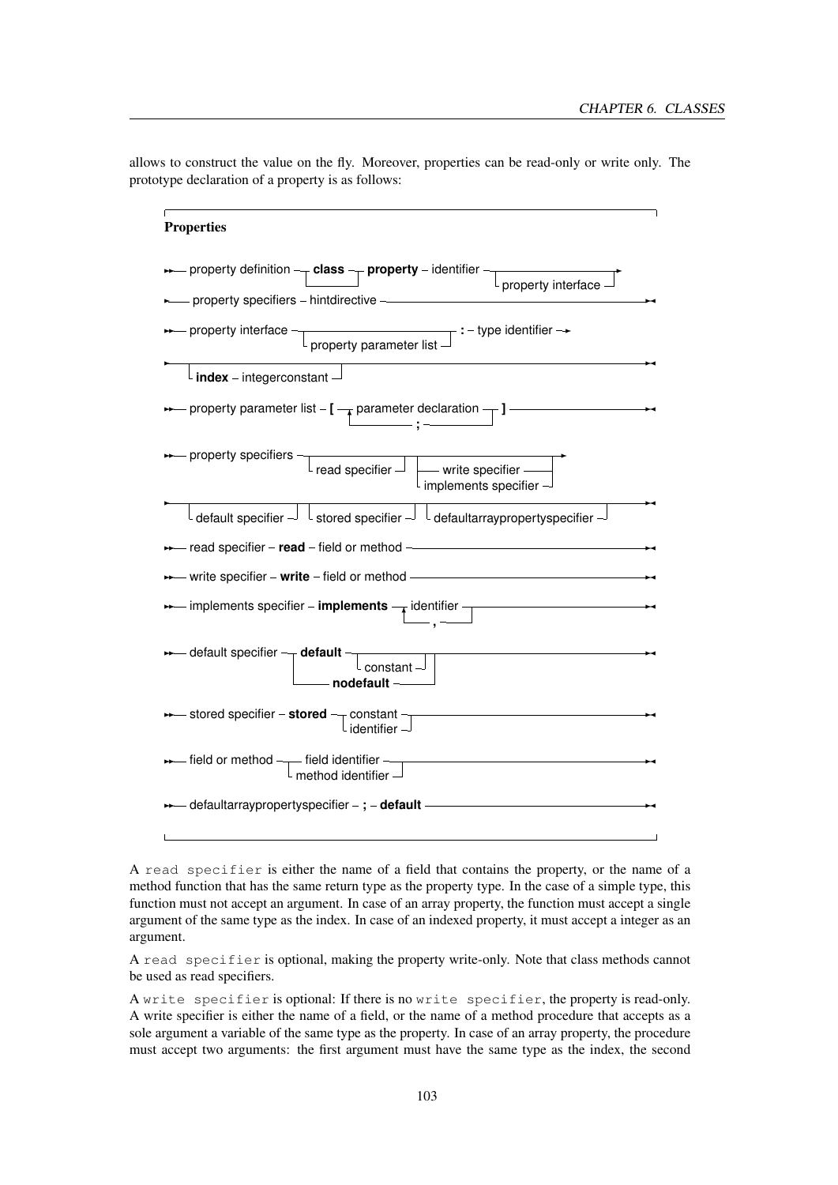allows to construct the value on the fly. Moreover, properties can be read-only or write only. The prototype declaration of a property is as follows:

**Properties**

```
property definition ─┬───────┬─ property ─ identifier ─┬────────────────────┬─
                     └─ class ┘                         └─ property interface ┘
─ property specifiers ─ hintdirective ─

property interface ─┬─────────────────────────┬─ : ─ type identifier ─
                    └─ property parameter list ┘
─┬──────────────────────────┬─
 └─ index ─ integerconstant ┘

property parameter list ─ [ ─┬─ parameter declaration ─┬─ ] ─
                             └────────── ; ────────────┘

property specifiers ─┬────────────────┬─┬─ write specifier ──────┬─
                     └─ read specifier ┘ └─ implements specifier ─┘
─┬───────────────────┬─┬──────────────────┬─┬───────────────────────────────┬─
 └─ default specifier ┘ └─ stored specifier ┘ └─ defaultarraypropertyspecifier ┘

read specifier ─ read ─ field or method ─

write specifier ─ write ─ field or method ─

implements specifier ─ implements ─┬─ identifier ─┬─
                                   └────── , ─────┘

default specifier ─┬─ default ─┬────────────┬─┬─
                   │           └─ constant ─┘ │
                   └─ nodefault ──────────────┘

stored specifier ─ stored ─┬─ constant ───┬─
                           └─ identifier ─┘

field or method ─┬─ field identifier ──┬─
                 └─ method identifier ─┘

defaultarraypropertyspecifier ─ ; ─ default ─
```

A `read specifier` is either the name of a field that contains the property, or the name of a method function that has the same return type as the property type. In the case of a simple type, this function must not accept an argument. In case of an array property, the function must accept a single argument of the same type as the index. In case of an indexed property, it must accept a integer as an argument.

A `read specifier` is optional, making the property write-only. Note that class methods cannot be used as read specifiers.

A `write specifier` is optional: If there is no `write specifier`, the property is read-only. A write specifier is either the name of a field, or the name of a method procedure that accepts as a sole argument a variable of the same type as the property. In case of an array property, the procedure must accept two arguments: the first argument must have the same type as the index, the second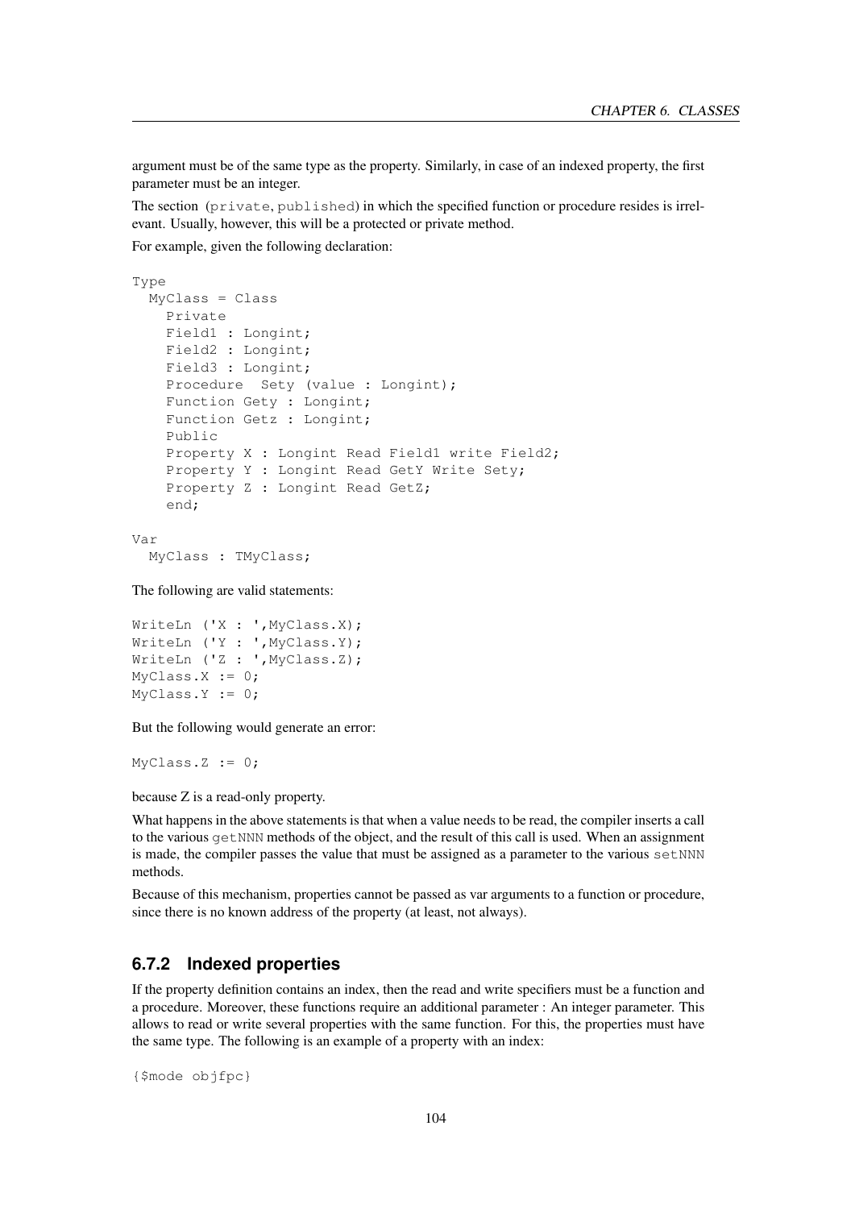argument must be of the same type as the property. Similarly, in case of an indexed property, the first parameter must be an integer.

The section (private, published) in which the specified function or procedure resides is irrelevant. Usually, however, this will be a protected or private method.

For example, given the following declaration:

```
Type
  MyClass = Class
    Private
    Field1 : Longint;
    Field2 : Longint;
    Field3 : Longint;
    Procedure  Sety (value : Longint);
    Function Gety : Longint;
    Function Getz : Longint;
    Public
    Property X : Longint Read Field1 write Field2;
    Property Y : Longint Read GetY Write Sety;
    Property Z : Longint Read GetZ;
    end;

Var
  MyClass : TMyClass;
```

The following are valid statements:

```
WriteLn ('X : ',MyClass.X);
WriteLn ('Y : ',MyClass.Y);
WriteLn ('Z : ',MyClass.Z);
MyClass.X := 0;
MyClass.Y := 0;
```

But the following would generate an error:

```
MyClass.Z := 0;
```

because Z is a read-only property.

What happens in the above statements is that when a value needs to be read, the compiler inserts a call to the various getNNN methods of the object, and the result of this call is used. When an assignment is made, the compiler passes the value that must be assigned as a parameter to the various setNNN methods.

Because of this mechanism, properties cannot be passed as var arguments to a function or procedure, since there is no known address of the property (at least, not always).

### 6.7.2 Indexed properties

If the property definition contains an index, then the read and write specifiers must be a function and a procedure. Moreover, these functions require an additional parameter : An integer parameter. This allows to read or write several properties with the same function. For this, the properties must have the same type. The following is an example of a property with an index:

```
{$mode objfpc}
```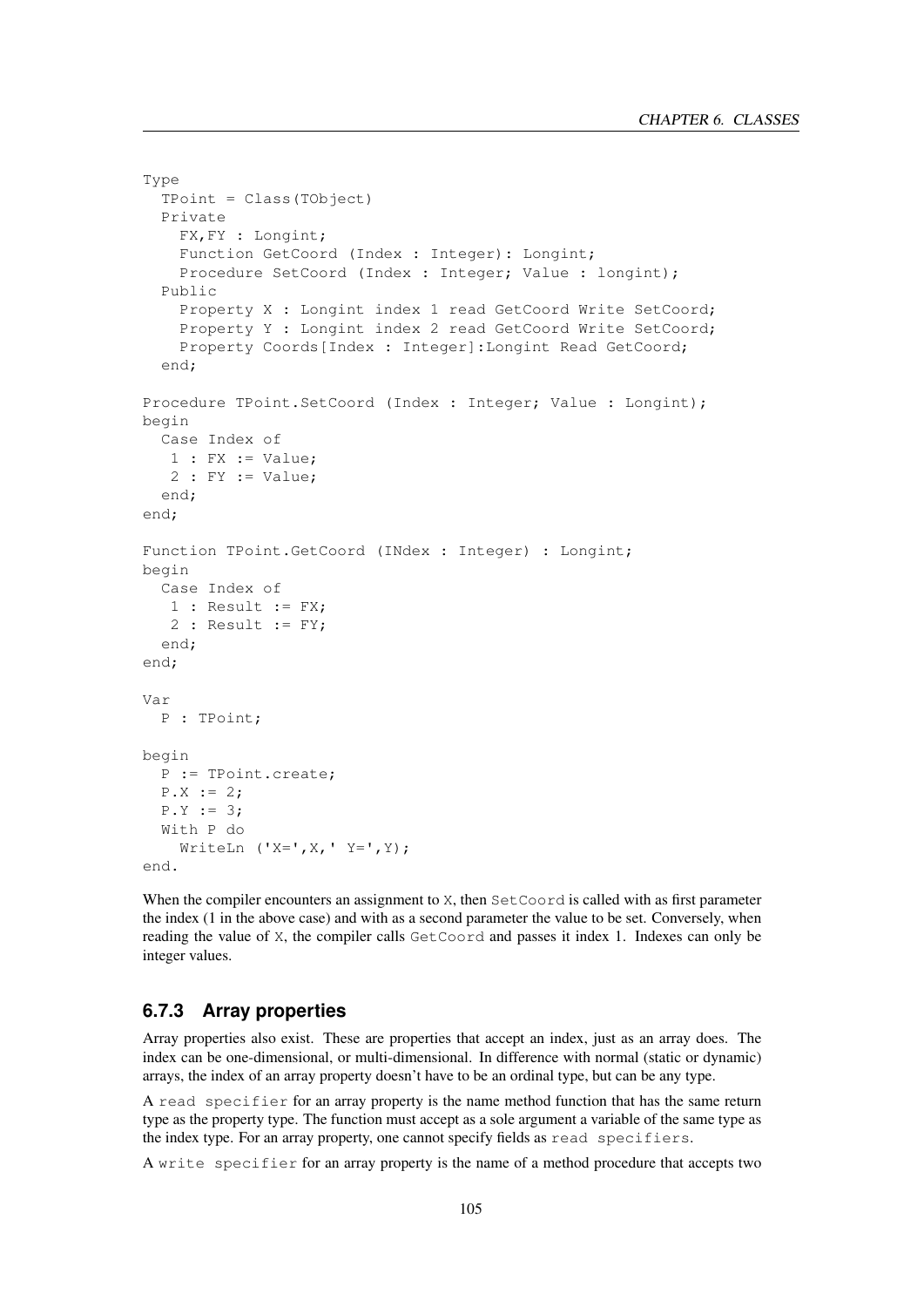```
Type
  TPoint = Class(TObject)
  Private
    FX,FY : Longint;
    Function GetCoord (Index : Integer): Longint;
    Procedure SetCoord (Index : Integer; Value : longint);
  Public
    Property X : Longint index 1 read GetCoord Write SetCoord;
    Property Y : Longint index 2 read GetCoord Write SetCoord;
    Property Coords[Index : Integer]:Longint Read GetCoord;
  end;

Procedure TPoint.SetCoord (Index : Integer; Value : Longint);
begin
  Case Index of
   1 : FX := Value;
   2 : FY := Value;
  end;
end;

Function TPoint.GetCoord (INdex : Integer) : Longint;
begin
  Case Index of
   1 : Result := FX;
   2 : Result := FY;
  end;
end;

Var
  P : TPoint;

begin
  P := TPoint.create;
  P.X := 2;
  P.Y := 3;
  With P do
    WriteLn ('X=',X,' Y=',Y);
end.
```

When the compiler encounters an assignment to `X`, then `SetCoord` is called with as first parameter the index (1 in the above case) and with as a second parameter the value to be set. Conversely, when reading the value of `X`, the compiler calls `GetCoord` and passes it index 1. Indexes can only be integer values.

### 6.7.3 Array properties

Array properties also exist. These are properties that accept an index, just as an array does. The index can be one-dimensional, or multi-dimensional. In difference with normal (static or dynamic) arrays, the index of an array property doesn't have to be an ordinal type, but can be any type.

A `read specifier` for an array property is the name method function that has the same return type as the property type. The function must accept as a sole argument a variable of the same type as the index type. For an array property, one cannot specify fields as `read specifiers`.

A `write specifier` for an array property is the name of a method procedure that accepts two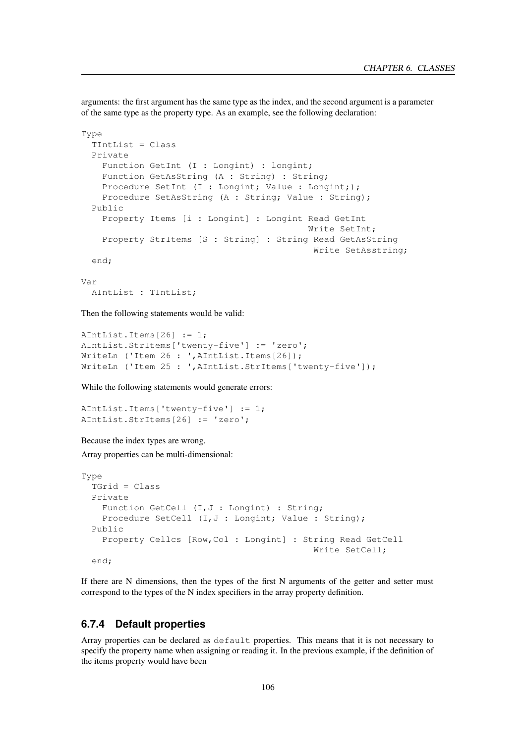arguments: the first argument has the same type as the index, and the second argument is a parameter of the same type as the property type. As an example, see the following declaration:

```
Type
  TIntList = Class
  Private
    Function GetInt (I : Longint) : longint;
    Function GetAsString (A : String) : String;
    Procedure SetInt (I : Longint; Value : Longint;);
    Procedure SetAsString (A : String; Value : String);
  Public
    Property Items [i : Longint] : Longint Read GetInt
                                           Write SetInt;
    Property StrItems [S : String] : String Read GetAsString
                                            Write SetAsstring;
  end;

Var
  AIntList : TIntList;
```

Then the following statements would be valid:

```
AIntList.Items[26] := 1;
AIntList.StrItems['twenty-five'] := 'zero';
WriteLn ('Item 26 : ',AIntList.Items[26]);
WriteLn ('Item 25 : ',AIntList.StrItems['twenty-five']);
```

While the following statements would generate errors:

```
AIntList.Items['twenty-five'] := 1;
AIntList.StrItems[26] := 'zero';
```

Because the index types are wrong.

Array properties can be multi-dimensional:

```
Type
  TGrid = Class
  Private
    Function GetCell (I,J : Longint) : String;
    Procedure SetCell (I,J : Longint; Value : String);
  Public
    Property Cellcs [Row,Col : Longint] : String Read GetCell
                                            Write SetCell;
  end;
```

If there are N dimensions, then the types of the first N arguments of the getter and setter must correspond to the types of the N index specifiers in the array property definition.

### 6.7.4 Default properties

Array properties can be declared as `default` properties. This means that it is not necessary to specify the property name when assigning or reading it. In the previous example, if the definition of the items property would have been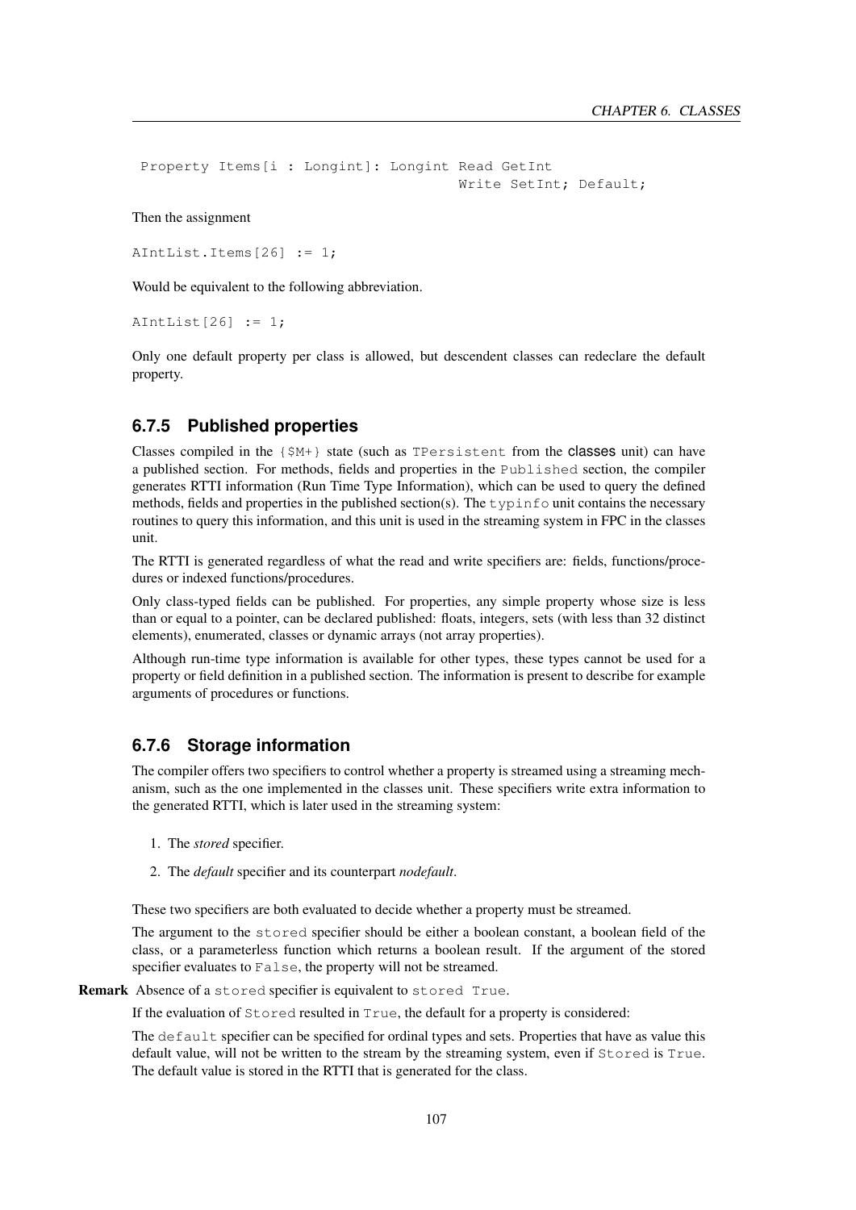```
 Property Items[i : Longint]: Longint Read GetInt
                                      Write SetInt; Default;
```

Then the assignment

```
AIntList.Items[26] := 1;
```

Would be equivalent to the following abbreviation.

```
AIntList[26] := 1;
```

Only one default property per class is allowed, but descendent classes can redeclare the default property.

### 6.7.5 Published properties

Classes compiled in the `{$M+}` state (such as `TPersistent` from the **classes** unit) can have a published section. For methods, fields and properties in the `Published` section, the compiler generates RTTI information (Run Time Type Information), which can be used to query the defined methods, fields and properties in the published section(s). The `typinfo` unit contains the necessary routines to query this information, and this unit is used in the streaming system in FPC in the classes unit.

The RTTI is generated regardless of what the read and write specifiers are: fields, functions/procedures or indexed functions/procedures.

Only class-typed fields can be published. For properties, any simple property whose size is less than or equal to a pointer, can be declared published: floats, integers, sets (with less than 32 distinct elements), enumerated, classes or dynamic arrays (not array properties).

Although run-time type information is available for other types, these types cannot be used for a property or field definition in a published section. The information is present to describe for example arguments of procedures or functions.

### 6.7.6 Storage information

The compiler offers two specifiers to control whether a property is streamed using a streaming mechanism, such as the one implemented in the classes unit. These specifiers write extra information to the generated RTTI, which is later used in the streaming system:

1. The *stored* specifier.
2. The *default* specifier and its counterpart *nodefault*.

These two specifiers are both evaluated to decide whether a property must be streamed.

The argument to the `stored` specifier should be either a boolean constant, a boolean field of the class, or a parameterless function which returns a boolean result. If the argument of the stored specifier evaluates to `False`, the property will not be streamed.

**Remark** Absence of a `stored` specifier is equivalent to `stored True`.

If the evaluation of `Stored` resulted in `True`, the default for a property is considered:

The `default` specifier can be specified for ordinal types and sets. Properties that have as value this default value, will not be written to the stream by the streaming system, even if `Stored` is `True`. The default value is stored in the RTTI that is generated for the class.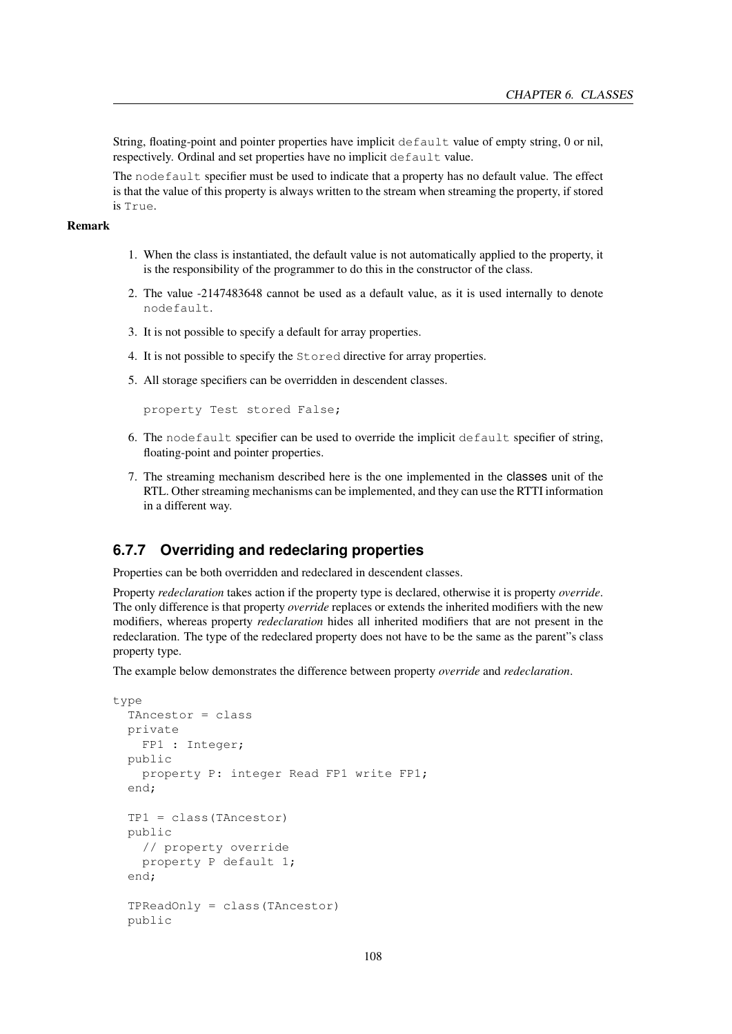String, floating-point and pointer properties have implicit `default` value of empty string, 0 or nil, respectively. Ordinal and set properties have no implicit `default` value.

The `nodefault` specifier must be used to indicate that a property has no default value. The effect is that the value of this property is always written to the stream when streaming the property, if stored is `True`.

**Remark**

1. When the class is instantiated, the default value is not automatically applied to the property, it is the responsibility of the programmer to do this in the constructor of the class.
2. The value -2147483648 cannot be used as a default value, as it is used internally to denote `nodefault`.
3. It is not possible to specify a default for array properties.
4. It is not possible to specify the `Stored` directive for array properties.
5. All storage specifiers can be overridden in descendent classes.

   ```
   property Test stored False;
   ```

6. The `nodefault` specifier can be used to override the implicit `default` specifier of string, floating-point and pointer properties.
7. The streaming mechanism described here is the one implemented in the **classes** unit of the RTL. Other streaming mechanisms can be implemented, and they can use the RTTI information in a different way.

### 6.7.7 Overriding and redeclaring properties

Properties can be both overridden and redeclared in descendent classes.

Property *redeclaration* takes action if the property type is declared, otherwise it is property *override*. The only difference is that property *override* replaces or extends the inherited modifiers with the new modifiers, whereas property *redeclaration* hides all inherited modifiers that are not present in the redeclaration. The type of the redeclared property does not have to be the same as the parent"s class property type.

The example below demonstrates the difference between property *override* and *redeclaration*.

```
type
  TAncestor = class
  private
    FP1 : Integer;
  public
    property P: integer Read FP1 write FP1;
  end;

  TP1 = class(TAncestor)
  public
    // property override
    property P default 1;
  end;

  TPReadOnly = class(TAncestor)
  public
```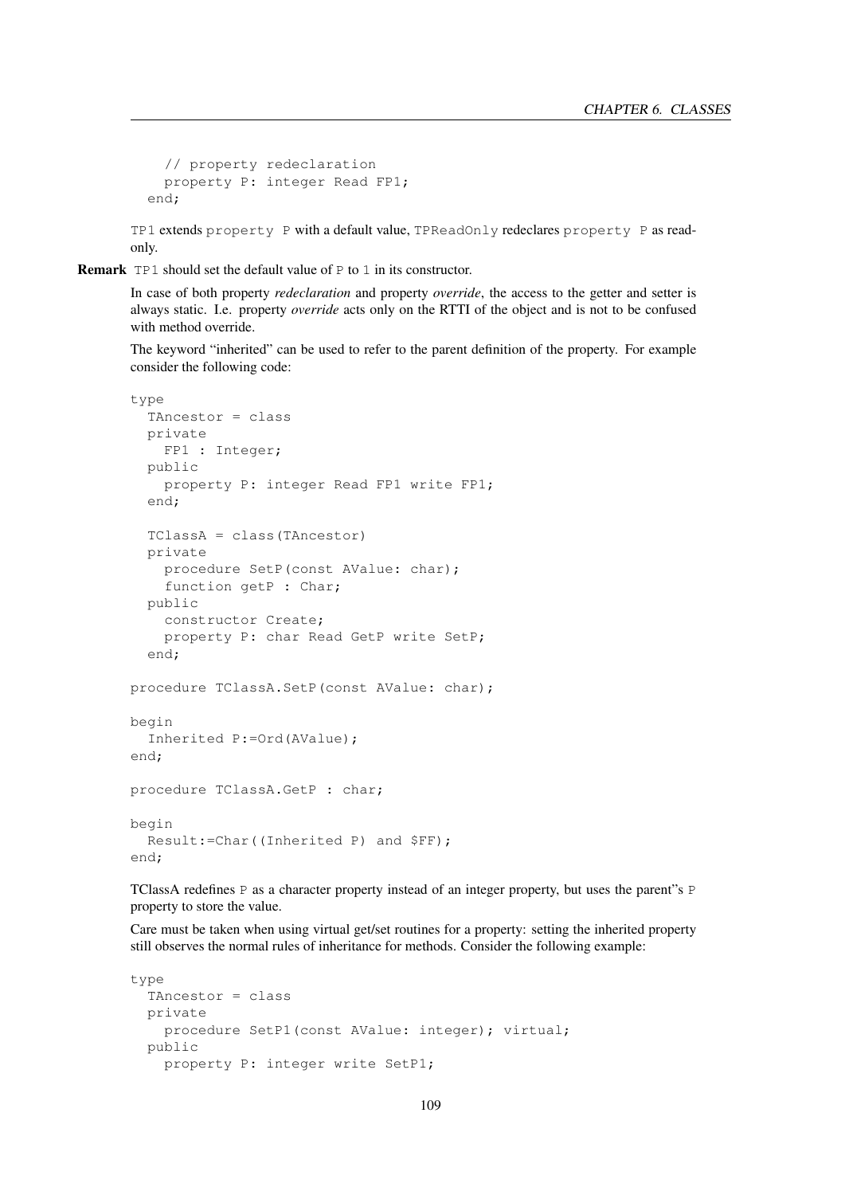```
    // property redeclaration
    property P: integer Read FP1;
  end;
```

TP1 extends property P with a default value, TPReadOnly redeclares property P as read-only.

**Remark** TP1 should set the default value of P to 1 in its constructor.

In case of both property *redeclaration* and property *override*, the access to the getter and setter is always static. I.e. property *override* acts only on the RTTI of the object and is not to be confused with method override.

The keyword "inherited" can be used to refer to the parent definition of the property. For example consider the following code:

```
type
  TAncestor = class
  private
    FP1 : Integer;
  public
    property P: integer Read FP1 write FP1;
  end;

  TClassA = class(TAncestor)
  private
    procedure SetP(const AValue: char);
    function getP : Char;
  public
    constructor Create;
    property P: char Read GetP write SetP;
  end;

procedure TClassA.SetP(const AValue: char);

begin
  Inherited P:=Ord(AValue);
end;

procedure TClassA.GetP : char;

begin
  Result:=Char((Inherited P) and $FF);
end;
```

TClassA redefines P as a character property instead of an integer property, but uses the parent"s P property to store the value.

Care must be taken when using virtual get/set routines for a property: setting the inherited property still observes the normal rules of inheritance for methods. Consider the following example:

```
type
  TAncestor = class
  private
    procedure SetP1(const AValue: integer); virtual;
  public
    property P: integer write SetP1;
```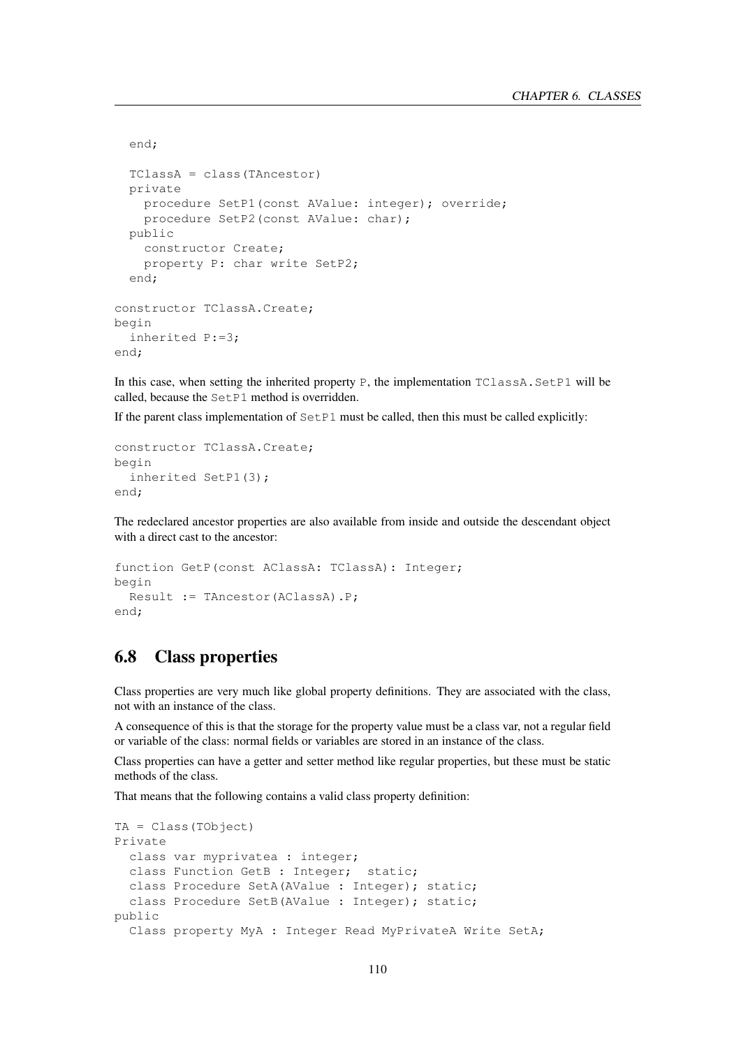```
  end;

  TClassA = class(TAncestor)
  private
    procedure SetP1(const AValue: integer); override;
    procedure SetP2(const AValue: char);
  public
    constructor Create;
    property P: char write SetP2;
  end;

constructor TClassA.Create;
begin
  inherited P:=3;
end;
```

In this case, when setting the inherited property `P`, the implementation `TClassA.SetP1` will be called, because the `SetP1` method is overridden.

If the parent class implementation of `SetP1` must be called, then this must be called explicitly:

```
constructor TClassA.Create;
begin
  inherited SetP1(3);
end;
```

The redeclared ancestor properties are also available from inside and outside the descendant object with a direct cast to the ancestor:

```
function GetP(const AClassA: TClassA): Integer;
begin
  Result := TAncestor(AClassA).P;
end;
```

## 6.8 Class properties

Class properties are very much like global property definitions. They are associated with the class, not with an instance of the class.

A consequence of this is that the storage for the property value must be a class var, not a regular field or variable of the class: normal fields or variables are stored in an instance of the class.

Class properties can have a getter and setter method like regular properties, but these must be static methods of the class.

That means that the following contains a valid class property definition:

```
TA = Class(TObject)
Private
  class var myprivatea : integer;
  class Function GetB : Integer;  static;
  class Procedure SetA(AValue : Integer); static;
  class Procedure SetB(AValue : Integer); static;
public
  Class property MyA : Integer Read MyPrivateA Write SetA;
```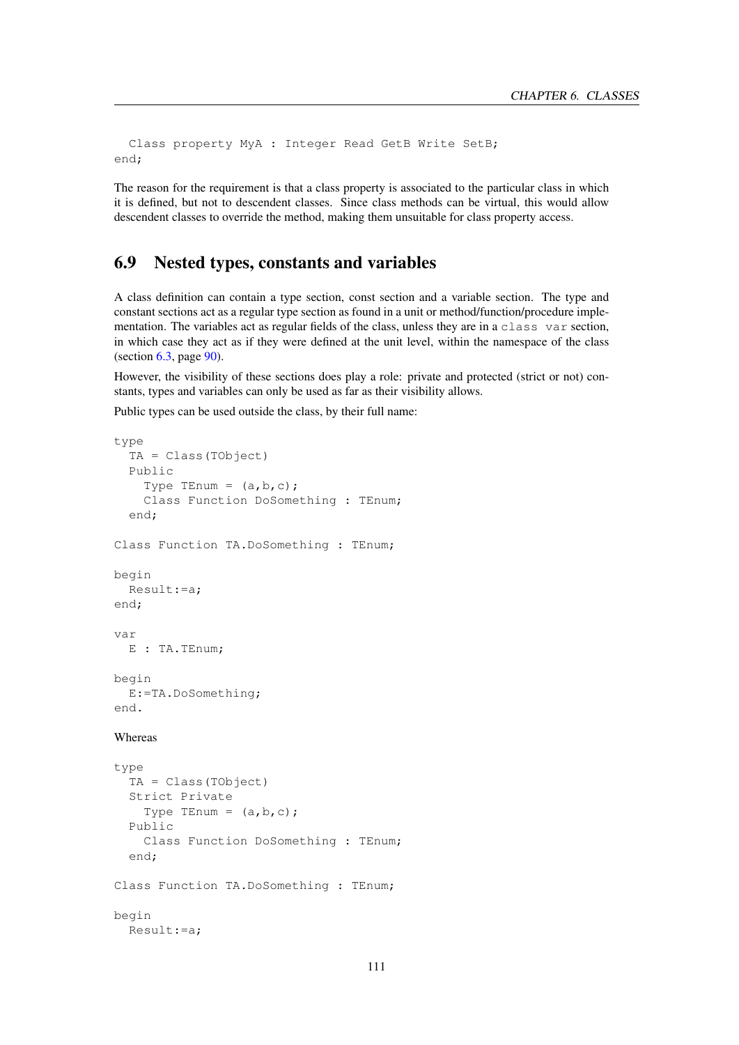```
  Class property MyA : Integer Read GetB Write SetB;
end;
```

The reason for the requirement is that a class property is associated to the particular class in which it is defined, but not to descendent classes. Since class methods can be virtual, this would allow descendent classes to override the method, making them unsuitable for class property access.

## 6.9 Nested types, constants and variables

A class definition can contain a type section, const section and a variable section. The type and constant sections act as a regular type section as found in a unit or method/function/procedure implementation. The variables act as regular fields of the class, unless they are in a `class var` section, in which case they act as if they were defined at the unit level, within the namespace of the class (section 6.3, page 90).

However, the visibility of these sections does play a role: private and protected (strict or not) constants, types and variables can only be used as far as their visibility allows.

Public types can be used outside the class, by their full name:

```
type
  TA = Class(TObject)
  Public
    Type TEnum = (a,b,c);
    Class Function DoSomething : TEnum;
  end;

Class Function TA.DoSomething : TEnum;

begin
  Result:=a;
end;

var
  E : TA.TEnum;

begin
  E:=TA.DoSomething;
end.
```

Whereas

```
type
  TA = Class(TObject)
  Strict Private
    Type TEnum = (a,b,c);
  Public
    Class Function DoSomething : TEnum;
  end;

Class Function TA.DoSomething : TEnum;

begin
  Result:=a;
```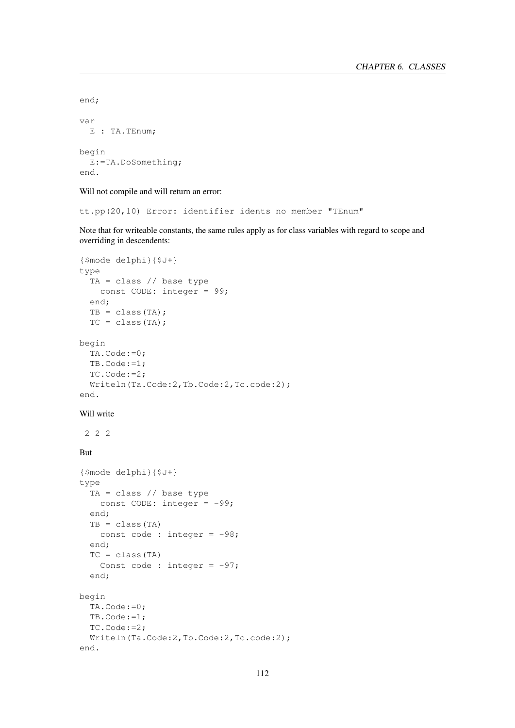```
end;

var
  E : TA.TEnum;

begin
  E:=TA.DoSomething;
end.
```

Will not compile and will return an error:

```
tt.pp(20,10) Error: identifier idents no member "TEnum"
```

Note that for writeable constants, the same rules apply as for class variables with regard to scope and overriding in descendents:

```
{$mode delphi}{$J+}
type
  TA = class // base type
    const CODE: integer = 99;
  end;
  TB = class(TA);
  TC = class(TA);

begin
  TA.Code:=0;
  TB.Code:=1;
  TC.Code:=2;
  Writeln(Ta.Code:2,Tb.Code:2,Tc.code:2);
end.
```

Will write

```
 2 2 2
```

But

```
{$mode delphi}{$J+}
type
  TA = class // base type
    const CODE: integer = -99;
  end;
  TB = class(TA)
    const code : integer = -98;
  end;
  TC = class(TA)
    Const code : integer = -97;
  end;

begin
  TA.Code:=0;
  TB.Code:=1;
  TC.Code:=2;
  Writeln(Ta.Code:2,Tb.Code:2,Tc.code:2);
end.
```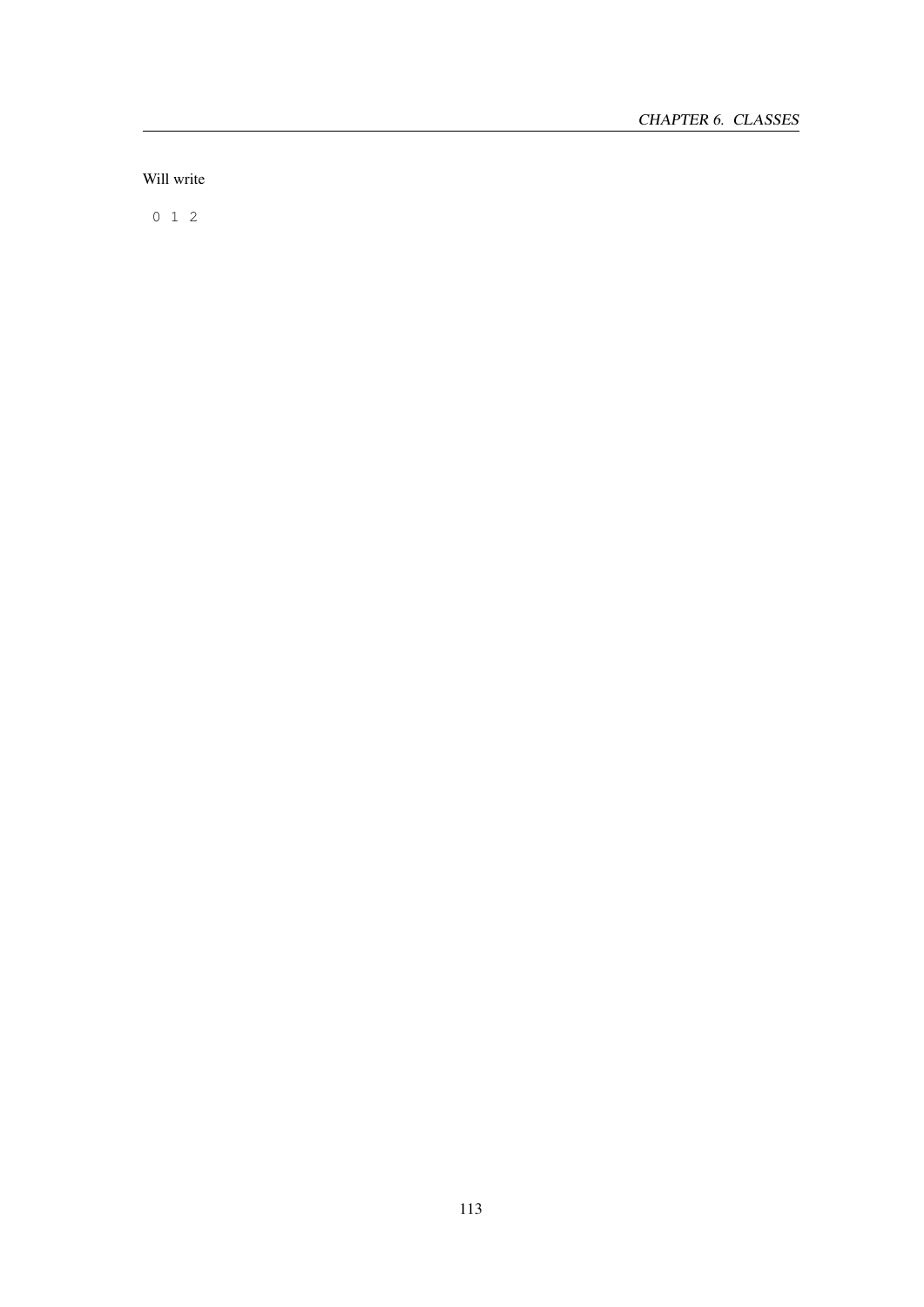Will write

```
0 1 2
```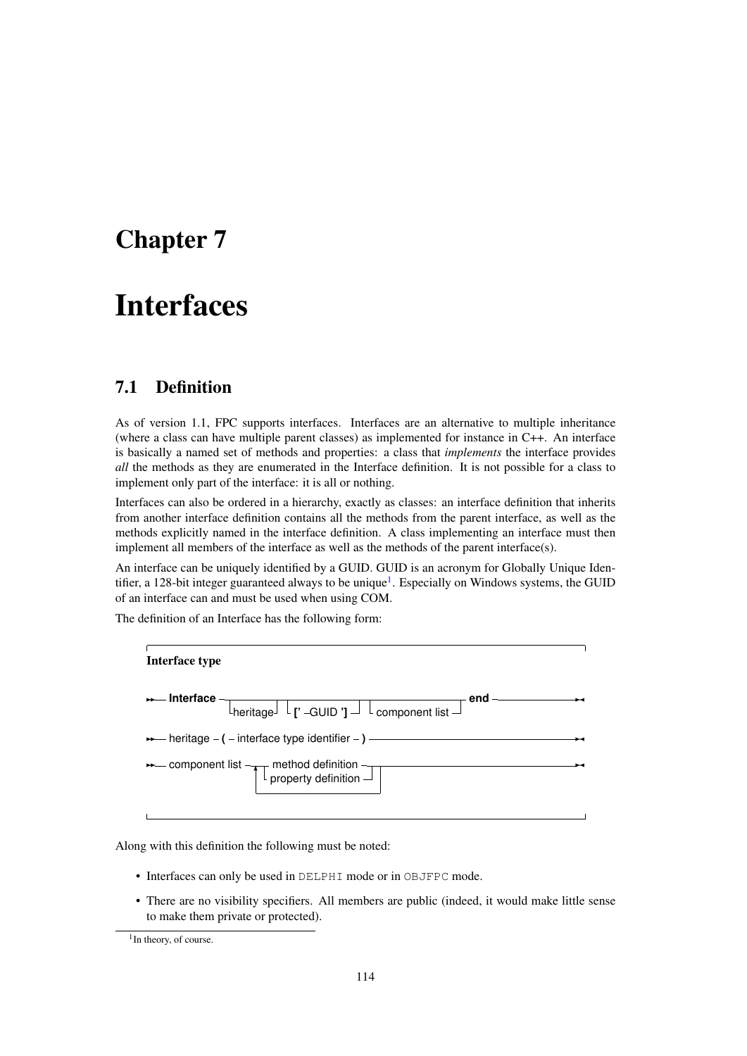# Chapter 7

# Interfaces

## 7.1 Definition

As of version 1.1, FPC supports interfaces. Interfaces are an alternative to multiple inheritance (where a class can have multiple parent classes) as implemented for instance in C++. An interface is basically a named set of methods and properties: a class that *implements* the interface provides *all* the methods as they are enumerated in the Interface definition. It is not possible for a class to implement only part of the interface: it is all or nothing.

Interfaces can also be ordered in a hierarchy, exactly as classes: an interface definition that inherits from another interface definition contains all the methods from the parent interface, as well as the methods explicitly named in the interface definition. A class implementing an interface must then implement all members of the interface as well as the methods of the parent interface(s).

An interface can be uniquely identified by a GUID. GUID is an acronym for Globally Unique Identifier, a 128-bit integer guaranteed always to be unique[1]. Especially on Windows systems, the GUID of an interface can and must be used when using COM.

The definition of an Interface has the following form:

**Interface type**

```
Interface type
  --- Interface -+-----------+-+-----------------+-+------------------+- end ---
                 +- heritage-+ +- [' GUID '] ----+ +- component list --+

heritage
  --- ( interface type identifier ) ---

component list
  ---+- method definition ---+---
     +- property definition -+
     (repeatable)
```

Along with this definition the following must be noted:

- Interfaces can only be used in DELPHI mode or in OBJFPC mode.
- There are no visibility specifiers. All members are public (indeed, it would make little sense to make them private or protected).

[1] In theory, of course.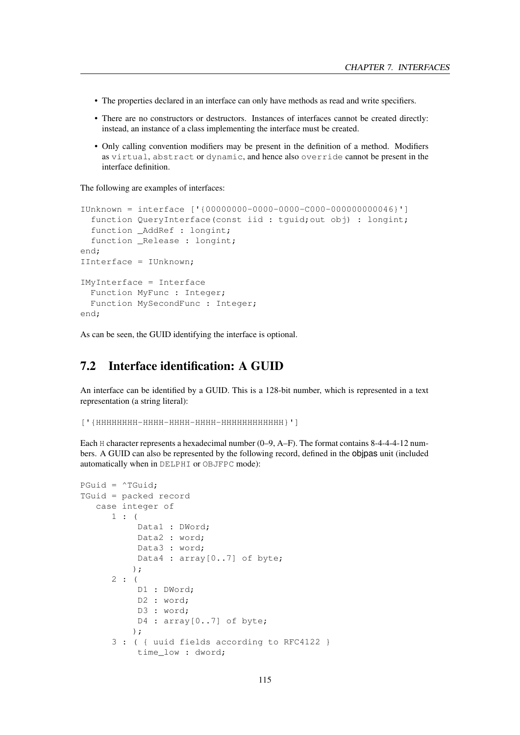- The properties declared in an interface can only have methods as read and write specifiers.
- There are no constructors or destructors. Instances of interfaces cannot be created directly: instead, an instance of a class implementing the interface must be created.
- Only calling convention modifiers may be present in the definition of a method. Modifiers as `virtual`, `abstract` or `dynamic`, and hence also `override` cannot be present in the interface definition.

The following are examples of interfaces:

```
IUnknown = interface ['{00000000-0000-0000-C000-000000000046}']
  function QueryInterface(const iid : tguid;out obj) : longint;
  function _AddRef : longint;
  function _Release : longint;
end;
IInterface = IUnknown;

IMyInterface = Interface
  Function MyFunc : Integer;
  Function MySecondFunc : Integer;
end;
```

As can be seen, the GUID identifying the interface is optional.

## 7.2 Interface identification: A GUID

An interface can be identified by a GUID. This is a 128-bit number, which is represented in a text representation (a string literal):

```
['{HHHHHHHH-HHHH-HHHH-HHHH-HHHHHHHHHHHH}']
```

Each `H` character represents a hexadecimal number (0–9, A–F). The format contains 8-4-4-4-12 numbers. A GUID can also be represented by the following record, defined in the objpas unit (included automatically when in `DELPHI` or `OBJFPC` mode):

```
PGuid = ^TGuid;
TGuid = packed record
   case integer of
      1 : (
           Data1 : DWord;
           Data2 : word;
           Data3 : word;
           Data4 : array[0..7] of byte;
          );
      2 : (
           D1 : DWord;
           D2 : word;
           D3 : word;
           D4 : array[0..7] of byte;
          );
      3 : ( { uuid fields according to RFC4122 }
           time_low : dword;
```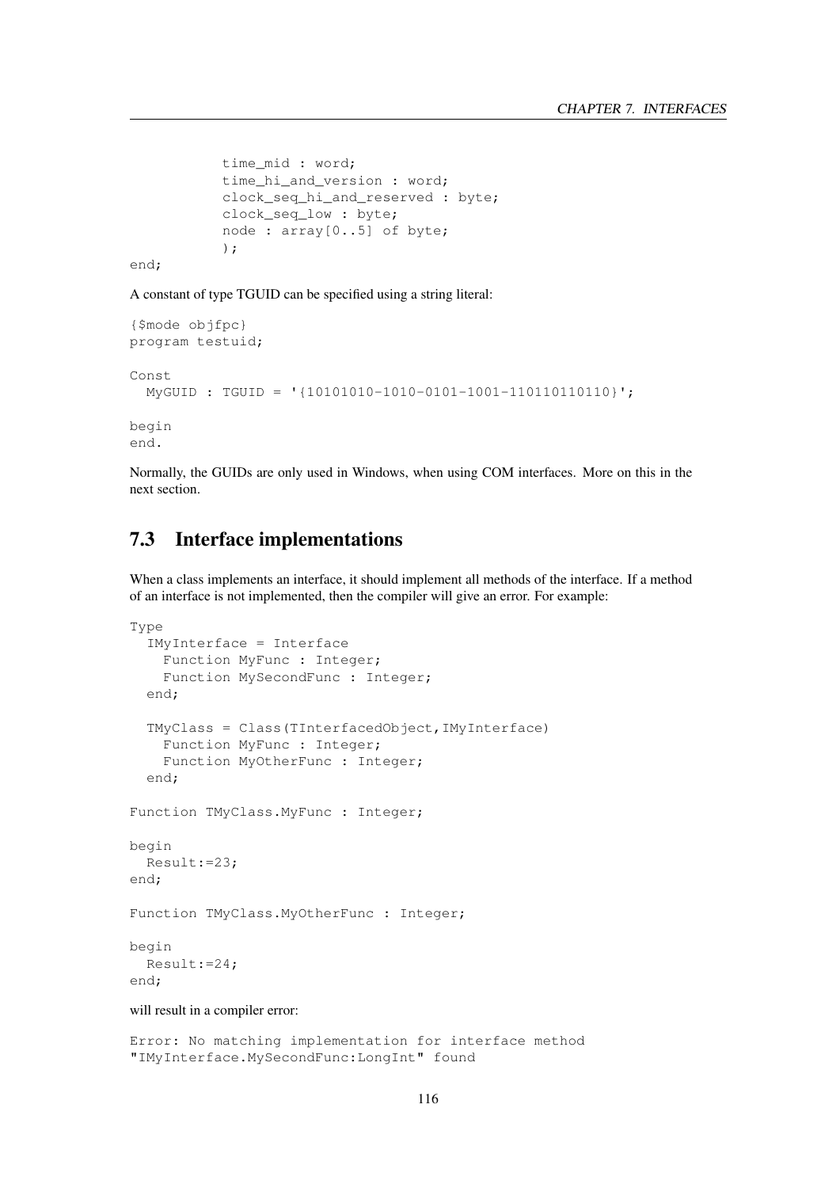```
        time_mid : word;
        time_hi_and_version : word;
        clock_seq_hi_and_reserved : byte;
        clock_seq_low : byte;
        node : array[0..5] of byte;
        );
end;
```

A constant of type TGUID can be specified using a string literal:

```
{$mode objfpc}
program testuid;

Const
  MyGUID : TGUID = '{10101010-1010-0101-1001-110110110110}';

begin
end.
```

Normally, the GUIDs are only used in Windows, when using COM interfaces. More on this in the next section.

## 7.3 Interface implementations

When a class implements an interface, it should implement all methods of the interface. If a method of an interface is not implemented, then the compiler will give an error. For example:

```
Type
  IMyInterface = Interface
    Function MyFunc : Integer;
    Function MySecondFunc : Integer;
  end;

  TMyClass = Class(TInterfacedObject,IMyInterface)
    Function MyFunc : Integer;
    Function MyOtherFunc : Integer;
  end;

Function TMyClass.MyFunc : Integer;

begin
  Result:=23;
end;

Function TMyClass.MyOtherFunc : Integer;

begin
  Result:=24;
end;
```

will result in a compiler error:

```
Error: No matching implementation for interface method
"IMyInterface.MySecondFunc:LongInt" found
```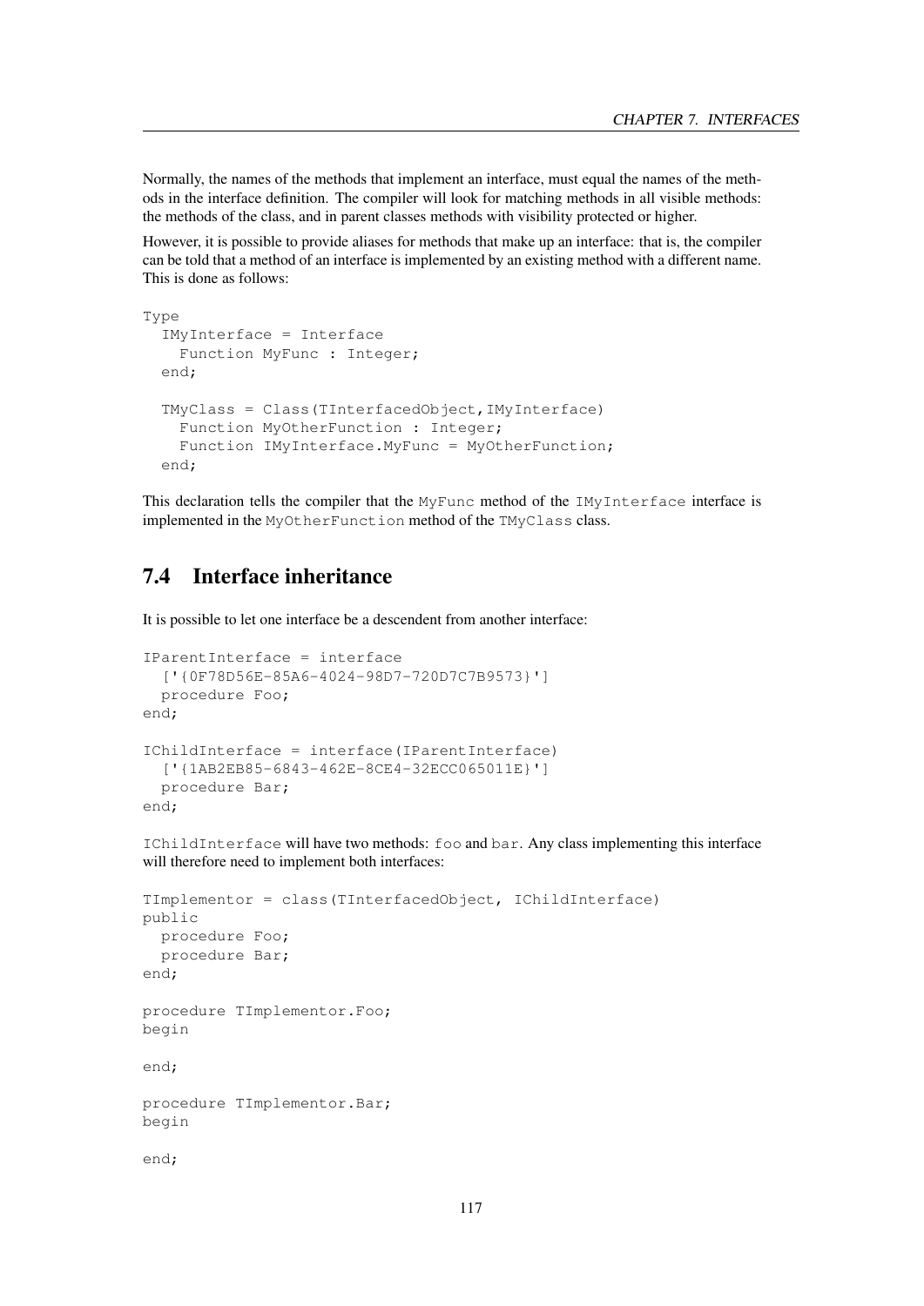Normally, the names of the methods that implement an interface, must equal the names of the methods in the interface definition. The compiler will look for matching methods in all visible methods: the methods of the class, and in parent classes methods with visibility protected or higher.

However, it is possible to provide aliases for methods that make up an interface: that is, the compiler can be told that a method of an interface is implemented by an existing method with a different name. This is done as follows:

```
Type
  IMyInterface = Interface
    Function MyFunc : Integer;
  end;

  TMyClass = Class(TInterfacedObject,IMyInterface)
    Function MyOtherFunction : Integer;
    Function IMyInterface.MyFunc = MyOtherFunction;
  end;
```

This declaration tells the compiler that the `MyFunc` method of the `IMyInterface` interface is implemented in the `MyOtherFunction` method of the `TMyClass` class.

## 7.4 Interface inheritance

It is possible to let one interface be a descendent from another interface:

```
IParentInterface = interface
  ['{0F78D56E-85A6-4024-98D7-720D7C7B9573}']
  procedure Foo;
end;

IChildInterface = interface(IParentInterface)
  ['{1AB2EB85-6843-462E-8CE4-32ECC065011E}']
  procedure Bar;
end;
```

`IChildInterface` will have two methods: `foo` and `bar`. Any class implementing this interface will therefore need to implement both interfaces:

```
TImplementor = class(TInterfacedObject, IChildInterface)
public
  procedure Foo;
  procedure Bar;
end;

procedure TImplementor.Foo;
begin

end;

procedure TImplementor.Bar;
begin

end;
```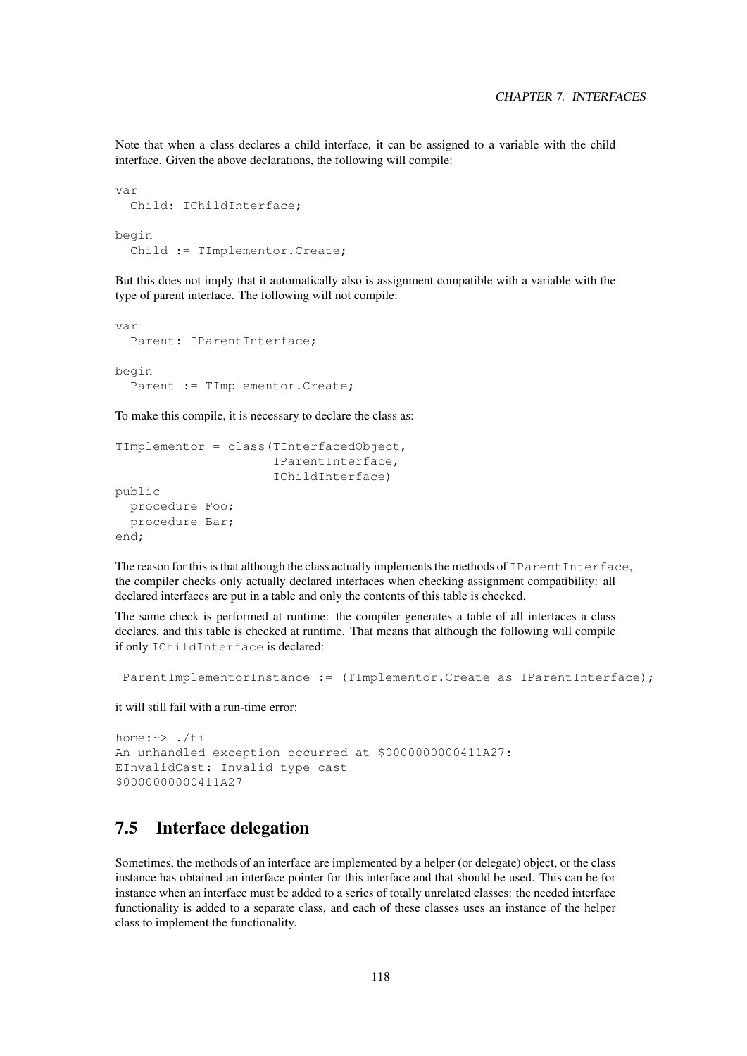Note that when a class declares a child interface, it can be assigned to a variable with the child interface. Given the above declarations, the following will compile:

```
var
  Child: IChildInterface;

begin
  Child := TImplementor.Create;
```

But this does not imply that it automatically also is assignment compatible with a variable with the type of parent interface. The following will not compile:

```
var
  Parent: IParentInterface;

begin
  Parent := TImplementor.Create;
```

To make this compile, it is necessary to declare the class as:

```
TImplementor = class(TInterfacedObject,
                     IParentInterface,
                     IChildInterface)
public
  procedure Foo;
  procedure Bar;
end;
```

The reason for this is that although the class actually implements the methods of `IParentInterface`, the compiler checks only actually declared interfaces when checking assignment compatibility: all declared interfaces are put in a table and only the contents of this table is checked.

The same check is performed at runtime: the compiler generates a table of all interfaces a class declares, and this table is checked at runtime. That means that although the following will compile if only `IChildInterface` is declared:

```
 ParentImplementorInstance := (TImplementor.Create as IParentInterface);
```

it will still fail with a run-time error:

```
home:~> ./ti
An unhandled exception occurred at $0000000000411A27:
EInvalidCast: Invalid type cast
$0000000000411A27
```

## 7.5 Interface delegation

Sometimes, the methods of an interface are implemented by a helper (or delegate) object, or the class instance has obtained an interface pointer for this interface and that should be used. This can be for instance when an interface must be added to a series of totally unrelated classes: the needed interface functionality is added to a separate class, and each of these classes uses an instance of the helper class to implement the functionality.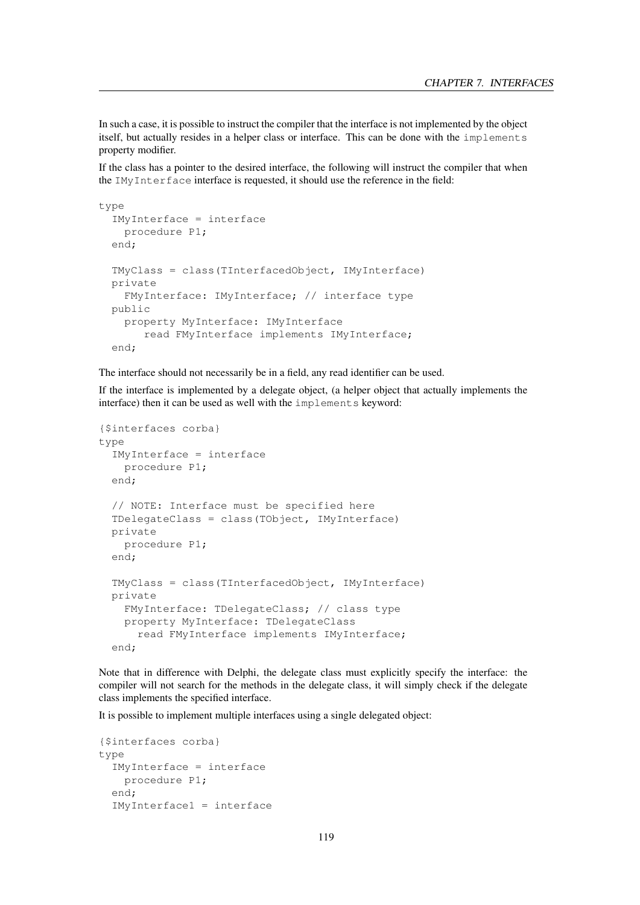In such a case, it is possible to instruct the compiler that the interface is not implemented by the object itself, but actually resides in a helper class or interface. This can be done with the `implements` property modifier.

If the class has a pointer to the desired interface, the following will instruct the compiler that when the `IMyInterface` interface is requested, it should use the reference in the field:

```
type
  IMyInterface = interface
    procedure P1;
  end;

  TMyClass = class(TInterfacedObject, IMyInterface)
  private
    FMyInterface: IMyInterface; // interface type
  public
    property MyInterface: IMyInterface
       read FMyInterface implements IMyInterface;
  end;
```

The interface should not necessarily be in a field, any read identifier can be used.

If the interface is implemented by a delegate object, (a helper object that actually implements the interface) then it can be used as well with the `implements` keyword:

```
{$interfaces corba}
type
  IMyInterface = interface
    procedure P1;
  end;

  // NOTE: Interface must be specified here
  TDelegateClass = class(TObject, IMyInterface)
  private
    procedure P1;
  end;

  TMyClass = class(TInterfacedObject, IMyInterface)
  private
    FMyInterface: TDelegateClass; // class type
    property MyInterface: TDelegateClass
      read FMyInterface implements IMyInterface;
  end;
```

Note that in difference with Delphi, the delegate class must explicitly specify the interface: the compiler will not search for the methods in the delegate class, it will simply check if the delegate class implements the specified interface.

It is possible to implement multiple interfaces using a single delegated object:

```
{$interfaces corba}
type
  IMyInterface = interface
    procedure P1;
  end;
  IMyInterface1 = interface
```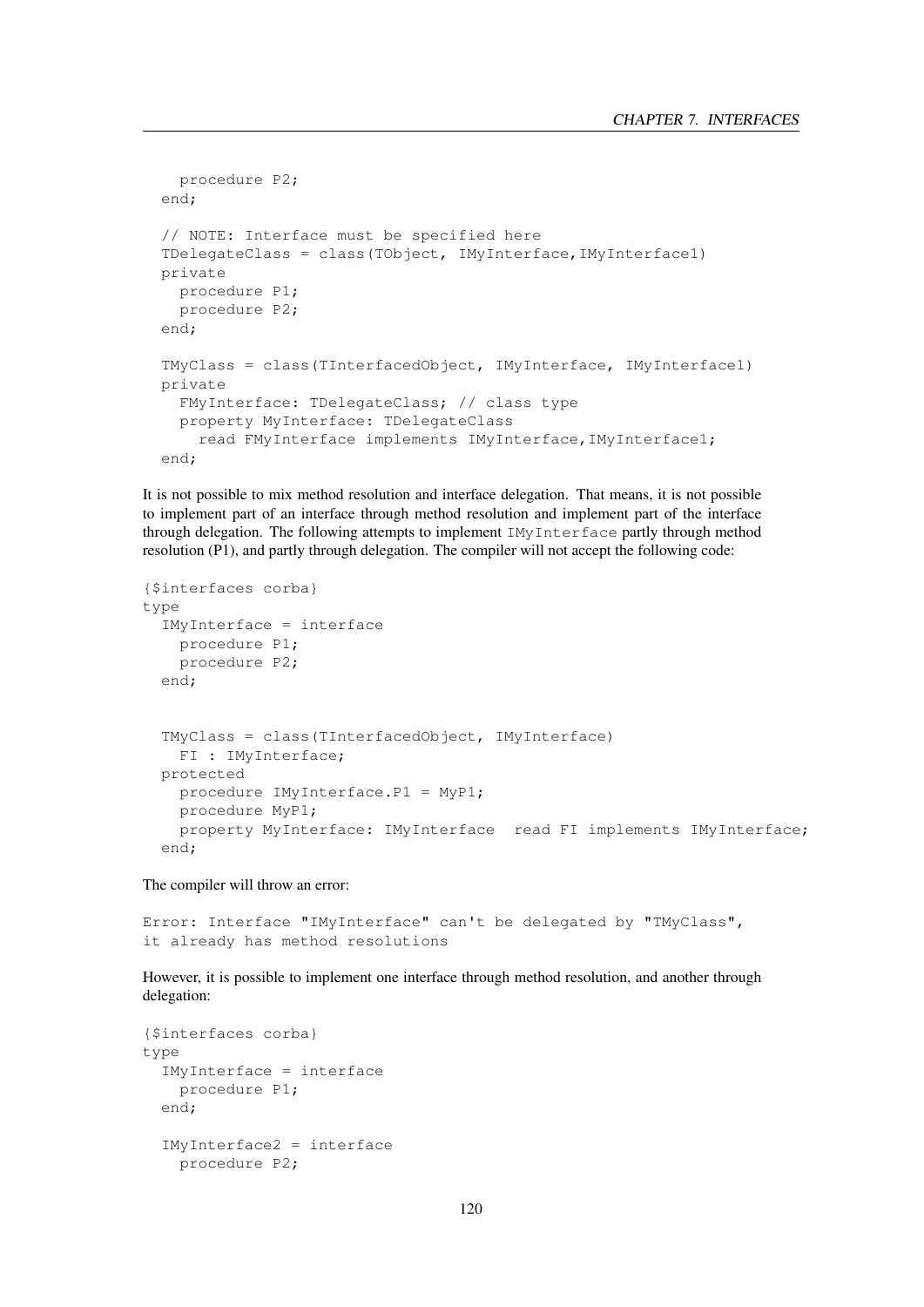```
    procedure P2;
  end;

  // NOTE: Interface must be specified here
  TDelegateClass = class(TObject, IMyInterface,IMyInterface1)
  private
    procedure P1;
    procedure P2;
  end;

  TMyClass = class(TInterfacedObject, IMyInterface, IMyInterface1)
  private
    FMyInterface: TDelegateClass; // class type
    property MyInterface: TDelegateClass
      read FMyInterface implements IMyInterface,IMyInterface1;
  end;
```

It is not possible to mix method resolution and interface delegation. That means, it is not possible to implement part of an interface through method resolution and implement part of the interface through delegation. The following attempts to implement `IMyInterface` partly through method resolution (P1), and partly through delegation. The compiler will not accept the following code:

```
{$interfaces corba}
type
  IMyInterface = interface
    procedure P1;
    procedure P2;
  end;


  TMyClass = class(TInterfacedObject, IMyInterface)
    FI : IMyInterface;
  protected
    procedure IMyInterface.P1 = MyP1;
    procedure MyP1;
    property MyInterface: IMyInterface  read FI implements IMyInterface;
  end;
```

The compiler will throw an error:

```
Error: Interface "IMyInterface" can't be delegated by "TMyClass",
it already has method resolutions
```

However, it is possible to implement one interface through method resolution, and another through delegation:

```
{$interfaces corba}
type
  IMyInterface = interface
    procedure P1;
  end;

  IMyInterface2 = interface
    procedure P2;
```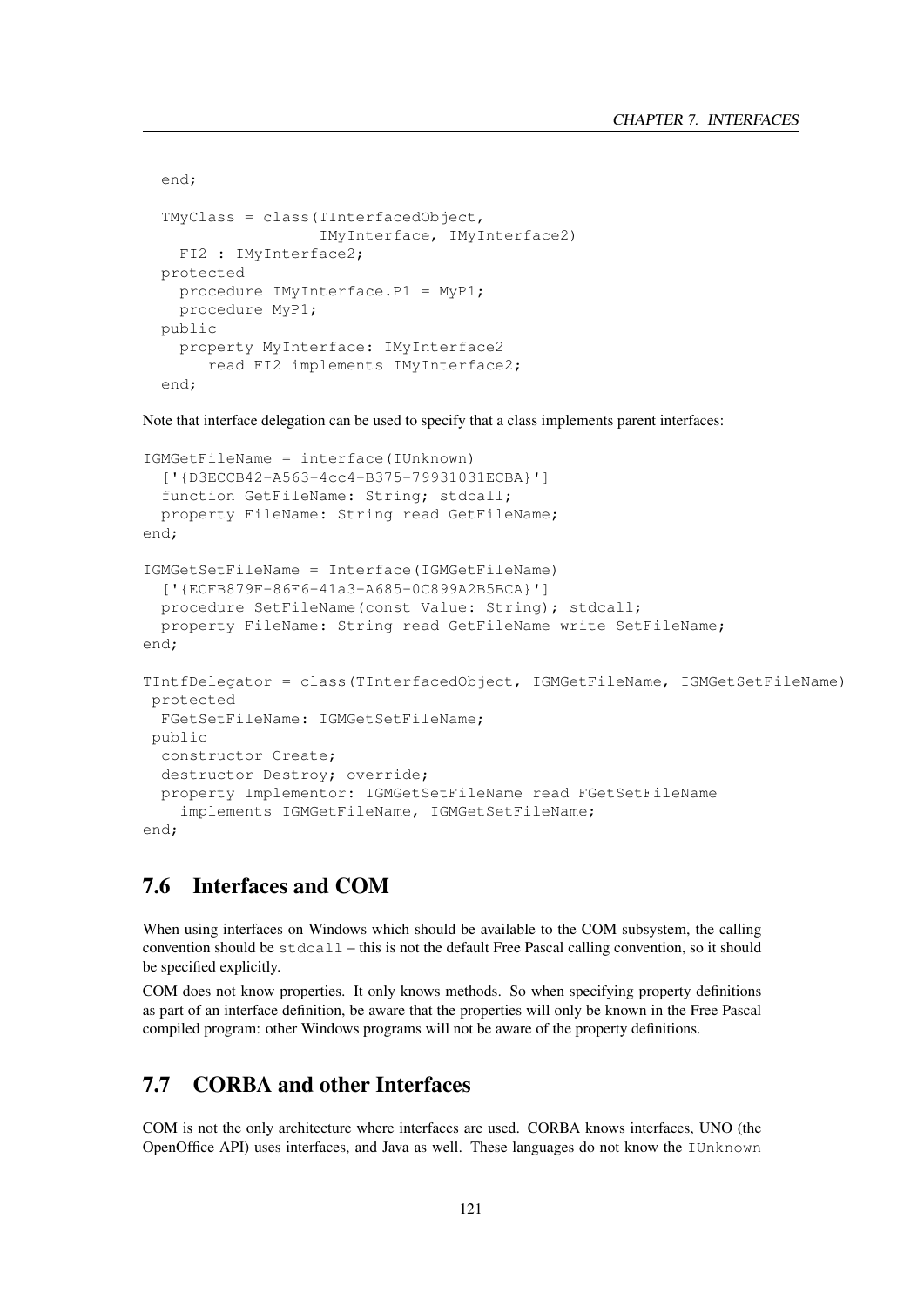```
  end;

  TMyClass = class(TInterfacedObject,
                   IMyInterface, IMyInterface2)
    FI2 : IMyInterface2;
  protected
    procedure IMyInterface.P1 = MyP1;
    procedure MyP1;
  public
    property MyInterface: IMyInterface2
       read FI2 implements IMyInterface2;
  end;
```

Note that interface delegation can be used to specify that a class implements parent interfaces:

```
IGMGetFileName = interface(IUnknown)
  ['{D3ECCB42-A563-4cc4-B375-79931031ECBA}']
  function GetFileName: String; stdcall;
  property FileName: String read GetFileName;
end;

IGMGetSetFileName = Interface(IGMGetFileName)
  ['{ECFB879F-86F6-41a3-A685-0C899A2B5BCA}']
  procedure SetFileName(const Value: String); stdcall;
  property FileName: String read GetFileName write SetFileName;
end;

TIntfDelegator = class(TInterfacedObject, IGMGetFileName, IGMGetSetFileName)
 protected
  FGetSetFileName: IGMGetSetFileName;
 public
  constructor Create;
  destructor Destroy; override;
  property Implementor: IGMGetSetFileName read FGetSetFileName
    implements IGMGetFileName, IGMGetSetFileName;
end;
```

## 7.6 Interfaces and COM

When using interfaces on Windows which should be available to the COM subsystem, the calling convention should be `stdcall` – this is not the default Free Pascal calling convention, so it should be specified explicitly.

COM does not know properties. It only knows methods. So when specifying property definitions as part of an interface definition, be aware that the properties will only be known in the Free Pascal compiled program: other Windows programs will not be aware of the property definitions.

## 7.7 CORBA and other Interfaces

COM is not the only architecture where interfaces are used. CORBA knows interfaces, UNO (the OpenOffice API) uses interfaces, and Java as well. These languages do not know the `IUnknown`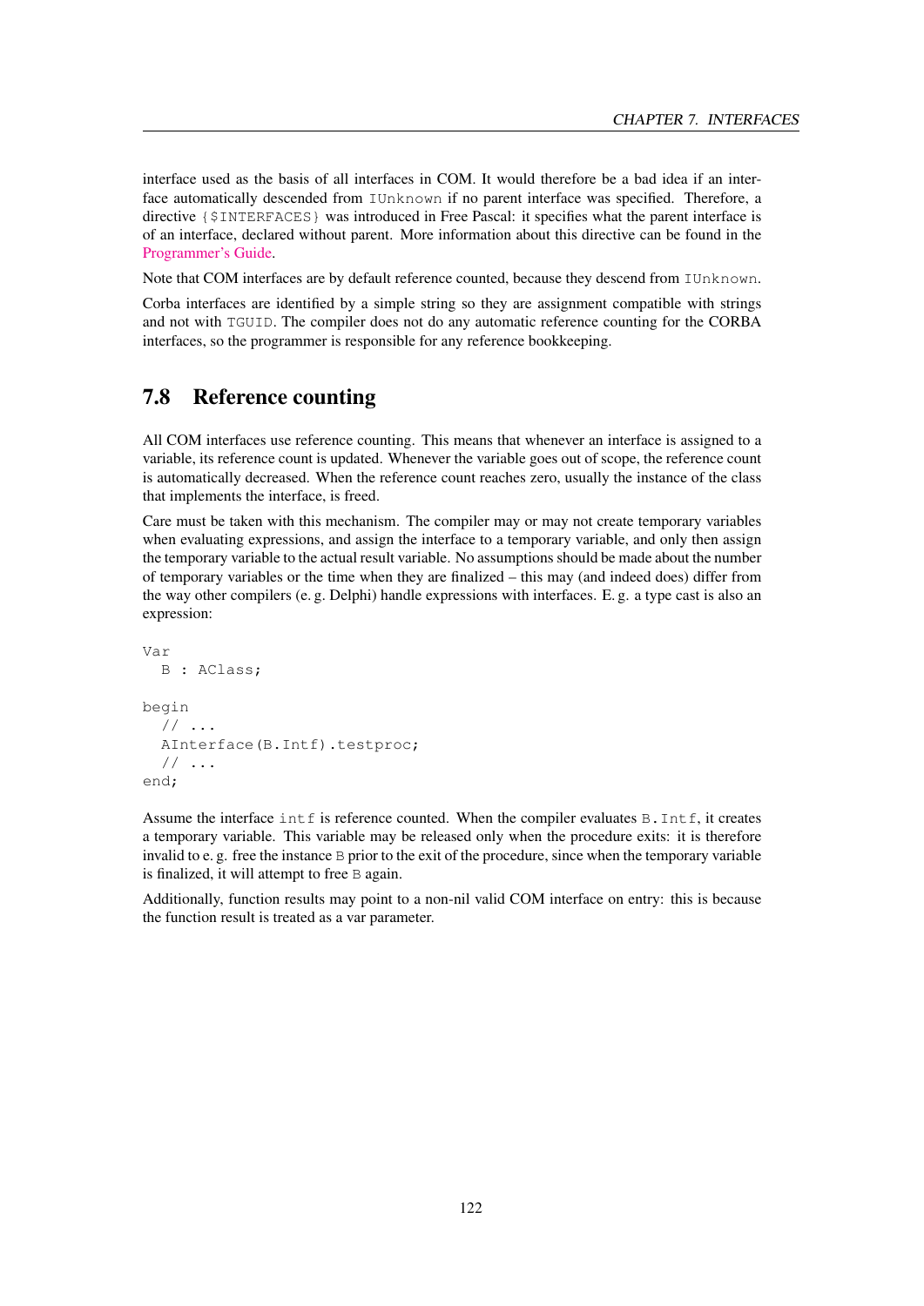interface used as the basis of all interfaces in COM. It would therefore be a bad idea if an interface automatically descended from `IUnknown` if no parent interface was specified. Therefore, a directive `{$INTERFACES}` was introduced in Free Pascal: it specifies what the parent interface is of an interface, declared without parent. More information about this directive can be found in the Programmer's Guide.

Note that COM interfaces are by default reference counted, because they descend from `IUnknown`.

Corba interfaces are identified by a simple string so they are assignment compatible with strings and not with `TGUID`. The compiler does not do any automatic reference counting for the CORBA interfaces, so the programmer is responsible for any reference bookkeeping.

## 7.8 Reference counting

All COM interfaces use reference counting. This means that whenever an interface is assigned to a variable, its reference count is updated. Whenever the variable goes out of scope, the reference count is automatically decreased. When the reference count reaches zero, usually the instance of the class that implements the interface, is freed.

Care must be taken with this mechanism. The compiler may or may not create temporary variables when evaluating expressions, and assign the interface to a temporary variable, and only then assign the temporary variable to the actual result variable. No assumptions should be made about the number of temporary variables or the time when they are finalized – this may (and indeed does) differ from the way other compilers (e. g. Delphi) handle expressions with interfaces. E. g. a type cast is also an expression:

```
Var
  B : AClass;

begin
  // ...
  AInterface(B.Intf).testproc;
  // ...
end;
```

Assume the interface `intf` is reference counted. When the compiler evaluates `B.Intf`, it creates a temporary variable. This variable may be released only when the procedure exits: it is therefore invalid to e. g. free the instance `B` prior to the exit of the procedure, since when the temporary variable is finalized, it will attempt to free `B` again.

Additionally, function results may point to a non-nil valid COM interface on entry: this is because the function result is treated as a var parameter.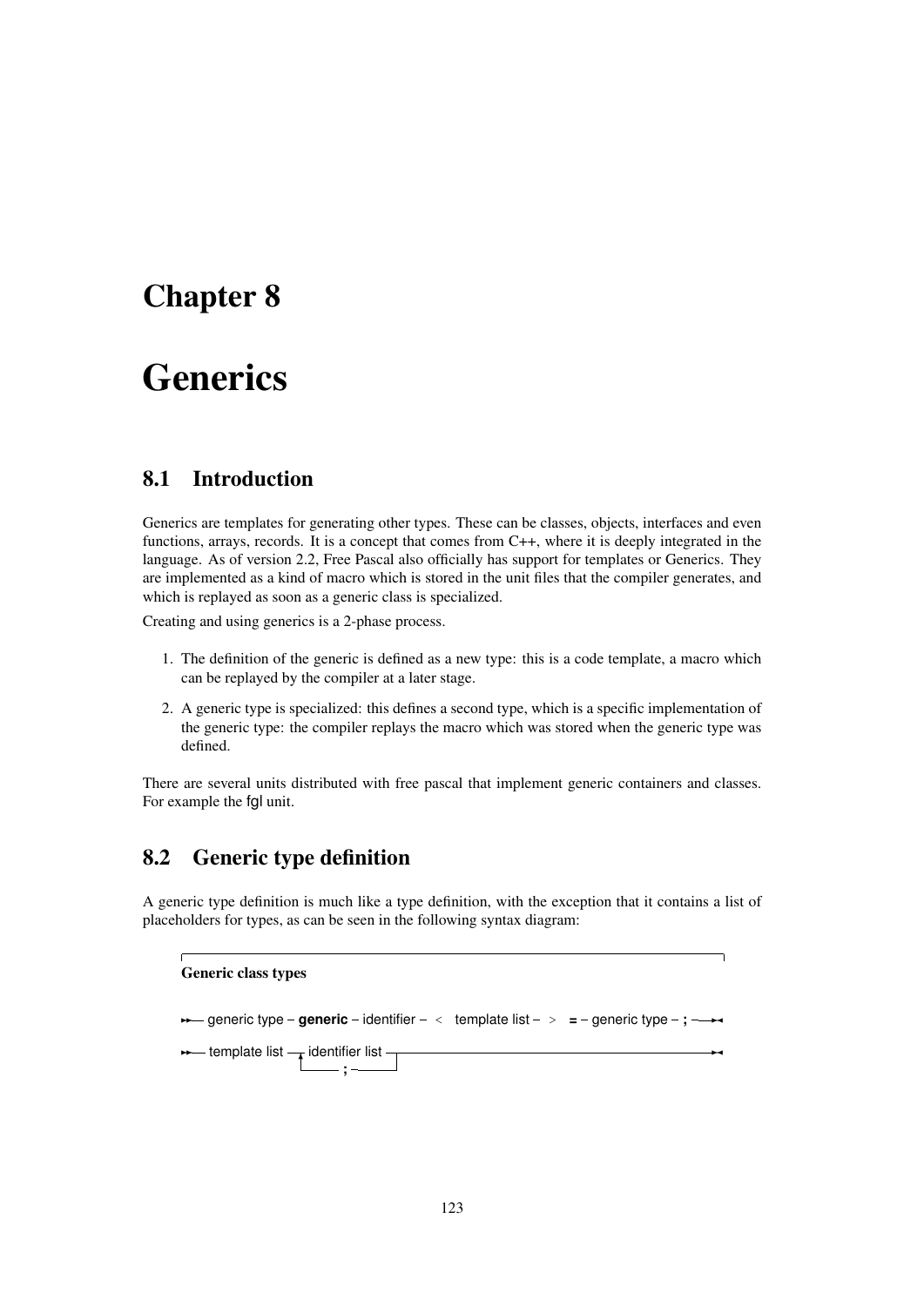# Chapter 8

# Generics

## 8.1 Introduction

Generics are templates for generating other types. These can be classes, objects, interfaces and even functions, arrays, records. It is a concept that comes from C++, where it is deeply integrated in the language. As of version 2.2, Free Pascal also officially has support for templates or Generics. They are implemented as a kind of macro which is stored in the unit files that the compiler generates, and which is replayed as soon as a generic class is specialized.

Creating and using generics is a 2-phase process.

1. The definition of the generic is defined as a new type: this is a code template, a macro which can be replayed by the compiler at a later stage.
2. A generic type is specialized: this defines a second type, which is a specific implementation of the generic type: the compiler replays the macro which was stored when the generic type was defined.

There are several units distributed with free pascal that implement generic containers and classes. For example the fgl unit.

## 8.2 Generic type definition

A generic type definition is much like a type definition, with the exception that it contains a list of placeholders for types, as can be seen in the following syntax diagram:

**Generic class types**

```
generic type – generic – identifier – < template list – > = – generic type – ;

template list ─┬─ identifier list ─┬─
               └──────── ; ────────┘
```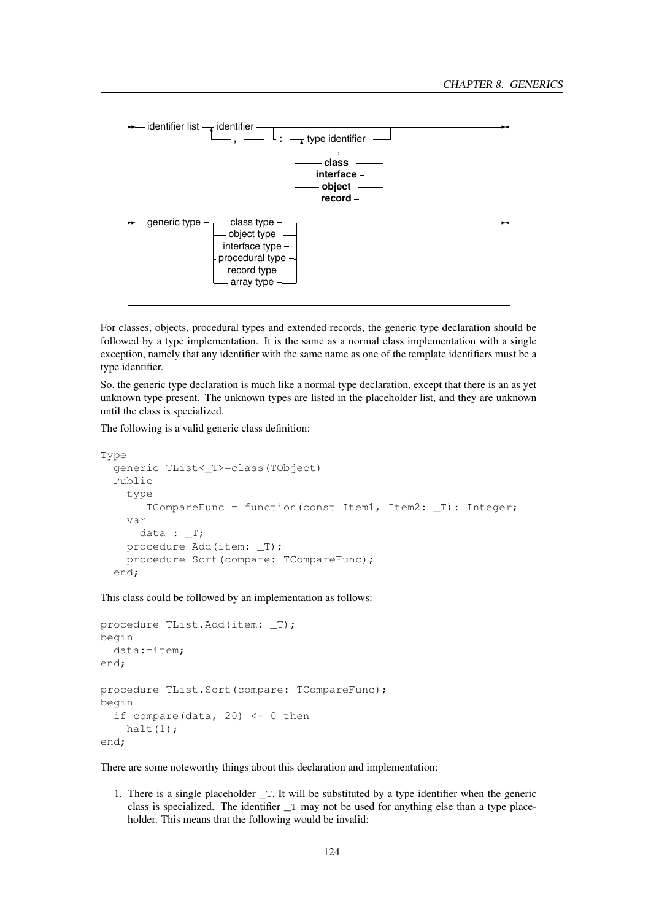```
>>— identifier list —┬— identifier —┬—┬——————————————————————————————┬———————————————————————><
                     └———— , ———————┘  └— : —┬—┬— type identifier —┬—┬—┘
                                              │ └——————— , ————————┘ │
                                              ├——————— class ————————┤
                                              ├————— interface ——————┤
                                              ├——————— object ———————┤
                                              └——————— record ———————┘

>>— generic type —┬—— class type ———————┬———————————————————————————————————————————————><
                  ├—— object type ——————┤
                  ├—— interface type ———┤
                  ├—— procedural type ——┤
                  ├—— record type ——————┤
                  └—— array type ———————┘
```

For classes, objects, procedural types and extended records, the generic type declaration should be followed by a type implementation. It is the same as a normal class implementation with a single exception, namely that any identifier with the same name as one of the template identifiers must be a type identifier.

So, the generic type declaration is much like a normal type declaration, except that there is an as yet unknown type present. The unknown types are listed in the placeholder list, and they are unknown until the class is specialized.

The following is a valid generic class definition:

```
Type
  generic TList<_T>=class(TObject)
  Public
    type
       TCompareFunc = function(const Item1, Item2: _T): Integer;
    var
      data : _T;
    procedure Add(item: _T);
    procedure Sort(compare: TCompareFunc);
  end;
```

This class could be followed by an implementation as follows:

```
procedure TList.Add(item: _T);
begin
  data:=item;
end;

procedure TList.Sort(compare: TCompareFunc);
begin
  if compare(data, 20) <= 0 then
    halt(1);
end;
```

There are some noteworthy things about this declaration and implementation:

1. There is a single placeholder `_T`. It will be substituted by a type identifier when the generic class is specialized. The identifier `_T` may not be used for anything else than a type placeholder. This means that the following would be invalid: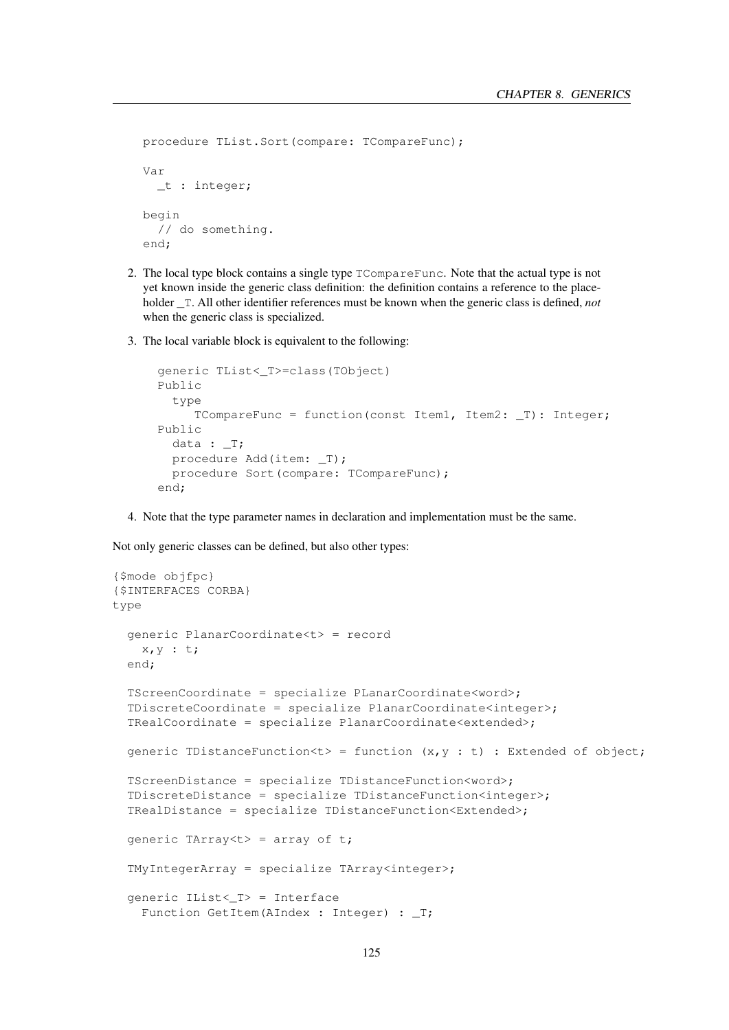```
procedure TList.Sort(compare: TCompareFunc);

Var
  _t : integer;

begin
  // do something.
end;
```

2. The local type block contains a single type `TCompareFunc`. Note that the actual type is not yet known inside the generic class definition: the definition contains a reference to the placeholder `_T`. All other identifier references must be known when the generic class is defined, *not* when the generic class is specialized.

3. The local variable block is equivalent to the following:

```
generic TList<_T>=class(TObject)
Public
  type
     TCompareFunc = function(const Item1, Item2: _T): Integer;
Public
  data : _T;
  procedure Add(item: _T);
  procedure Sort(compare: TCompareFunc);
end;
```

4. Note that the type parameter names in declaration and implementation must be the same.

Not only generic classes can be defined, but also other types:

```
{$mode objfpc}
{$INTERFACES CORBA}
type

  generic PlanarCoordinate<t> = record
    x,y : t;
  end;

  TScreenCoordinate = specialize PLanarCoordinate<word>;
  TDiscreteCoordinate = specialize PlanarCoordinate<integer>;
  TRealCoordinate = specialize PlanarCoordinate<extended>;

  generic TDistanceFunction<t> = function (x,y : t) : Extended of object;

  TScreenDistance = specialize TDistanceFunction<word>;
  TDiscreteDistance = specialize TDistanceFunction<integer>;
  TRealDistance = specialize TDistanceFunction<Extended>;

  generic TArray<t> = array of t;

  TMyIntegerArray = specialize TArray<integer>;

  generic IList<_T> = Interface
    Function GetItem(AIndex : Integer) : _T;
```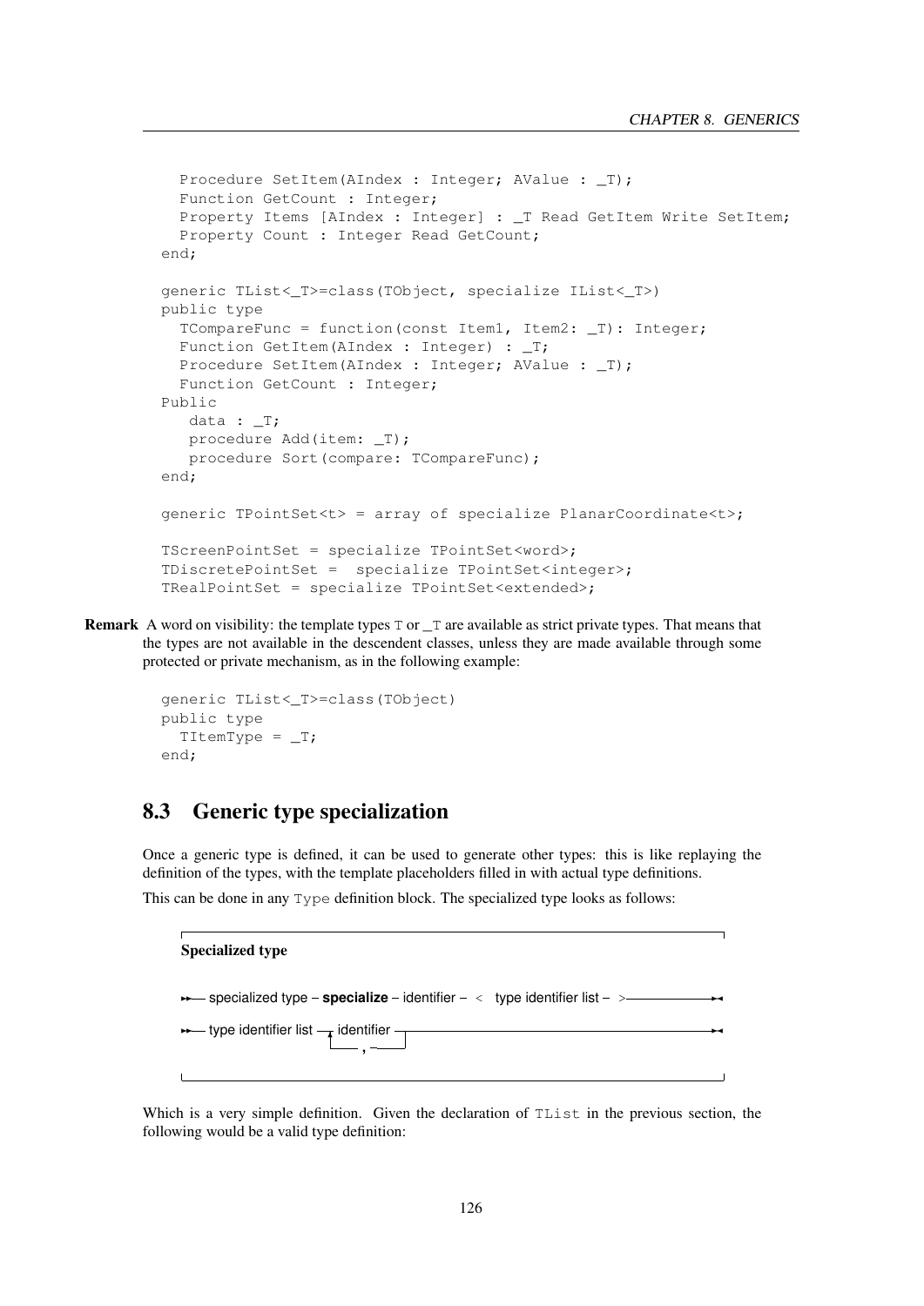```
  Procedure SetItem(AIndex : Integer; AValue : _T);
  Function GetCount : Integer;
  Property Items [AIndex : Integer] : _T Read GetItem Write SetItem;
  Property Count : Integer Read GetCount;
end;

generic TList<_T>=class(TObject, specialize IList<_T>)
public type
  TCompareFunc = function(const Item1, Item2: _T): Integer;
  Function GetItem(AIndex : Integer) : _T;
  Procedure SetItem(AIndex : Integer; AValue : _T);
  Function GetCount : Integer;
Public
   data : _T;
   procedure Add(item: _T);
   procedure Sort(compare: TCompareFunc);
end;

generic TPointSet<t> = array of specialize PlanarCoordinate<t>;

TScreenPointSet = specialize TPointSet<word>;
TDiscretePointSet =  specialize TPointSet<integer>;
TRealPointSet = specialize TPointSet<extended>;
```

**Remark** A word on visibility: the template types `T` or `_T` are available as strict private types. That means that the types are not available in the descendent classes, unless they are made available through some protected or private mechanism, as in the following example:

```
generic TList<_T>=class(TObject)
public type
  TItemType = _T;
end;
```

## 8.3 Generic type specialization

Once a generic type is defined, it can be used to generate other types: this is like replaying the definition of the types, with the template placeholders filled in with actual type definitions.

This can be done in any `Type` definition block. The specialized type looks as follows:

**Specialized type**

```
specialized type - specialize - identifier - < type identifier list - >

type identifier list - identifier
                      └── , ──┘
```

Which is a very simple definition. Given the declaration of `TList` in the previous section, the following would be a valid type definition: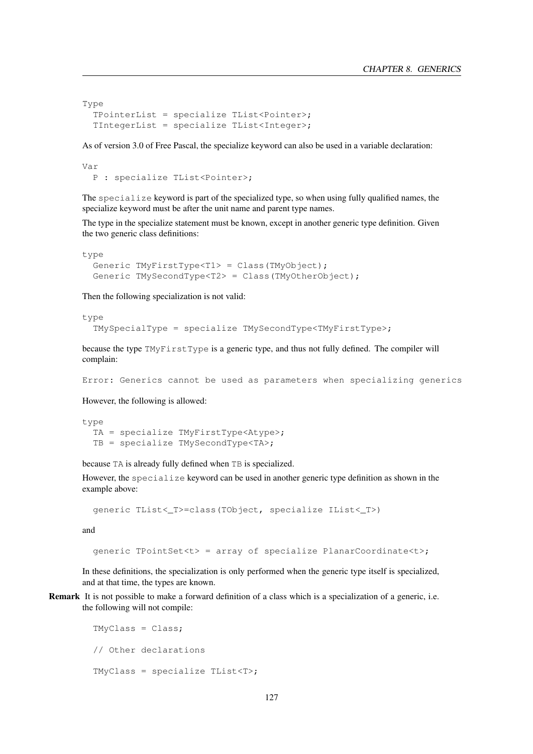```
Type
  TPointerList = specialize TList<Pointer>;
  TIntegerList = specialize TList<Integer>;
```

As of version 3.0 of Free Pascal, the specialize keyword can also be used in a variable declaration:

```
Var
  P : specialize TList<Pointer>;
```

The `specialize` keyword is part of the specialized type, so when using fully qualified names, the specialize keyword must be after the unit name and parent type names.

The type in the specialize statement must be known, except in another generic type definition. Given the two generic class definitions:

```
type
  Generic TMyFirstType<T1> = Class(TMyObject);
  Generic TMySecondType<T2> = Class(TMyOtherObject);
```

Then the following specialization is not valid:

```
type
  TMySpecialType = specialize TMySecondType<TMyFirstType>;
```

because the type `TMyFirstType` is a generic type, and thus not fully defined. The compiler will complain:

```
Error: Generics cannot be used as parameters when specializing generics
```

However, the following is allowed:

```
type
  TA = specialize TMyFirstType<Atype>;
  TB = specialize TMySecondType<TA>;
```

because `TA` is already fully defined when `TB` is specialized.

However, the `specialize` keyword can be used in another generic type definition as shown in the example above:

```
  generic TList<_T>=class(TObject, specialize IList<_T>)
```

and

```
  generic TPointSet<t> = array of specialize PlanarCoordinate<t>;
```

In these definitions, the specialization is only performed when the generic type itself is specialized, and at that time, the types are known.

**Remark** It is not possible to make a forward definition of a class which is a specialization of a generic, i.e. the following will not compile:

```
  TMyClass = Class;

  // Other declarations

  TMyClass = specialize TList<T>;
```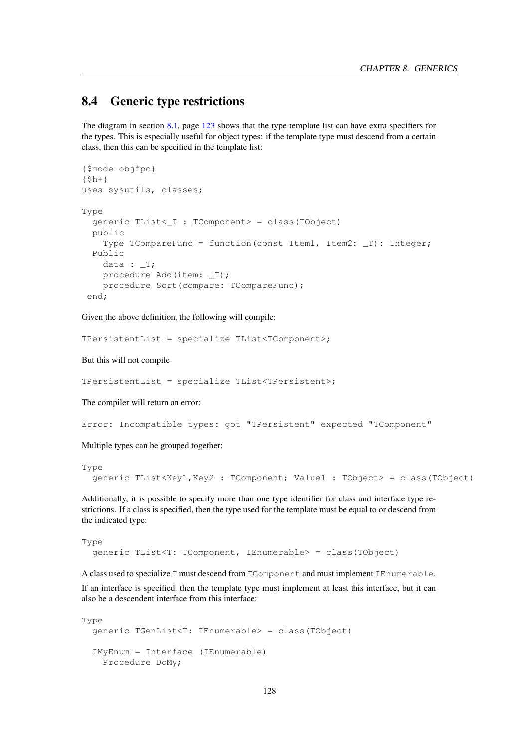## 8.4 Generic type restrictions

The diagram in section 8.1, page 123 shows that the type template list can have extra specifiers for the types. This is especially useful for object types: if the template type must descend from a certain class, then this can be specified in the template list:

```
{$mode objfpc}
{$h+}
uses sysutils, classes;

Type
  generic TList<_T : TComponent> = class(TObject)
  public
    Type TCompareFunc = function(const Item1, Item2: _T): Integer;
  Public
    data : _T;
    procedure Add(item: _T);
    procedure Sort(compare: TCompareFunc);
 end;
```

Given the above definition, the following will compile:

```
TPersistentList = specialize TList<TComponent>;
```

But this will not compile

```
TPersistentList = specialize TList<TPersistent>;
```

The compiler will return an error:

```
Error: Incompatible types: got "TPersistent" expected "TComponent"
```

Multiple types can be grouped together:

```
Type
  generic TList<Key1,Key2 : TComponent; Value1 : TObject> = class(TObject)
```

Additionally, it is possible to specify more than one type identifier for class and interface type restrictions. If a class is specified, then the type used for the template must be equal to or descend from the indicated type:

```
Type
  generic TList<T: TComponent, IEnumerable> = class(TObject)
```

A class used to specialize `T` must descend from `TComponent` and must implement `IEnumerable`.

If an interface is specified, then the template type must implement at least this interface, but it can also be a descendent interface from this interface:

```
Type
  generic TGenList<T: IEnumerable> = class(TObject)

  IMyEnum = Interface (IEnumerable)
    Procedure DoMy;
```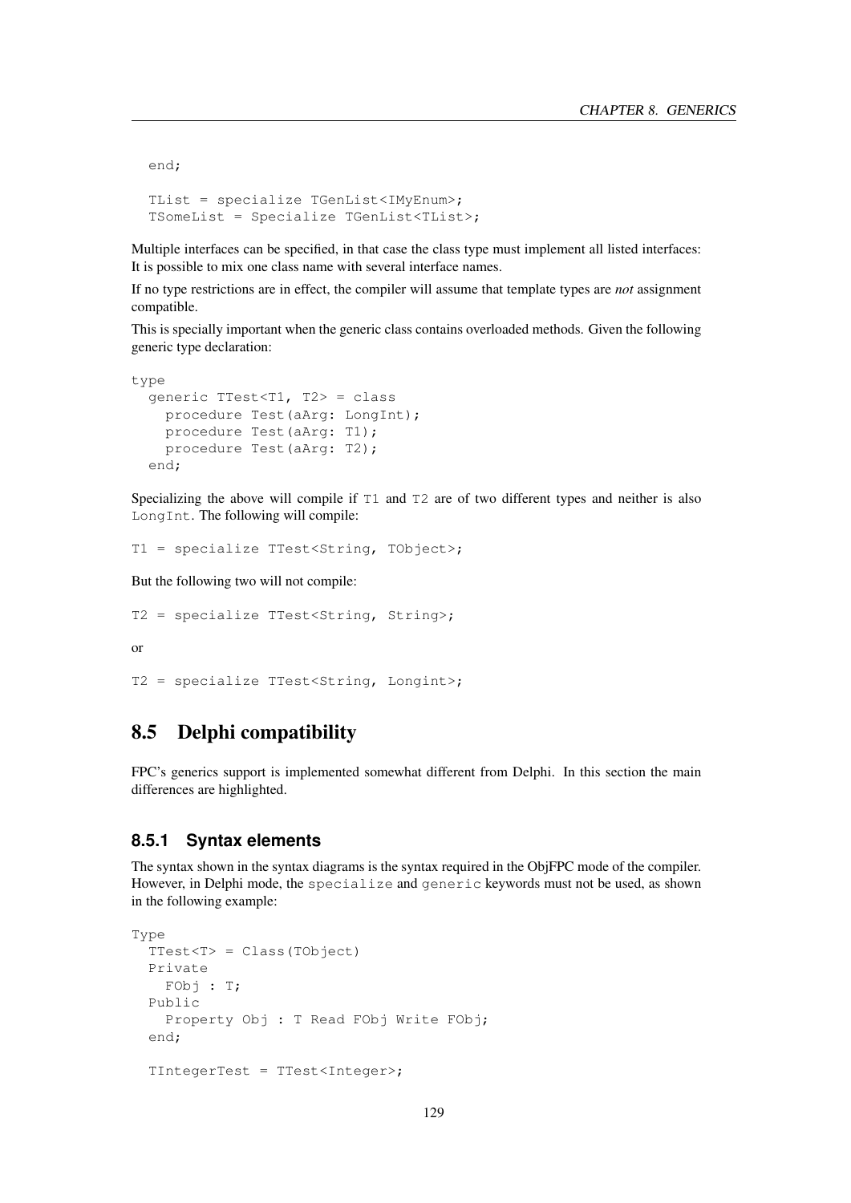```
  end;

  TList = specialize TGenList<IMyEnum>;
  TSomeList = Specialize TGenList<TList>;
```

Multiple interfaces can be specified, in that case the class type must implement all listed interfaces: It is possible to mix one class name with several interface names.

If no type restrictions are in effect, the compiler will assume that template types are *not* assignment compatible.

This is specially important when the generic class contains overloaded methods. Given the following generic type declaration:

```
type
  generic TTest<T1, T2> = class
    procedure Test(aArg: LongInt);
    procedure Test(aArg: T1);
    procedure Test(aArg: T2);
  end;
```

Specializing the above will compile if `T1` and `T2` are of two different types and neither is also `LongInt`. The following will compile:

```
T1 = specialize TTest<String, TObject>;
```

But the following two will not compile:

```
T2 = specialize TTest<String, String>;
```

or

```
T2 = specialize TTest<String, Longint>;
```

## 8.5 Delphi compatibility

FPC's generics support is implemented somewhat different from Delphi. In this section the main differences are highlighted.

### 8.5.1 Syntax elements

The syntax shown in the syntax diagrams is the syntax required in the ObjFPC mode of the compiler. However, in Delphi mode, the `specialize` and `generic` keywords must not be used, as shown in the following example:

```
Type
  TTest<T> = Class(TObject)
  Private
    FObj : T;
  Public
    Property Obj : T Read FObj Write FObj;
  end;

  TIntegerTest = TTest<Integer>;
```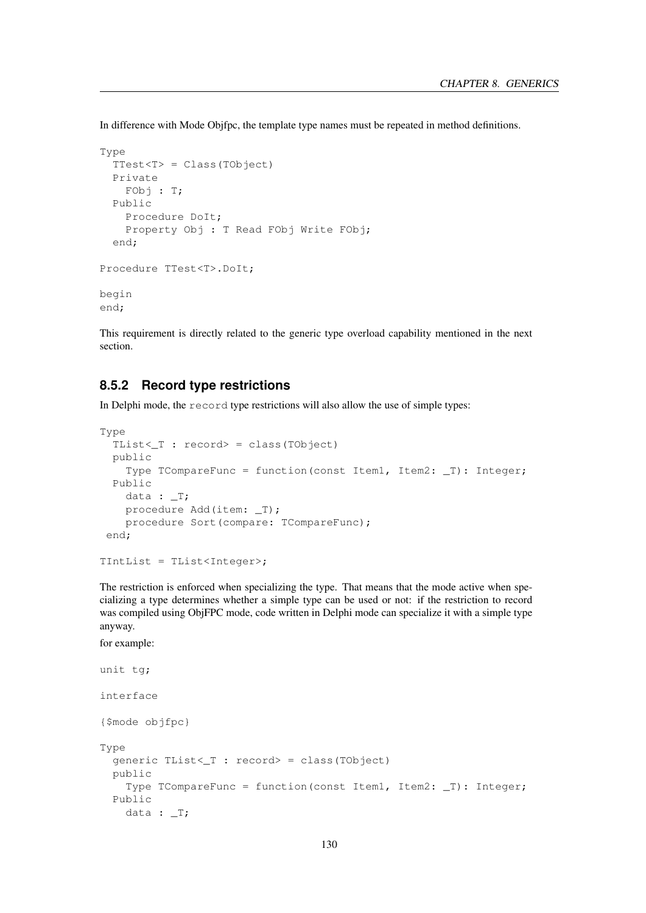In difference with Mode Objfpc, the template type names must be repeated in method definitions.

```
Type
  TTest<T> = Class(TObject)
  Private
    FObj : T;
  Public
    Procedure DoIt;
    Property Obj : T Read FObj Write FObj;
  end;

Procedure TTest<T>.DoIt;

begin
end;
```

This requirement is directly related to the generic type overload capability mentioned in the next section.

### 8.5.2 Record type restrictions

In Delphi mode, the `record` type restrictions will also allow the use of simple types:

```
Type
  TList<_T : record> = class(TObject)
  public
    Type TCompareFunc = function(const Item1, Item2: _T): Integer;
  Public
    data : _T;
    procedure Add(item: _T);
    procedure Sort(compare: TCompareFunc);
 end;

TIntList = TList<Integer>;
```

The restriction is enforced when specializing the type. That means that the mode active when specializing a type determines whether a simple type can be used or not: if the restriction to record was compiled using ObjFPC mode, code written in Delphi mode can specialize it with a simple type anyway.

for example:

```
unit tg;

interface

{$mode objfpc}

Type
  generic TList<_T : record> = class(TObject)
  public
    Type TCompareFunc = function(const Item1, Item2: _T): Integer;
  Public
    data : _T;
```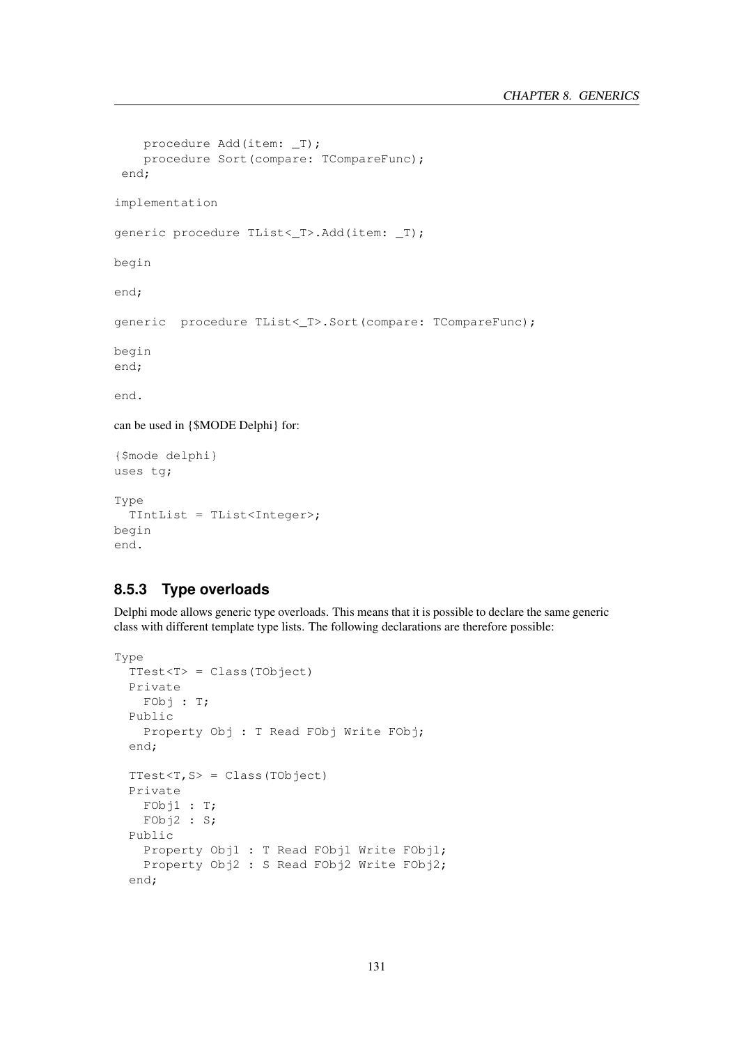```
    procedure Add(item: _T);
    procedure Sort(compare: TCompareFunc);
 end;

implementation

generic procedure TList<_T>.Add(item: _T);

begin

end;

generic  procedure TList<_T>.Sort(compare: TCompareFunc);

begin
end;

end.
```

can be used in {$MODE Delphi} for:

```
{$mode delphi}
uses tg;

Type
  TIntList = TList<Integer>;
begin
end.
```

### 8.5.3 Type overloads

Delphi mode allows generic type overloads. This means that it is possible to declare the same generic class with different template type lists. The following declarations are therefore possible:

```
Type
  TTest<T> = Class(TObject)
  Private
    FObj : T;
  Public
    Property Obj : T Read FObj Write FObj;
  end;

  TTest<T,S> = Class(TObject)
  Private
    FObj1 : T;
    FObj2 : S;
  Public
    Property Obj1 : T Read FObj1 Write FObj1;
    Property Obj2 : S Read FObj2 Write FObj2;
  end;
```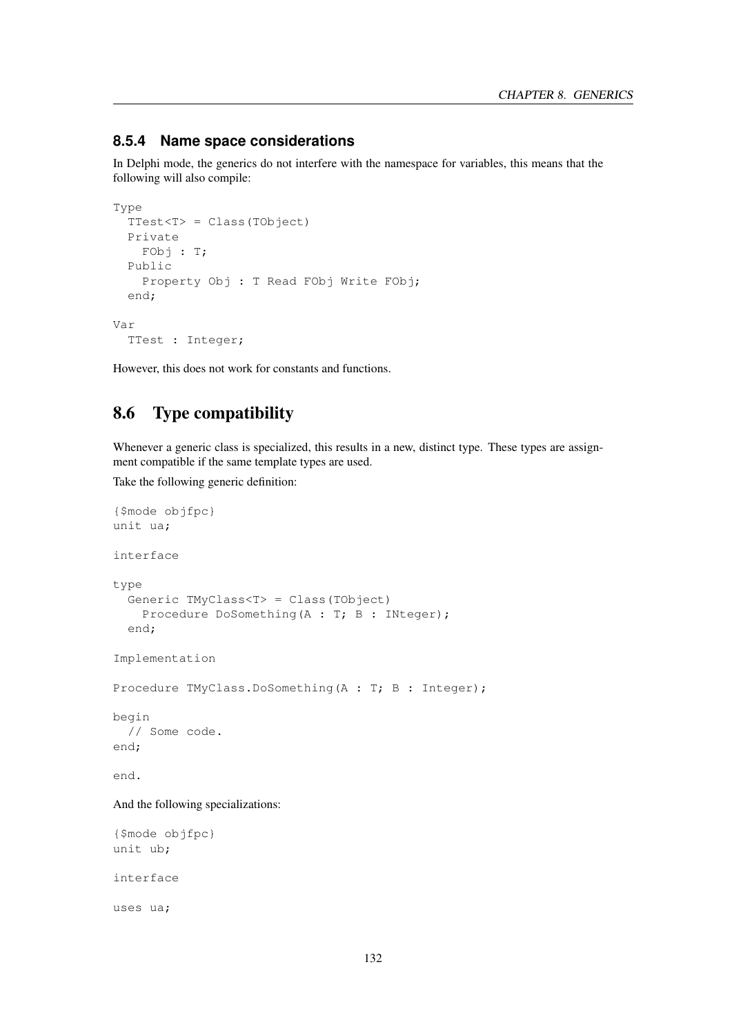### 8.5.4 Name space considerations

In Delphi mode, the generics do not interfere with the namespace for variables, this means that the following will also compile:

```
Type
  TTest<T> = Class(TObject)
  Private
    FObj : T;
  Public
    Property Obj : T Read FObj Write FObj;
  end;

Var
  TTest : Integer;
```

However, this does not work for constants and functions.

## 8.6 Type compatibility

Whenever a generic class is specialized, this results in a new, distinct type. These types are assignment compatible if the same template types are used.

Take the following generic definition:

```
{$mode objfpc}
unit ua;

interface

type
  Generic TMyClass<T> = Class(TObject)
    Procedure DoSomething(A : T; B : INteger);
  end;

Implementation

Procedure TMyClass.DoSomething(A : T; B : Integer);

begin
  // Some code.
end;

end.
```

And the following specializations:

```
{$mode objfpc}
unit ub;

interface

uses ua;
```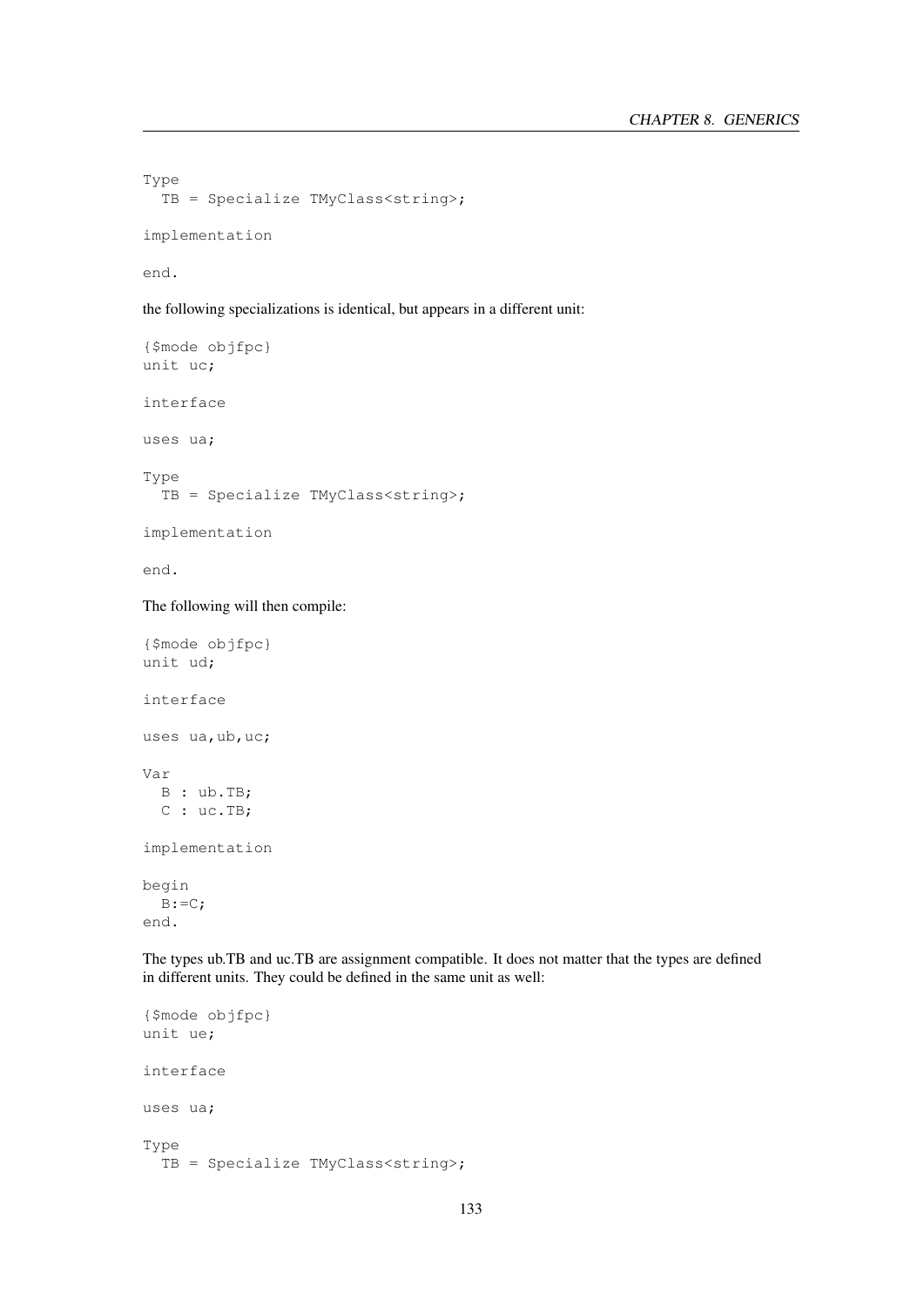```
Type
  TB = Specialize TMyClass<string>;

implementation

end.
```

the following specializations is identical, but appears in a different unit:

```
{$mode objfpc}
unit uc;

interface

uses ua;

Type
  TB = Specialize TMyClass<string>;

implementation

end.
```

The following will then compile:

```
{$mode objfpc}
unit ud;

interface

uses ua,ub,uc;

Var
  B : ub.TB;
  C : uc.TB;

implementation

begin
  B:=C;
end.
```

The types ub.TB and uc.TB are assignment compatible. It does not matter that the types are defined in different units. They could be defined in the same unit as well:

```
{$mode objfpc}
unit ue;

interface

uses ua;

Type
  TB = Specialize TMyClass<string>;
```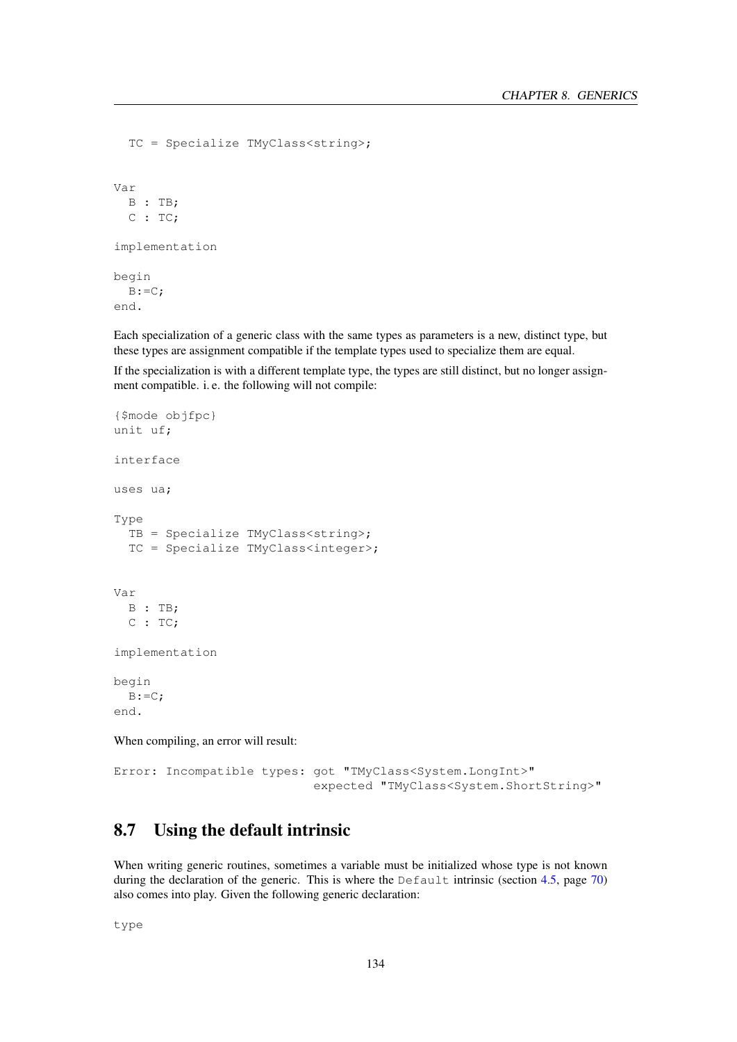```
  TC = Specialize TMyClass<string>;


Var
  B : TB;
  C : TC;

implementation

begin
  B:=C;
end.
```

Each specialization of a generic class with the same types as parameters is a new, distinct type, but these types are assignment compatible if the template types used to specialize them are equal.

If the specialization is with a different template type, the types are still distinct, but no longer assignment compatible. i. e. the following will not compile:

```
{$mode objfpc}
unit uf;

interface

uses ua;

Type
  TB = Specialize TMyClass<string>;
  TC = Specialize TMyClass<integer>;


Var
  B : TB;
  C : TC;

implementation

begin
  B:=C;
end.
```

When compiling, an error will result:

```
Error: Incompatible types: got "TMyClass<System.LongInt>"
                           expected "TMyClass<System.ShortString>"
```

## 8.7 Using the default intrinsic

When writing generic routines, sometimes a variable must be initialized whose type is not known during the declaration of the generic. This is where the `Default` intrinsic (section 4.5, page 70) also comes into play. Given the following generic declaration:

```
type
```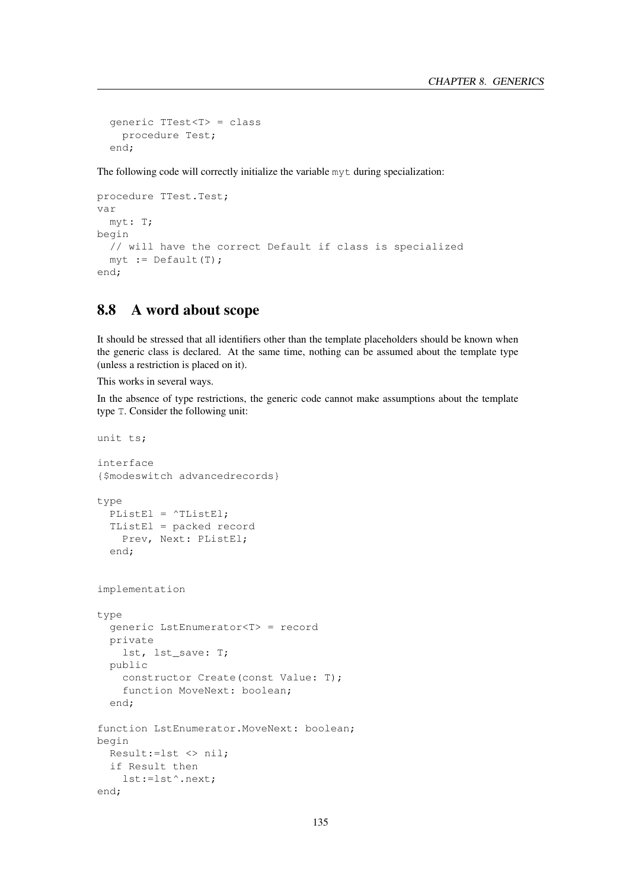```
generic TTest<T> = class
  procedure Test;
end;
```

The following code will correctly initialize the variable `myt` during specialization:

```
procedure TTest.Test;
var
  myt: T;
begin
  // will have the correct Default if class is specialized
  myt := Default(T);
end;
```

## 8.8 A word about scope

It should be stressed that all identifiers other than the template placeholders should be known when the generic class is declared. At the same time, nothing can be assumed about the template type (unless a restriction is placed on it).

This works in several ways.

In the absence of type restrictions, the generic code cannot make assumptions about the template type `T`. Consider the following unit:

```
unit ts;

interface
{$modeswitch advancedrecords}

type
  PListEl = ^TListEl;
  TListEl = packed record
    Prev, Next: PListEl;
  end;


implementation

type
  generic LstEnumerator<T> = record
  private
    lst, lst_save: T;
  public
    constructor Create(const Value: T);
    function MoveNext: boolean;
  end;

function LstEnumerator.MoveNext: boolean;
begin
  Result:=lst <> nil;
  if Result then
    lst:=lst^.next;
end;
```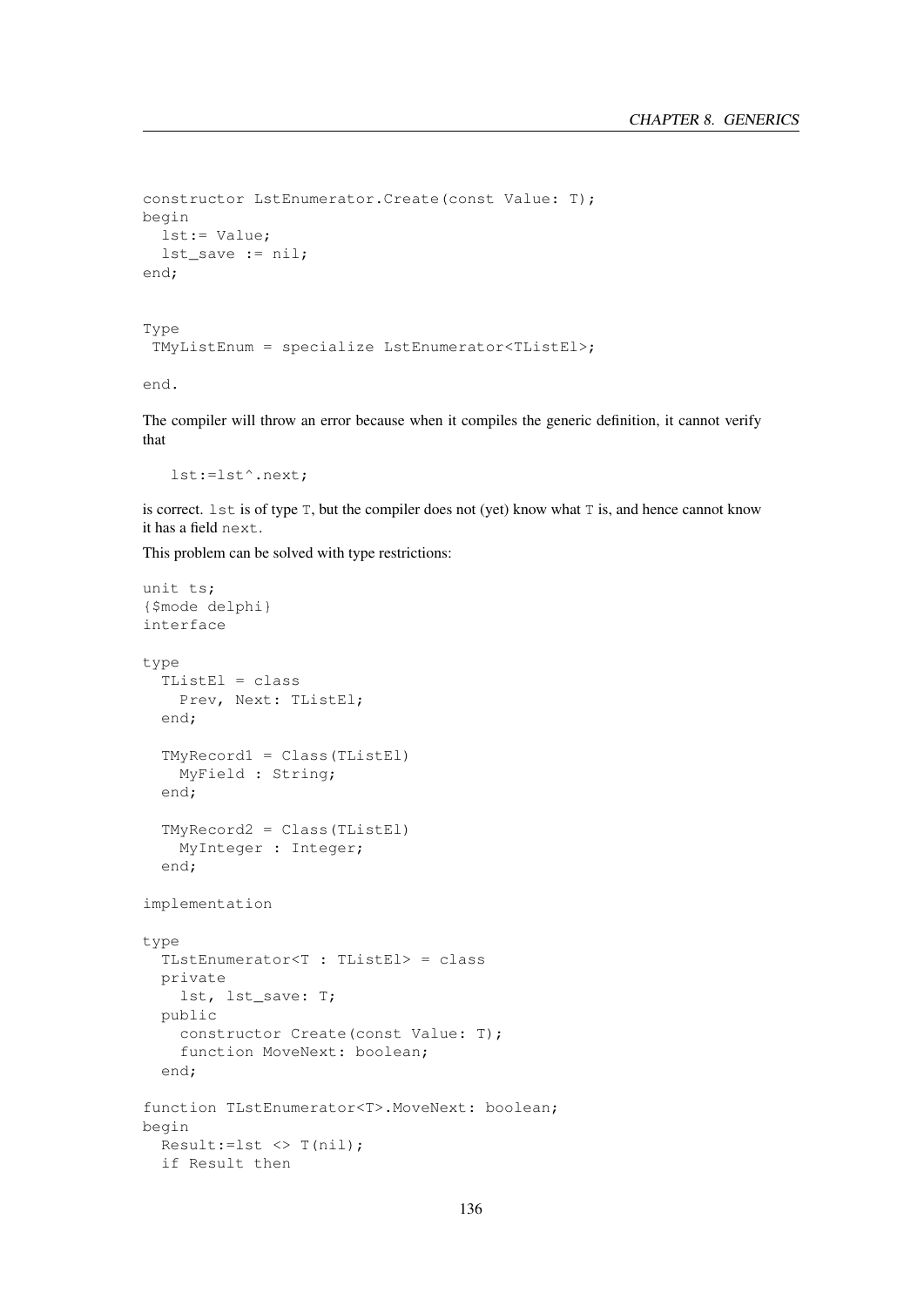```
constructor LstEnumerator.Create(const Value: T);
begin
  lst:= Value;
  lst_save := nil;
end;


Type
 TMyListEnum = specialize LstEnumerator<TListEl>;

end.
```

The compiler will throw an error because when it compiles the generic definition, it cannot verify that

```
   lst:=lst^.next;
```

is correct. `lst` is of type `T`, but the compiler does not (yet) know what `T` is, and hence cannot know it has a field `next`.

This problem can be solved with type restrictions:

```
unit ts;
{$mode delphi}
interface

type
  TListEl = class
    Prev, Next: TListEl;
  end;

  TMyRecord1 = Class(TListEl)
    MyField : String;
  end;

  TMyRecord2 = Class(TListEl)
    MyInteger : Integer;
  end;

implementation

type
  TLstEnumerator<T : TListEl> = class
  private
    lst, lst_save: T;
  public
    constructor Create(const Value: T);
    function MoveNext: boolean;
  end;

function TLstEnumerator<T>.MoveNext: boolean;
begin
  Result:=lst <> T(nil);
  if Result then
```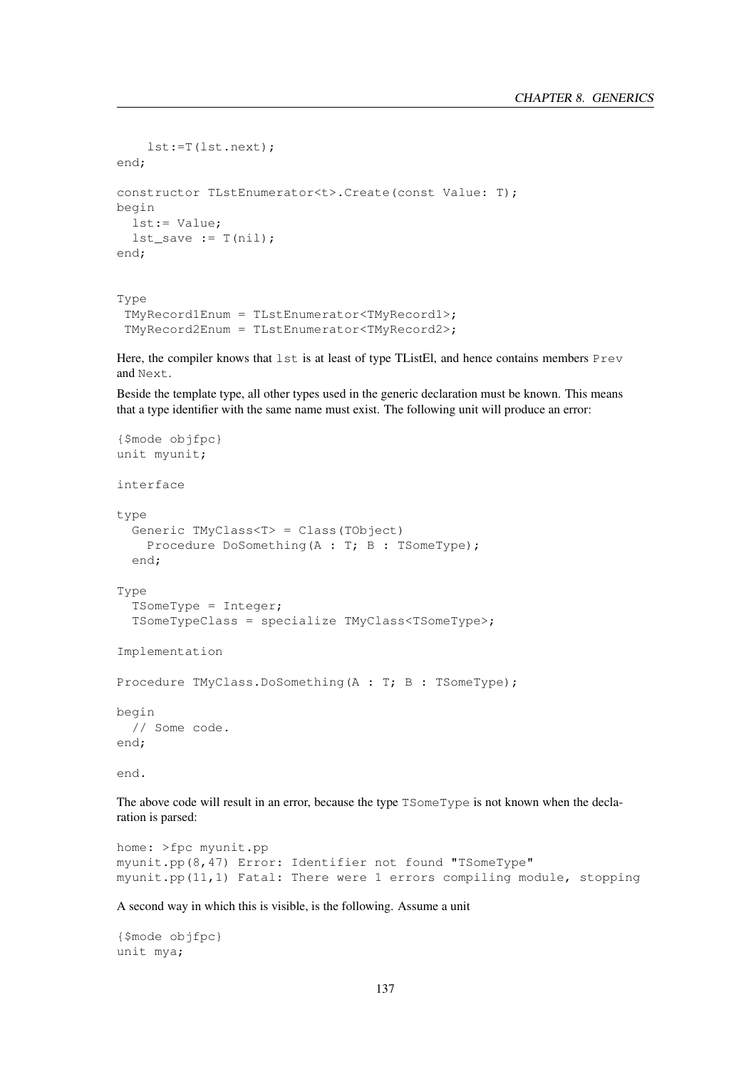```
    lst:=T(lst.next);
end;

constructor TLstEnumerator<t>.Create(const Value: T);
begin
  lst:= Value;
  lst_save := T(nil);
end;


Type
 TMyRecord1Enum = TLstEnumerator<TMyRecord1>;
 TMyRecord2Enum = TLstEnumerator<TMyRecord2>;
```

Here, the compiler knows that `lst` is at least of type TListEl, and hence contains members `Prev` and `Next`.

Beside the template type, all other types used in the generic declaration must be known. This means that a type identifier with the same name must exist. The following unit will produce an error:

```
{$mode objfpc}
unit myunit;

interface

type
  Generic TMyClass<T> = Class(TObject)
    Procedure DoSomething(A : T; B : TSomeType);
  end;

Type
  TSomeType = Integer;
  TSomeTypeClass = specialize TMyClass<TSomeType>;

Implementation

Procedure TMyClass.DoSomething(A : T; B : TSomeType);

begin
  // Some code.
end;

end.
```

The above code will result in an error, because the type `TSomeType` is not known when the declaration is parsed:

```
home: >fpc myunit.pp
myunit.pp(8,47) Error: Identifier not found "TSomeType"
myunit.pp(11,1) Fatal: There were 1 errors compiling module, stopping
```

A second way in which this is visible, is the following. Assume a unit

```
{$mode objfpc}
unit mya;
```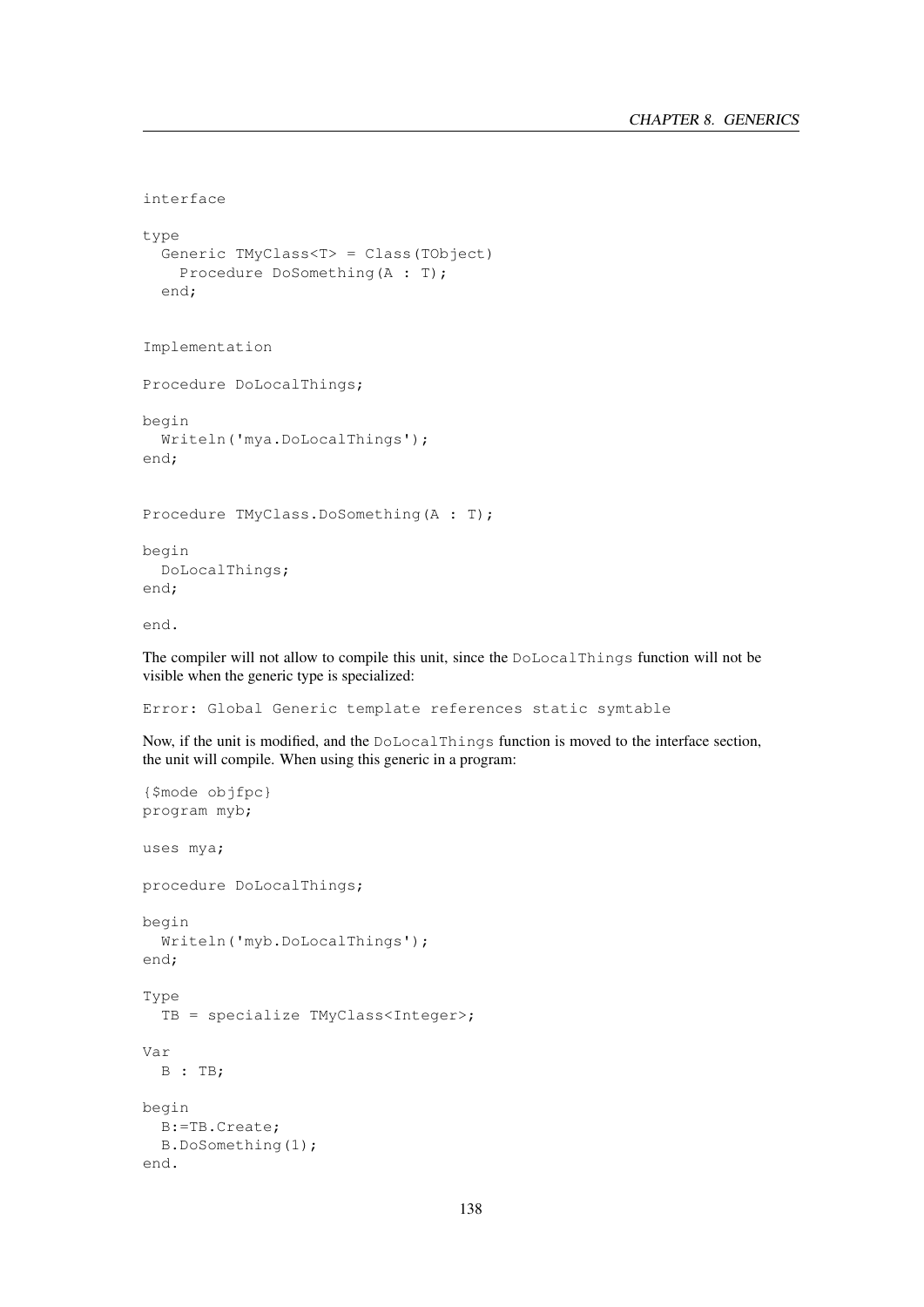```
interface

type
  Generic TMyClass<T> = Class(TObject)
    Procedure DoSomething(A : T);
  end;


Implementation

Procedure DoLocalThings;

begin
  Writeln('mya.DoLocalThings');
end;


Procedure TMyClass.DoSomething(A : T);

begin
  DoLocalThings;
end;

end.
```

The compiler will not allow to compile this unit, since the `DoLocalThings` function will not be visible when the generic type is specialized:

```
Error: Global Generic template references static symtable
```

Now, if the unit is modified, and the `DoLocalThings` function is moved to the interface section, the unit will compile. When using this generic in a program:

```
{$mode objfpc}
program myb;

uses mya;

procedure DoLocalThings;

begin
  Writeln('myb.DoLocalThings');
end;

Type
  TB = specialize TMyClass<Integer>;

Var
  B : TB;

begin
  B:=TB.Create;
  B.DoSomething(1);
end.
```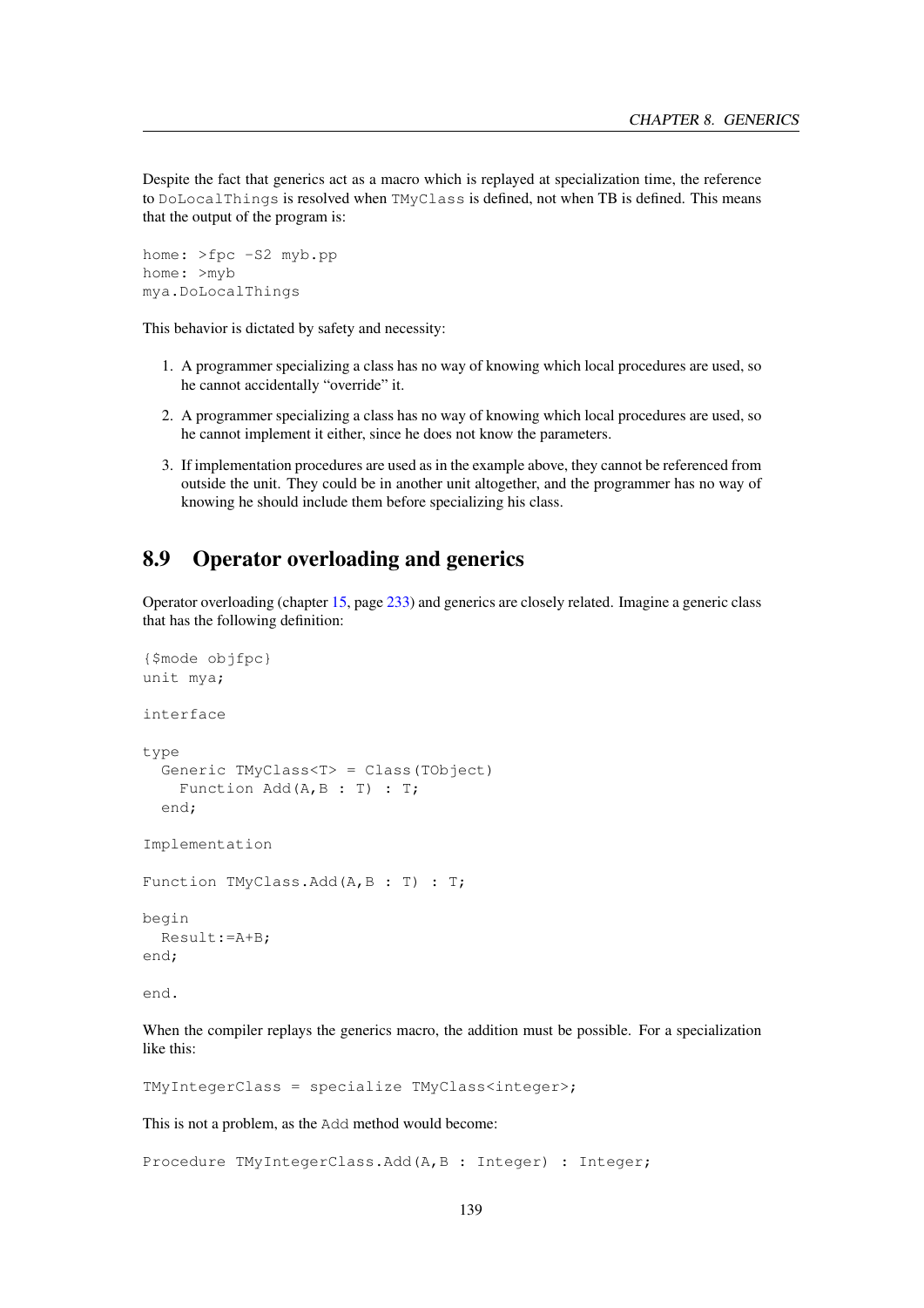Despite the fact that generics act as a macro which is replayed at specialization time, the reference to `DoLocalThings` is resolved when `TMyClass` is defined, not when TB is defined. This means that the output of the program is:

```
home: >fpc -S2 myb.pp
home: >myb
mya.DoLocalThings
```

This behavior is dictated by safety and necessity:

1. A programmer specializing a class has no way of knowing which local procedures are used, so he cannot accidentally "override" it.
2. A programmer specializing a class has no way of knowing which local procedures are used, so he cannot implement it either, since he does not know the parameters.
3. If implementation procedures are used as in the example above, they cannot be referenced from outside the unit. They could be in another unit altogether, and the programmer has no way of knowing he should include them before specializing his class.

## 8.9 Operator overloading and generics

Operator overloading (chapter 15, page 233) and generics are closely related. Imagine a generic class that has the following definition:

```
{$mode objfpc}
unit mya;

interface

type
  Generic TMyClass<T> = Class(TObject)
    Function Add(A,B : T) : T;
  end;

Implementation

Function TMyClass.Add(A,B : T) : T;

begin
  Result:=A+B;
end;

end.
```

When the compiler replays the generics macro, the addition must be possible. For a specialization like this:

```
TMyIntegerClass = specialize TMyClass<integer>;
```

This is not a problem, as the `Add` method would become:

```
Procedure TMyIntegerClass.Add(A,B : Integer) : Integer;
```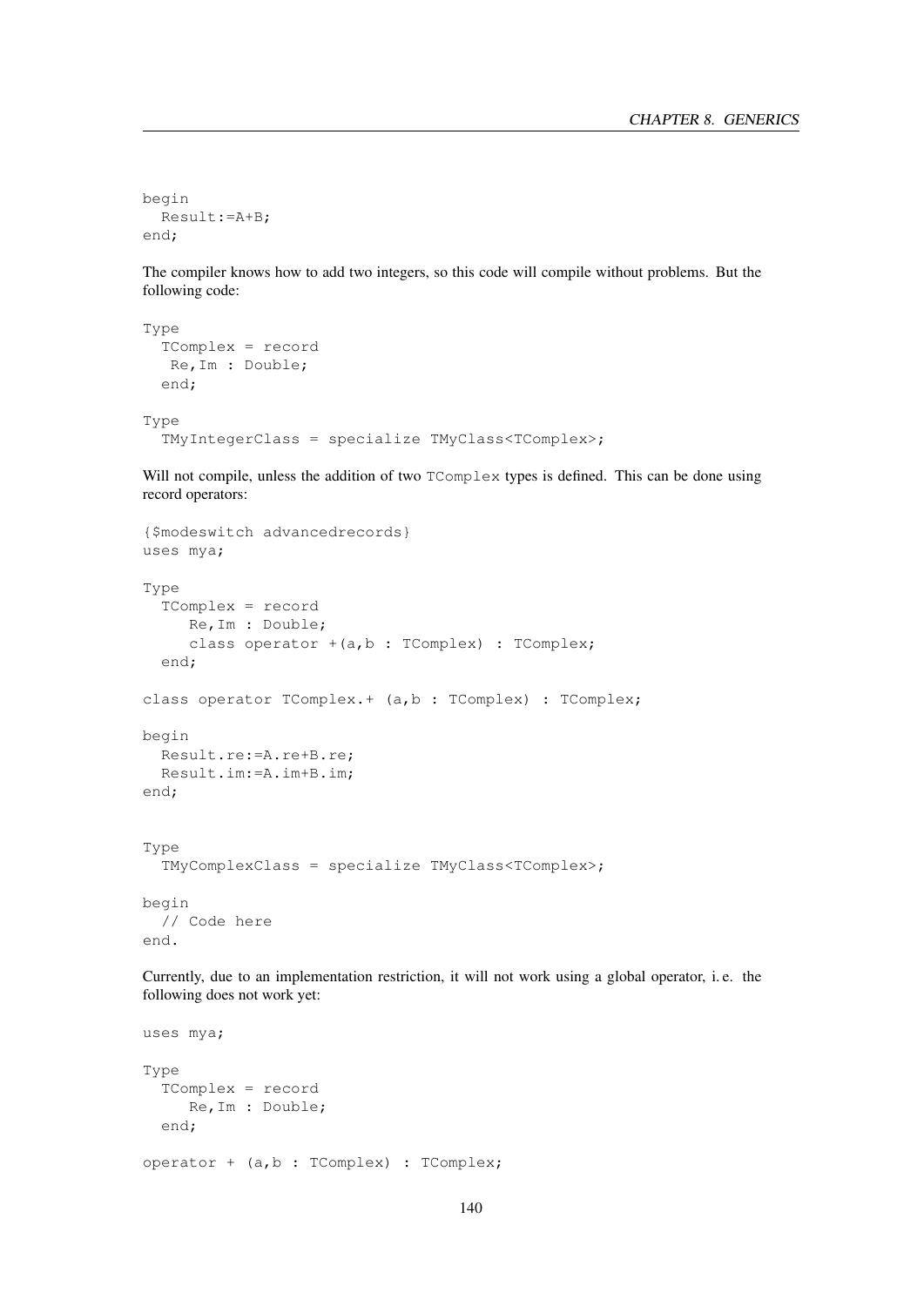```
begin
  Result:=A+B;
end;
```

The compiler knows how to add two integers, so this code will compile without problems. But the following code:

```
Type
  TComplex = record
   Re,Im : Double;
  end;

Type
  TMyIntegerClass = specialize TMyClass<TComplex>;
```

Will not compile, unless the addition of two `TComplex` types is defined. This can be done using record operators:

```
{$modeswitch advancedrecords}
uses mya;

Type
  TComplex = record
     Re,Im : Double;
     class operator +(a,b : TComplex) : TComplex;
  end;

class operator TComplex.+ (a,b : TComplex) : TComplex;

begin
  Result.re:=A.re+B.re;
  Result.im:=A.im+B.im;
end;


Type
  TMyComplexClass = specialize TMyClass<TComplex>;

begin
  // Code here
end.
```

Currently, due to an implementation restriction, it will not work using a global operator, i. e. the following does not work yet:

```
uses mya;

Type
  TComplex = record
     Re,Im : Double;
  end;

operator + (a,b : TComplex) : TComplex;
```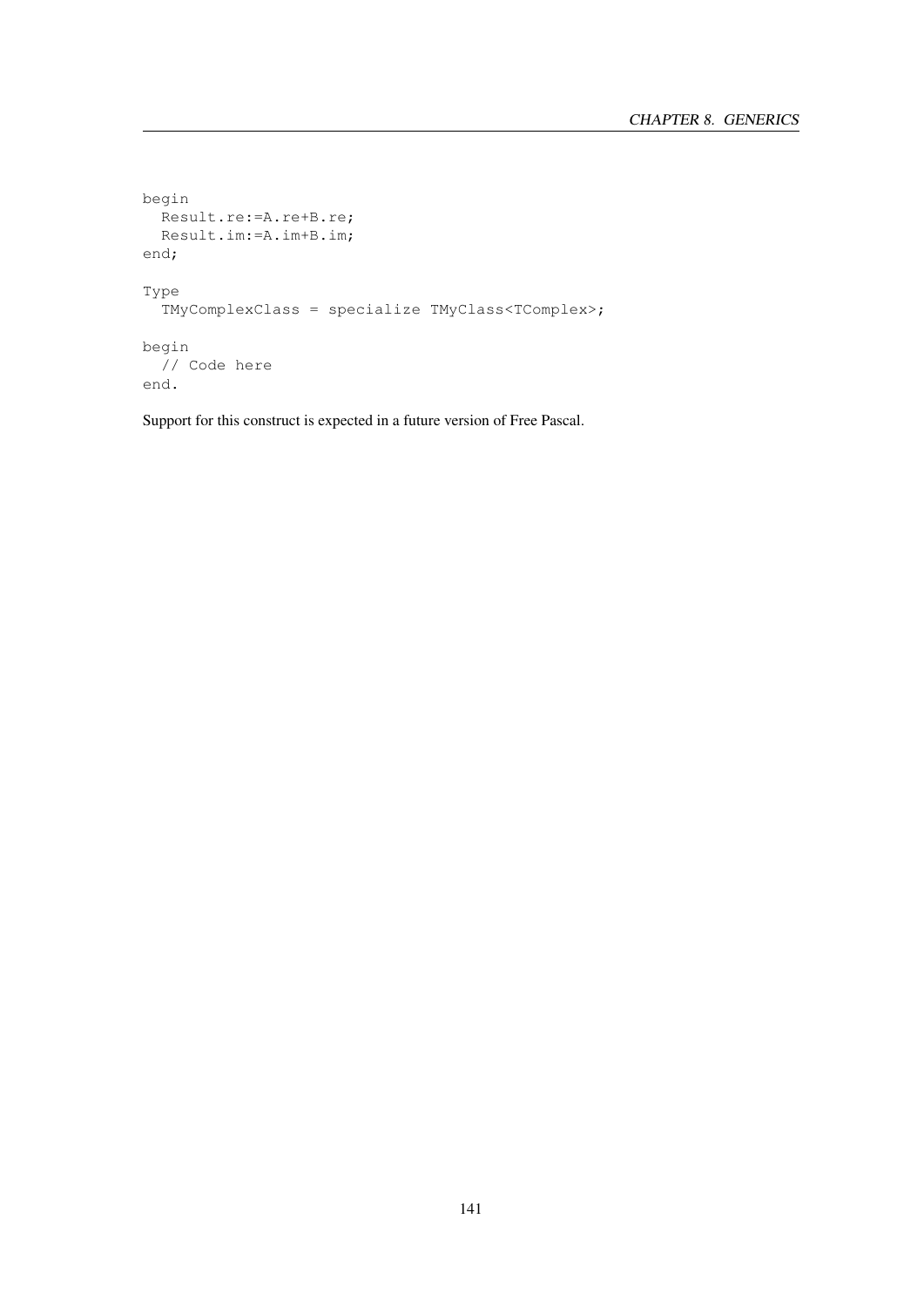```
begin
  Result.re:=A.re+B.re;
  Result.im:=A.im+B.im;
end;

Type
  TMyComplexClass = specialize TMyClass<TComplex>;

begin
  // Code here
end.
```

Support for this construct is expected in a future version of Free Pascal.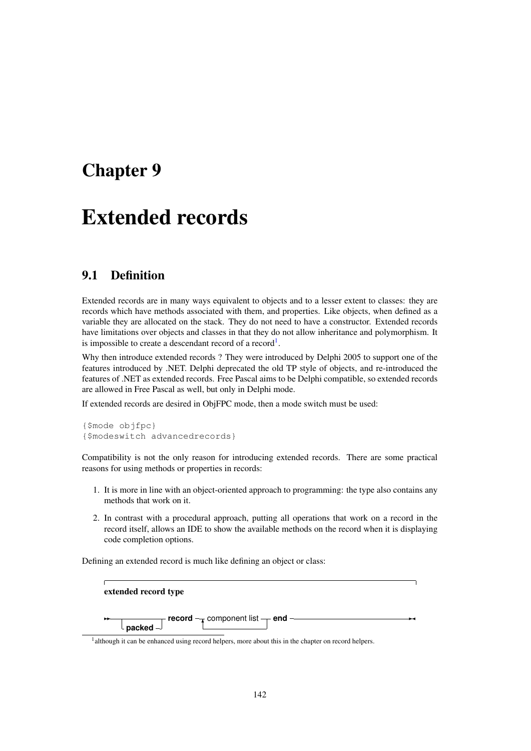# Chapter 9

# Extended records

## 9.1 Definition

Extended records are in many ways equivalent to objects and to a lesser extent to classes: they are records which have methods associated with them, and properties. Like objects, when defined as a variable they are allocated on the stack. They do not need to have a constructor. Extended records have limitations over objects and classes in that they do not allow inheritance and polymorphism. It is impossible to create a descendant record of a record[1].

Why then introduce extended records ? They were introduced by Delphi 2005 to support one of the features introduced by .NET. Delphi deprecated the old TP style of objects, and re-introduced the features of .NET as extended records. Free Pascal aims to be Delphi compatible, so extended records are allowed in Free Pascal as well, but only in Delphi mode.

If extended records are desired in ObjFPC mode, then a mode switch must be used:

```
{$mode objfpc}
{$modeswitch advancedrecords}
```

Compatibility is not the only reason for introducing extended records. There are some practical reasons for using methods or properties in records:

1. It is more in line with an object-oriented approach to programming: the type also contains any methods that work on it.
2. In contrast with a procedural approach, putting all operations that work on a record in the record itself, allows an IDE to show the available methods on the record when it is displaying code completion options.

Defining an extended record is much like defining an object or class:

**extended record type**

```
>>─┬──────────┬─ record ─┬─ component list ─┬─ end ──────────────────><
   └─ packed ─┘          └─────────◄────────┘
```

[1] although it can be enhanced using record helpers, more about this in the chapter on record helpers.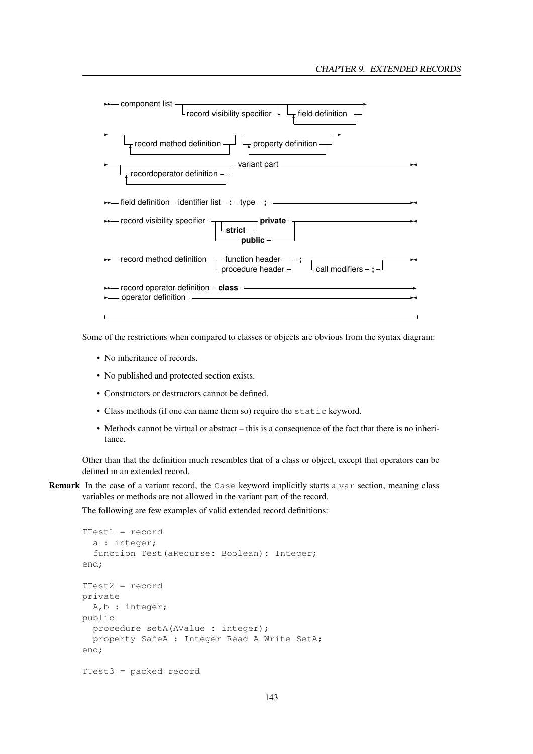```
component list ─┬──────────────────────────────┬─┬──────────────────────┬─►
                └─ record visibility specifier ─┘ └─┬─ field definition ─┬─┘
                                                    └────────────────────┘

►─┬────────────────────────────────┬─┬──────────────────────────┬─►
  └─┬─ record method definition ─┬─┘ └─┬─ property definition ─┬─┘
    └────────────────────────────┘     └───────────────────────┘

►─┬────────────────────────────────┬─ variant part ─────────────────►◄
  └─┬─ recordoperator definition ─┬─┘
    └─────────────────────────────┘

field definition ─ identifier list ─ : ─ type ─ ; ─────────────────►◄

record visibility specifier ─┬─┬──────────┬─ private ─┬─────────────►◄
                             │ └─ strict ─┘           │
                             └───────── public ───────┘

record method definition ─┬─ function header ──┬─ ; ─┬──────────────────────┬─►◄
                          └─ procedure header ─┘     └─ call modifiers ─ ; ─┘

record operator definition ─ class ─────────────────────────────────►
►─ operator definition ──────────────────────────────────────────────►◄
```

Some of the restrictions when compared to classes or objects are obvious from the syntax diagram:

- No inheritance of records.
- No published and protected section exists.
- Constructors or destructors cannot be defined.
- Class methods (if one can name them so) require the `static` keyword.
- Methods cannot be virtual or abstract – this is a consequence of the fact that there is no inheritance.

Other than that the definition much resembles that of a class or object, except that operators can be defined in an extended record.

**Remark** In the case of a variant record, the `Case` keyword implicitly starts a `var` section, meaning class variables or methods are not allowed in the variant part of the record.

The following are few examples of valid extended record definitions:

```
TTest1 = record
  a : integer;
  function Test(aRecurse: Boolean): Integer;
end;

TTest2 = record
private
  A,b : integer;
public
  procedure setA(AValue : integer);
  property SafeA : Integer Read A Write SetA;
end;

TTest3 = packed record
```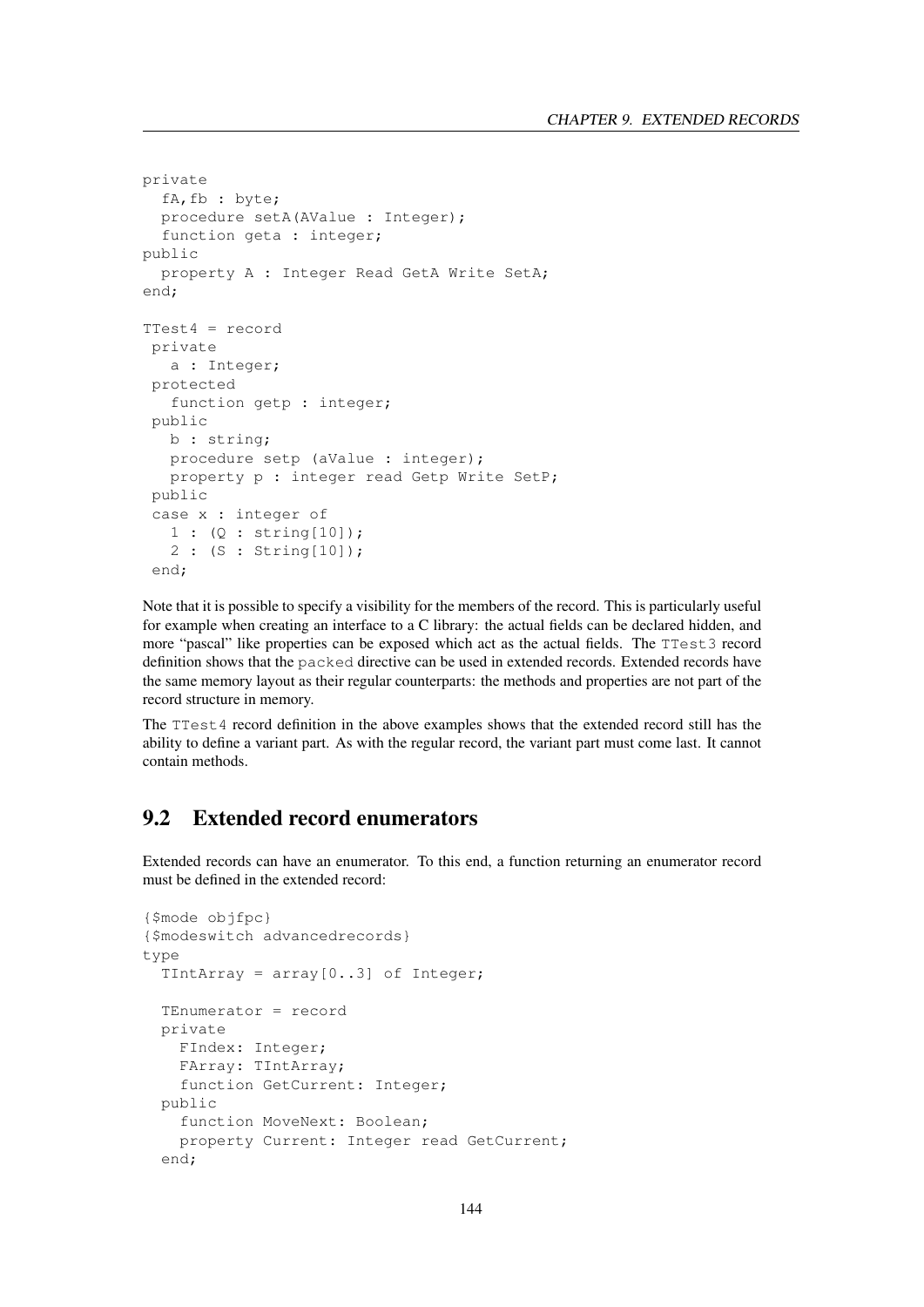```
private
  fA,fb : byte;
  procedure setA(AValue : Integer);
  function geta : integer;
public
  property A : Integer Read GetA Write SetA;
end;

TTest4 = record
 private
   a : Integer;
 protected
   function getp : integer;
 public
   b : string;
   procedure setp (aValue : integer);
   property p : integer read Getp Write SetP;
 public
 case x : integer of
   1 : (Q : string[10]);
   2 : (S : String[10]);
 end;
```

Note that it is possible to specify a visibility for the members of the record. This is particularly useful for example when creating an interface to a C library: the actual fields can be declared hidden, and more "pascal" like properties can be exposed which act as the actual fields. The `TTest3` record definition shows that the `packed` directive can be used in extended records. Extended records have the same memory layout as their regular counterparts: the methods and properties are not part of the record structure in memory.

The `TTest4` record definition in the above examples shows that the extended record still has the ability to define a variant part. As with the regular record, the variant part must come last. It cannot contain methods.

## 9.2 Extended record enumerators

Extended records can have an enumerator. To this end, a function returning an enumerator record must be defined in the extended record:

```
{$mode objfpc}
{$modeswitch advancedrecords}
type
  TIntArray = array[0..3] of Integer;

  TEnumerator = record
  private
    FIndex: Integer;
    FArray: TIntArray;
    function GetCurrent: Integer;
  public
    function MoveNext: Boolean;
    property Current: Integer read GetCurrent;
  end;
```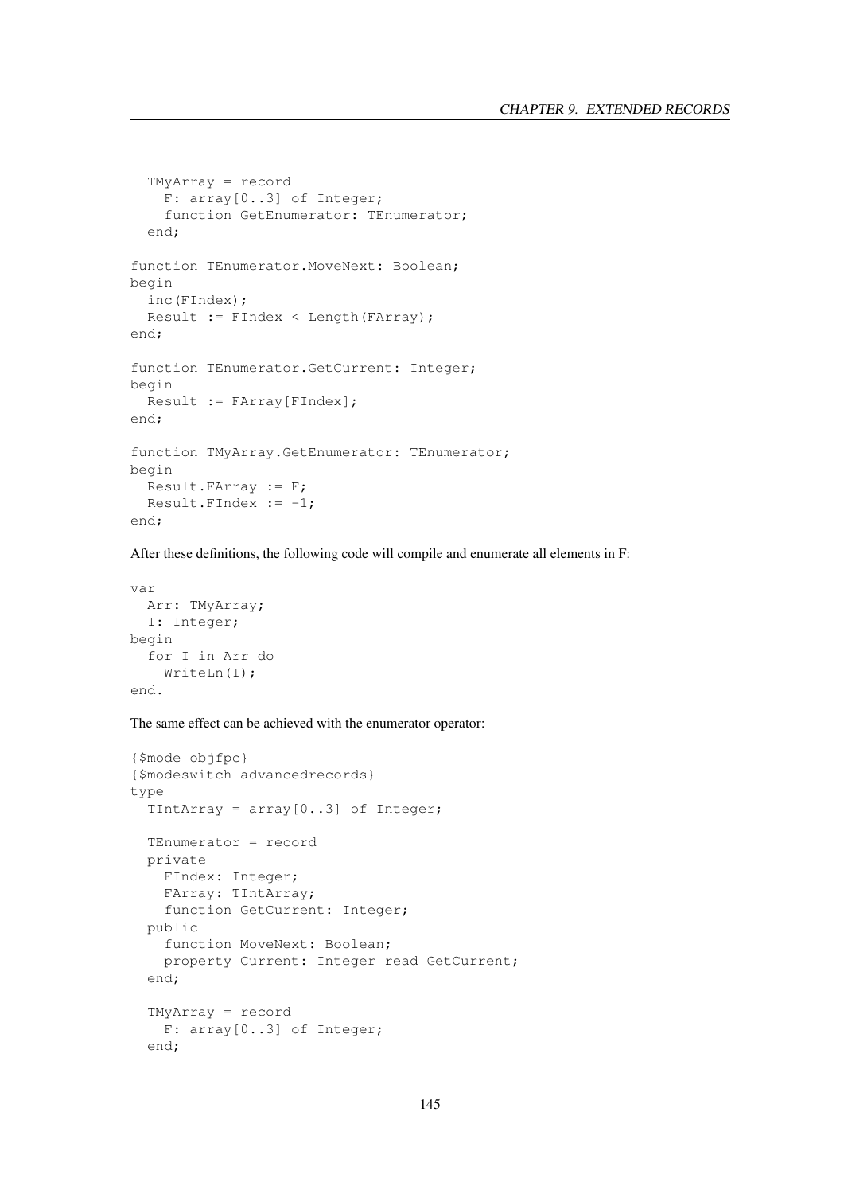```
  TMyArray = record
    F: array[0..3] of Integer;
    function GetEnumerator: TEnumerator;
  end;

function TEnumerator.MoveNext: Boolean;
begin
  inc(FIndex);
  Result := FIndex < Length(FArray);
end;

function TEnumerator.GetCurrent: Integer;
begin
  Result := FArray[FIndex];
end;

function TMyArray.GetEnumerator: TEnumerator;
begin
  Result.FArray := F;
  Result.FIndex := -1;
end;
```

After these definitions, the following code will compile and enumerate all elements in F:

```
var
  Arr: TMyArray;
  I: Integer;
begin
  for I in Arr do
    WriteLn(I);
end.
```

The same effect can be achieved with the enumerator operator:

```
{$mode objfpc}
{$modeswitch advancedrecords}
type
  TIntArray = array[0..3] of Integer;

  TEnumerator = record
  private
    FIndex: Integer;
    FArray: TIntArray;
    function GetCurrent: Integer;
  public
    function MoveNext: Boolean;
    property Current: Integer read GetCurrent;
  end;

  TMyArray = record
    F: array[0..3] of Integer;
  end;
```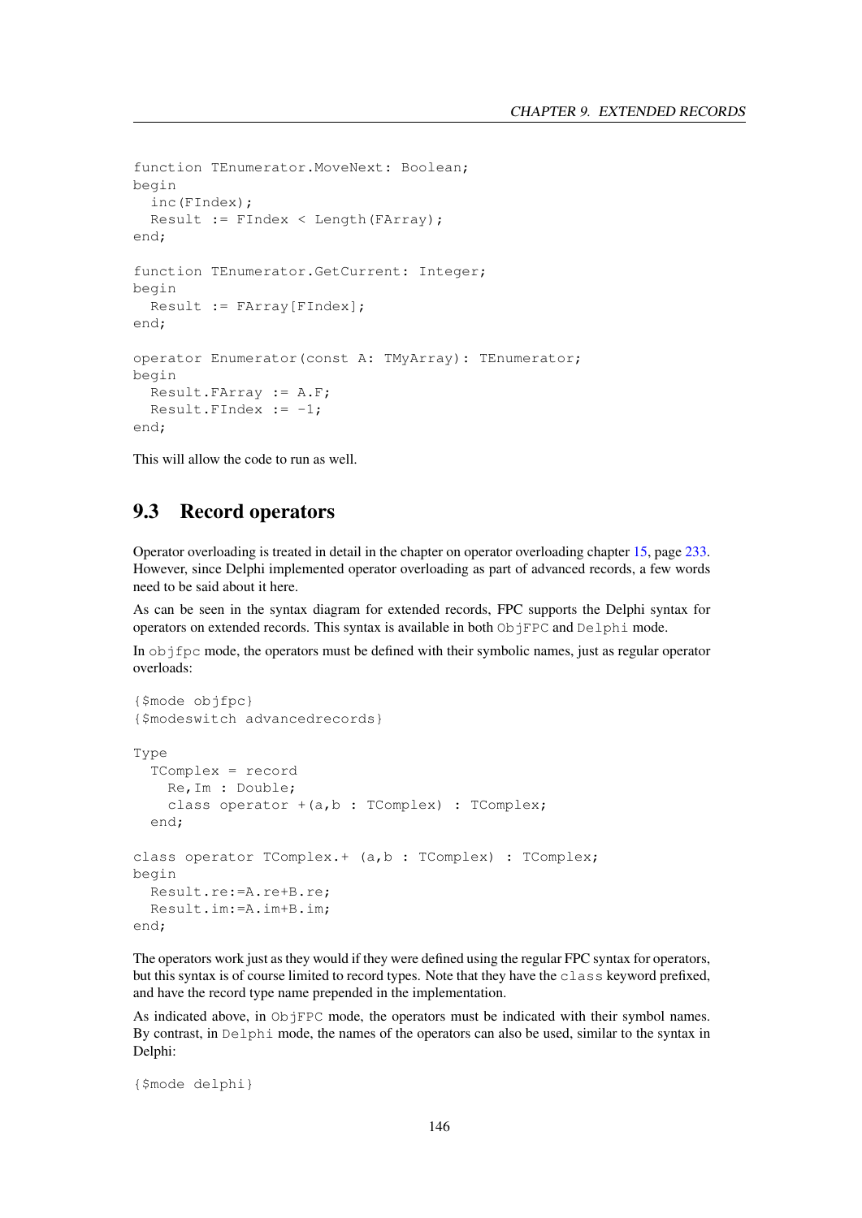```
function TEnumerator.MoveNext: Boolean;
begin
  inc(FIndex);
  Result := FIndex < Length(FArray);
end;

function TEnumerator.GetCurrent: Integer;
begin
  Result := FArray[FIndex];
end;

operator Enumerator(const A: TMyArray): TEnumerator;
begin
  Result.FArray := A.F;
  Result.FIndex := -1;
end;
```

This will allow the code to run as well.

## 9.3 Record operators

Operator overloading is treated in detail in the chapter on operator overloading chapter 15, page 233. However, since Delphi implemented operator overloading as part of advanced records, a few words need to be said about it here.

As can be seen in the syntax diagram for extended records, FPC supports the Delphi syntax for operators on extended records. This syntax is available in both `ObjFPC` and `Delphi` mode.

In `objfpc` mode, the operators must be defined with their symbolic names, just as regular operator overloads:

```
{$mode objfpc}
{$modeswitch advancedrecords}

Type
  TComplex = record
    Re,Im : Double;
    class operator +(a,b : TComplex) : TComplex;
  end;

class operator TComplex.+ (a,b : TComplex) : TComplex;
begin
  Result.re:=A.re+B.re;
  Result.im:=A.im+B.im;
end;
```

The operators work just as they would if they were defined using the regular FPC syntax for operators, but this syntax is of course limited to record types. Note that they have the `class` keyword prefixed, and have the record type name prepended in the implementation.

As indicated above, in `ObjFPC` mode, the operators must be indicated with their symbol names. By contrast, in `Delphi` mode, the names of the operators can also be used, similar to the syntax in Delphi:

```
{$mode delphi}
```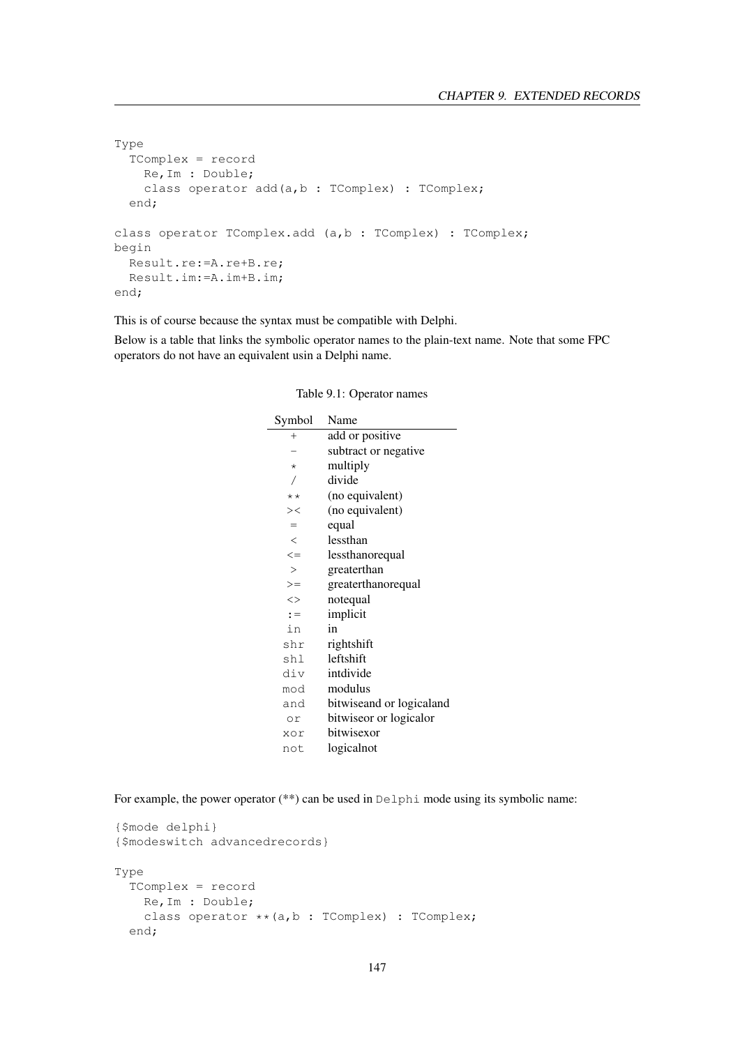```
Type
  TComplex = record
    Re,Im : Double;
    class operator add(a,b : TComplex) : TComplex;
  end;

class operator TComplex.add (a,b : TComplex) : TComplex;
begin
  Result.re:=A.re+B.re;
  Result.im:=A.im+B.im;
end;
```

This is of course because the syntax must be compatible with Delphi.

Below is a table that links the symbolic operator names to the plain-text name. Note that some FPC operators do not have an equivalent usin a Delphi name.

Table 9.1: Operator names

| Symbol | Name |
|---|---|
| + | add or positive |
| - | subtract or negative |
| * | multiply |
| / | divide |
| ** | (no equivalent) |
| >< | (no equivalent) |
| = | equal |
| < | lessthan |
| <= | lessthanorequal |
| > | greaterthan |
| >= | greaterthanorequal |
| <> | notequal |
| := | implicit |
| in | in |
| shr | rightshift |
| shl | leftshift |
| div | intdivide |
| mod | modulus |
| and | bitwiseand or logicaland |
| or | bitwiseor or logicalor |
| xor | bitwisexor |
| not | logicalnot |

For example, the power operator (**) can be used in `Delphi` mode using its symbolic name:

```
{$mode delphi}
{$modeswitch advancedrecords}

Type
  TComplex = record
    Re,Im : Double;
    class operator **(a,b : TComplex) : TComplex;
  end;
```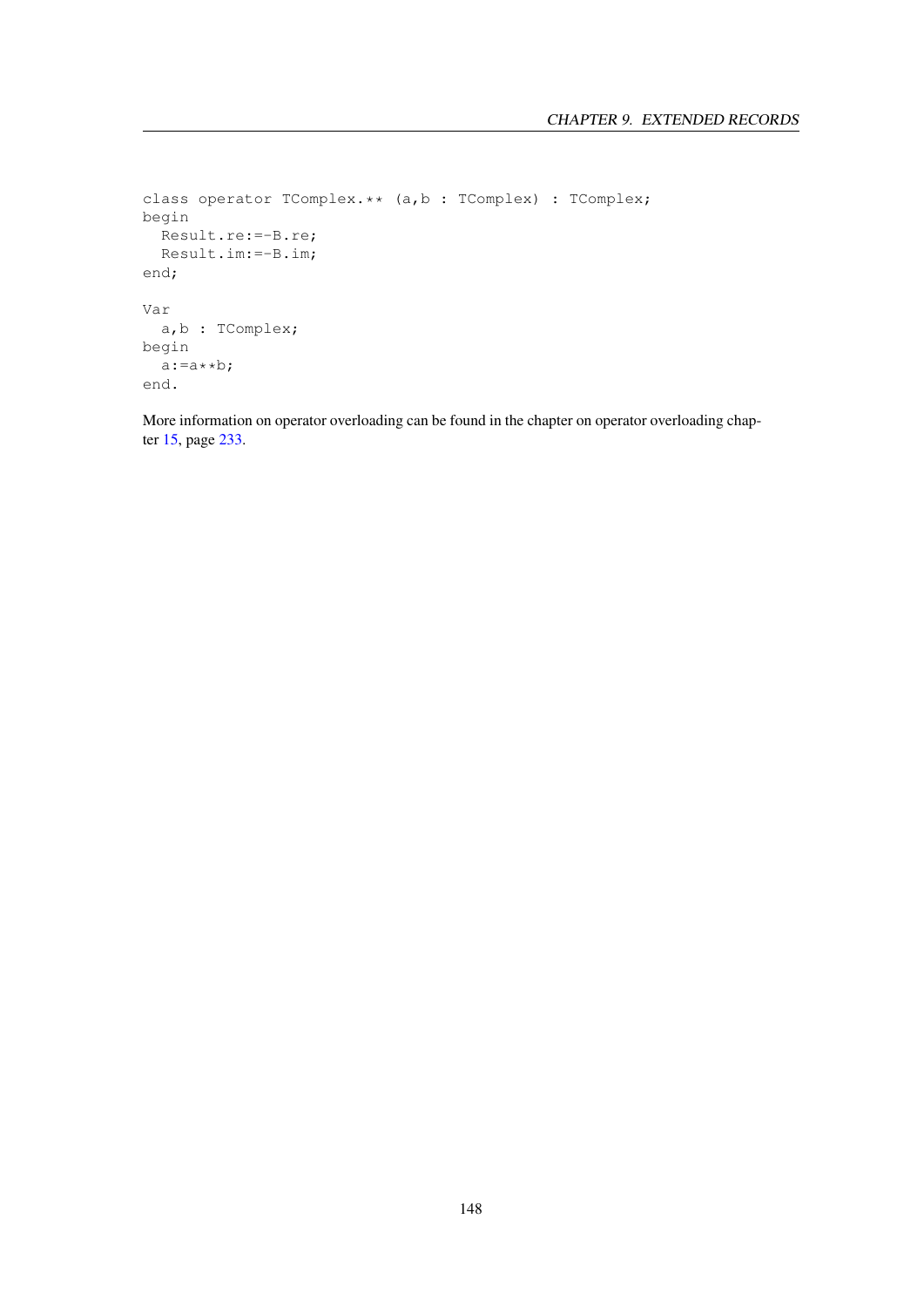```
class operator TComplex.** (a,b : TComplex) : TComplex;
begin
  Result.re:=-B.re;
  Result.im:=-B.im;
end;

Var
  a,b : TComplex;
begin
  a:=a**b;
end.
```

More information on operator overloading can be found in the chapter on operator overloading chapter 15, page 233.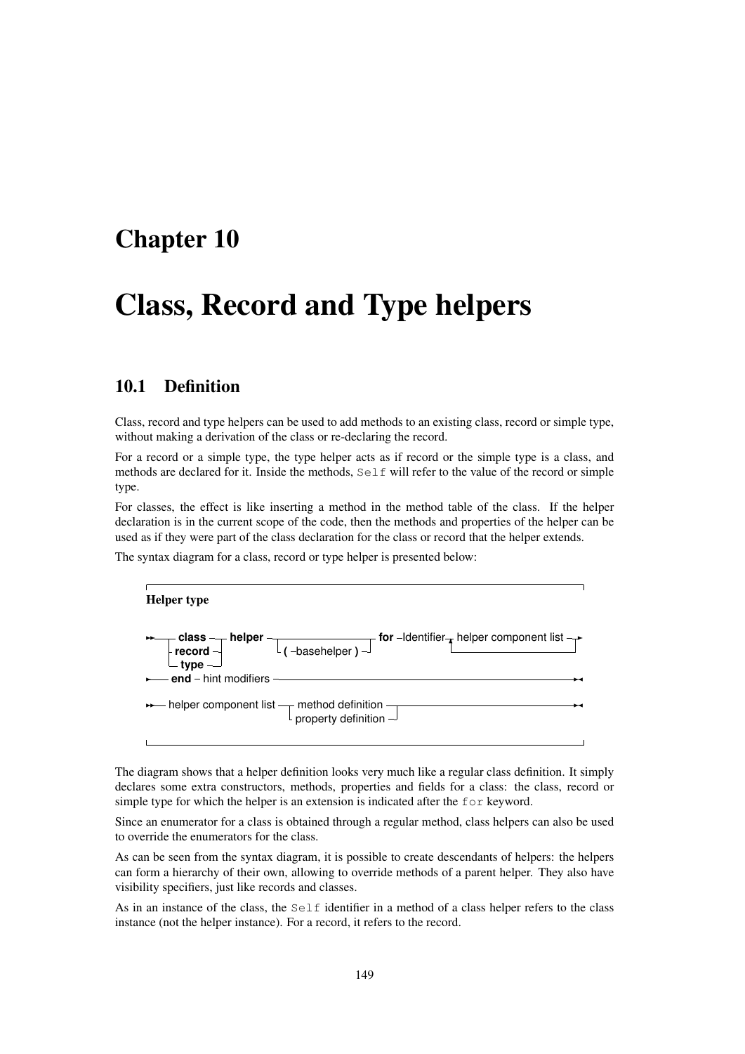# Chapter 10

# Class, Record and Type helpers

## 10.1 Definition

Class, record and type helpers can be used to add methods to an existing class, record or simple type, without making a derivation of the class or re-declaring the record.

For a record or a simple type, the type helper acts as if record or the simple type is a class, and methods are declared for it. Inside the methods, `Self` will refer to the value of the record or simple type.

For classes, the effect is like inserting a method in the method table of the class. If the helper declaration is in the current scope of the code, then the methods and properties of the helper can be used as if they were part of the class declaration for the class or record that the helper extends.

The syntax diagram for a class, record or type helper is presented below:

**Helper type**

```
>>--+- class --+-- helper --+-------------------------+-- for -Identifier-+- helper component list -+->
    +- record -+            +- ( -basehelper ) -------+                   +-------------------------+
    +- type ---+
>-- end - hint modifiers ------------------------------------------------------------------------><

>>-- helper component list --+- method definition ---+--------------------------------------------><
                             +- property definition -+
```

The diagram shows that a helper definition looks very much like a regular class definition. It simply declares some extra constructors, methods, properties and fields for a class: the class, record or simple type for which the helper is an extension is indicated after the `for` keyword.

Since an enumerator for a class is obtained through a regular method, class helpers can also be used to override the enumerators for the class.

As can be seen from the syntax diagram, it is possible to create descendants of helpers: the helpers can form a hierarchy of their own, allowing to override methods of a parent helper. They also have visibility specifiers, just like records and classes.

As in an instance of the class, the `Self` identifier in a method of a class helper refers to the class instance (not the helper instance). For a record, it refers to the record.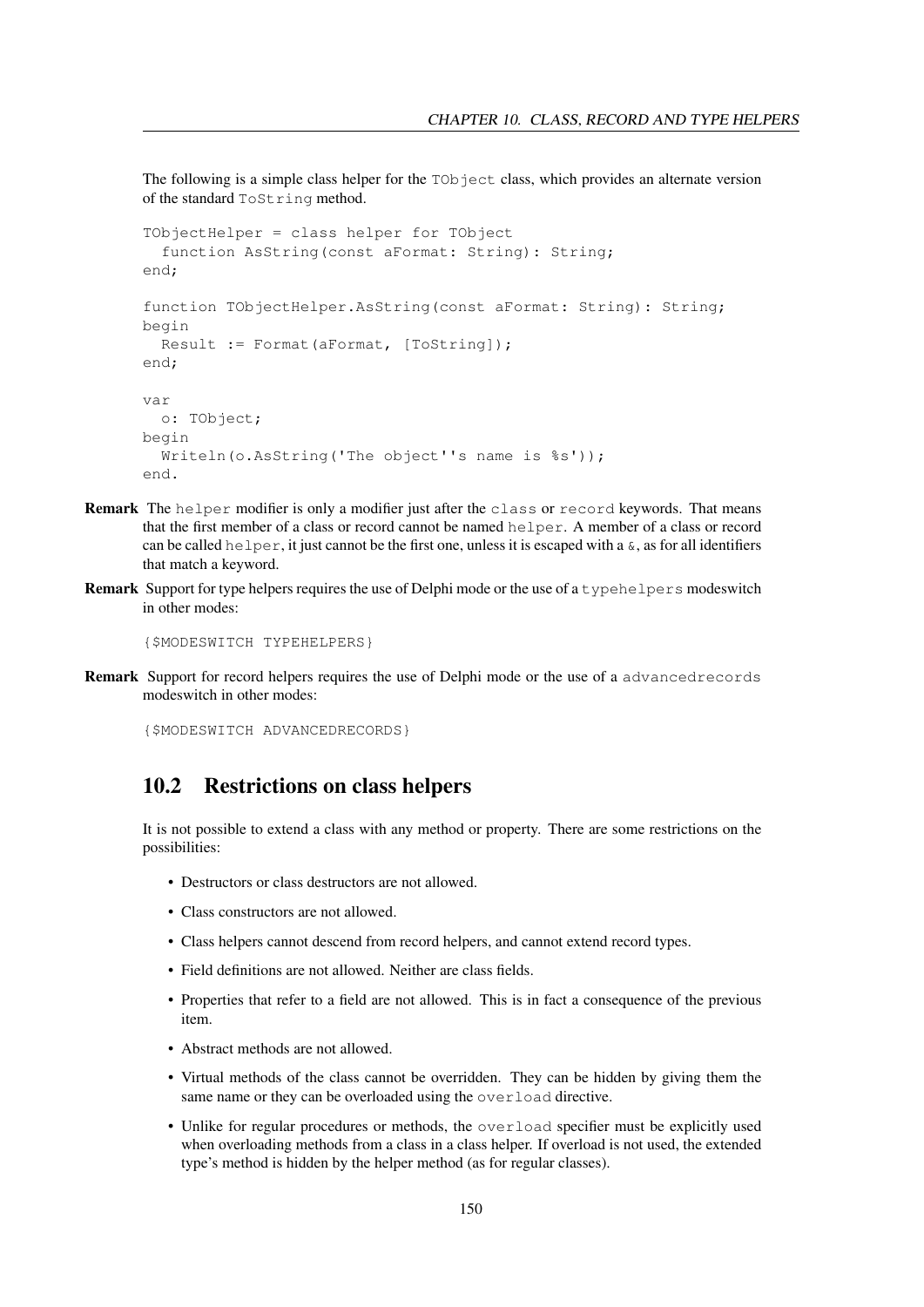The following is a simple class helper for the `TObject` class, which provides an alternate version of the standard `ToString` method.

```
TObjectHelper = class helper for TObject
  function AsString(const aFormat: String): String;
end;

function TObjectHelper.AsString(const aFormat: String): String;
begin
  Result := Format(aFormat, [ToString]);
end;

var
  o: TObject;
begin
  Writeln(o.AsString('The object''s name is %s'));
end.
```

**Remark** The `helper` modifier is only a modifier just after the `class` or `record` keywords. That means that the first member of a class or record cannot be named `helper`. A member of a class or record can be called `helper`, it just cannot be the first one, unless it is escaped with a `&`, as for all identifiers that match a keyword.

**Remark** Support for type helpers requires the use of Delphi mode or the use of a `typehelpers` modeswitch in other modes:

```
{$MODESWITCH TYPEHELPERS}
```

**Remark** Support for record helpers requires the use of Delphi mode or the use of a `advancedrecords` modeswitch in other modes:

```
{$MODESWITCH ADVANCEDRECORDS}
```

## 10.2 Restrictions on class helpers

It is not possible to extend a class with any method or property. There are some restrictions on the possibilities:

- Destructors or class destructors are not allowed.
- Class constructors are not allowed.
- Class helpers cannot descend from record helpers, and cannot extend record types.
- Field definitions are not allowed. Neither are class fields.
- Properties that refer to a field are not allowed. This is in fact a consequence of the previous item.
- Abstract methods are not allowed.
- Virtual methods of the class cannot be overridden. They can be hidden by giving them the same name or they can be overloaded using the `overload` directive.
- Unlike for regular procedures or methods, the `overload` specifier must be explicitly used when overloading methods from a class in a class helper. If overload is not used, the extended type's method is hidden by the helper method (as for regular classes).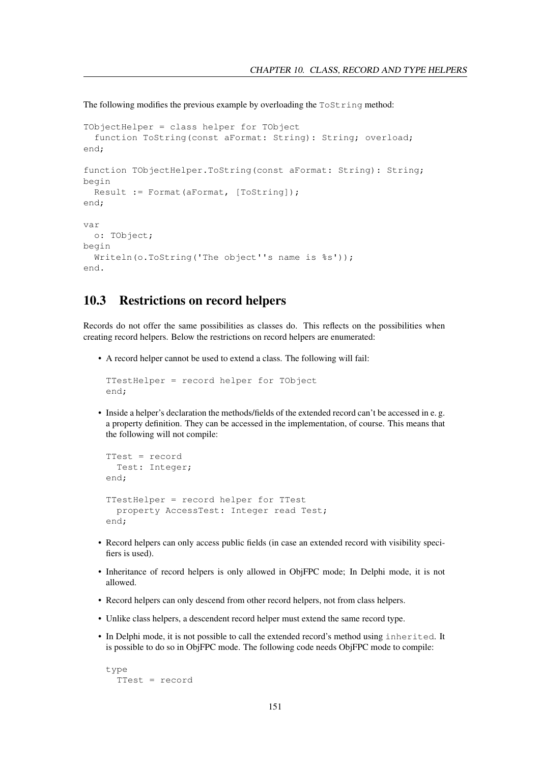The following modifies the previous example by overloading the `ToString` method:

```
TObjectHelper = class helper for TObject
  function ToString(const aFormat: String): String; overload;
end;

function TObjectHelper.ToString(const aFormat: String): String;
begin
  Result := Format(aFormat, [ToString]);
end;

var
  o: TObject;
begin
  Writeln(o.ToString('The object''s name is %s'));
end.
```

## 10.3 Restrictions on record helpers

Records do not offer the same possibilities as classes do. This reflects on the possibilities when creating record helpers. Below the restrictions on record helpers are enumerated:

- A record helper cannot be used to extend a class. The following will fail:

  ```
  TTestHelper = record helper for TObject
  end;
  ```

- Inside a helper's declaration the methods/fields of the extended record can't be accessed in e. g. a property definition. They can be accessed in the implementation, of course. This means that the following will not compile:

  ```
  TTest = record
    Test: Integer;
  end;

  TTestHelper = record helper for TTest
    property AccessTest: Integer read Test;
  end;
  ```

- Record helpers can only access public fields (in case an extended record with visibility specifiers is used).
- Inheritance of record helpers is only allowed in ObjFPC mode; In Delphi mode, it is not allowed.
- Record helpers can only descend from other record helpers, not from class helpers.
- Unlike class helpers, a descendent record helper must extend the same record type.
- In Delphi mode, it is not possible to call the extended record's method using `inherited`. It is possible to do so in ObjFPC mode. The following code needs ObjFPC mode to compile:

  ```
  type
    TTest = record
  ```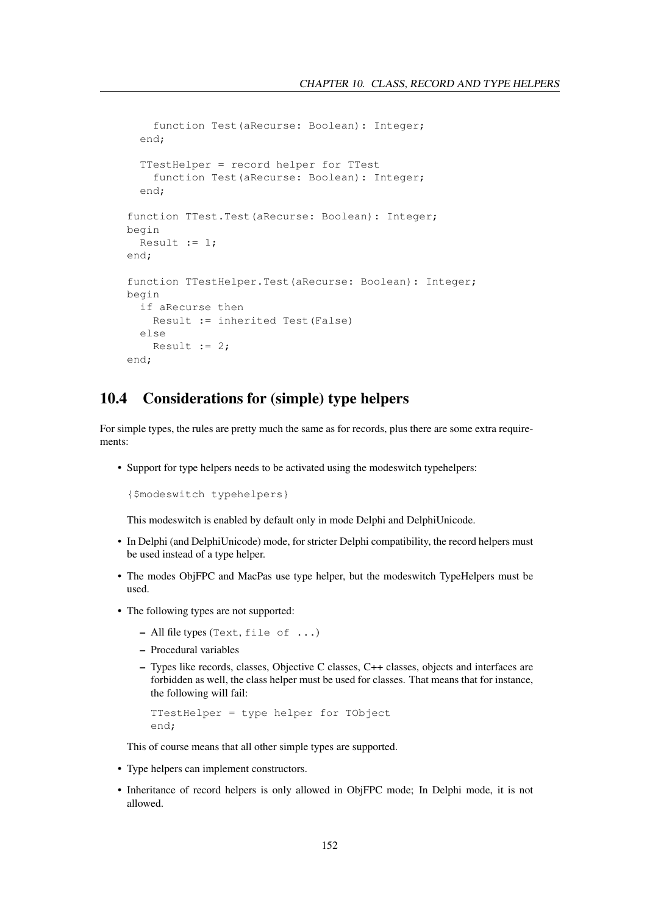```
    function Test(aRecurse: Boolean): Integer;
  end;

  TTestHelper = record helper for TTest
    function Test(aRecurse: Boolean): Integer;
  end;

function TTest.Test(aRecurse: Boolean): Integer;
begin
  Result := 1;
end;

function TTestHelper.Test(aRecurse: Boolean): Integer;
begin
  if aRecurse then
    Result := inherited Test(False)
  else
    Result := 2;
end;
```

## 10.4 Considerations for (simple) type helpers

For simple types, the rules are pretty much the same as for records, plus there are some extra requirements:

- Support for type helpers needs to be activated using the modeswitch typehelpers:

  ```
  {$modeswitch typehelpers}
  ```

  This modeswitch is enabled by default only in mode Delphi and DelphiUnicode.

- In Delphi (and DelphiUnicode) mode, for stricter Delphi compatibility, the record helpers must be used instead of a type helper.
- The modes ObjFPC and MacPas use type helper, but the modeswitch TypeHelpers must be used.
- The following types are not supported:
  - All file types (`Text`, `file of ...`)
  - Procedural variables
  - Types like records, classes, Objective C classes, C++ classes, objects and interfaces are forbidden as well, the class helper must be used for classes. That means that for instance, the following will fail:

    ```
    TTestHelper = type helper for TObject
    end;
    ```

  This of course means that all other simple types are supported.

- Type helpers can implement constructors.
- Inheritance of record helpers is only allowed in ObjFPC mode; In Delphi mode, it is not allowed.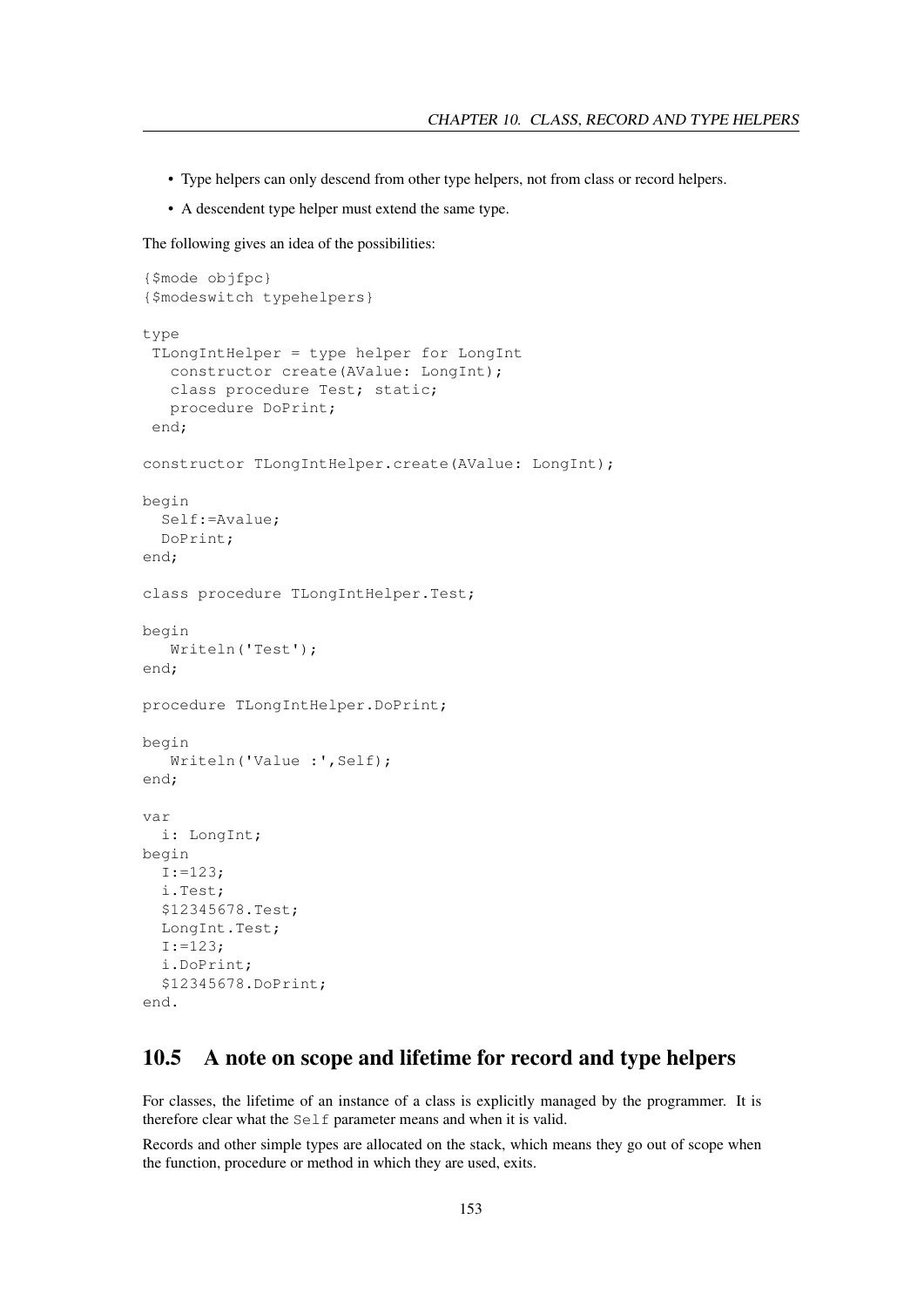- Type helpers can only descend from other type helpers, not from class or record helpers.
- A descendent type helper must extend the same type.

The following gives an idea of the possibilities:

```
{$mode objfpc}
{$modeswitch typehelpers}

type
 TLongIntHelper = type helper for LongInt
   constructor create(AValue: LongInt);
   class procedure Test; static;
   procedure DoPrint;
 end;

constructor TLongIntHelper.create(AValue: LongInt);

begin
  Self:=Avalue;
  DoPrint;
end;

class procedure TLongIntHelper.Test;

begin
   Writeln('Test');
end;

procedure TLongIntHelper.DoPrint;

begin
   Writeln('Value :',Self);
end;

var
  i: LongInt;
begin
  I:=123;
  i.Test;
  $12345678.Test;
  LongInt.Test;
  I:=123;
  i.DoPrint;
  $12345678.DoPrint;
end.
```

## 10.5 A note on scope and lifetime for record and type helpers

For classes, the lifetime of an instance of a class is explicitly managed by the programmer. It is therefore clear what the `Self` parameter means and when it is valid.

Records and other simple types are allocated on the stack, which means they go out of scope when the function, procedure or method in which they are used, exits.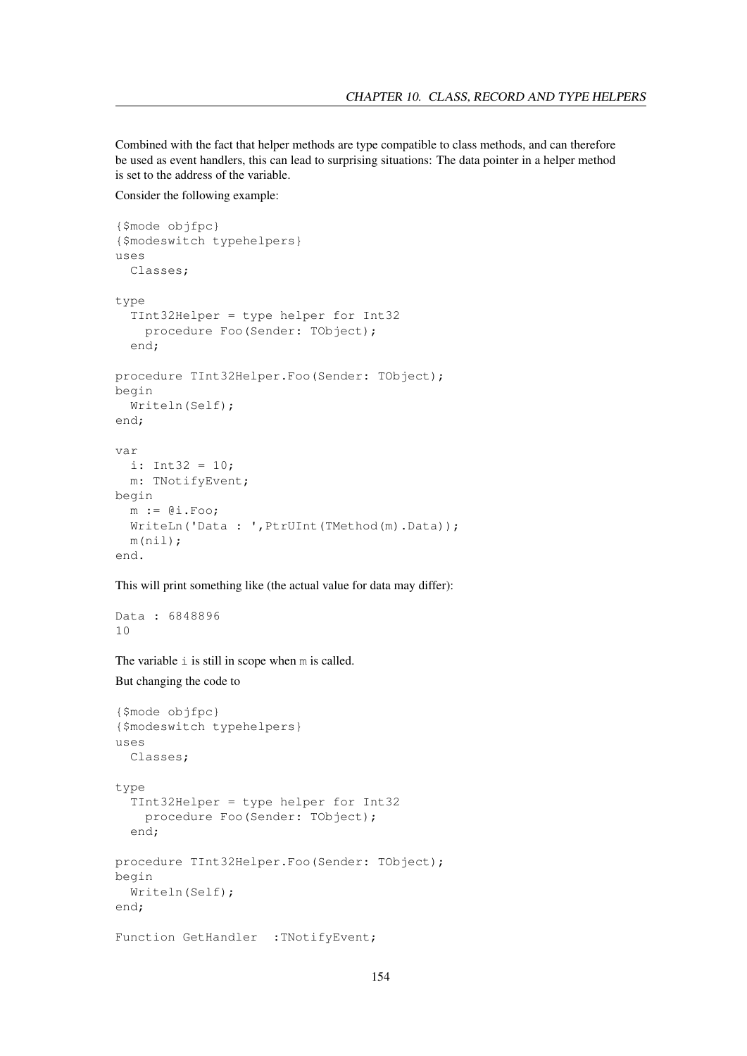Combined with the fact that helper methods are type compatible to class methods, and can therefore be used as event handlers, this can lead to surprising situations: The data pointer in a helper method is set to the address of the variable.

Consider the following example:

```
{$mode objfpc}
{$modeswitch typehelpers}
uses
  Classes;

type
  TInt32Helper = type helper for Int32
    procedure Foo(Sender: TObject);
  end;

procedure TInt32Helper.Foo(Sender: TObject);
begin
  Writeln(Self);
end;

var
  i: Int32 = 10;
  m: TNotifyEvent;
begin
  m := @i.Foo;
  WriteLn('Data : ',PtrUInt(TMethod(m).Data));
  m(nil);
end.
```

This will print something like (the actual value for data may differ):

```
Data : 6848896
10
```

The variable `i` is still in scope when `m` is called.

But changing the code to

```
{$mode objfpc}
{$modeswitch typehelpers}
uses
  Classes;

type
  TInt32Helper = type helper for Int32
    procedure Foo(Sender: TObject);
  end;

procedure TInt32Helper.Foo(Sender: TObject);
begin
  Writeln(Self);
end;

Function GetHandler  :TNotifyEvent;
```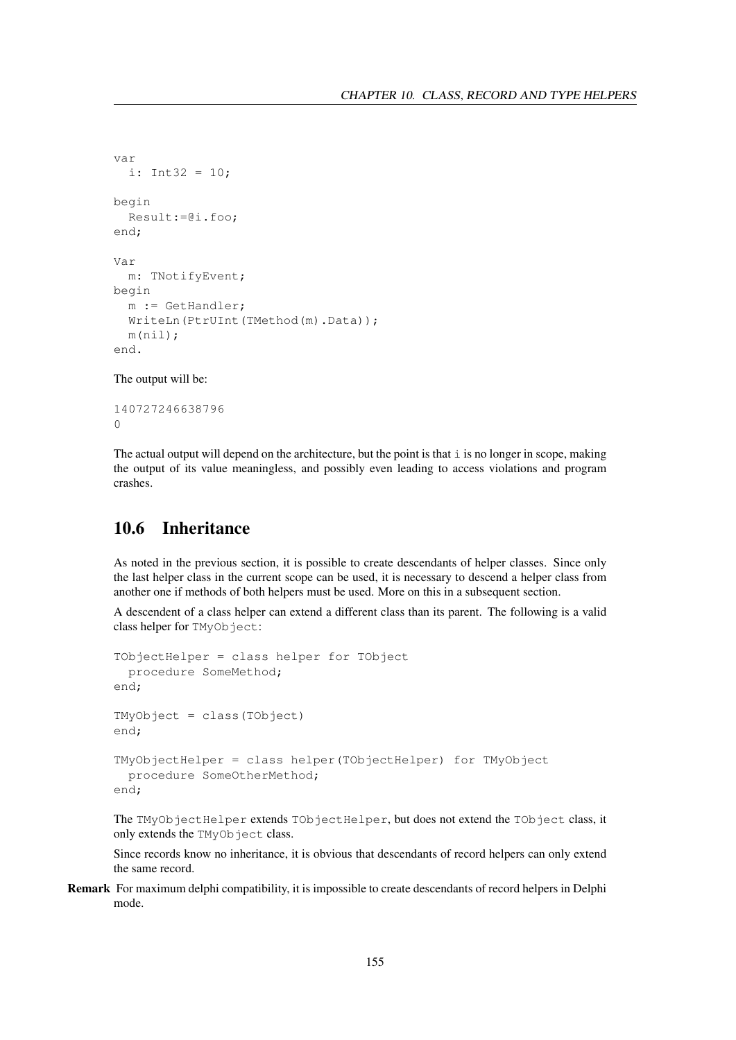```
var
  i: Int32 = 10;

begin
  Result:=@i.foo;
end;

Var
  m: TNotifyEvent;
begin
  m := GetHandler;
  WriteLn(PtrUInt(TMethod(m).Data));
  m(nil);
end.
```

The output will be:

```
140727246638796
0
```

The actual output will depend on the architecture, but the point is that `i` is no longer in scope, making the output of its value meaningless, and possibly even leading to access violations and program crashes.

## 10.6 Inheritance

As noted in the previous section, it is possible to create descendants of helper classes. Since only the last helper class in the current scope can be used, it is necessary to descend a helper class from another one if methods of both helpers must be used. More on this in a subsequent section.

A descendent of a class helper can extend a different class than its parent. The following is a valid class helper for `TMyObject`:

```
TObjectHelper = class helper for TObject
  procedure SomeMethod;
end;

TMyObject = class(TObject)
end;

TMyObjectHelper = class helper(TObjectHelper) for TMyObject
  procedure SomeOtherMethod;
end;
```

The `TMyObjectHelper` extends `TObjectHelper`, but does not extend the `TObject` class, it only extends the `TMyObject` class.

Since records know no inheritance, it is obvious that descendants of record helpers can only extend the same record.

**Remark** For maximum delphi compatibility, it is impossible to create descendants of record helpers in Delphi mode.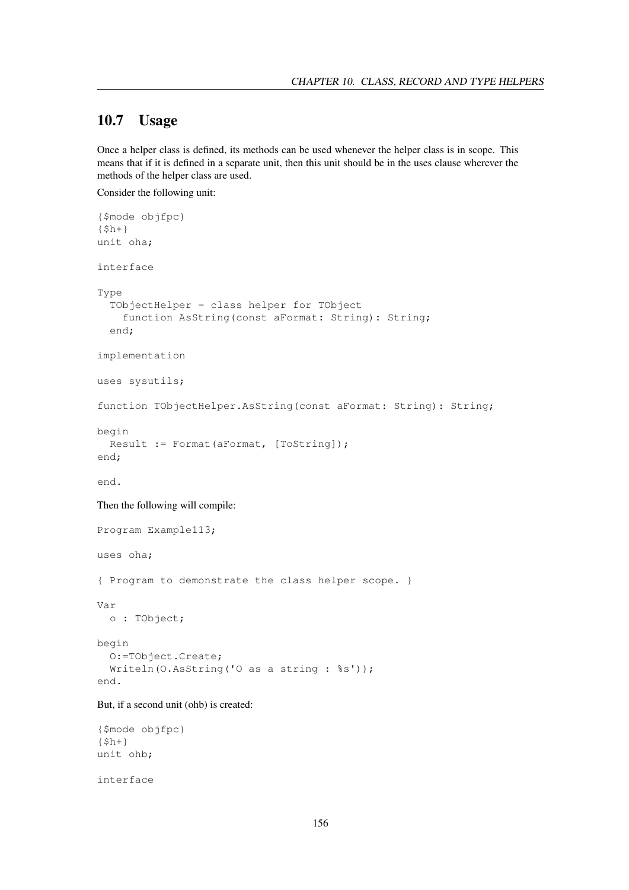## 10.7 Usage

Once a helper class is defined, its methods can be used whenever the helper class is in scope. This means that if it is defined in a separate unit, then this unit should be in the uses clause wherever the methods of the helper class are used.

Consider the following unit:

```
{$mode objfpc}
{$h+}
unit oha;

interface

Type
  TObjectHelper = class helper for TObject
    function AsString(const aFormat: String): String;
  end;

implementation

uses sysutils;

function TObjectHelper.AsString(const aFormat: String): String;

begin
  Result := Format(aFormat, [ToString]);
end;

end.
```

Then the following will compile:

```
Program Example113;

uses oha;

{ Program to demonstrate the class helper scope. }

Var
  o : TObject;

begin
  O:=TObject.Create;
  Writeln(O.AsString('O as a string : %s'));
end.
```

But, if a second unit (ohb) is created:

```
{$mode objfpc}
{$h+}
unit ohb;

interface
```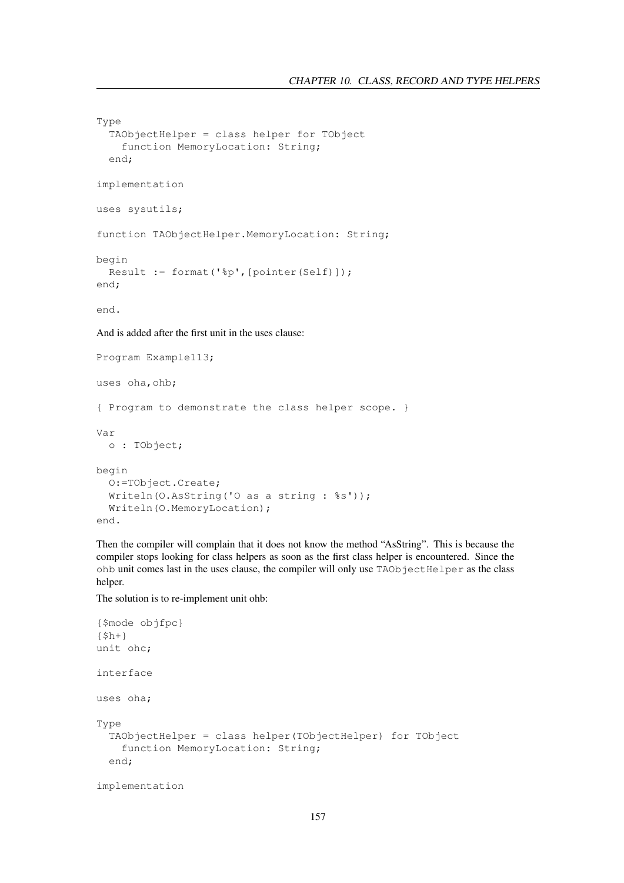```
Type
  TAObjectHelper = class helper for TObject
    function MemoryLocation: String;
  end;

implementation

uses sysutils;

function TAObjectHelper.MemoryLocation: String;

begin
  Result := format('%p',[pointer(Self)]);
end;

end.
```

And is added after the first unit in the uses clause:

```
Program Example113;

uses oha,ohb;

{ Program to demonstrate the class helper scope. }

Var
  o : TObject;

begin
  O:=TObject.Create;
  Writeln(O.AsString('O as a string : %s'));
  Writeln(O.MemoryLocation);
end.
```

Then the compiler will complain that it does not know the method "AsString". This is because the compiler stops looking for class helpers as soon as the first class helper is encountered. Since the ohb unit comes last in the uses clause, the compiler will only use TAObjectHelper as the class helper.

The solution is to re-implement unit ohb:

```
{$mode objfpc}
{$h+}
unit ohc;

interface

uses oha;

Type
  TAObjectHelper = class helper(TObjectHelper) for TObject
    function MemoryLocation: String;
  end;

implementation
```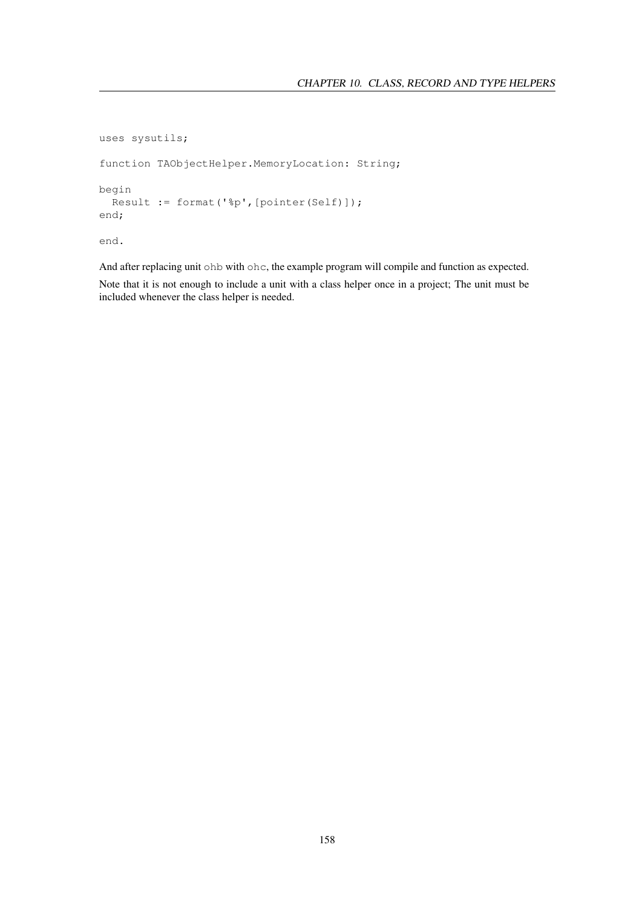```
uses sysutils;

function TAObjectHelper.MemoryLocation: String;

begin
  Result := format('%p',[pointer(Self)]);
end;

end.
```

And after replacing unit `ohb` with `ohc`, the example program will compile and function as expected.

Note that it is not enough to include a unit with a class helper once in a project; The unit must be included whenever the class helper is needed.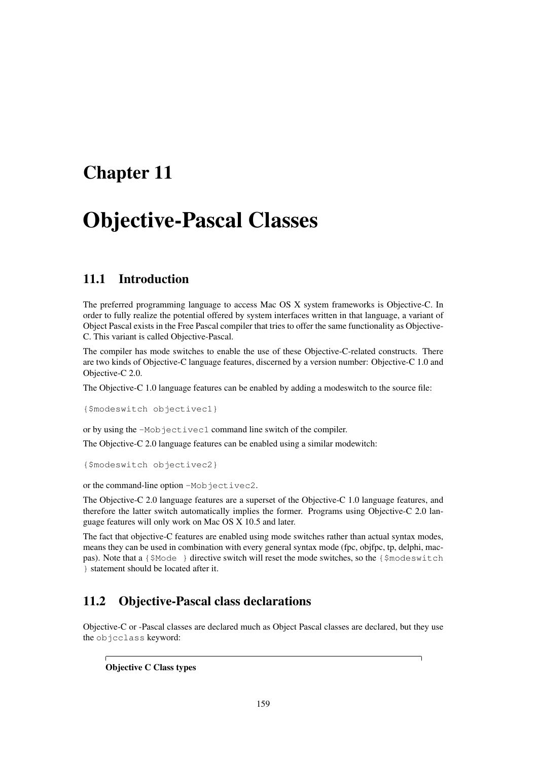# Chapter 11

# Objective-Pascal Classes

## 11.1 Introduction

The preferred programming language to access Mac OS X system frameworks is Objective-C. In order to fully realize the potential offered by system interfaces written in that language, a variant of Object Pascal exists in the Free Pascal compiler that tries to offer the same functionality as Objective-C. This variant is called Objective-Pascal.

The compiler has mode switches to enable the use of these Objective-C-related constructs. There are two kinds of Objective-C language features, discerned by a version number: Objective-C 1.0 and Objective-C 2.0.

The Objective-C 1.0 language features can be enabled by adding a modeswitch to the source file:

```
{$modeswitch objectivec1}
```

or by using the `-Mobjectivec1` command line switch of the compiler.

The Objective-C 2.0 language features can be enabled using a similar modewitch:

```
{$modeswitch objectivec2}
```

or the command-line option `-Mobjectivec2`.

The Objective-C 2.0 language features are a superset of the Objective-C 1.0 language features, and therefore the latter switch automatically implies the former. Programs using Objective-C 2.0 language features will only work on Mac OS X 10.5 and later.

The fact that objective-C features are enabled using mode switches rather than actual syntax modes, means they can be used in combination with every general syntax mode (fpc, objfpc, tp, delphi, macpas). Note that a `{$Mode }` directive switch will reset the mode switches, so the `{$modeswitch }` statement should be located after it.

## 11.2 Objective-Pascal class declarations

Objective-C or -Pascal classes are declared much as Object Pascal classes are declared, but they use the `objcclass` keyword:

**Objective C Class types**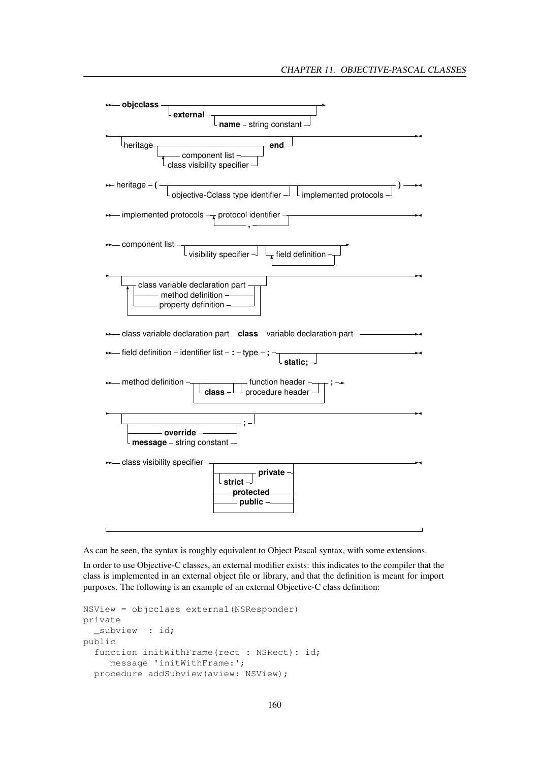```
objcclass [external [name string constant]]
    [heritage] { component list | class visibility specifier } end

heritage ( [objective-Cclass type identifier] [implemented protocols] )

implemented protocols  protocol identifier { , protocol identifier }

component list  [visibility specifier] { field definition }
    { class variable declaration part | method definition | property definition }

class variable declaration part  class variable declaration part

field definition  identifier list : type ; [static;]

method definition  [class] function header | procedure header ;
    [ override | message string constant ; ]

class visibility specifier  [strict] private | protected | public
```

As can be seen, the syntax is roughly equivalent to Object Pascal syntax, with some extensions.

In order to use Objective-C classes, an external modifier exists: this indicates to the compiler that the class is implemented in an external object file or library, and that the definition is meant for import purposes. The following is an example of an external Objective-C class definition:

```
NSView = objcclass external(NSResponder)
private
  _subview  : id;
public
  function initWithFrame(rect : NSRect): id;
     message 'initWithFrame:';
  procedure addSubview(aview: NSView);
```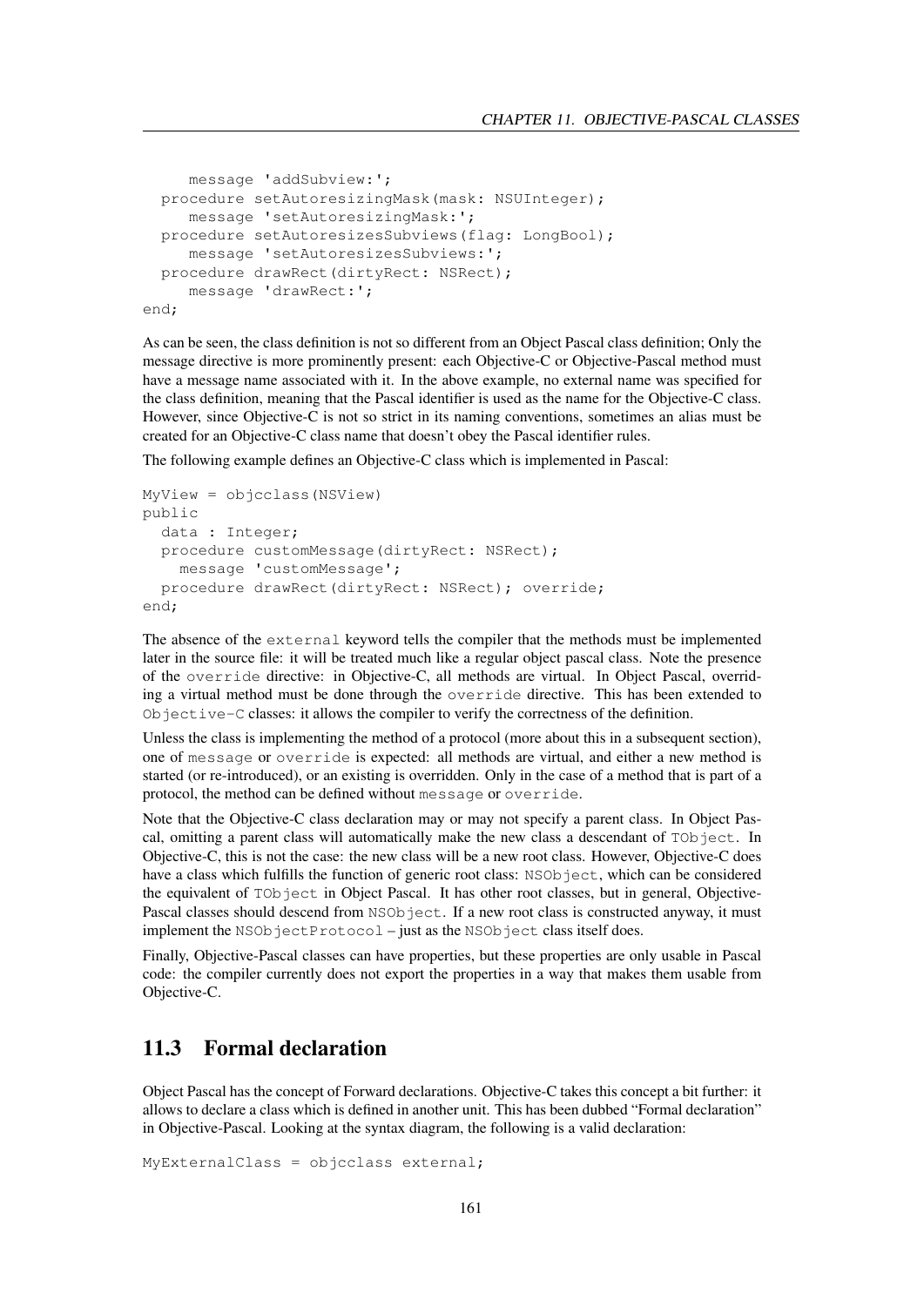```
    message 'addSubview:';
  procedure setAutoresizingMask(mask: NSUInteger);
    message 'setAutoresizingMask:';
  procedure setAutoresizesSubviews(flag: LongBool);
    message 'setAutoresizesSubviews:';
  procedure drawRect(dirtyRect: NSRect);
    message 'drawRect:';
end;
```

As can be seen, the class definition is not so different from an Object Pascal class definition; Only the message directive is more prominently present: each Objective-C or Objective-Pascal method must have a message name associated with it. In the above example, no external name was specified for the class definition, meaning that the Pascal identifier is used as the name for the Objective-C class. However, since Objective-C is not so strict in its naming conventions, sometimes an alias must be created for an Objective-C class name that doesn't obey the Pascal identifier rules.

The following example defines an Objective-C class which is implemented in Pascal:

```
MyView = objcclass(NSView)
public
  data : Integer;
  procedure customMessage(dirtyRect: NSRect);
    message 'customMessage';
  procedure drawRect(dirtyRect: NSRect); override;
end;
```

The absence of the `external` keyword tells the compiler that the methods must be implemented later in the source file: it will be treated much like a regular object pascal class. Note the presence of the `override` directive: in Objective-C, all methods are virtual. In Object Pascal, overriding a virtual method must be done through the `override` directive. This has been extended to `Objective-C` classes: it allows the compiler to verify the correctness of the definition.

Unless the class is implementing the method of a protocol (more about this in a subsequent section), one of `message` or `override` is expected: all methods are virtual, and either a new method is started (or re-introduced), or an existing is overridden. Only in the case of a method that is part of a protocol, the method can be defined without `message` or `override`.

Note that the Objective-C class declaration may or may not specify a parent class. In Object Pascal, omitting a parent class will automatically make the new class a descendant of `TObject`. In Objective-C, this is not the case: the new class will be a new root class. However, Objective-C does have a class which fulfills the function of generic root class: `NSObject`, which can be considered the equivalent of `TObject` in Object Pascal. It has other root classes, but in general, Objective-Pascal classes should descend from `NSObject`. If a new root class is constructed anyway, it must implement the `NSObjectProtocol` – just as the `NSObject` class itself does.

Finally, Objective-Pascal classes can have properties, but these properties are only usable in Pascal code: the compiler currently does not export the properties in a way that makes them usable from Objective-C.

## 11.3 Formal declaration

Object Pascal has the concept of Forward declarations. Objective-C takes this concept a bit further: it allows to declare a class which is defined in another unit. This has been dubbed "Formal declaration" in Objective-Pascal. Looking at the syntax diagram, the following is a valid declaration:

```
MyExternalClass = objcclass external;
```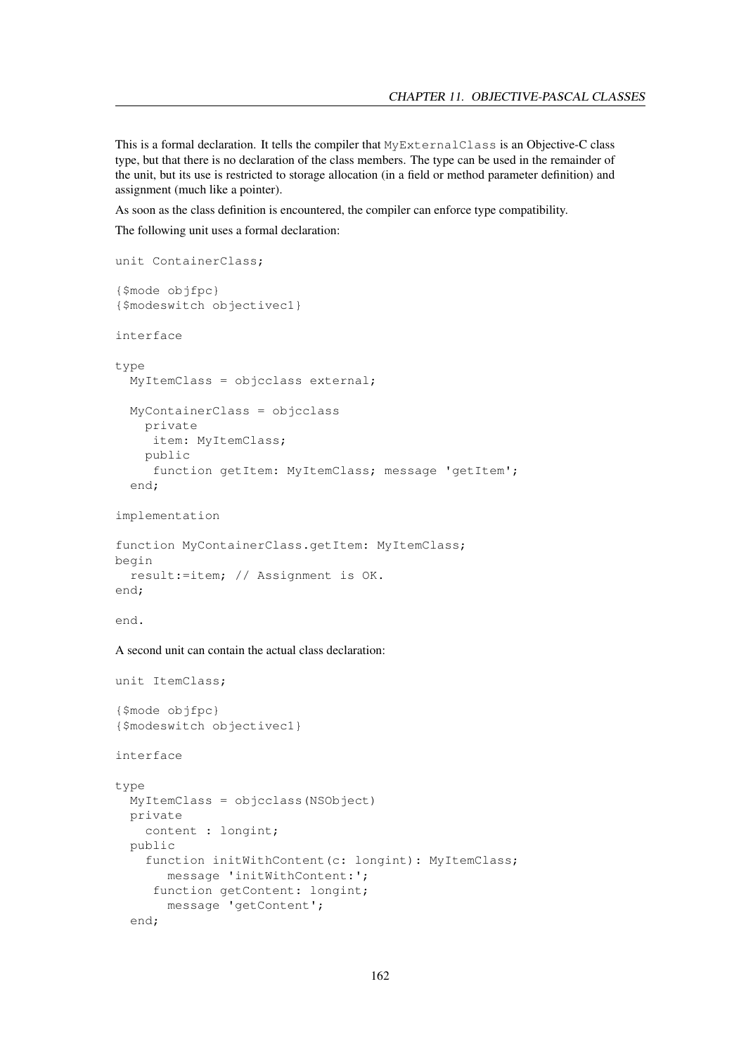This is a formal declaration. It tells the compiler that `MyExternalClass` is an Objective-C class type, but that there is no declaration of the class members. The type can be used in the remainder of the unit, but its use is restricted to storage allocation (in a field or method parameter definition) and assignment (much like a pointer).

As soon as the class definition is encountered, the compiler can enforce type compatibility.

The following unit uses a formal declaration:

```
unit ContainerClass;

{$mode objfpc}
{$modeswitch objectivec1}

interface

type
  MyItemClass = objcclass external;

  MyContainerClass = objcclass
    private
     item: MyItemClass;
    public
     function getItem: MyItemClass; message 'getItem';
  end;

implementation

function MyContainerClass.getItem: MyItemClass;
begin
  result:=item; // Assignment is OK.
end;

end.
```

A second unit can contain the actual class declaration:

```
unit ItemClass;

{$mode objfpc}
{$modeswitch objectivec1}

interface

type
  MyItemClass = objcclass(NSObject)
  private
    content : longint;
  public
    function initWithContent(c: longint): MyItemClass;
       message 'initWithContent:';
     function getContent: longint;
       message 'getContent';
  end;
```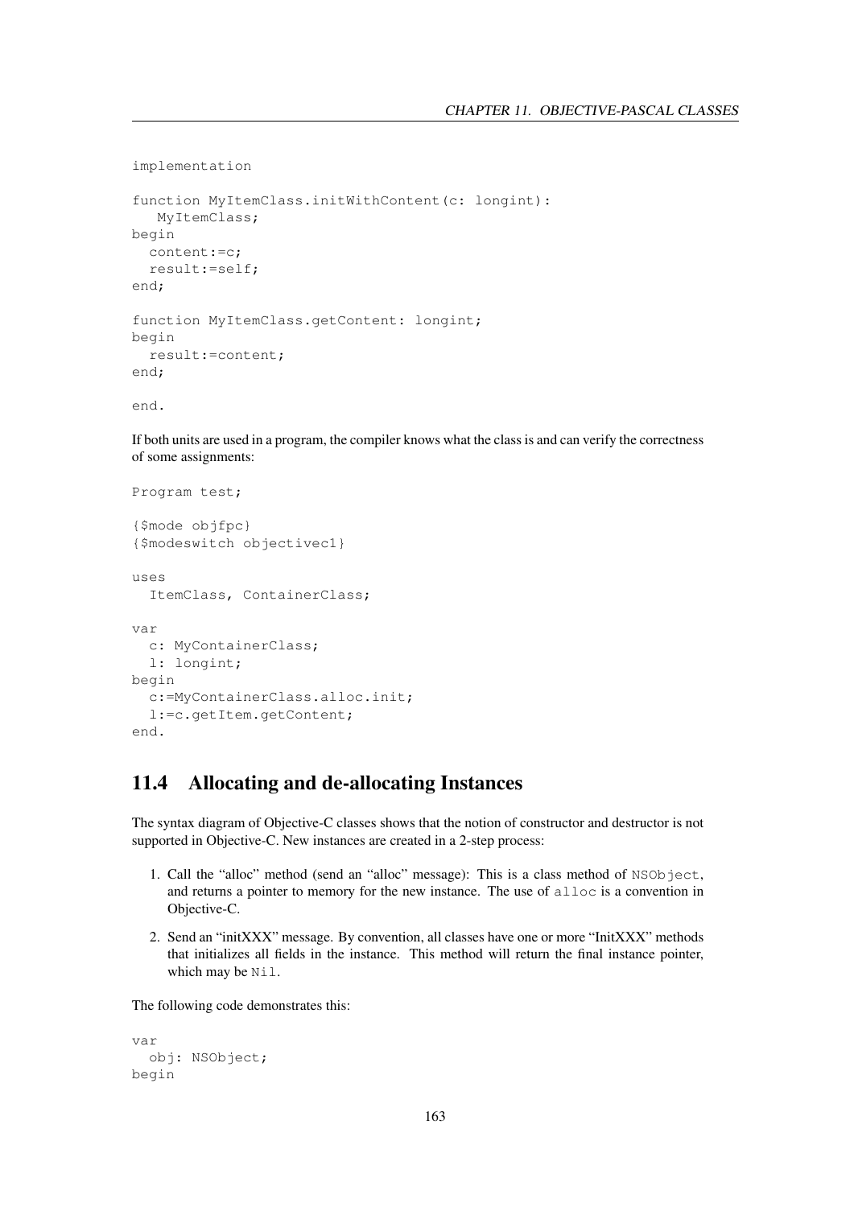```
implementation

function MyItemClass.initWithContent(c: longint):
   MyItemClass;
begin
  content:=c;
  result:=self;
end;

function MyItemClass.getContent: longint;
begin
  result:=content;
end;

end.
```

If both units are used in a program, the compiler knows what the class is and can verify the correctness of some assignments:

```
Program test;

{$mode objfpc}
{$modeswitch objectivec1}

uses
  ItemClass, ContainerClass;

var
  c: MyContainerClass;
  l: longint;
begin
  c:=MyContainerClass.alloc.init;
  l:=c.getItem.getContent;
end.
```

## 11.4 Allocating and de-allocating Instances

The syntax diagram of Objective-C classes shows that the notion of constructor and destructor is not supported in Objective-C. New instances are created in a 2-step process:

1. Call the "alloc" method (send an "alloc" message): This is a class method of `NSObject`, and returns a pointer to memory for the new instance. The use of `alloc` is a convention in Objective-C.
2. Send an "initXXX" message. By convention, all classes have one or more "InitXXX" methods that initializes all fields in the instance. This method will return the final instance pointer, which may be `Nil`.

The following code demonstrates this:

```
var
  obj: NSObject;
begin
```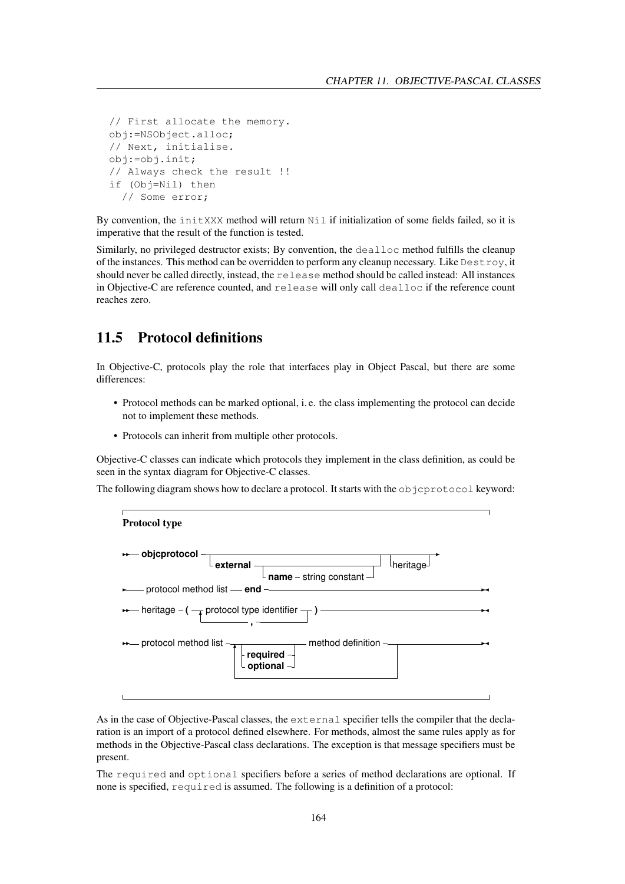```
// First allocate the memory.
obj:=NSObject.alloc;
// Next, initialise.
obj:=obj.init;
// Always check the result !!
if (Obj=Nil) then
  // Some error;
```

By convention, the `initXXX` method will return `Nil` if initialization of some fields failed, so it is imperative that the result of the function is tested.

Similarly, no privileged destructor exists; By convention, the `dealloc` method fulfills the cleanup of the instances. This method can be overridden to perform any cleanup necessary. Like `Destroy`, it should never be called directly, instead, the `release` method should be called instead: All instances in Objective-C are reference counted, and `release` will only call `dealloc` if the reference count reaches zero.

## 11.5 Protocol definitions

In Objective-C, protocols play the role that interfaces play in Object Pascal, but there are some differences:

- Protocol methods can be marked optional, i. e. the class implementing the protocol can decide not to implement these methods.
- Protocols can inherit from multiple other protocols.

Objective-C classes can indicate which protocols they implement in the class definition, as could be seen in the syntax diagram for Objective-C classes.

The following diagram shows how to declare a protocol. It starts with the `objcprotocol` keyword:

**Protocol type**

```
>>-- objcprotocol --+---------------------------------------+--+-----------+-->
                    +-- external --+--------------------------+--+  +- heritage -+
                                   +- name - string constant -+
>---- protocol method list -- end ------------------------------------------><

>>-- heritage - ( --+- protocol type identifier -+- ) ---------------------><
                    +------------- , ------------+

>>-- protocol method list --+--+--------------+-- method definition --+----><
                            |  +- required -+                         |
                            |  +- optional -+                         |
                            +-----------------------------------------+
```

As in the case of Objective-Pascal classes, the `external` specifier tells the compiler that the declaration is an import of a protocol defined elsewhere. For methods, almost the same rules apply as for methods in the Objective-Pascal class declarations. The exception is that message specifiers must be present.

The `required` and `optional` specifiers before a series of method declarations are optional. If none is specified, `required` is assumed. The following is a definition of a protocol: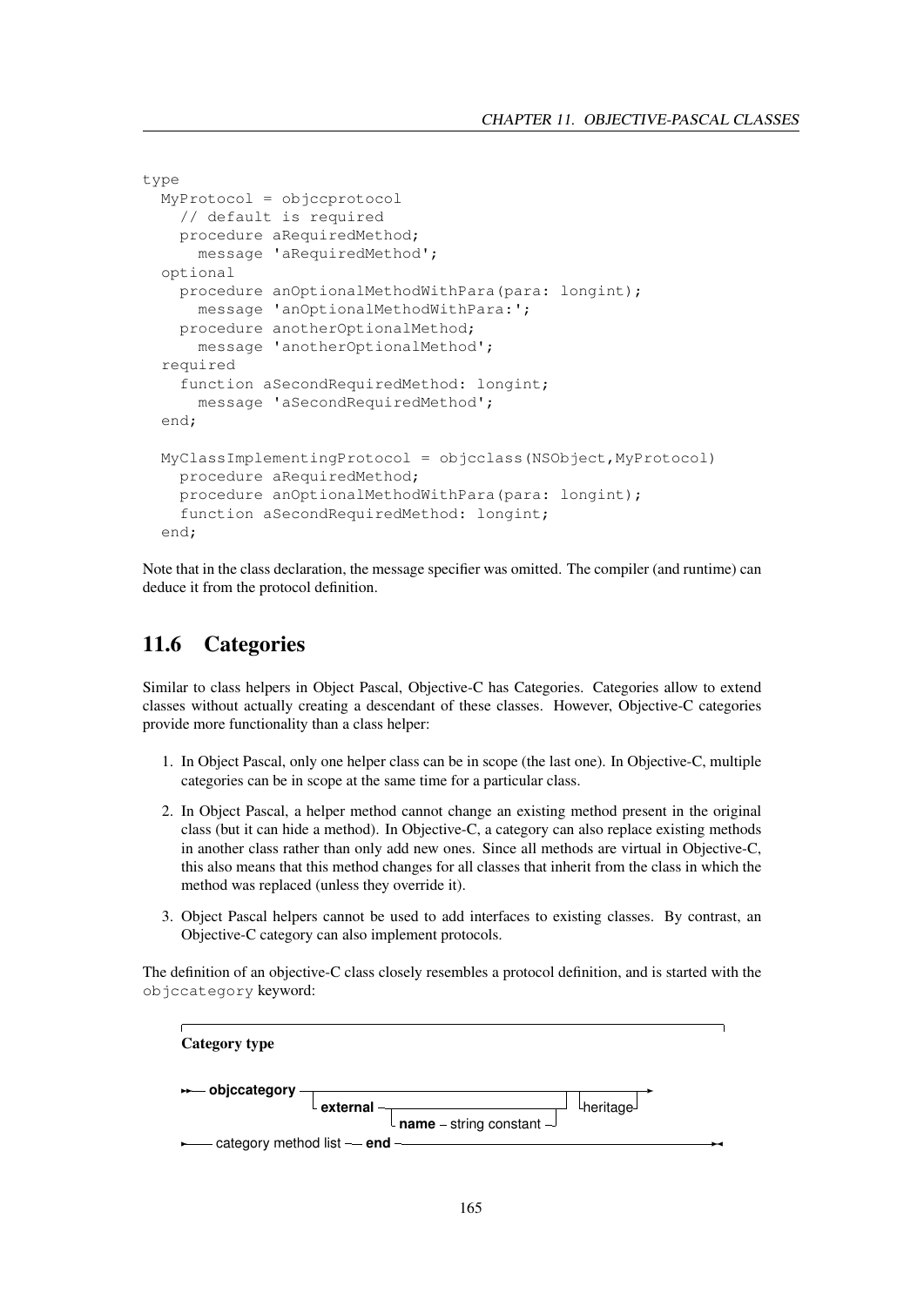```
type
  MyProtocol = objccprotocol
    // default is required
    procedure aRequiredMethod;
      message 'aRequiredMethod';
  optional
    procedure anOptionalMethodWithPara(para: longint);
      message 'anOptionalMethodWithPara:';
    procedure anotherOptionalMethod;
      message 'anotherOptionalMethod';
  required
    function aSecondRequiredMethod: longint;
      message 'aSecondRequiredMethod';
  end;

  MyClassImplementingProtocol = objcclass(NSObject,MyProtocol)
    procedure aRequiredMethod;
    procedure anOptionalMethodWithPara(para: longint);
    function aSecondRequiredMethod: longint;
  end;
```

Note that in the class declaration, the message specifier was omitted. The compiler (and runtime) can deduce it from the protocol definition.

## 11.6 Categories

Similar to class helpers in Object Pascal, Objective-C has Categories. Categories allow to extend classes without actually creating a descendant of these classes. However, Objective-C categories provide more functionality than a class helper:

1. In Object Pascal, only one helper class can be in scope (the last one). In Objective-C, multiple categories can be in scope at the same time for a particular class.
2. In Object Pascal, a helper method cannot change an existing method present in the original class (but it can hide a method). In Objective-C, a category can also replace existing methods in another class rather than only add new ones. Since all methods are virtual in Objective-C, this also means that this method changes for all classes that inherit from the class in which the method was replaced (unless they override it).
3. Object Pascal helpers cannot be used to add interfaces to existing classes. By contrast, an Objective-C category can also implement protocols.

The definition of an objective-C class closely resembles a protocol definition, and is started with the `objccategory` keyword:

**Category type**

```
>>-- objccategory --+----------------------------------------+--+-----------+-->
                    +-- external --+-------------------------+  +- heritage-+
                                   +- name - string constant-+
>---- category method list -- end ----------------------------------------------><
```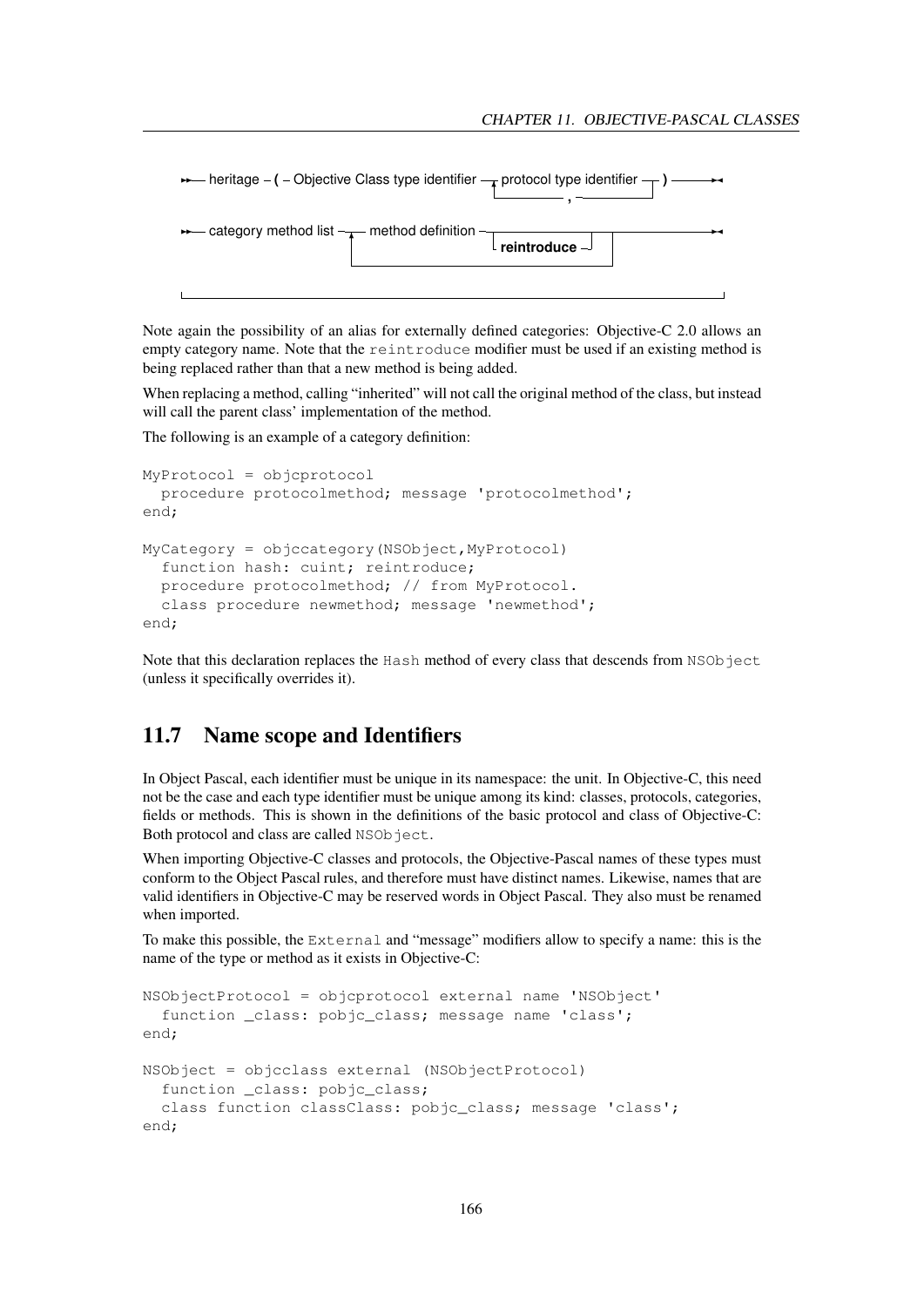```
heritage ( Objective Class type identifier  protocol type identifier )
                                           ,

category method list  method definition
                                        reintroduce
```

Note again the possibility of an alias for externally defined categories: Objective-C 2.0 allows an empty category name. Note that the `reintroduce` modifier must be used if an existing method is being replaced rather than that a new method is being added.

When replacing a method, calling "inherited" will not call the original method of the class, but instead will call the parent class' implementation of the method.

The following is an example of a category definition:

```
MyProtocol = objcprotocol
  procedure protocolmethod; message 'protocolmethod';
end;

MyCategory = objccategory(NSObject,MyProtocol)
  function hash: cuint; reintroduce;
  procedure protocolmethod; // from MyProtocol.
  class procedure newmethod; message 'newmethod';
end;
```

Note that this declaration replaces the `Hash` method of every class that descends from `NSObject` (unless it specifically overrides it).

## 11.7 Name scope and Identifiers

In Object Pascal, each identifier must be unique in its namespace: the unit. In Objective-C, this need not be the case and each type identifier must be unique among its kind: classes, protocols, categories, fields or methods. This is shown in the definitions of the basic protocol and class of Objective-C: Both protocol and class are called `NSObject`.

When importing Objective-C classes and protocols, the Objective-Pascal names of these types must conform to the Object Pascal rules, and therefore must have distinct names. Likewise, names that are valid identifiers in Objective-C may be reserved words in Object Pascal. They also must be renamed when imported.

To make this possible, the `External` and "message" modifiers allow to specify a name: this is the name of the type or method as it exists in Objective-C:

```
NSObjectProtocol = objcprotocol external name 'NSObject'
  function _class: pobjc_class; message name 'class';
end;

NSObject = objcclass external (NSObjectProtocol)
  function _class: pobjc_class;
  class function classClass: pobjc_class; message 'class';
end;
```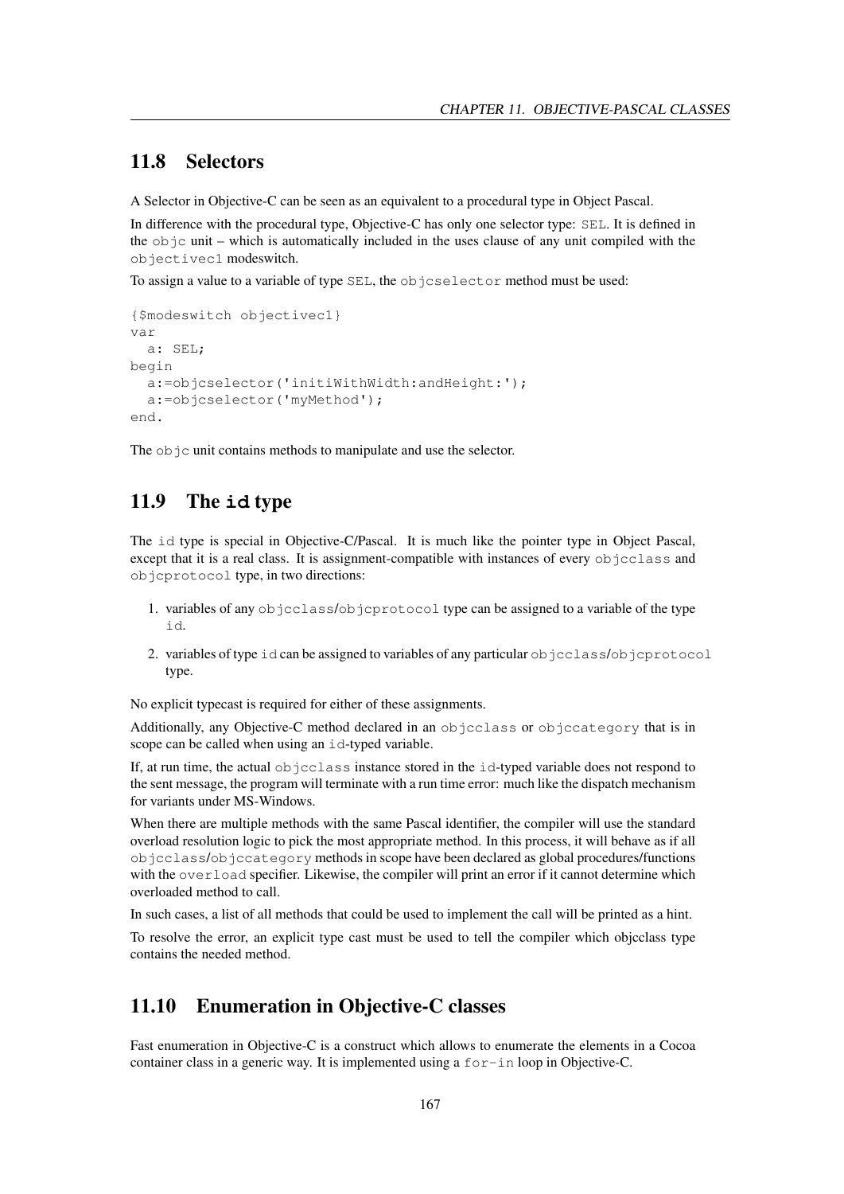## 11.8 Selectors

A Selector in Objective-C can be seen as an equivalent to a procedural type in Object Pascal.

In difference with the procedural type, Objective-C has only one selector type: `SEL`. It is defined in the `objc` unit – which is automatically included in the uses clause of any unit compiled with the `objectivec1` modeswitch.

To assign a value to a variable of type `SEL`, the `objcselector` method must be used:

```
{$modeswitch objectivec1}
var
  a: SEL;
begin
  a:=objcselector('initiWithWidth:andHeight:');
  a:=objcselector('myMethod');
end.
```

The `objc` unit contains methods to manipulate and use the selector.

## 11.9 The `id` type

The `id` type is special in Objective-C/Pascal. It is much like the pointer type in Object Pascal, except that it is a real class. It is assignment-compatible with instances of every `objcclass` and `objcprotocol` type, in two directions:

1. variables of any `objcclass`/`objcprotocol` type can be assigned to a variable of the type `id`.
2. variables of type `id` can be assigned to variables of any particular `objcclass`/`objcprotocol` type.

No explicit typecast is required for either of these assignments.

Additionally, any Objective-C method declared in an `objcclass` or `objccategory` that is in scope can be called when using an `id`-typed variable.

If, at run time, the actual `objcclass` instance stored in the `id`-typed variable does not respond to the sent message, the program will terminate with a run time error: much like the dispatch mechanism for variants under MS-Windows.

When there are multiple methods with the same Pascal identifier, the compiler will use the standard overload resolution logic to pick the most appropriate method. In this process, it will behave as if all `objcclass`/`objccategory` methods in scope have been declared as global procedures/functions with the `overload` specifier. Likewise, the compiler will print an error if it cannot determine which overloaded method to call.

In such cases, a list of all methods that could be used to implement the call will be printed as a hint.

To resolve the error, an explicit type cast must be used to tell the compiler which objcclass type contains the needed method.

## 11.10 Enumeration in Objective-C classes

Fast enumeration in Objective-C is a construct which allows to enumerate the elements in a Cocoa container class in a generic way. It is implemented using a `for-in` loop in Objective-C.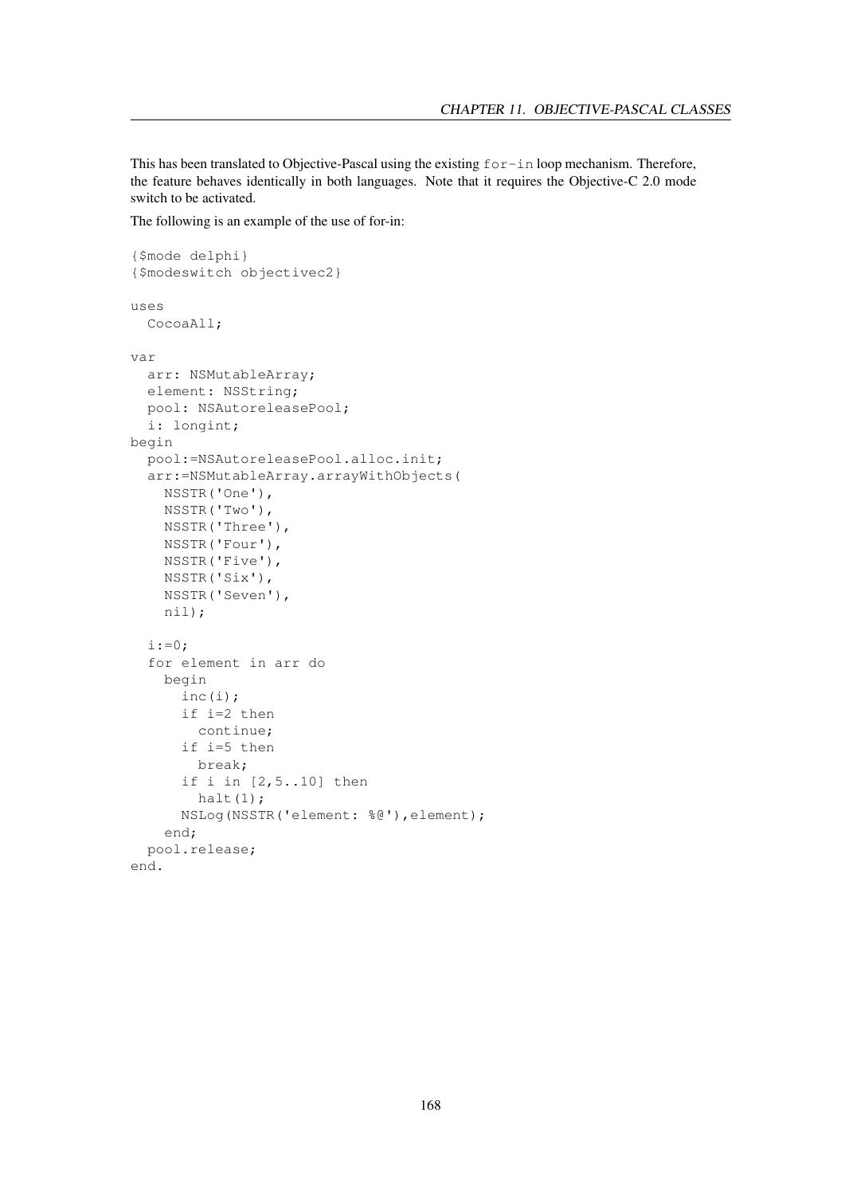This has been translated to Objective-Pascal using the existing `for-in` loop mechanism. Therefore, the feature behaves identically in both languages. Note that it requires the Objective-C 2.0 mode switch to be activated.

The following is an example of the use of for-in:

```
{$mode delphi}
{$modeswitch objectivec2}

uses
  CocoaAll;

var
  arr: NSMutableArray;
  element: NSString;
  pool: NSAutoreleasePool;
  i: longint;
begin
  pool:=NSAutoreleasePool.alloc.init;
  arr:=NSMutableArray.arrayWithObjects(
    NSSTR('One'),
    NSSTR('Two'),
    NSSTR('Three'),
    NSSTR('Four'),
    NSSTR('Five'),
    NSSTR('Six'),
    NSSTR('Seven'),
    nil);

  i:=0;
  for element in arr do
    begin
      inc(i);
      if i=2 then
        continue;
      if i=5 then
        break;
      if i in [2,5..10] then
        halt(1);
      NSLog(NSSTR('element: %@'),element);
    end;
  pool.release;
end.
```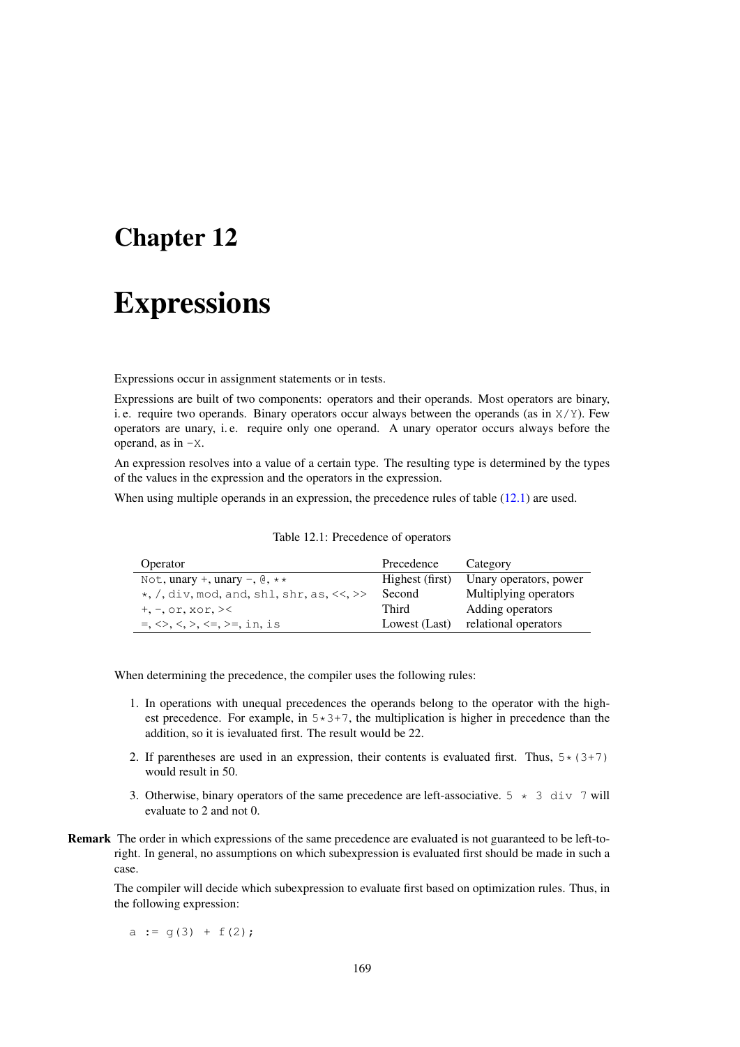# Chapter 12

# Expressions

Expressions occur in assignment statements or in tests.

Expressions are built of two components: operators and their operands. Most operators are binary, i. e. require two operands. Binary operators occur always between the operands (as in `X/Y`). Few operators are unary, i. e. require only one operand. A unary operator occurs always before the operand, as in `-X`.

An expression resolves into a value of a certain type. The resulting type is determined by the types of the values in the expression and the operators in the expression.

When using multiple operands in an expression, the precedence rules of table (12.1) are used.

Table 12.1: Precedence of operators

| Operator | Precedence | Category |
|---|---|---|
| `Not`, unary +, unary −, `@`, `**` | Highest (first) | Unary operators, power |
| `*`, `/`, `div`, `mod`, `and`, `shl`, `shr`, `as`, `<<`, `>>` | Second | Multiplying operators |
| `+`, `-`, `or`, `xor`, `><` | Third | Adding operators |
| `=`, `<>`, `<`, `>`, `<=`, `>=`, `in`, `is` | Lowest (Last) | relational operators |

When determining the precedence, the compiler uses the following rules:

1. In operations with unequal precedences the operands belong to the operator with the highest precedence. For example, in `5*3+7`, the multiplication is higher in precedence than the addition, so it is ievaluated first. The result would be 22.
2. If parentheses are used in an expression, their contents is evaluated first. Thus, `5*(3+7)` would result in 50.
3. Otherwise, binary operators of the same precedence are left-associative. `5 * 3 div 7` will evaluate to 2 and not 0.

**Remark** The order in which expressions of the same precedence are evaluated is not guaranteed to be left-to-right. In general, no assumptions on which subexpression is evaluated first should be made in such a case.

The compiler will decide which subexpression to evaluate first based on optimization rules. Thus, in the following expression:

```
a := g(3) + f(2);
```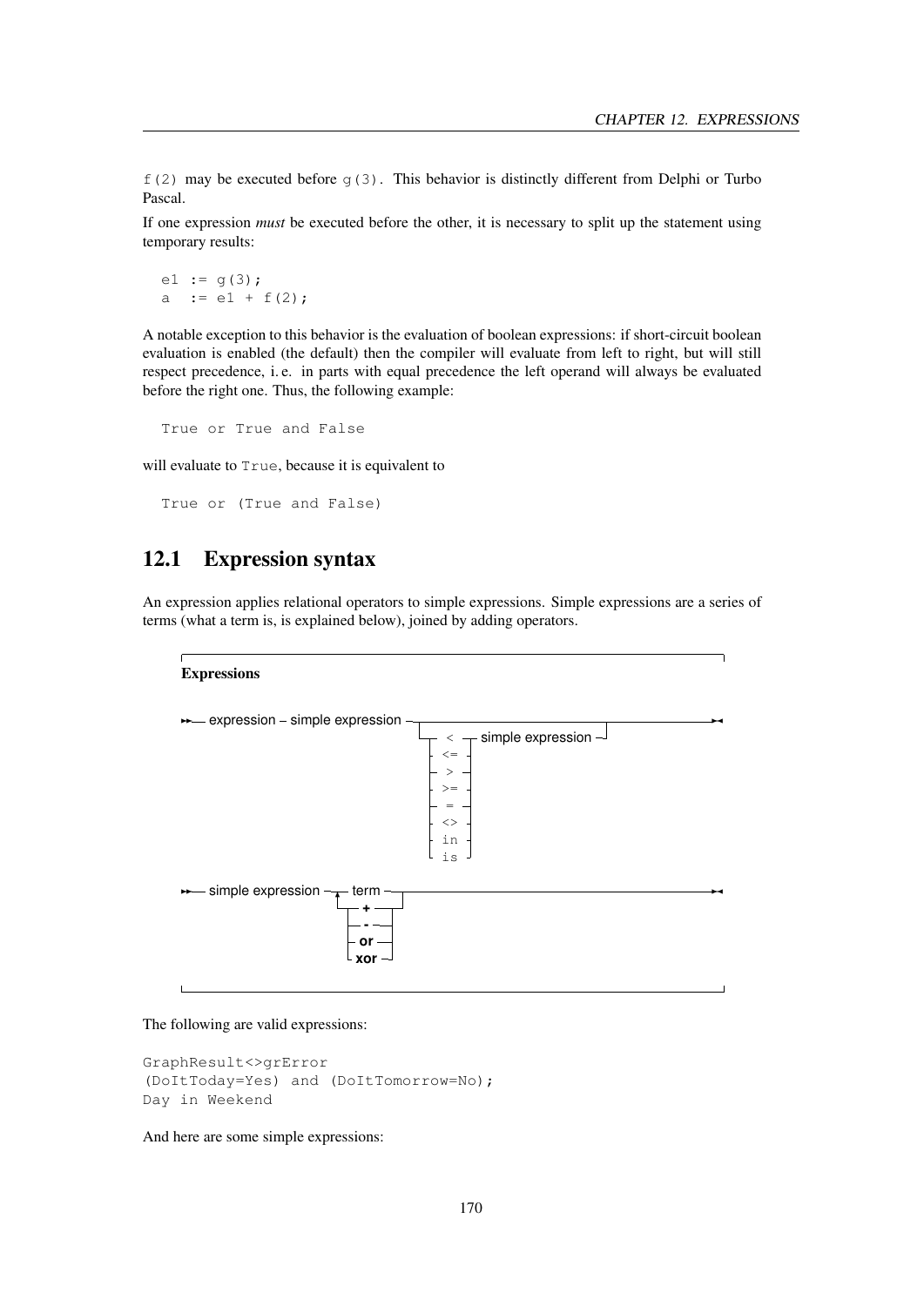f(2) may be executed before g(3). This behavior is distinctly different from Delphi or Turbo Pascal.

If one expression *must* be executed before the other, it is necessary to split up the statement using temporary results:

```
e1 := g(3);
a  := e1 + f(2);
```

A notable exception to this behavior is the evaluation of boolean expressions: if short-circuit boolean evaluation is enabled (the default) then the compiler will evaluate from left to right, but will still respect precedence, i. e. in parts with equal precedence the left operand will always be evaluated before the right one. Thus, the following example:

```
True or True and False
```

will evaluate to True, because it is equivalent to

```
True or (True and False)
```

## 12.1 Expression syntax

An expression applies relational operators to simple expressions. Simple expressions are a series of terms (what a term is, is explained below), joined by adding operators.

**Expressions**

```
expression – simple expression ─┬──────────────────────────────────┬─
                                └─┬─ <  ─┬─ simple expression ─────┘
                                  ├─ <= ─┤
                                  ├─ >  ─┤
                                  ├─ >= ─┤
                                  ├─ =  ─┤
                                  ├─ <> ─┤
                                  ├─ in ─┤
                                  └─ is ─┘

simple expression ─┬─ term ─┬─
                   └─┬─ +  ─┤
                     ├─ -  ─┤
                     ├─ or ─┤
                     └─ xor ┘
```

The following are valid expressions:

```
GraphResult<>grError
(DoItToday=Yes) and (DoItTomorrow=No);
Day in Weekend
```

And here are some simple expressions: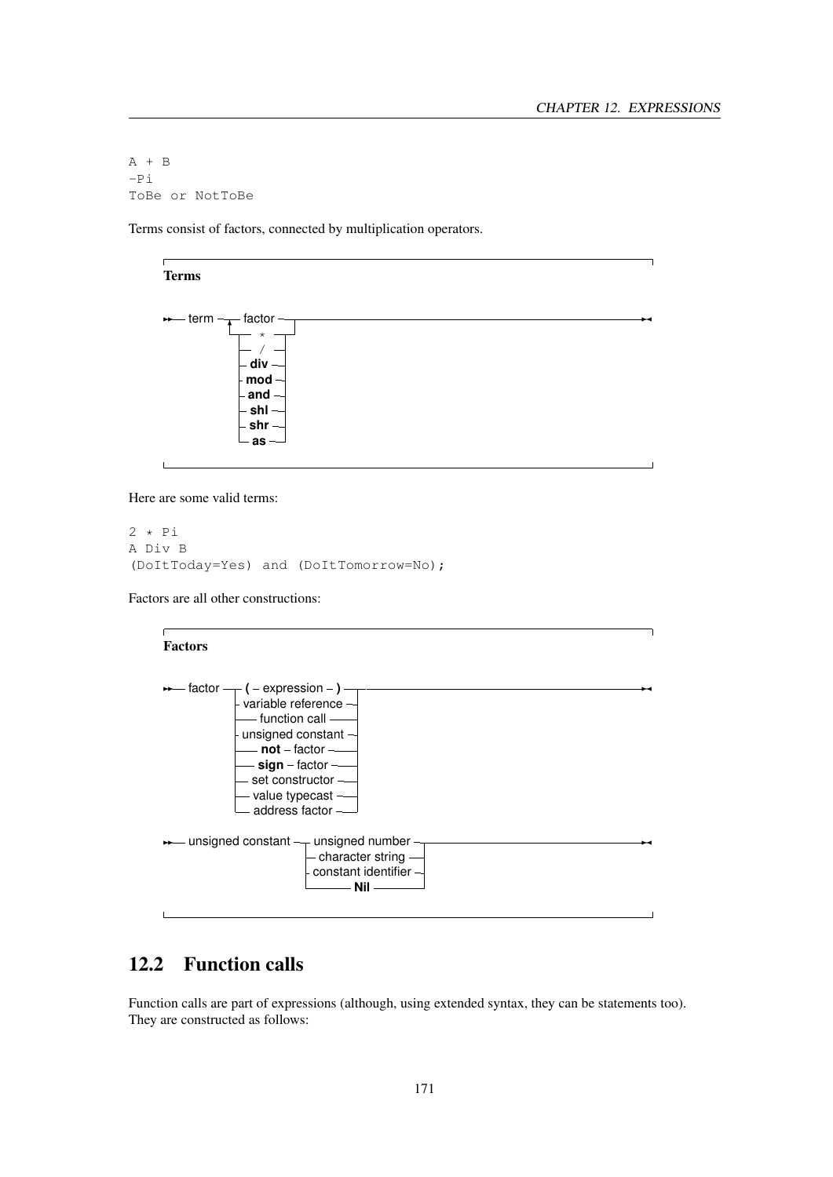```
A + B
-Pi
ToBe or NotToBe
```

Terms consist of factors, connected by multiplication operators.

**Terms**

```
term ─┬─ factor ─┬─────────────────────────────
      │          │
      └── * ─────┤
      ├── / ─────┤
      ├── div ───┤
      ├── mod ───┤
      ├── and ───┤
      ├── shl ───┤
      ├── shr ───┤
      └── as ────┘
```

Here are some valid terms:

```
2 * Pi
A Div B
(DoItToday=Yes) and (DoItTomorrow=No);
```

Factors are all other constructions:

**Factors**

```
factor ─┬─ ( ─ expression ─ ) ─┬───────────────
        ├─ variable reference ─┤
        ├─ function call ──────┤
        ├─ unsigned constant ──┤
        ├─ not ─ factor ───────┤
        ├─ sign ─ factor ──────┤
        ├─ set constructor ────┤
        ├─ value typecast ─────┤
        └─ address factor ─────┘

unsigned constant ─┬─ unsigned number ───┬─────
                   ├─ character string ──┤
                   ├─ constant identifier┤
                   └─ Nil ───────────────┘
```

## 12.2 Function calls

Function calls are part of expressions (although, using extended syntax, they can be statements too). They are constructed as follows: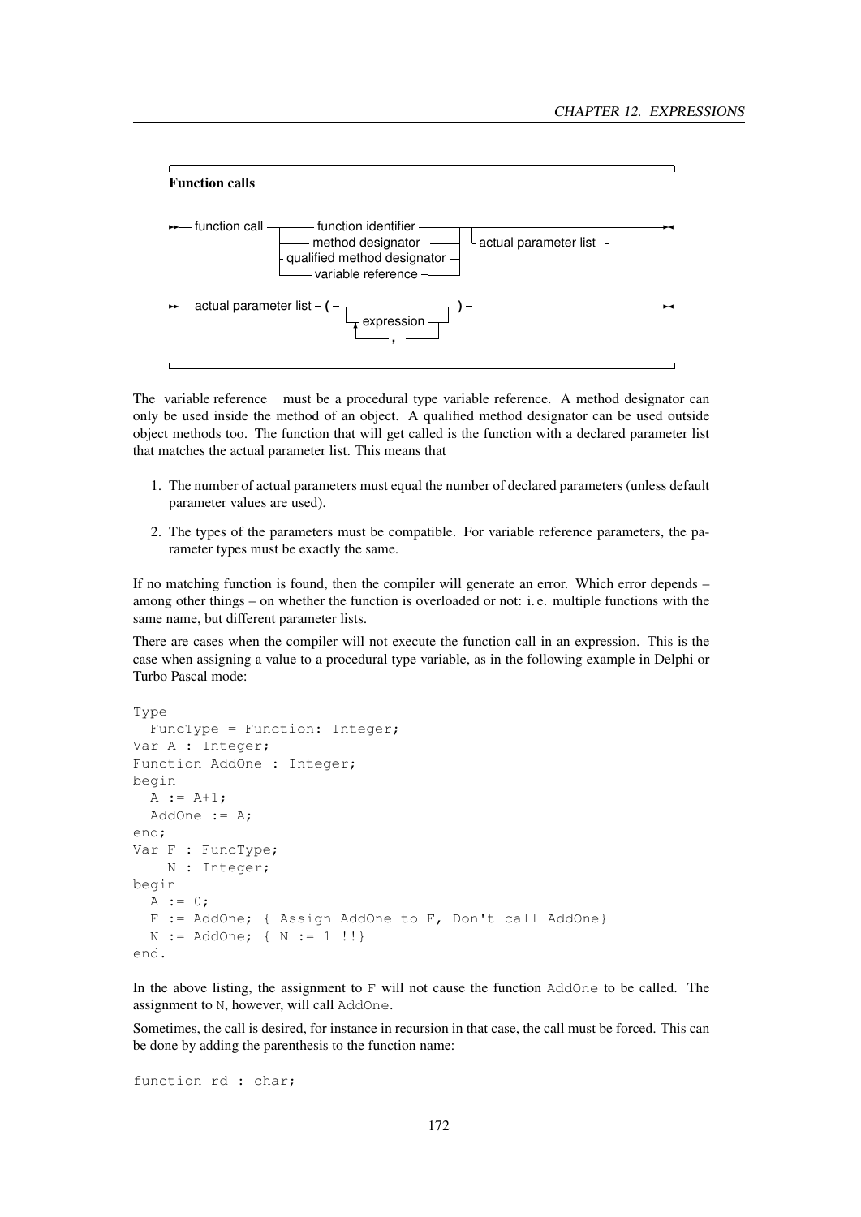**Function calls**

```
-- function call --+-- function identifier ----------+--+---------------------------+-->
                   +-- method designator ------------+  +-- actual parameter list --+
                   +-- qualified method designator --+
                   +-- variable reference -----------+

-- actual parameter list -- ( --+------------------+-- ) -->
                                +-- expression ----+
                                  ^-- , ---------+
```

The variable reference must be a procedural type variable reference. A method designator can only be used inside the method of an object. A qualified method designator can be used outside object methods too. The function that will get called is the function with a declared parameter list that matches the actual parameter list. This means that

1. The number of actual parameters must equal the number of declared parameters (unless default parameter values are used).
2. The types of the parameters must be compatible. For variable reference parameters, the parameter types must be exactly the same.

If no matching function is found, then the compiler will generate an error. Which error depends – among other things – on whether the function is overloaded or not: i. e. multiple functions with the same name, but different parameter lists.

There are cases when the compiler will not execute the function call in an expression. This is the case when assigning a value to a procedural type variable, as in the following example in Delphi or Turbo Pascal mode:

```
Type
  FuncType = Function: Integer;
Var A : Integer;
Function AddOne : Integer;
begin
  A := A+1;
  AddOne := A;
end;
Var F : FuncType;
    N : Integer;
begin
  A := 0;
  F := AddOne; { Assign AddOne to F, Don't call AddOne}
  N := AddOne; { N := 1 !!}
end.
```

In the above listing, the assignment to F will not cause the function AddOne to be called. The assignment to N, however, will call AddOne.

Sometimes, the call is desired, for instance in recursion in that case, the call must be forced. This can be done by adding the parenthesis to the function name:

```
function rd : char;
```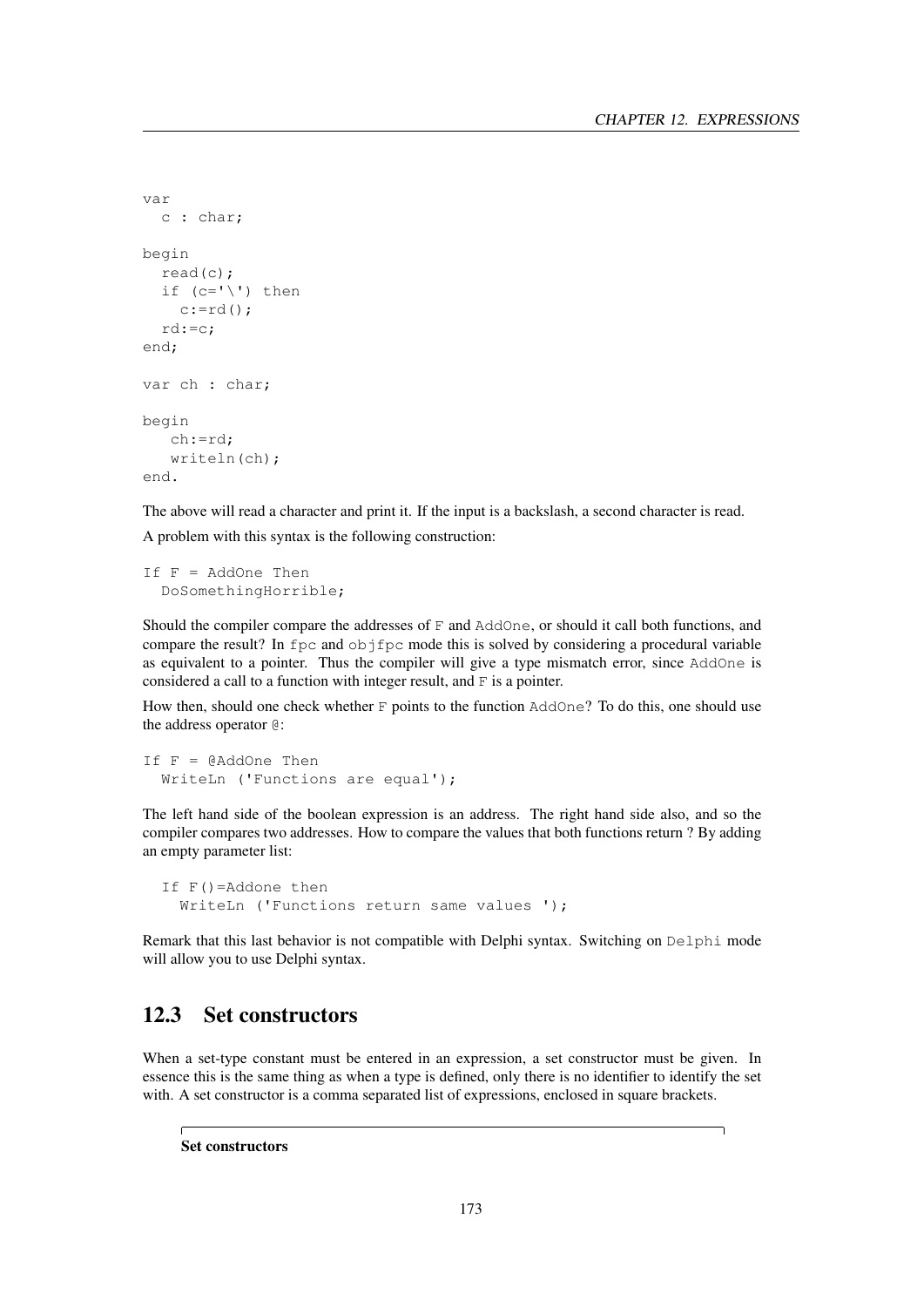```
var
  c : char;

begin
  read(c);
  if (c='\') then
    c:=rd();
  rd:=c;
end;

var ch : char;

begin
   ch:=rd;
   writeln(ch);
end.
```

The above will read a character and print it. If the input is a backslash, a second character is read.

A problem with this syntax is the following construction:

```
If F = AddOne Then
  DoSomethingHorrible;
```

Should the compiler compare the addresses of `F` and `AddOne`, or should it call both functions, and compare the result? In `fpc` and `objfpc` mode this is solved by considering a procedural variable as equivalent to a pointer. Thus the compiler will give a type mismatch error, since `AddOne` is considered a call to a function with integer result, and `F` is a pointer.

How then, should one check whether `F` points to the function `AddOne`? To do this, one should use the address operator `@`:

```
If F = @AddOne Then
  WriteLn ('Functions are equal');
```

The left hand side of the boolean expression is an address. The right hand side also, and so the compiler compares two addresses. How to compare the values that both functions return ? By adding an empty parameter list:

```
  If F()=Addone then
    WriteLn ('Functions return same values ');
```

Remark that this last behavior is not compatible with Delphi syntax. Switching on `Delphi` mode will allow you to use Delphi syntax.

## 12.3 Set constructors

When a set-type constant must be entered in an expression, a set constructor must be given. In essence this is the same thing as when a type is defined, only there is no identifier to identify the set with. A set constructor is a comma separated list of expressions, enclosed in square brackets.

**Set constructors**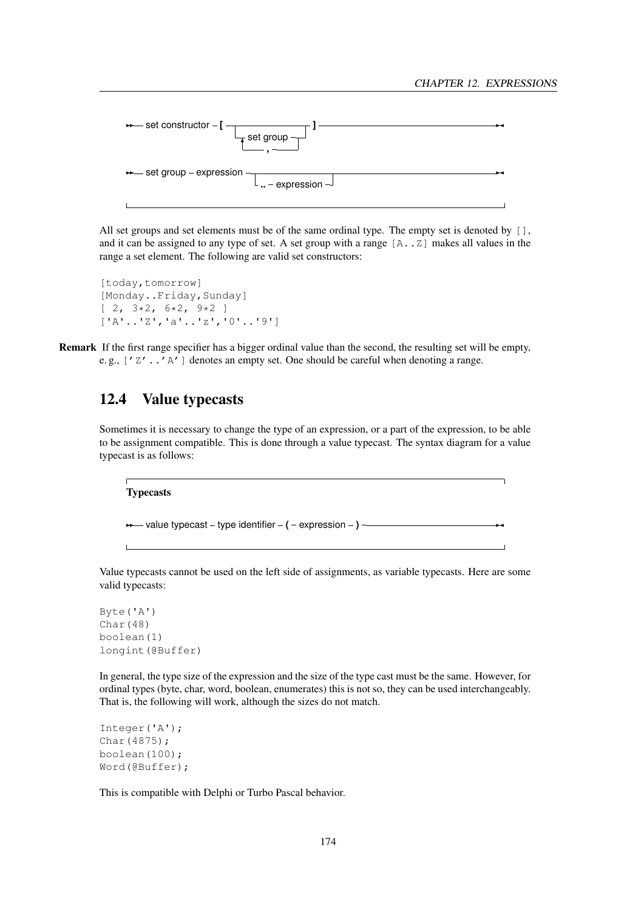```
set constructor – [ ─┬──────────────────┬─ ] ─────────────────────
                     └─┬─ set group ─┬──┘
                       └───── , ─────┘

set group – expression ─┬──────────────────┬──────────────────────
                        └─ .. – expression ─┘
```

All set groups and set elements must be of the same ordinal type. The empty set is denoted by [], and it can be assigned to any type of set. A set group with a range [A..Z] makes all values in the range a set element. The following are valid set constructors:

```
[today,tomorrow]
[Monday..Friday,Sunday]
[ 2, 3*2, 6*2, 9*2 ]
['A'..'Z','a'..'z','0'..'9']
```

**Remark** If the first range specifier has a bigger ordinal value than the second, the resulting set will be empty, e. g., ['Z'..'A'] denotes an empty set. One should be careful when denoting a range.

## 12.4 Value typecasts

Sometimes it is necessary to change the type of an expression, or a part of the expression, to be able to be assignment compatible. This is done through a value typecast. The syntax diagram for a value typecast is as follows:

**Typecasts**

```
value typecast – type identifier – ( – expression – ) ────────────
```

Value typecasts cannot be used on the left side of assignments, as variable typecasts. Here are some valid typecasts:

```
Byte('A')
Char(48)
boolean(1)
longint(@Buffer)
```

In general, the type size of the expression and the size of the type cast must be the same. However, for ordinal types (byte, char, word, boolean, enumerates) this is not so, they can be used interchangeably. That is, the following will work, although the sizes do not match.

```
Integer('A');
Char(4875);
boolean(100);
Word(@Buffer);
```

This is compatible with Delphi or Turbo Pascal behavior.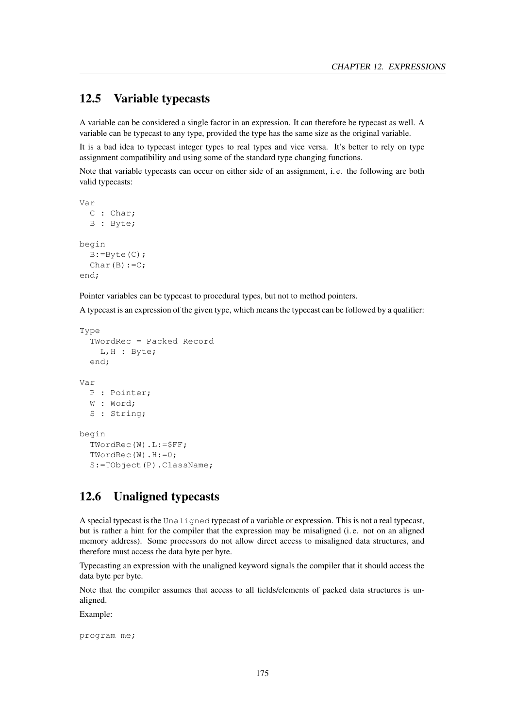## 12.5 Variable typecasts

A variable can be considered a single factor in an expression. It can therefore be typecast as well. A variable can be typecast to any type, provided the type has the same size as the original variable.

It is a bad idea to typecast integer types to real types and vice versa. It's better to rely on type assignment compatibility and using some of the standard type changing functions.

Note that variable typecasts can occur on either side of an assignment, i. e. the following are both valid typecasts:

```
Var
  C : Char;
  B : Byte;

begin
  B:=Byte(C);
  Char(B):=C;
end;
```

Pointer variables can be typecast to procedural types, but not to method pointers.

A typecast is an expression of the given type, which means the typecast can be followed by a qualifier:

```
Type
  TWordRec = Packed Record
    L,H : Byte;
  end;

Var
  P : Pointer;
  W : Word;
  S : String;

begin
  TWordRec(W).L:=$FF;
  TWordRec(W).H:=0;
  S:=TObject(P).ClassName;
```

## 12.6 Unaligned typecasts

A special typecast is the `Unaligned` typecast of a variable or expression. This is not a real typecast, but is rather a hint for the compiler that the expression may be misaligned (i. e. not on an aligned memory address). Some processors do not allow direct access to misaligned data structures, and therefore must access the data byte per byte.

Typecasting an expression with the unaligned keyword signals the compiler that it should access the data byte per byte.

Note that the compiler assumes that access to all fields/elements of packed data structures is unaligned.

Example:

```
program me;
```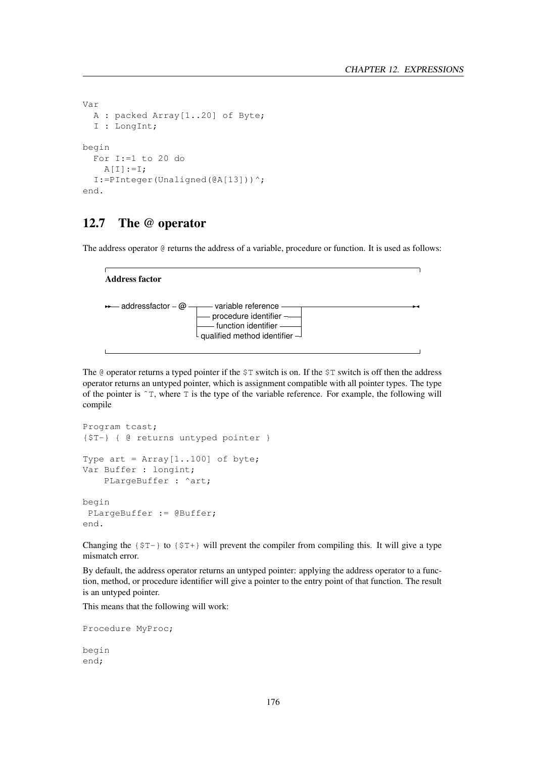```
Var
  A : packed Array[1..20] of Byte;
  I : LongInt;

begin
  For I:=1 to 20 do
    A[I]:=I;
  I:=PInteger(Unaligned(@A[13]))^;
end.
```

## 12.7 The @ operator

The address operator `@` returns the address of a variable, procedure or function. It is used as follows:

**Address factor**

```
>>-- addressfactor -- @ --+-- variable reference ----------+------------------------><
                          +-- procedure identifier --------+
                          +-- function identifier ---------+
                          +-- qualified method identifier -+
```

The `@` operator returns a typed pointer if the `$T` switch is on. If the `$T` switch is off then the address operator returns an untyped pointer, which is assignment compatible with all pointer types. The type of the pointer is `^T`, where `T` is the type of the variable reference. For example, the following will compile

```
Program tcast;
{$T-} { @ returns untyped pointer }

Type art = Array[1..100] of byte;
Var Buffer : longint;
    PLargeBuffer : ^art;

begin
 PLargeBuffer := @Buffer;
end.
```

Changing the `{$T-}` to `{$T+}` will prevent the compiler from compiling this. It will give a type mismatch error.

By default, the address operator returns an untyped pointer: applying the address operator to a function, method, or procedure identifier will give a pointer to the entry point of that function. The result is an untyped pointer.

This means that the following will work:

```
Procedure MyProc;

begin
end;
```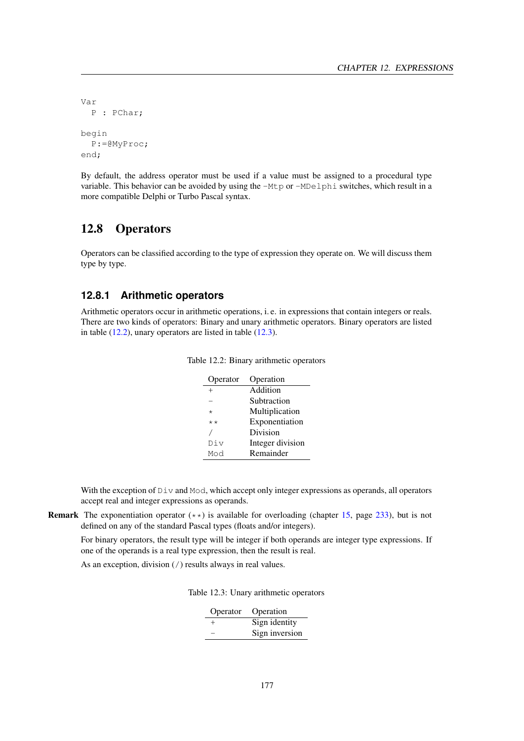```
Var
  P : PChar;

begin
  P:=@MyProc;
end;
```

By default, the address operator must be used if a value must be assigned to a procedural type variable. This behavior can be avoided by using the `-Mtp` or `-MDelphi` switches, which result in a more compatible Delphi or Turbo Pascal syntax.

## 12.8 Operators

Operators can be classified according to the type of expression they operate on. We will discuss them type by type.

### 12.8.1 Arithmetic operators

Arithmetic operators occur in arithmetic operations, i. e. in expressions that contain integers or reals. There are two kinds of operators: Binary and unary arithmetic operators. Binary operators are listed in table (12.2), unary operators are listed in table (12.3).

Table 12.2: Binary arithmetic operators

| Operator | Operation |
|---|---|
| `+` | Addition |
| `-` | Subtraction |
| `*` | Multiplication |
| `**` | Exponentiation |
| `/` | Division |
| `Div` | Integer division |
| `Mod` | Remainder |

With the exception of `Div` and `Mod`, which accept only integer expressions as operands, all operators accept real and integer expressions as operands.

**Remark** The exponentiation operator (`**`) is available for overloading (chapter 15, page 233), but is not defined on any of the standard Pascal types (floats and/or integers).

For binary operators, the result type will be integer if both operands are integer type expressions. If one of the operands is a real type expression, then the result is real.

As an exception, division (`/`) results always in real values.

Table 12.3: Unary arithmetic operators

| Operator | Operation |
|---|---|
| `+` | Sign identity |
| `-` | Sign inversion |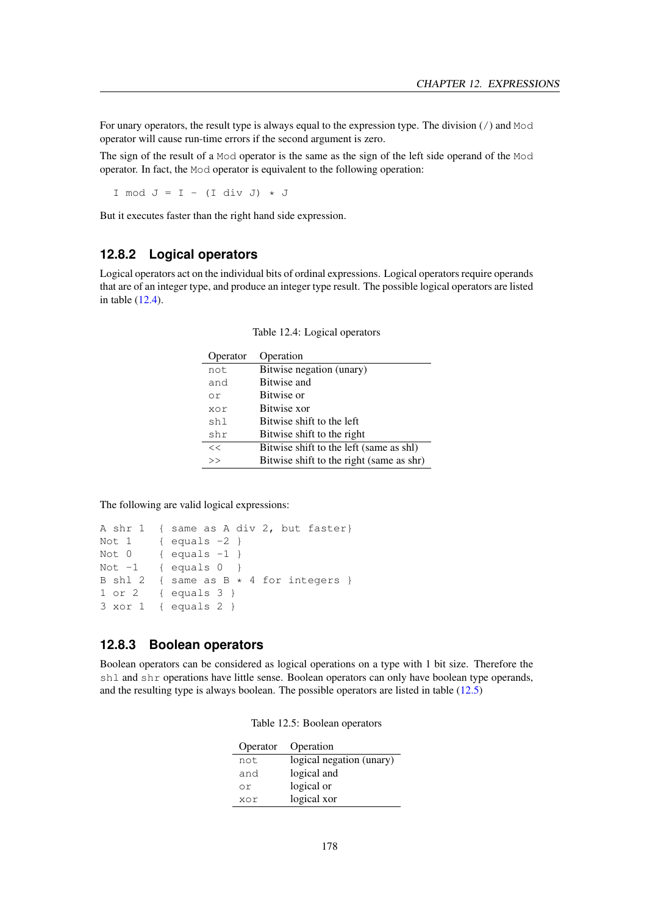For unary operators, the result type is always equal to the expression type. The division (`/`) and `Mod` operator will cause run-time errors if the second argument is zero.

The sign of the result of a `Mod` operator is the same as the sign of the left side operand of the `Mod` operator. In fact, the `Mod` operator is equivalent to the following operation:

```
I mod J = I - (I div J) * J
```

But it executes faster than the right hand side expression.

### 12.8.2 Logical operators

Logical operators act on the individual bits of ordinal expressions. Logical operators require operands that are of an integer type, and produce an integer type result. The possible logical operators are listed in table (12.4).

Table 12.4: Logical operators

| Operator | Operation |
|---|---|
| `not` | Bitwise negation (unary) |
| `and` | Bitwise and |
| `or` | Bitwise or |
| `xor` | Bitwise xor |
| `shl` | Bitwise shift to the left |
| `shr` | Bitwise shift to the right |
| `<<` | Bitwise shift to the left (same as shl) |
| `>>` | Bitwise shift to the right (same as shr) |

The following are valid logical expressions:

```
A shr 1  { same as A div 2, but faster}
Not 1    { equals -2 }
Not 0    { equals -1 }
Not -1   { equals 0  }
B shl 2  { same as B * 4 for integers }
1 or 2   { equals 3 }
3 xor 1  { equals 2 }
```

### 12.8.3 Boolean operators

Boolean operators can be considered as logical operations on a type with 1 bit size. Therefore the `shl` and `shr` operations have little sense. Boolean operators can only have boolean type operands, and the resulting type is always boolean. The possible operators are listed in table (12.5)

Table 12.5: Boolean operators

| Operator | Operation |
|---|---|
| `not` | logical negation (unary) |
| `and` | logical and |
| `or` | logical or |
| `xor` | logical xor |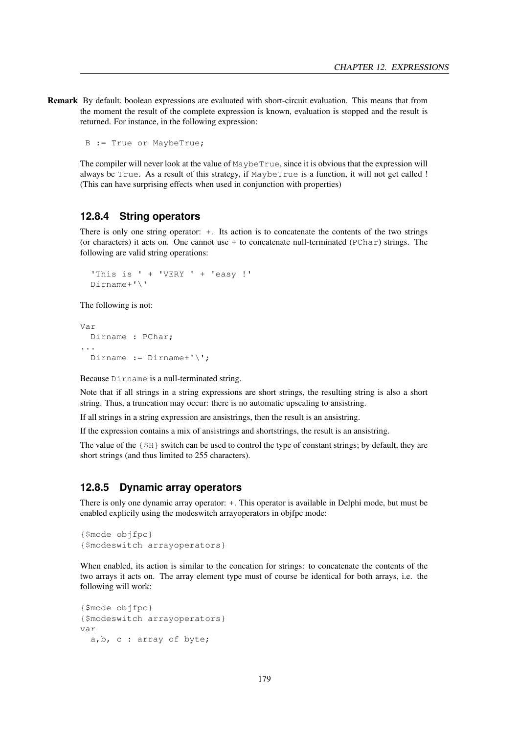**Remark** By default, boolean expressions are evaluated with short-circuit evaluation. This means that from the moment the result of the complete expression is known, evaluation is stopped and the result is returned. For instance, in the following expression:

```
B := True or MaybeTrue;
```

The compiler will never look at the value of `MaybeTrue`, since it is obvious that the expression will always be `True`. As a result of this strategy, if `MaybeTrue` is a function, it will not get called ! (This can have surprising effects when used in conjunction with properties)

### 12.8.4 String operators

There is only one string operator: `+`. Its action is to concatenate the contents of the two strings (or characters) it acts on. One cannot use `+` to concatenate null-terminated (`PChar`) strings. The following are valid string operations:

```
'This is ' + 'VERY ' + 'easy !'
Dirname+'\'
```

The following is not:

```
Var
  Dirname : PChar;
...
  Dirname := Dirname+'\';
```

Because `Dirname` is a null-terminated string.

Note that if all strings in a string expressions are short strings, the resulting string is also a short string. Thus, a truncation may occur: there is no automatic upscaling to ansistring.

If all strings in a string expression are ansistrings, then the result is an ansistring.

If the expression contains a mix of ansistrings and shortstrings, the result is an ansistring.

The value of the `{$H}` switch can be used to control the type of constant strings; by default, they are short strings (and thus limited to 255 characters).

### 12.8.5 Dynamic array operators

There is only one dynamic array operator: `+`. This operator is available in Delphi mode, but must be enabled explicily using the modeswitch arrayoperators in objfpc mode:

```
{$mode objfpc}
{$modeswitch arrayoperators}
```

When enabled, its action is similar to the concation for strings: to concatenate the contents of the two arrays it acts on. The array element type must of course be identical for both arrays, i.e. the following will work:

```
{$mode objfpc}
{$modeswitch arrayoperators}
var
  a,b, c : array of byte;
```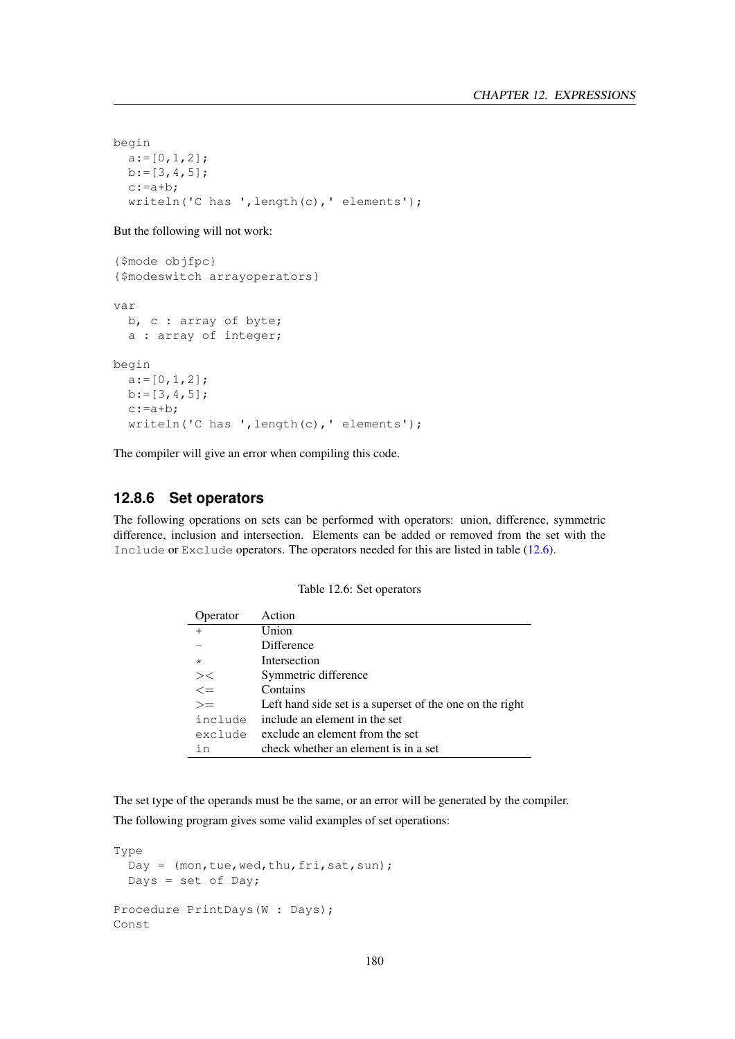```
begin
  a:=[0,1,2];
  b:=[3,4,5];
  c:=a+b;
  writeln('C has ',length(c),' elements');
```

But the following will not work:

```
{$mode objfpc}
{$modeswitch arrayoperators}

var
  b, c : array of byte;
  a : array of integer;

begin
  a:=[0,1,2];
  b:=[3,4,5];
  c:=a+b;
  writeln('C has ',length(c),' elements');
```

The compiler will give an error when compiling this code.

### 12.8.6 Set operators

The following operations on sets can be performed with operators: union, difference, symmetric difference, inclusion and intersection. Elements can be added or removed from the set with the `Include` or `Exclude` operators. The operators needed for this are listed in table (12.6).

Table 12.6: Set operators

| Operator | Action |
|---|---|
| + | Union |
| - | Difference |
| * | Intersection |
| >< | Symmetric difference |
| <= | Contains |
| >= | Left hand side set is a superset of the one on the right |
| `include` | include an element in the set |
| `exclude` | exclude an element from the set |
| `in` | check whether an element is in a set |

The set type of the operands must be the same, or an error will be generated by the compiler.

The following program gives some valid examples of set operations:

```
Type
  Day = (mon,tue,wed,thu,fri,sat,sun);
  Days = set of Day;

Procedure PrintDays(W : Days);
Const
```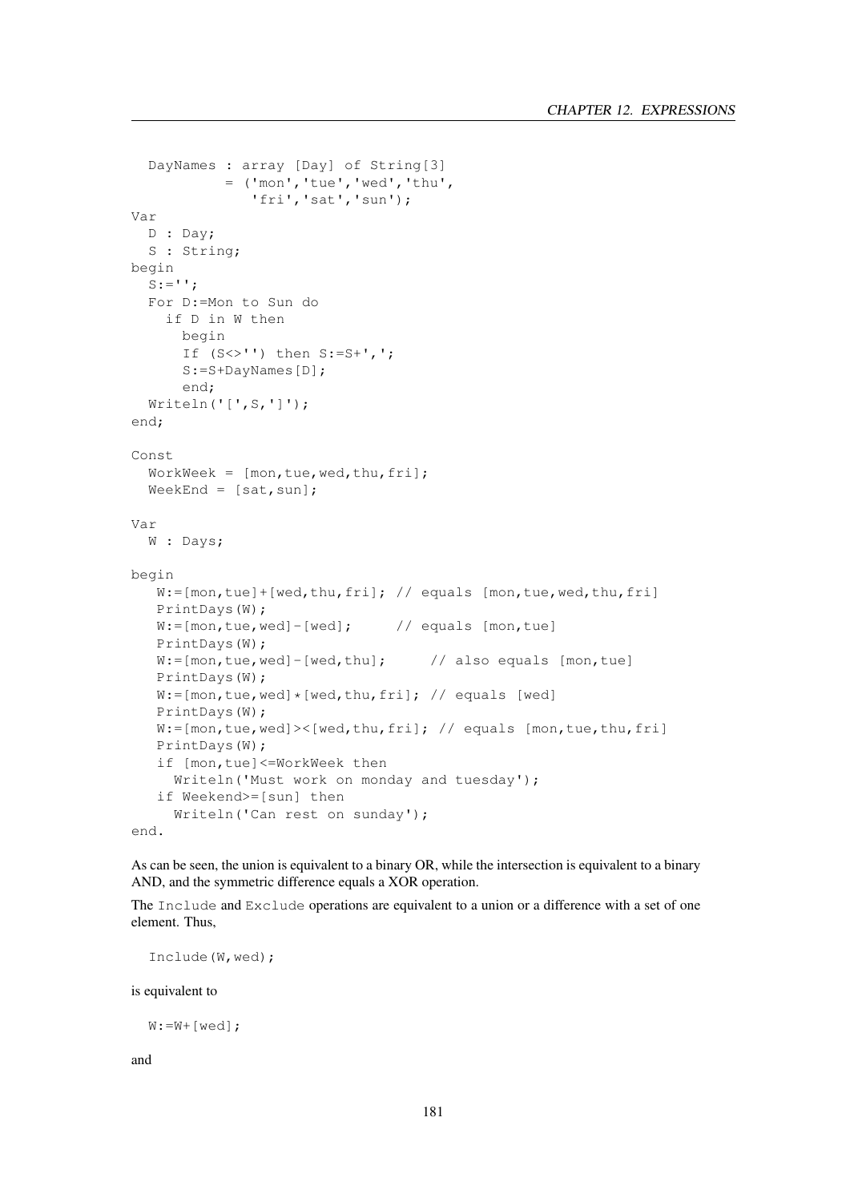```
  DayNames : array [Day] of String[3]
           = ('mon','tue','wed','thu',
              'fri','sat','sun');
Var
  D : Day;
  S : String;
begin
  S:='';
  For D:=Mon to Sun do
    if D in W then
      begin
      If (S<>'') then S:=S+',';
      S:=S+DayNames[D];
      end;
  Writeln('[',S,']');
end;

Const
  WorkWeek = [mon,tue,wed,thu,fri];
  WeekEnd = [sat,sun];

Var
  W : Days;

begin
   W:=[mon,tue]+[wed,thu,fri]; // equals [mon,tue,wed,thu,fri]
   PrintDays(W);
   W:=[mon,tue,wed]-[wed];     // equals [mon,tue]
   PrintDays(W);
   W:=[mon,tue,wed]-[wed,thu];     // also equals [mon,tue]
   PrintDays(W);
   W:=[mon,tue,wed]*[wed,thu,fri]; // equals [wed]
   PrintDays(W);
   W:=[mon,tue,wed]><[wed,thu,fri]; // equals [mon,tue,thu,fri]
   PrintDays(W);
   if [mon,tue]<=WorkWeek then
     Writeln('Must work on monday and tuesday');
   if Weekend>=[sun] then
     Writeln('Can rest on sunday');
end.
```

As can be seen, the union is equivalent to a binary OR, while the intersection is equivalent to a binary AND, and the symmetric difference equals a XOR operation.

The `Include` and `Exclude` operations are equivalent to a union or a difference with a set of one element. Thus,

```
  Include(W,wed);
```

is equivalent to

```
  W:=W+[wed];
```

and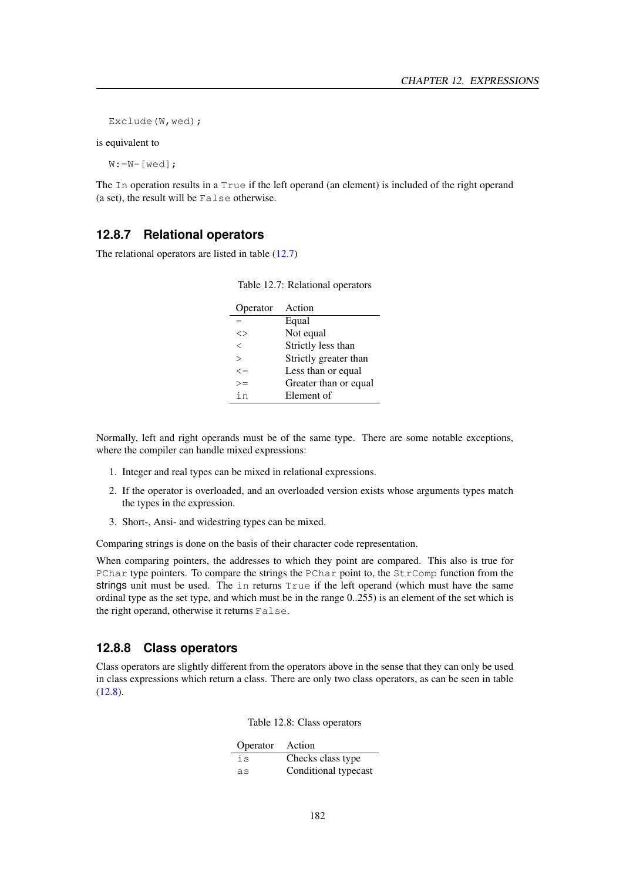```
Exclude(W,wed);
```

is equivalent to

```
W:=W-[wed];
```

The `In` operation results in a `True` if the left operand (an element) is included of the right operand (a set), the result will be `False` otherwise.

### 12.8.7 Relational operators

The relational operators are listed in table (12.7)

Table 12.7: Relational operators

| Operator | Action |
|---|---|
| = | Equal |
| <> | Not equal |
| < | Strictly less than |
| > | Strictly greater than |
| <= | Less than or equal |
| >= | Greater than or equal |
| `in` | Element of |

Normally, left and right operands must be of the same type. There are some notable exceptions, where the compiler can handle mixed expressions:

1. Integer and real types can be mixed in relational expressions.
2. If the operator is overloaded, and an overloaded version exists whose arguments types match the types in the expression.
3. Short-, Ansi- and widestring types can be mixed.

Comparing strings is done on the basis of their character code representation.

When comparing pointers, the addresses to which they point are compared. This also is true for `PChar` type pointers. To compare the strings the `PChar` point to, the `StrComp` function from the strings unit must be used. The `in` returns `True` if the left operand (which must have the same ordinal type as the set type, and which must be in the range 0..255) is an element of the set which is the right operand, otherwise it returns `False`.

### 12.8.8 Class operators

Class operators are slightly different from the operators above in the sense that they can only be used in class expressions which return a class. There are only two class operators, as can be seen in table (12.8).

Table 12.8: Class operators

| Operator | Action |
|---|---|
| `is` | Checks class type |
| `as` | Conditional typecast |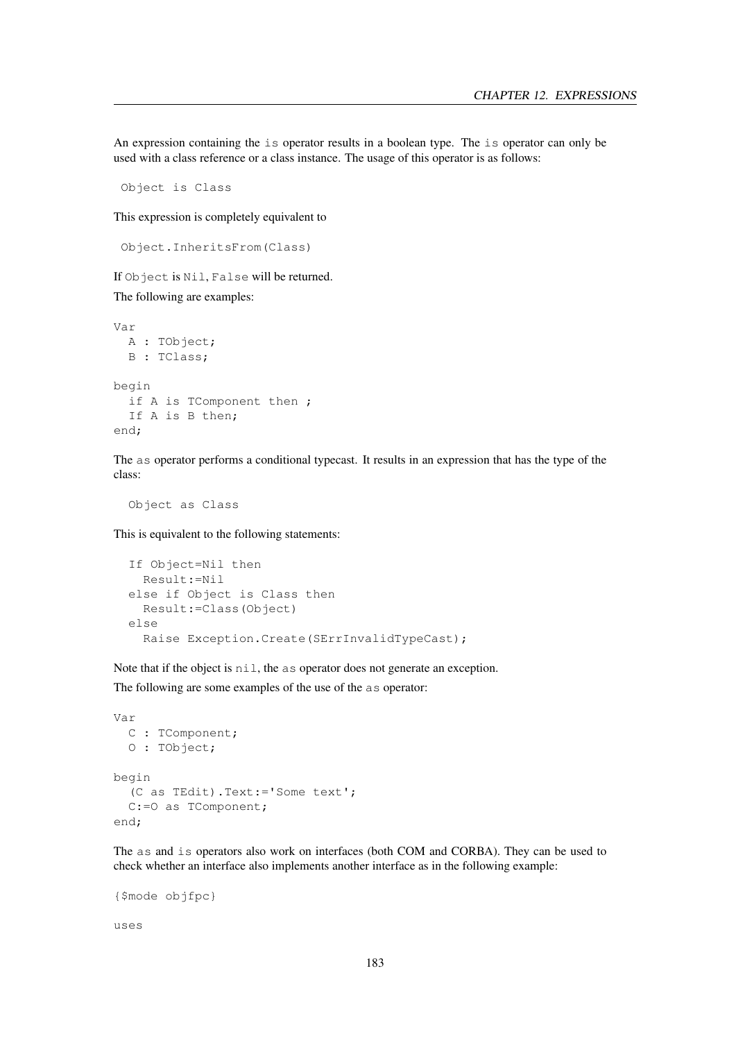An expression containing the `is` operator results in a boolean type. The `is` operator can only be used with a class reference or a class instance. The usage of this operator is as follows:

```
Object is Class
```

This expression is completely equivalent to

```
Object.InheritsFrom(Class)
```

If `Object` is `Nil`, `False` will be returned.

The following are examples:

```
Var
  A : TObject;
  B : TClass;

begin
  if A is TComponent then ;
  If A is B then;
end;
```

The `as` operator performs a conditional typecast. It results in an expression that has the type of the class:

```
  Object as Class
```

This is equivalent to the following statements:

```
  If Object=Nil then
    Result:=Nil
  else if Object is Class then
    Result:=Class(Object)
  else
    Raise Exception.Create(SErrInvalidTypeCast);
```

Note that if the object is `nil`, the `as` operator does not generate an exception.

The following are some examples of the use of the `as` operator:

```
Var
  C : TComponent;
  O : TObject;

begin
  (C as TEdit).Text:='Some text';
  C:=O as TComponent;
end;
```

The `as` and `is` operators also work on interfaces (both COM and CORBA). They can be used to check whether an interface also implements another interface as in the following example:

```
{$mode objfpc}

uses
```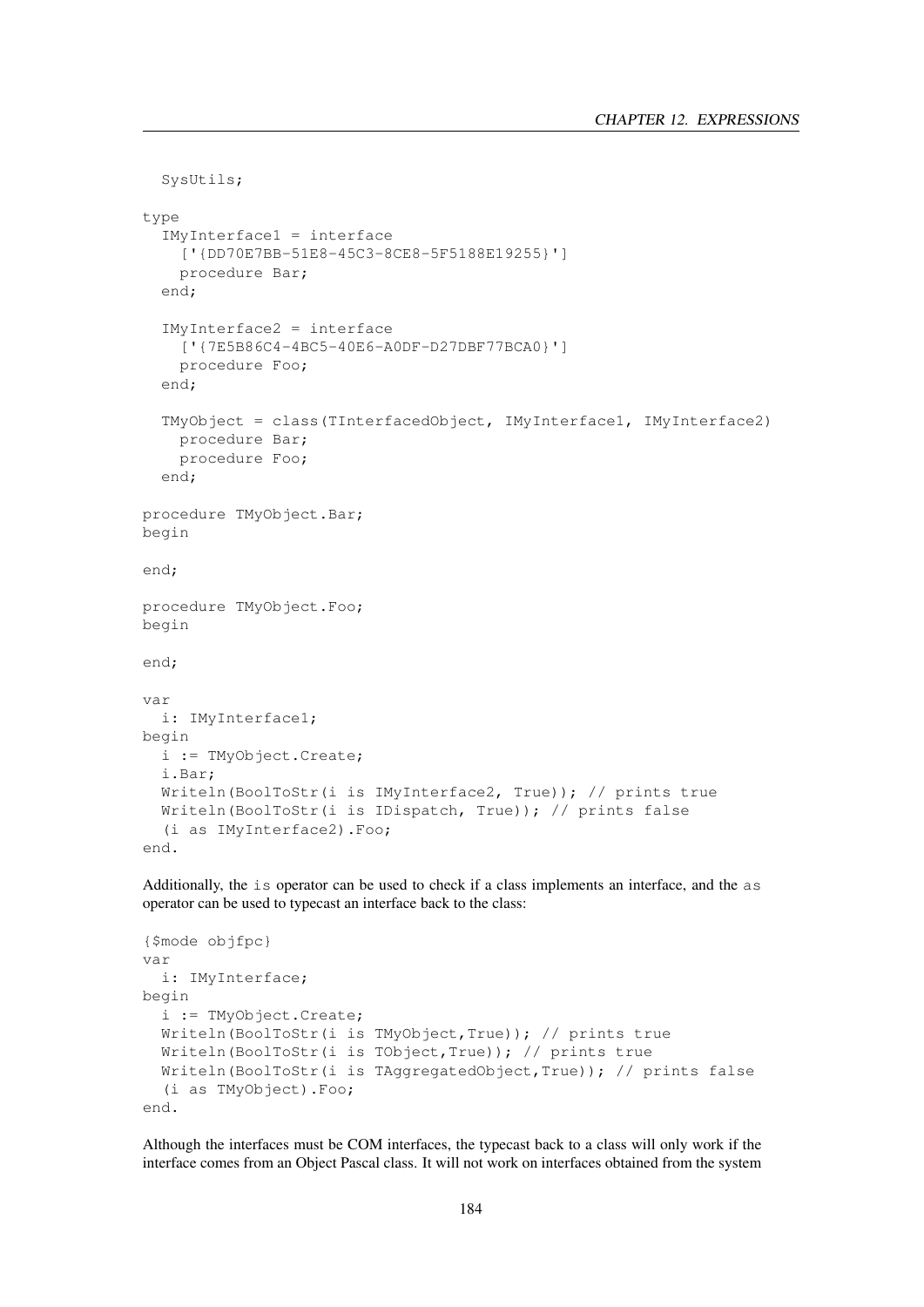```
  SysUtils;

type
  IMyInterface1 = interface
    ['{DD70E7BB-51E8-45C3-8CE8-5F5188E19255}']
    procedure Bar;
  end;

  IMyInterface2 = interface
    ['{7E5B86C4-4BC5-40E6-A0DF-D27DBF77BCA0}']
    procedure Foo;
  end;

  TMyObject = class(TInterfacedObject, IMyInterface1, IMyInterface2)
    procedure Bar;
    procedure Foo;
  end;

procedure TMyObject.Bar;
begin

end;

procedure TMyObject.Foo;
begin

end;

var
  i: IMyInterface1;
begin
  i := TMyObject.Create;
  i.Bar;
  Writeln(BoolToStr(i is IMyInterface2, True)); // prints true
  Writeln(BoolToStr(i is IDispatch, True)); // prints false
  (i as IMyInterface2).Foo;
end.
```

Additionally, the `is` operator can be used to check if a class implements an interface, and the `as` operator can be used to typecast an interface back to the class:

```
{$mode objfpc}
var
  i: IMyInterface;
begin
  i := TMyObject.Create;
  Writeln(BoolToStr(i is TMyObject,True)); // prints true
  Writeln(BoolToStr(i is TObject,True)); // prints true
  Writeln(BoolToStr(i is TAggregatedObject,True)); // prints false
  (i as TMyObject).Foo;
end.
```

Although the interfaces must be COM interfaces, the typecast back to a class will only work if the interface comes from an Object Pascal class. It will not work on interfaces obtained from the system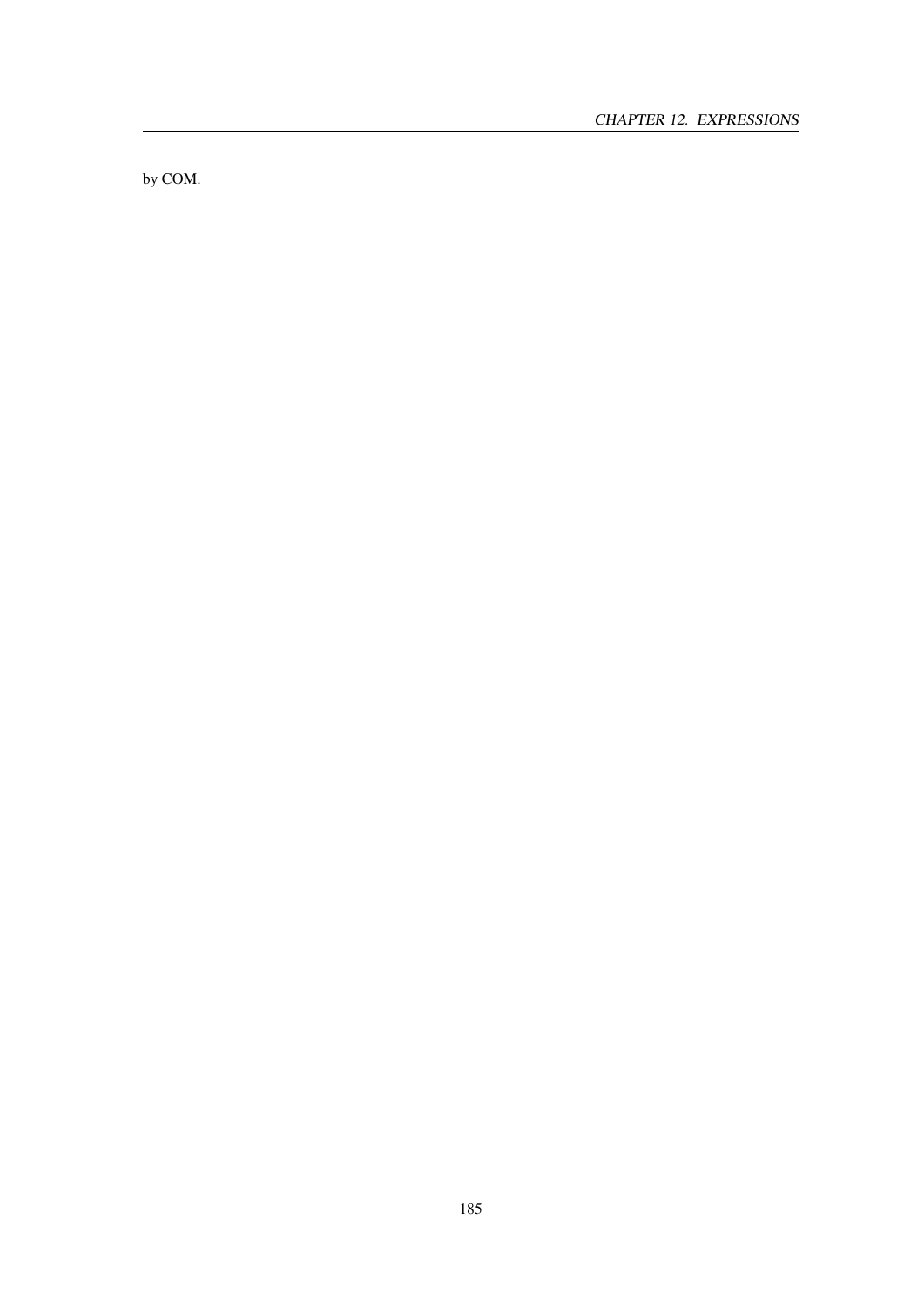by COM.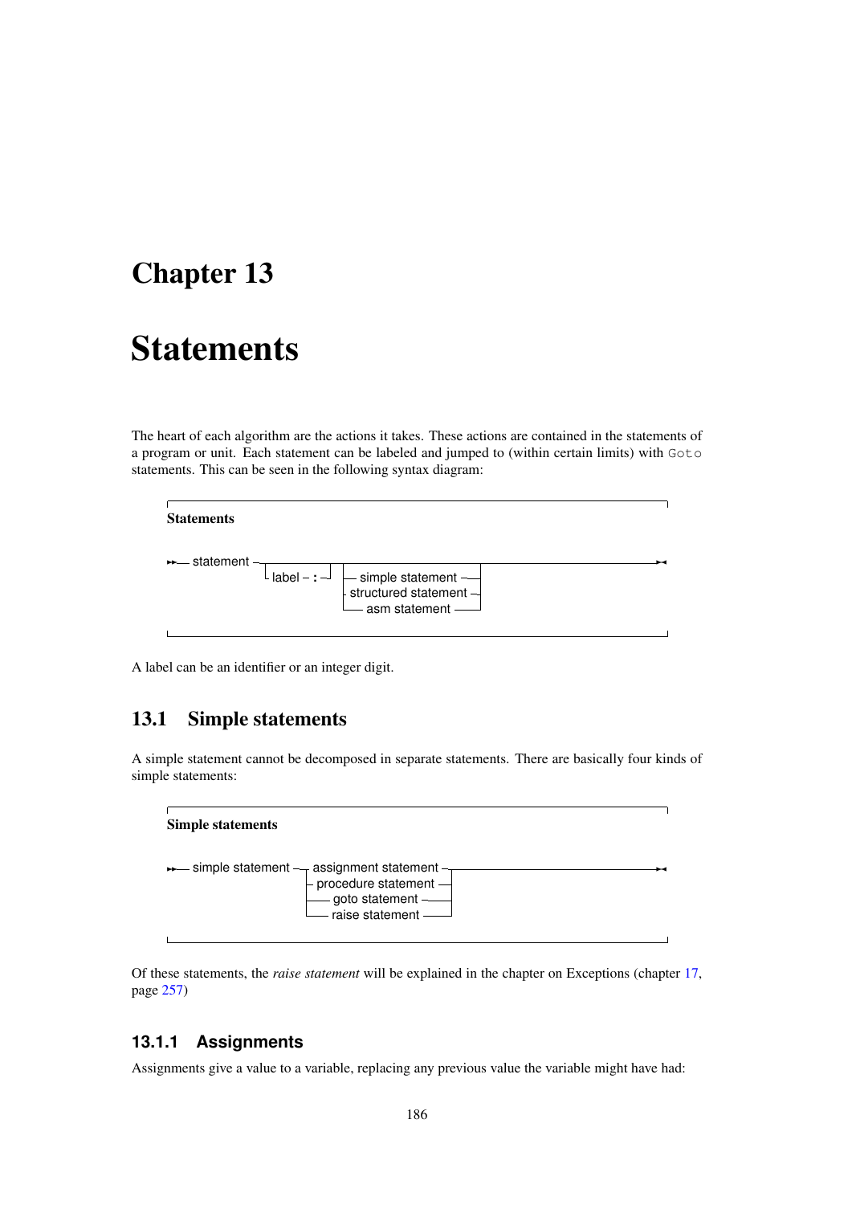# Chapter 13

# Statements

The heart of each algorithm are the actions it takes. These actions are contained in the statements of a program or unit. Each statement can be labeled and jumped to (within certain limits) with `Goto` statements. This can be seen in the following syntax diagram:

**Statements**

```
statement ─┬──────────┬─┬─ simple statement ─────┬─────────────────
           └ label ─ : ┘ ├─ structured statement ─┤
                         └─ asm statement ────────┘
```

A label can be an identifier or an integer digit.

## 13.1 Simple statements

A simple statement cannot be decomposed in separate statements. There are basically four kinds of simple statements:

**Simple statements**

```
simple statement ─┬─ assignment statement ─┬─────────────────
                  ├─ procedure statement ──┤
                  ├─ goto statement ───────┤
                  └─ raise statement ──────┘
```

Of these statements, the *raise statement* will be explained in the chapter on Exceptions (chapter 17, page 257)

### 13.1.1 Assignments

Assignments give a value to a variable, replacing any previous value the variable might have had: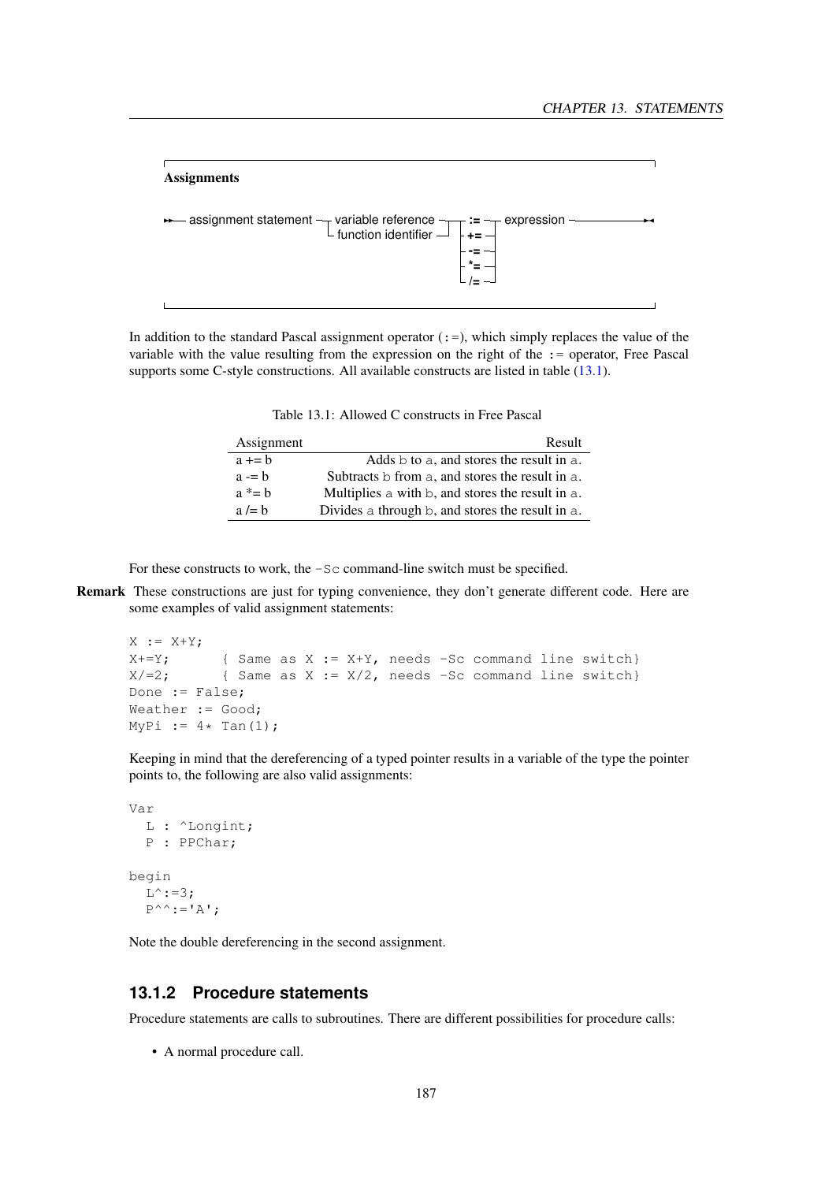**Assignments**

```
assignment statement ─┬ variable reference ┬─┬ := ┬─ expression
                      └ function identifier ┘ ├ += ┤
                                              ├ -= ┤
                                              ├ *= ┤
                                              └ /= ┘
```

In addition to the standard Pascal assignment operator (`:=`), which simply replaces the value of the variable with the value resulting from the expression on the right of the `:=` operator, Free Pascal supports some C-style constructions. All available constructs are listed in table (13.1).

Table 13.1: Allowed C constructs in Free Pascal

| Assignment | Result |
|---|---:|
| a += b | Adds `b` to `a`, and stores the result in `a`. |
| a -= b | Subtracts `b` from `a`, and stores the result in `a`. |
| a *= b | Multiplies `a` with `b`, and stores the result in `a`. |
| a /= b | Divides `a` through `b`, and stores the result in `a`. |

For these constructs to work, the `-Sc` command-line switch must be specified.

**Remark** These constructions are just for typing convenience, they don't generate different code. Here are some examples of valid assignment statements:

```
X := X+Y;
X+=Y;      { Same as X := X+Y, needs -Sc command line switch}
X/=2;      { Same as X := X/2, needs -Sc command line switch}
Done := False;
Weather := Good;
MyPi := 4* Tan(1);
```

Keeping in mind that the dereferencing of a typed pointer results in a variable of the type the pointer points to, the following are also valid assignments:

```
Var
  L : ^Longint;
  P : PPChar;

begin
  L^:=3;
  P^^:='A';
```

Note the double dereferencing in the second assignment.

### 13.1.2 Procedure statements

Procedure statements are calls to subroutines. There are different possibilities for procedure calls:

- A normal procedure call.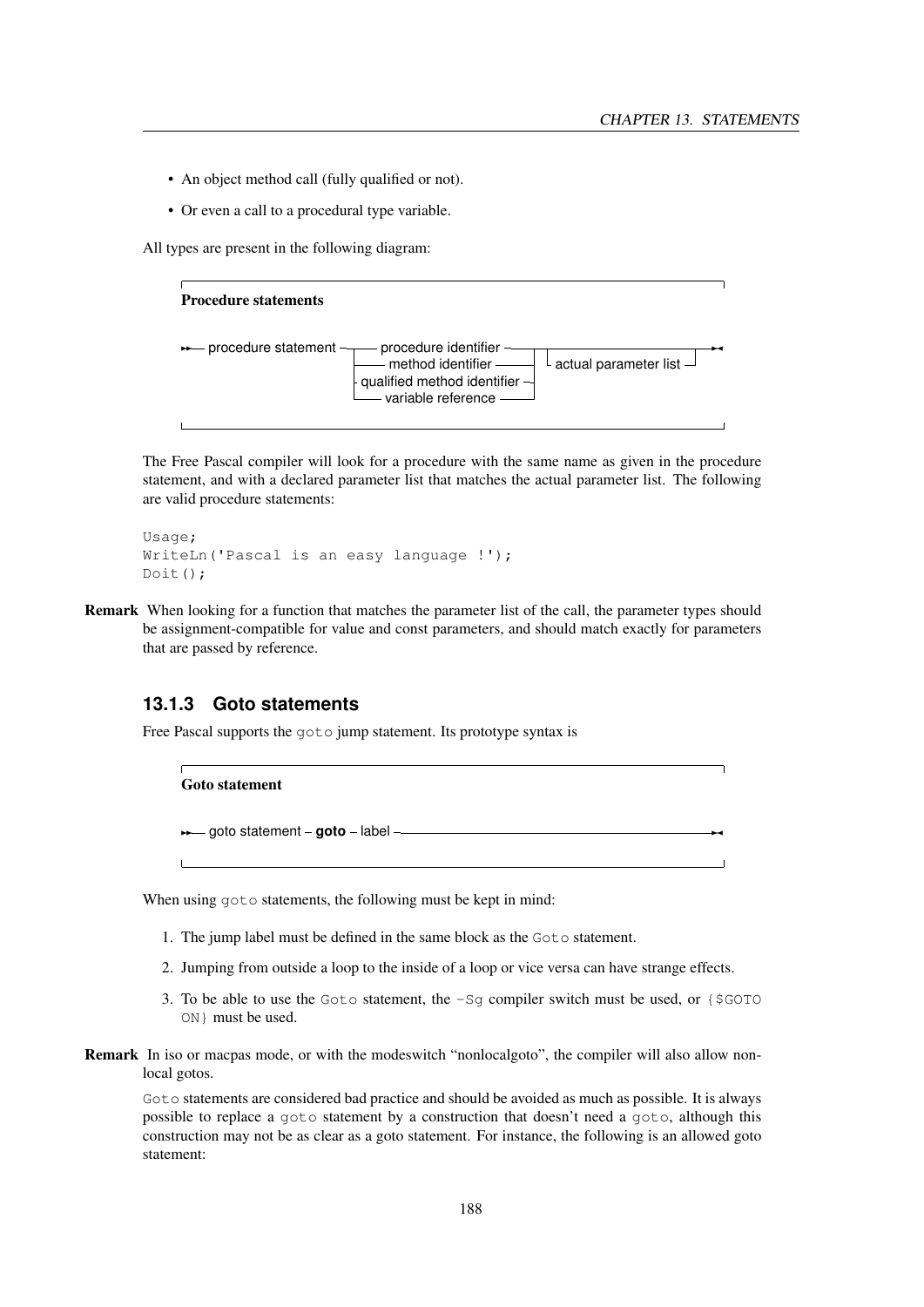- An object method call (fully qualified or not).
- Or even a call to a procedural type variable.

All types are present in the following diagram:

**Procedure statements**

```
>>— procedure statement —┬— procedure identifier ———————┬—┬——————————————————————————┬—><
                         ├— method identifier ——————————┤ └— actual parameter list —┘
                         ├— qualified method identifier ┤
                         └— variable reference —————————┘
```

The Free Pascal compiler will look for a procedure with the same name as given in the procedure statement, and with a declared parameter list that matches the actual parameter list. The following are valid procedure statements:

```
Usage;
WriteLn('Pascal is an easy language !');
Doit();
```

**Remark** When looking for a function that matches the parameter list of the call, the parameter types should be assignment-compatible for value and const parameters, and should match exactly for parameters that are passed by reference.

### 13.1.3 Goto statements

Free Pascal supports the `goto` jump statement. Its prototype syntax is

**Goto statement**

```
>>— goto statement – goto – label ————————————————————————————><
```

When using `goto` statements, the following must be kept in mind:

1. The jump label must be defined in the same block as the `Goto` statement.
2. Jumping from outside a loop to the inside of a loop or vice versa can have strange effects.
3. To be able to use the `Goto` statement, the `-Sg` compiler switch must be used, or `{$GOTO ON}` must be used.

**Remark** In iso or macpas mode, or with the modeswitch "nonlocalgoto", the compiler will also allow non-local gotos.

`Goto` statements are considered bad practice and should be avoided as much as possible. It is always possible to replace a `goto` statement by a construction that doesn't need a `goto`, although this construction may not be as clear as a goto statement. For instance, the following is an allowed goto statement: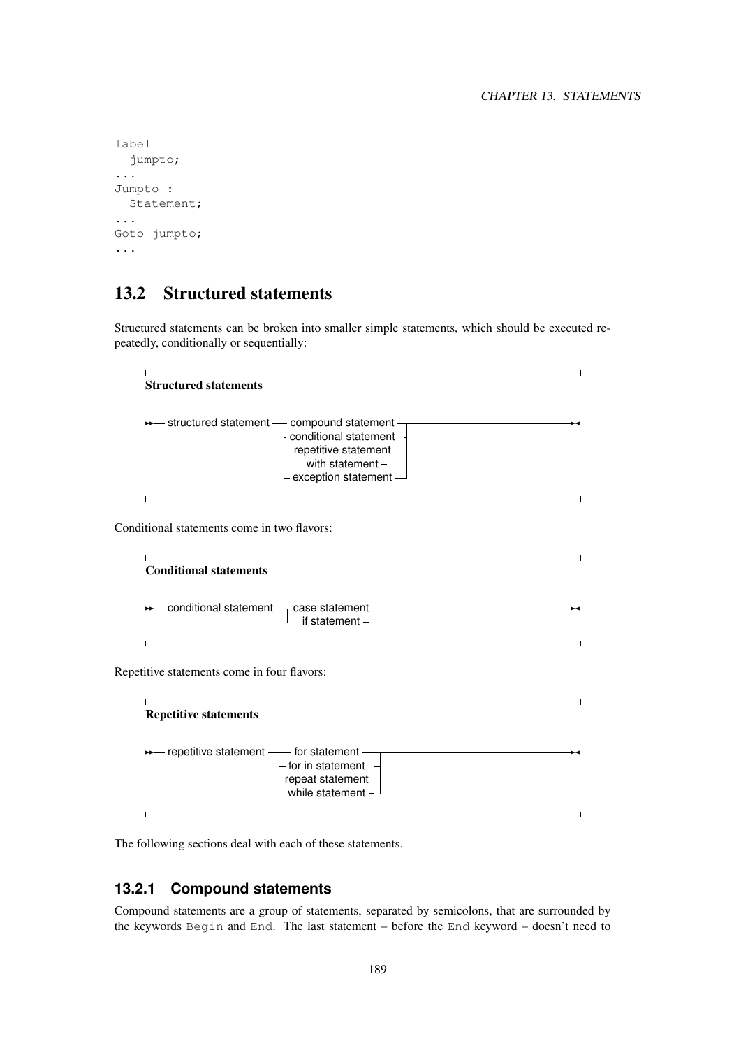```
label
  jumpto;
...
Jumpto :
  Statement;
...
Goto jumpto;
...
```

## 13.2 Structured statements

Structured statements can be broken into smaller simple statements, which should be executed repeatedly, conditionally or sequentially:

**Structured statements**

```
structured statement ─┬─ compound statement ─────┬─
                      ├─ conditional statement ──┤
                      ├─ repetitive statement ───┤
                      ├─ with statement ─────────┤
                      └─ exception statement ────┘
```

Conditional statements come in two flavors:

**Conditional statements**

```
conditional statement ─┬─ case statement ─┬─
                       └─ if statement ───┘
```

Repetitive statements come in four flavors:

**Repetitive statements**

```
repetitive statement ─┬─ for statement ─────┬─
                      ├─ for in statement ──┤
                      ├─ repeat statement ──┤
                      └─ while statement ───┘
```

The following sections deal with each of these statements.

### 13.2.1 Compound statements

Compound statements are a group of statements, separated by semicolons, that are surrounded by the keywords Begin and End. The last statement – before the End keyword – doesn't need to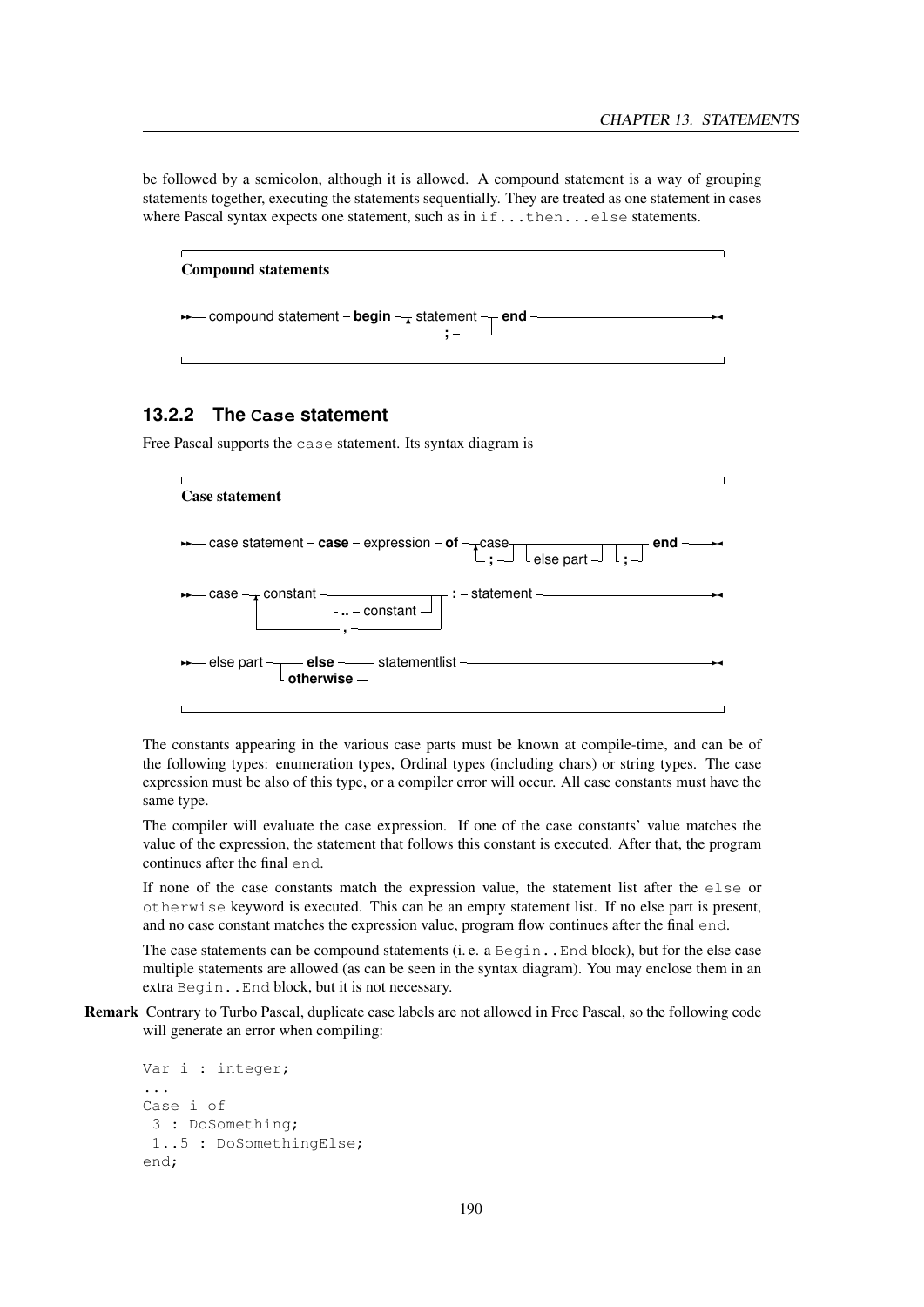be followed by a semicolon, although it is allowed. A compound statement is a way of grouping statements together, executing the statements sequentially. They are treated as one statement in cases where Pascal syntax expects one statement, such as in `if...then...else` statements.

**Compound statements**

```
>>-- compound statement -- begin --+-- statement --+-- end ----------------><
                                   +------ ; ------+
```

### 13.2.2 The `Case` statement

Free Pascal supports the `case` statement. Its syntax diagram is

**Case statement**

```
>>-- case statement -- case -- expression -- of --+-- case --+--+---------------+--+-----+-- end --><
                                                  +--- ; ----+  +-- else part --+  +- ; -+

>>-- case --+-- constant --+--------------------+--+-- : -- statement -------------------><
            |              +-- .. -- constant --+  |
            +------------------- , ----------------+

>>-- else part --+-- else ------+-- statementlist -----------------------------------><
                 +-- otherwise -+
```

The constants appearing in the various case parts must be known at compile-time, and can be of the following types: enumeration types, Ordinal types (including chars) or string types. The case expression must be also of this type, or a compiler error will occur. All case constants must have the same type.

The compiler will evaluate the case expression. If one of the case constants' value matches the value of the expression, the statement that follows this constant is executed. After that, the program continues after the final `end`.

If none of the case constants match the expression value, the statement list after the `else` or `otherwise` keyword is executed. This can be an empty statement list. If no else part is present, and no case constant matches the expression value, program flow continues after the final `end`.

The case statements can be compound statements (i. e. a `Begin..End` block), but for the else case multiple statements are allowed (as can be seen in the syntax diagram). You may enclose them in an extra `Begin..End` block, but it is not necessary.

**Remark** Contrary to Turbo Pascal, duplicate case labels are not allowed in Free Pascal, so the following code will generate an error when compiling:

```
Var i : integer;
...
Case i of
 3 : DoSomething;
 1..5 : DoSomethingElse;
end;
```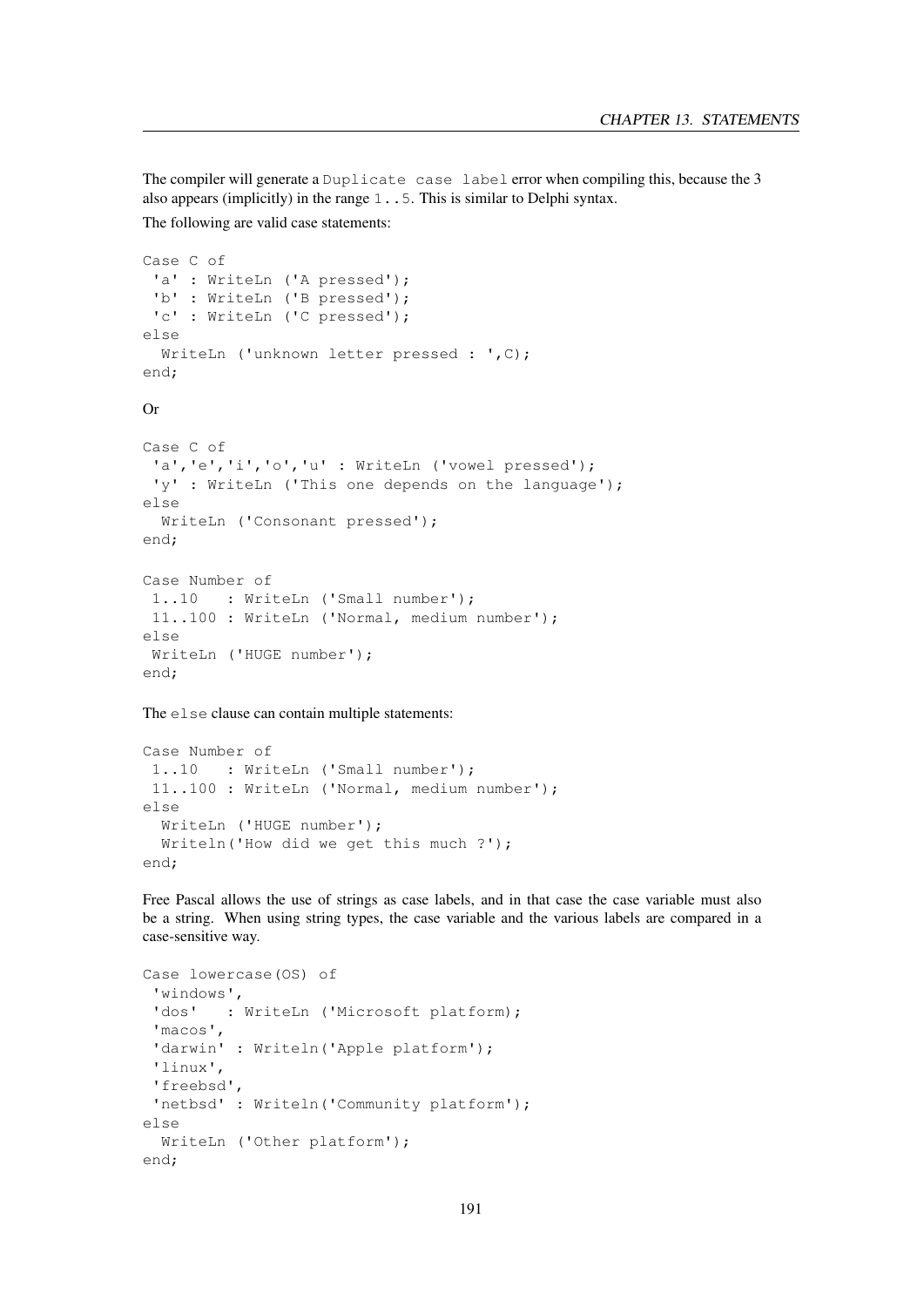The compiler will generate a `Duplicate case label` error when compiling this, because the 3 also appears (implicitly) in the range `1..5`. This is similar to Delphi syntax.

The following are valid case statements:

```
Case C of
 'a' : WriteLn ('A pressed');
 'b' : WriteLn ('B pressed');
 'c' : WriteLn ('C pressed');
else
  WriteLn ('unknown letter pressed : ',C);
end;
```

Or

```
Case C of
 'a','e','i','o','u' : WriteLn ('vowel pressed');
 'y' : WriteLn ('This one depends on the language');
else
  WriteLn ('Consonant pressed');
end;

Case Number of
 1..10   : WriteLn ('Small number');
 11..100 : WriteLn ('Normal, medium number');
else
 WriteLn ('HUGE number');
end;
```

The `else` clause can contain multiple statements:

```
Case Number of
 1..10   : WriteLn ('Small number');
 11..100 : WriteLn ('Normal, medium number');
else
  WriteLn ('HUGE number');
  Writeln('How did we get this much ?');
end;
```

Free Pascal allows the use of strings as case labels, and in that case the case variable must also be a string. When using string types, the case variable and the various labels are compared in a case-sensitive way.

```
Case lowercase(OS) of
 'windows',
 'dos'   : WriteLn ('Microsoft platform);
 'macos',
 'darwin' : Writeln('Apple platform');
 'linux',
 'freebsd',
 'netbsd' : Writeln('Community platform');
else
  WriteLn ('Other platform');
end;
```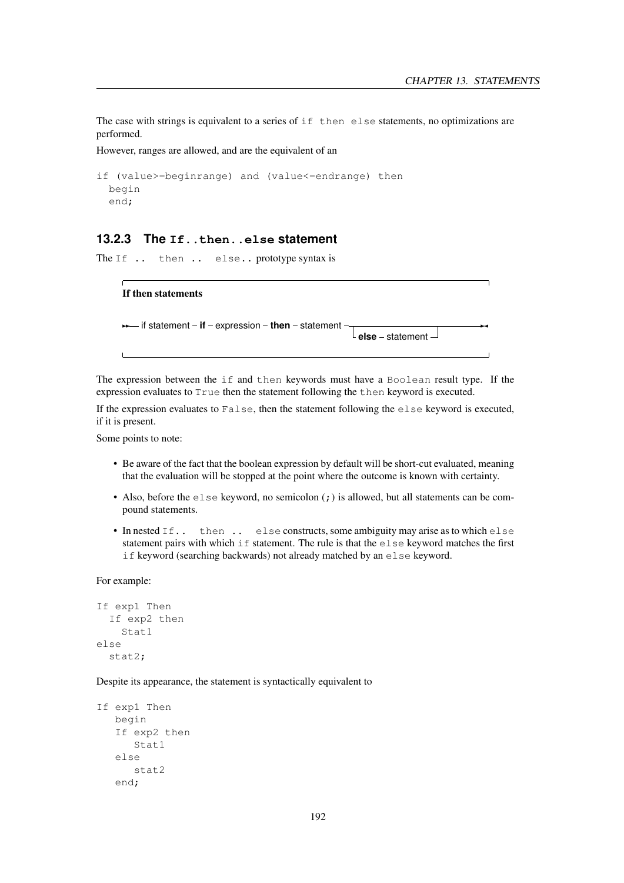The case with strings is equivalent to a series of `if then else` statements, no optimizations are performed.

However, ranges are allowed, and are the equivalent of an

```
if (value>=beginrange) and (value<=endrange) then
  begin
  end;
```

### 13.2.3 The `If..then..else` statement

The `If .. then .. else..` prototype syntax is

**If then statements**

```
►►— if statement – if – expression – then – statement –┬────────────────────┬——►◄
                                                       └ else – statement ──┘
```

The expression between the `if` and `then` keywords must have a `Boolean` result type. If the expression evaluates to `True` then the statement following the `then` keyword is executed.

If the expression evaluates to `False`, then the statement following the `else` keyword is executed, if it is present.

Some points to note:

- Be aware of the fact that the boolean expression by default will be short-cut evaluated, meaning that the evaluation will be stopped at the point where the outcome is known with certainty.
- Also, before the `else` keyword, no semicolon (`;`) is allowed, but all statements can be compound statements.
- In nested `If.. then .. else` constructs, some ambiguity may arise as to which `else` statement pairs with which `if` statement. The rule is that the `else` keyword matches the first `if` keyword (searching backwards) not already matched by an `else` keyword.

For example:

```
If exp1 Then
  If exp2 then
    Stat1
else
  stat2;
```

Despite its appearance, the statement is syntactically equivalent to

```
If exp1 Then
   begin
   If exp2 then
      Stat1
   else
      stat2
   end;
```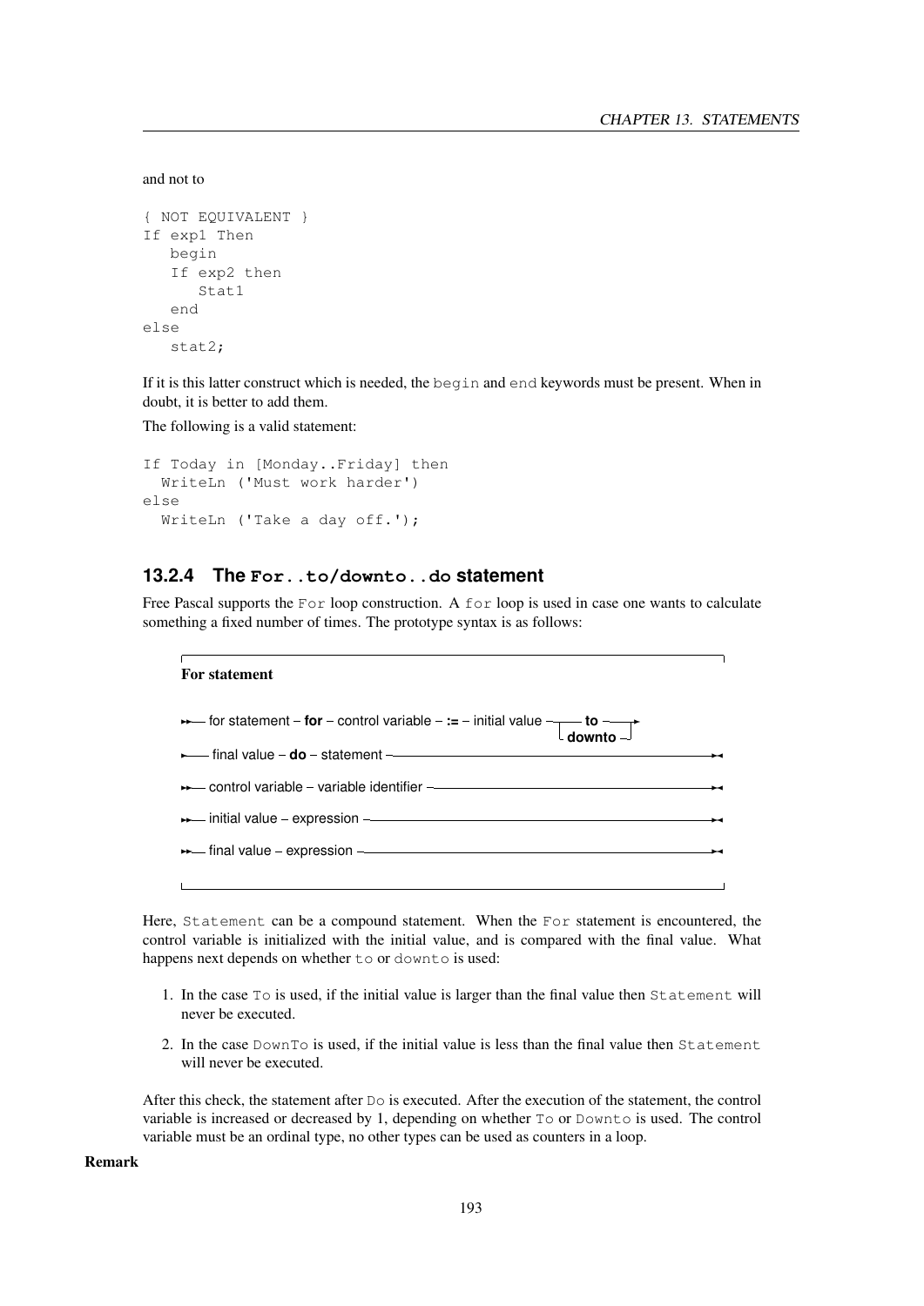and not to

```
{ NOT EQUIVALENT }
If exp1 Then
   begin
   If exp2 then
      Stat1
   end
else
   stat2;
```

If it is this latter construct which is needed, the `begin` and `end` keywords must be present. When in doubt, it is better to add them.

The following is a valid statement:

```
If Today in [Monday..Friday] then
  WriteLn ('Must work harder')
else
  WriteLn ('Take a day off.');
```

### 13.2.4 The `For..to/downto..do` statement

Free Pascal supports the `For` loop construction. A `for` loop is used in case one wants to calculate something a fixed number of times. The prototype syntax is as follows:

**For statement**

```
for statement – for – control variable – := – initial value – to / downto –
   final value – do – statement
control variable – variable identifier
initial value – expression
final value – expression
```

Here, `Statement` can be a compound statement. When the `For` statement is encountered, the control variable is initialized with the initial value, and is compared with the final value. What happens next depends on whether `to` or `downto` is used:

1. In the case `To` is used, if the initial value is larger than the final value then `Statement` will never be executed.
2. In the case `DownTo` is used, if the initial value is less than the final value then `Statement` will never be executed.

After this check, the statement after `Do` is executed. After the execution of the statement, the control variable is increased or decreased by 1, depending on whether `To` or `Downto` is used. The control variable must be an ordinal type, no other types can be used as counters in a loop.

**Remark**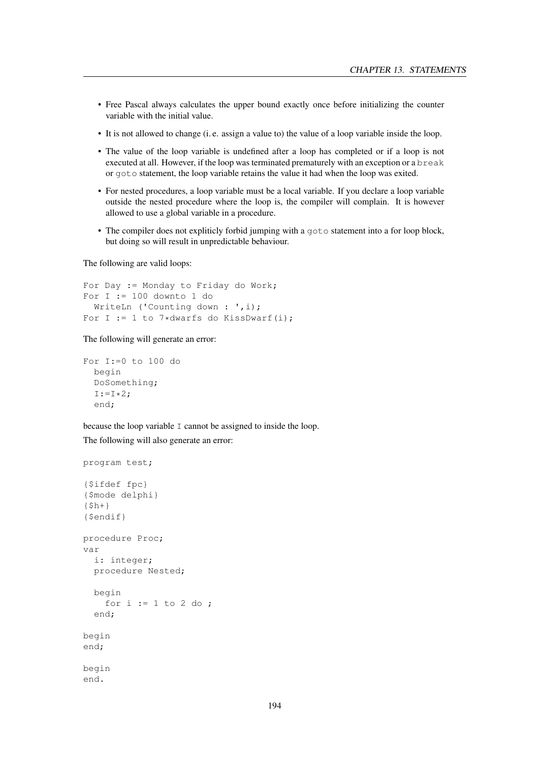- Free Pascal always calculates the upper bound exactly once before initializing the counter variable with the initial value.
- It is not allowed to change (i. e. assign a value to) the value of a loop variable inside the loop.
- The value of the loop variable is undefined after a loop has completed or if a loop is not executed at all. However, if the loop was terminated prematurely with an exception or a `break` or `goto` statement, the loop variable retains the value it had when the loop was exited.
- For nested procedures, a loop variable must be a local variable. If you declare a loop variable outside the nested procedure where the loop is, the compiler will complain. It is however allowed to use a global variable in a procedure.
- The compiler does not expliticly forbid jumping with a `goto` statement into a for loop block, but doing so will result in unpredictable behaviour.

The following are valid loops:

```
For Day := Monday to Friday do Work;
For I := 100 downto 1 do
  WriteLn ('Counting down : ',i);
For I := 1 to 7*dwarfs do KissDwarf(i);
```

The following will generate an error:

```
For I:=0 to 100 do
  begin
  DoSomething;
  I:=I*2;
  end;
```

because the loop variable `I` cannot be assigned to inside the loop.

The following will also generate an error:

```
program test;

{$ifdef fpc}
{$mode delphi}
{$h+}
{$endif}

procedure Proc;
var
  i: integer;
  procedure Nested;

  begin
    for i := 1 to 2 do ;
  end;

begin
end;

begin
end.
```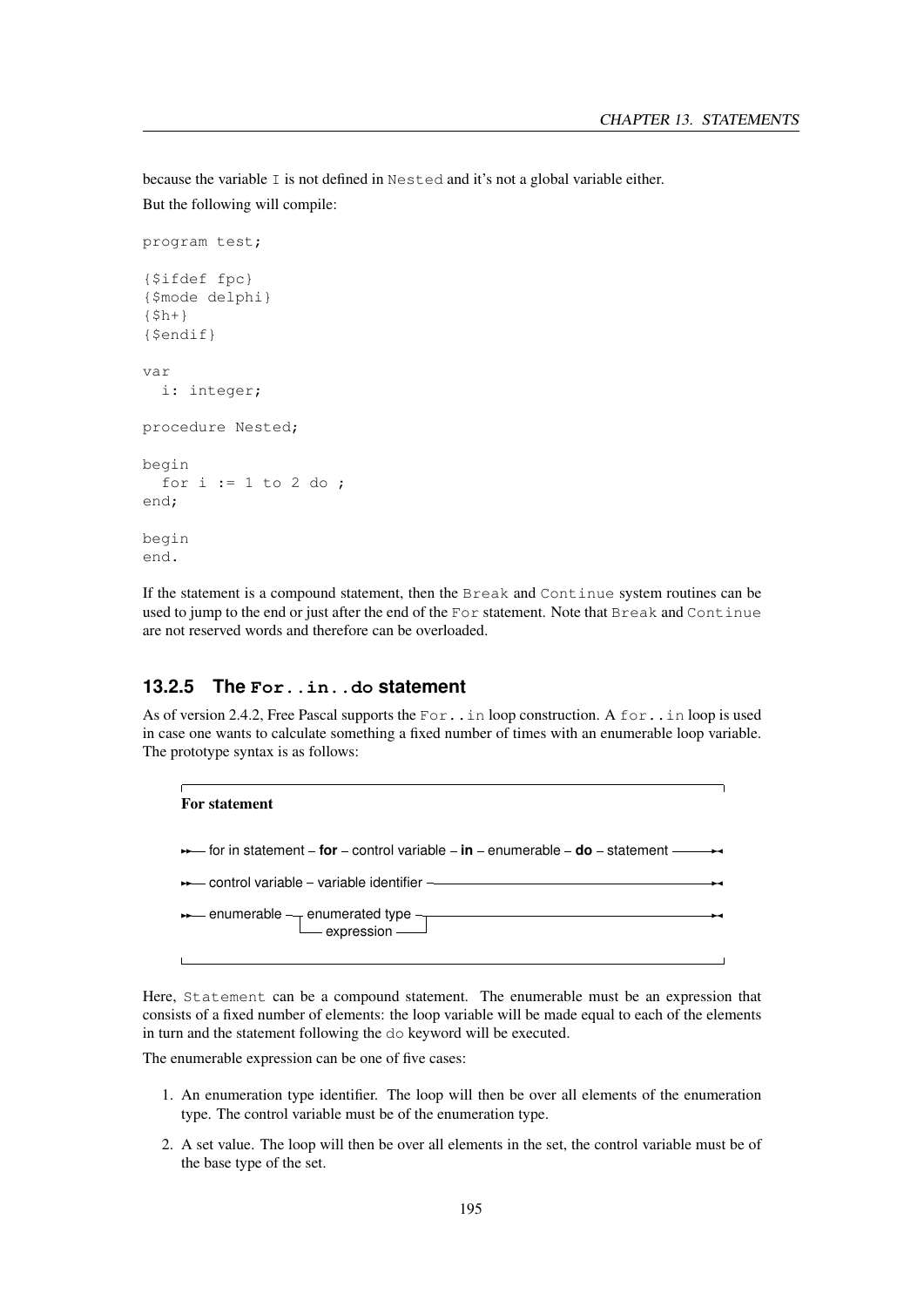because the variable I is not defined in Nested and it's not a global variable either.

But the following will compile:

```
program test;

{$ifdef fpc}
{$mode delphi}
{$h+}
{$endif}

var
  i: integer;

procedure Nested;

begin
  for i := 1 to 2 do ;
end;

begin
end.
```

If the statement is a compound statement, then the Break and Continue system routines can be used to jump to the end or just after the end of the For statement. Note that Break and Continue are not reserved words and therefore can be overloaded.

### 13.2.5 The For..in..do statement

As of version 2.4.2, Free Pascal supports the For..in loop construction. A for..in loop is used in case one wants to calculate something a fixed number of times with an enumerable loop variable. The prototype syntax is as follows:

**For statement**

```
for in statement – for – control variable – in – enumerable – do – statement

control variable – variable identifier

enumerable ─┬─ enumerated type ─┬─
            └─ expression ──────┘
```

Here, Statement can be a compound statement. The enumerable must be an expression that consists of a fixed number of elements: the loop variable will be made equal to each of the elements in turn and the statement following the do keyword will be executed.

The enumerable expression can be one of five cases:

1. An enumeration type identifier. The loop will then be over all elements of the enumeration type. The control variable must be of the enumeration type.
2. A set value. The loop will then be over all elements in the set, the control variable must be of the base type of the set.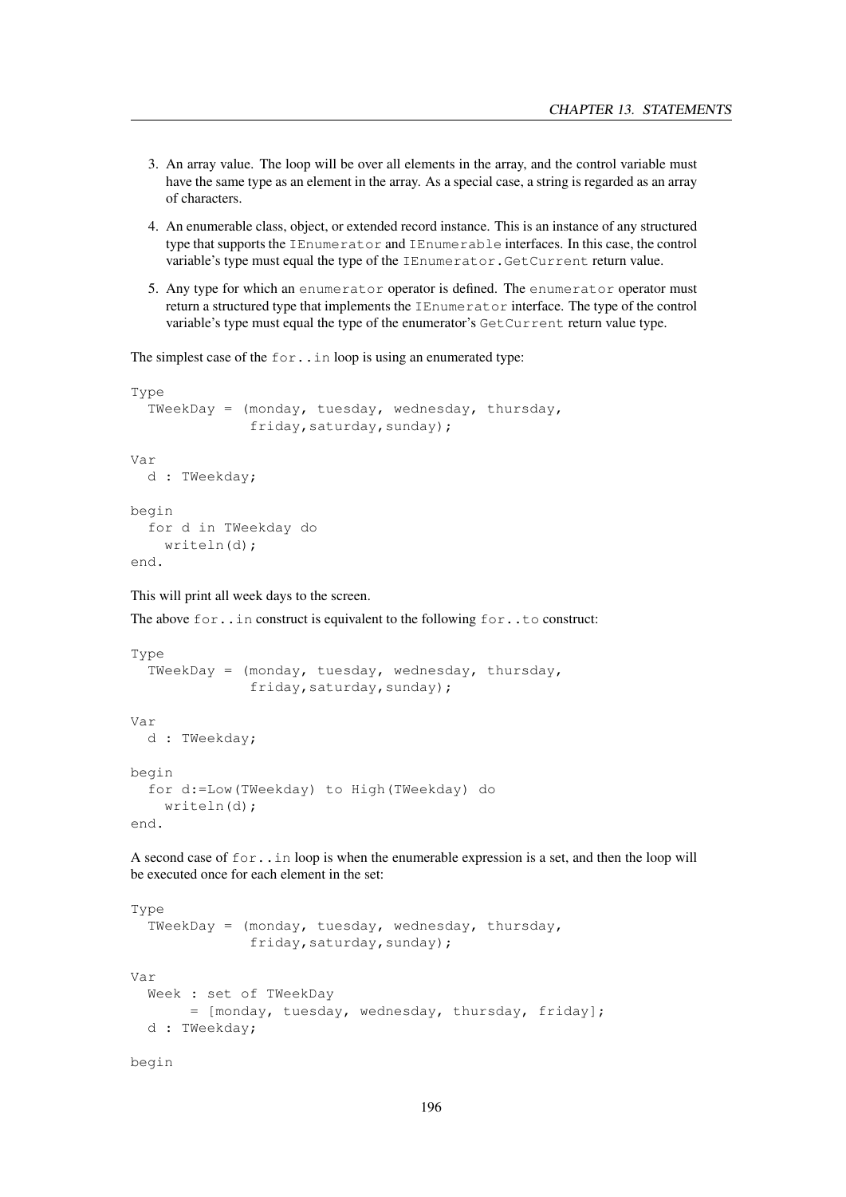3. An array value. The loop will be over all elements in the array, and the control variable must have the same type as an element in the array. As a special case, a string is regarded as an array of characters.
4. An enumerable class, object, or extended record instance. This is an instance of any structured type that supports the `IEnumerator` and `IEnumerable` interfaces. In this case, the control variable's type must equal the type of the `IEnumerator.GetCurrent` return value.
5. Any type for which an `enumerator` operator is defined. The `enumerator` operator must return a structured type that implements the `IEnumerator` interface. The type of the control variable's type must equal the type of the enumerator's `GetCurrent` return value type.

The simplest case of the `for..in` loop is using an enumerated type:

```
Type
  TWeekDay = (monday, tuesday, wednesday, thursday,
              friday,saturday,sunday);

Var
  d : TWeekday;

begin
  for d in TWeekday do
    writeln(d);
end.
```

This will print all week days to the screen.

The above `for..in` construct is equivalent to the following `for..to` construct:

```
Type
  TWeekDay = (monday, tuesday, wednesday, thursday,
              friday,saturday,sunday);

Var
  d : TWeekday;

begin
  for d:=Low(TWeekday) to High(TWeekday) do
    writeln(d);
end.
```

A second case of `for..in` loop is when the enumerable expression is a set, and then the loop will be executed once for each element in the set:

```
Type
  TWeekDay = (monday, tuesday, wednesday, thursday,
              friday,saturday,sunday);

Var
  Week : set of TWeekDay
       = [monday, tuesday, wednesday, thursday, friday];
  d : TWeekday;

begin
```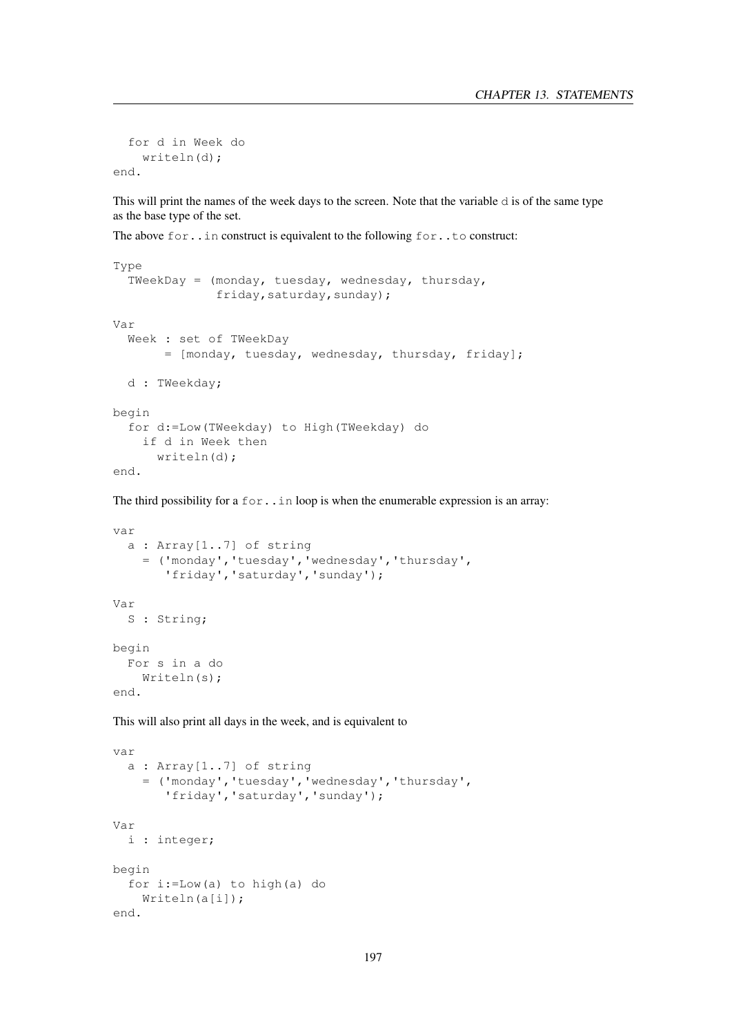```
  for d in Week do
    writeln(d);
end.
```

This will print the names of the week days to the screen. Note that the variable `d` is of the same type as the base type of the set.

The above `for..in` construct is equivalent to the following `for..to` construct:

```
Type
  TWeekDay = (monday, tuesday, wednesday, thursday,
              friday,saturday,sunday);

Var
  Week : set of TWeekDay
       = [monday, tuesday, wednesday, thursday, friday];

  d : TWeekday;

begin
  for d:=Low(TWeekday) to High(TWeekday) do
    if d in Week then
      writeln(d);
end.
```

The third possibility for a `for..in` loop is when the enumerable expression is an array:

```
var
  a : Array[1..7] of string
    = ('monday','tuesday','wednesday','thursday',
       'friday','saturday','sunday');

Var
  S : String;

begin
  For s in a do
    Writeln(s);
end.
```

This will also print all days in the week, and is equivalent to

```
var
  a : Array[1..7] of string
    = ('monday','tuesday','wednesday','thursday',
       'friday','saturday','sunday');

Var
  i : integer;

begin
  for i:=Low(a) to high(a) do
    Writeln(a[i]);
end.
```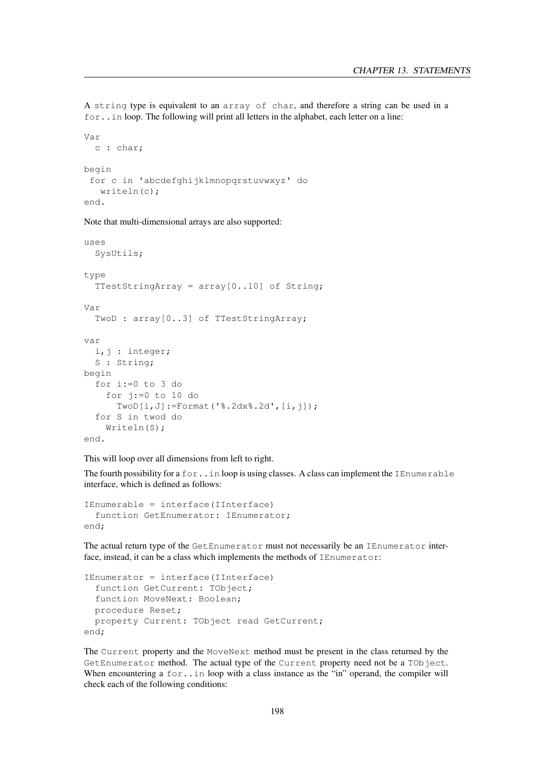A `string` type is equivalent to an `array of char`, and therefore a string can be used in a `for..in` loop. The following will print all letters in the alphabet, each letter on a line:

```
Var
  c : char;

begin
 for c in 'abcdefghijklmnopqrstuvwxyz' do
   writeln(c);
end.
```

Note that multi-dimensional arrays are also supported:

```
uses
  SysUtils;

type
  TTestStringArray = array[0..10] of String;

Var
  TwoD : array[0..3] of TTestStringArray;

var
  i,j : integer;
  S : String;
begin
  for i:=0 to 3 do
    for j:=0 to 10 do
      TwoD[i,J]:=Format('%.2dx%.2d',[i,j]);
  for S in twod do
    Writeln(S);
end.
```

This will loop over all dimensions from left to right.

The fourth possibility for a `for..in` loop is using classes. A class can implement the `IEnumerable` interface, which is defined as follows:

```
IEnumerable = interface(IInterface)
  function GetEnumerator: IEnumerator;
end;
```

The actual return type of the `GetEnumerator` must not necessarily be an `IEnumerator` interface, instead, it can be a class which implements the methods of `IEnumerator`:

```
IEnumerator = interface(IInterface)
  function GetCurrent: TObject;
  function MoveNext: Boolean;
  procedure Reset;
  property Current: TObject read GetCurrent;
end;
```

The `Current` property and the `MoveNext` method must be present in the class returned by the `GetEnumerator` method. The actual type of the `Current` property need not be a `TObject`. When encountering a `for..in` loop with a class instance as the "in" operand, the compiler will check each of the following conditions: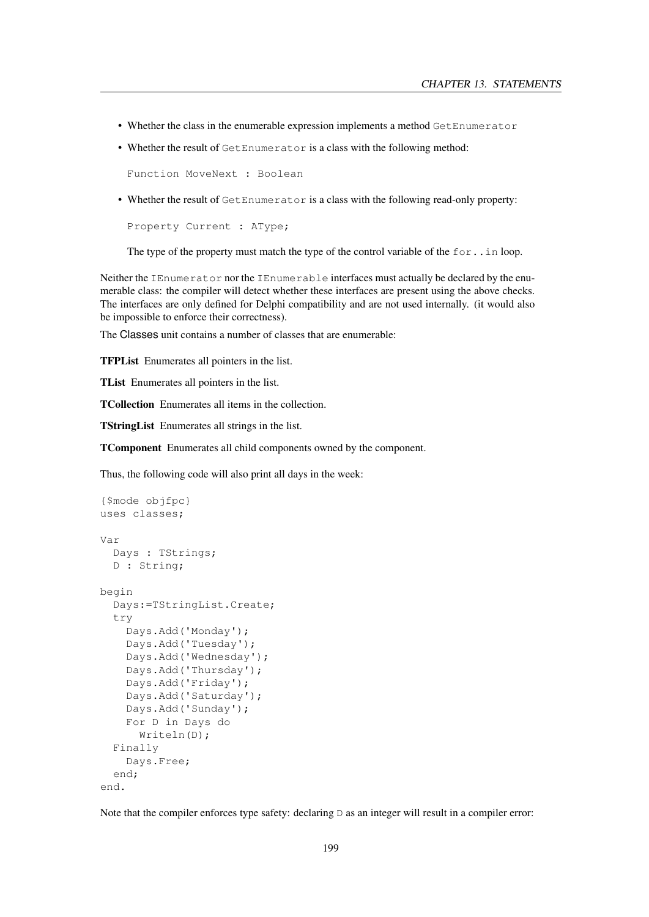- Whether the class in the enumerable expression implements a method `GetEnumerator`
- Whether the result of `GetEnumerator` is a class with the following method:

  ```
  Function MoveNext : Boolean
  ```

- Whether the result of `GetEnumerator` is a class with the following read-only property:

  ```
  Property Current : AType;
  ```

  The type of the property must match the type of the control variable of the `for..in` loop.

Neither the `IEnumerator` nor the `IEnumerable` interfaces must actually be declared by the enumerable class: the compiler will detect whether these interfaces are present using the above checks. The interfaces are only defined for Delphi compatibility and are not used internally. (it would also be impossible to enforce their correctness).

The Classes unit contains a number of classes that are enumerable:

**TFPList** Enumerates all pointers in the list.

**TList** Enumerates all pointers in the list.

**TCollection** Enumerates all items in the collection.

**TStringList** Enumerates all strings in the list.

**TComponent** Enumerates all child components owned by the component.

Thus, the following code will also print all days in the week:

```
{$mode objfpc}
uses classes;

Var
  Days : TStrings;
  D : String;

begin
  Days:=TStringList.Create;
  try
    Days.Add('Monday');
    Days.Add('Tuesday');
    Days.Add('Wednesday');
    Days.Add('Thursday');
    Days.Add('Friday');
    Days.Add('Saturday');
    Days.Add('Sunday');
    For D in Days do
      Writeln(D);
  Finally
    Days.Free;
  end;
end.
```

Note that the compiler enforces type safety: declaring `D` as an integer will result in a compiler error: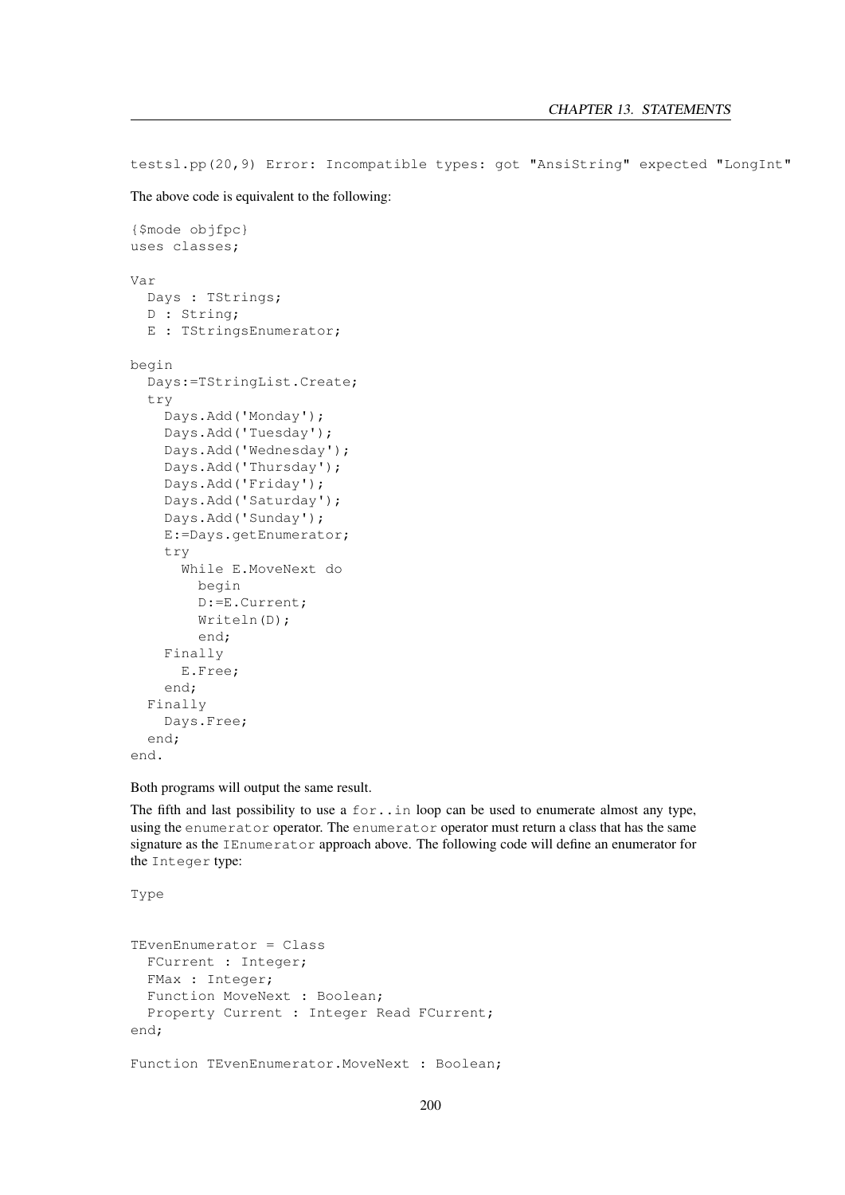```
testsl.pp(20,9) Error: Incompatible types: got "AnsiString" expected "LongInt"
```

The above code is equivalent to the following:

```
{$mode objfpc}
uses classes;

Var
  Days : TStrings;
  D : String;
  E : TStringsEnumerator;

begin
  Days:=TStringList.Create;
  try
    Days.Add('Monday');
    Days.Add('Tuesday');
    Days.Add('Wednesday');
    Days.Add('Thursday');
    Days.Add('Friday');
    Days.Add('Saturday');
    Days.Add('Sunday');
    E:=Days.getEnumerator;
    try
      While E.MoveNext do
        begin
        D:=E.Current;
        Writeln(D);
        end;
    Finally
      E.Free;
    end;
  Finally
    Days.Free;
  end;
end.
```

Both programs will output the same result.

The fifth and last possibility to use a `for..in` loop can be used to enumerate almost any type, using the `enumerator` operator. The `enumerator` operator must return a class that has the same signature as the `IEnumerator` approach above. The following code will define an enumerator for the `Integer` type:

```
Type


TEvenEnumerator = Class
  FCurrent : Integer;
  FMax : Integer;
  Function MoveNext : Boolean;
  Property Current : Integer Read FCurrent;
end;

Function TEvenEnumerator.MoveNext : Boolean;
```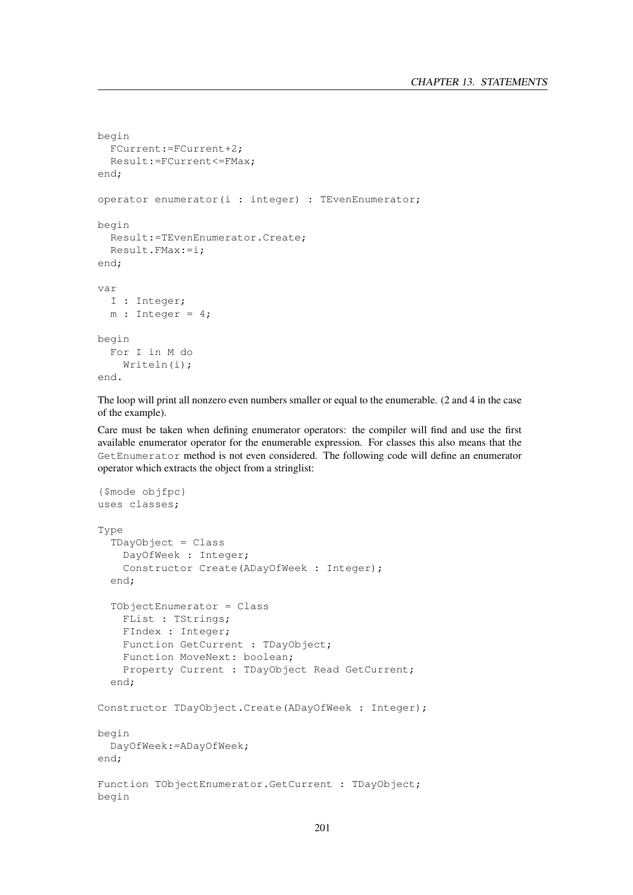```
begin
  FCurrent:=FCurrent+2;
  Result:=FCurrent<=FMax;
end;

operator enumerator(i : integer) : TEvenEnumerator;

begin
  Result:=TEvenEnumerator.Create;
  Result.FMax:=i;
end;

var
  I : Integer;
  m : Integer = 4;

begin
  For I in M do
    Writeln(i);
end.
```

The loop will print all nonzero even numbers smaller or equal to the enumerable. (2 and 4 in the case of the example).

Care must be taken when defining enumerator operators: the compiler will find and use the first available enumerator operator for the enumerable expression. For classes this also means that the `GetEnumerator` method is not even considered. The following code will define an enumerator operator which extracts the object from a stringlist:

```
{$mode objfpc}
uses classes;

Type
  TDayObject = Class
    DayOfWeek : Integer;
    Constructor Create(ADayOfWeek : Integer);
  end;

  TObjectEnumerator = Class
    FList : TStrings;
    FIndex : Integer;
    Function GetCurrent : TDayObject;
    Function MoveNext: boolean;
    Property Current : TDayObject Read GetCurrent;
  end;

Constructor TDayObject.Create(ADayOfWeek : Integer);

begin
  DayOfWeek:=ADayOfWeek;
end;

Function TObjectEnumerator.GetCurrent : TDayObject;
begin
```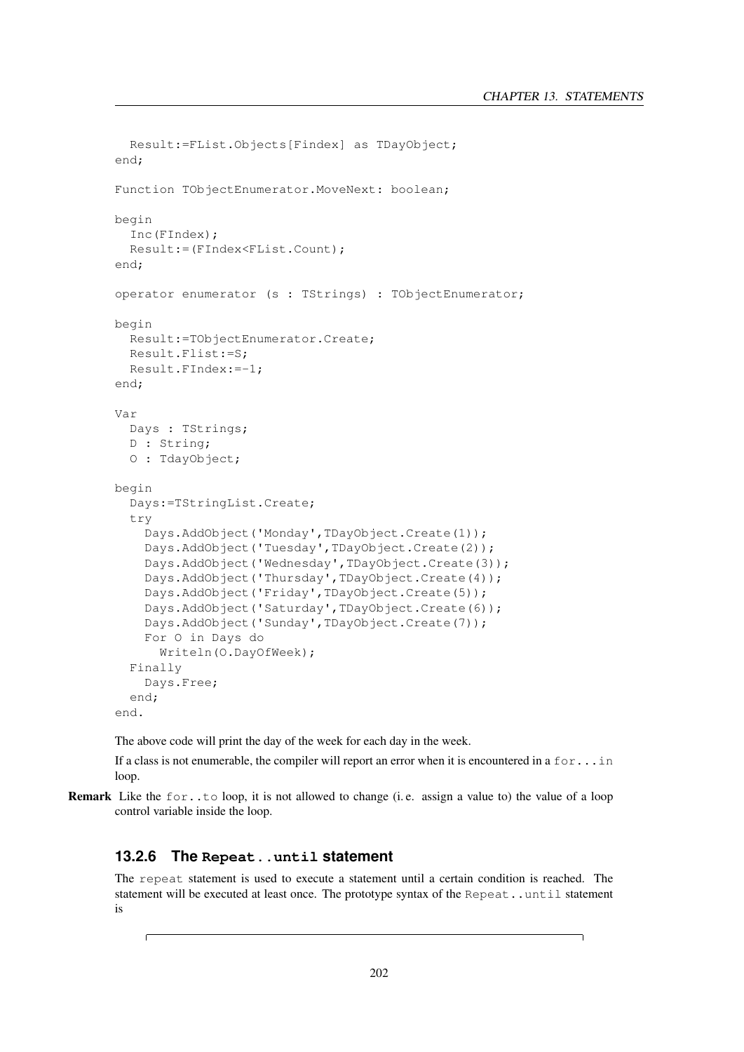```
  Result:=FList.Objects[Findex] as TDayObject;
end;

Function TObjectEnumerator.MoveNext: boolean;

begin
  Inc(FIndex);
  Result:=(FIndex<FList.Count);
end;

operator enumerator (s : TStrings) : TObjectEnumerator;

begin
  Result:=TObjectEnumerator.Create;
  Result.Flist:=S;
  Result.FIndex:=-1;
end;

Var
  Days : TStrings;
  D : String;
  O : TdayObject;

begin
  Days:=TStringList.Create;
  try
    Days.AddObject('Monday',TDayObject.Create(1));
    Days.AddObject('Tuesday',TDayObject.Create(2));
    Days.AddObject('Wednesday',TDayObject.Create(3));
    Days.AddObject('Thursday',TDayObject.Create(4));
    Days.AddObject('Friday',TDayObject.Create(5));
    Days.AddObject('Saturday',TDayObject.Create(6));
    Days.AddObject('Sunday',TDayObject.Create(7));
    For O in Days do
      Writeln(O.DayOfWeek);
  Finally
    Days.Free;
  end;
end.
```

The above code will print the day of the week for each day in the week.

If a class is not enumerable, the compiler will report an error when it is encountered in a `for...in` loop.

**Remark** Like the `for..to` loop, it is not allowed to change (i. e. assign a value to) the value of a loop control variable inside the loop.

### 13.2.6 The `Repeat..until` statement

The `repeat` statement is used to execute a statement until a certain condition is reached. The statement will be executed at least once. The prototype syntax of the `Repeat..until` statement is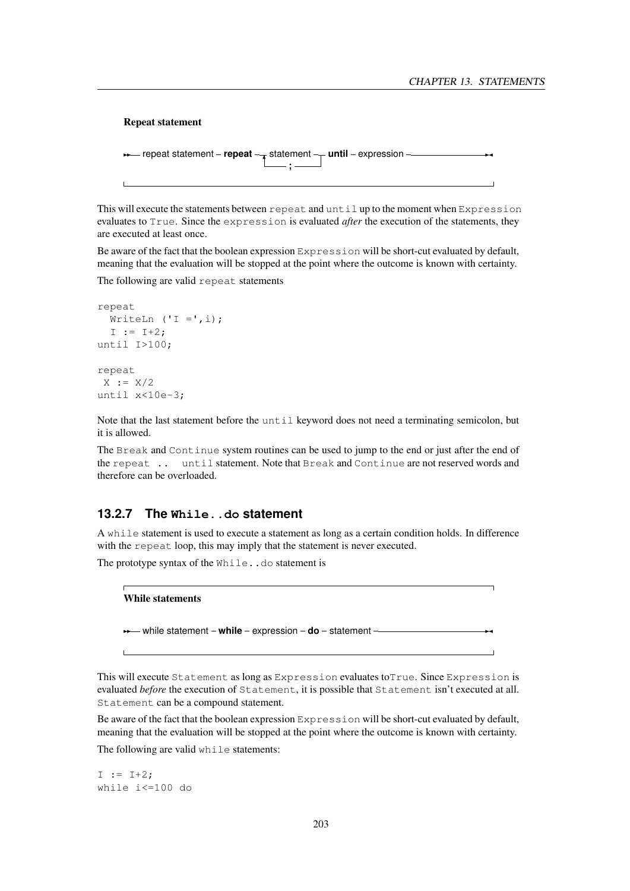**Repeat statement**

```
repeat statement – repeat – statement – until – expression
                            └── ; ──┘
```

This will execute the statements between `repeat` and `until` up to the moment when `Expression` evaluates to `True`. Since the `expression` is evaluated *after* the execution of the statements, they are executed at least once.

Be aware of the fact that the boolean expression `Expression` will be short-cut evaluated by default, meaning that the evaluation will be stopped at the point where the outcome is known with certainty.

The following are valid `repeat` statements

```
repeat
  WriteLn ('I =',i);
  I := I+2;
until I>100;

repeat
 X := X/2
until x<10e-3;
```

Note that the last statement before the `until` keyword does not need a terminating semicolon, but it is allowed.

The `Break` and `Continue` system routines can be used to jump to the end or just after the end of the `repeat .. until` statement. Note that `Break` and `Continue` are not reserved words and therefore can be overloaded.

### 13.2.7 The `While..do` statement

A `while` statement is used to execute a statement as long as a certain condition holds. In difference with the `repeat` loop, this may imply that the statement is never executed.

The prototype syntax of the `While..do` statement is

**While statements**

```
while statement – while – expression – do – statement
```

This will execute `Statement` as long as `Expression` evaluates to`True`. Since `Expression` is evaluated *before* the execution of `Statement`, it is possible that `Statement` isn't executed at all. `Statement` can be a compound statement.

Be aware of the fact that the boolean expression `Expression` will be short-cut evaluated by default, meaning that the evaluation will be stopped at the point where the outcome is known with certainty.

The following are valid `while` statements:

```
I := I+2;
while i<=100 do
```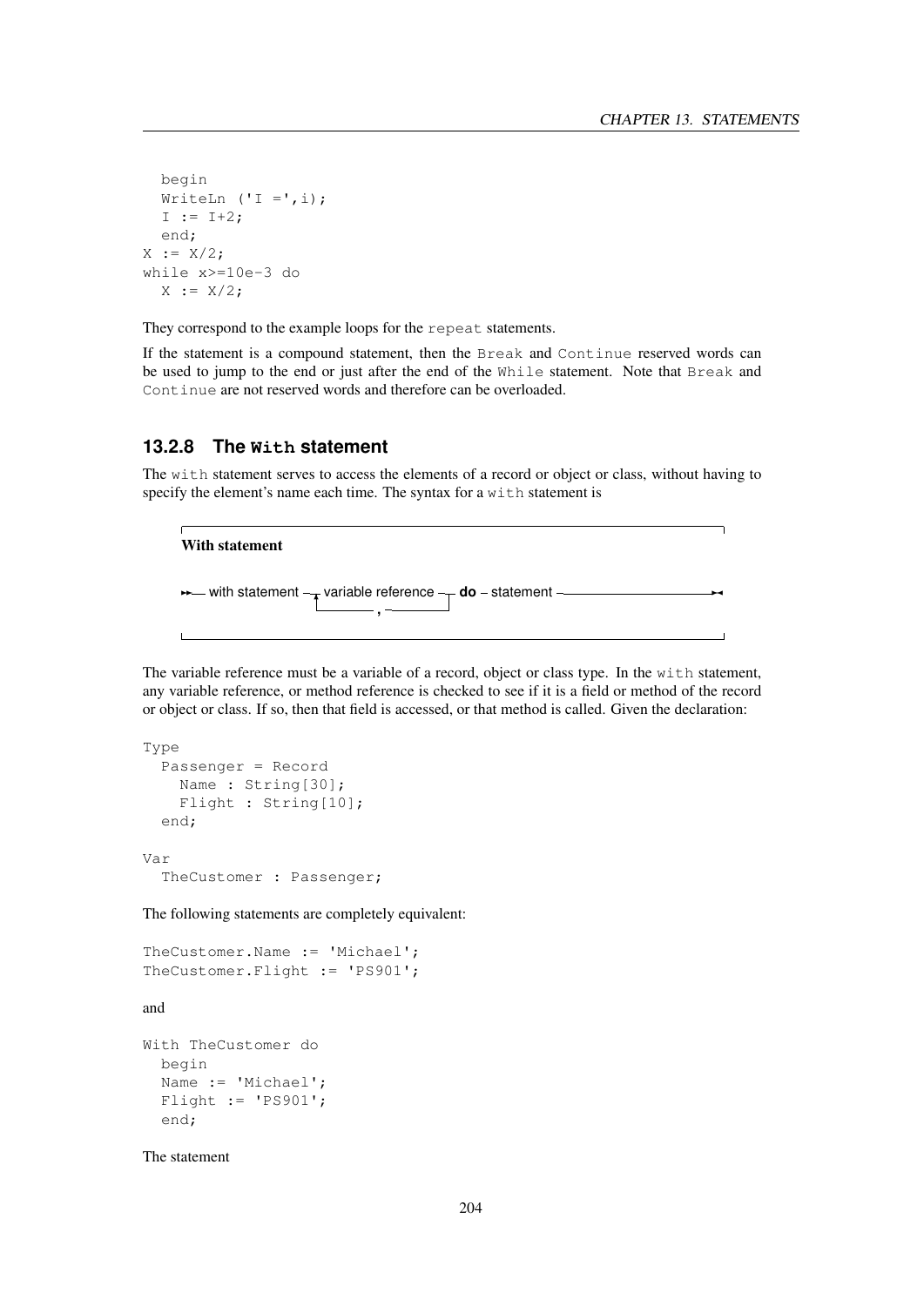```
  begin
  WriteLn ('I =',i);
  I := I+2;
  end;
X := X/2;
while x>=10e-3 do
  X := X/2;
```

They correspond to the example loops for the `repeat` statements.

If the statement is a compound statement, then the `Break` and `Continue` reserved words can be used to jump to the end or just after the end of the `While` statement. Note that `Break` and `Continue` are not reserved words and therefore can be overloaded.

### 13.2.8 The With statement

The `with` statement serves to access the elements of a record or object or class, without having to specify the element's name each time. The syntax for a `with` statement is

**With statement**

```
→→— with statement —┬ variable reference ┬— do — statement ——————————→◄
                    └──────── , ─────────┘
```

The variable reference must be a variable of a record, object or class type. In the `with` statement, any variable reference, or method reference is checked to see if it is a field or method of the record or object or class. If so, then that field is accessed, or that method is called. Given the declaration:

```
Type
  Passenger = Record
    Name : String[30];
    Flight : String[10];
  end;

Var
  TheCustomer : Passenger;
```

The following statements are completely equivalent:

```
TheCustomer.Name := 'Michael';
TheCustomer.Flight := 'PS901';
```

and

```
With TheCustomer do
  begin
  Name := 'Michael';
  Flight := 'PS901';
  end;
```

The statement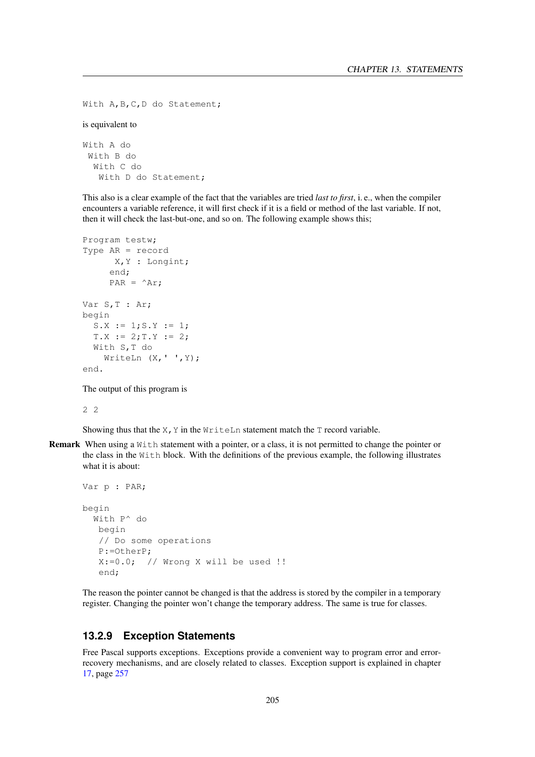```
With A,B,C,D do Statement;
```

is equivalent to

```
With A do
 With B do
  With C do
   With D do Statement;
```

This also is a clear example of the fact that the variables are tried *last to first*, i. e., when the compiler encounters a variable reference, it will first check if it is a field or method of the last variable. If not, then it will check the last-but-one, and so on. The following example shows this;

```
Program testw;
Type AR = record
      X,Y : Longint;
     end;
     PAR = ^Ar;

Var S,T : Ar;
begin
  S.X := 1;S.Y := 1;
  T.X := 2;T.Y := 2;
  With S,T do
    WriteLn (X,' ',Y);
end.
```

The output of this program is

```
2 2
```

Showing thus that the `X,Y` in the `WriteLn` statement match the `T` record variable.

**Remark** When using a `With` statement with a pointer, or a class, it is not permitted to change the pointer or the class in the `With` block. With the definitions of the previous example, the following illustrates what it is about:

```
Var p : PAR;

begin
  With P^ do
   begin
   // Do some operations
   P:=OtherP;
   X:=0.0;  // Wrong X will be used !!
   end;
```

The reason the pointer cannot be changed is that the address is stored by the compiler in a temporary register. Changing the pointer won't change the temporary address. The same is true for classes.

### 13.2.9 Exception Statements

Free Pascal supports exceptions. Exceptions provide a convenient way to program error and error-recovery mechanisms, and are closely related to classes. Exception support is explained in chapter 17, page 257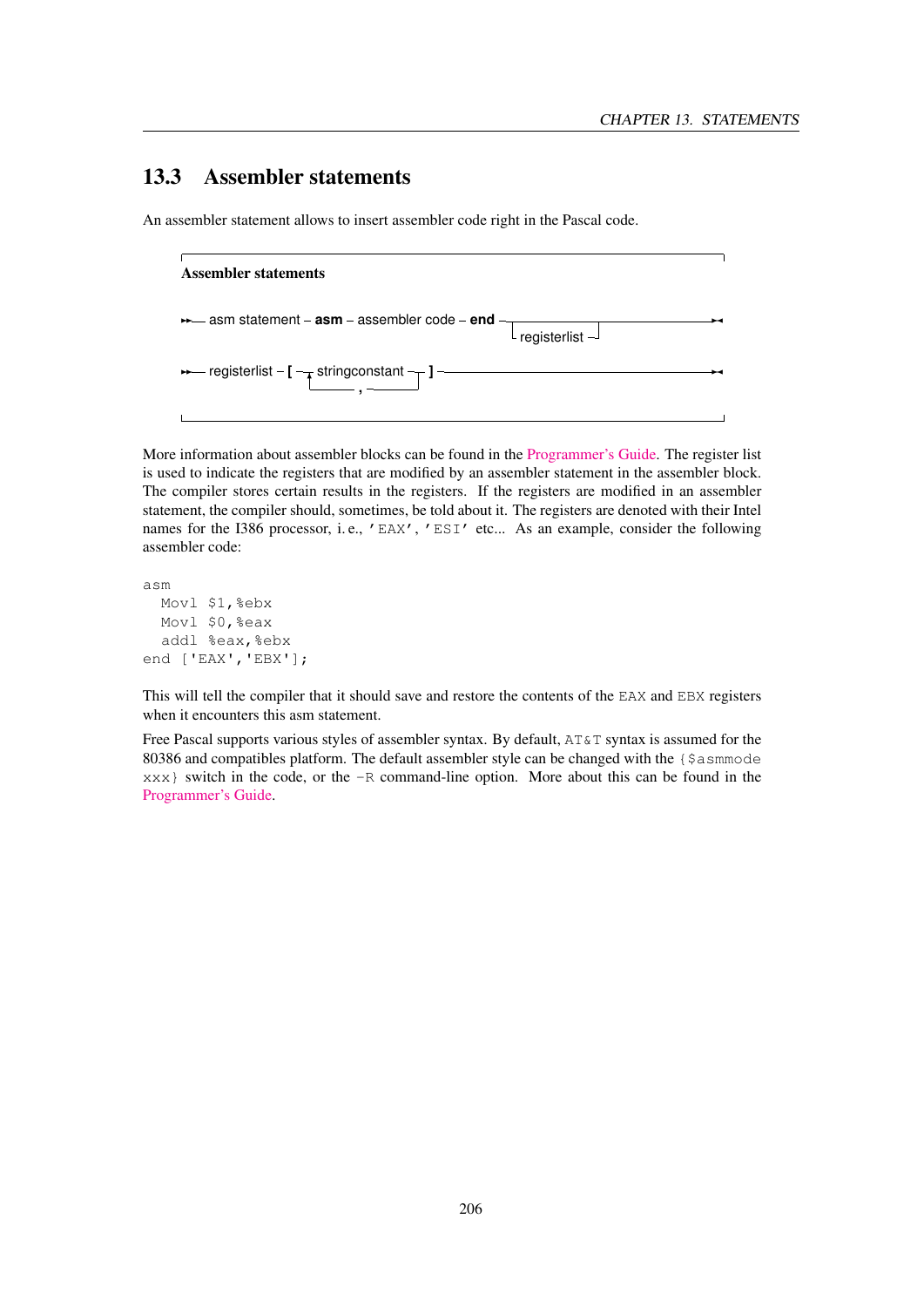## 13.3 Assembler statements

An assembler statement allows to insert assembler code right in the Pascal code.

**Assembler statements**

```
asm statement – asm – assembler code – end –+-----------------+-
                                            └ registerlist ┘

registerlist – [ – stringconstant – ] –
                  └──── , ────┘
```

More information about assembler blocks can be found in the Programmer's Guide. The register list is used to indicate the registers that are modified by an assembler statement in the assembler block. The compiler stores certain results in the registers. If the registers are modified in an assembler statement, the compiler should, sometimes, be told about it. The registers are denoted with their Intel names for the I386 processor, i. e., 'EAX', 'ESI' etc... As an example, consider the following assembler code:

```
asm
  Movl $1,%ebx
  Movl $0,%eax
  addl %eax,%ebx
end ['EAX','EBX'];
```

This will tell the compiler that it should save and restore the contents of the EAX and EBX registers when it encounters this asm statement.

Free Pascal supports various styles of assembler syntax. By default, AT&T syntax is assumed for the 80386 and compatibles platform. The default assembler style can be changed with the {$asmmode xxx} switch in the code, or the -R command-line option. More about this can be found in the Programmer's Guide.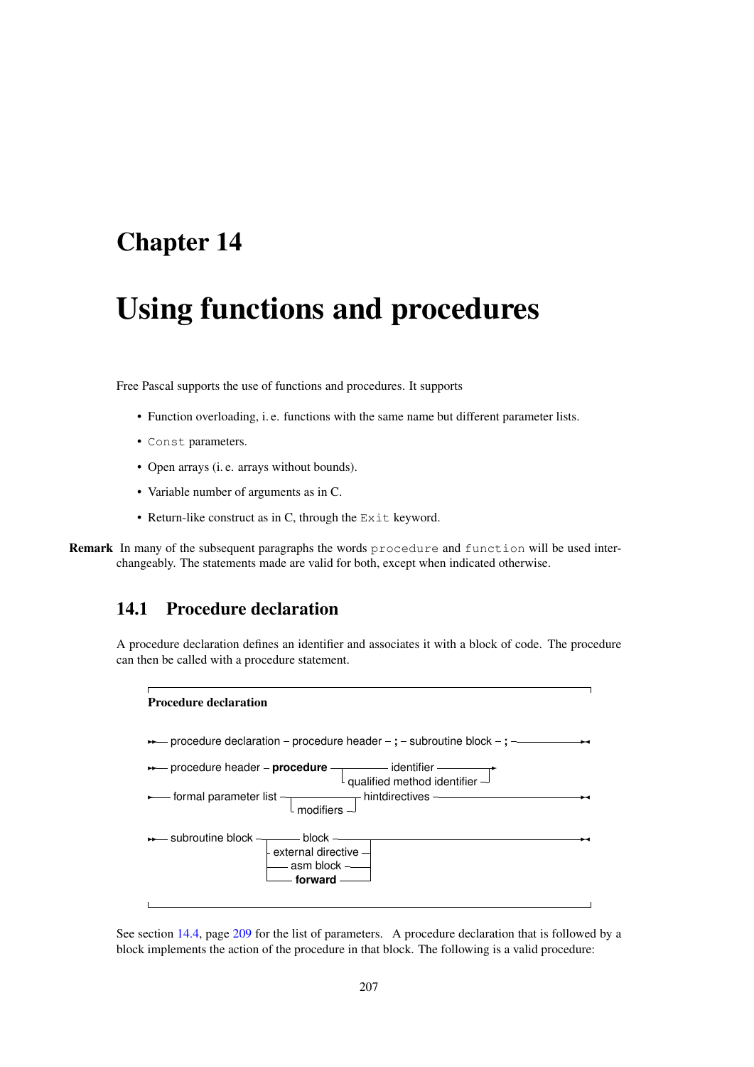# Chapter 14

# Using functions and procedures

Free Pascal supports the use of functions and procedures. It supports

- Function overloading, i. e. functions with the same name but different parameter lists.
- `Const` parameters.
- Open arrays (i. e. arrays without bounds).
- Variable number of arguments as in C.
- Return-like construct as in C, through the `Exit` keyword.

**Remark** In many of the subsequent paragraphs the words `procedure` and `function` will be used interchangeably. The statements made are valid for both, except when indicated otherwise.

## 14.1 Procedure declaration

A procedure declaration defines an identifier and associates it with a block of code. The procedure can then be called with a procedure statement.

**Procedure declaration**

```
procedure declaration = procedure header ; subroutine block ;

procedure header = procedure ( identifier | qualified method identifier )
                   formal parameter list [ modifiers ] hintdirectives

subroutine block = block | external directive | asm block | forward
```

See section 14.4, page 209 for the list of parameters. A procedure declaration that is followed by a block implements the action of the procedure in that block. The following is a valid procedure: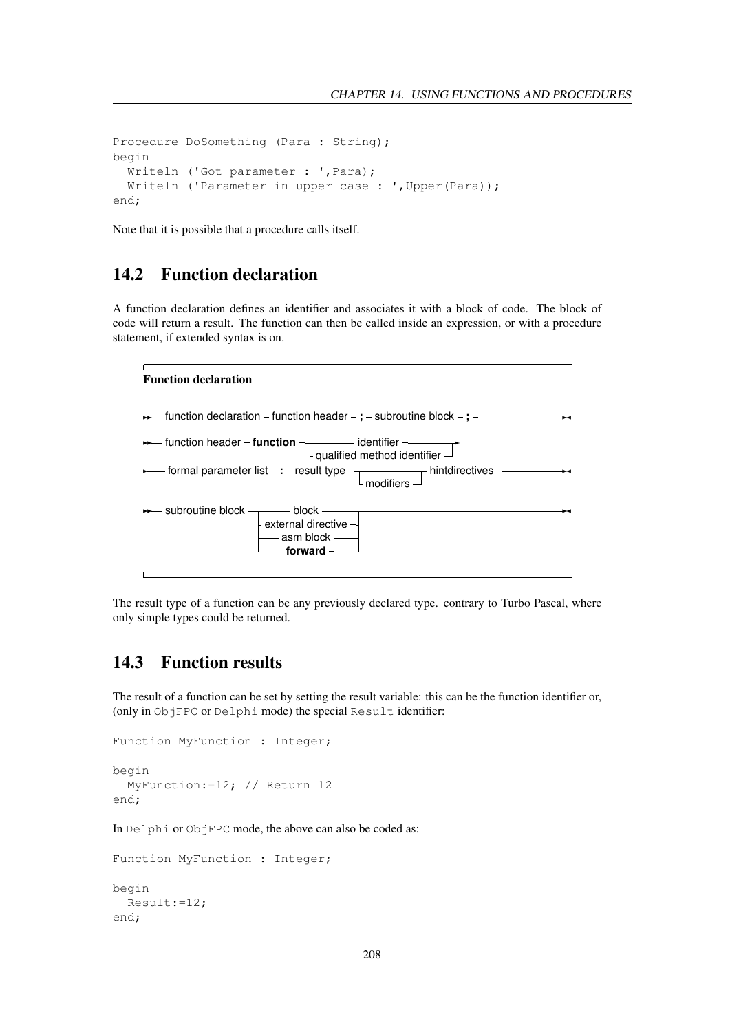```
Procedure DoSomething (Para : String);
begin
  Writeln ('Got parameter : ',Para);
  Writeln ('Parameter in upper case : ',Upper(Para));
end;
```

Note that it is possible that a procedure calls itself.

## 14.2 Function declaration

A function declaration defines an identifier and associates it with a block of code. The block of code will return a result. The function can then be called inside an expression, or with a procedure statement, if extended syntax is on.

**Function declaration**

```
>>— function declaration – function header – ; – subroutine block – ; ——————————><

>>— function header – function —┬—— identifier ——————————┬—>
                                └ qualified method identifier ┘
>—— formal parameter list – : – result type —┬—————————┬— hintdirectives ——————><
                                              └ modifiers ┘

>>— subroutine block —┬——— block ————————┬—————————————————————————><
                      ├ external directive ┤
                      ├——— asm block ————┤
                      └——— forward ———————┘
```

The result type of a function can be any previously declared type. contrary to Turbo Pascal, where only simple types could be returned.

## 14.3 Function results

The result of a function can be set by setting the result variable: this can be the function identifier or, (only in ObjFPC or Delphi mode) the special Result identifier:

```
Function MyFunction : Integer;

begin
  MyFunction:=12; // Return 12
end;
```

In Delphi or ObjFPC mode, the above can also be coded as:

```
Function MyFunction : Integer;

begin
  Result:=12;
end;
```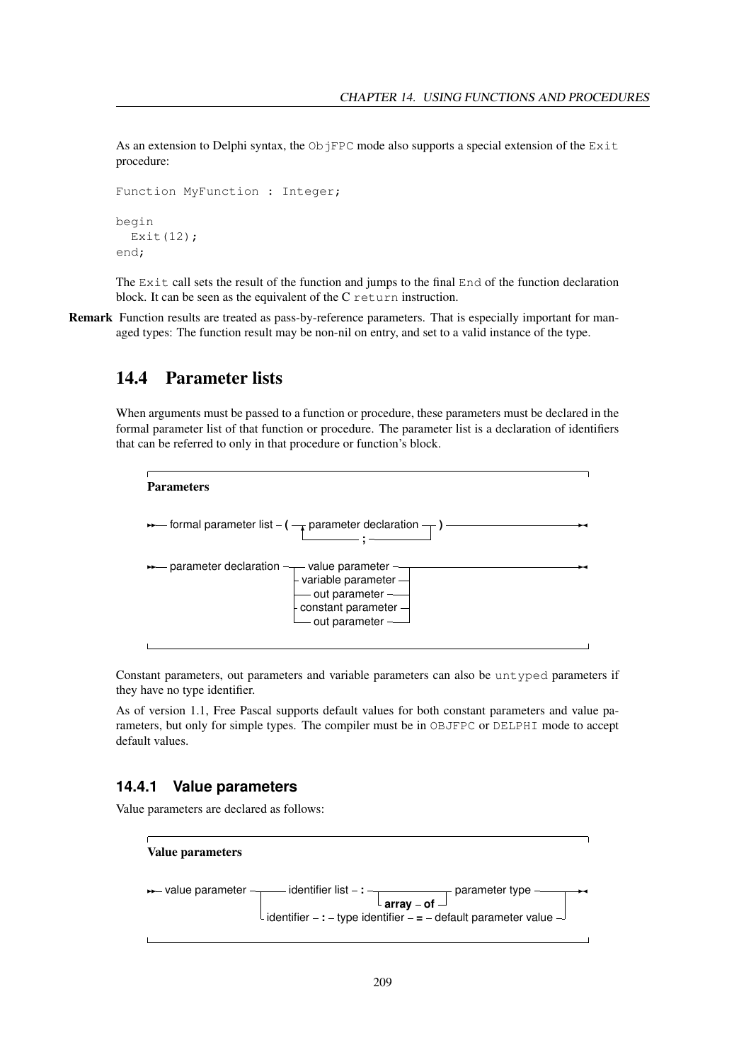As an extension to Delphi syntax, the `ObjFPC` mode also supports a special extension of the `Exit` procedure:

```
Function MyFunction : Integer;

begin
  Exit(12);
end;
```

The `Exit` call sets the result of the function and jumps to the final `End` of the function declaration block. It can be seen as the equivalent of the C `return` instruction.

**Remark** Function results are treated as pass-by-reference parameters. That is especially important for managed types: The function result may be non-nil on entry, and set to a valid instance of the type.

## 14.4 Parameter lists

When arguments must be passed to a function or procedure, these parameters must be declared in the formal parameter list of that function or procedure. The parameter list is a declaration of identifiers that can be referred to only in that procedure or function's block.

**Parameters**

```
formal parameter list – ( – parameter declaration – ) –
                            ( ; – parameter declaration )*

parameter declaration – value parameter
                      | variable parameter
                      | out parameter
                      | constant parameter
                      | out parameter
```

Constant parameters, out parameters and variable parameters can also be `untyped` parameters if they have no type identifier.

As of version 1.1, Free Pascal supports default values for both constant parameters and value parameters, but only for simple types. The compiler must be in `OBJFPC` or `DELPHI` mode to accept default values.

### 14.4.1 Value parameters

Value parameters are declared as follows:

**Value parameters**

```
value parameter – identifier list – : – [ array – of ] – parameter type
                | identifier – : – type identifier – = – default parameter value
```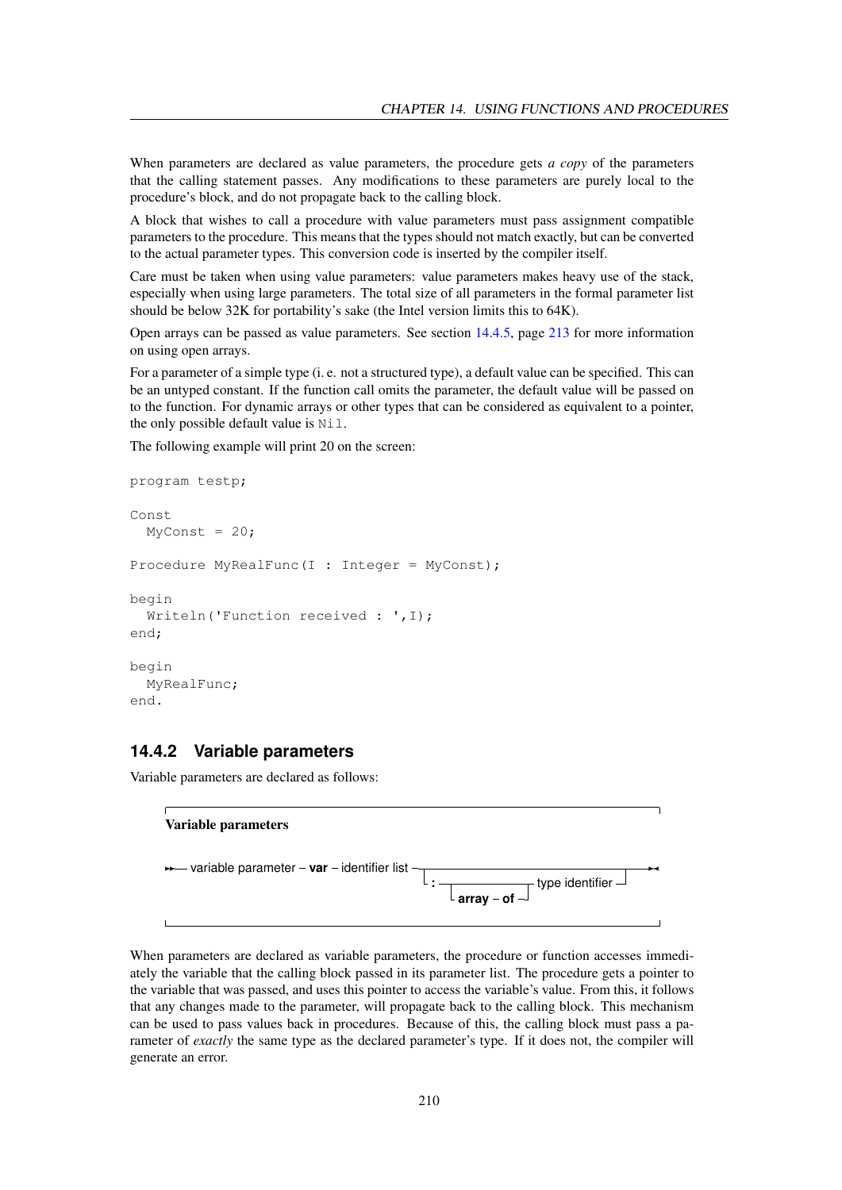When parameters are declared as value parameters, the procedure gets *a copy* of the parameters that the calling statement passes. Any modifications to these parameters are purely local to the procedure's block, and do not propagate back to the calling block.

A block that wishes to call a procedure with value parameters must pass assignment compatible parameters to the procedure. This means that the types should not match exactly, but can be converted to the actual parameter types. This conversion code is inserted by the compiler itself.

Care must be taken when using value parameters: value parameters makes heavy use of the stack, especially when using large parameters. The total size of all parameters in the formal parameter list should be below 32K for portability's sake (the Intel version limits this to 64K).

Open arrays can be passed as value parameters. See section 14.4.5, page 213 for more information on using open arrays.

For a parameter of a simple type (i. e. not a structured type), a default value can be specified. This can be an untyped constant. If the function call omits the parameter, the default value will be passed on to the function. For dynamic arrays or other types that can be considered as equivalent to a pointer, the only possible default value is `Nil`.

The following example will print 20 on the screen:

```
program testp;

Const
  MyConst = 20;

Procedure MyRealFunc(I : Integer = MyConst);

begin
  Writeln('Function received : ',I);
end;

begin
  MyRealFunc;
end.
```

### 14.4.2 Variable parameters

Variable parameters are declared as follows:

**Variable parameters**

```
>>— variable parameter – var – identifier list ─┬──────────────────────────────────────┬─><
                                                 └ : ─┬────────────┬─ type identifier ─┘
                                                      └ array – of ┘
```

When parameters are declared as variable parameters, the procedure or function accesses immediately the variable that the calling block passed in its parameter list. The procedure gets a pointer to the variable that was passed, and uses this pointer to access the variable's value. From this, it follows that any changes made to the parameter, will propagate back to the calling block. This mechanism can be used to pass values back in procedures. Because of this, the calling block must pass a parameter of *exactly* the same type as the declared parameter's type. If it does not, the compiler will generate an error.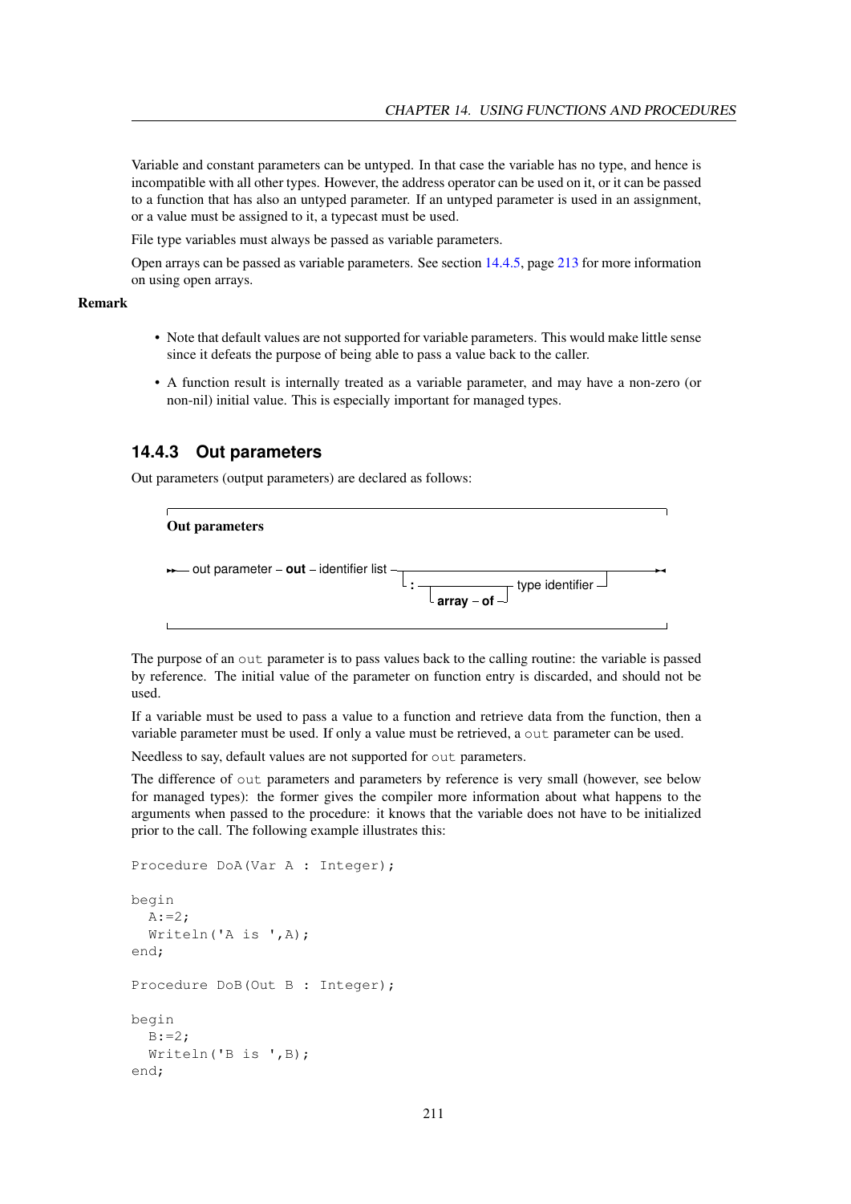Variable and constant parameters can be untyped. In that case the variable has no type, and hence is incompatible with all other types. However, the address operator can be used on it, or it can be passed to a function that has also an untyped parameter. If an untyped parameter is used in an assignment, or a value must be assigned to it, a typecast must be used.

File type variables must always be passed as variable parameters.

Open arrays can be passed as variable parameters. See section 14.4.5, page 213 for more information on using open arrays.

**Remark**

- Note that default values are not supported for variable parameters. This would make little sense since it defeats the purpose of being able to pass a value back to the caller.
- A function result is internally treated as a variable parameter, and may have a non-zero (or non-nil) initial value. This is especially important for managed types.

### 14.4.3 Out parameters

Out parameters (output parameters) are declared as follows:

**Out parameters**

```
>>-- out parameter -- out -- identifier list --+------------------------------------------+-->< 
                                               +-- : --+--------------+-- type identifier -+
                                                       +-- array -- of -+
```

The purpose of an `out` parameter is to pass values back to the calling routine: the variable is passed by reference. The initial value of the parameter on function entry is discarded, and should not be used.

If a variable must be used to pass a value to a function and retrieve data from the function, then a variable parameter must be used. If only a value must be retrieved, a `out` parameter can be used.

Needless to say, default values are not supported for `out` parameters.

The difference of `out` parameters and parameters by reference is very small (however, see below for managed types): the former gives the compiler more information about what happens to the arguments when passed to the procedure: it knows that the variable does not have to be initialized prior to the call. The following example illustrates this:

```
Procedure DoA(Var A : Integer);

begin
  A:=2;
  Writeln('A is ',A);
end;

Procedure DoB(Out B : Integer);

begin
  B:=2;
  Writeln('B is ',B);
end;
```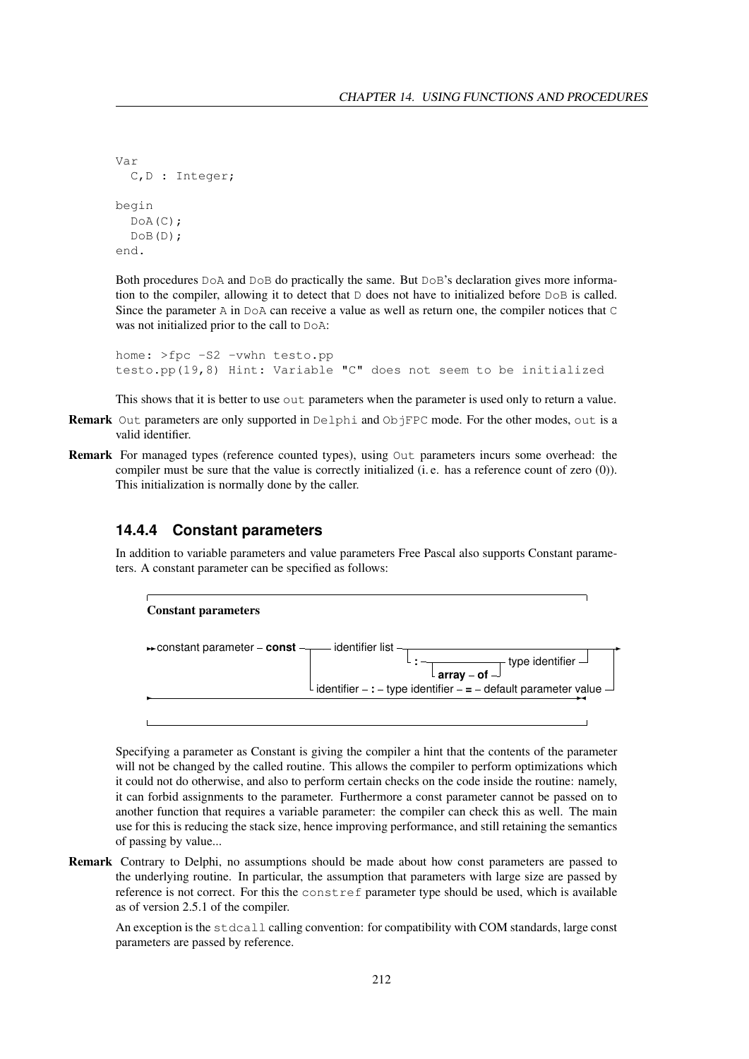```
Var
  C,D : Integer;

begin
  DoA(C);
  DoB(D);
end.
```

Both procedures `DoA` and `DoB` do practically the same. But `DoB`'s declaration gives more information to the compiler, allowing it to detect that `D` does not have to initialized before `DoB` is called. Since the parameter `A` in `DoA` can receive a value as well as return one, the compiler notices that `C` was not initialized prior to the call to `DoA`:

```
home: >fpc -S2 -vwhn testo.pp
testo.pp(19,8) Hint: Variable "C" does not seem to be initialized
```

This shows that it is better to use `out` parameters when the parameter is used only to return a value.

**Remark** `Out` parameters are only supported in `Delphi` and `ObjFPC` mode. For the other modes, `out` is a valid identifier.

**Remark** For managed types (reference counted types), using `Out` parameters incurs some overhead: the compiler must be sure that the value is correctly initialized (i. e. has a reference count of zero (0)). This initialization is normally done by the caller.

### 14.4.4 Constant parameters

In addition to variable parameters and value parameters Free Pascal also supports Constant parameters. A constant parameter can be specified as follows:

**Constant parameters**

```
constant parameter - const -+- identifier list -+-----------------------------------+-
                            |                   +- : -+-------------+- type identifier -+
                            |                         +- array - of -+
                            +- identifier - : - type identifier - = - default parameter value -+
```

Specifying a parameter as Constant is giving the compiler a hint that the contents of the parameter will not be changed by the called routine. This allows the compiler to perform optimizations which it could not do otherwise, and also to perform certain checks on the code inside the routine: namely, it can forbid assignments to the parameter. Furthermore a const parameter cannot be passed on to another function that requires a variable parameter: the compiler can check this as well. The main use for this is reducing the stack size, hence improving performance, and still retaining the semantics of passing by value...

**Remark** Contrary to Delphi, no assumptions should be made about how const parameters are passed to the underlying routine. In particular, the assumption that parameters with large size are passed by reference is not correct. For this the `constref` parameter type should be used, which is available as of version 2.5.1 of the compiler.

An exception is the `stdcall` calling convention: for compatibility with COM standards, large const parameters are passed by reference.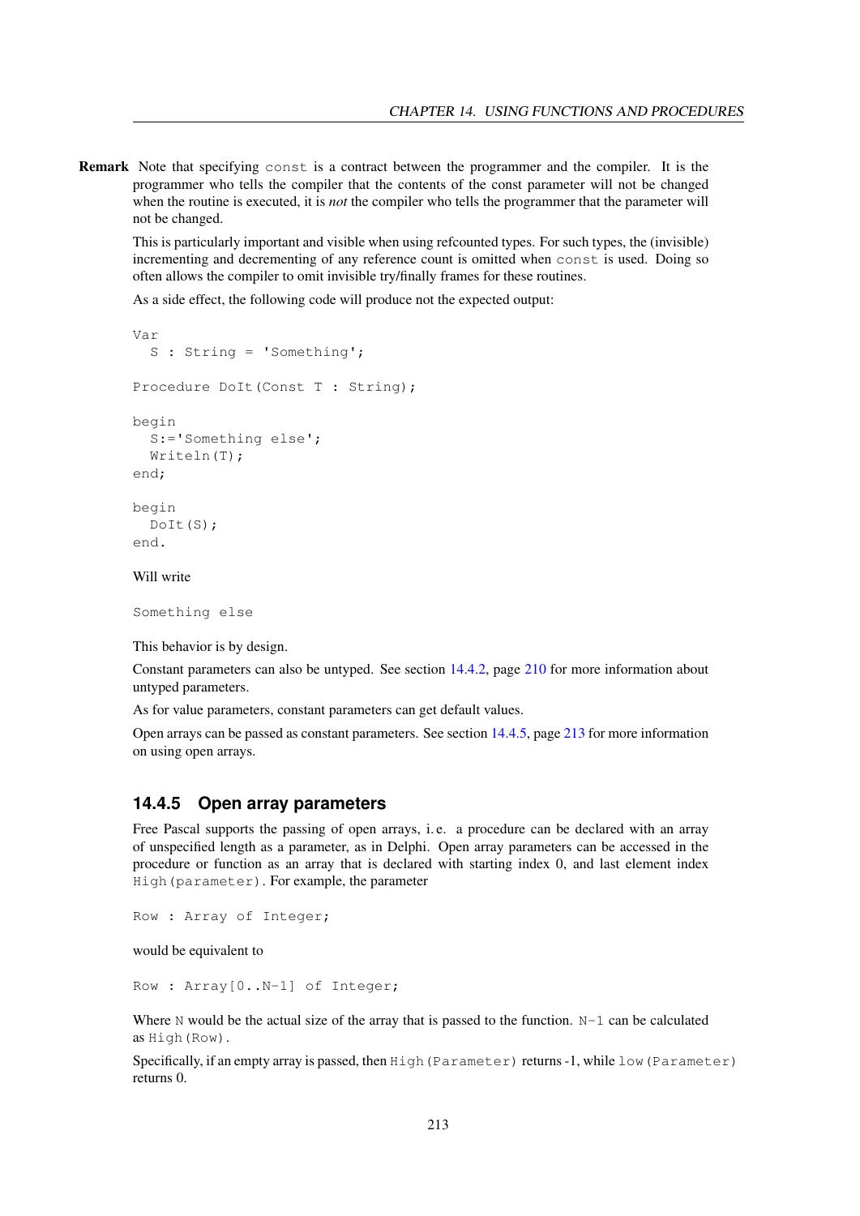**Remark** Note that specifying `const` is a contract between the programmer and the compiler. It is the programmer who tells the compiler that the contents of the const parameter will not be changed when the routine is executed, it is *not* the compiler who tells the programmer that the parameter will not be changed.

This is particularly important and visible when using refcounted types. For such types, the (invisible) incrementing and decrementing of any reference count is omitted when `const` is used. Doing so often allows the compiler to omit invisible try/finally frames for these routines.

As a side effect, the following code will produce not the expected output:

```
Var
  S : String = 'Something';

Procedure DoIt(Const T : String);

begin
  S:='Something else';
  Writeln(T);
end;

begin
  DoIt(S);
end.
```

Will write

```
Something else
```

This behavior is by design.

Constant parameters can also be untyped. See section 14.4.2, page 210 for more information about untyped parameters.

As for value parameters, constant parameters can get default values.

Open arrays can be passed as constant parameters. See section 14.4.5, page 213 for more information on using open arrays.

### 14.4.5 Open array parameters

Free Pascal supports the passing of open arrays, i. e. a procedure can be declared with an array of unspecified length as a parameter, as in Delphi. Open array parameters can be accessed in the procedure or function as an array that is declared with starting index 0, and last element index `High(parameter)`. For example, the parameter

```
Row : Array of Integer;
```

would be equivalent to

```
Row : Array[0..N-1] of Integer;
```

Where `N` would be the actual size of the array that is passed to the function. `N-1` can be calculated as `High(Row)`.

Specifically, if an empty array is passed, then `High(Parameter)` returns -1, while `low(Parameter)` returns 0.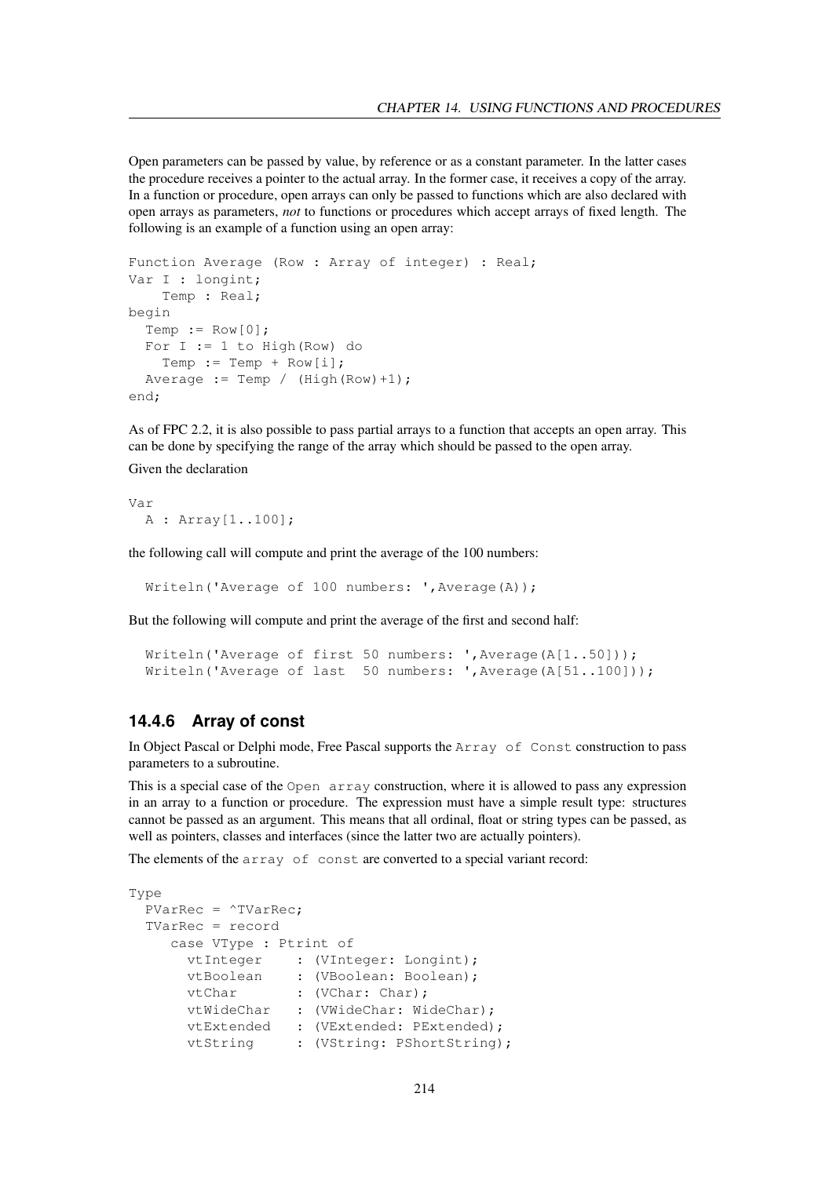Open parameters can be passed by value, by reference or as a constant parameter. In the latter cases the procedure receives a pointer to the actual array. In the former case, it receives a copy of the array. In a function or procedure, open arrays can only be passed to functions which are also declared with open arrays as parameters, *not* to functions or procedures which accept arrays of fixed length. The following is an example of a function using an open array:

```
Function Average (Row : Array of integer) : Real;
Var I : longint;
    Temp : Real;
begin
  Temp := Row[0];
  For I := 1 to High(Row) do
    Temp := Temp + Row[i];
  Average := Temp / (High(Row)+1);
end;
```

As of FPC 2.2, it is also possible to pass partial arrays to a function that accepts an open array. This can be done by specifying the range of the array which should be passed to the open array.

Given the declaration

```
Var
  A : Array[1..100];
```

the following call will compute and print the average of the 100 numbers:

```
  Writeln('Average of 100 numbers: ',Average(A));
```

But the following will compute and print the average of the first and second half:

```
  Writeln('Average of first 50 numbers: ',Average(A[1..50]));
  Writeln('Average of last  50 numbers: ',Average(A[51..100]));
```

### 14.4.6 Array of const

In Object Pascal or Delphi mode, Free Pascal supports the `Array of Const` construction to pass parameters to a subroutine.

This is a special case of the `Open array` construction, where it is allowed to pass any expression in an array to a function or procedure. The expression must have a simple result type: structures cannot be passed as an argument. This means that all ordinal, float or string types can be passed, as well as pointers, classes and interfaces (since the latter two are actually pointers).

The elements of the `array of const` are converted to a special variant record:

```
Type
  PVarRec = ^TVarRec;
  TVarRec = record
     case VType : Ptrint of
       vtInteger    : (VInteger: Longint);
       vtBoolean    : (VBoolean: Boolean);
       vtChar       : (VChar: Char);
       vtWideChar   : (VWideChar: WideChar);
       vtExtended   : (VExtended: PExtended);
       vtString     : (VString: PShortString);
```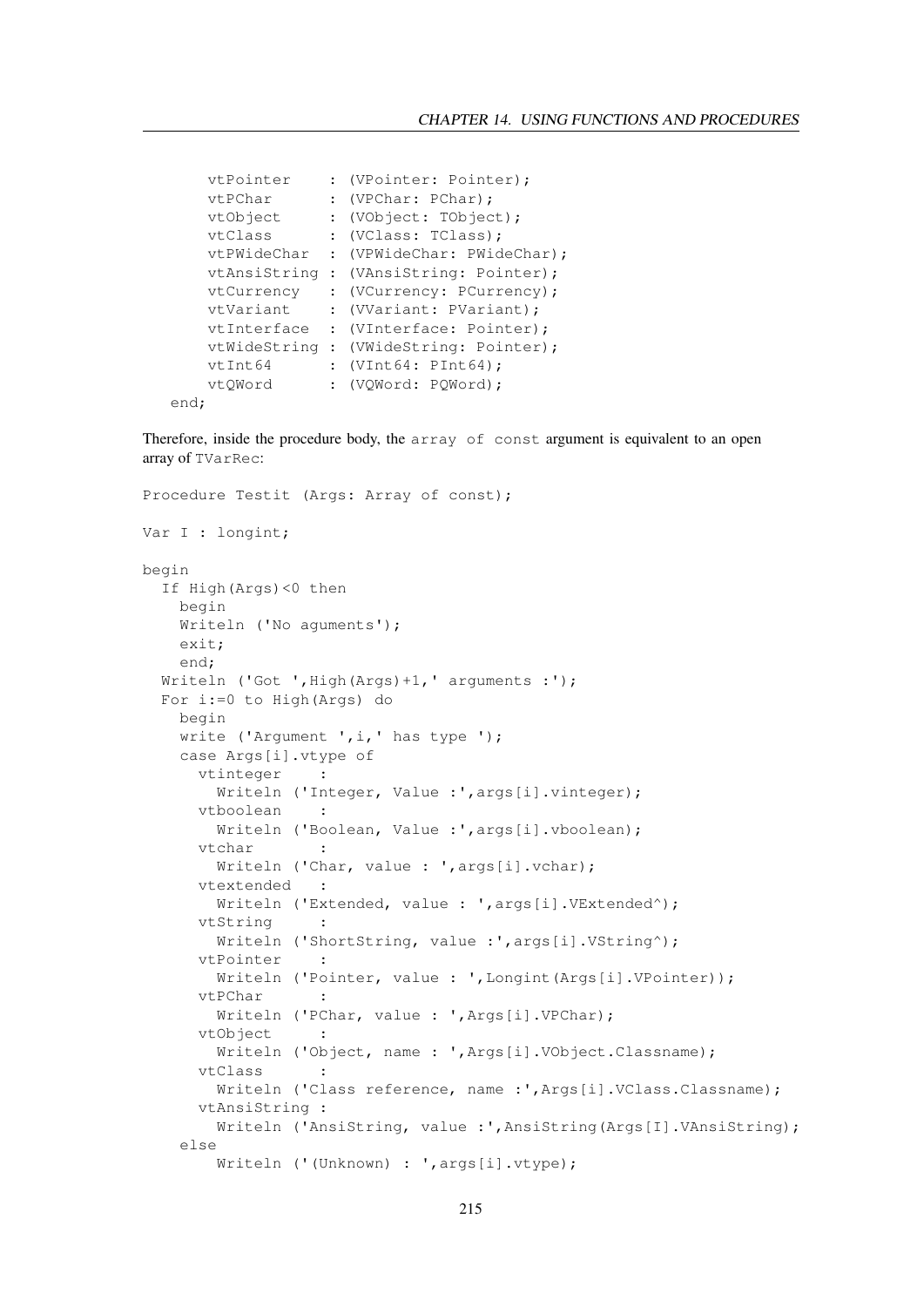```
      vtPointer    : (VPointer: Pointer);
      vtPChar      : (VPChar: PChar);
      vtObject     : (VObject: TObject);
      vtClass      : (VClass: TClass);
      vtPWideChar  : (VPWideChar: PWideChar);
      vtAnsiString : (VAnsiString: Pointer);
      vtCurrency   : (VCurrency: PCurrency);
      vtVariant    : (VVariant: PVariant);
      vtInterface  : (VInterface: Pointer);
      vtWideString : (VWideString: Pointer);
      vtInt64      : (VInt64: PInt64);
      vtQWord      : (VQWord: PQWord);
  end;
```

Therefore, inside the procedure body, the `array of const` argument is equivalent to an open array of `TVarRec`:

```
Procedure Testit (Args: Array of const);

Var I : longint;

begin
  If High(Args)<0 then
    begin
    Writeln ('No aguments');
    exit;
    end;
  Writeln ('Got ',High(Args)+1,' arguments :');
  For i:=0 to High(Args) do
    begin
    write ('Argument ',i,' has type ');
    case Args[i].vtype of
      vtinteger    :
        Writeln ('Integer, Value :',args[i].vinteger);
      vtboolean    :
        Writeln ('Boolean, Value :',args[i].vboolean);
      vtchar       :
        Writeln ('Char, value : ',args[i].vchar);
      vtextended   :
        Writeln ('Extended, value : ',args[i].VExtended^);
      vtString     :
        Writeln ('ShortString, value :',args[i].VString^);
      vtPointer    :
        Writeln ('Pointer, value : ',Longint(Args[i].VPointer));
      vtPChar      :
        Writeln ('PChar, value : ',Args[i].VPChar);
      vtObject     :
        Writeln ('Object, name : ',Args[i].VObject.Classname);
      vtClass      :
        Writeln ('Class reference, name :',Args[i].VClass.Classname);
      vtAnsiString :
        Writeln ('AnsiString, value :',AnsiString(Args[I].VAnsiString);
    else
        Writeln ('(Unknown) : ',args[i].vtype);
```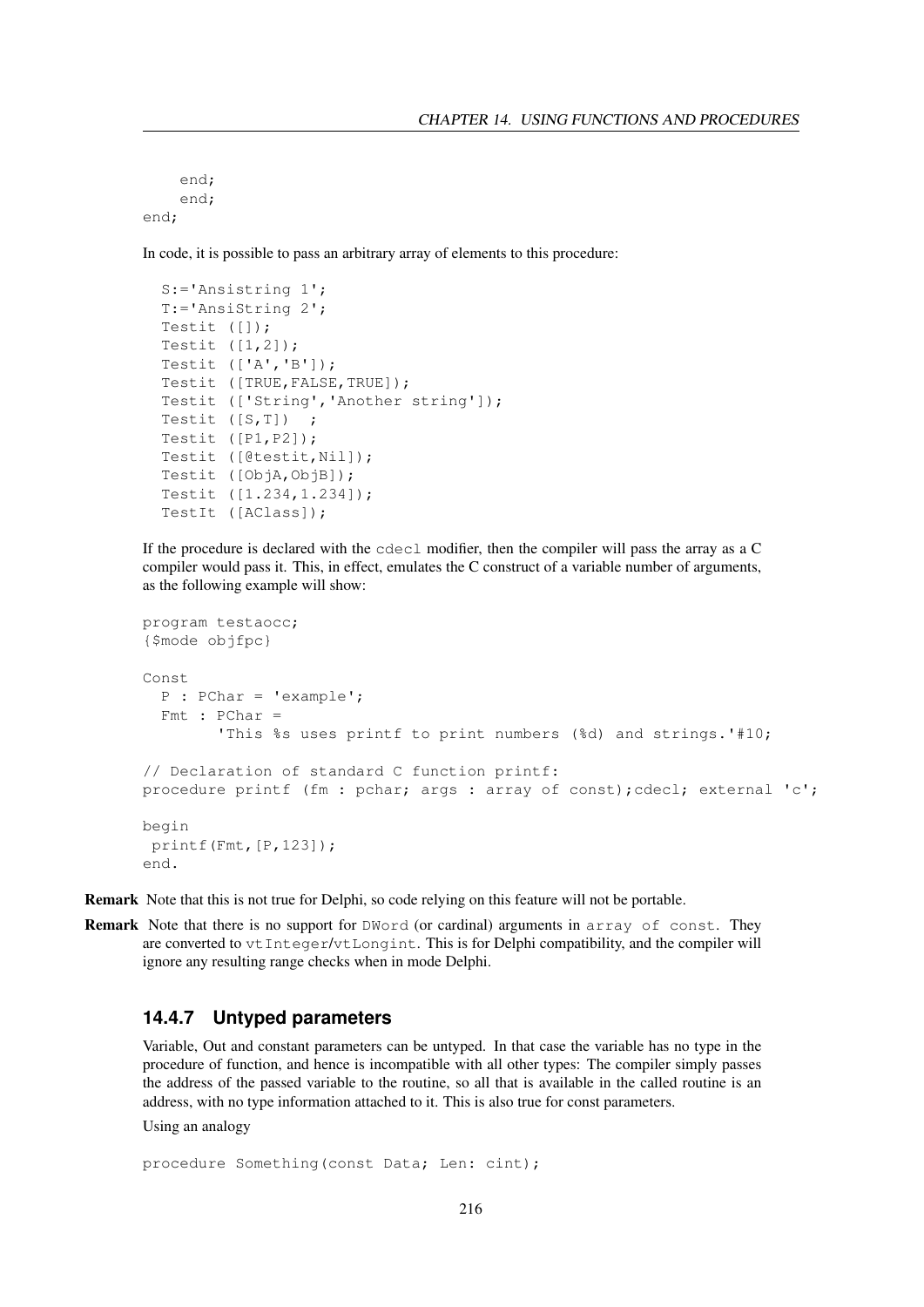```
    end;
    end;
end;
```

In code, it is possible to pass an arbitrary array of elements to this procedure:

```
  S:='Ansistring 1';
  T:='AnsiString 2';
  Testit ([]);
  Testit ([1,2]);
  Testit (['A','B']);
  Testit ([TRUE,FALSE,TRUE]);
  Testit (['String','Another string']);
  Testit ([S,T])  ;
  Testit ([P1,P2]);
  Testit ([@testit,Nil]);
  Testit ([ObjA,ObjB]);
  Testit ([1.234,1.234]);
  TestIt ([AClass]);
```

If the procedure is declared with the `cdecl` modifier, then the compiler will pass the array as a C compiler would pass it. This, in effect, emulates the C construct of a variable number of arguments, as the following example will show:

```
program testaocc;
{$mode objfpc}

Const
  P : PChar = 'example';
  Fmt : PChar =
        'This %s uses printf to print numbers (%d) and strings.'#10;

// Declaration of standard C function printf:
procedure printf (fm : pchar; args : array of const);cdecl; external 'c';

begin
 printf(Fmt,[P,123]);
end.
```

**Remark** Note that this is not true for Delphi, so code relying on this feature will not be portable.

**Remark** Note that there is no support for `DWord` (or cardinal) arguments in `array of const`. They are converted to `vtInteger`/`vtLongint`. This is for Delphi compatibility, and the compiler will ignore any resulting range checks when in mode Delphi.

### 14.4.7 Untyped parameters

Variable, Out and constant parameters can be untyped. In that case the variable has no type in the procedure of function, and hence is incompatible with all other types: The compiler simply passes the address of the passed variable to the routine, so all that is available in the called routine is an address, with no type information attached to it. This is also true for const parameters.

Using an analogy

```
procedure Something(const Data; Len: cint);
```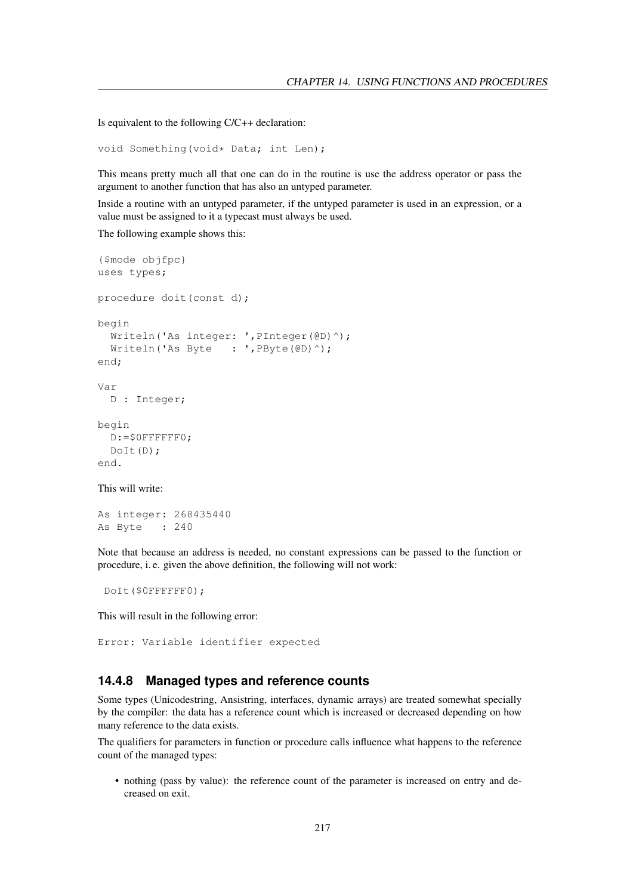Is equivalent to the following C/C++ declaration:

```
void Something(void* Data; int Len);
```

This means pretty much all that one can do in the routine is use the address operator or pass the argument to another function that has also an untyped parameter.

Inside a routine with an untyped parameter, if the untyped parameter is used in an expression, or a value must be assigned to it a typecast must always be used.

The following example shows this:

```
{$mode objfpc}
uses types;

procedure doit(const d);

begin
  Writeln('As integer: ',PInteger(@D)^);
  Writeln('As Byte   : ',PByte(@D)^);
end;

Var
  D : Integer;

begin
  D:=$0FFFFFF0;
  DoIt(D);
end.
```

This will write:

```
As integer: 268435440
As Byte   : 240
```

Note that because an address is needed, no constant expressions can be passed to the function or procedure, i. e. given the above definition, the following will not work:

```
 DoIt($0FFFFFF0);
```

This will result in the following error:

```
Error: Variable identifier expected
```

### 14.4.8 Managed types and reference counts

Some types (Unicodestring, Ansistring, interfaces, dynamic arrays) are treated somewhat specially by the compiler: the data has a reference count which is increased or decreased depending on how many reference to the data exists.

The qualifiers for parameters in function or procedure calls influence what happens to the reference count of the managed types:

- nothing (pass by value): the reference count of the parameter is increased on entry and decreased on exit.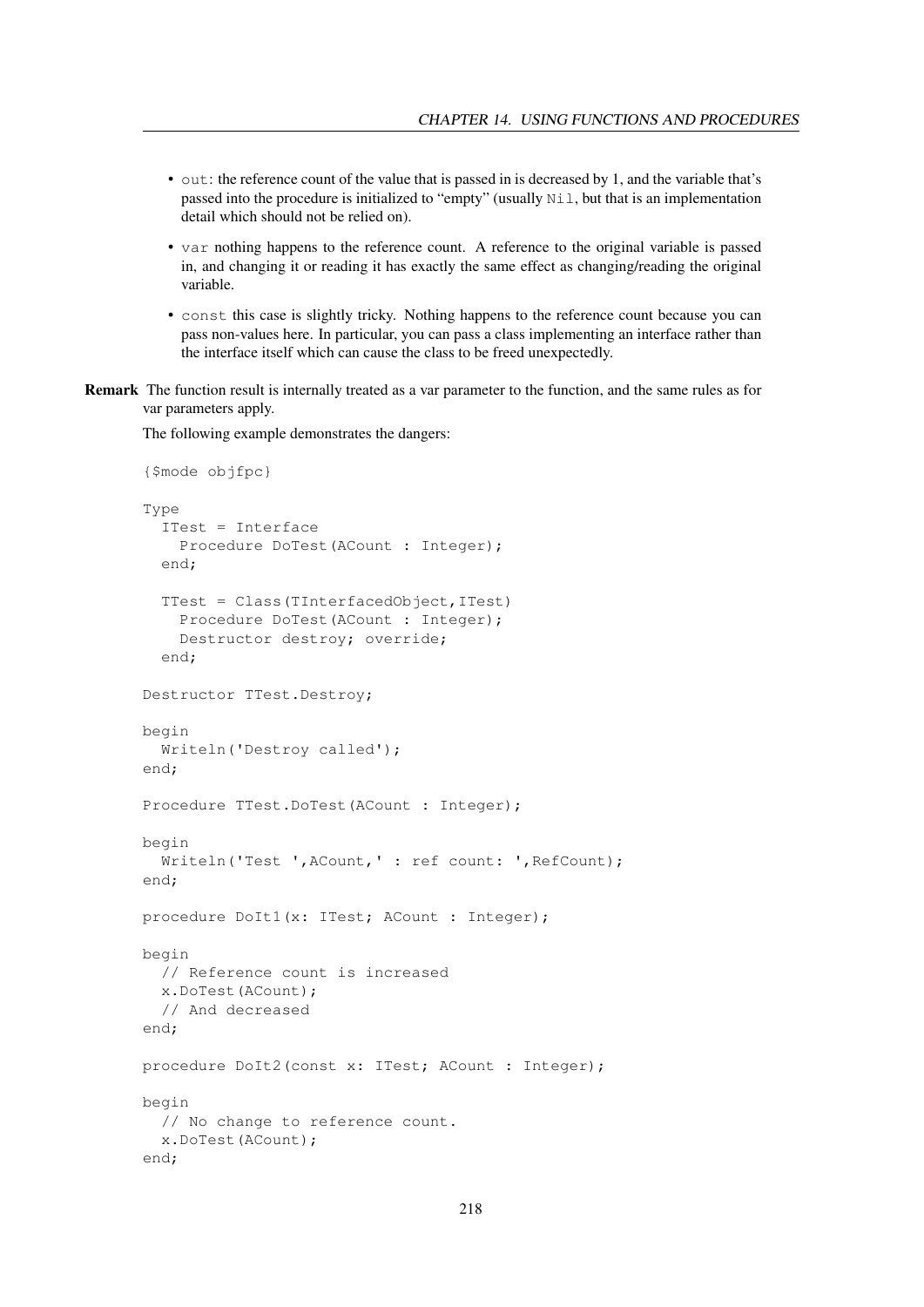- `out`: the reference count of the value that is passed in is decreased by 1, and the variable that's passed into the procedure is initialized to "empty" (usually `Nil`, but that is an implementation detail which should not be relied on).
- `var` nothing happens to the reference count. A reference to the original variable is passed in, and changing it or reading it has exactly the same effect as changing/reading the original variable.
- `const` this case is slightly tricky. Nothing happens to the reference count because you can pass non-values here. In particular, you can pass a class implementing an interface rather than the interface itself which can cause the class to be freed unexpectedly.

**Remark** The function result is internally treated as a var parameter to the function, and the same rules as for var parameters apply.

The following example demonstrates the dangers:

```
{$mode objfpc}

Type
  ITest = Interface
    Procedure DoTest(ACount : Integer);
  end;

  TTest = Class(TInterfacedObject,ITest)
    Procedure DoTest(ACount : Integer);
    Destructor destroy; override;
  end;

Destructor TTest.Destroy;

begin
  Writeln('Destroy called');
end;

Procedure TTest.DoTest(ACount : Integer);

begin
  Writeln('Test ',ACount,' : ref count: ',RefCount);
end;

procedure DoIt1(x: ITest; ACount : Integer);

begin
  // Reference count is increased
  x.DoTest(ACount);
  // And decreased
end;

procedure DoIt2(const x: ITest; ACount : Integer);

begin
  // No change to reference count.
  x.DoTest(ACount);
end;
```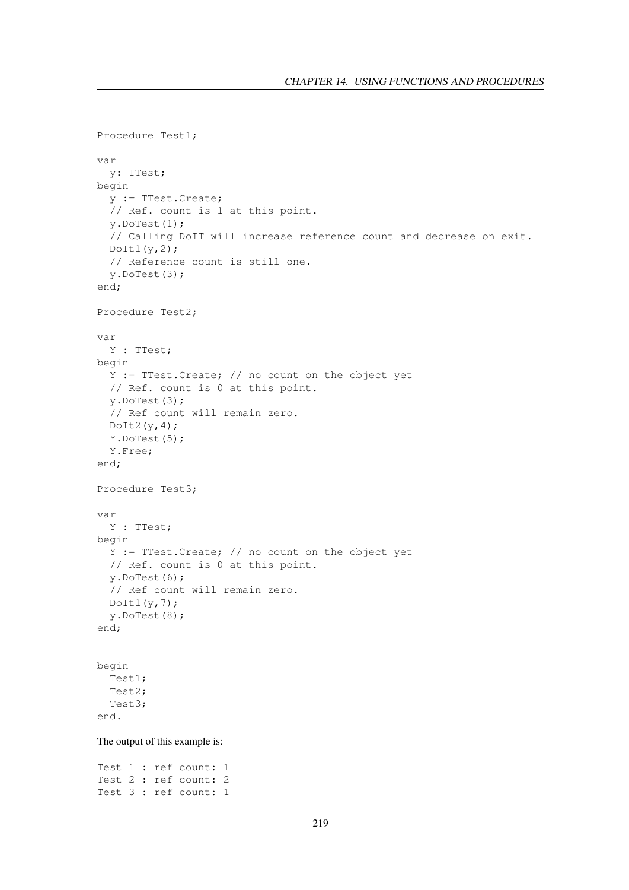```
Procedure Test1;

var
  y: ITest;
begin
  y := TTest.Create;
  // Ref. count is 1 at this point.
  y.DoTest(1);
  // Calling DoIT will increase reference count and decrease on exit.
  DoIt1(y,2);
  // Reference count is still one.
  y.DoTest(3);
end;

Procedure Test2;

var
  Y : TTest;
begin
  Y := TTest.Create; // no count on the object yet
  // Ref. count is 0 at this point.
  y.DoTest(3);
  // Ref count will remain zero.
  DoIt2(y,4);
  Y.DoTest(5);
  Y.Free;
end;

Procedure Test3;

var
  Y : TTest;
begin
  Y := TTest.Create; // no count on the object yet
  // Ref. count is 0 at this point.
  y.DoTest(6);
  // Ref count will remain zero.
  DoIt1(y,7);
  y.DoTest(8);
end;


begin
  Test1;
  Test2;
  Test3;
end.
```

The output of this example is:

```
Test 1 : ref count: 1
Test 2 : ref count: 2
Test 3 : ref count: 1
```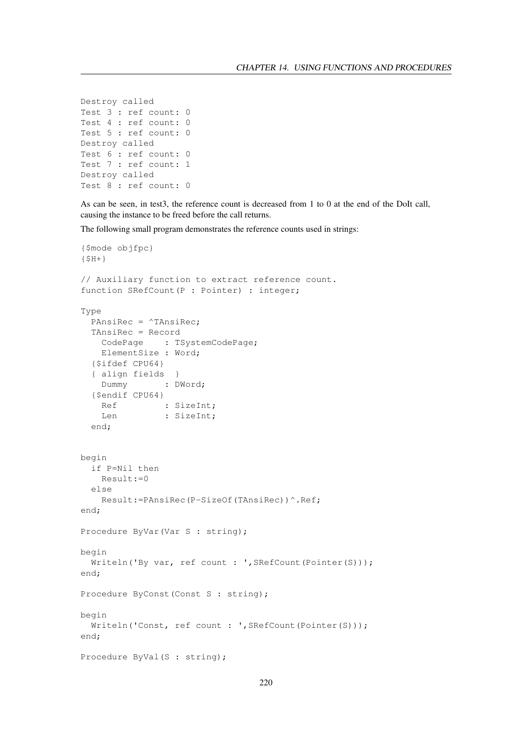```
Destroy called
Test 3 : ref count: 0
Test 4 : ref count: 0
Test 5 : ref count: 0
Destroy called
Test 6 : ref count: 0
Test 7 : ref count: 1
Destroy called
Test 8 : ref count: 0
```

As can be seen, in test3, the reference count is decreased from 1 to 0 at the end of the DoIt call, causing the instance to be freed before the call returns.

The following small program demonstrates the reference counts used in strings:

```
{$mode objfpc}
{$H+}

// Auxiliary function to extract reference count.
function SRefCount(P : Pointer) : integer;

Type
  PAnsiRec = ^TAnsiRec;
  TAnsiRec = Record
    CodePage    : TSystemCodePage;
    ElementSize : Word;
  {$ifdef CPU64}
  { align fields  }
    Dummy       : DWord;
  {$endif CPU64}
    Ref         : SizeInt;
    Len         : SizeInt;
  end;


begin
  if P=Nil then
    Result:=0
  else
    Result:=PAnsiRec(P-SizeOf(TAnsiRec))^.Ref;
end;

Procedure ByVar(Var S : string);

begin
  Writeln('By var, ref count : ',SRefCount(Pointer(S)));
end;

Procedure ByConst(Const S : string);

begin
  Writeln('Const, ref count : ',SRefCount(Pointer(S)));
end;

Procedure ByVal(S : string);
```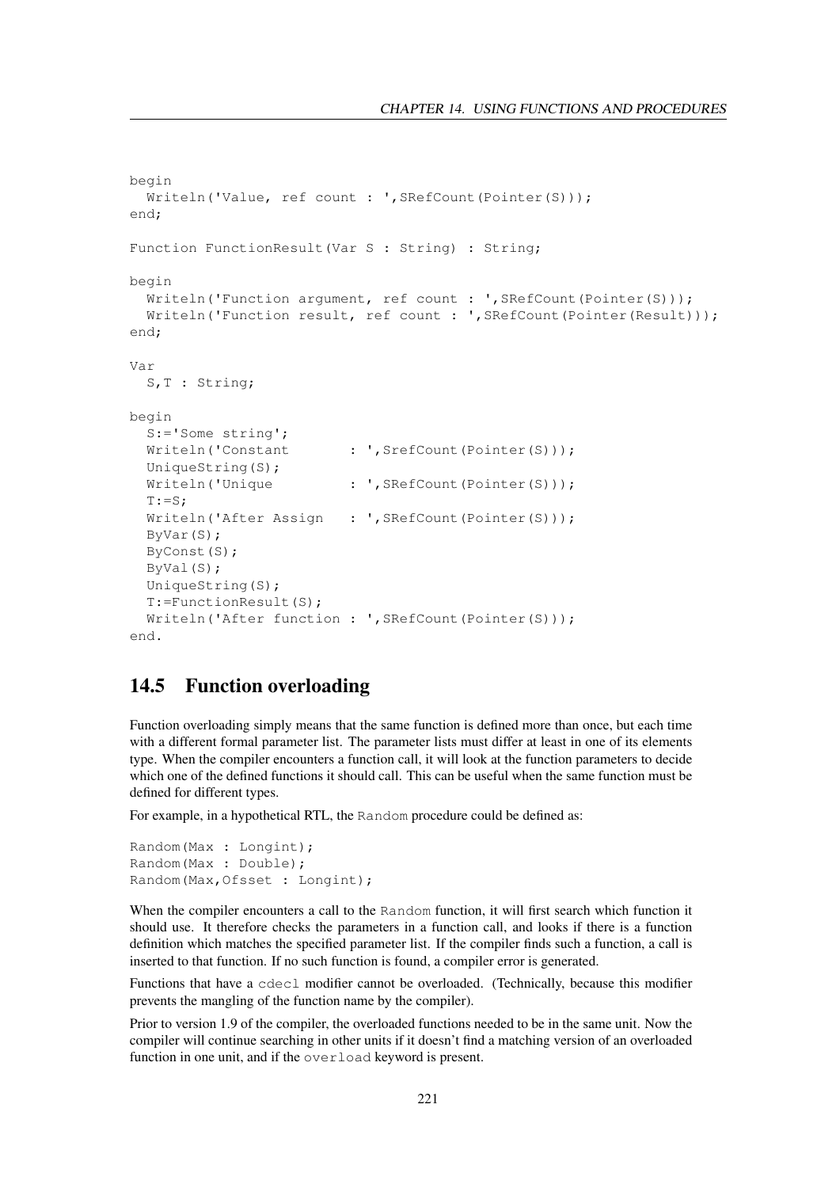```
begin
  Writeln('Value, ref count : ',SRefCount(Pointer(S)));
end;

Function FunctionResult(Var S : String) : String;

begin
  Writeln('Function argument, ref count : ',SRefCount(Pointer(S)));
  Writeln('Function result, ref count : ',SRefCount(Pointer(Result)));
end;

Var
  S,T : String;

begin
  S:='Some string';
  Writeln('Constant       : ',SrefCount(Pointer(S)));
  UniqueString(S);
  Writeln('Unique         : ',SRefCount(Pointer(S)));
  T:=S;
  Writeln('After Assign   : ',SRefCount(Pointer(S)));
  ByVar(S);
  ByConst(S);
  ByVal(S);
  UniqueString(S);
  T:=FunctionResult(S);
  Writeln('After function : ',SRefCount(Pointer(S)));
end.
```

## 14.5 Function overloading

Function overloading simply means that the same function is defined more than once, but each time with a different formal parameter list. The parameter lists must differ at least in one of its elements type. When the compiler encounters a function call, it will look at the function parameters to decide which one of the defined functions it should call. This can be useful when the same function must be defined for different types.

For example, in a hypothetical RTL, the `Random` procedure could be defined as:

```
Random(Max : Longint);
Random(Max : Double);
Random(Max,Ofsset : Longint);
```

When the compiler encounters a call to the `Random` function, it will first search which function it should use. It therefore checks the parameters in a function call, and looks if there is a function definition which matches the specified parameter list. If the compiler finds such a function, a call is inserted to that function. If no such function is found, a compiler error is generated.

Functions that have a `cdecl` modifier cannot be overloaded. (Technically, because this modifier prevents the mangling of the function name by the compiler).

Prior to version 1.9 of the compiler, the overloaded functions needed to be in the same unit. Now the compiler will continue searching in other units if it doesn't find a matching version of an overloaded function in one unit, and if the `overload` keyword is present.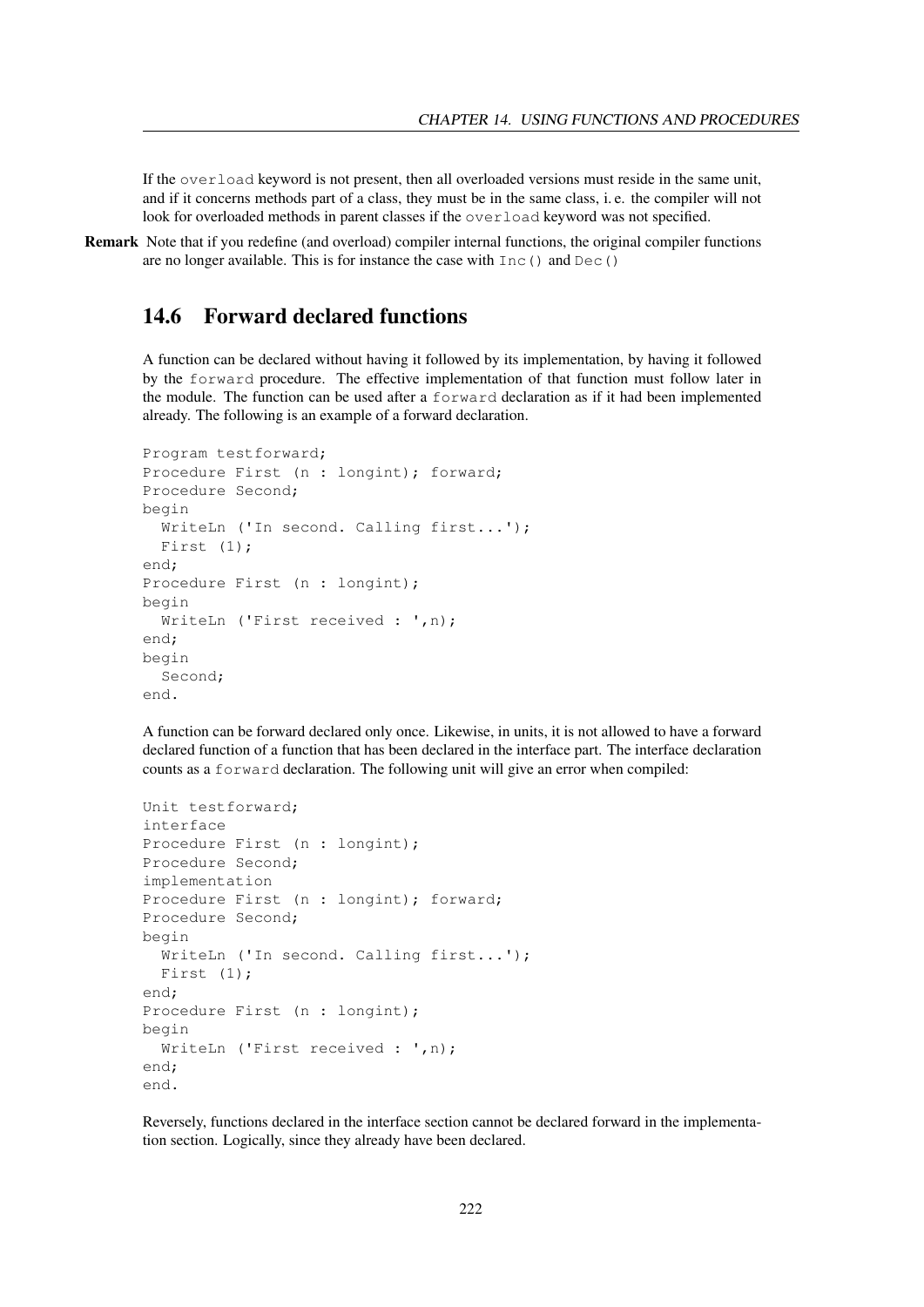If the `overload` keyword is not present, then all overloaded versions must reside in the same unit, and if it concerns methods part of a class, they must be in the same class, i. e. the compiler will not look for overloaded methods in parent classes if the `overload` keyword was not specified.

**Remark** Note that if you redefine (and overload) compiler internal functions, the original compiler functions are no longer available. This is for instance the case with `Inc()` and `Dec()`

## 14.6 Forward declared functions

A function can be declared without having it followed by its implementation, by having it followed by the `forward` procedure. The effective implementation of that function must follow later in the module. The function can be used after a `forward` declaration as if it had been implemented already. The following is an example of a forward declaration.

```
Program testforward;
Procedure First (n : longint); forward;
Procedure Second;
begin
  WriteLn ('In second. Calling first...');
  First (1);
end;
Procedure First (n : longint);
begin
  WriteLn ('First received : ',n);
end;
begin
  Second;
end.
```

A function can be forward declared only once. Likewise, in units, it is not allowed to have a forward declared function of a function that has been declared in the interface part. The interface declaration counts as a `forward` declaration. The following unit will give an error when compiled:

```
Unit testforward;
interface
Procedure First (n : longint);
Procedure Second;
implementation
Procedure First (n : longint); forward;
Procedure Second;
begin
  WriteLn ('In second. Calling first...');
  First (1);
end;
Procedure First (n : longint);
begin
  WriteLn ('First received : ',n);
end;
end.
```

Reversely, functions declared in the interface section cannot be declared forward in the implementation section. Logically, since they already have been declared.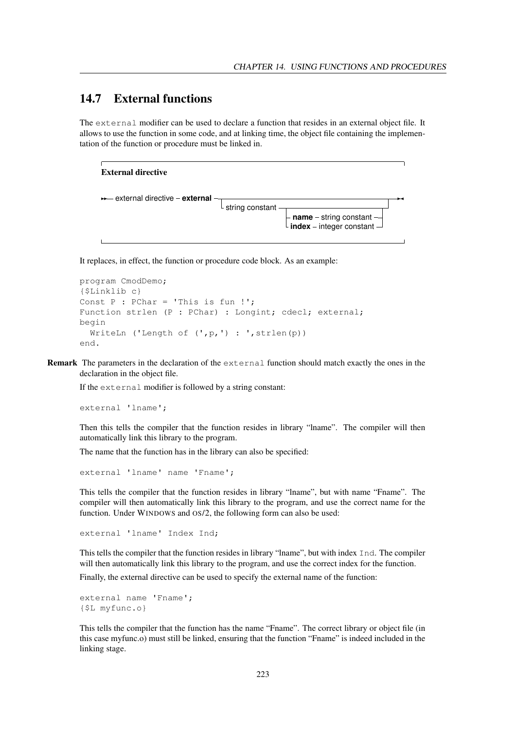## 14.7 External functions

The `external` modifier can be used to declare a function that resides in an external object file. It allows to use the function in some code, and at linking time, the object file containing the implementation of the function or procedure must be linked in.

**External directive**

```
external directive – external ─┬──────────────────────────────────────────────────────┬─
                               └ string constant ─┬─────────────────────────────┬──┘
                                                  ├ name – string constant ────┤
                                                  └ index – integer constant ──┘
```

It replaces, in effect, the function or procedure code block. As an example:

```
program CmodDemo;
{$Linklib c}
Const P : PChar = 'This is fun !';
Function strlen (P : PChar) : Longint; cdecl; external;
begin
  WriteLn ('Length of (',p,') : ',strlen(p))
end.
```

**Remark** The parameters in the declaration of the `external` function should match exactly the ones in the declaration in the object file.

If the `external` modifier is followed by a string constant:

```
external 'lname';
```

Then this tells the compiler that the function resides in library "lname". The compiler will then automatically link this library to the program.

The name that the function has in the library can also be specified:

```
external 'lname' name 'Fname';
```

This tells the compiler that the function resides in library "lname", but with name "Fname". The compiler will then automatically link this library to the program, and use the correct name for the function. Under WINDOWS and OS/2, the following form can also be used:

```
external 'lname' Index Ind;
```

This tells the compiler that the function resides in library "lname", but with index `Ind`. The compiler will then automatically link this library to the program, and use the correct index for the function.

Finally, the external directive can be used to specify the external name of the function:

```
external name 'Fname';
{$L myfunc.o}
```

This tells the compiler that the function has the name "Fname". The correct library or object file (in this case myfunc.o) must still be linked, ensuring that the function "Fname" is indeed included in the linking stage.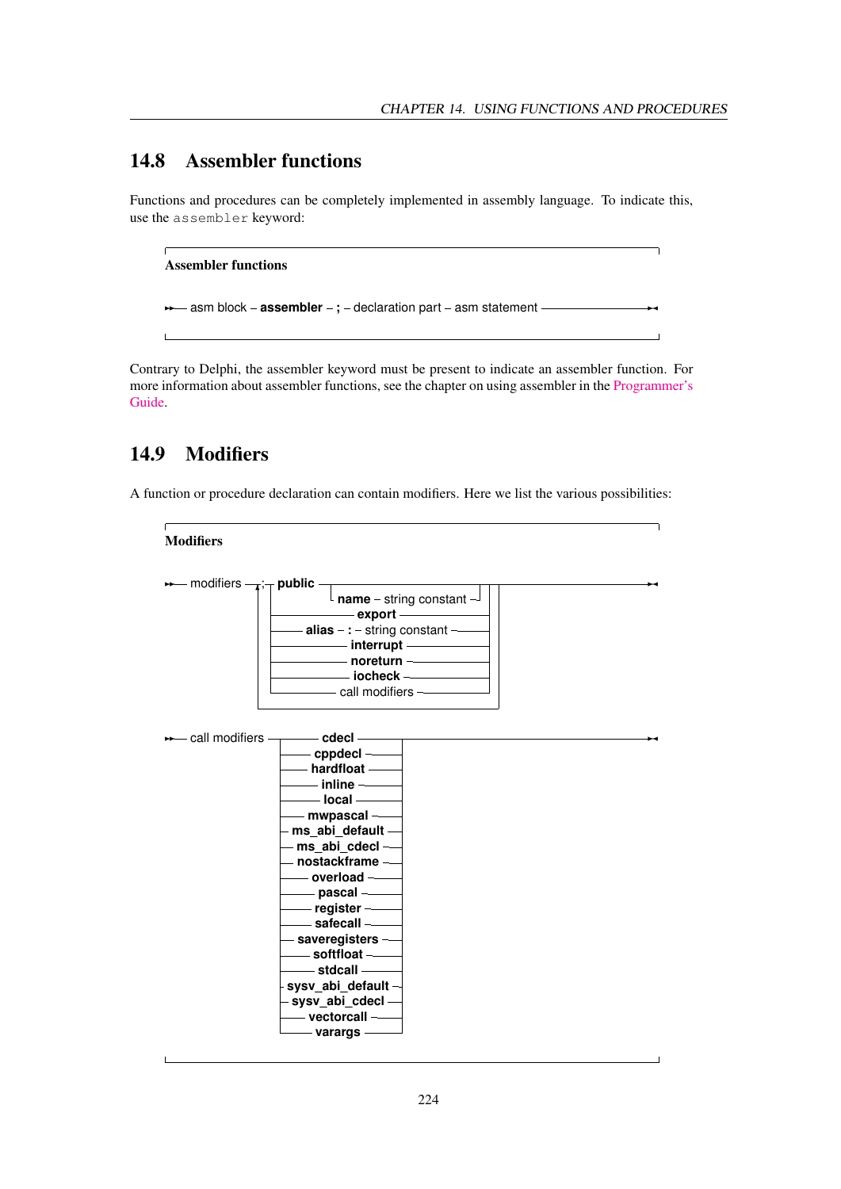## 14.8 Assembler functions

Functions and procedures can be completely implemented in assembly language. To indicate this, use the `assembler` keyword:

**Assembler functions**

```
►► asm block – assembler – ; – declaration part – asm statement ──────────►◄
```

Contrary to Delphi, the assembler keyword must be present to indicate an assembler function. For more information about assembler functions, see the chapter on using assembler in the Programmer's Guide.

## 14.9 Modifiers

A function or procedure declaration can contain modifiers. Here we list the various possibilities:

**Modifiers**

```
►► modifiers ─┬─ ; ─┬─ public ─┬──────────────────────────┬─┬──────────►◄
              │     │          └─ name – string constant ─┘ │
              │     ├─ export ──────────────────────────────┤
              │     ├─ alias – : – string constant ─────────┤
              │     ├─ interrupt ───────────────────────────┤
              │     ├─ noreturn ────────────────────────────┤
              │     ├─ iocheck ─────────────────────────────┤
              │     └─ call modifiers ──────────────────────┘
              └─────────────────────────────────────────────┘

►► call modifiers ─┬─ cdecl ────────────┬──────────►◄
                   ├─ cppdecl ──────────┤
                   ├─ hardfloat ────────┤
                   ├─ inline ───────────┤
                   ├─ local ────────────┤
                   ├─ mwpascal ─────────┤
                   ├─ ms_abi_default ───┤
                   ├─ ms_abi_cdecl ─────┤
                   ├─ nostackframe ─────┤
                   ├─ overload ─────────┤
                   ├─ pascal ───────────┤
                   ├─ register ─────────┤
                   ├─ safecall ─────────┤
                   ├─ saveregisters ────┤
                   ├─ softfloat ────────┤
                   ├─ stdcall ──────────┤
                   ├─ sysv_abi_default ─┤
                   ├─ sysv_abi_cdecl ───┤
                   ├─ vectorcall ───────┤
                   └─ varargs ──────────┘
```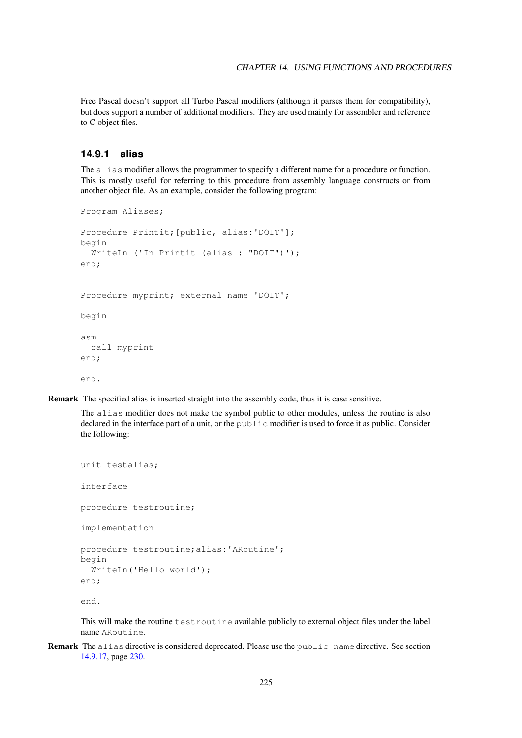Free Pascal doesn't support all Turbo Pascal modifiers (although it parses them for compatibility), but does support a number of additional modifiers. They are used mainly for assembler and reference to C object files.

### 14.9.1 alias

The `alias` modifier allows the programmer to specify a different name for a procedure or function. This is mostly useful for referring to this procedure from assembly language constructs or from another object file. As an example, consider the following program:

```
Program Aliases;

Procedure Printit;[public, alias:'DOIT'];
begin
  WriteLn ('In Printit (alias : "DOIT")');
end;


Procedure myprint; external name 'DOIT';

begin

asm
  call myprint
end;

end.
```

**Remark** The specified alias is inserted straight into the assembly code, thus it is case sensitive.

The `alias` modifier does not make the symbol public to other modules, unless the routine is also declared in the interface part of a unit, or the `public` modifier is used to force it as public. Consider the following:

```
unit testalias;

interface

procedure testroutine;

implementation

procedure testroutine;alias:'ARoutine';
begin
  WriteLn('Hello world');
end;

end.
```

This will make the routine `testroutine` available publicly to external object files under the label name `ARoutine`.

**Remark** The `alias` directive is considered deprecated. Please use the `public name` directive. See section 14.9.17, page 230.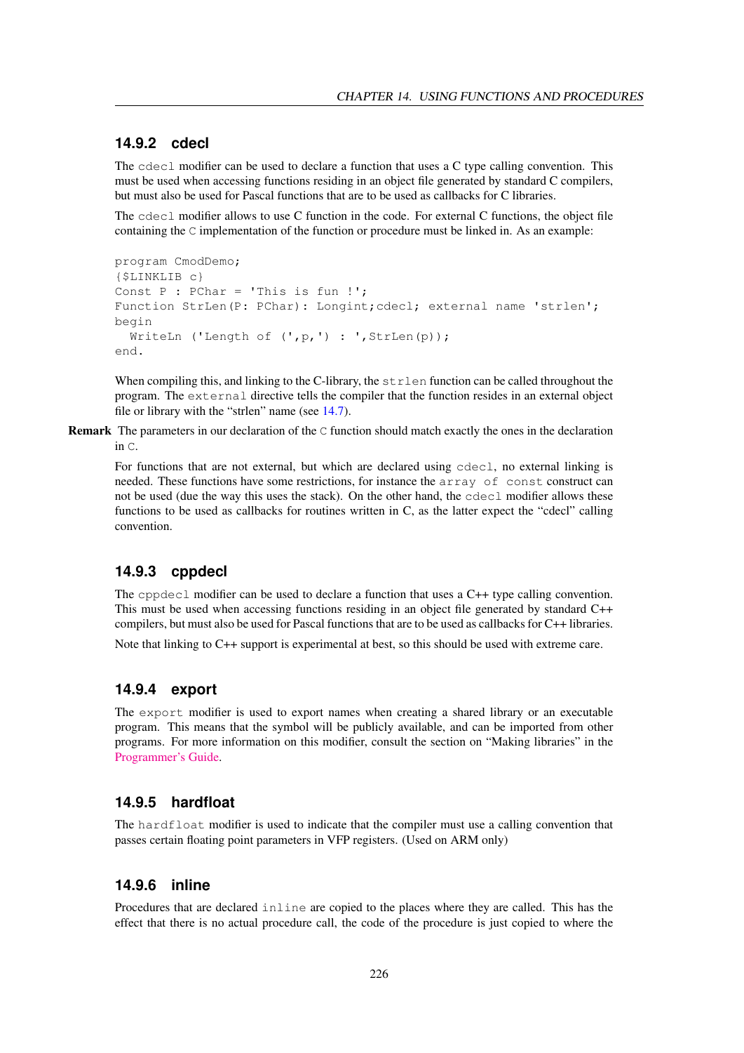### 14.9.2 cdecl

The `cdecl` modifier can be used to declare a function that uses a C type calling convention. This must be used when accessing functions residing in an object file generated by standard C compilers, but must also be used for Pascal functions that are to be used as callbacks for C libraries.

The `cdecl` modifier allows to use C function in the code. For external C functions, the object file containing the `C` implementation of the function or procedure must be linked in. As an example:

```
program CmodDemo;
{$LINKLIB c}
Const P : PChar = 'This is fun !';
Function StrLen(P: PChar): Longint;cdecl; external name 'strlen';
begin
  WriteLn ('Length of (',p,') : ',StrLen(p));
end.
```

When compiling this, and linking to the C-library, the `strlen` function can be called throughout the program. The `external` directive tells the compiler that the function resides in an external object file or library with the "strlen" name (see 14.7).

**Remark** The parameters in our declaration of the `C` function should match exactly the ones in the declaration in `C`.

For functions that are not external, but which are declared using `cdecl`, no external linking is needed. These functions have some restrictions, for instance the `array of const` construct can not be used (due the way this uses the stack). On the other hand, the `cdecl` modifier allows these functions to be used as callbacks for routines written in C, as the latter expect the "cdecl" calling convention.

### 14.9.3 cppdecl

The `cppdecl` modifier can be used to declare a function that uses a C++ type calling convention. This must be used when accessing functions residing in an object file generated by standard C++ compilers, but must also be used for Pascal functions that are to be used as callbacks for C++ libraries.

Note that linking to C++ support is experimental at best, so this should be used with extreme care.

### 14.9.4 export

The `export` modifier is used to export names when creating a shared library or an executable program. This means that the symbol will be publicly available, and can be imported from other programs. For more information on this modifier, consult the section on "Making libraries" in the Programmer's Guide.

### 14.9.5 hardfloat

The `hardfloat` modifier is used to indicate that the compiler must use a calling convention that passes certain floating point parameters in VFP registers. (Used on ARM only)

### 14.9.6 inline

Procedures that are declared `inline` are copied to the places where they are called. This has the effect that there is no actual procedure call, the code of the procedure is just copied to where the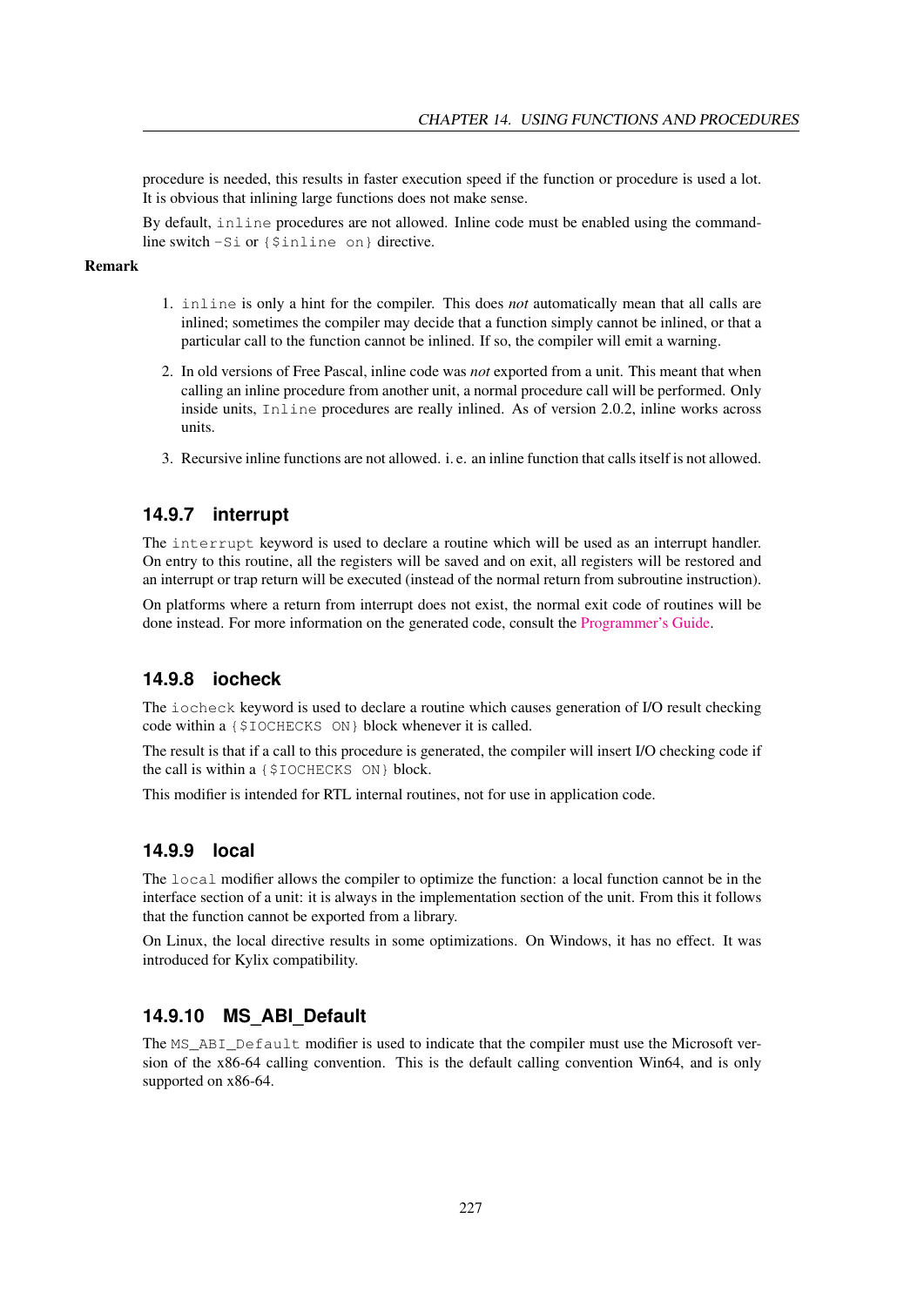procedure is needed, this results in faster execution speed if the function or procedure is used a lot. It is obvious that inlining large functions does not make sense.

By default, `inline` procedures are not allowed. Inline code must be enabled using the command-line switch `-Si` or `{$inline on}` directive.

**Remark**

1. `inline` is only a hint for the compiler. This does *not* automatically mean that all calls are inlined; sometimes the compiler may decide that a function simply cannot be inlined, or that a particular call to the function cannot be inlined. If so, the compiler will emit a warning.
2. In old versions of Free Pascal, inline code was *not* exported from a unit. This meant that when calling an inline procedure from another unit, a normal procedure call will be performed. Only inside units, `Inline` procedures are really inlined. As of version 2.0.2, inline works across units.
3. Recursive inline functions are not allowed. i. e. an inline function that calls itself is not allowed.

### 14.9.7 interrupt

The `interrupt` keyword is used to declare a routine which will be used as an interrupt handler. On entry to this routine, all the registers will be saved and on exit, all registers will be restored and an interrupt or trap return will be executed (instead of the normal return from subroutine instruction).

On platforms where a return from interrupt does not exist, the normal exit code of routines will be done instead. For more information on the generated code, consult the Programmer's Guide.

### 14.9.8 iocheck

The `iocheck` keyword is used to declare a routine which causes generation of I/O result checking code within a `{$IOCHECKS ON}` block whenever it is called.

The result is that if a call to this procedure is generated, the compiler will insert I/O checking code if the call is within a `{$IOCHECKS ON}` block.

This modifier is intended for RTL internal routines, not for use in application code.

### 14.9.9 local

The `local` modifier allows the compiler to optimize the function: a local function cannot be in the interface section of a unit: it is always in the implementation section of the unit. From this it follows that the function cannot be exported from a library.

On Linux, the local directive results in some optimizations. On Windows, it has no effect. It was introduced for Kylix compatibility.

### 14.9.10 MS_ABI_Default

The `MS_ABI_Default` modifier is used to indicate that the compiler must use the Microsoft version of the x86-64 calling convention. This is the default calling convention Win64, and is only supported on x86-64.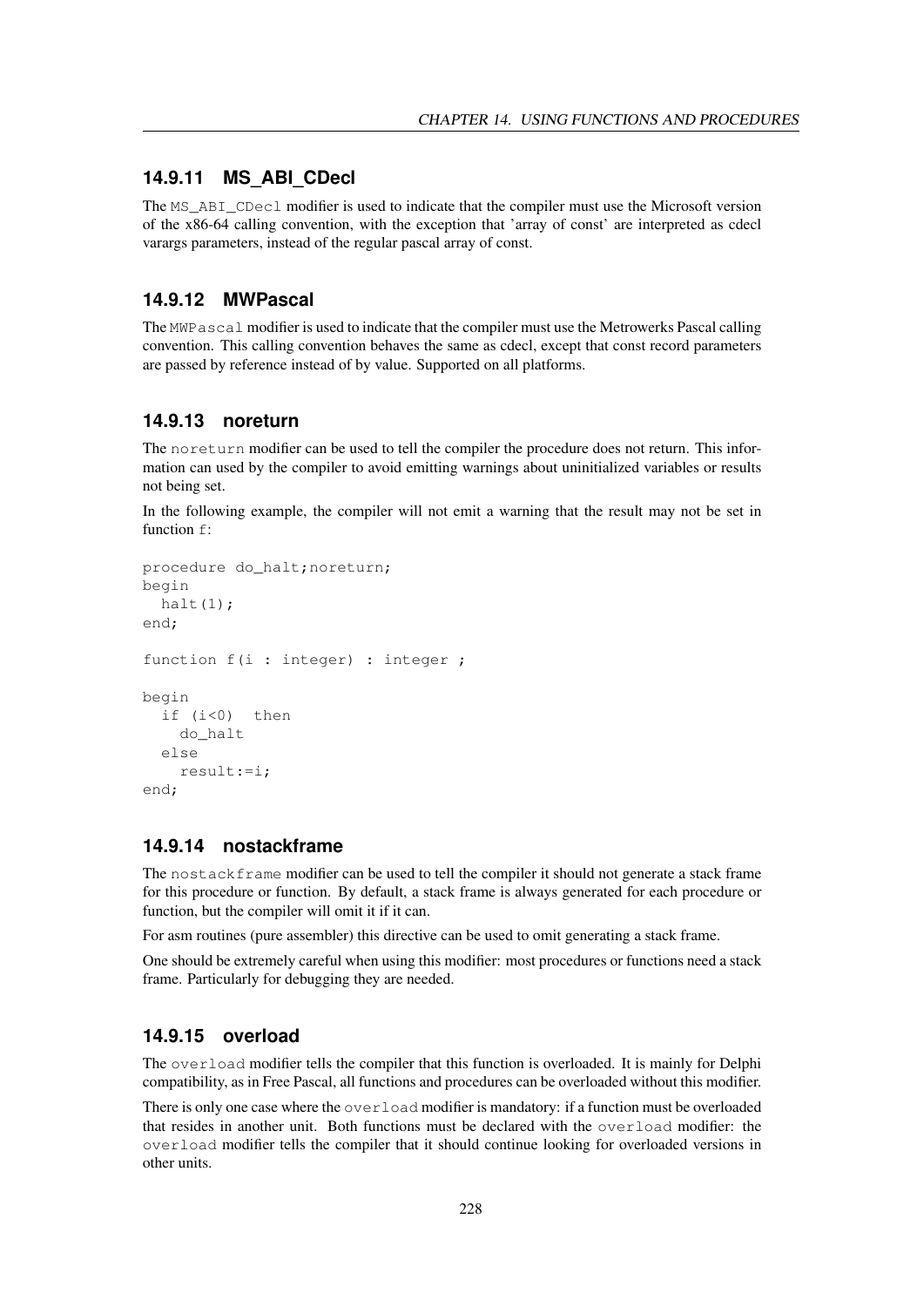### 14.9.11 MS_ABI_CDecl

The `MS_ABI_CDecl` modifier is used to indicate that the compiler must use the Microsoft version of the x86-64 calling convention, with the exception that 'array of const' are interpreted as cdecl varargs parameters, instead of the regular pascal array of const.

### 14.9.12 MWPascal

The `MWPascal` modifier is used to indicate that the compiler must use the Metrowerks Pascal calling convention. This calling convention behaves the same as cdecl, except that const record parameters are passed by reference instead of by value. Supported on all platforms.

### 14.9.13 noreturn

The `noreturn` modifier can be used to tell the compiler the procedure does not return. This information can used by the compiler to avoid emitting warnings about uninitialized variables or results not being set.

In the following example, the compiler will not emit a warning that the result may not be set in function `f`:

```
procedure do_halt;noreturn;
begin
  halt(1);
end;

function f(i : integer) : integer ;

begin
  if (i<0)  then
    do_halt
  else
    result:=i;
end;
```

### 14.9.14 nostackframe

The `nostackframe` modifier can be used to tell the compiler it should not generate a stack frame for this procedure or function. By default, a stack frame is always generated for each procedure or function, but the compiler will omit it if it can.

For asm routines (pure assembler) this directive can be used to omit generating a stack frame.

One should be extremely careful when using this modifier: most procedures or functions need a stack frame. Particularly for debugging they are needed.

### 14.9.15 overload

The `overload` modifier tells the compiler that this function is overloaded. It is mainly for Delphi compatibility, as in Free Pascal, all functions and procedures can be overloaded without this modifier.

There is only one case where the `overload` modifier is mandatory: if a function must be overloaded that resides in another unit. Both functions must be declared with the `overload` modifier: the `overload` modifier tells the compiler that it should continue looking for overloaded versions in other units.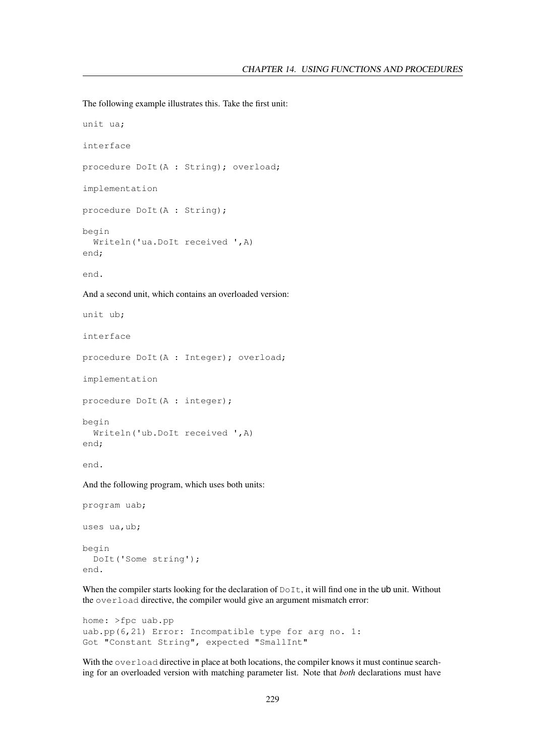The following example illustrates this. Take the first unit:

```
unit ua;

interface

procedure DoIt(A : String); overload;

implementation

procedure DoIt(A : String);

begin
  Writeln('ua.DoIt received ',A)
end;

end.
```

And a second unit, which contains an overloaded version:

```
unit ub;

interface

procedure DoIt(A : Integer); overload;

implementation

procedure DoIt(A : integer);

begin
  Writeln('ub.DoIt received ',A)
end;

end.
```

And the following program, which uses both units:

```
program uab;

uses ua,ub;

begin
  DoIt('Some string');
end.
```

When the compiler starts looking for the declaration of `DoIt`, it will find one in the ub unit. Without the `overload` directive, the compiler would give an argument mismatch error:

```
home: >fpc uab.pp
uab.pp(6,21) Error: Incompatible type for arg no. 1:
Got "Constant String", expected "SmallInt"
```

With the `overload` directive in place at both locations, the compiler knows it must continue searching for an overloaded version with matching parameter list. Note that *both* declarations must have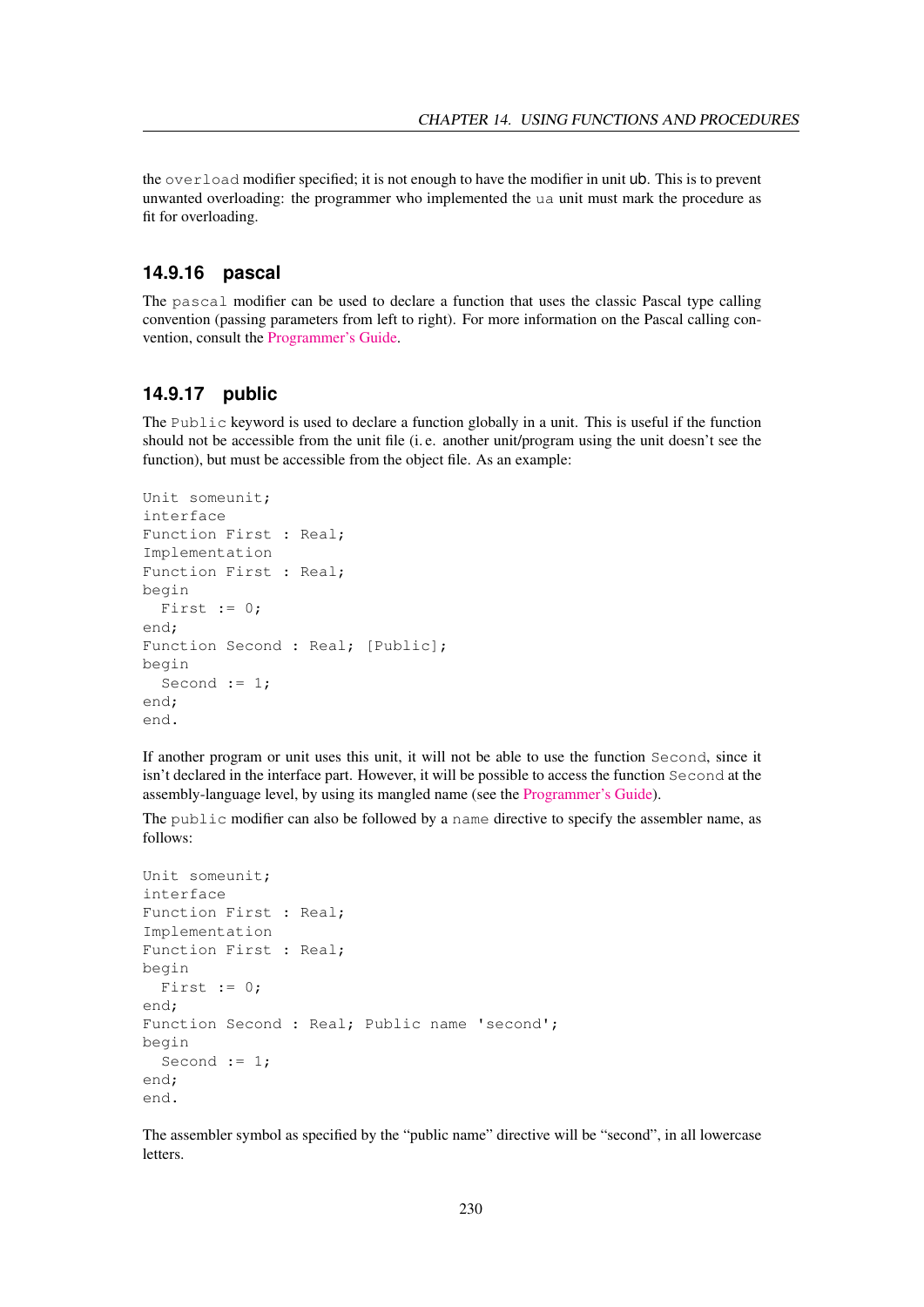the `overload` modifier specified; it is not enough to have the modifier in unit ub. This is to prevent unwanted overloading: the programmer who implemented the `ua` unit must mark the procedure as fit for overloading.

### 14.9.16 pascal

The `pascal` modifier can be used to declare a function that uses the classic Pascal type calling convention (passing parameters from left to right). For more information on the Pascal calling convention, consult the Programmer's Guide.

### 14.9.17 public

The `Public` keyword is used to declare a function globally in a unit. This is useful if the function should not be accessible from the unit file (i. e. another unit/program using the unit doesn't see the function), but must be accessible from the object file. As an example:

```
Unit someunit;
interface
Function First : Real;
Implementation
Function First : Real;
begin
  First := 0;
end;
Function Second : Real; [Public];
begin
  Second := 1;
end;
end.
```

If another program or unit uses this unit, it will not be able to use the function `Second`, since it isn't declared in the interface part. However, it will be possible to access the function `Second` at the assembly-language level, by using its mangled name (see the Programmer's Guide).

The `public` modifier can also be followed by a `name` directive to specify the assembler name, as follows:

```
Unit someunit;
interface
Function First : Real;
Implementation
Function First : Real;
begin
  First := 0;
end;
Function Second : Real; Public name 'second';
begin
  Second := 1;
end;
end.
```

The assembler symbol as specified by the "public name" directive will be "second", in all lowercase letters.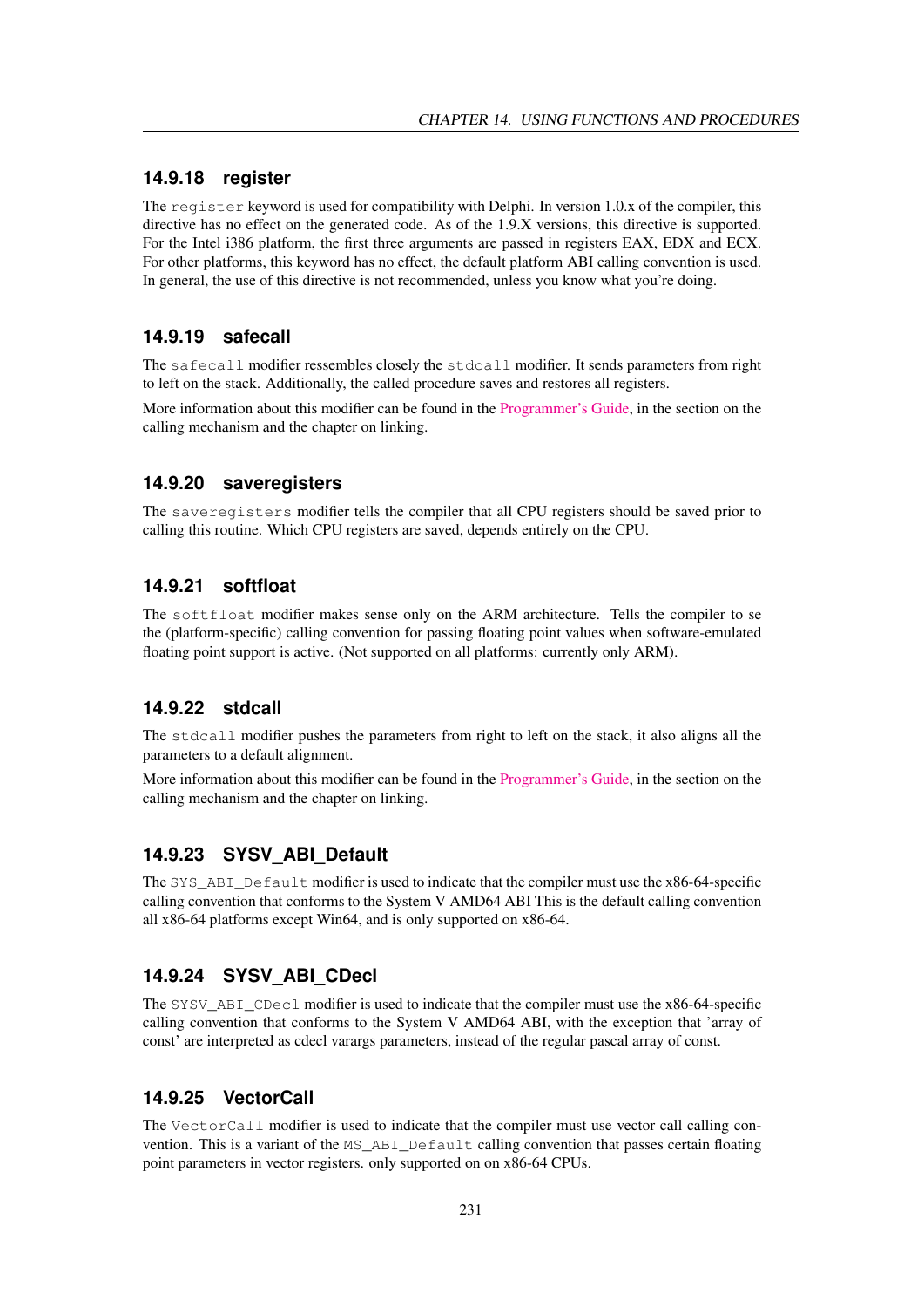### 14.9.18 register

The `register` keyword is used for compatibility with Delphi. In version 1.0.x of the compiler, this directive has no effect on the generated code. As of the 1.9.X versions, this directive is supported. For the Intel i386 platform, the first three arguments are passed in registers EAX, EDX and ECX. For other platforms, this keyword has no effect, the default platform ABI calling convention is used. In general, the use of this directive is not recommended, unless you know what you're doing.

### 14.9.19 safecall

The `safecall` modifier ressembles closely the `stdcall` modifier. It sends parameters from right to left on the stack. Additionally, the called procedure saves and restores all registers.

More information about this modifier can be found in the Programmer's Guide, in the section on the calling mechanism and the chapter on linking.

### 14.9.20 saveregisters

The `saveregisters` modifier tells the compiler that all CPU registers should be saved prior to calling this routine. Which CPU registers are saved, depends entirely on the CPU.

### 14.9.21 softfloat

The `softfloat` modifier makes sense only on the ARM architecture. Tells the compiler to se the (platform-specific) calling convention for passing floating point values when software-emulated floating point support is active. (Not supported on all platforms: currently only ARM).

### 14.9.22 stdcall

The `stdcall` modifier pushes the parameters from right to left on the stack, it also aligns all the parameters to a default alignment.

More information about this modifier can be found in the Programmer's Guide, in the section on the calling mechanism and the chapter on linking.

### 14.9.23 SYSV_ABI_Default

The `SYS_ABI_Default` modifier is used to indicate that the compiler must use the x86-64-specific calling convention that conforms to the System V AMD64 ABI This is the default calling convention all x86-64 platforms except Win64, and is only supported on x86-64.

### 14.9.24 SYSV_ABI_CDecl

The `SYSV_ABI_CDecl` modifier is used to indicate that the compiler must use the x86-64-specific calling convention that conforms to the System V AMD64 ABI, with the exception that 'array of const' are interpreted as cdecl varargs parameters, instead of the regular pascal array of const.

### 14.9.25 VectorCall

The `VectorCall` modifier is used to indicate that the compiler must use vector call calling convention. This is a variant of the `MS_ABI_Default` calling convention that passes certain floating point parameters in vector registers. only supported on on x86-64 CPUs.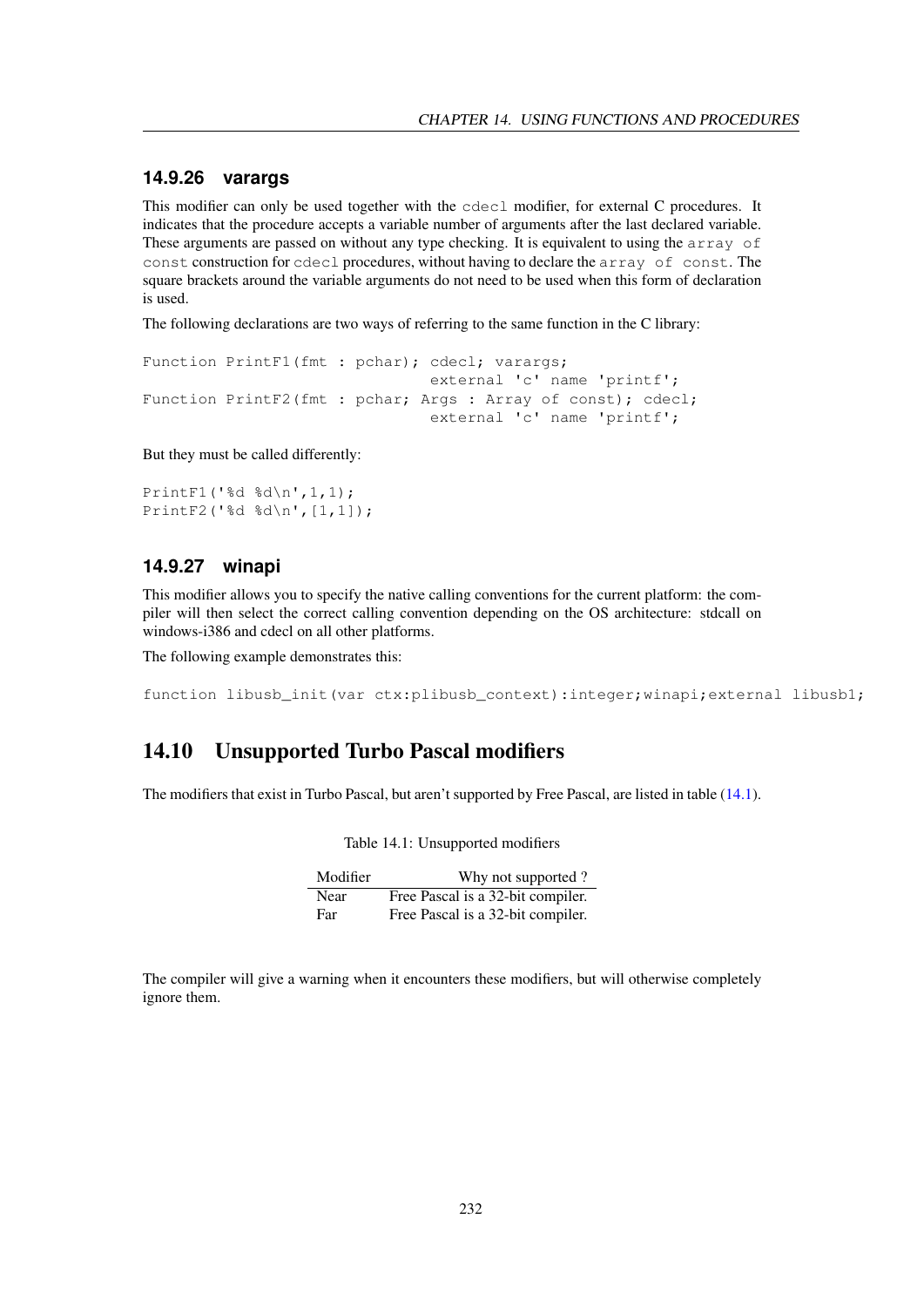### 14.9.26 varargs

This modifier can only be used together with the `cdecl` modifier, for external C procedures. It indicates that the procedure accepts a variable number of arguments after the last declared variable. These arguments are passed on without any type checking. It is equivalent to using the `array of const` construction for `cdecl` procedures, without having to declare the `array of const`. The square brackets around the variable arguments do not need to be used when this form of declaration is used.

The following declarations are two ways of referring to the same function in the C library:

```
Function PrintF1(fmt : pchar); cdecl; varargs;
                              external 'c' name 'printf';
Function PrintF2(fmt : pchar; Args : Array of const); cdecl;
                              external 'c' name 'printf';
```

But they must be called differently:

```
PrintF1('%d %d\n',1,1);
PrintF2('%d %d\n',[1,1]);
```

### 14.9.27 winapi

This modifier allows you to specify the native calling conventions for the current platform: the compiler will then select the correct calling convention depending on the OS architecture: stdcall on windows-i386 and cdecl on all other platforms.

The following example demonstrates this:

```
function libusb_init(var ctx:plibusb_context):integer;winapi;external libusb1;
```

## 14.10 Unsupported Turbo Pascal modifiers

The modifiers that exist in Turbo Pascal, but aren't supported by Free Pascal, are listed in table (14.1).

Table 14.1: Unsupported modifiers

| Modifier | Why not supported ? |
|---|---|
| Near | Free Pascal is a 32-bit compiler. |
| Far | Free Pascal is a 32-bit compiler. |

The compiler will give a warning when it encounters these modifiers, but will otherwise completely ignore them.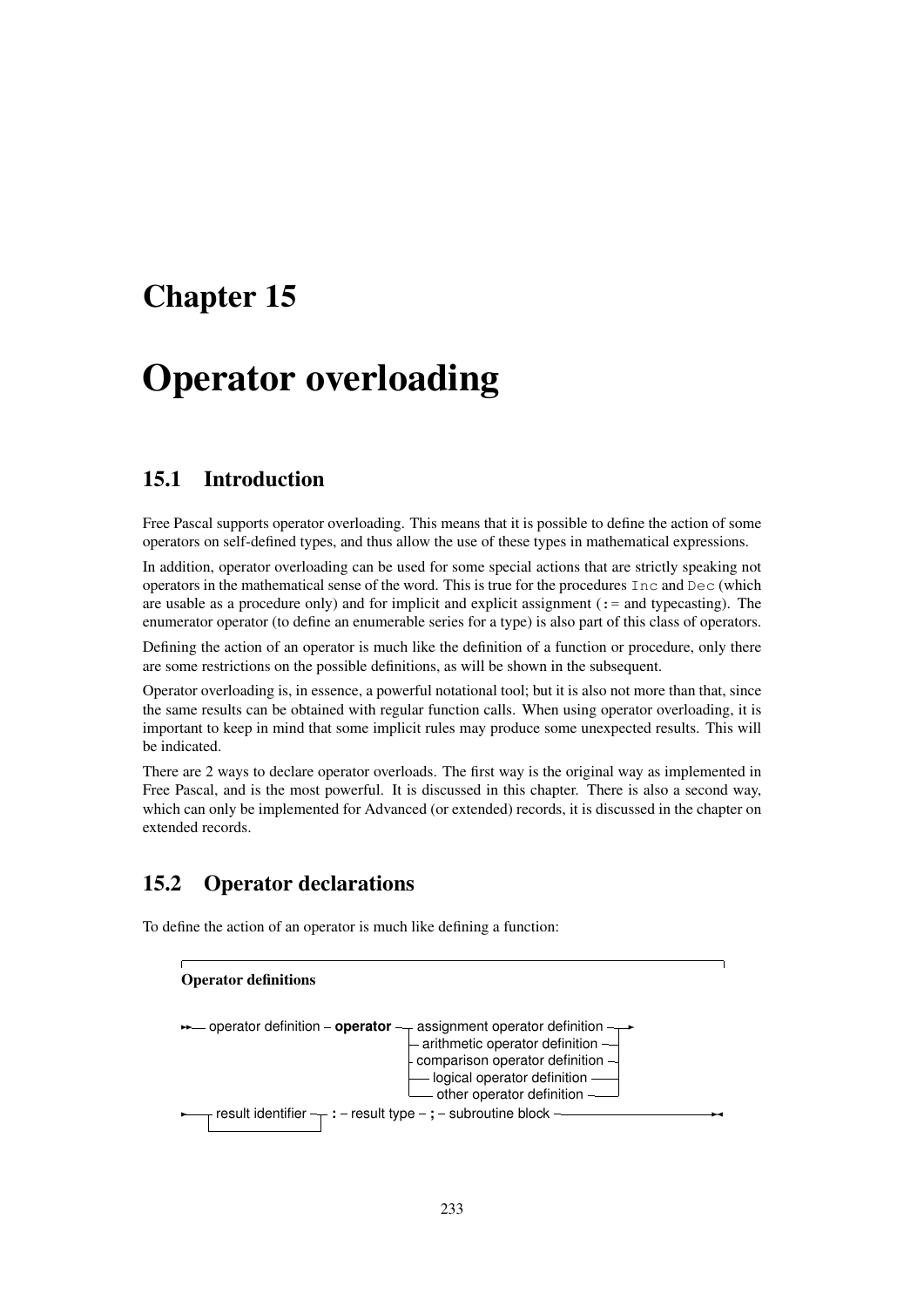# Chapter 15

# Operator overloading

## 15.1 Introduction

Free Pascal supports operator overloading. This means that it is possible to define the action of some operators on self-defined types, and thus allow the use of these types in mathematical expressions.

In addition, operator overloading can be used for some special actions that are strictly speaking not operators in the mathematical sense of the word. This is true for the procedures `Inc` and `Dec` (which are usable as a procedure only) and for implicit and explicit assignment (`:=` and typecasting). The enumerator operator (to define an enumerable series for a type) is also part of this class of operators.

Defining the action of an operator is much like the definition of a function or procedure, only there are some restrictions on the possible definitions, as will be shown in the subsequent.

Operator overloading is, in essence, a powerful notational tool; but it is also not more than that, since the same results can be obtained with regular function calls. When using operator overloading, it is important to keep in mind that some implicit rules may produce some unexpected results. This will be indicated.

There are 2 ways to declare operator overloads. The first way is the original way as implemented in Free Pascal, and is the most powerful. It is discussed in this chapter. There is also a second way, which can only be implemented for Advanced (or extended) records, it is discussed in the chapter on extended records.

## 15.2 Operator declarations

To define the action of an operator is much like defining a function:

**Operator definitions**

```
operator definition – operator ─┬─ assignment operator definition ─┬─
                                ├─ arithmetic operator definition ─┤
                                ├─ comparison operator definition ─┤
                                ├─ logical operator definition ────┤
                                └─ other operator definition ──────┘
─┬─────────────────────┬─ : – result type – ; – subroutine block
 └─ result identifier ─┘
```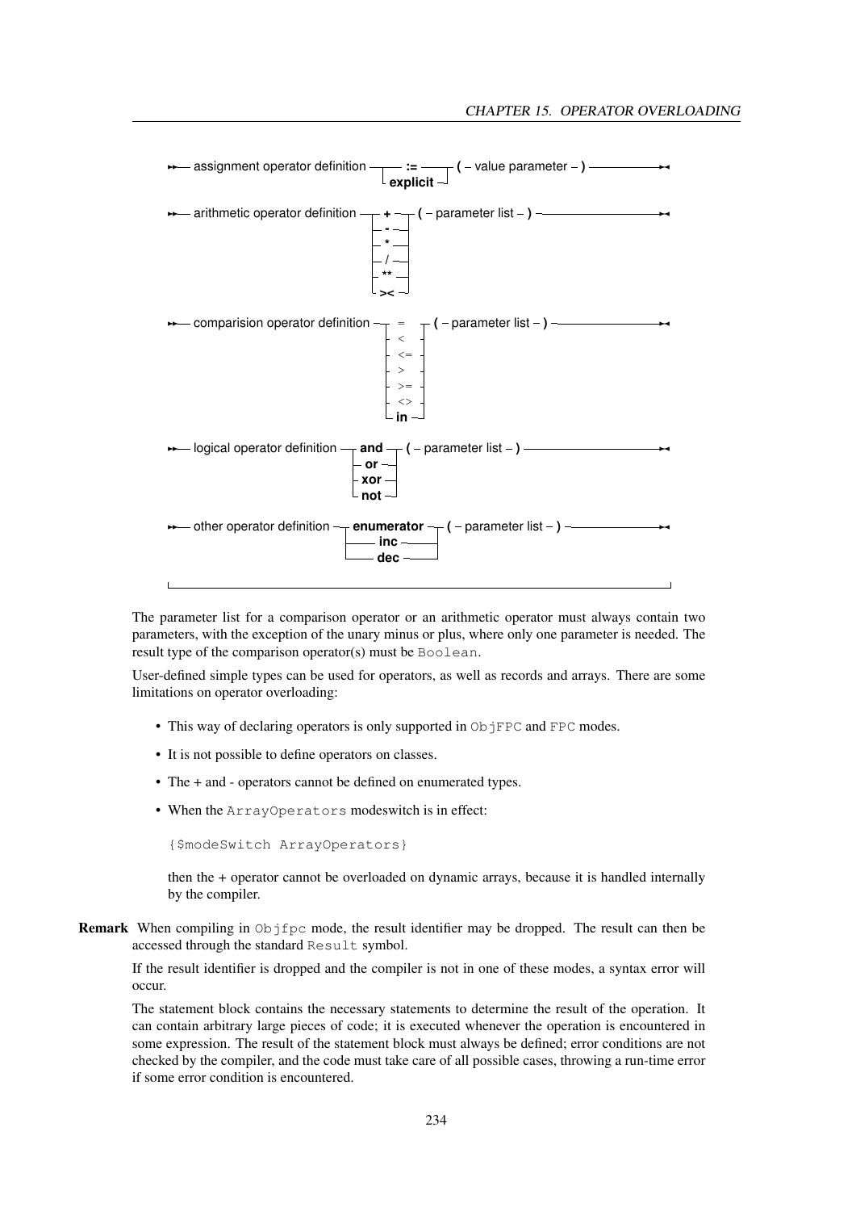```
assignment operator definition ─┬─ :=       ─┬─ ( – value parameter – ) ──
                                └─ explicit ─┘

arithmetic operator definition ─┬─ +  ─┬─ ( – parameter list – ) ──
                                ├─ -  ─┤
                                ├─ *  ─┤
                                ├─ /  ─┤
                                ├─ ** ─┤
                                └─ >< ─┘

comparision operator definition ─┬─ =  ─┬─ ( – parameter list – ) ──
                                 ├─ <  ─┤
                                 ├─ <= ─┤
                                 ├─ >  ─┤
                                 ├─ >= ─┤
                                 ├─ <> ─┤
                                 └─ in ─┘

logical operator definition ─┬─ and ─┬─ ( – parameter list – ) ──
                             ├─ or  ─┤
                             ├─ xor ─┤
                             └─ not ─┘

other operator definition ─┬─ enumerator ─┬─ ( – parameter list – ) ──
                           ├─ inc        ─┤
                           └─ dec        ─┘
```

The parameter list for a comparison operator or an arithmetic operator must always contain two parameters, with the exception of the unary minus or plus, where only one parameter is needed. The result type of the comparison operator(s) must be `Boolean`.

User-defined simple types can be used for operators, as well as records and arrays. There are some limitations on operator overloading:

- This way of declaring operators is only supported in `ObjFPC` and `FPC` modes.
- It is not possible to define operators on classes.
- The + and - operators cannot be defined on enumerated types.
- When the `ArrayOperators` modeswitch is in effect:

  ```
  {$modeSwitch ArrayOperators}
  ```

  then the + operator cannot be overloaded on dynamic arrays, because it is handled internally by the compiler.

**Remark** When compiling in `Objfpc` mode, the result identifier may be dropped. The result can then be accessed through the standard `Result` symbol.

If the result identifier is dropped and the compiler is not in one of these modes, a syntax error will occur.

The statement block contains the necessary statements to determine the result of the operation. It can contain arbitrary large pieces of code; it is executed whenever the operation is encountered in some expression. The result of the statement block must always be defined; error conditions are not checked by the compiler, and the code must take care of all possible cases, throwing a run-time error if some error condition is encountered.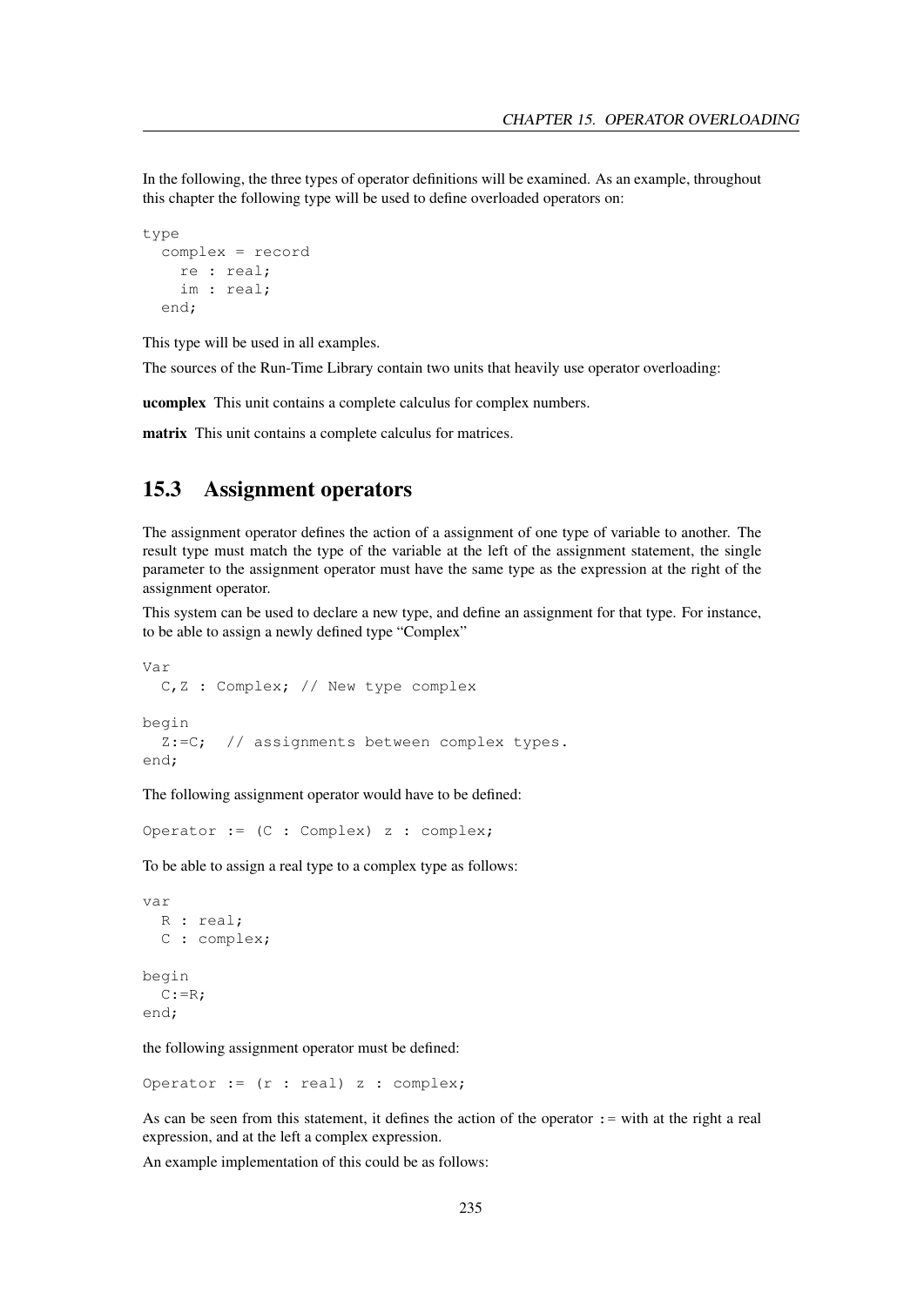In the following, the three types of operator definitions will be examined. As an example, throughout this chapter the following type will be used to define overloaded operators on:

```
type
  complex = record
    re : real;
    im : real;
  end;
```

This type will be used in all examples.

The sources of the Run-Time Library contain two units that heavily use operator overloading:

**ucomplex** This unit contains a complete calculus for complex numbers.

**matrix** This unit contains a complete calculus for matrices.

## 15.3 Assignment operators

The assignment operator defines the action of a assignment of one type of variable to another. The result type must match the type of the variable at the left of the assignment statement, the single parameter to the assignment operator must have the same type as the expression at the right of the assignment operator.

This system can be used to declare a new type, and define an assignment for that type. For instance, to be able to assign a newly defined type "Complex"

```
Var
  C,Z : Complex; // New type complex

begin
  Z:=C;  // assignments between complex types.
end;
```

The following assignment operator would have to be defined:

```
Operator := (C : Complex) z : complex;
```

To be able to assign a real type to a complex type as follows:

```
var
  R : real;
  C : complex;

begin
  C:=R;
end;
```

the following assignment operator must be defined:

```
Operator := (r : real) z : complex;
```

As can be seen from this statement, it defines the action of the operator `:=` with at the right a real expression, and at the left a complex expression.

An example implementation of this could be as follows: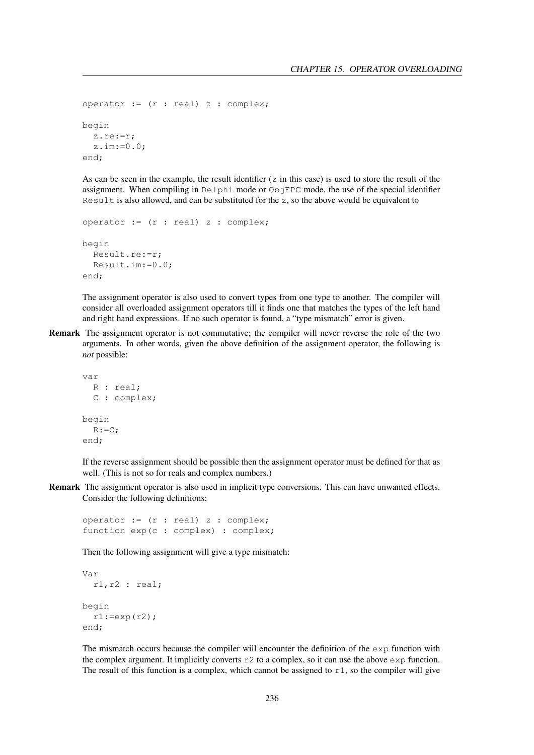```
operator := (r : real) z : complex;

begin
  z.re:=r;
  z.im:=0.0;
end;
```

As can be seen in the example, the result identifier (`z` in this case) is used to store the result of the assignment. When compiling in `Delphi` mode or `ObjFPC` mode, the use of the special identifier `Result` is also allowed, and can be substituted for the `z`, so the above would be equivalent to

```
operator := (r : real) z : complex;

begin
  Result.re:=r;
  Result.im:=0.0;
end;
```

The assignment operator is also used to convert types from one type to another. The compiler will consider all overloaded assignment operators till it finds one that matches the types of the left hand and right hand expressions. If no such operator is found, a "type mismatch" error is given.

**Remark** The assignment operator is not commutative; the compiler will never reverse the role of the two arguments. In other words, given the above definition of the assignment operator, the following is *not* possible:

```
var
  R : real;
  C : complex;

begin
  R:=C;
end;
```

If the reverse assignment should be possible then the assignment operator must be defined for that as well. (This is not so for reals and complex numbers.)

**Remark** The assignment operator is also used in implicit type conversions. This can have unwanted effects. Consider the following definitions:

```
operator := (r : real) z : complex;
function exp(c : complex) : complex;
```

Then the following assignment will give a type mismatch:

```
Var
  r1,r2 : real;

begin
  r1:=exp(r2);
end;
```

The mismatch occurs because the compiler will encounter the definition of the `exp` function with the complex argument. It implicitly converts `r2` to a complex, so it can use the above `exp` function. The result of this function is a complex, which cannot be assigned to `r1`, so the compiler will give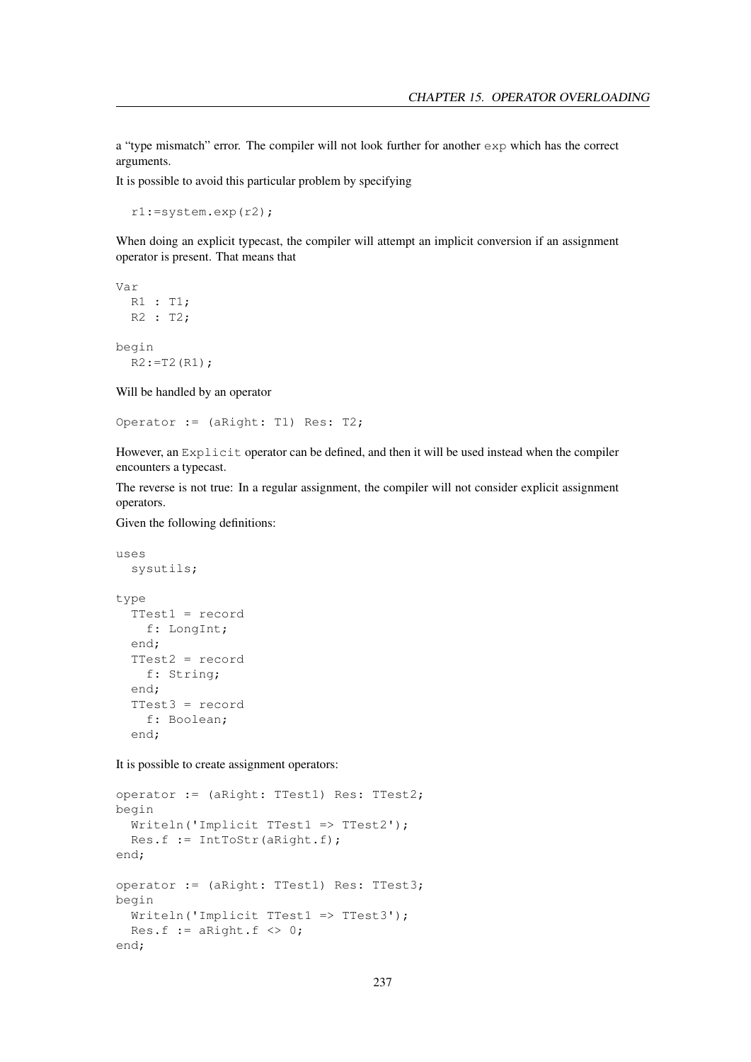a "type mismatch" error. The compiler will not look further for another `exp` which has the correct arguments.

It is possible to avoid this particular problem by specifying

```
r1:=system.exp(r2);
```

When doing an explicit typecast, the compiler will attempt an implicit conversion if an assignment operator is present. That means that

```
Var
  R1 : T1;
  R2 : T2;

begin
  R2:=T2(R1);
```

Will be handled by an operator

```
Operator := (aRight: T1) Res: T2;
```

However, an `Explicit` operator can be defined, and then it will be used instead when the compiler encounters a typecast.

The reverse is not true: In a regular assignment, the compiler will not consider explicit assignment operators.

Given the following definitions:

```
uses
  sysutils;

type
  TTest1 = record
    f: LongInt;
  end;
  TTest2 = record
    f: String;
  end;
  TTest3 = record
    f: Boolean;
  end;
```

It is possible to create assignment operators:

```
operator := (aRight: TTest1) Res: TTest2;
begin
  Writeln('Implicit TTest1 => TTest2');
  Res.f := IntToStr(aRight.f);
end;

operator := (aRight: TTest1) Res: TTest3;
begin
  Writeln('Implicit TTest1 => TTest3');
  Res.f := aRight.f <> 0;
end;
```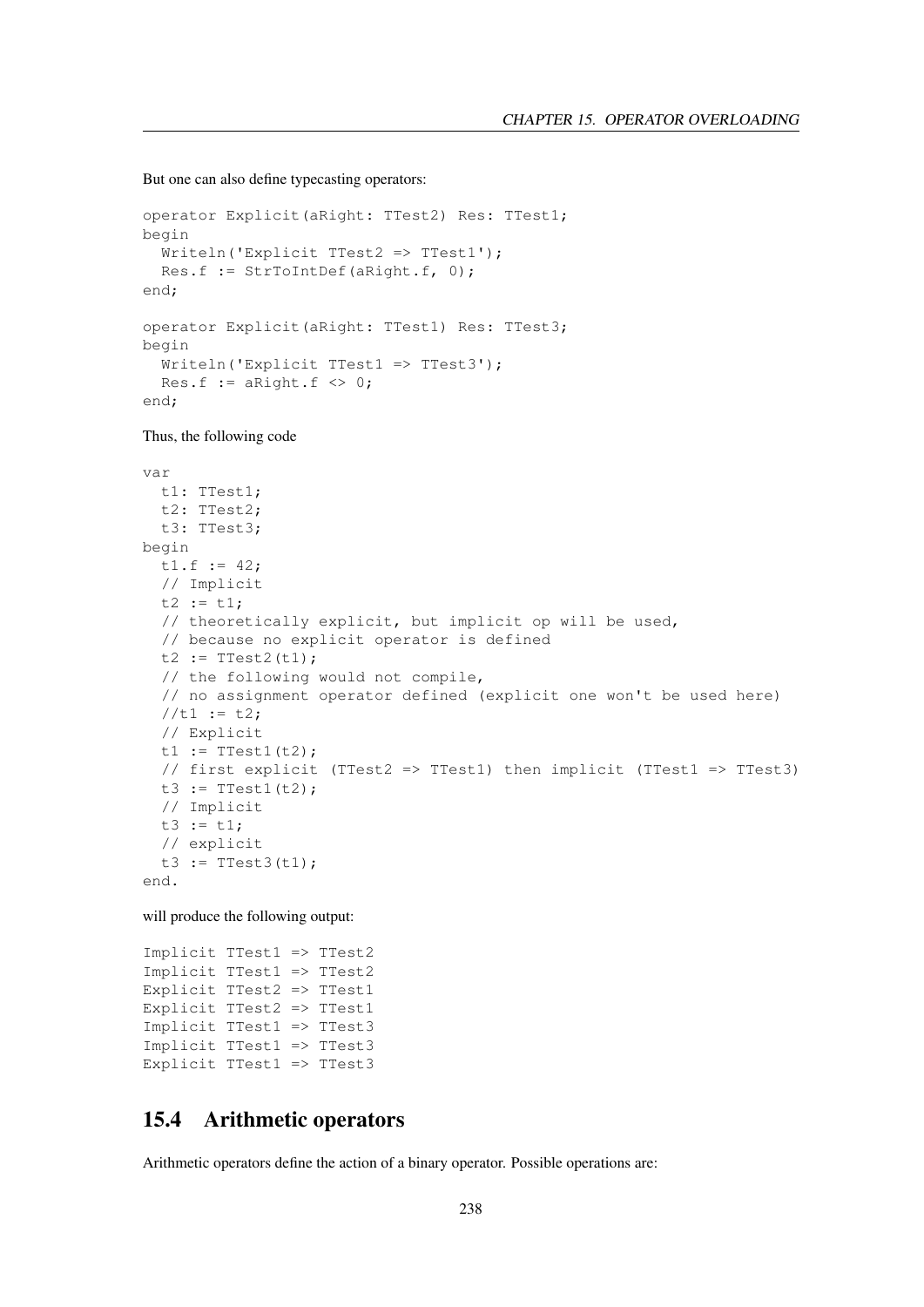But one can also define typecasting operators:

```
operator Explicit(aRight: TTest2) Res: TTest1;
begin
  Writeln('Explicit TTest2 => TTest1');
  Res.f := StrToIntDef(aRight.f, 0);
end;

operator Explicit(aRight: TTest1) Res: TTest3;
begin
  Writeln('Explicit TTest1 => TTest3');
  Res.f := aRight.f <> 0;
end;
```

Thus, the following code

```
var
  t1: TTest1;
  t2: TTest2;
  t3: TTest3;
begin
  t1.f := 42;
  // Implicit
  t2 := t1;
  // theoretically explicit, but implicit op will be used,
  // because no explicit operator is defined
  t2 := TTest2(t1);
  // the following would not compile,
  // no assignment operator defined (explicit one won't be used here)
  //t1 := t2;
  // Explicit
  t1 := TTest1(t2);
  // first explicit (TTest2 => TTest1) then implicit (TTest1 => TTest3)
  t3 := TTest1(t2);
  // Implicit
  t3 := t1;
  // explicit
  t3 := TTest3(t1);
end.
```

will produce the following output:

```
Implicit TTest1 => TTest2
Implicit TTest1 => TTest2
Explicit TTest2 => TTest1
Explicit TTest2 => TTest1
Implicit TTest1 => TTest3
Implicit TTest1 => TTest3
Explicit TTest1 => TTest3
```

## 15.4 Arithmetic operators

Arithmetic operators define the action of a binary operator. Possible operations are: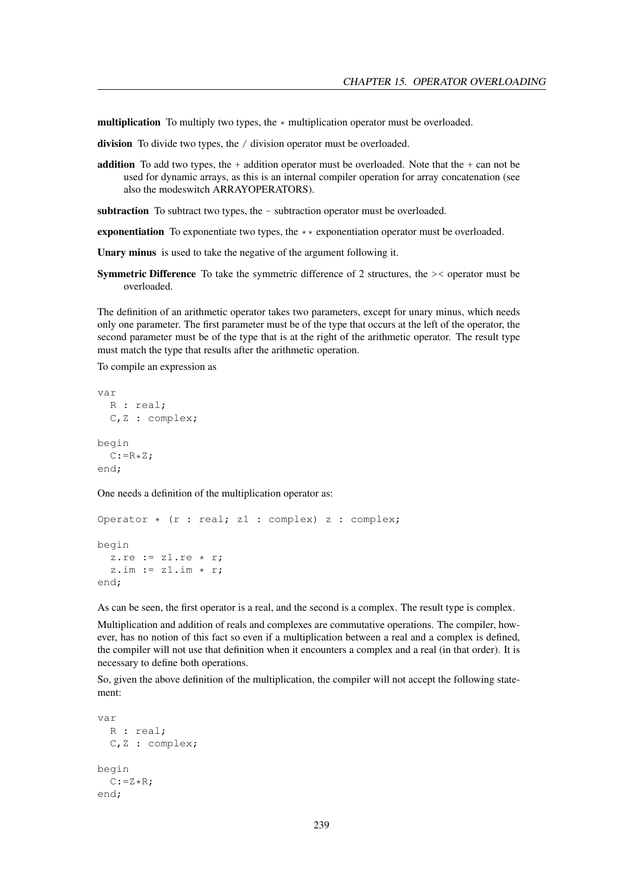**multiplication** To multiply two types, the * multiplication operator must be overloaded.

**division** To divide two types, the / division operator must be overloaded.

**addition** To add two types, the + addition operator must be overloaded. Note that the + can not be used for dynamic arrays, as this is an internal compiler operation for array concatenation (see also the modeswitch ARRAYOPERATORS).

**subtraction** To subtract two types, the - subtraction operator must be overloaded.

**exponentiation** To exponentiate two types, the ** exponentiation operator must be overloaded.

**Unary minus** is used to take the negative of the argument following it.

**Symmetric Difference** To take the symmetric difference of 2 structures, the >< operator must be overloaded.

The definition of an arithmetic operator takes two parameters, except for unary minus, which needs only one parameter. The first parameter must be of the type that occurs at the left of the operator, the second parameter must be of the type that is at the right of the arithmetic operator. The result type must match the type that results after the arithmetic operation.

To compile an expression as

```
var
  R : real;
  C,Z : complex;

begin
  C:=R*Z;
end;
```

One needs a definition of the multiplication operator as:

```
Operator * (r : real; z1 : complex) z : complex;

begin
  z.re := z1.re * r;
  z.im := z1.im * r;
end;
```

As can be seen, the first operator is a real, and the second is a complex. The result type is complex.

Multiplication and addition of reals and complexes are commutative operations. The compiler, however, has no notion of this fact so even if a multiplication between a real and a complex is defined, the compiler will not use that definition when it encounters a complex and a real (in that order). It is necessary to define both operations.

So, given the above definition of the multiplication, the compiler will not accept the following statement:

```
var
  R : real;
  C,Z : complex;

begin
  C:=Z*R;
end;
```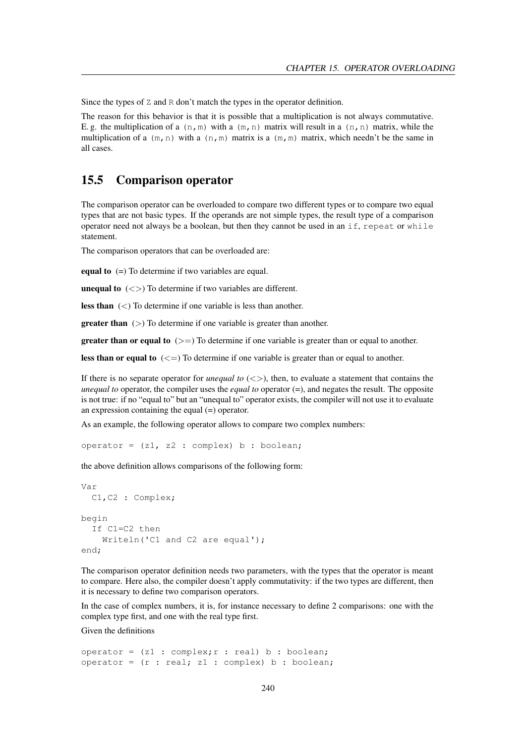Since the types of `Z` and `R` don't match the types in the operator definition.

The reason for this behavior is that it is possible that a multiplication is not always commutative. E. g. the multiplication of a `(n,m)` with a `(m,n)` matrix will result in a `(n,n)` matrix, while the multiplication of a `(m,n)` with a `(n,m)` matrix is a `(m,m)` matrix, which needn't be the same in all cases.

## 15.5 Comparison operator

The comparison operator can be overloaded to compare two different types or to compare two equal types that are not basic types. If the operands are not simple types, the result type of a comparison operator need not always be a boolean, but then they cannot be used in an `if`, `repeat` or `while` statement.

The comparison operators that can be overloaded are:

**equal to** (=) To determine if two variables are equal.

**unequal to** (<>) To determine if two variables are different.

**less than** (<) To determine if one variable is less than another.

**greater than** (>) To determine if one variable is greater than another.

**greater than or equal to** (>=) To determine if one variable is greater than or equal to another.

**less than or equal to** (<=) To determine if one variable is greater than or equal to another.

If there is no separate operator for *unequal to* (<>), then, to evaluate a statement that contains the *unequal to* operator, the compiler uses the *equal to* operator (=), and negates the result. The opposite is not true: if no "equal to" but an "unequal to" operator exists, the compiler will not use it to evaluate an expression containing the equal (=) operator.

As an example, the following operator allows to compare two complex numbers:

```
operator = (z1, z2 : complex) b : boolean;
```

the above definition allows comparisons of the following form:

```
Var
  C1,C2 : Complex;

begin
  If C1=C2 then
    Writeln('C1 and C2 are equal');
end;
```

The comparison operator definition needs two parameters, with the types that the operator is meant to compare. Here also, the compiler doesn't apply commutativity: if the two types are different, then it is necessary to define two comparison operators.

In the case of complex numbers, it is, for instance necessary to define 2 comparisons: one with the complex type first, and one with the real type first.

Given the definitions

```
operator = (z1 : complex;r : real) b : boolean;
operator = (r : real; z1 : complex) b : boolean;
```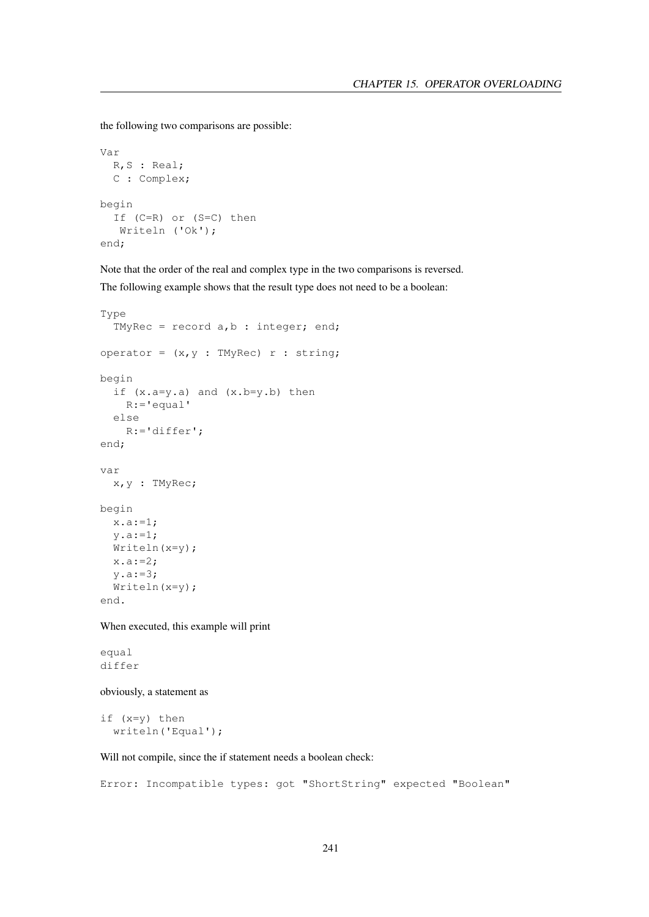the following two comparisons are possible:

```
Var
  R,S : Real;
  C : Complex;

begin
  If (C=R) or (S=C) then
   Writeln ('Ok');
end;
```

Note that the order of the real and complex type in the two comparisons is reversed.

The following example shows that the result type does not need to be a boolean:

```
Type
  TMyRec = record a,b : integer; end;

operator = (x,y : TMyRec) r : string;

begin
  if (x.a=y.a) and (x.b=y.b) then
    R:='equal'
  else
    R:='differ';
end;

var
  x,y : TMyRec;

begin
  x.a:=1;
  y.a:=1;
  Writeln(x=y);
  x.a:=2;
  y.a:=3;
  Writeln(x=y);
end.
```

When executed, this example will print

```
equal
differ
```

obviously, a statement as

```
if (x=y) then
  writeln('Equal');
```

Will not compile, since the if statement needs a boolean check:

```
Error: Incompatible types: got "ShortString" expected "Boolean"
```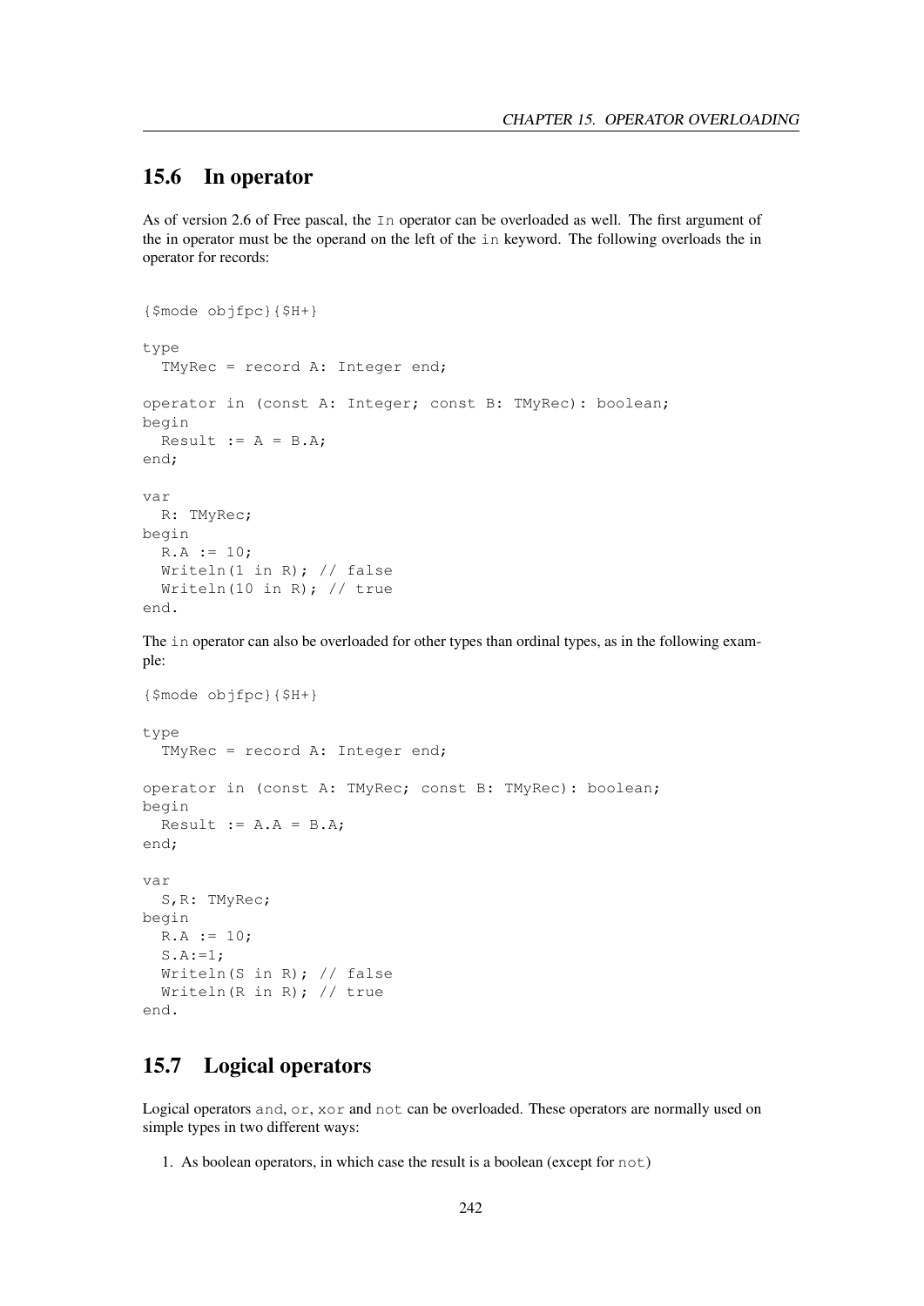## 15.6 In operator

As of version 2.6 of Free pascal, the `In` operator can be overloaded as well. The first argument of the in operator must be the operand on the left of the `in` keyword. The following overloads the in operator for records:

```
{$mode objfpc}{$H+}

type
  TMyRec = record A: Integer end;

operator in (const A: Integer; const B: TMyRec): boolean;
begin
  Result := A = B.A;
end;

var
  R: TMyRec;
begin
  R.A := 10;
  Writeln(1 in R); // false
  Writeln(10 in R); // true
end.
```

The `in` operator can also be overloaded for other types than ordinal types, as in the following example:

```
{$mode objfpc}{$H+}

type
  TMyRec = record A: Integer end;

operator in (const A: TMyRec; const B: TMyRec): boolean;
begin
  Result := A.A = B.A;
end;

var
  S,R: TMyRec;
begin
  R.A := 10;
  S.A:=1;
  Writeln(S in R); // false
  Writeln(R in R); // true
end.
```

## 15.7 Logical operators

Logical operators `and`, `or`, `xor` and `not` can be overloaded. These operators are normally used on simple types in two different ways:

1. As boolean operators, in which case the result is a boolean (except for `not`)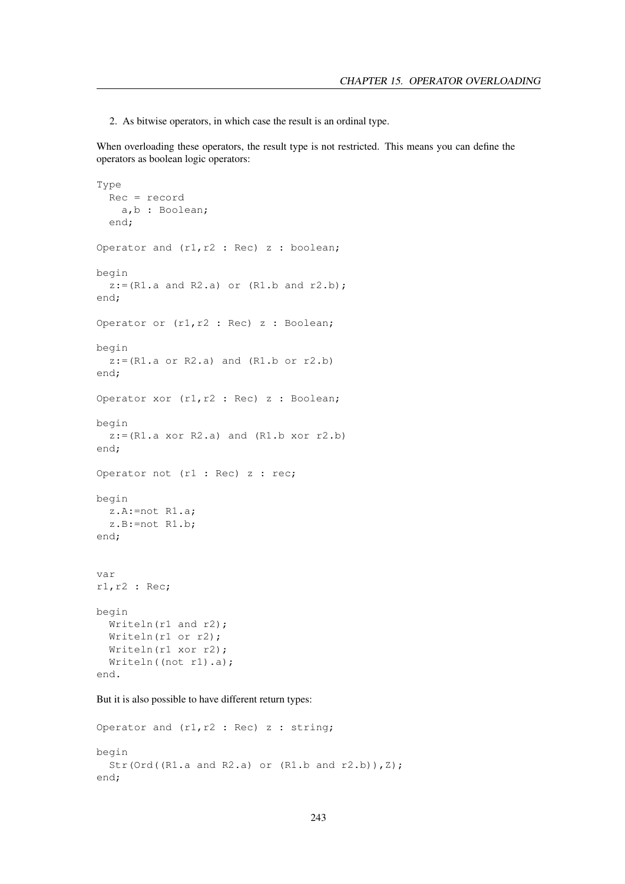2. As bitwise operators, in which case the result is an ordinal type.

When overloading these operators, the result type is not restricted. This means you can define the operators as boolean logic operators:

```
Type
  Rec = record
    a,b : Boolean;
  end;

Operator and (r1,r2 : Rec) z : boolean;

begin
  z:=(R1.a and R2.a) or (R1.b and r2.b);
end;

Operator or (r1,r2 : Rec) z : Boolean;

begin
  z:=(R1.a or R2.a) and (R1.b or r2.b)
end;

Operator xor (r1,r2 : Rec) z : Boolean;

begin
  z:=(R1.a xor R2.a) and (R1.b xor r2.b)
end;

Operator not (r1 : Rec) z : rec;

begin
  z.A:=not R1.a;
  z.B:=not R1.b;
end;


var
r1,r2 : Rec;

begin
  Writeln(r1 and r2);
  Writeln(r1 or r2);
  Writeln(r1 xor r2);
  Writeln((not r1).a);
end.
```

But it is also possible to have different return types:

```
Operator and (r1,r2 : Rec) z : string;

begin
  Str(Ord((R1.a and R2.a) or (R1.b and r2.b)),Z);
end;
```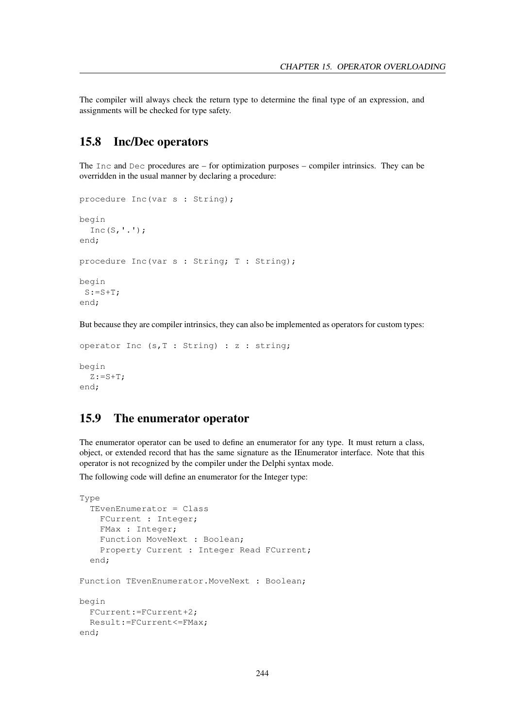The compiler will always check the return type to determine the final type of an expression, and assignments will be checked for type safety.

## 15.8 Inc/Dec operators

The `Inc` and `Dec` procedures are – for optimization purposes – compiler intrinsics. They can be overridden in the usual manner by declaring a procedure:

```
procedure Inc(var s : String);

begin
  Inc(S,'.');
end;

procedure Inc(var s : String; T : String);

begin
 S:=S+T;
end;
```

But because they are compiler intrinsics, they can also be implemented as operators for custom types:

```
operator Inc (s,T : String) : z : string;

begin
  Z:=S+T;
end;
```

## 15.9 The enumerator operator

The enumerator operator can be used to define an enumerator for any type. It must return a class, object, or extended record that has the same signature as the IEnumerator interface. Note that this operator is not recognized by the compiler under the Delphi syntax mode.

The following code will define an enumerator for the Integer type:

```
Type
  TEvenEnumerator = Class
    FCurrent : Integer;
    FMax : Integer;
    Function MoveNext : Boolean;
    Property Current : Integer Read FCurrent;
  end;

Function TEvenEnumerator.MoveNext : Boolean;

begin
  FCurrent:=FCurrent+2;
  Result:=FCurrent<=FMax;
end;
```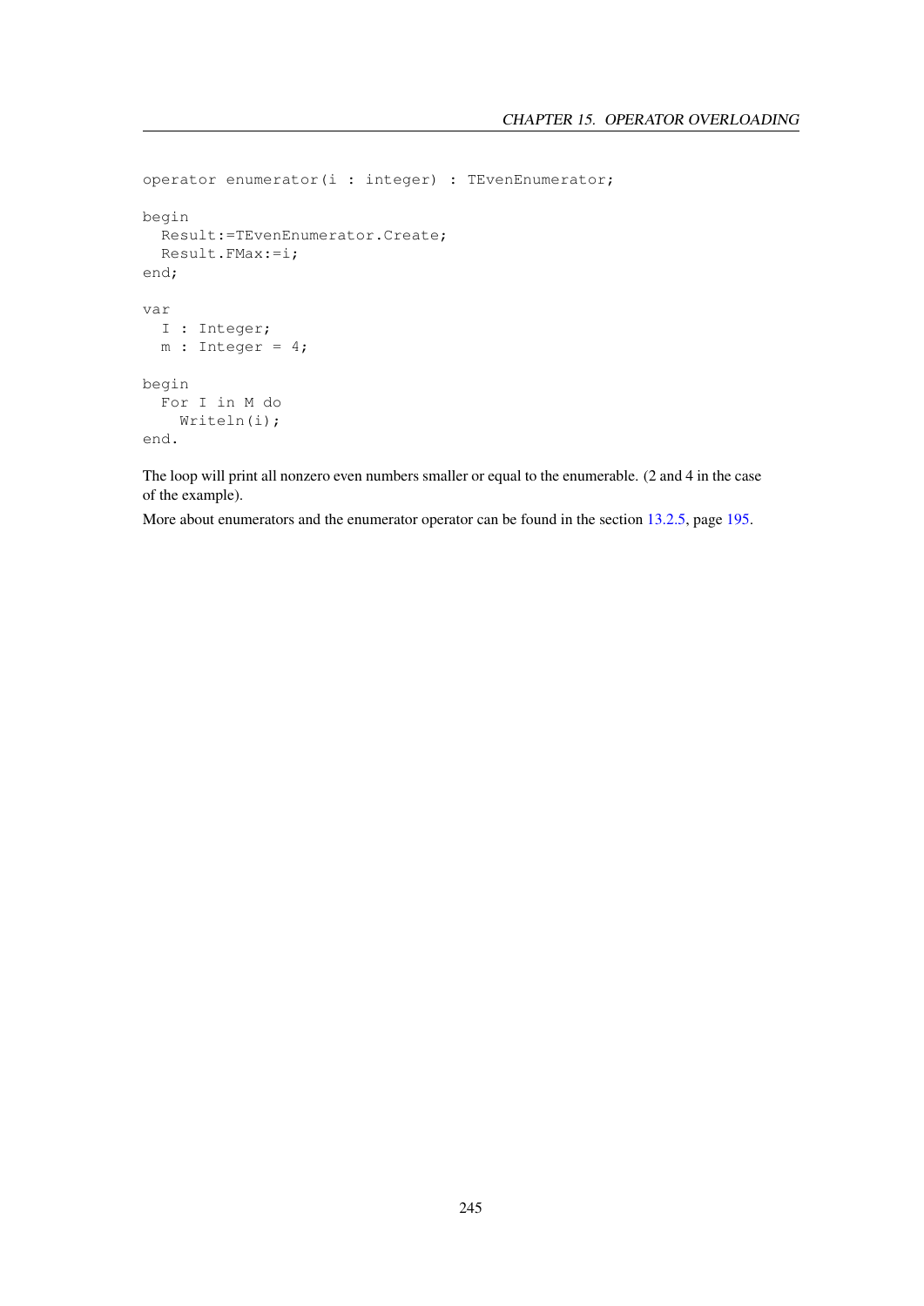```
operator enumerator(i : integer) : TEvenEnumerator;

begin
  Result:=TEvenEnumerator.Create;
  Result.FMax:=i;
end;

var
  I : Integer;
  m : Integer = 4;

begin
  For I in M do
    Writeln(i);
end.
```

The loop will print all nonzero even numbers smaller or equal to the enumerable. (2 and 4 in the case of the example).

More about enumerators and the enumerator operator can be found in the section 13.2.5, page 195.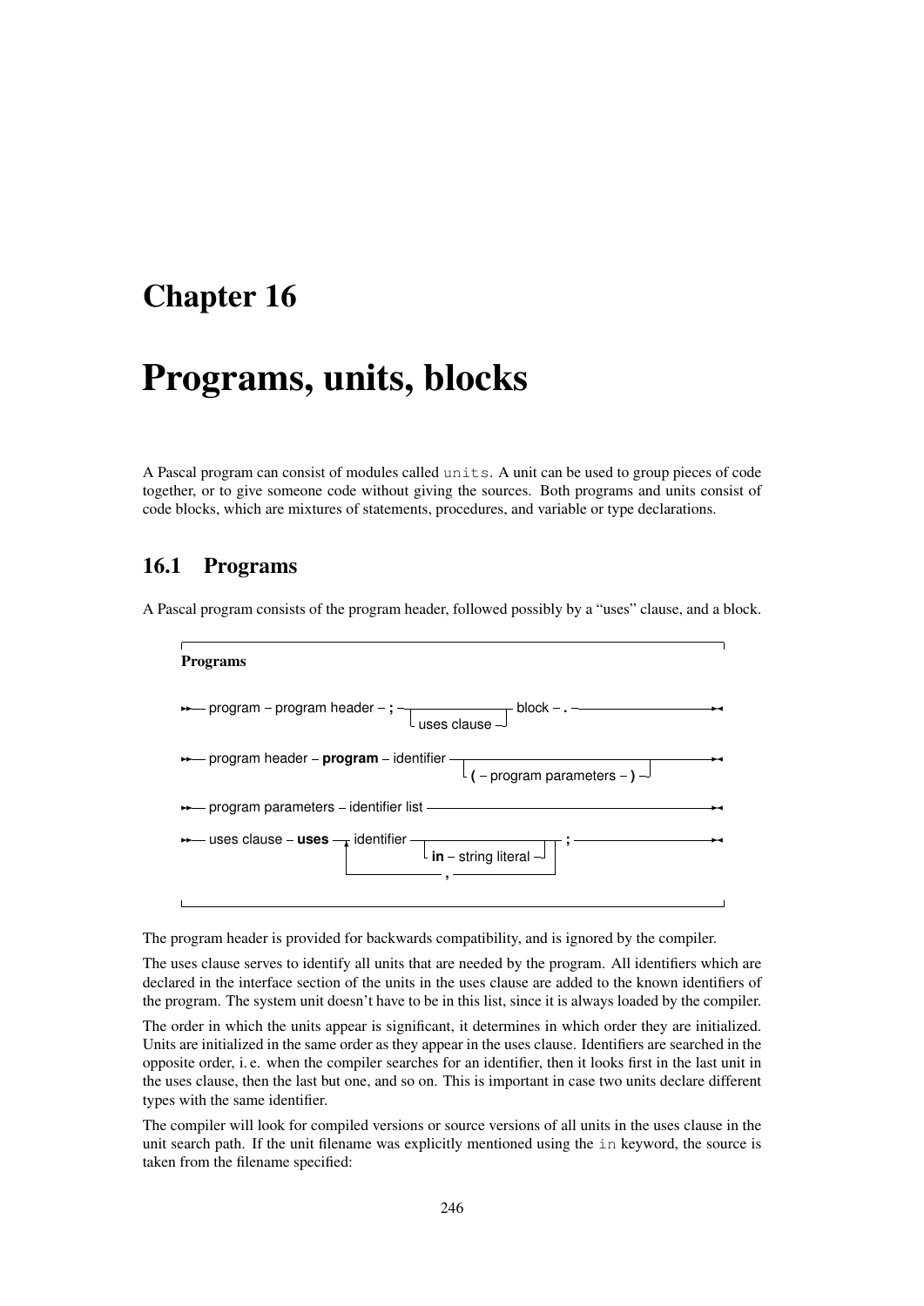# Chapter 16

# Programs, units, blocks

A Pascal program can consist of modules called `units`. A unit can be used to group pieces of code together, or to give someone code without giving the sources. Both programs and units consist of code blocks, which are mixtures of statements, procedures, and variable or type declarations.

## 16.1 Programs

A Pascal program consists of the program header, followed possibly by a "uses" clause, and a block.

**Programs**

```
program – program header – ; – [uses clause] – block – .

program header – program – identifier – [( – program parameters – )]

program parameters – identifier list

uses clause – uses – identifier [in – string literal] – ; 
                   (repeated, separated by ,)
```

The program header is provided for backwards compatibility, and is ignored by the compiler.

The uses clause serves to identify all units that are needed by the program. All identifiers which are declared in the interface section of the units in the uses clause are added to the known identifiers of the program. The system unit doesn't have to be in this list, since it is always loaded by the compiler.

The order in which the units appear is significant, it determines in which order they are initialized. Units are initialized in the same order as they appear in the uses clause. Identifiers are searched in the opposite order, i. e. when the compiler searches for an identifier, then it looks first in the last unit in the uses clause, then the last but one, and so on. This is important in case two units declare different types with the same identifier.

The compiler will look for compiled versions or source versions of all units in the uses clause in the unit search path. If the unit filename was explicitly mentioned using the `in` keyword, the source is taken from the filename specified: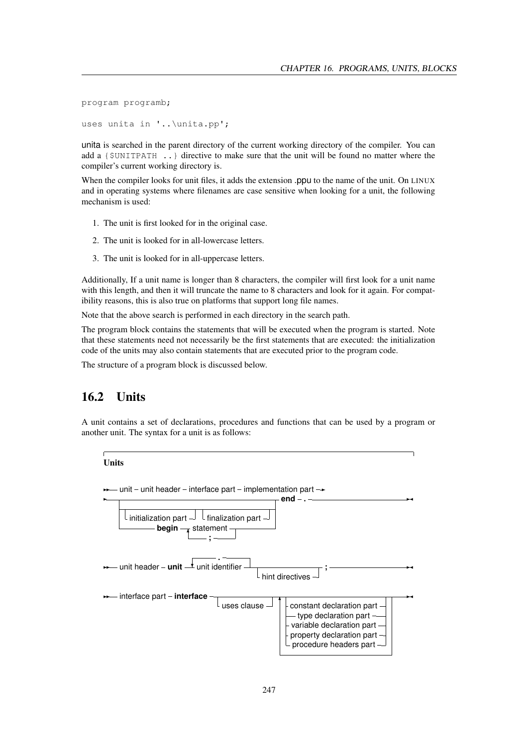```
program programb;

uses unita in '..\unita.pp';
```

unita is searched in the parent directory of the current working directory of the compiler. You can add a `{$UNITPATH ..}` directive to make sure that the unit will be found no matter where the compiler's current working directory is.

When the compiler looks for unit files, it adds the extension .ppu to the name of the unit. On LINUX and in operating systems where filenames are case sensitive when looking for a unit, the following mechanism is used:

1. The unit is first looked for in the original case.
2. The unit is looked for in all-lowercase letters.
3. The unit is looked for in all-uppercase letters.

Additionally, If a unit name is longer than 8 characters, the compiler will first look for a unit name with this length, and then it will truncate the name to 8 characters and look for it again. For compatibility reasons, this is also true on platforms that support long file names.

Note that the above search is performed in each directory in the search path.

The program block contains the statements that will be executed when the program is started. Note that these statements need not necessarily be the first statements that are executed: the initialization code of the units may also contain statements that are executed prior to the program code.

The structure of a program block is discussed below.

## 16.2 Units

A unit contains a set of declarations, procedures and functions that can be used by a program or another unit. The syntax for a unit is as follows:

**Units**

```
unit – unit header – interface part – implementation part
    [ initialization part [ finalization part ] | begin statement { ; statement } ] end – .

unit header – unit – unit identifier { . unit identifier } [ hint directives ] ;

interface part – interface [ uses clause ] { constant declaration part
                                           | type declaration part
                                           | variable declaration part
                                           | property declaration part
                                           | procedure headers part }
```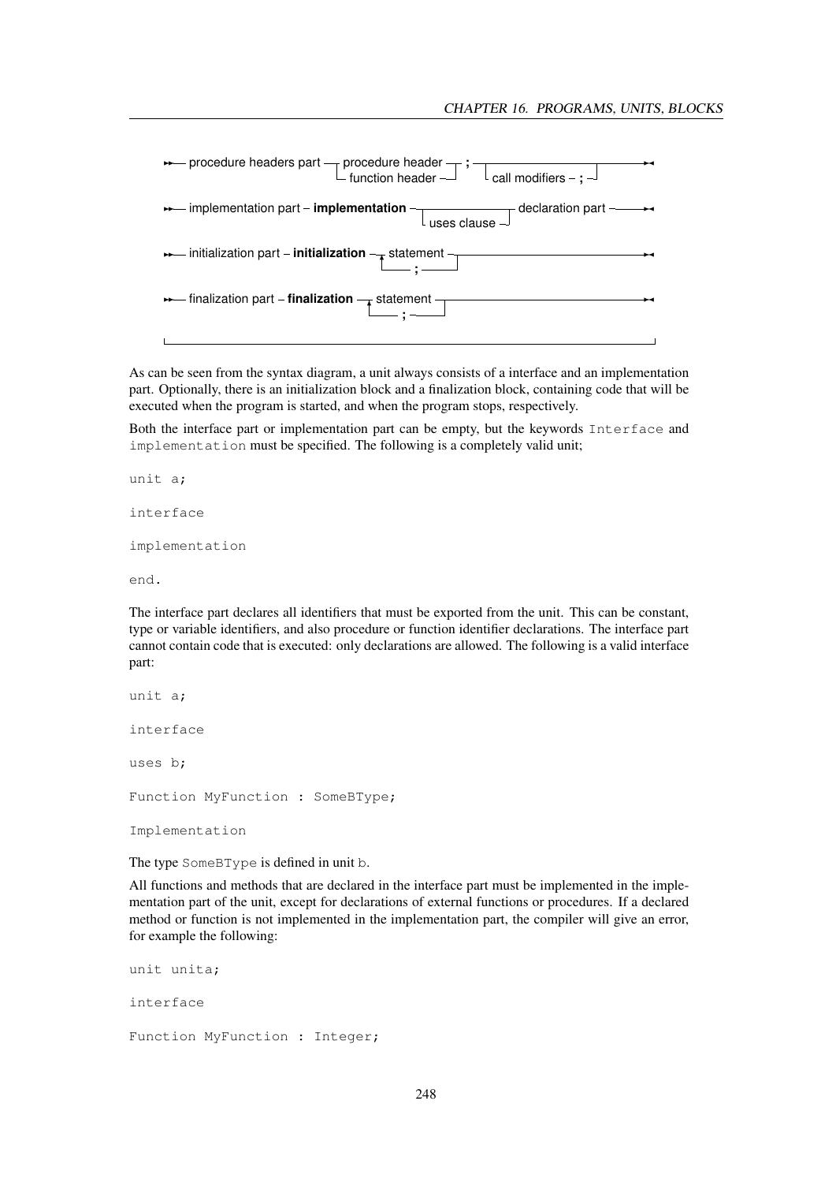```
procedure headers part ── procedure header ──┬── ; ──┬──────────────────────┬──
                          function header ───┘       └── call modifiers ── ; ┘

implementation part ── implementation ──┬──────────────┬── declaration part ──
                                        └─ uses clause ┘

initialization part ── initialization ──┬── statement ──┬──
                                        └────── ; ──────┘

finalization part ── finalization ──┬── statement ──┬──
                                    └────── ; ──────┘
```

As can be seen from the syntax diagram, a unit always consists of a interface and an implementation part. Optionally, there is an initialization block and a finalization block, containing code that will be executed when the program is started, and when the program stops, respectively.

Both the interface part or implementation part can be empty, but the keywords `Interface` and `implementation` must be specified. The following is a completely valid unit;

```
unit a;

interface

implementation

end.
```

The interface part declares all identifiers that must be exported from the unit. This can be constant, type or variable identifiers, and also procedure or function identifier declarations. The interface part cannot contain code that is executed: only declarations are allowed. The following is a valid interface part:

```
unit a;

interface

uses b;

Function MyFunction : SomeBType;

Implementation
```

The type `SomeBType` is defined in unit `b`.

All functions and methods that are declared in the interface part must be implemented in the implementation part of the unit, except for declarations of external functions or procedures. If a declared method or function is not implemented in the implementation part, the compiler will give an error, for example the following:

```
unit unita;

interface

Function MyFunction : Integer;
```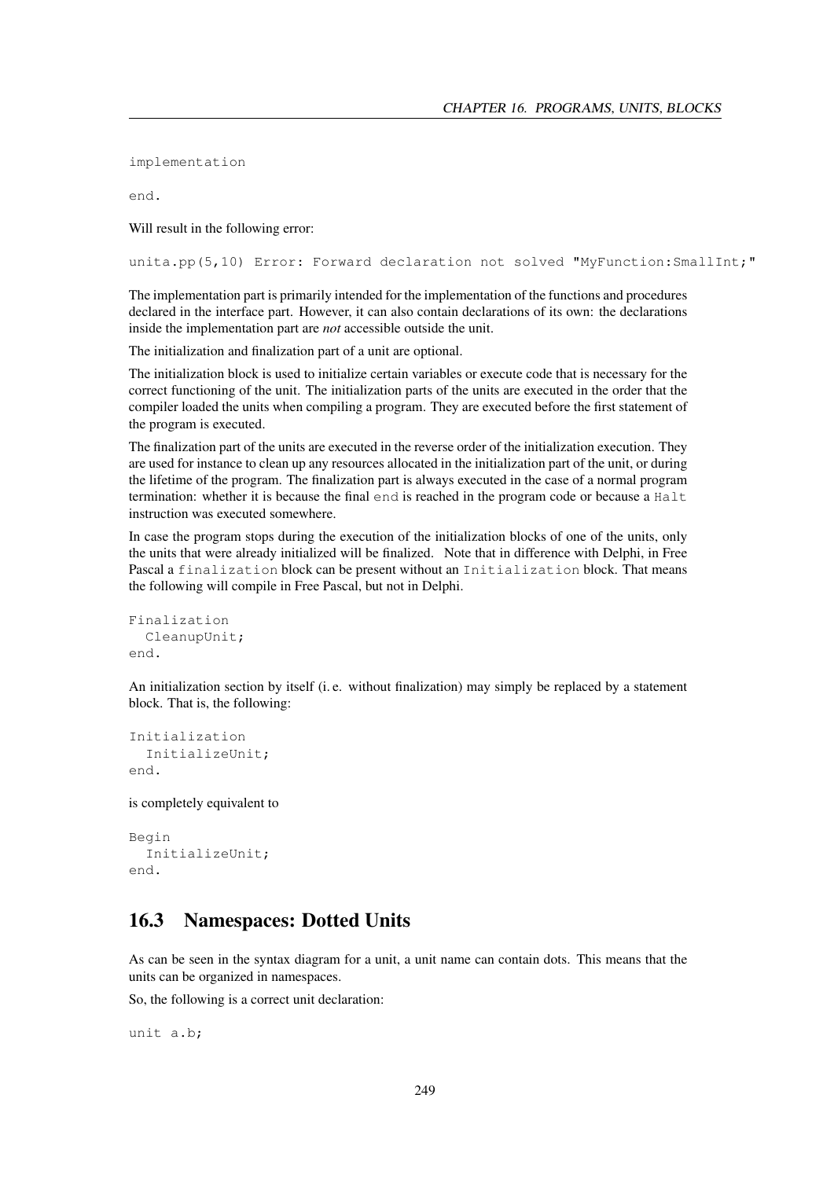```
implementation

end.
```

Will result in the following error:

```
unita.pp(5,10) Error: Forward declaration not solved "MyFunction:SmallInt;"
```

The implementation part is primarily intended for the implementation of the functions and procedures declared in the interface part. However, it can also contain declarations of its own: the declarations inside the implementation part are *not* accessible outside the unit.

The initialization and finalization part of a unit are optional.

The initialization block is used to initialize certain variables or execute code that is necessary for the correct functioning of the unit. The initialization parts of the units are executed in the order that the compiler loaded the units when compiling a program. They are executed before the first statement of the program is executed.

The finalization part of the units are executed in the reverse order of the initialization execution. They are used for instance to clean up any resources allocated in the initialization part of the unit, or during the lifetime of the program. The finalization part is always executed in the case of a normal program termination: whether it is because the final `end` is reached in the program code or because a `Halt` instruction was executed somewhere.

In case the program stops during the execution of the initialization blocks of one of the units, only the units that were already initialized will be finalized. Note that in difference with Delphi, in Free Pascal a `finalization` block can be present without an `Initialization` block. That means the following will compile in Free Pascal, but not in Delphi.

```
Finalization
  CleanupUnit;
end.
```

An initialization section by itself (i. e. without finalization) may simply be replaced by a statement block. That is, the following:

```
Initialization
  InitializeUnit;
end.
```

is completely equivalent to

```
Begin
  InitializeUnit;
end.
```

## 16.3 Namespaces: Dotted Units

As can be seen in the syntax diagram for a unit, a unit name can contain dots. This means that the units can be organized in namespaces.

So, the following is a correct unit declaration:

```
unit a.b;
```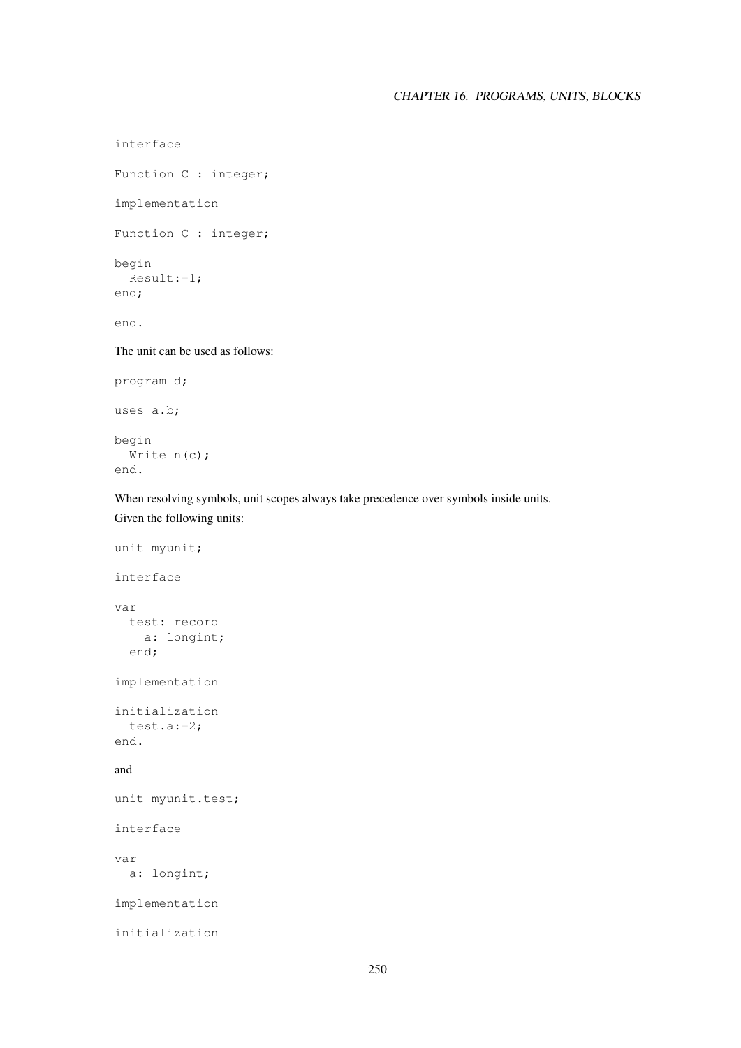```
interface

Function C : integer;

implementation

Function C : integer;

begin
  Result:=1;
end;

end.
```

The unit can be used as follows:

```
program d;

uses a.b;

begin
  Writeln(c);
end.
```

When resolving symbols, unit scopes always take precedence over symbols inside units.

Given the following units:

```
unit myunit;

interface

var
  test: record
    a: longint;
  end;

implementation

initialization
  test.a:=2;
end.
```

and

```
unit myunit.test;

interface

var
  a: longint;

implementation

initialization
```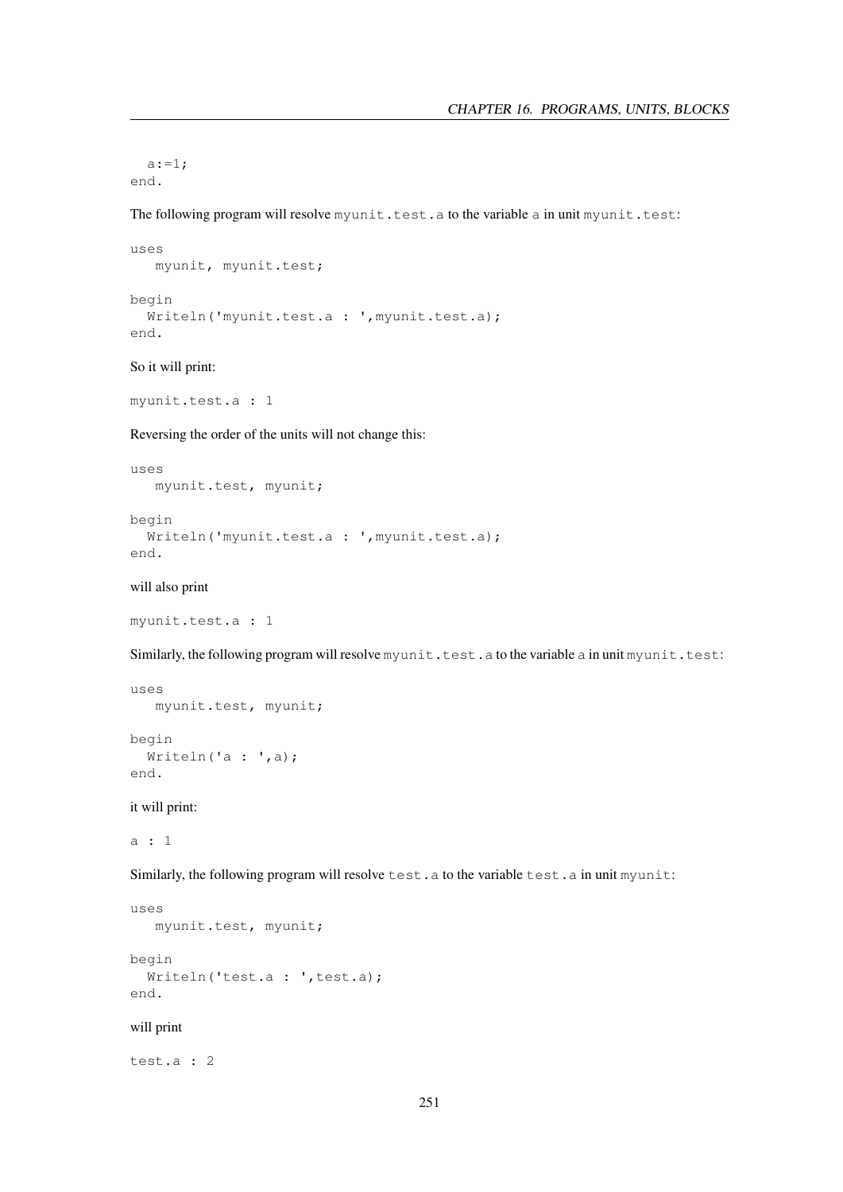```
  a:=1;
end.
```

The following program will resolve `myunit.test.a` to the variable `a` in unit `myunit.test`:

```
uses
   myunit, myunit.test;

begin
  Writeln('myunit.test.a : ',myunit.test.a);
end.
```

So it will print:

```
myunit.test.a : 1
```

Reversing the order of the units will not change this:

```
uses
   myunit.test, myunit;

begin
  Writeln('myunit.test.a : ',myunit.test.a);
end.
```

will also print

```
myunit.test.a : 1
```

Similarly, the following program will resolve `myunit.test.a` to the variable `a` in unit `myunit.test`:

```
uses
   myunit.test, myunit;

begin
  Writeln('a : ',a);
end.
```

it will print:

```
a : 1
```

Similarly, the following program will resolve `test.a` to the variable `test.a` in unit `myunit`:

```
uses
   myunit.test, myunit;

begin
  Writeln('test.a : ',test.a);
end.
```

will print

```
test.a : 2
```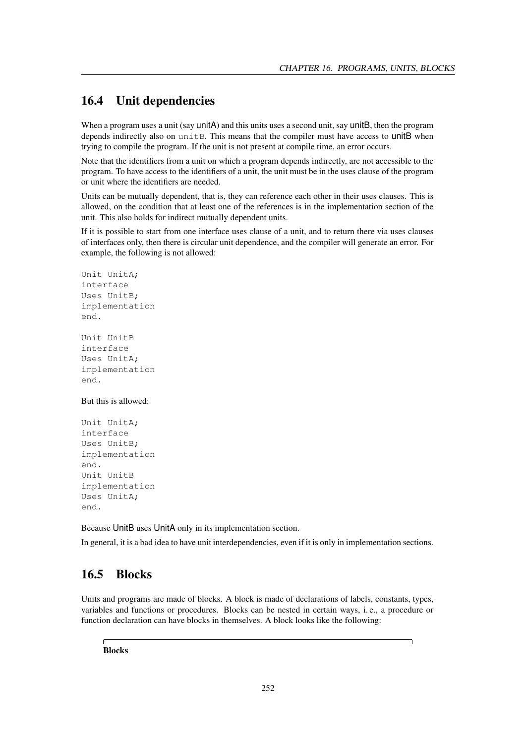## 16.4 Unit dependencies

When a program uses a unit (say unitA) and this units uses a second unit, say unitB, then the program depends indirectly also on `unitB`. This means that the compiler must have access to unitB when trying to compile the program. If the unit is not present at compile time, an error occurs.

Note that the identifiers from a unit on which a program depends indirectly, are not accessible to the program. To have access to the identifiers of a unit, the unit must be in the uses clause of the program or unit where the identifiers are needed.

Units can be mutually dependent, that is, they can reference each other in their uses clauses. This is allowed, on the condition that at least one of the references is in the implementation section of the unit. This also holds for indirect mutually dependent units.

If it is possible to start from one interface uses clause of a unit, and to return there via uses clauses of interfaces only, then there is circular unit dependence, and the compiler will generate an error. For example, the following is not allowed:

```
Unit UnitA;
interface
Uses UnitB;
implementation
end.

Unit UnitB
interface
Uses UnitA;
implementation
end.
```

But this is allowed:

```
Unit UnitA;
interface
Uses UnitB;
implementation
end.
Unit UnitB
implementation
Uses UnitA;
end.
```

Because UnitB uses UnitA only in its implementation section.

In general, it is a bad idea to have unit interdependencies, even if it is only in implementation sections.

## 16.5 Blocks

Units and programs are made of blocks. A block is made of declarations of labels, constants, types, variables and functions or procedures. Blocks can be nested in certain ways, i. e., a procedure or function declaration can have blocks in themselves. A block looks like the following:

**Blocks**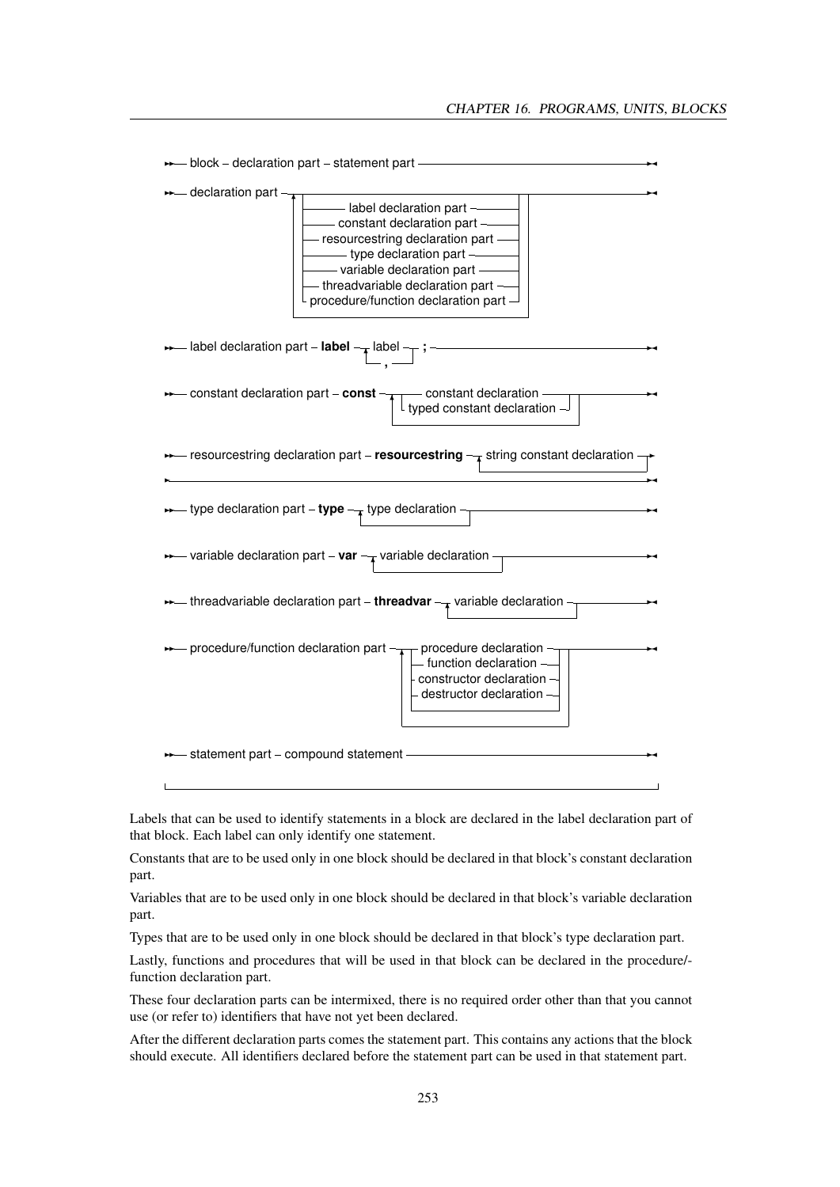```
block - declaration part - statement part

declaration part - { label declaration part
                   | constant declaration part
                   | resourcestring declaration part
                   | type declaration part
                   | variable declaration part
                   | threadvariable declaration part
                   | procedure/function declaration part } ...

label declaration part - label - label [ , label ]... - ;

constant declaration part - const - { constant declaration
                                    | typed constant declaration } ...

resourcestring declaration part - resourcestring - string constant declaration ...

type declaration part - type - type declaration ...

variable declaration part - var - variable declaration ...

threadvariable declaration part - threadvar - variable declaration ...

procedure/function declaration part - { procedure declaration
                                      | function declaration
                                      | constructor declaration
                                      | destructor declaration } ...

statement part - compound statement
```

Labels that can be used to identify statements in a block are declared in the label declaration part of that block. Each label can only identify one statement.

Constants that are to be used only in one block should be declared in that block's constant declaration part.

Variables that are to be used only in one block should be declared in that block's variable declaration part.

Types that are to be used only in one block should be declared in that block's type declaration part.

Lastly, functions and procedures that will be used in that block can be declared in the procedure/-function declaration part.

These four declaration parts can be intermixed, there is no required order other than that you cannot use (or refer to) identifiers that have not yet been declared.

After the different declaration parts comes the statement part. This contains any actions that the block should execute. All identifiers declared before the statement part can be used in that statement part.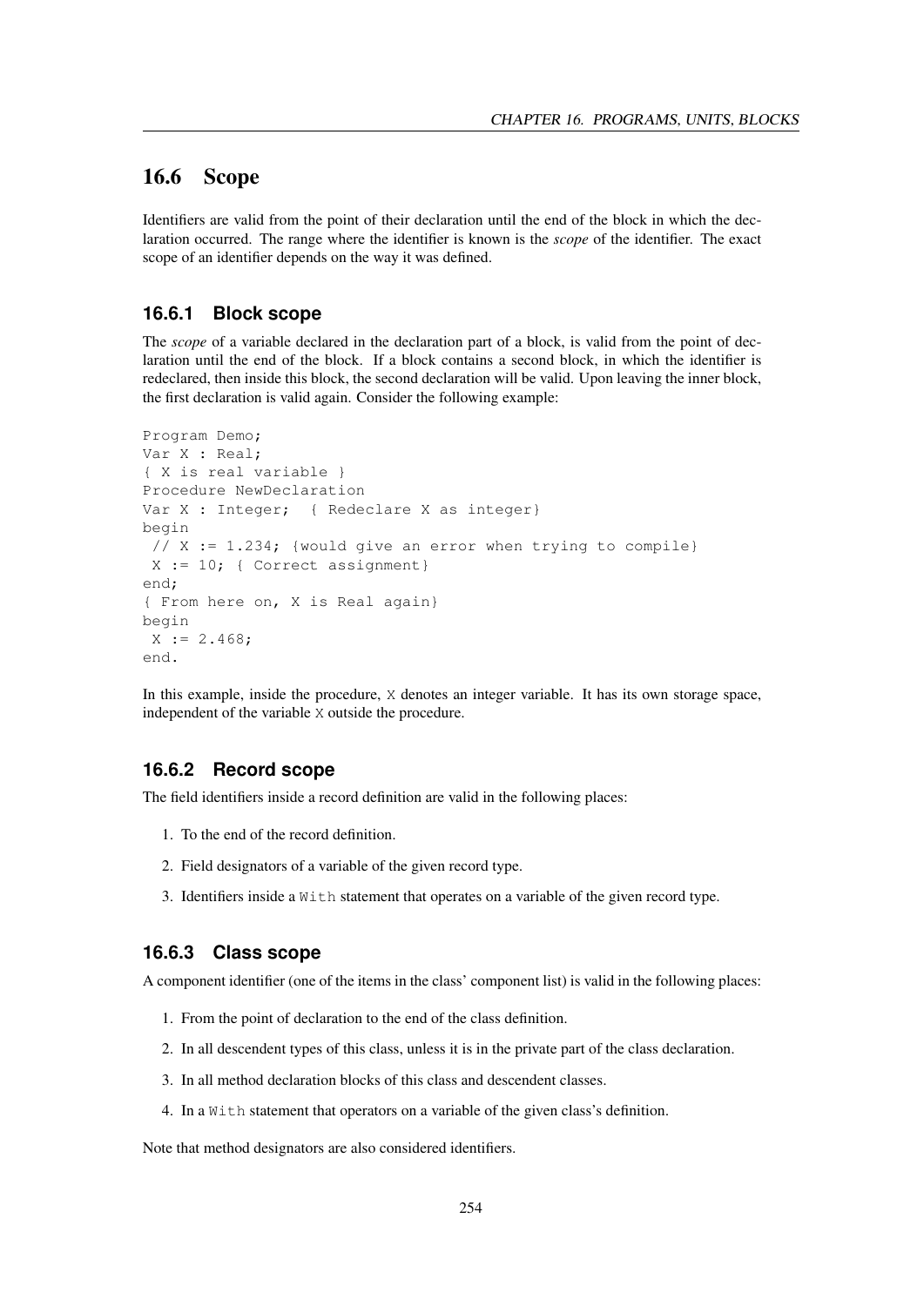## 16.6 Scope

Identifiers are valid from the point of their declaration until the end of the block in which the declaration occurred. The range where the identifier is known is the *scope* of the identifier. The exact scope of an identifier depends on the way it was defined.

### 16.6.1 Block scope

The *scope* of a variable declared in the declaration part of a block, is valid from the point of declaration until the end of the block. If a block contains a second block, in which the identifier is redeclared, then inside this block, the second declaration will be valid. Upon leaving the inner block, the first declaration is valid again. Consider the following example:

```
Program Demo;
Var X : Real;
{ X is real variable }
Procedure NewDeclaration
Var X : Integer;  { Redeclare X as integer}
begin
 // X := 1.234; {would give an error when trying to compile}
 X := 10; { Correct assignment}
end;
{ From here on, X is Real again}
begin
 X := 2.468;
end.
```

In this example, inside the procedure, `X` denotes an integer variable. It has its own storage space, independent of the variable `X` outside the procedure.

### 16.6.2 Record scope

The field identifiers inside a record definition are valid in the following places:

1. To the end of the record definition.
2. Field designators of a variable of the given record type.
3. Identifiers inside a `With` statement that operates on a variable of the given record type.

### 16.6.3 Class scope

A component identifier (one of the items in the class' component list) is valid in the following places:

1. From the point of declaration to the end of the class definition.
2. In all descendent types of this class, unless it is in the private part of the class declaration.
3. In all method declaration blocks of this class and descendent classes.
4. In a `With` statement that operators on a variable of the given class's definition.

Note that method designators are also considered identifiers.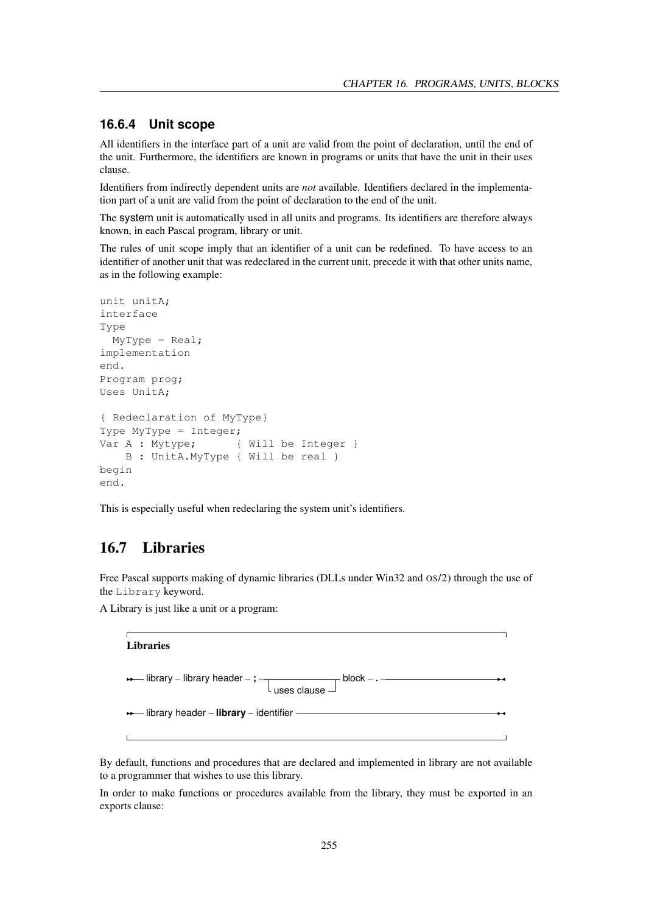### 16.6.4 Unit scope

All identifiers in the interface part of a unit are valid from the point of declaration, until the end of the unit. Furthermore, the identifiers are known in programs or units that have the unit in their uses clause.

Identifiers from indirectly dependent units are *not* available. Identifiers declared in the implementation part of a unit are valid from the point of declaration to the end of the unit.

The system unit is automatically used in all units and programs. Its identifiers are therefore always known, in each Pascal program, library or unit.

The rules of unit scope imply that an identifier of a unit can be redefined. To have access to an identifier of another unit that was redeclared in the current unit, precede it with that other units name, as in the following example:

```
unit unitA;
interface
Type
  MyType = Real;
implementation
end.
Program prog;
Uses UnitA;

{ Redeclaration of MyType}
Type MyType = Integer;
Var A : Mytype;      { Will be Integer }
    B : UnitA.MyType { Will be real }
begin
end.
```

This is especially useful when redeclaring the system unit's identifiers.

## 16.7 Libraries

Free Pascal supports making of dynamic libraries (DLLs under Win32 and OS/2) through the use of the `Library` keyword.

A Library is just like a unit or a program:

**Libraries**

```
>>-- library -- library header -- ; --+---------------+-- block -- . -->-<
                                      +- uses clause -+

>>-- library header -- library -- identifier -->-<
```

By default, functions and procedures that are declared and implemented in library are not available to a programmer that wishes to use this library.

In order to make functions or procedures available from the library, they must be exported in an exports clause: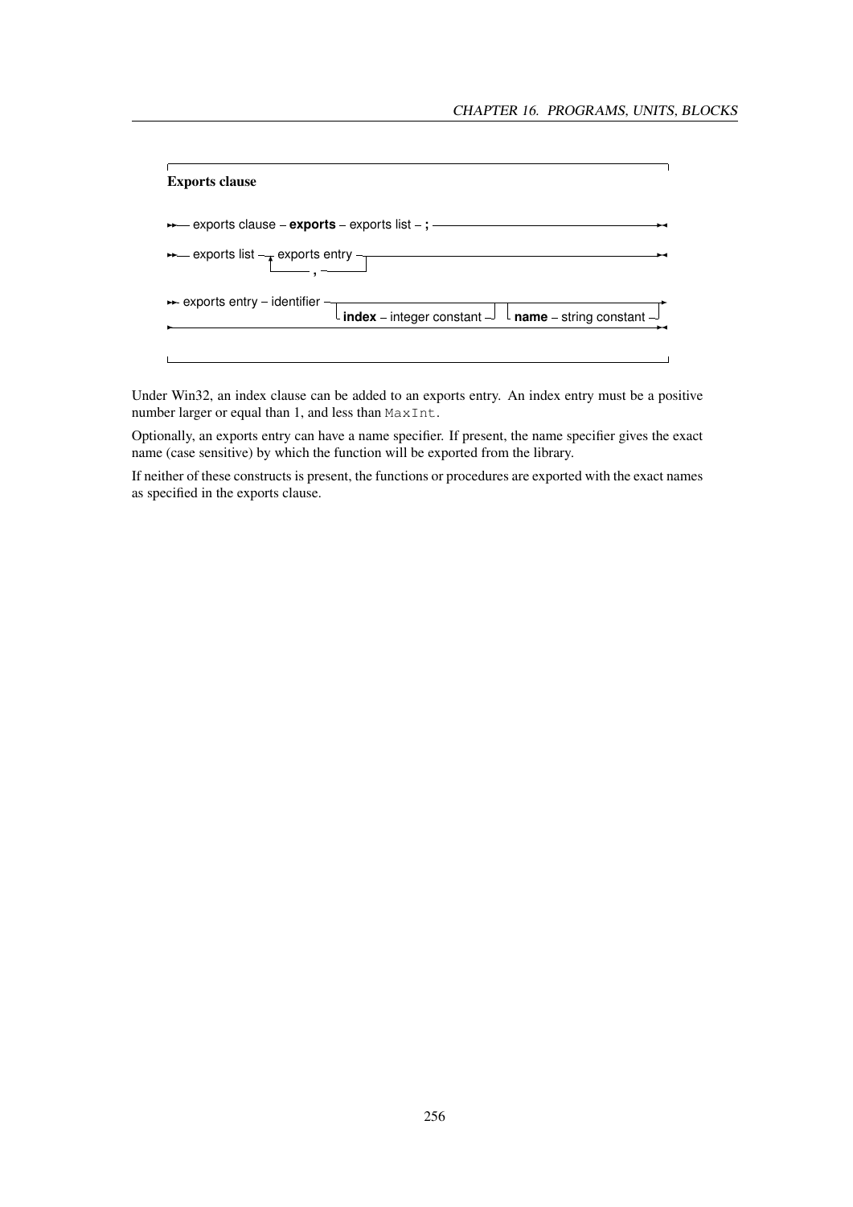**Exports clause**

```
►►— exports clause – exports – exports list – ; ————————————————————►◄

►►— exports list —┬ exports entry ┬——————————————————————————————►◄
                  └—————— , ——————┘

►► exports entry – identifier ┬——————————————————————————┬┬——————————————————————————┬►
                              └ index – integer constant ┘└ name – string constant ┘
►————————————————————————————————————————————————————————————————————————————————————►◄
```

Under Win32, an index clause can be added to an exports entry. An index entry must be a positive number larger or equal than 1, and less than `MaxInt`.

Optionally, an exports entry can have a name specifier. If present, the name specifier gives the exact name (case sensitive) by which the function will be exported from the library.

If neither of these constructs is present, the functions or procedures are exported with the exact names as specified in the exports clause.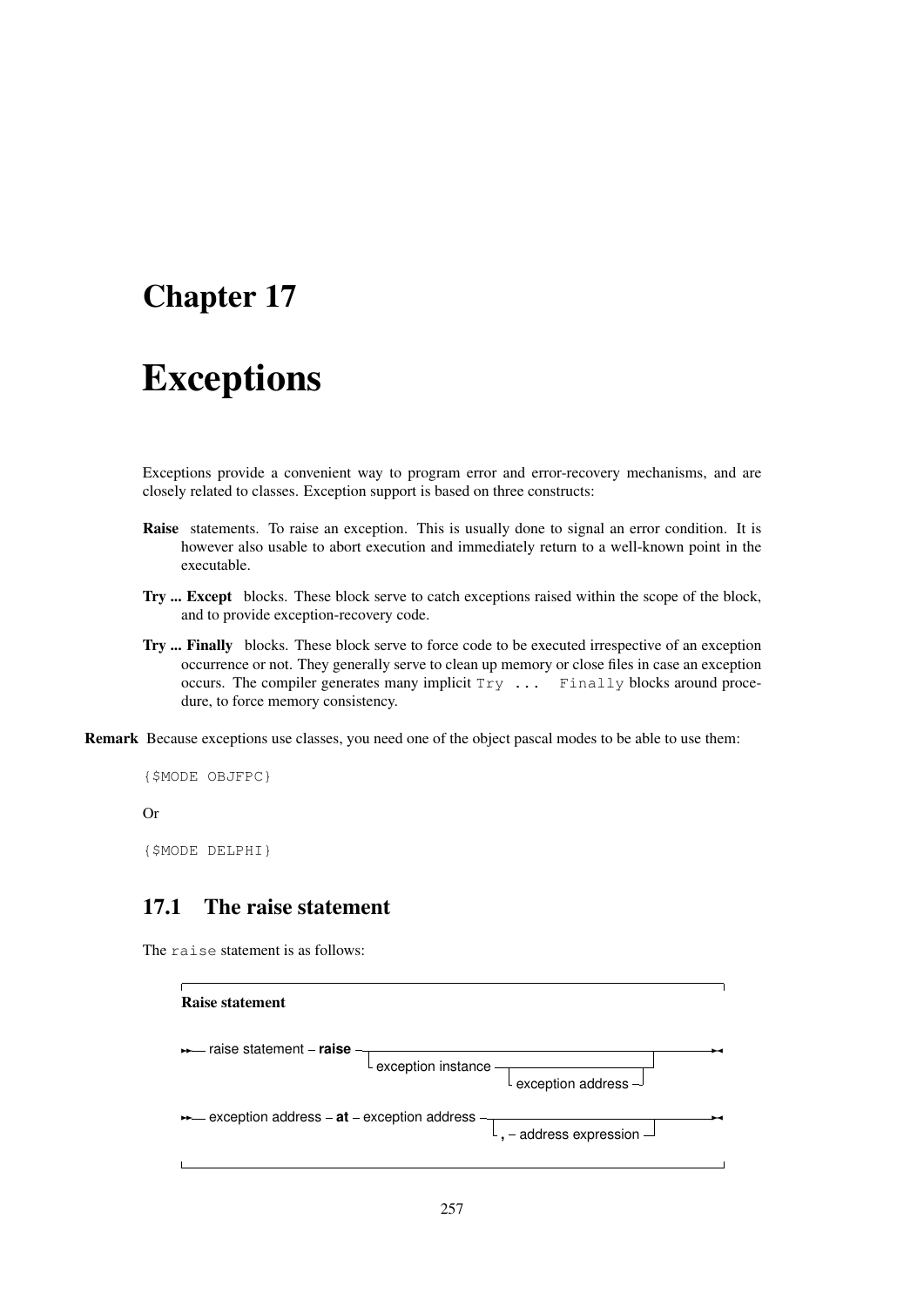# Chapter 17

# Exceptions

Exceptions provide a convenient way to program error and error-recovery mechanisms, and are closely related to classes. Exception support is based on three constructs:

**Raise** statements. To raise an exception. This is usually done to signal an error condition. It is however also usable to abort execution and immediately return to a well-known point in the executable.

**Try ... Except** blocks. These block serve to catch exceptions raised within the scope of the block, and to provide exception-recovery code.

**Try ... Finally** blocks. These block serve to force code to be executed irrespective of an exception occurrence or not. They generally serve to clean up memory or close files in case an exception occurs. The compiler generates many implicit `Try ... Finally` blocks around procedure, to force memory consistency.

**Remark** Because exceptions use classes, you need one of the object pascal modes to be able to use them:

```
{$MODE OBJFPC}
```

Or

```
{$MODE DELPHI}
```

## 17.1 The raise statement

The `raise` statement is as follows:

**Raise statement**

```
►►— raise statement – raise —┬──────────────────────────────────────────────┬——►◄
                             └ exception instance ┬──────────────────────┬─┘
                                                  └ exception address ──┘

►►— exception address – at – exception address ─┬──────────────────────────────┬——►◄
                                                └ , – address expression ──────┘
```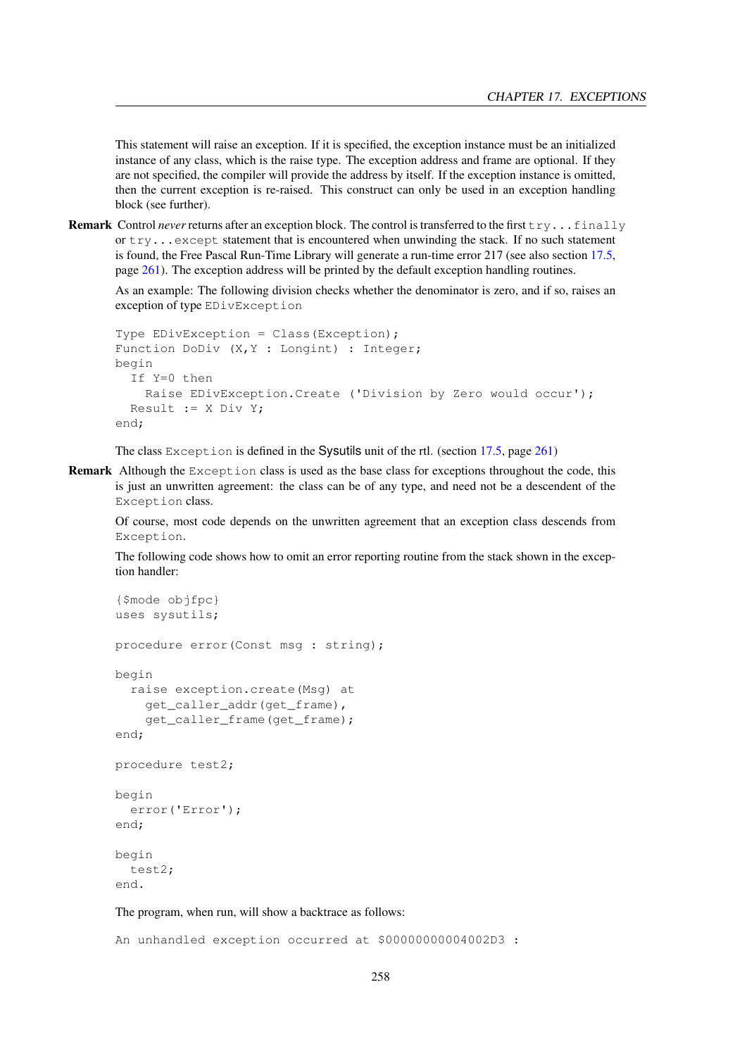This statement will raise an exception. If it is specified, the exception instance must be an initialized instance of any class, which is the raise type. The exception address and frame are optional. If they are not specified, the compiler will provide the address by itself. If the exception instance is omitted, then the current exception is re-raised. This construct can only be used in an exception handling block (see further).

**Remark** Control *never* returns after an exception block. The control is transferred to the first `try...finally` or `try...except` statement that is encountered when unwinding the stack. If no such statement is found, the Free Pascal Run-Time Library will generate a run-time error 217 (see also section 17.5, page 261). The exception address will be printed by the default exception handling routines.

As an example: The following division checks whether the denominator is zero, and if so, raises an exception of type `EDivException`

```
Type EDivException = Class(Exception);
Function DoDiv (X,Y : Longint) : Integer;
begin
  If Y=0 then
    Raise EDivException.Create ('Division by Zero would occur');
  Result := X Div Y;
end;
```

The class `Exception` is defined in the Sysutils unit of the rtl. (section 17.5, page 261)

**Remark** Although the `Exception` class is used as the base class for exceptions throughout the code, this is just an unwritten agreement: the class can be of any type, and need not be a descendent of the `Exception` class.

Of course, most code depends on the unwritten agreement that an exception class descends from `Exception`.

The following code shows how to omit an error reporting routine from the stack shown in the exception handler:

```
{$mode objfpc}
uses sysutils;

procedure error(Const msg : string);

begin
  raise exception.create(Msg) at
    get_caller_addr(get_frame),
    get_caller_frame(get_frame);
end;

procedure test2;

begin
  error('Error');
end;

begin
  test2;
end.
```

The program, when run, will show a backtrace as follows:

```
An unhandled exception occurred at $00000000004002D3 :
```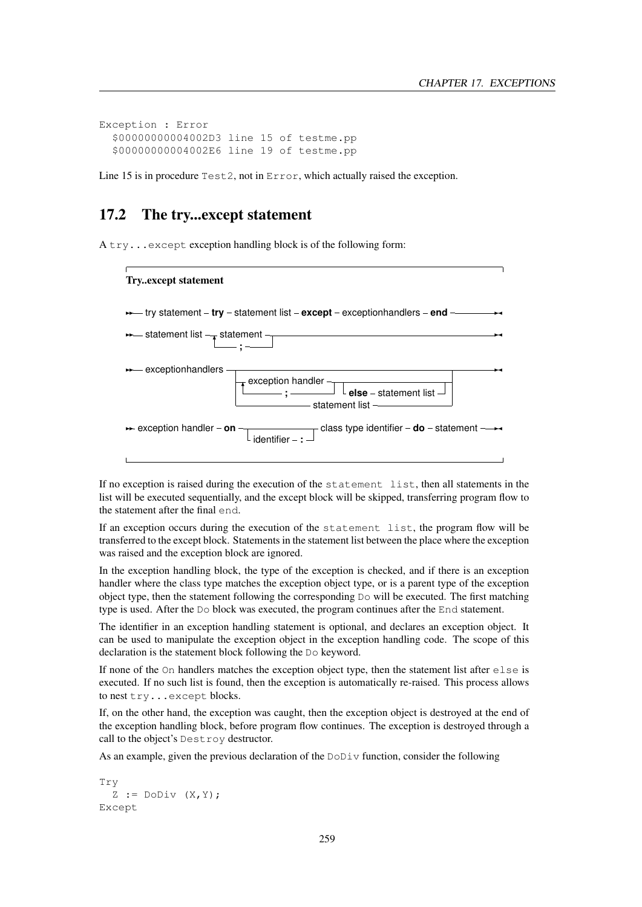```
Exception : Error
  $00000000004002D3 line 15 of testme.pp
  $00000000004002E6 line 19 of testme.pp
```

Line 15 is in procedure `Test2`, not in `Error`, which actually raised the exception.

## 17.2 The try...except statement

A `try...except` exception handling block is of the following form:

**Try..except statement**

```
try statement – try – statement list – except – exceptionhandlers – end

statement list – statement (separated by ;)

exceptionhandlers – [ exception handler (separated by ;) [ else – statement list ] | statement list ]

exception handler – on – [ identifier – : ] class type identifier – do – statement
```

If no exception is raised during the execution of the `statement list`, then all statements in the list will be executed sequentially, and the except block will be skipped, transferring program flow to the statement after the final `end`.

If an exception occurs during the execution of the `statement list`, the program flow will be transferred to the except block. Statements in the statement list between the place where the exception was raised and the exception block are ignored.

In the exception handling block, the type of the exception is checked, and if there is an exception handler where the class type matches the exception object type, or is a parent type of the exception object type, then the statement following the corresponding `Do` will be executed. The first matching type is used. After the `Do` block was executed, the program continues after the `End` statement.

The identifier in an exception handling statement is optional, and declares an exception object. It can be used to manipulate the exception object in the exception handling code. The scope of this declaration is the statement block following the `Do` keyword.

If none of the `On` handlers matches the exception object type, then the statement list after `else` is executed. If no such list is found, then the exception is automatically re-raised. This process allows to nest `try...except` blocks.

If, on the other hand, the exception was caught, then the exception object is destroyed at the end of the exception handling block, before program flow continues. The exception is destroyed through a call to the object's `Destroy` destructor.

As an example, given the previous declaration of the `DoDiv` function, consider the following

```
Try
  Z := DoDiv (X,Y);
Except
```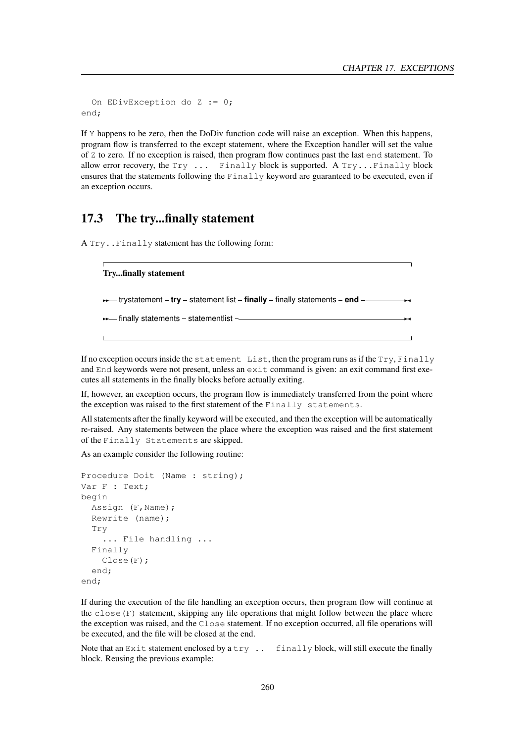```
  On EDivException do Z := 0;
end;
```

If `Y` happens to be zero, then the DoDiv function code will raise an exception. When this happens, program flow is transferred to the except statement, where the Exception handler will set the value of `Z` to zero. If no exception is raised, then program flow continues past the last `end` statement. To allow error recovery, the `Try ... Finally` block is supported. A `Try...Finally` block ensures that the statements following the `Finally` keyword are guaranteed to be executed, even if an exception occurs.

## 17.3 The try...finally statement

A `Try..Finally` statement has the following form:

**Try...finally statement**

```
trystatement – try – statement list – finally – finally statements – end
finally statements – statementlist
```

If no exception occurs inside the `statement List`, then the program runs as if the `Try`, `Finally` and `End` keywords were not present, unless an `exit` command is given: an exit command first executes all statements in the finally blocks before actually exiting.

If, however, an exception occurs, the program flow is immediately transferred from the point where the exception was raised to the first statement of the `Finally statements`.

All statements after the finally keyword will be executed, and then the exception will be automatically re-raised. Any statements between the place where the exception was raised and the first statement of the `Finally Statements` are skipped.

As an example consider the following routine:

```
Procedure Doit (Name : string);
Var F : Text;
begin
  Assign (F,Name);
  Rewrite (name);
  Try
    ... File handling ...
  Finally
    Close(F);
  end;
end;
```

If during the execution of the file handling an exception occurs, then program flow will continue at the `close(F)` statement, skipping any file operations that might follow between the place where the exception was raised, and the `Close` statement. If no exception occurred, all file operations will be executed, and the file will be closed at the end.

Note that an `Exit` statement enclosed by a `try .. finally` block, will still execute the finally block. Reusing the previous example: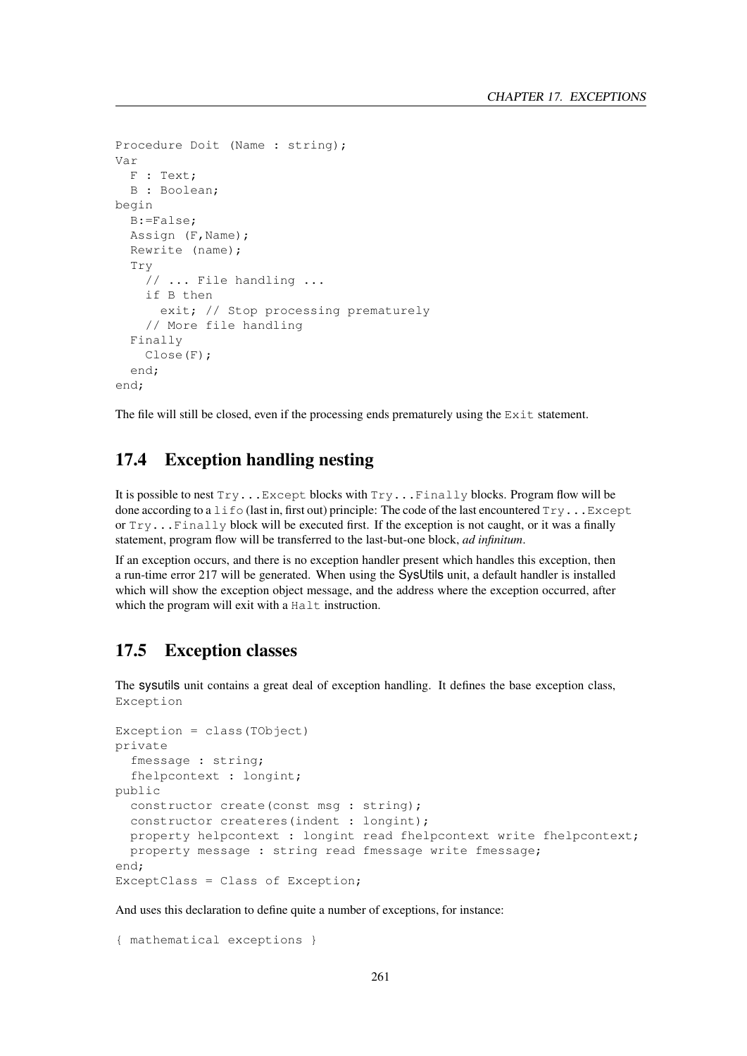```
Procedure Doit (Name : string);
Var
  F : Text;
  B : Boolean;
begin
  B:=False;
  Assign (F,Name);
  Rewrite (name);
  Try
    // ... File handling ...
    if B then
      exit; // Stop processing prematurely
    // More file handling
  Finally
    Close(F);
  end;
end;
```

The file will still be closed, even if the processing ends prematurely using the `Exit` statement.

## 17.4 Exception handling nesting

It is possible to nest `Try...Except` blocks with `Try...Finally` blocks. Program flow will be done according to a `lifo` (last in, first out) principle: The code of the last encountered `Try...Except` or `Try...Finally` block will be executed first. If the exception is not caught, or it was a finally statement, program flow will be transferred to the last-but-one block, *ad infinitum*.

If an exception occurs, and there is no exception handler present which handles this exception, then a run-time error 217 will be generated. When using the SysUtils unit, a default handler is installed which will show the exception object message, and the address where the exception occurred, after which the program will exit with a `Halt` instruction.

## 17.5 Exception classes

The sysutils unit contains a great deal of exception handling. It defines the base exception class, `Exception`

```
Exception = class(TObject)
private
  fmessage : string;
  fhelpcontext : longint;
public
  constructor create(const msg : string);
  constructor createres(indent : longint);
  property helpcontext : longint read fhelpcontext write fhelpcontext;
  property message : string read fmessage write fmessage;
end;
ExceptClass = Class of Exception;
```

And uses this declaration to define quite a number of exceptions, for instance:

```
{ mathematical exceptions }
```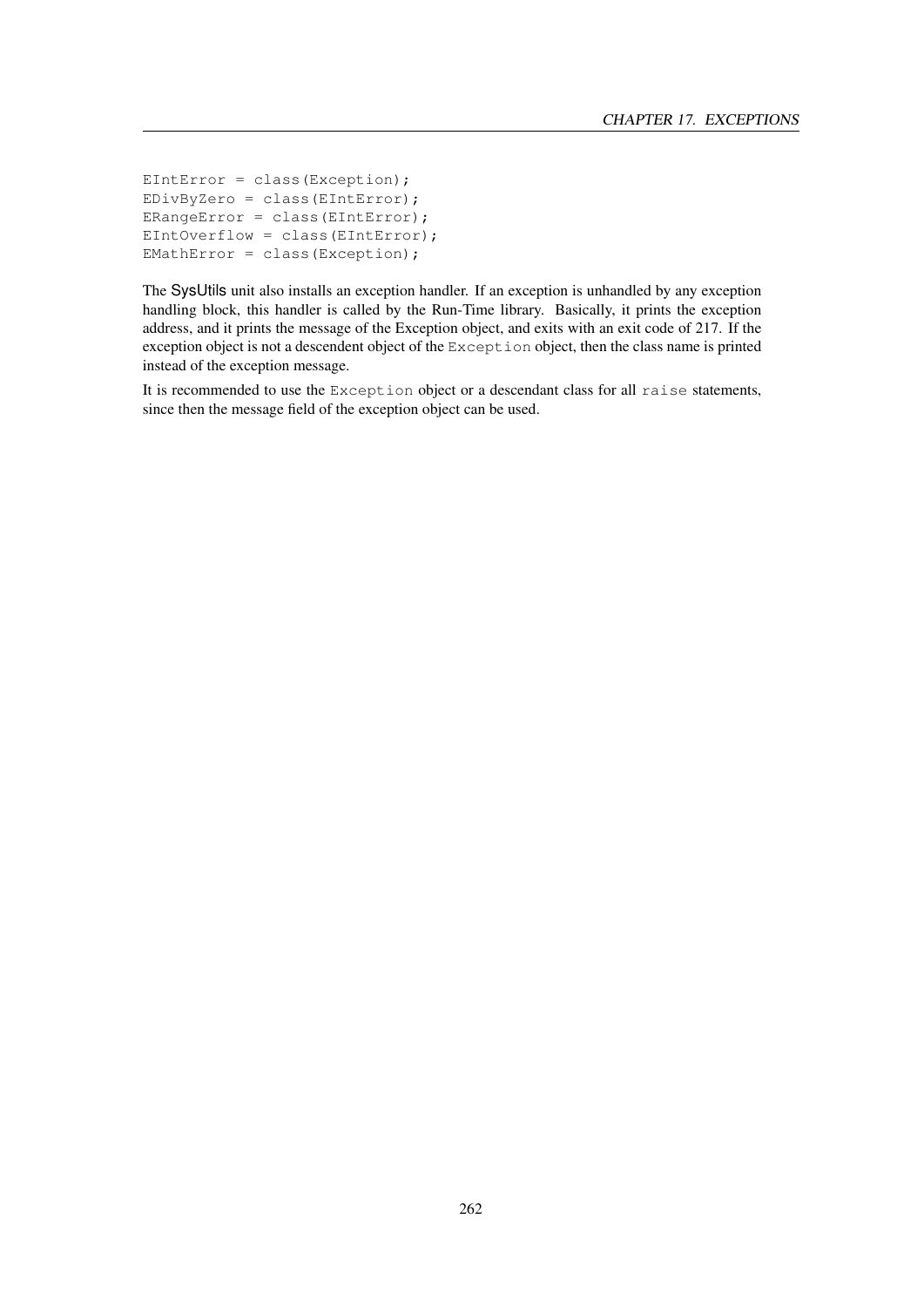```
EIntError = class(Exception);
EDivByZero = class(EIntError);
ERangeError = class(EIntError);
EIntOverflow = class(EIntError);
EMathError = class(Exception);
```

The SysUtils unit also installs an exception handler. If an exception is unhandled by any exception handling block, this handler is called by the Run-Time library. Basically, it prints the exception address, and it prints the message of the Exception object, and exits with an exit code of 217. If the exception object is not a descendent object of the `Exception` object, then the class name is printed instead of the exception message.

It is recommended to use the `Exception` object or a descendant class for all `raise` statements, since then the message field of the exception object can be used.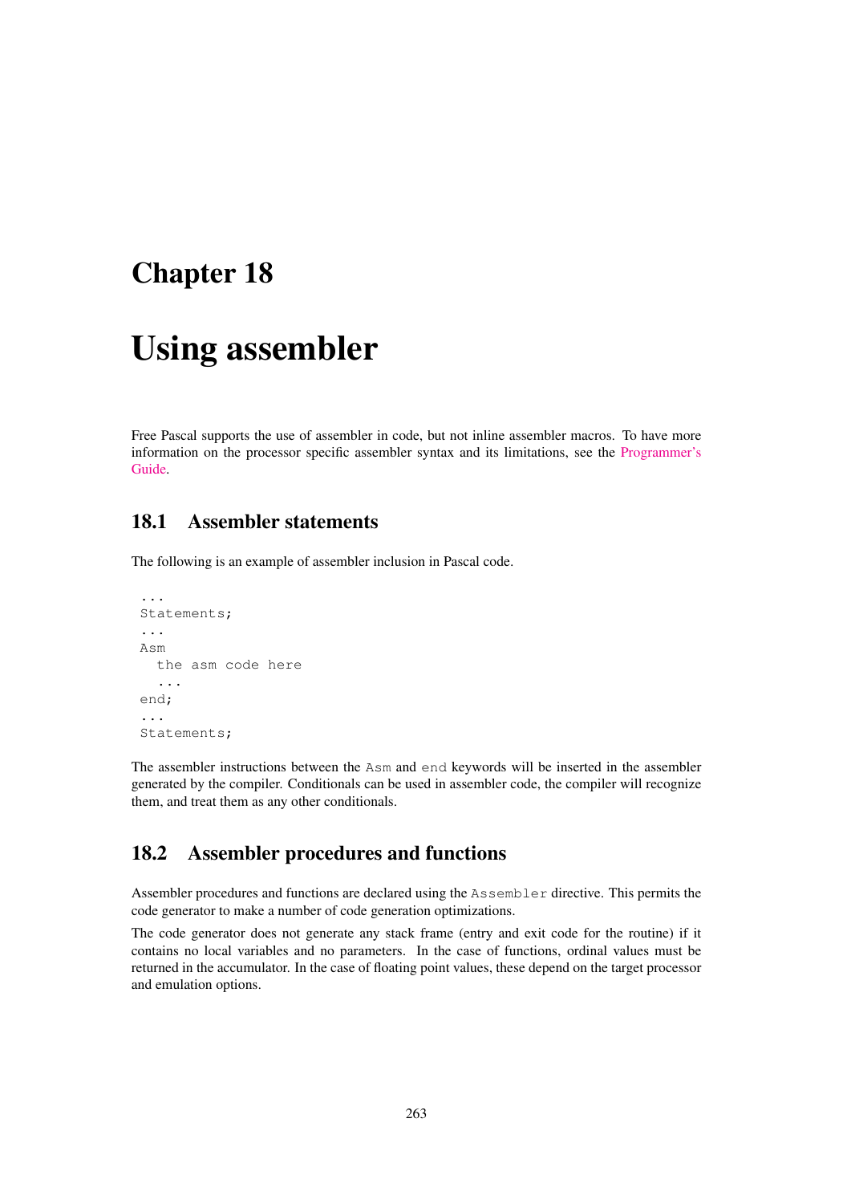# Chapter 18

# Using assembler

Free Pascal supports the use of assembler in code, but not inline assembler macros. To have more information on the processor specific assembler syntax and its limitations, see the Programmer's Guide.

## 18.1 Assembler statements

The following is an example of assembler inclusion in Pascal code.

```
...
Statements;
...
Asm
  the asm code here
  ...
end;
...
Statements;
```

The assembler instructions between the `Asm` and `end` keywords will be inserted in the assembler generated by the compiler. Conditionals can be used in assembler code, the compiler will recognize them, and treat them as any other conditionals.

## 18.2 Assembler procedures and functions

Assembler procedures and functions are declared using the `Assembler` directive. This permits the code generator to make a number of code generation optimizations.

The code generator does not generate any stack frame (entry and exit code for the routine) if it contains no local variables and no parameters. In the case of functions, ordinal values must be returned in the accumulator. In the case of floating point values, these depend on the target processor and emulation options.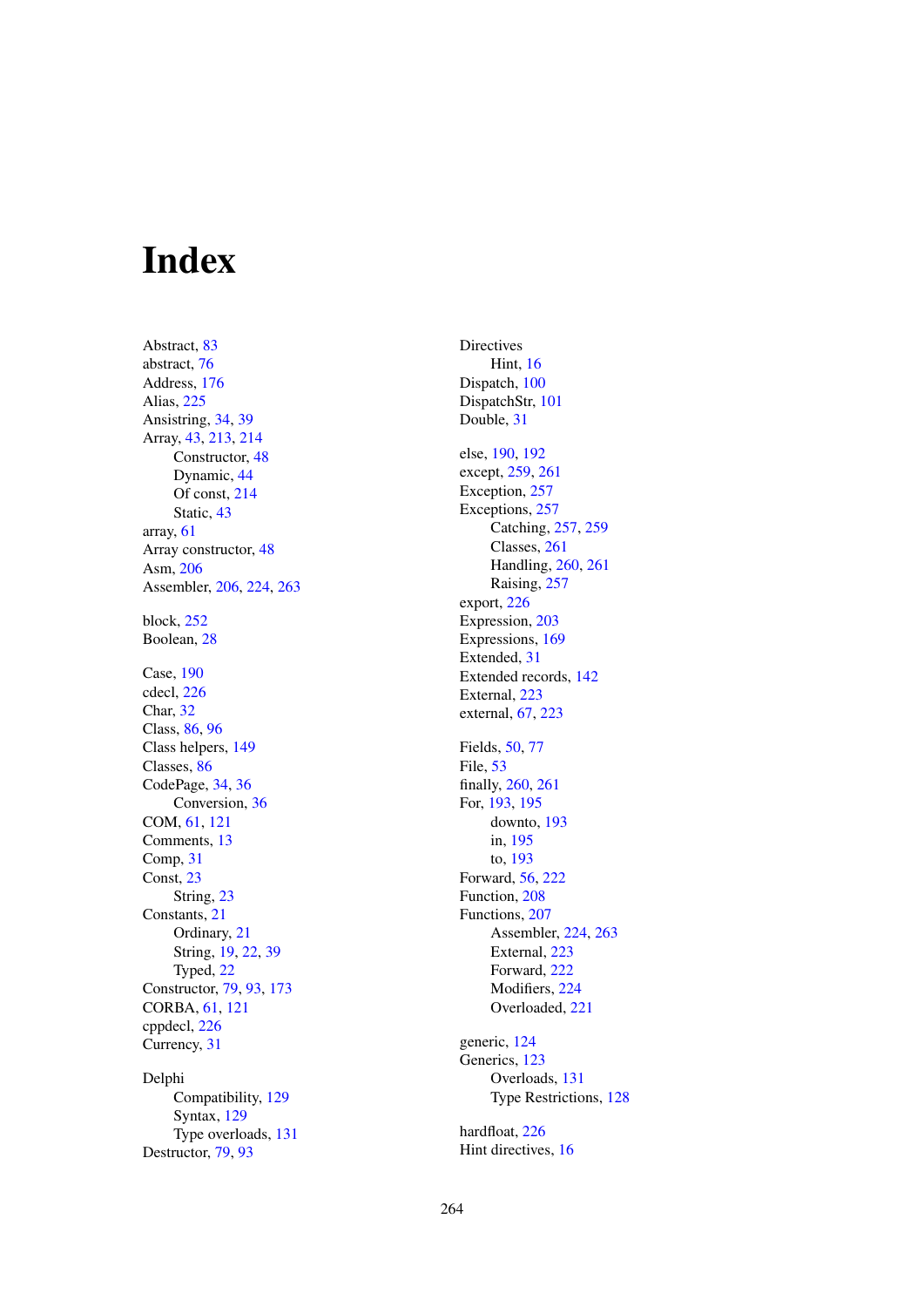# Index

Abstract, 83
abstract, 76
Address, 176
Alias, 225
Ansistring, 34, 39
Array, 43, 213, 214
- Constructor, 48
- Dynamic, 44
- Of const, 214
- Static, 43

array, 61
Array constructor, 48
Asm, 206
Assembler, 206, 224, 263

block, 252
Boolean, 28

Case, 190
cdecl, 226
Char, 32
Class, 86, 96
Class helpers, 149
Classes, 86
CodePage, 34, 36
- Conversion, 36

COM, 61, 121
Comments, 13
Comp, 31
Const, 23
- String, 23

Constants, 21
- Ordinary, 21
- String, 19, 22, 39
- Typed, 22

Constructor, 79, 93, 173
CORBA, 61, 121
cppdecl, 226
Currency, 31

Delphi
- Compatibility, 129
- Syntax, 129
- Type overloads, 131

Destructor, 79, 93

Directives
- Hint, 16

Dispatch, 100
DispatchStr, 101
Double, 31

else, 190, 192
except, 259, 261
Exception, 257
Exceptions, 257
- Catching, 257, 259
- Classes, 261
- Handling, 260, 261
- Raising, 257

export, 226
Expression, 203
Expressions, 169
Extended, 31
Extended records, 142
External, 223
external, 67, 223

Fields, 50, 77
File, 53
finally, 260, 261
For, 193, 195
- downto, 193
- in, 195
- to, 193

Forward, 56, 222
Function, 208
Functions, 207
- Assembler, 224, 263
- External, 223
- Forward, 222
- Modifiers, 224
- Overloaded, 221

generic, 124
Generics, 123
- Overloads, 131
- Type Restrictions, 128

hardfloat, 226
Hint directives, 16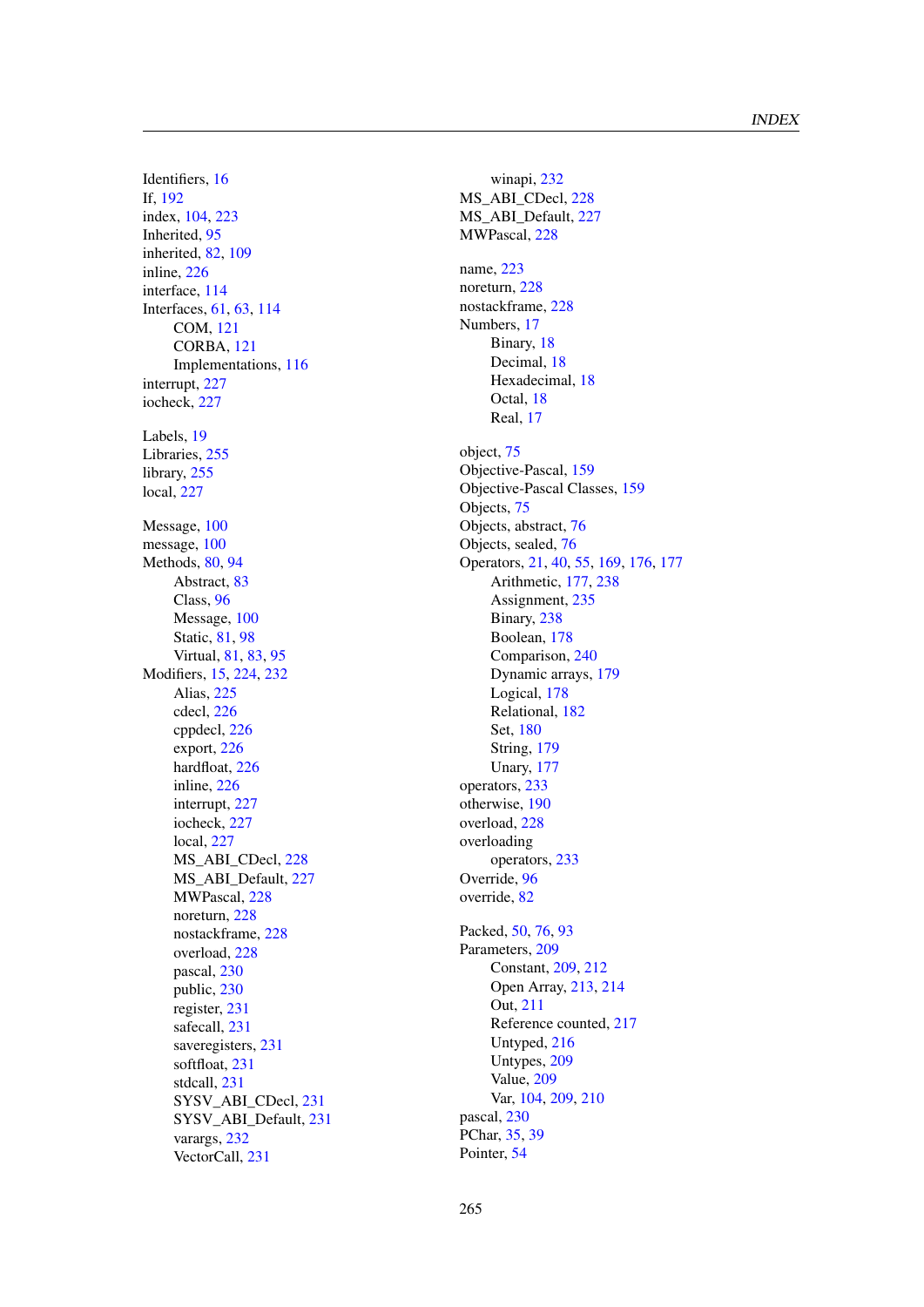Identifiers, 16
If, 192
index, 104, 223
Inherited, 95
inherited, 82, 109
inline, 226
interface, 114
Interfaces, 61, 63, 114
  COM, 121
  CORBA, 121
  Implementations, 116
interrupt, 227
iocheck, 227

Labels, 19
Libraries, 255
library, 255
local, 227

Message, 100
message, 100
Methods, 80, 94
  Abstract, 83
  Class, 96
  Message, 100
  Static, 81, 98
  Virtual, 81, 83, 95
Modifiers, 15, 224, 232
  Alias, 225
  cdecl, 226
  cppdecl, 226
  export, 226
  hardfloat, 226
  inline, 226
  interrupt, 227
  iocheck, 227
  local, 227
  MS_ABI_CDecl, 228
  MS_ABI_Default, 227
  MWPascal, 228
  noreturn, 228
  nostackframe, 228
  overload, 228
  pascal, 230
  public, 230
  register, 231
  safecall, 231
  saveregisters, 231
  softfloat, 231
  stdcall, 231
  SYSV_ABI_CDecl, 231
  SYSV_ABI_Default, 231
  varargs, 232
  VectorCall, 231
  winapi, 232
MS_ABI_CDecl, 228
MS_ABI_Default, 227
MWPascal, 228

name, 223
noreturn, 228
nostackframe, 228
Numbers, 17
  Binary, 18
  Decimal, 18
  Hexadecimal, 18
  Octal, 18
  Real, 17

object, 75
Objective-Pascal, 159
Objective-Pascal Classes, 159
Objects, 75
Objects, abstract, 76
Objects, sealed, 76
Operators, 21, 40, 55, 169, 176, 177
  Arithmetic, 177, 238
  Assignment, 235
  Binary, 238
  Boolean, 178
  Comparison, 240
  Dynamic arrays, 179
  Logical, 178
  Relational, 182
  Set, 180
  String, 179
  Unary, 177
operators, 233
otherwise, 190
overload, 228
overloading
  operators, 233
Override, 96
override, 82

Packed, 50, 76, 93
Parameters, 209
  Constant, 209, 212
  Open Array, 213, 214
  Out, 211
  Reference counted, 217
  Untyped, 216
  Untypes, 209
  Value, 209
  Var, 104, 209, 210
pascal, 230
PChar, 35, 39
Pointer, 54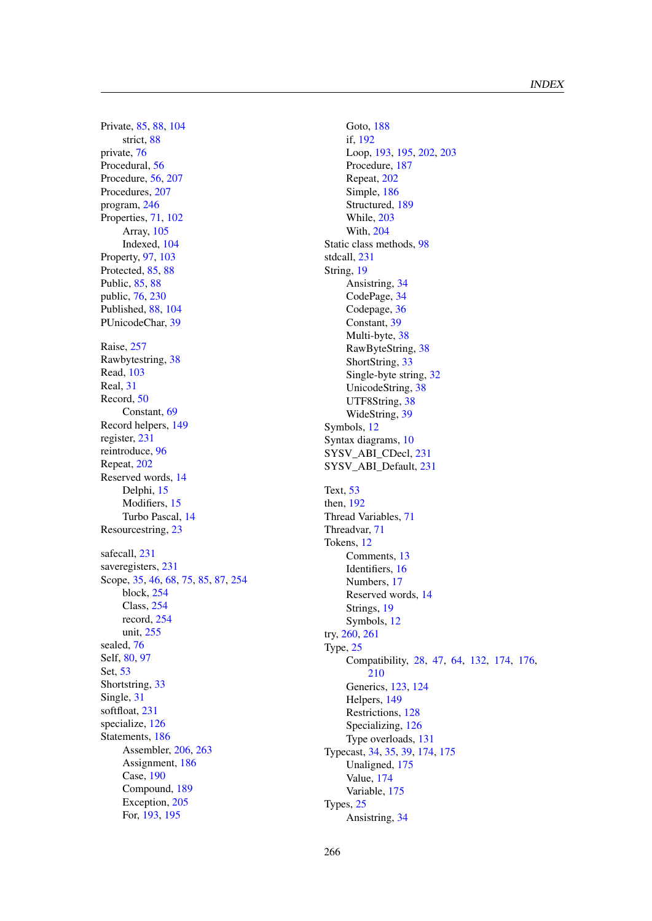Private, 85, 88, 104
- strict, 88

private, 76
Procedural, 56
Procedure, 56, 207
Procedures, 207
program, 246
Properties, 71, 102
- Array, 105
- Indexed, 104

Property, 97, 103
Protected, 85, 88
Public, 85, 88
public, 76, 230
Published, 88, 104
PUnicodeChar, 39

Raise, 257
Rawbytestring, 38
Read, 103
Real, 31
Record, 50
- Constant, 69

Record helpers, 149
register, 231
reintroduce, 96
Repeat, 202
Reserved words, 14
- Delphi, 15
- Modifiers, 15
- Turbo Pascal, 14

Resourcestring, 23

safecall, 231
saveregisters, 231
Scope, 35, 46, 68, 75, 85, 87, 254
- block, 254
- Class, 254
- record, 254
- unit, 255

sealed, 76
Self, 80, 97
Set, 53
Shortstring, 33
Single, 31
softfloat, 231
specialize, 126
Statements, 186
- Assembler, 206, 263
- Assignment, 186
- Case, 190
- Compound, 189
- Exception, 205
- For, 193, 195
- Goto, 188
- if, 192
- Loop, 193, 195, 202, 203
- Procedure, 187
- Repeat, 202
- Simple, 186
- Structured, 189
- While, 203
- With, 204

Static class methods, 98
stdcall, 231
String, 19
- Ansistring, 34
- CodePage, 34
- Codepage, 36
- Constant, 39
- Multi-byte, 38
- RawByteString, 38
- ShortString, 33
- Single-byte string, 32
- UnicodeString, 38
- UTF8String, 38
- WideString, 39

Symbols, 12
Syntax diagrams, 10
SYSV_ABI_CDecl, 231
SYSV_ABI_Default, 231

Text, 53
then, 192
Thread Variables, 71
Threadvar, 71
Tokens, 12
- Comments, 13
- Identifiers, 16
- Numbers, 17
- Reserved words, 14
- Strings, 19
- Symbols, 12

try, 260, 261
Type, 25
- Compatibility, 28, 47, 64, 132, 174, 176, 210
- Generics, 123, 124
- Helpers, 149
- Restrictions, 128
- Specializing, 126
- Type overloads, 131

Typecast, 34, 35, 39, 174, 175
- Unaligned, 175
- Value, 174
- Variable, 175

Types, 25
- Ansistring, 34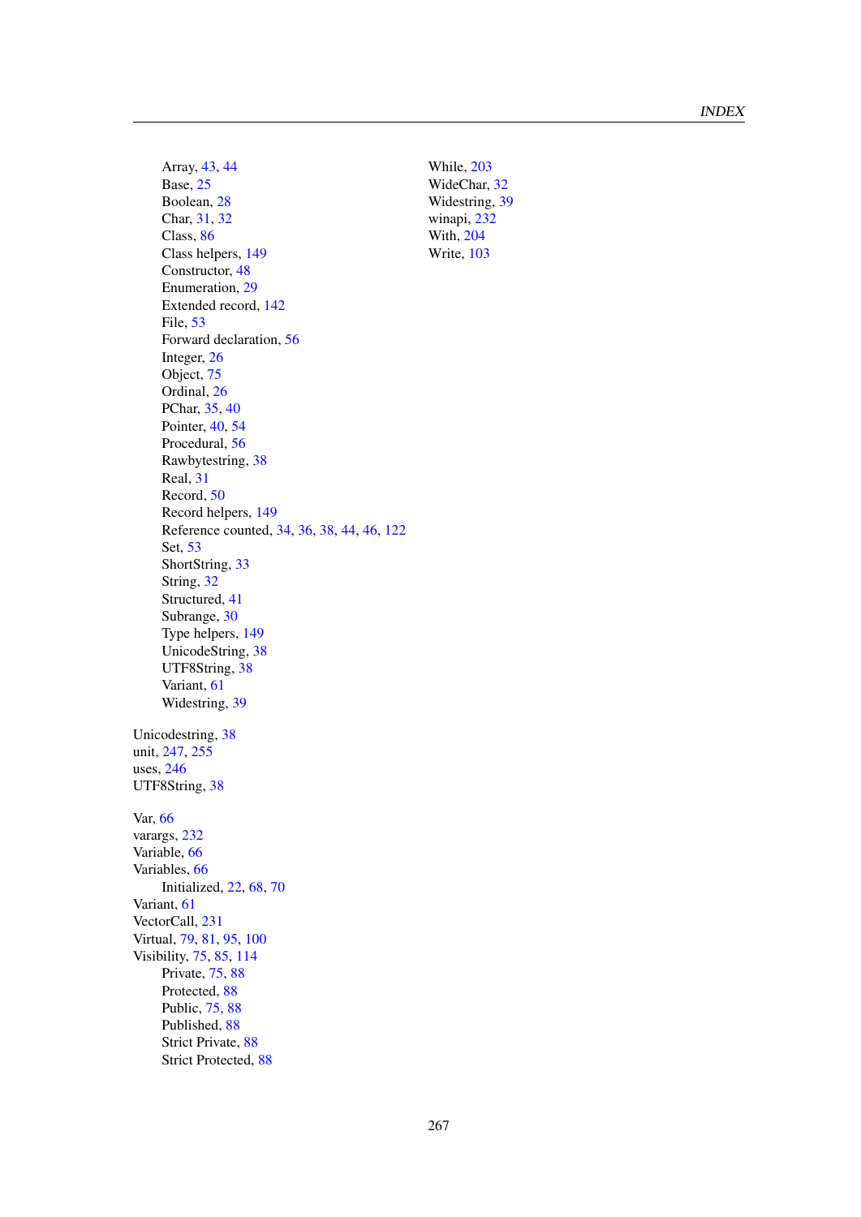- Array, 43, 44
- Base, 25
- Boolean, 28
- Char, 31, 32
- Class, 86
- Class helpers, 149
- Constructor, 48
- Enumeration, 29
- Extended record, 142
- File, 53
- Forward declaration, 56
- Integer, 26
- Object, 75
- Ordinal, 26
- PChar, 35, 40
- Pointer, 40, 54
- Procedural, 56
- Rawbytestring, 38
- Real, 31
- Record, 50
- Record helpers, 149
- Reference counted, 34, 36, 38, 44, 46, 122
- Set, 53
- ShortString, 33
- String, 32
- Structured, 41
- Subrange, 30
- Type helpers, 149
- UnicodeString, 38
- UTF8String, 38
- Variant, 61
- Widestring, 39

Unicodestring, 38
unit, 247, 255
uses, 246
UTF8String, 38

Var, 66
varargs, 232
Variable, 66
Variables, 66
- Initialized, 22, 68, 70

Variant, 61
VectorCall, 231
Virtual, 79, 81, 95, 100
Visibility, 75, 85, 114
- Private, 75, 88
- Protected, 88
- Public, 75, 88
- Published, 88
- Strict Private, 88
- Strict Protected, 88

While, 203
WideChar, 32
Widestring, 39
winapi, 232
With, 204
Write, 103